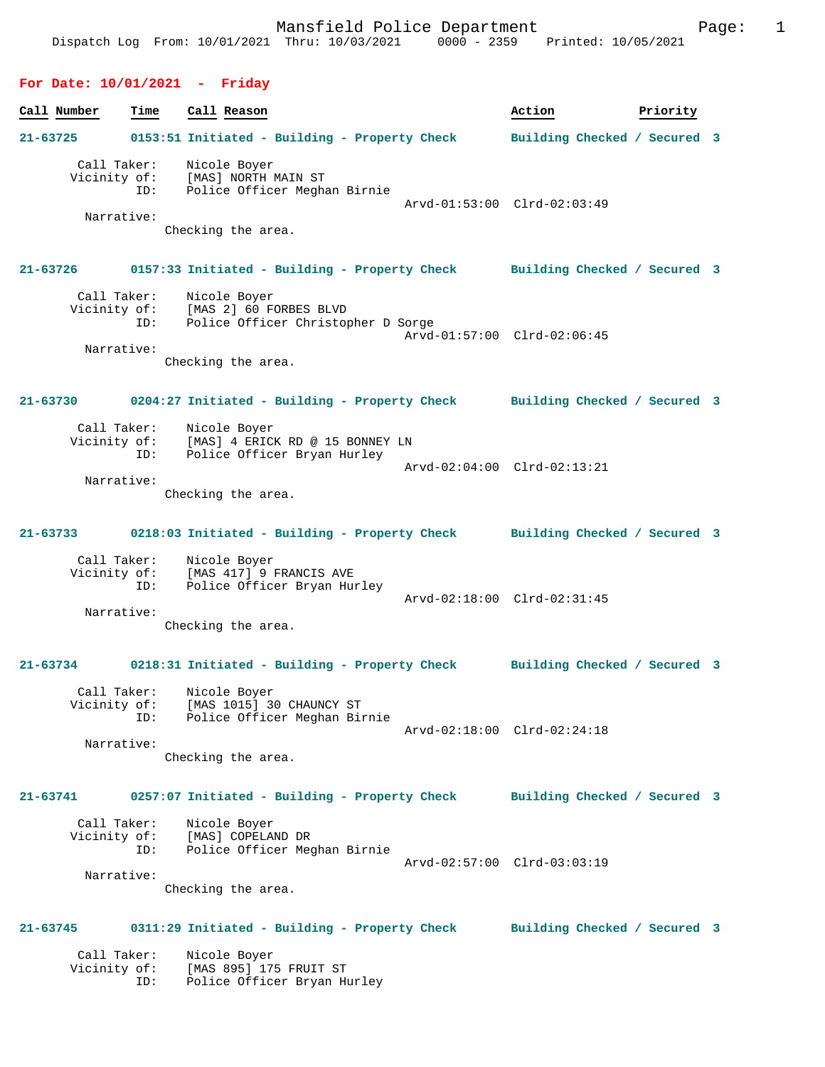Mansfield Police Department
Dispatch Log From: 10/01/2021 Thru: 10/03/2021 0000 - 2359 Printed: 10/05/2021

## For Date: 10/01/2021 - Friday

| Call Number | Time | Call Reason | Action | Priority |
|---|---|---|---|---|

**21-63725** 0153:51 Initiated - Building - Property Check — Building Checked / Secured 3

Call Taker: Nicole Boyer
Vicinity of: [MAS] NORTH MAIN ST
ID: Police Officer Meghan Birnie
Arvd-01:53:00 Clrd-02:03:49
Narrative:
Checking the area.

**21-63726** 0157:33 Initiated - Building - Property Check — Building Checked / Secured 3

Call Taker: Nicole Boyer
Vicinity of: [MAS 2] 60 FORBES BLVD
ID: Police Officer Christopher D Sorge
Arvd-01:57:00 Clrd-02:06:45
Narrative:
Checking the area.

**21-63730** 0204:27 Initiated - Building - Property Check — Building Checked / Secured 3

Call Taker: Nicole Boyer
Vicinity of: [MAS] 4 ERICK RD @ 15 BONNEY LN
ID: Police Officer Bryan Hurley
Arvd-02:04:00 Clrd-02:13:21
Narrative:
Checking the area.

**21-63733** 0218:03 Initiated - Building - Property Check — Building Checked / Secured 3

Call Taker: Nicole Boyer
Vicinity of: [MAS 417] 9 FRANCIS AVE
ID: Police Officer Bryan Hurley
Arvd-02:18:00 Clrd-02:31:45
Narrative:
Checking the area.

**21-63734** 0218:31 Initiated - Building - Property Check — Building Checked / Secured 3

Call Taker: Nicole Boyer
Vicinity of: [MAS 1015] 30 CHAUNCY ST
ID: Police Officer Meghan Birnie
Arvd-02:18:00 Clrd-02:24:18
Narrative:
Checking the area.

**21-63741** 0257:07 Initiated - Building - Property Check — Building Checked / Secured 3

Call Taker: Nicole Boyer
Vicinity of: [MAS] COPELAND DR
ID: Police Officer Meghan Birnie
Arvd-02:57:00 Clrd-03:03:19
Narrative:
Checking the area.

**21-63745** 0311:29 Initiated - Building - Property Check — Building Checked / Secured 3

Call Taker: Nicole Boyer
Vicinity of: [MAS 895] 175 FRUIT ST
ID: Police Officer Bryan Hurley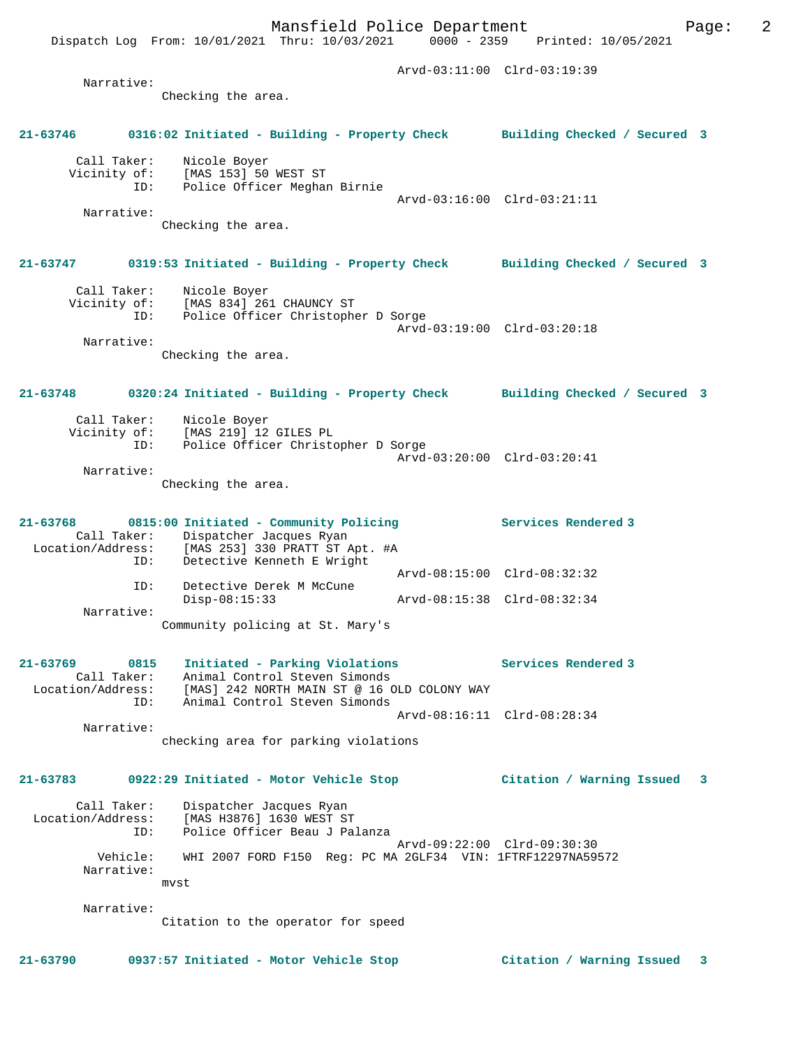Arvd-03:11:00 Clrd-03:19:39

Narrative:
Checking the area.

**21-63746 0316:02 Initiated - Building - Property Check Building Checked / Secured 3**

Call Taker: Nicole Boyer
Vicinity of: [MAS 153] 50 WEST ST
ID: Police Officer Meghan Birnie
Arvd-03:16:00 Clrd-03:21:11

Narrative:
Checking the area.

**21-63747 0319:53 Initiated - Building - Property Check Building Checked / Secured 3**

Call Taker: Nicole Boyer
Vicinity of: [MAS 834] 261 CHAUNCY ST
ID: Police Officer Christopher D Sorge
Arvd-03:19:00 Clrd-03:20:18

Narrative:
Checking the area.

**21-63748 0320:24 Initiated - Building - Property Check Building Checked / Secured 3**

Call Taker: Nicole Boyer
Vicinity of: [MAS 219] 12 GILES PL
ID: Police Officer Christopher D Sorge
Arvd-03:20:00 Clrd-03:20:41

Narrative:
Checking the area.

**21-63768 0815:00 Initiated - Community Policing Services Rendered 3**

Call Taker: Dispatcher Jacques Ryan
Location/Address: [MAS 253] 330 PRATT ST Apt. #A
ID: Detective Kenneth E Wright
Arvd-08:15:00 Clrd-08:32:32
ID: Detective Derek M McCune
Disp-08:15:33 Arvd-08:15:38 Clrd-08:32:34

Narrative:
Community policing at St. Mary's

**21-63769 0815 Initiated - Parking Violations Services Rendered 3**

Call Taker: Animal Control Steven Simonds
Location/Address: [MAS] 242 NORTH MAIN ST @ 16 OLD COLONY WAY
ID: Animal Control Steven Simonds
Arvd-08:16:11 Clrd-08:28:34

Narrative:
checking area for parking violations

**21-63783 0922:29 Initiated - Motor Vehicle Stop Citation / Warning Issued 3**

Call Taker: Dispatcher Jacques Ryan
Location/Address: [MAS H3876] 1630 WEST ST
ID: Police Officer Beau J Palanza
Arvd-09:22:00 Clrd-09:30:30
Vehicle: WHI 2007 FORD F150 Reg: PC MA 2GLF34 VIN: 1FTRF12297NA59572

Narrative:
mvst

Narrative:
Citation to the operator for speed

**21-63790 0937:57 Initiated - Motor Vehicle Stop Citation / Warning Issued 3**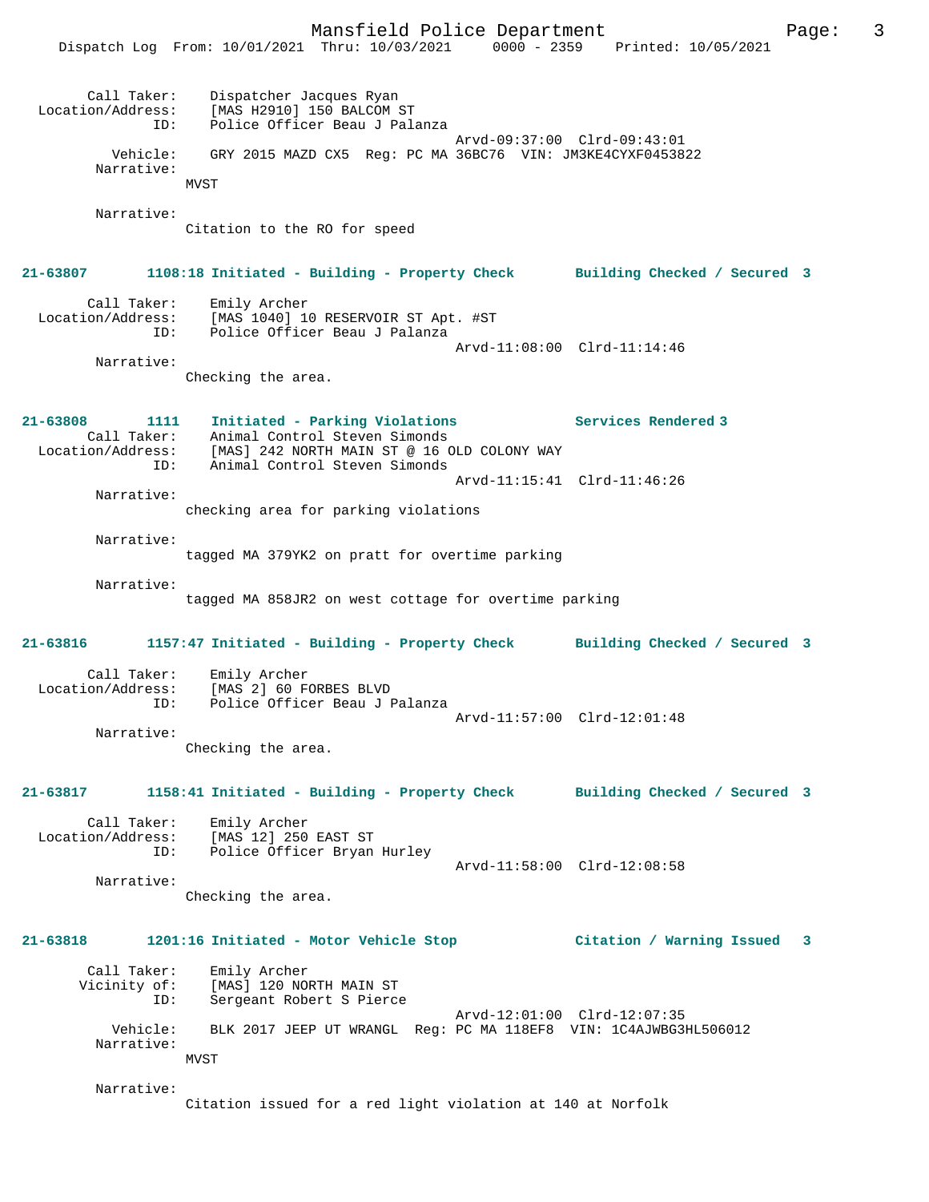```
        Call Taker:    Dispatcher Jacques Ryan
  Location/Address:    [MAS H2910] 150 BALCOM ST
                ID:    Police Officer Beau J Palanza
                                                   Arvd-09:37:00  Clrd-09:43:01
           Vehicle:    GRY 2015 MAZD CX5  Reg: PC MA 36BC76  VIN: JM3KE4CYXF0453822
         Narrative:
                    MVST

         Narrative:
                    Citation to the RO for speed


21-63807        1108:18 Initiated - Building - Property Check       Building Checked / Secured  3

        Call Taker:    Emily Archer
  Location/Address:    [MAS 1040] 10 RESERVOIR ST Apt. #ST
                ID:    Police Officer Beau J Palanza
                                                   Arvd-11:08:00  Clrd-11:14:46
         Narrative:
                    Checking the area.


21-63808        1111    Initiated - Parking Violations              Services Rendered 3
        Call Taker:    Animal Control Steven Simonds
  Location/Address:    [MAS] 242 NORTH MAIN ST @ 16 OLD COLONY WAY
                ID:    Animal Control Steven Simonds
                                                   Arvd-11:15:41  Clrd-11:46:26
         Narrative:
                    checking area for parking violations

         Narrative:
                    tagged MA 379YK2 on pratt for overtime parking

         Narrative:
                    tagged MA 858JR2 on west cottage for overtime parking


21-63816        1157:47 Initiated - Building - Property Check       Building Checked / Secured  3

        Call Taker:    Emily Archer
  Location/Address:    [MAS 2] 60 FORBES BLVD
                ID:    Police Officer Beau J Palanza
                                                   Arvd-11:57:00  Clrd-12:01:48
         Narrative:
                    Checking the area.


21-63817        1158:41 Initiated - Building - Property Check       Building Checked / Secured  3

        Call Taker:    Emily Archer
  Location/Address:    [MAS 12] 250 EAST ST
                ID:    Police Officer Bryan Hurley
                                                   Arvd-11:58:00  Clrd-12:08:58
         Narrative:
                    Checking the area.


21-63818        1201:16 Initiated - Motor Vehicle Stop              Citation / Warning Issued   3

        Call Taker:    Emily Archer
       Vicinity of:    [MAS] 120 NORTH MAIN ST
                ID:    Sergeant Robert S Pierce
                                                   Arvd-12:01:00  Clrd-12:07:35
           Vehicle:    BLK 2017 JEEP UT WRANGL  Reg: PC MA 118EF8  VIN: 1C4AJWBG3HL506012
         Narrative:
                    MVST

         Narrative:
                    Citation issued for a red light violation at 140 at Norfolk
```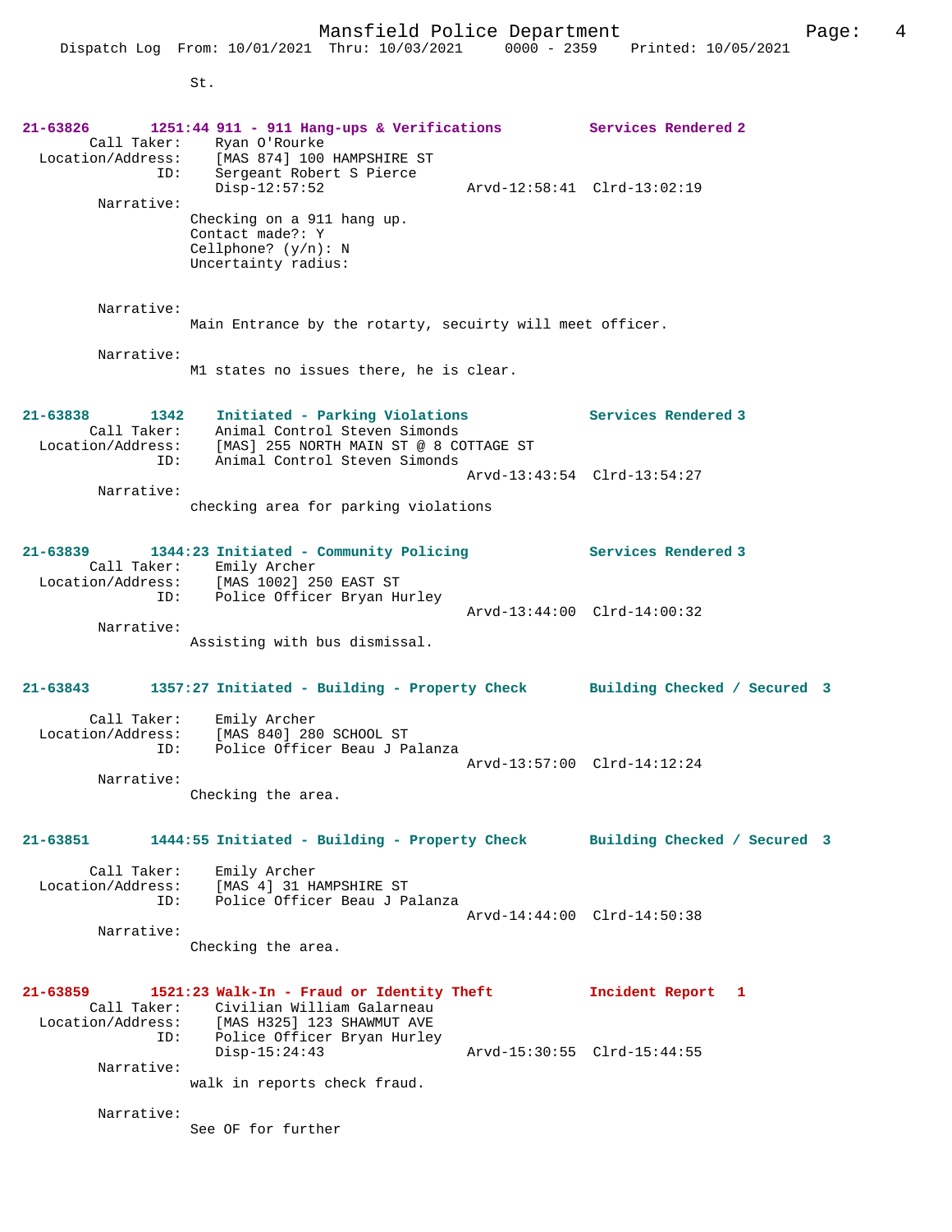St.

**21-63826 1251:44 911 - 911 Hang-ups & Verifications — Services Rendered 2**

Call Taker: Ryan O'Rourke
Location/Address: [MAS 874] 100 HAMPSHIRE ST
ID: Sergeant Robert S Pierce
Disp-12:57:52 Arvd-12:58:41 Clrd-13:02:19

Narrative:
Checking on a 911 hang up.
Contact made?: Y
Cellphone? (y/n): N
Uncertainty radius:

Narrative:
Main Entrance by the rotarty, secuirty will meet officer.

Narrative:
M1 states no issues there, he is clear.

**21-63838 1342 Initiated - Parking Violations — Services Rendered 3**

Call Taker: Animal Control Steven Simonds
Location/Address: [MAS] 255 NORTH MAIN ST @ 8 COTTAGE ST
ID: Animal Control Steven Simonds
Arvd-13:43:54 Clrd-13:54:27

Narrative:
checking area for parking violations

**21-63839 1344:23 Initiated - Community Policing — Services Rendered 3**

Call Taker: Emily Archer
Location/Address: [MAS 1002] 250 EAST ST
ID: Police Officer Bryan Hurley
Arvd-13:44:00 Clrd-14:00:32

Narrative:
Assisting with bus dismissal.

**21-63843 1357:27 Initiated - Building - Property Check — Building Checked / Secured 3**

Call Taker: Emily Archer
Location/Address: [MAS 840] 280 SCHOOL ST
ID: Police Officer Beau J Palanza
Arvd-13:57:00 Clrd-14:12:24

Narrative:
Checking the area.

**21-63851 1444:55 Initiated - Building - Property Check — Building Checked / Secured 3**

Call Taker: Emily Archer
Location/Address: [MAS 4] 31 HAMPSHIRE ST
ID: Police Officer Beau J Palanza
Arvd-14:44:00 Clrd-14:50:38

Narrative:
Checking the area.

**21-63859 1521:23 Walk-In - Fraud or Identity Theft — Incident Report 1**

Call Taker: Civilian William Galarneau
Location/Address: [MAS H325] 123 SHAWMUT AVE
ID: Police Officer Bryan Hurley
Disp-15:24:43 Arvd-15:30:55 Clrd-15:44:55

Narrative:
walk in reports check fraud.

Narrative:
See OF for further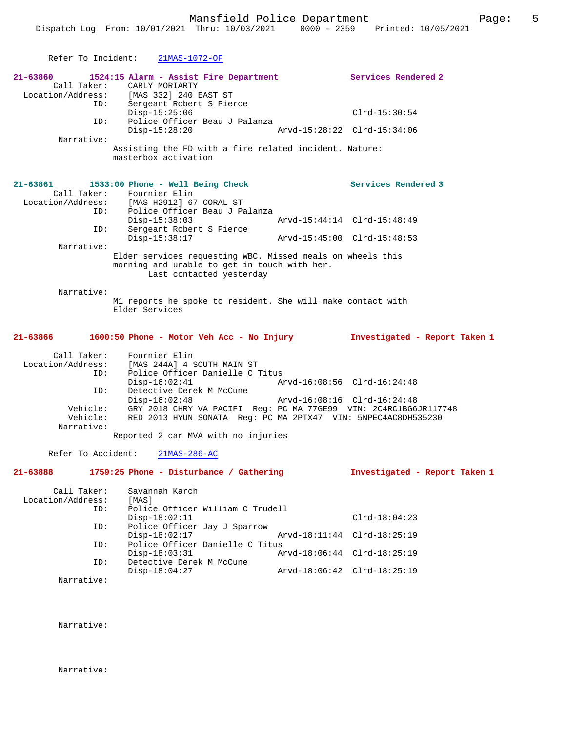Refer To Incident: 21MAS-1072-OF

**21-63860 1524:15 Alarm - Assist Fire Department** — Services Rendered 2

Call Taker: CARLY MORIARTY
Location/Address: [MAS 332] 240 EAST ST
ID: Sergeant Robert S Pierce
Disp-15:25:06 Clrd-15:30:54
ID: Police Officer Beau J Palanza
Disp-15:28:20 Arvd-15:28:22 Clrd-15:34:06
Narrative:
Assisting the FD with a fire related incident. Nature: masterbox activation

**21-63861 1533:00 Phone - Well Being Check** — Services Rendered 3

Call Taker: Fournier Elin
Location/Address: [MAS H2912] 67 CORAL ST
ID: Police Officer Beau J Palanza
Disp-15:38:03 Arvd-15:44:14 Clrd-15:48:49
ID: Sergeant Robert S Pierce
Disp-15:38:17 Arvd-15:45:00 Clrd-15:48:53
Narrative:
Elder services requesting WBC. Missed meals on wheels this morning and unable to get in touch with her.
Last contacted yesterday

Narrative:
M1 reports he spoke to resident. She will make contact with Elder Services

**21-63866 1600:50 Phone - Motor Veh Acc - No Injury** — Investigated - Report Taken 1

Call Taker: Fournier Elin
Location/Address: [MAS 244A] 4 SOUTH MAIN ST
ID: Police Officer Danielle C Titus
Disp-16:02:41 Arvd-16:08:56 Clrd-16:24:48
ID: Detective Derek M McCune
Disp-16:02:48 Arvd-16:08:16 Clrd-16:24:48
Vehicle: GRY 2018 CHRY VA PACIFI Reg: PC MA 77GE99 VIN: 2C4RC1BG6JR117748
Vehicle: RED 2013 HYUN SONATA Reg: PC MA 2PTX47 VIN: 5NPEC4AC8DH535230
Narrative:
Reported 2 car MVA with no injuries

Refer To Accident: 21MAS-286-AC

**21-63888 1759:25 Phone - Disturbance / Gathering** — Investigated - Report Taken 1

Call Taker: Savannah Karch
Location/Address: [MAS]
ID: Police Officer William C Trudell
Disp-18:02:11 Clrd-18:04:23
ID: Police Officer Jay J Sparrow
Disp-18:02:17 Arvd-18:11:44 Clrd-18:25:19
ID: Police Officer Danielle C Titus
Disp-18:03:31 Arvd-18:06:44 Clrd-18:25:19
ID: Detective Derek M McCune
Disp-18:04:27 Arvd-18:06:42 Clrd-18:25:19
Narrative:

Narrative:

Narrative: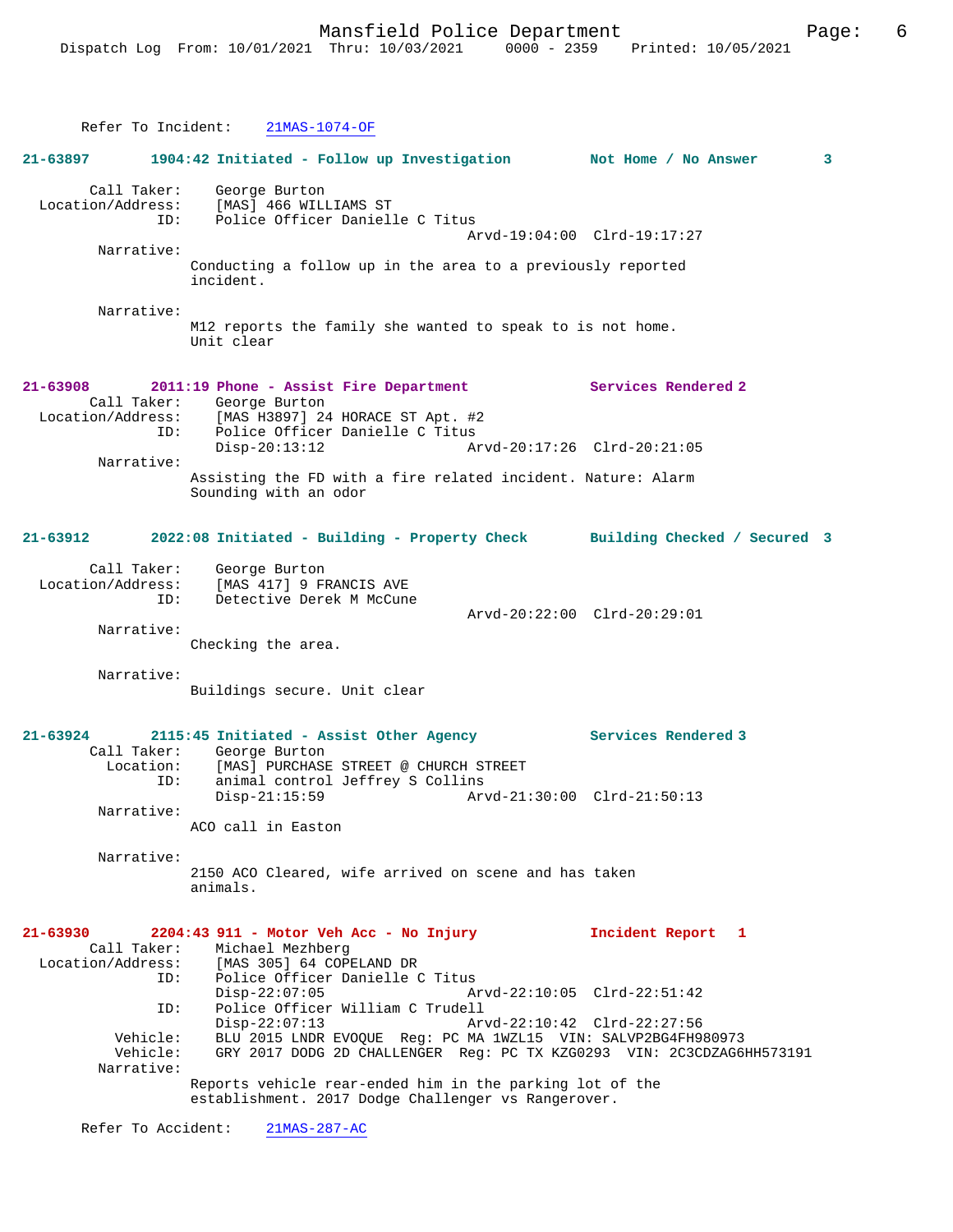Refer To Incident: 21MAS-1074-OF

**21-63897 1904:42 Initiated - Follow up Investigation — Not Home / No Answer 3**

Call Taker: George Burton
Location/Address: [MAS] 466 WILLIAMS ST
ID: Police Officer Danielle C Titus
Arvd-19:04:00 Clrd-19:17:27

Narrative:
Conducting a follow up in the area to a previously reported incident.

Narrative:
M12 reports the family she wanted to speak to is not home.
Unit clear

**21-63908 2011:19 Phone - Assist Fire Department — Services Rendered 2**

Call Taker: George Burton
Location/Address: [MAS H3897] 24 HORACE ST Apt. #2
ID: Police Officer Danielle C Titus
Disp-20:13:12 Arvd-20:17:26 Clrd-20:21:05

Narrative:
Assisting the FD with a fire related incident. Nature: Alarm Sounding with an odor

**21-63912 2022:08 Initiated - Building - Property Check — Building Checked / Secured 3**

Call Taker: George Burton
Location/Address: [MAS 417] 9 FRANCIS AVE
ID: Detective Derek M McCune
Arvd-20:22:00 Clrd-20:29:01

Narrative:
Checking the area.

Narrative:
Buildings secure. Unit clear

**21-63924 2115:45 Initiated - Assist Other Agency — Services Rendered 3**

Call Taker: George Burton
Location: [MAS] PURCHASE STREET @ CHURCH STREET
ID: animal control Jeffrey S Collins
Disp-21:15:59 Arvd-21:30:00 Clrd-21:50:13

Narrative:
ACO call in Easton

Narrative:
2150 ACO Cleared, wife arrived on scene and has taken animals.

**21-63930 2204:43 911 - Motor Veh Acc - No Injury — Incident Report 1**

Call Taker: Michael Mezhberg
Location/Address: [MAS 305] 64 COPELAND DR
ID: Police Officer Danielle C Titus
Disp-22:07:05 Arvd-22:10:05 Clrd-22:51:42
ID: Police Officer William C Trudell
Disp-22:07:13 Arvd-22:10:42 Clrd-22:27:56
Vehicle: BLU 2015 LNDR EVOQUE Reg: PC MA 1WZL15 VIN: SALVP2BG4FH980973
Vehicle: GRY 2017 DODG 2D CHALLENGER Reg: PC TX KZG0293 VIN: 2C3CDZAG6HH573191

Narrative:
Reports vehicle rear-ended him in the parking lot of the establishment. 2017 Dodge Challenger vs Rangerover.

Refer To Accident: 21MAS-287-AC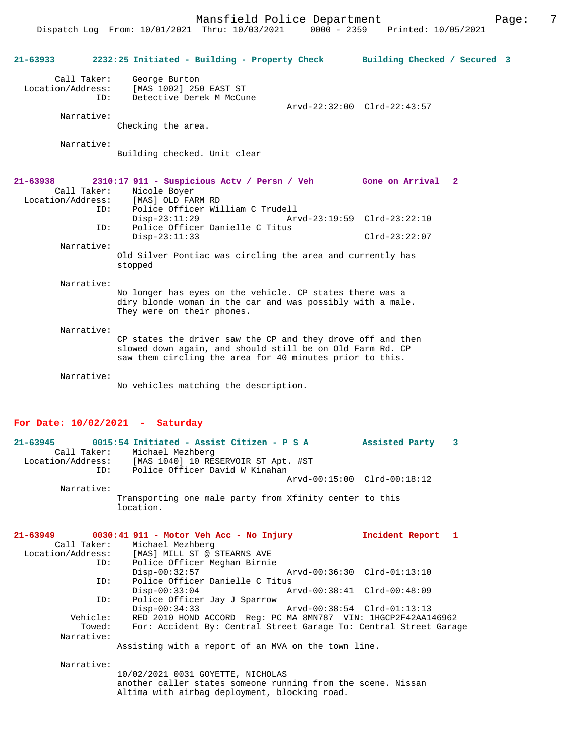**21-63933** 2232:25 Initiated - Building - Property Check — Building Checked / Secured 3

```
        Call Taker:    George Burton
  Location/Address:    [MAS 1002] 250 EAST ST
                ID:    Detective Derek M McCune
                                                  Arvd-22:32:00  Clrd-22:43:57
         Narrative:
                     Checking the area.

         Narrative:
                     Building checked. Unit clear
```

**21-63938** 2310:17 911 - Suspicious Actv / Persn / Veh — Gone on Arrival 2

```
        Call Taker:    Nicole Boyer
  Location/Address:    [MAS] OLD FARM RD
                ID:    Police Officer William C Trudell
                       Disp-23:11:29              Arvd-23:19:59  Clrd-23:22:10
                ID:    Police Officer Danielle C Titus
                       Disp-23:11:33                             Clrd-23:22:07
         Narrative:
                     Old Silver Pontiac was circling the area and currently has
                     stopped

         Narrative:
                     No longer has eyes on the vehicle. CP states there was a
                     diry blonde woman in the car and was possibly with a male.
                     They were on their phones.

         Narrative:
                     CP states the driver saw the CP and they drove off and then
                     slowed down again, and should still be on Old Farm Rd. CP
                     saw them circling the area for 40 minutes prior to this.

         Narrative:
                     No vehicles matching the description.
```

## For Date: 10/02/2021 - Saturday

**21-63945** 0015:54 Initiated - Assist Citizen - P S A — Assisted Party 3

```
        Call Taker:    Michael Mezhberg
  Location/Address:    [MAS 1040] 10 RESERVOIR ST Apt. #ST
                ID:    Police Officer David W Kinahan
                                                  Arvd-00:15:00  Clrd-00:18:12
         Narrative:
                     Transporting one male party from Xfinity center to this
                     location.
```

**21-63949** 0030:41 911 - Motor Veh Acc - No Injury — Incident Report 1

```
        Call Taker:    Michael Mezhberg
  Location/Address:    [MAS] MILL ST @ STEARNS AVE
                ID:    Police Officer Meghan Birnie
                       Disp-00:32:57              Arvd-00:36:30  Clrd-01:13:10
                ID:    Police Officer Danielle C Titus
                       Disp-00:33:04              Arvd-00:38:41  Clrd-00:48:09
                ID:    Police Officer Jay J Sparrow
                       Disp-00:34:33              Arvd-00:38:54  Clrd-01:13:13
           Vehicle:    RED 2010 HOND ACCORD  Reg: PC MA 8MN787  VIN: 1HGCP2F42AA146962
            Towed:     For: Accident By: Central Street Garage To: Central Street Garage
         Narrative:
                     Assisting with a report of an MVA on the town line.

         Narrative:
                     10/02/2021 0031 GOYETTE, NICHOLAS
                     another caller states someone running from the scene. Nissan
                     Altima with airbag deployment, blocking road.
```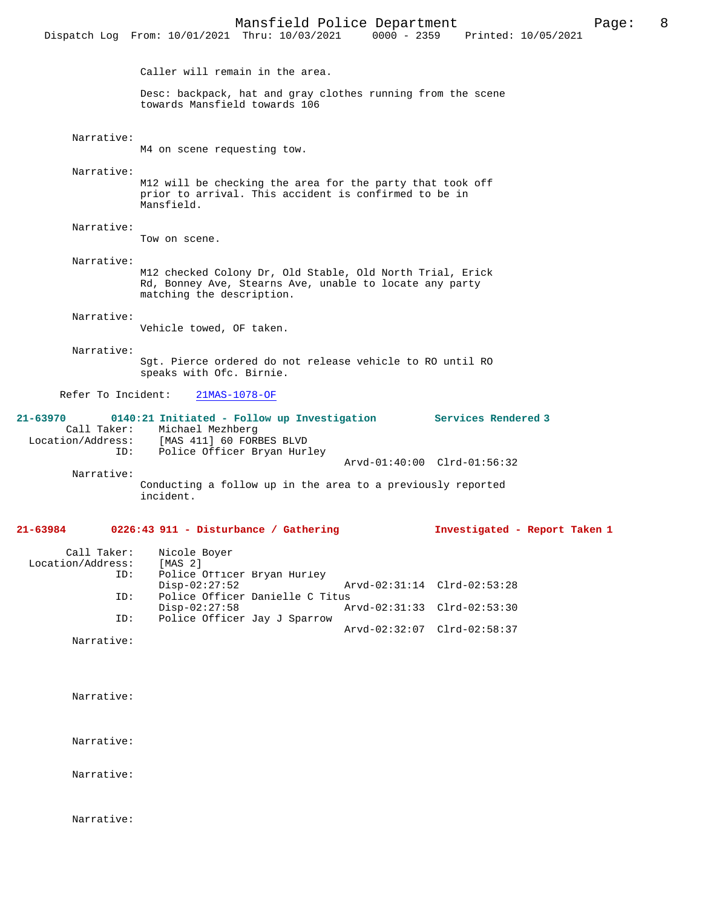Caller will remain in the area.

Desc: backpack, hat and gray clothes running from the scene towards Mansfield towards 106

Narrative:
M4 on scene requesting tow.

Narrative:
M12 will be checking the area for the party that took off prior to arrival. This accident is confirmed to be in Mansfield.

Narrative:
Tow on scene.

Narrative:
M12 checked Colony Dr, Old Stable, Old North Trial, Erick Rd, Bonney Ave, Stearns Ave, unable to locate any party matching the description.

Narrative:
Vehicle towed, OF taken.

Narrative:
Sgt. Pierce ordered do not release vehicle to RO until RO speaks with Ofc. Birnie.

Refer To Incident: 21MAS-1078-OF

**21-63970 0140:21 Initiated - Follow up Investigation** — **Services Rendered 3**

Call Taker: Michael Mezhberg
Location/Address: [MAS 411] 60 FORBES BLVD
ID: Police Officer Bryan Hurley
Arvd-01:40:00 Clrd-01:56:32

Narrative:
Conducting a follow up in the area to a previously reported incident.

**21-63984 0226:43 911 - Disturbance / Gathering** — **Investigated - Report Taken 1**

Call Taker: Nicole Boyer
Location/Address: [MAS 2]
ID: Police Officer Bryan Hurley
Disp-02:27:52 Arvd-02:31:14 Clrd-02:53:28
ID: Police Officer Danielle C Titus
Disp-02:27:58 Arvd-02:31:33 Clrd-02:53:30
ID: Police Officer Jay J Sparrow
Arvd-02:32:07 Clrd-02:58:37

Narrative:

Narrative:

Narrative:

Narrative:

Narrative: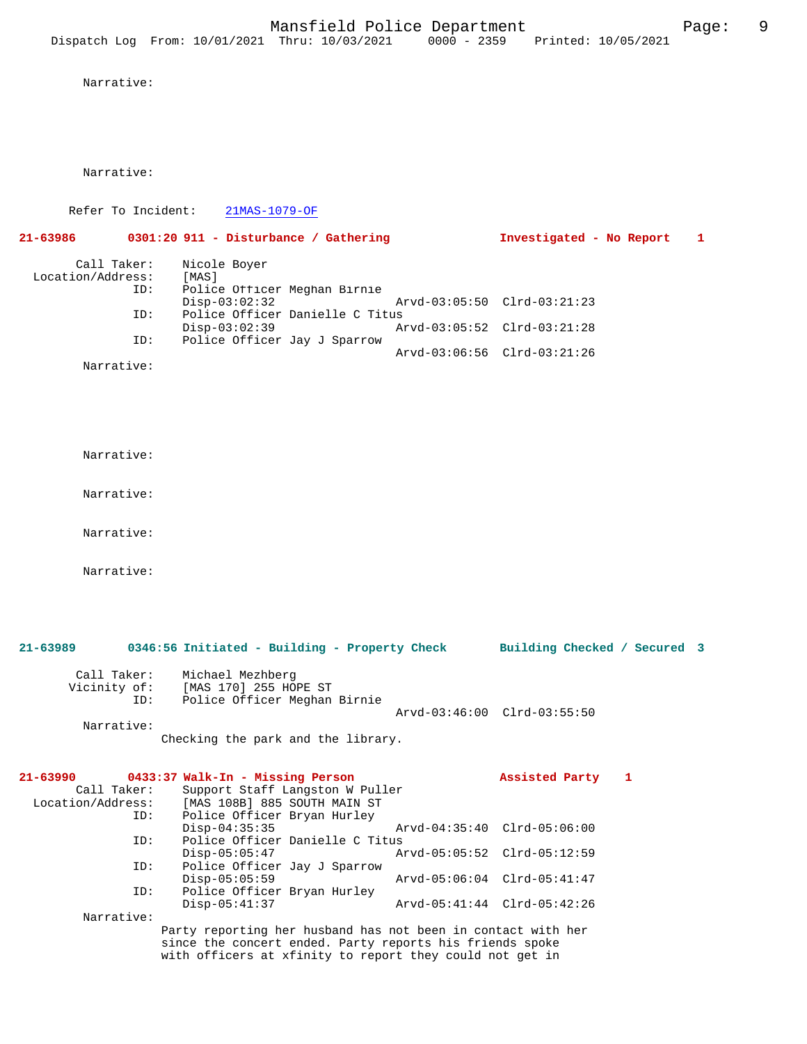Narrative:

Narrative:

Refer To Incident: 21MAS-1079-OF

**21-63986 0301:20 911 - Disturbance / Gathering Investigated - No Report 1**

Call Taker: Nicole Boyer
Location/Address: [MAS]
ID: Police Officer Meghan Birnie
Disp-03:02:32 Arvd-03:05:50 Clrd-03:21:23
ID: Police Officer Danielle C Titus
Disp-03:02:39 Arvd-03:05:52 Clrd-03:21:28
ID: Police Officer Jay J Sparrow
Arvd-03:06:56 Clrd-03:21:26
Narrative:

Narrative:

Narrative:

Narrative:

Narrative:

**21-63989 0346:56 Initiated - Building - Property Check Building Checked / Secured 3**

Call Taker: Michael Mezhberg
Vicinity of: [MAS 170] 255 HOPE ST
ID: Police Officer Meghan Birnie
Arvd-03:46:00 Clrd-03:55:50
Narrative:
Checking the park and the library.

**21-63990 0433:37 Walk-In - Missing Person Assisted Party 1**

Call Taker: Support Staff Langston W Puller
Location/Address: [MAS 108B] 885 SOUTH MAIN ST
ID: Police Officer Bryan Hurley
Disp-04:35:35 Arvd-04:35:40 Clrd-05:06:00
ID: Police Officer Danielle C Titus
Disp-05:05:47 Arvd-05:05:52 Clrd-05:12:59
ID: Police Officer Jay J Sparrow
Disp-05:05:59 Arvd-05:06:04 Clrd-05:41:47
ID: Police Officer Bryan Hurley
Disp-05:41:37 Arvd-05:41:44 Clrd-05:42:26
Narrative:
Party reporting her husband has not been in contact with her since the concert ended. Party reports his friends spoke with officers at xfinity to report they could not get in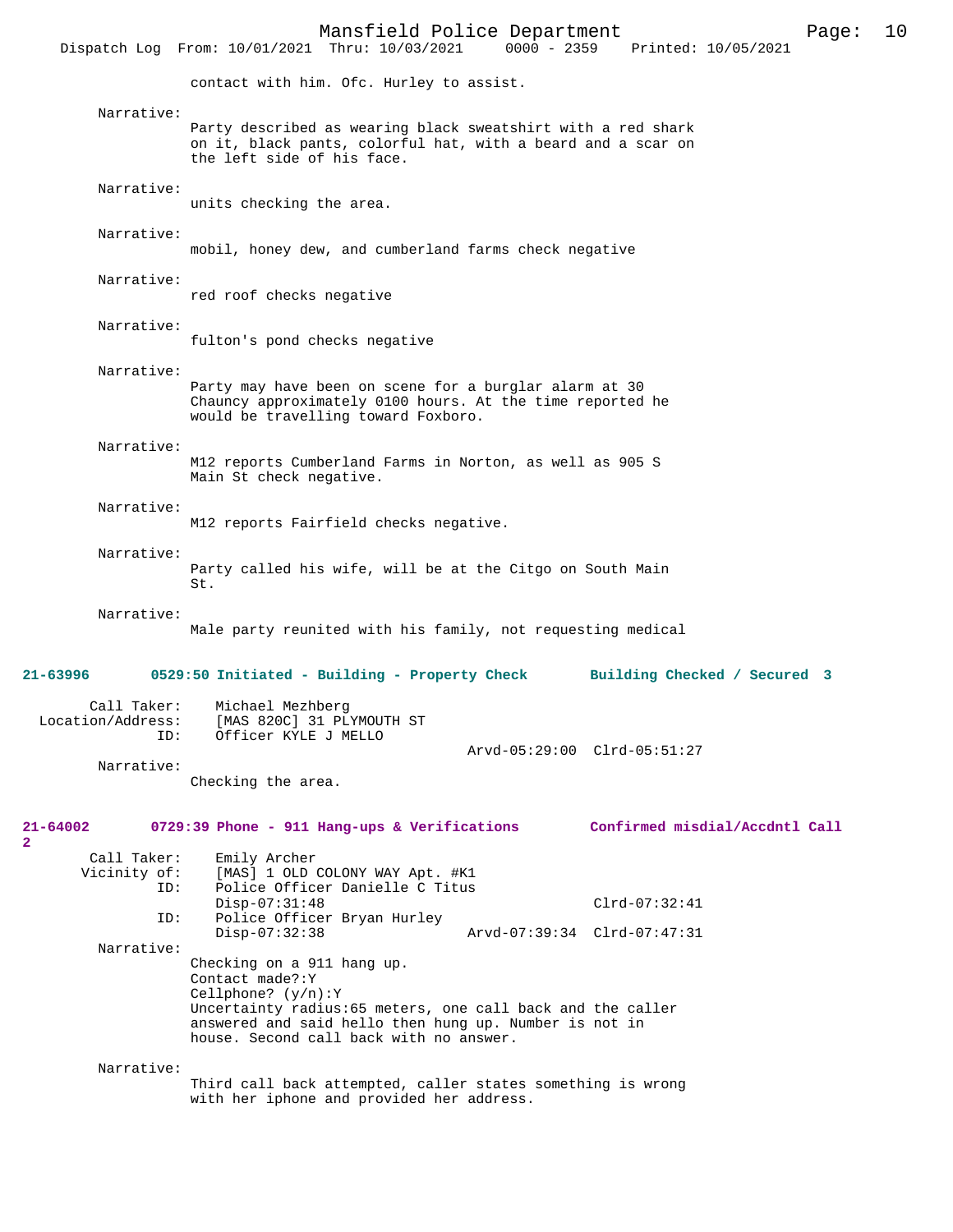contact with him. Ofc. Hurley to assist.

Narrative:
Party described as wearing black sweatshirt with a red shark on it, black pants, colorful hat, with a beard and a scar on the left side of his face.

Narrative:
units checking the area.

Narrative:
mobil, honey dew, and cumberland farms check negative

Narrative:
red roof checks negative

Narrative:
fulton's pond checks negative

Narrative:
Party may have been on scene for a burglar alarm at 30 Chauncy approximately 0100 hours. At the time reported he would be travelling toward Foxboro.

Narrative:
M12 reports Cumberland Farms in Norton, as well as 905 S Main St check negative.

Narrative:
M12 reports Fairfield checks negative.

Narrative:
Party called his wife, will be at the Citgo on South Main St.

Narrative:
Male party reunited with his family, not requesting medical

**21-63996 0529:50 Initiated - Building - Property Check Building Checked / Secured 3**

Call Taker: Michael Mezhberg
Location/Address: [MAS 820C] 31 PLYMOUTH ST
ID: Officer KYLE J MELLO
Arvd-05:29:00 Clrd-05:51:27

Narrative:
Checking the area.

**21-64002 0729:39 Phone - 911 Hang-ups & Verifications Confirmed misdial/Accdntl Call 2**

Call Taker: Emily Archer
Vicinity of: [MAS] 1 OLD COLONY WAY Apt. #K1
ID: Police Officer Danielle C Titus
Disp-07:31:48 Clrd-07:32:41
ID: Police Officer Bryan Hurley
Disp-07:32:38 Arvd-07:39:34 Clrd-07:47:31

Narrative:
Checking on a 911 hang up.
Contact made?:Y
Cellphone? (y/n):Y
Uncertainty radius:65 meters, one call back and the caller answered and said hello then hung up. Number is not in house. Second call back with no answer.

Narrative:
Third call back attempted, caller states something is wrong with her iphone and provided her address.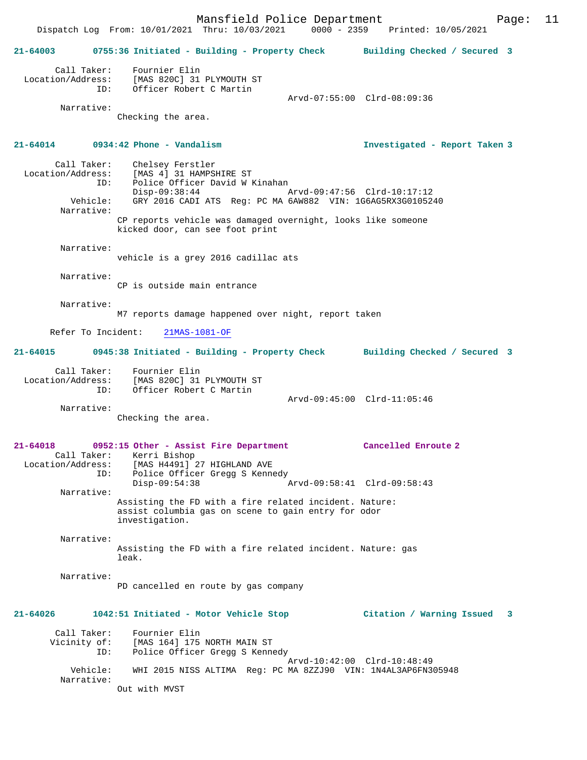Dispatch Log From: 10/01/2021 Thru: 10/03/2021 0000 - 2359 Printed: 10/05/2021

**21-64003 0755:36 Initiated - Building - Property Check — Building Checked / Secured 3**

Call Taker: Fournier Elin
Location/Address: [MAS 820C] 31 PLYMOUTH ST
ID: Officer Robert C Martin
Arvd-07:55:00 Clrd-08:09:36
Narrative:
Checking the area.

**21-64014 0934:42 Phone - Vandalism — Investigated - Report Taken 3**

Call Taker: Chelsey Ferstler
Location/Address: [MAS 4] 31 HAMPSHIRE ST
ID: Police Officer David W Kinahan
Disp-09:38:44 Arvd-09:47:56 Clrd-10:17:12
Vehicle: GRY 2016 CADI ATS Reg: PC MA 6AW882 VIN: 1G6AG5RX3G0105240
Narrative:
CP reports vehicle was damaged overnight, looks like someone kicked door, can see foot print

Narrative:
vehicle is a grey 2016 cadillac ats

Narrative:
CP is outside main entrance

Narrative:
M7 reports damage happened over night, report taken

Refer To Incident: 21MAS-1081-OF

**21-64015 0945:38 Initiated - Building - Property Check — Building Checked / Secured 3**

Call Taker: Fournier Elin
Location/Address: [MAS 820C] 31 PLYMOUTH ST
ID: Officer Robert C Martin
Arvd-09:45:00 Clrd-11:05:46
Narrative:
Checking the area.

**21-64018 0952:15 Other - Assist Fire Department — Cancelled Enroute 2**

Call Taker: Kerri Bishop
Location/Address: [MAS H4491] 27 HIGHLAND AVE
ID: Police Officer Gregg S Kennedy
Disp-09:54:38 Arvd-09:58:41 Clrd-09:58:43
Narrative:
Assisting the FD with a fire related incident. Nature: assist columbia gas on scene to gain entry for odor investigation.

Narrative:
Assisting the FD with a fire related incident. Nature: gas leak.

Narrative:
PD cancelled en route by gas company

**21-64026 1042:51 Initiated - Motor Vehicle Stop — Citation / Warning Issued 3**

Call Taker: Fournier Elin
Vicinity of: [MAS 164] 175 NORTH MAIN ST
ID: Police Officer Gregg S Kennedy
Arvd-10:42:00 Clrd-10:48:49
Vehicle: WHI 2015 NISS ALTIMA Reg: PC MA 8ZZJ90 VIN: 1N4AL3AP6FN305948
Narrative:
Out with MVST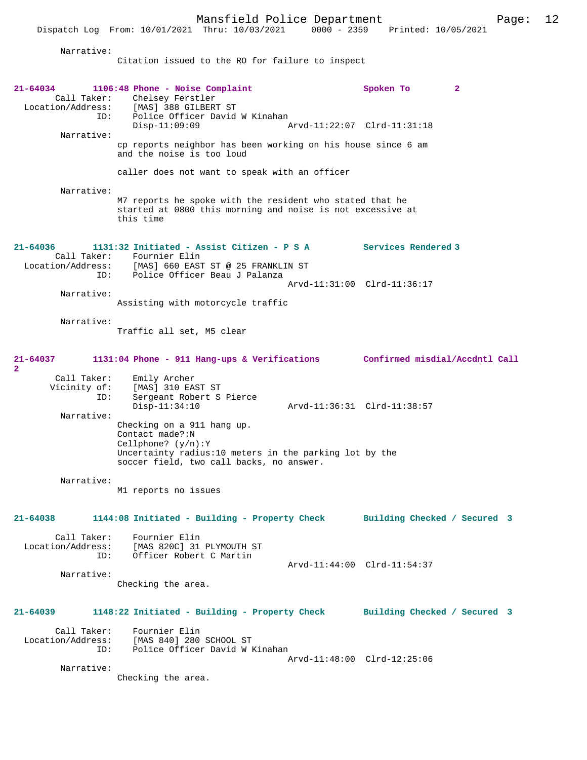Narrative:
Citation issued to the RO for failure to inspect

**21-64034** 1106:48 Phone - Noise Complaint — Spoken To 2

Call Taker: Chelsey Ferstler
Location/Address: [MAS] 388 GILBERT ST
ID: Police Officer David W Kinahan
Disp-11:09:09 Arvd-11:22:07 Clrd-11:31:18

Narrative:
cp reports neighbor has been working on his house since 6 am and the noise is too loud

caller does not want to speak with an officer

Narrative:
M7 reports he spoke with the resident who stated that he started at 0800 this morning and noise is not excessive at this time

**21-64036** 1131:32 Initiated - Assist Citizen - P S A — Services Rendered 3

Call Taker: Fournier Elin
Location/Address: [MAS] 660 EAST ST @ 25 FRANKLIN ST
ID: Police Officer Beau J Palanza
Arvd-11:31:00 Clrd-11:36:17

Narrative:
Assisting with motorcycle traffic

Narrative:
Traffic all set, M5 clear

**21-64037** 1131:04 Phone - 911 Hang-ups & Verifications — Confirmed misdial/Accdntl Call 2

Call Taker: Emily Archer
Vicinity of: [MAS] 310 EAST ST
ID: Sergeant Robert S Pierce
Disp-11:34:10 Arvd-11:36:31 Clrd-11:38:57

Narrative:
Checking on a 911 hang up.
Contact made?:N
Cellphone? (y/n):Y
Uncertainty radius:10 meters in the parking lot by the soccer field, two call backs, no answer.

Narrative:
M1 reports no issues

**21-64038** 1144:08 Initiated - Building - Property Check — Building Checked / Secured 3

Call Taker: Fournier Elin
Location/Address: [MAS 820C] 31 PLYMOUTH ST
ID: Officer Robert C Martin
Arvd-11:44:00 Clrd-11:54:37

Narrative:
Checking the area.

**21-64039** 1148:22 Initiated - Building - Property Check — Building Checked / Secured 3

Call Taker: Fournier Elin
Location/Address: [MAS 840] 280 SCHOOL ST
ID: Police Officer David W Kinahan
Arvd-11:48:00 Clrd-12:25:06

Narrative:
Checking the area.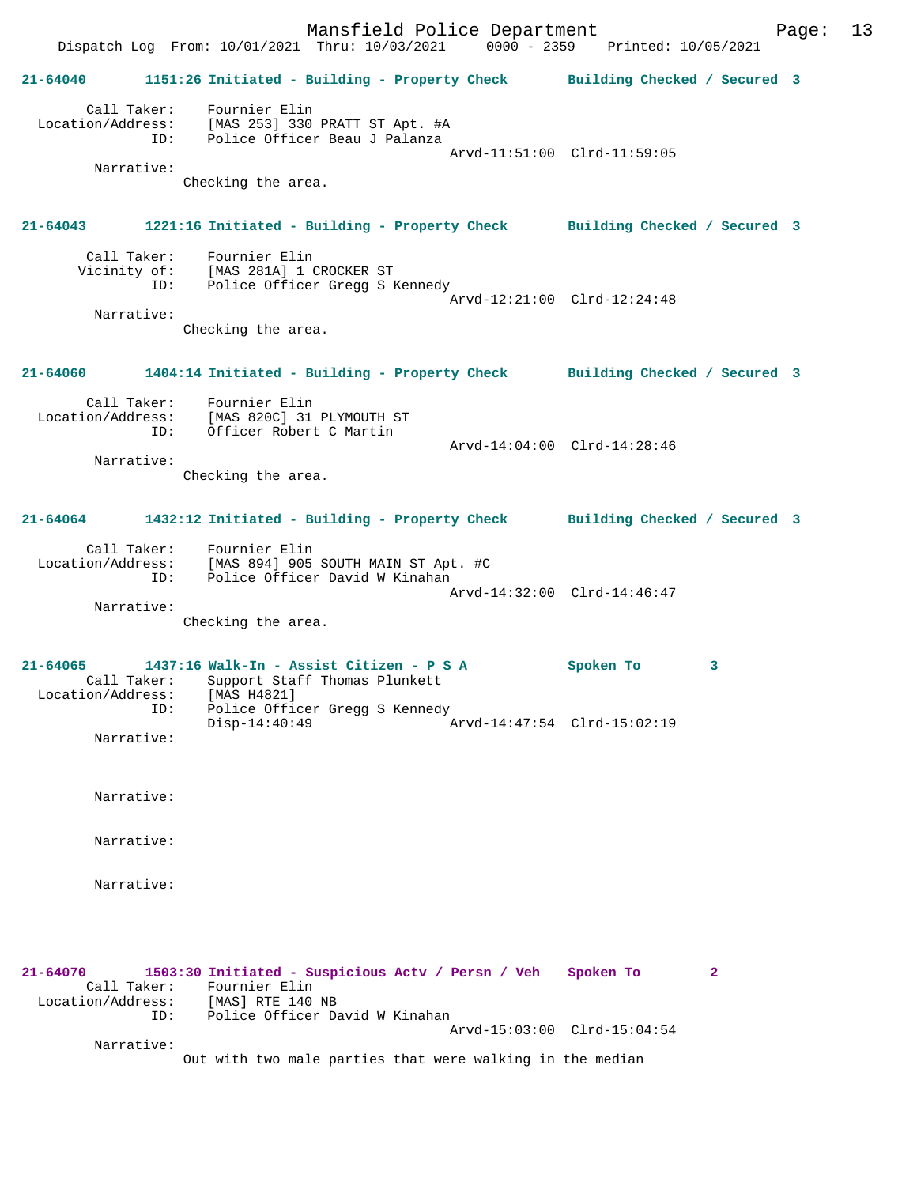Dispatch Log From: 10/01/2021 Thru: 10/03/2021 0000 - 2359 Printed: 10/05/2021

**21-64040 1151:26 Initiated - Building - Property Check Building Checked / Secured 3**

Call Taker: Fournier Elin
Location/Address: [MAS 253] 330 PRATT ST Apt. #A
ID: Police Officer Beau J Palanza
Arvd-11:51:00 Clrd-11:59:05
Narrative:
Checking the area.

**21-64043 1221:16 Initiated - Building - Property Check Building Checked / Secured 3**

Call Taker: Fournier Elin
Vicinity of: [MAS 281A] 1 CROCKER ST
ID: Police Officer Gregg S Kennedy
Arvd-12:21:00 Clrd-12:24:48
Narrative:
Checking the area.

**21-64060 1404:14 Initiated - Building - Property Check Building Checked / Secured 3**

Call Taker: Fournier Elin
Location/Address: [MAS 820C] 31 PLYMOUTH ST
ID: Officer Robert C Martin
Arvd-14:04:00 Clrd-14:28:46
Narrative:
Checking the area.

**21-64064 1432:12 Initiated - Building - Property Check Building Checked / Secured 3**

Call Taker: Fournier Elin
Location/Address: [MAS 894] 905 SOUTH MAIN ST Apt. #C
ID: Police Officer David W Kinahan
Arvd-14:32:00 Clrd-14:46:47
Narrative:
Checking the area.

**21-64065 1437:16 Walk-In - Assist Citizen - P S A Spoken To 3**

Call Taker: Support Staff Thomas Plunkett
Location/Address: [MAS H4821]
ID: Police Officer Gregg S Kennedy
Disp-14:40:49 Arvd-14:47:54 Clrd-15:02:19
Narrative:

Narrative:

Narrative:

Narrative:

**21-64070 1503:30 Initiated - Suspicious Actv / Persn / Veh Spoken To 2**

Call Taker: Fournier Elin
Location/Address: [MAS] RTE 140 NB
ID: Police Officer David W Kinahan
Arvd-15:03:00 Clrd-15:04:54
Narrative:
Out with two male parties that were walking in the median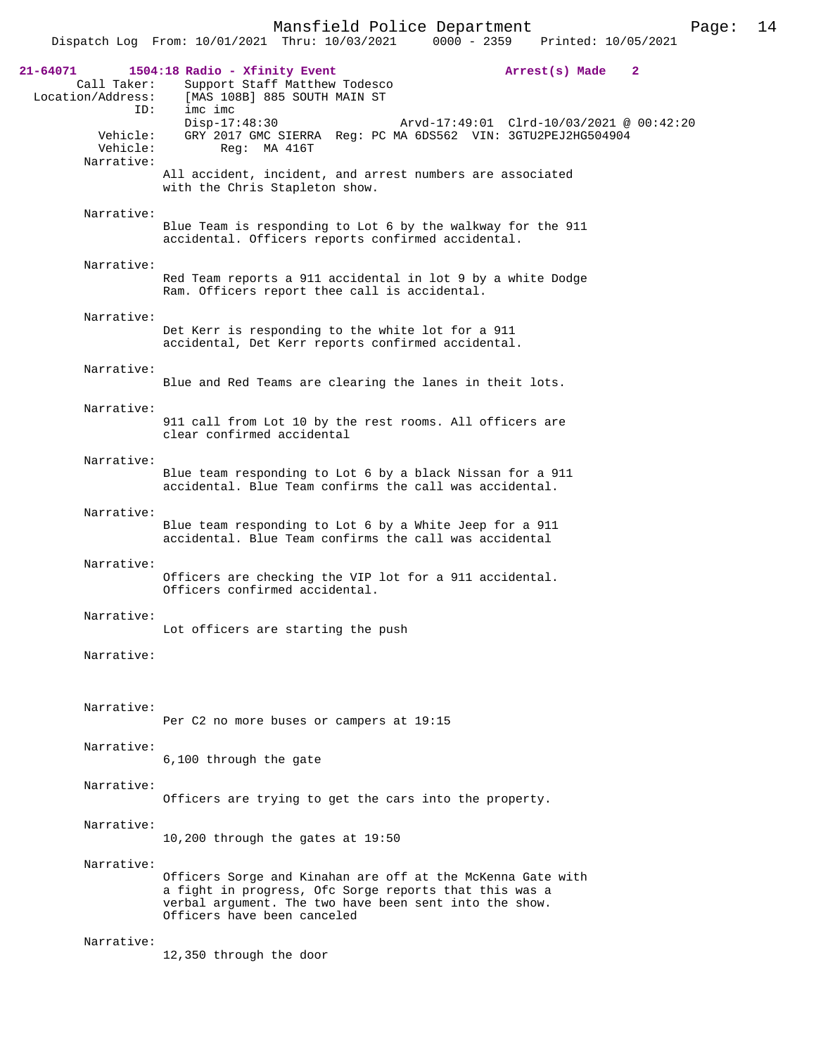**21-64071** 1504:18 Radio - Xfinity Event **Arrest(s) Made 2**

Call Taker: Support Staff Matthew Todesco
Location/Address: [MAS 108B] 885 SOUTH MAIN ST
ID: imc imc
Disp-17:48:30 Arvd-17:49:01 Clrd-10/03/2021 @ 00:42:20
Vehicle: GRY 2017 GMC SIERRA Reg: PC MA 6DS562 VIN: 3GTU2PEJ2HG504904
Vehicle: Reg: MA 416T

Narrative:
All accident, incident, and arrest numbers are associated with the Chris Stapleton show.

Narrative:
Blue Team is responding to Lot 6 by the walkway for the 911 accidental. Officers reports confirmed accidental.

Narrative:
Red Team reports a 911 accidental in lot 9 by a white Dodge Ram. Officers report thee call is accidental.

Narrative:
Det Kerr is responding to the white lot for a 911 accidental, Det Kerr reports confirmed accidental.

Narrative:
Blue and Red Teams are clearing the lanes in theit lots.

Narrative:
911 call from Lot 10 by the rest rooms. All officers are clear confirmed accidental

Narrative:
Blue team responding to Lot 6 by a black Nissan for a 911 accidental. Blue Team confirms the call was accidental.

Narrative:
Blue team responding to Lot 6 by a White Jeep for a 911 accidental. Blue Team confirms the call was accidental

Narrative:
Officers are checking the VIP lot for a 911 accidental. Officers confirmed accidental.

Narrative:
Lot officers are starting the push

Narrative:

Narrative:
Per C2 no more buses or campers at 19:15

Narrative:
6,100 through the gate

Narrative:
Officers are trying to get the cars into the property.

Narrative:
10,200 through the gates at 19:50

Narrative:
Officers Sorge and Kinahan are off at the McKenna Gate with a fight in progress, Ofc Sorge reports that this was a verbal argument. The two have been sent into the show. Officers have been canceled

Narrative:
12,350 through the door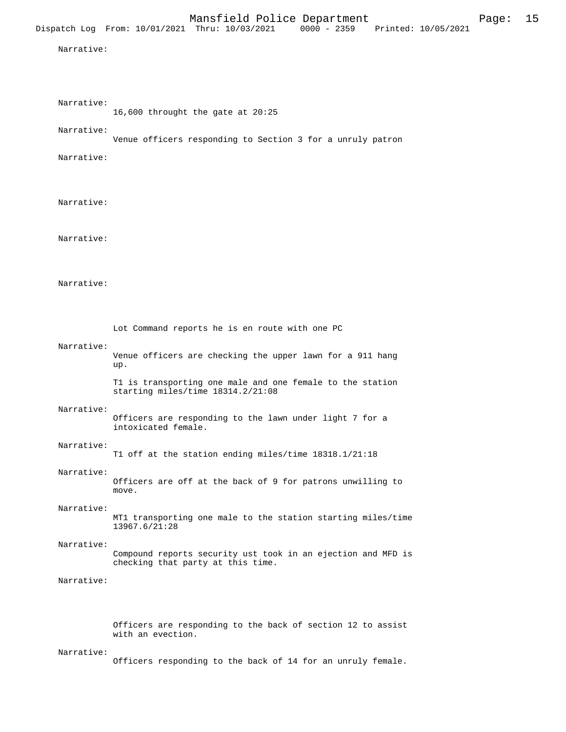Narrative:

Narrative:
16,600 throught the gate at 20:25

Narrative:
Venue officers responding to Section 3 for a unruly patron

Narrative:

Narrative:

Narrative:

Narrative:

Lot Command reports he is en route with one PC

Narrative:
Venue officers are checking the upper lawn for a 911 hang up.

T1 is transporting one male and one female to the station starting miles/time 18314.2/21:08

Narrative:
Officers are responding to the lawn under light 7 for a intoxicated female.

Narrative:
T1 off at the station ending miles/time 18318.1/21:18

Narrative:
Officers are off at the back of 9 for patrons unwilling to move.

Narrative:
MT1 transporting one male to the station starting miles/time 13967.6/21:28

Narrative:
Compound reports security ust took in an ejection and MFD is checking that party at this time.

Narrative:

Officers are responding to the back of section 12 to assist with an evection.

Narrative:
Officers responding to the back of 14 for an unruly female.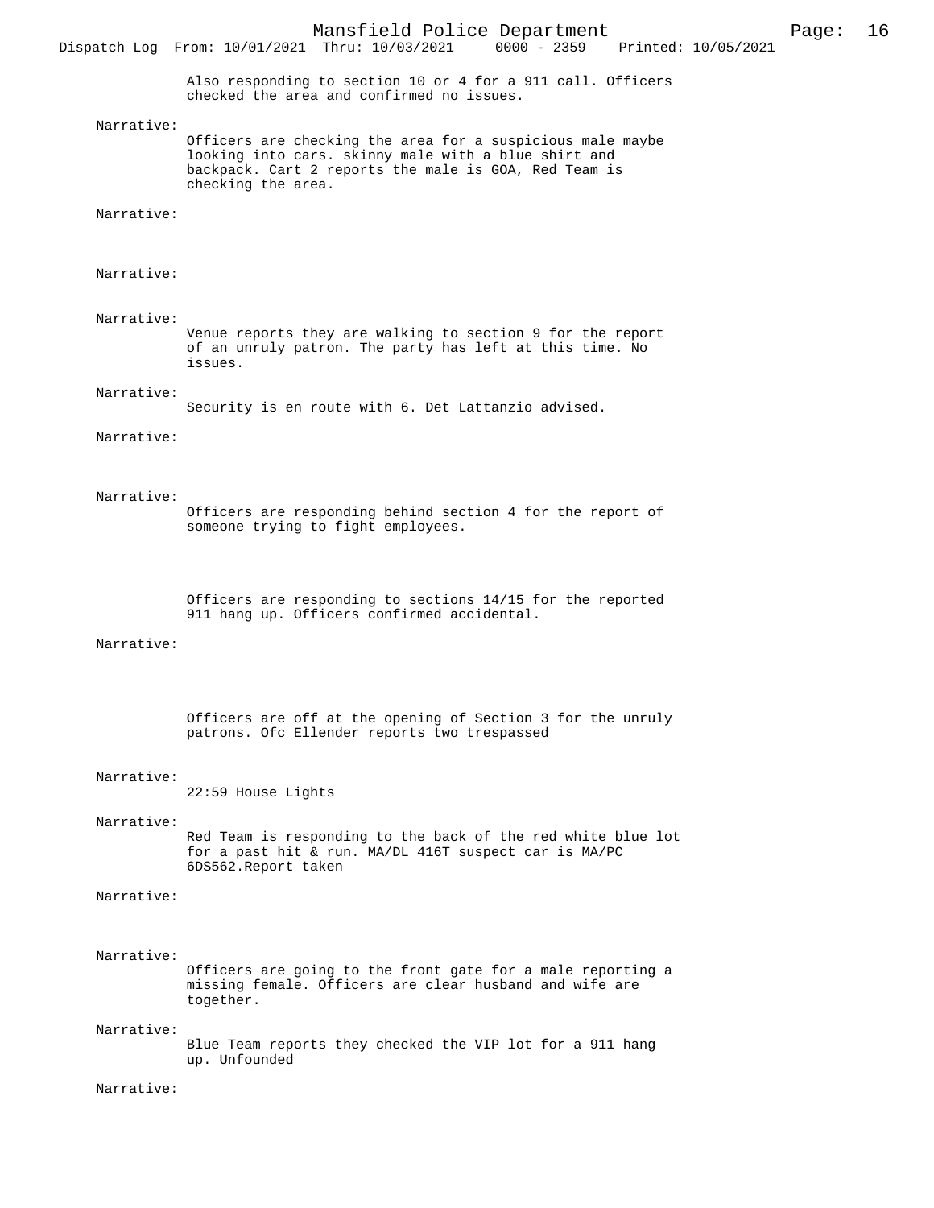Also responding to section 10 or 4 for a 911 call. Officers checked the area and confirmed no issues.

Narrative:
Officers are checking the area for a suspicious male maybe looking into cars. skinny male with a blue shirt and backpack. Cart 2 reports the male is GOA, Red Team is checking the area.

Narrative:

Narrative:

Narrative:
Venue reports they are walking to section 9 for the report of an unruly patron. The party has left at this time. No issues.

Narrative:
Security is en route with 6. Det Lattanzio advised.

Narrative:

Narrative:
Officers are responding behind section 4 for the report of someone trying to fight employees.

Officers are responding to sections 14/15 for the reported 911 hang up. Officers confirmed accidental.

Narrative:

Officers are off at the opening of Section 3 for the unruly patrons. Ofc Ellender reports two trespassed

Narrative:
22:59 House Lights

Narrative:
Red Team is responding to the back of the red white blue lot for a past hit & run. MA/DL 416T suspect car is MA/PC 6DS562.Report taken

Narrative:

Narrative:
Officers are going to the front gate for a male reporting a missing female. Officers are clear husband and wife are together.

Narrative:
Blue Team reports they checked the VIP lot for a 911 hang up. Unfounded

Narrative: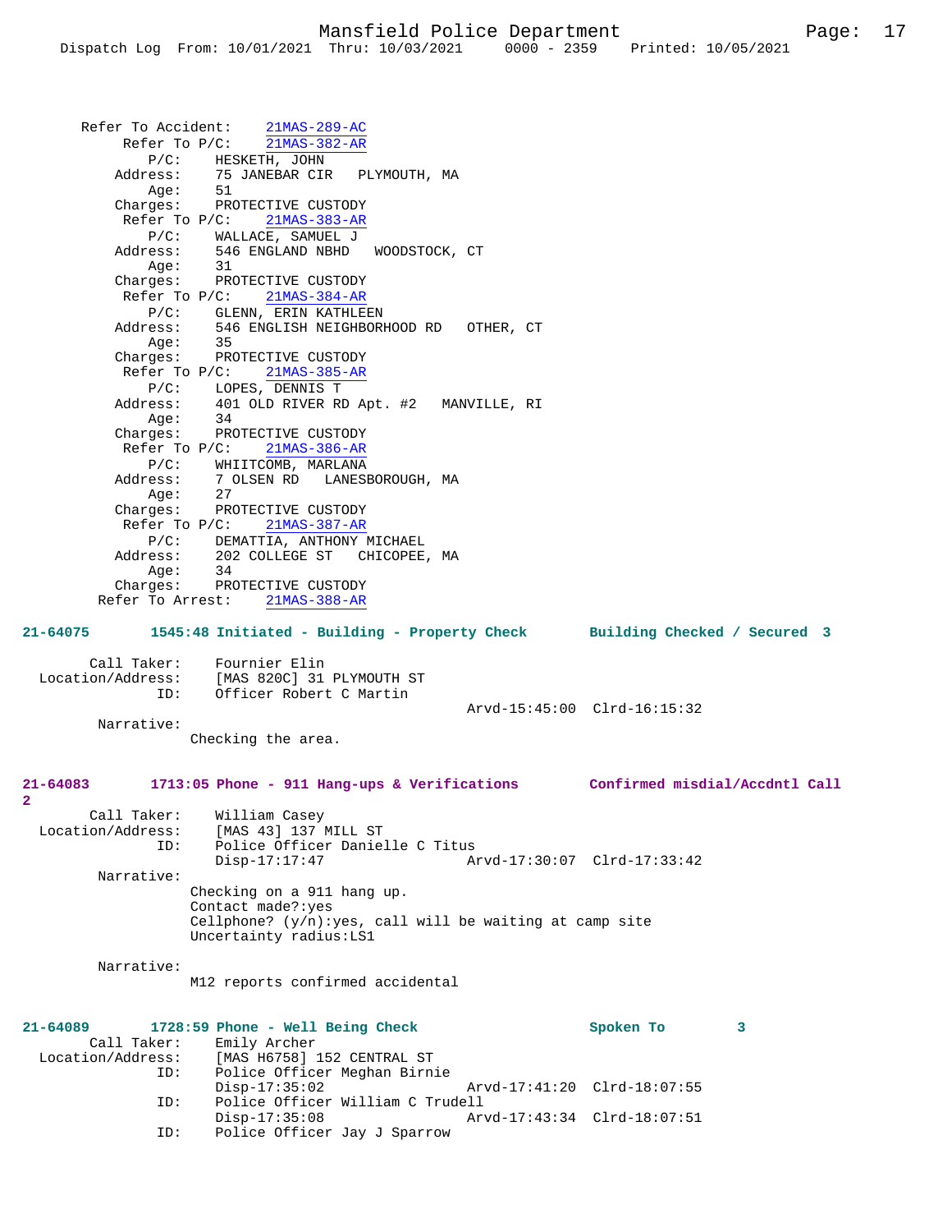```
      Refer To Accident:    21MAS-289-AC
           Refer To P/C:    21MAS-382-AR
              P/C:    HESKETH, JOHN
          Address:    75 JANEBAR CIR   PLYMOUTH, MA
              Age:    51
          Charges:    PROTECTIVE CUSTODY
           Refer To P/C:    21MAS-383-AR
              P/C:    WALLACE, SAMUEL J
          Address:    546 ENGLAND NBHD   WOODSTOCK, CT
              Age:    31
          Charges:    PROTECTIVE CUSTODY
           Refer To P/C:    21MAS-384-AR
              P/C:    GLENN, ERIN KATHLEEN
          Address:    546 ENGLISH NEIGHBORHOOD RD   OTHER, CT
              Age:    35
          Charges:    PROTECTIVE CUSTODY
           Refer To P/C:    21MAS-385-AR
              P/C:    LOPES, DENNIS T
          Address:    401 OLD RIVER RD Apt. #2   MANVILLE, RI
              Age:    34
          Charges:    PROTECTIVE CUSTODY
           Refer To P/C:    21MAS-386-AR
              P/C:    WHIITCOMB, MARLANA
          Address:    7 OLSEN RD   LANESBOROUGH, MA
              Age:    27
          Charges:    PROTECTIVE CUSTODY
           Refer To P/C:    21MAS-387-AR
              P/C:    DEMATTIA, ANTHONY MICHAEL
          Address:    202 COLLEGE ST   CHICOPEE, MA
              Age:    34
          Charges:    PROTECTIVE CUSTODY
         Refer To Arrest:    21MAS-388-AR
```

**21-64075 1545:48 Initiated - Building - Property Check Building Checked / Secured 3**

```
        Call Taker:    Fournier Elin
  Location/Address:    [MAS 820C] 31 PLYMOUTH ST
                ID:    Officer Robert C Martin
                                            Arvd-15:45:00  Clrd-16:15:32
        Narrative:
                Checking the area.
```

**21-64083 1713:05 Phone - 911 Hang-ups & Verifications Confirmed misdial/Accdntl Call 2**

```
        Call Taker:    William Casey
  Location/Address:    [MAS 43] 137 MILL ST
                ID:    Police Officer Danielle C Titus
                       Disp-17:17:47                Arvd-17:30:07  Clrd-17:33:42
        Narrative:
                Checking on a 911 hang up.
                Contact made?:yes
                Cellphone? (y/n):yes, call will be waiting at camp site
                Uncertainty radius:LS1

        Narrative:
                M12 reports confirmed accidental
```

**21-64089 1728:59 Phone - Well Being Check Spoken To 3**

```
        Call Taker:    Emily Archer
  Location/Address:    [MAS H6758] 152 CENTRAL ST
                ID:    Police Officer Meghan Birnie
                       Disp-17:35:02                Arvd-17:41:20  Clrd-18:07:55
                ID:    Police Officer William C Trudell
                       Disp-17:35:08                Arvd-17:43:34  Clrd-18:07:51
                ID:    Police Officer Jay J Sparrow
```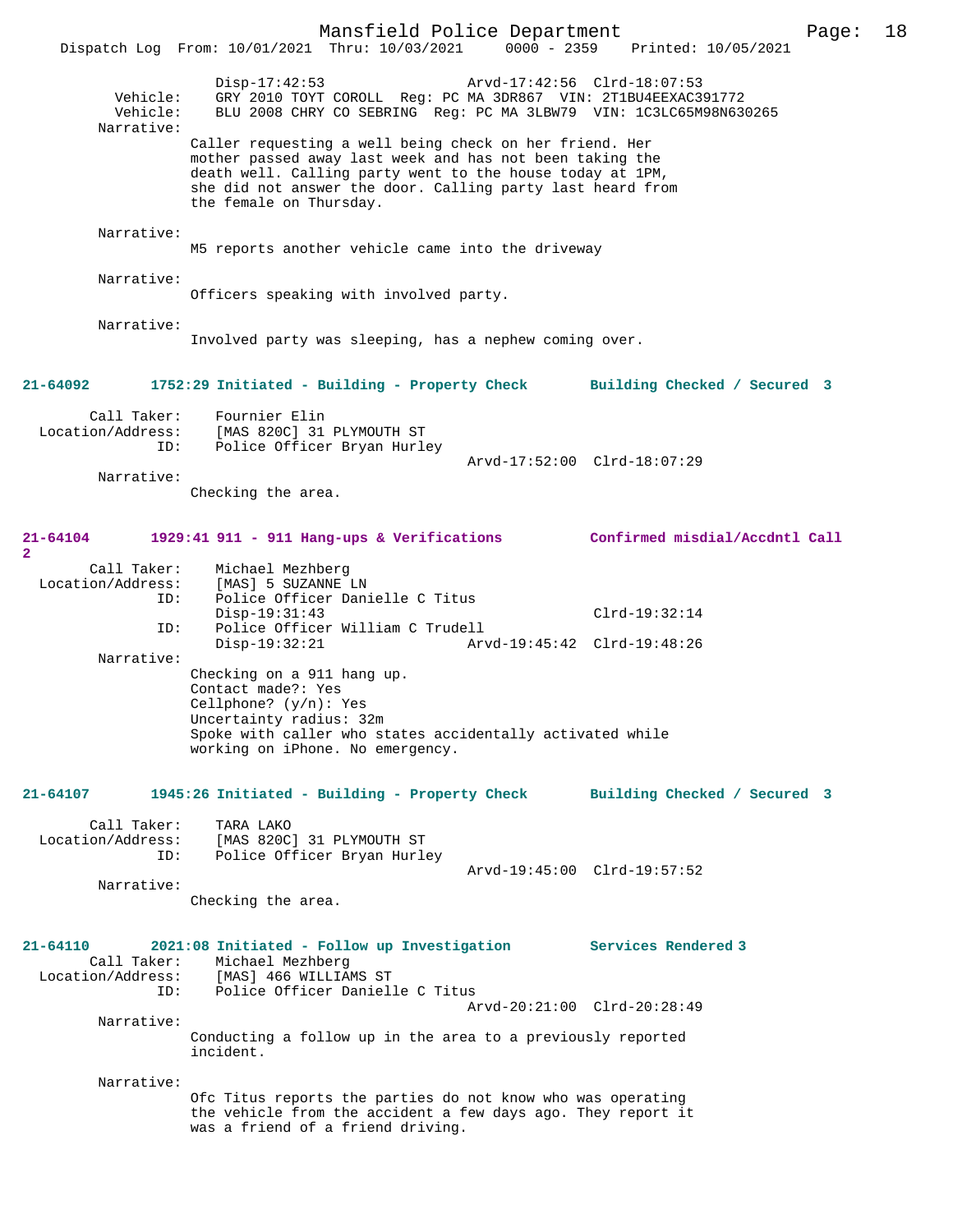Disp-17:42:53 Arvd-17:42:56 Clrd-18:07:53
Vehicle: GRY 2010 TOYT COROLL Reg: PC MA 3DR867 VIN: 2T1BU4EEXAC391772
Vehicle: BLU 2008 CHRY CO SEBRING Reg: PC MA 3LBW79 VIN: 1C3LC65M98N630265
Narrative:
Caller requesting a well being check on her friend. Her mother passed away last week and has not been taking the death well. Calling party went to the house today at 1PM, she did not answer the door. Calling party last heard from the female on Thursday.

Narrative:
M5 reports another vehicle came into the driveway

Narrative:
Officers speaking with involved party.

Narrative:
Involved party was sleeping, has a nephew coming over.

**21-64092 1752:29 Initiated - Building - Property Check Building Checked / Secured 3**

Call Taker: Fournier Elin
Location/Address: [MAS 820C] 31 PLYMOUTH ST
ID: Police Officer Bryan Hurley
Arvd-17:52:00 Clrd-18:07:29
Narrative:
Checking the area.

**21-64104 1929:41 911 - 911 Hang-ups & Verifications Confirmed misdial/Accdntl Call 2**

Call Taker: Michael Mezhberg
Location/Address: [MAS] 5 SUZANNE LN
ID: Police Officer Danielle C Titus
Disp-19:31:43 Clrd-19:32:14
ID: Police Officer William C Trudell
Disp-19:32:21 Arvd-19:45:42 Clrd-19:48:26
Narrative:
Checking on a 911 hang up.
Contact made?: Yes
Cellphone? (y/n): Yes
Uncertainty radius: 32m
Spoke with caller who states accidentally activated while working on iPhone. No emergency.

**21-64107 1945:26 Initiated - Building - Property Check Building Checked / Secured 3**

Call Taker: TARA LAKO
Location/Address: [MAS 820C] 31 PLYMOUTH ST
ID: Police Officer Bryan Hurley
Arvd-19:45:00 Clrd-19:57:52
Narrative:
Checking the area.

**21-64110 2021:08 Initiated - Follow up Investigation Services Rendered 3**

Call Taker: Michael Mezhberg
Location/Address: [MAS] 466 WILLIAMS ST
ID: Police Officer Danielle C Titus
Arvd-20:21:00 Clrd-20:28:49
Narrative:
Conducting a follow up in the area to a previously reported incident.

Narrative:
Ofc Titus reports the parties do not know who was operating the vehicle from the accident a few days ago. They report it was a friend of a friend driving.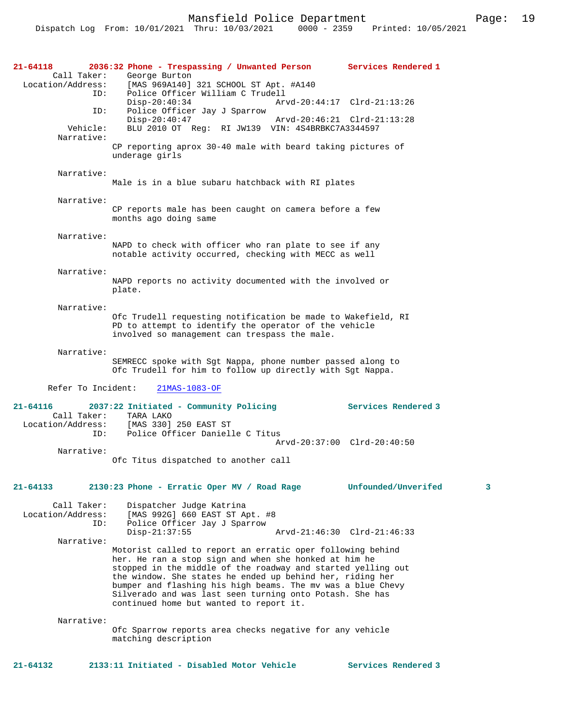**21-64118 2036:32 Phone - Trespassing / Unwanted Person Services Rendered 1**

Call Taker: George Burton
Location/Address: [MAS 969A140] 321 SCHOOL ST Apt. #A140
ID: Police Officer William C Trudell
Disp-20:40:34 Arvd-20:44:17 Clrd-21:13:26
ID: Police Officer Jay J Sparrow
Disp-20:40:47 Arvd-20:46:21 Clrd-21:13:28
Vehicle: BLU 2010 OT Reg: RI JW139 VIN: 4S4BRBKC7A3344597

Narrative:
CP reporting aprox 30-40 male with beard taking pictures of underage girls

Narrative:
Male is in a blue subaru hatchback with RI plates

Narrative:
CP reports male has been caught on camera before a few months ago doing same

Narrative:
NAPD to check with officer who ran plate to see if any notable activity occurred, checking with MECC as well

Narrative:
NAPD reports no activity documented with the involved or plate.

Narrative:
Ofc Trudell requesting notification be made to Wakefield, RI PD to attempt to identify the operator of the vehicle involved so management can trespass the male.

Narrative:
SEMRECC spoke with Sgt Nappa, phone number passed along to Ofc Trudell for him to follow up directly with Sgt Nappa.

Refer To Incident: 21MAS-1083-OF

**21-64116 2037:22 Initiated - Community Policing Services Rendered 3**

Call Taker: TARA LAKO
Location/Address: [MAS 330] 250 EAST ST
ID: Police Officer Danielle C Titus
Arvd-20:37:00 Clrd-20:40:50

Narrative:
Ofc Titus dispatched to another call

**21-64133 2130:23 Phone - Erratic Oper MV / Road Rage Unfounded/Unverifed 3**

Call Taker: Dispatcher Judge Katrina
Location/Address: [MAS 992G] 660 EAST ST Apt. #8
ID: Police Officer Jay J Sparrow
Disp-21:37:55 Arvd-21:46:30 Clrd-21:46:33

Narrative:
Motorist called to report an erratic oper following behind her. He ran a stop sign and when she honked at him he stopped in the middle of the roadway and started yelling out the window. She states he ended up behind her, riding her bumper and flashing his high beams. The mv was a blue Chevy Silverado and was last seen turning onto Potash. She has continued home but wanted to report it.

Narrative:
Ofc Sparrow reports area checks negative for any vehicle matching description

**21-64132 2133:11 Initiated - Disabled Motor Vehicle Services Rendered 3**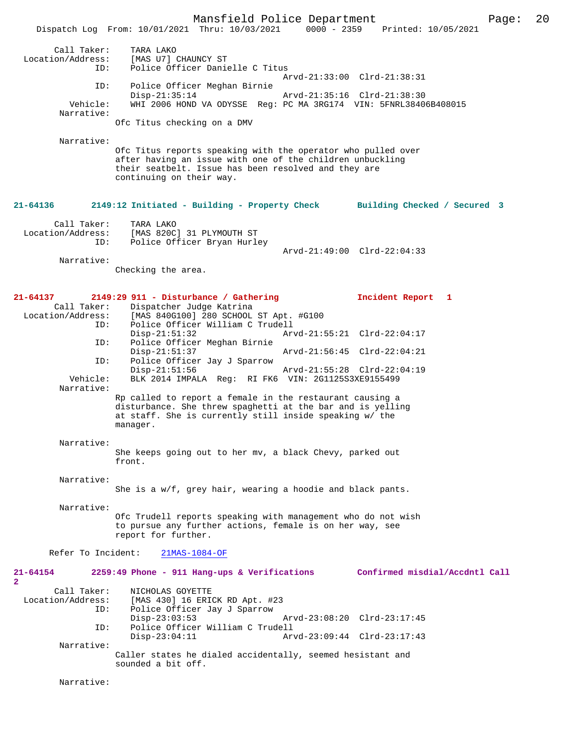Call Taker: TARA LAKO
Location/Address: [MAS U7] CHAUNCY ST
ID: Police Officer Danielle C Titus
Arvd-21:33:00 Clrd-21:38:31
ID: Police Officer Meghan Birnie
Disp-21:35:14 Arvd-21:35:16 Clrd-21:38:30
Vehicle: WHI 2006 HOND VA ODYSSE Reg: PC MA 3RG174 VIN: 5FNRL38406B408015
Narrative:
Ofc Titus checking on a DMV

Narrative:
Ofc Titus reports speaking with the operator who pulled over after having an issue with one of the children unbuckling their seatbelt. Issue has been resolved and they are continuing on their way.

**21-64136 2149:12 Initiated - Building - Property Check Building Checked / Secured 3**

Call Taker: TARA LAKO
Location/Address: [MAS 820C] 31 PLYMOUTH ST
ID: Police Officer Bryan Hurley
Arvd-21:49:00 Clrd-22:04:33
Narrative:
Checking the area.

**21-64137 2149:29 911 - Disturbance / Gathering Incident Report 1**

Call Taker: Dispatcher Judge Katrina
Location/Address: [MAS 840G100] 280 SCHOOL ST Apt. #G100
ID: Police Officer William C Trudell
Disp-21:51:32 Arvd-21:55:21 Clrd-22:04:17
ID: Police Officer Meghan Birnie
Disp-21:51:37 Arvd-21:56:45 Clrd-22:04:21
ID: Police Officer Jay J Sparrow
Disp-21:51:56 Arvd-21:55:28 Clrd-22:04:19
Vehicle: BLK 2014 IMPALA Reg: RI FK6 VIN: 2G1125S3XE9155499
Narrative:
Rp called to report a female in the restaurant causing a disturbance. She threw spaghetti at the bar and is yelling at staff. She is currently still inside speaking w/ the manager.

Narrative:
She keeps going out to her mv, a black Chevy, parked out front.

Narrative:
She is a w/f, grey hair, wearing a hoodie and black pants.

Narrative:
Ofc Trudell reports speaking with management who do not wish to pursue any further actions, female is on her way, see report for further.

Refer To Incident: 21MAS-1084-OF

**21-64154 2259:49 Phone - 911 Hang-ups & Verifications Confirmed misdial/Accdntl Call 2**

Call Taker: NICHOLAS GOYETTE
Location/Address: [MAS 430] 16 ERICK RD Apt. #23
ID: Police Officer Jay J Sparrow
Disp-23:03:53 Arvd-23:08:20 Clrd-23:17:45
ID: Police Officer William C Trudell
Disp-23:04:11 Arvd-23:09:44 Clrd-23:17:43
Narrative:
Caller states he dialed accidentally, seemed hesistant and sounded a bit off.

Narrative: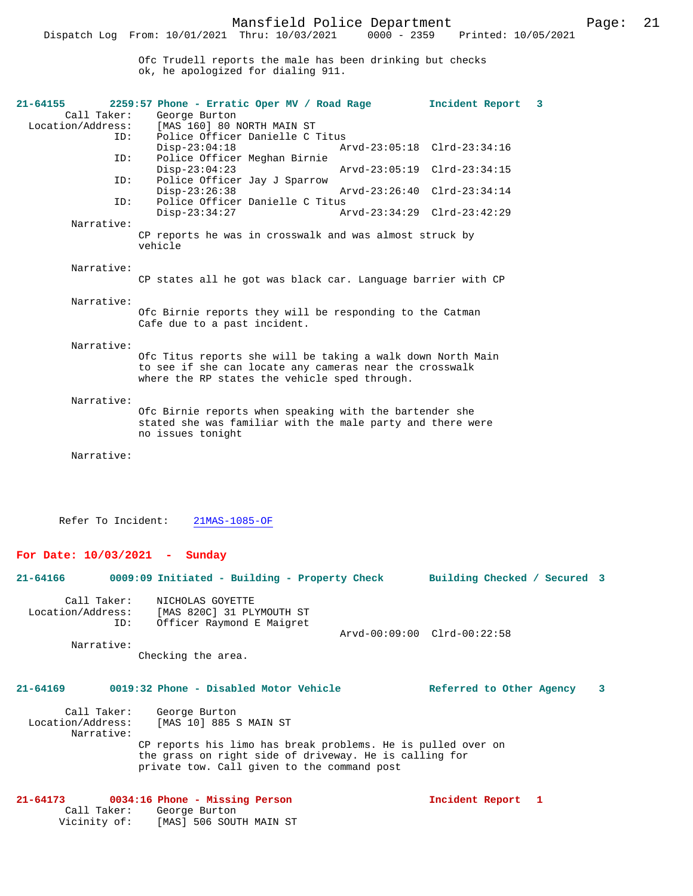Ofc Trudell reports the male has been drinking but checks ok, he apologized for dialing 911.

**21-64155 2259:57 Phone - Erratic Oper MV / Road Rage — Incident Report 3**

Call Taker: George Burton
Location/Address: [MAS 160] 80 NORTH MAIN ST
ID: Police Officer Danielle C Titus
Disp-23:04:18 Arvd-23:05:18 Clrd-23:34:16
ID: Police Officer Meghan Birnie
Disp-23:04:23 Arvd-23:05:19 Clrd-23:34:15
ID: Police Officer Jay J Sparrow
Disp-23:26:38 Arvd-23:26:40 Clrd-23:34:14
ID: Police Officer Danielle C Titus
Disp-23:34:27 Arvd-23:34:29 Clrd-23:42:29

Narrative:
CP reports he was in crosswalk and was almost struck by vehicle

Narrative:
CP states all he got was black car. Language barrier with CP

Narrative:
Ofc Birnie reports they will be responding to the Catman Cafe due to a past incident.

Narrative:
Ofc Titus reports she will be taking a walk down North Main to see if she can locate any cameras near the crosswalk where the RP states the vehicle sped through.

Narrative:
Ofc Birnie reports when speaking with the bartender she stated she was familiar with the male party and there were no issues tonight

Narrative:

Refer To Incident: 21MAS-1085-OF

## For Date: 10/03/2021 - Sunday

**21-64166 0009:09 Initiated - Building - Property Check — Building Checked / Secured 3**

Call Taker: NICHOLAS GOYETTE
Location/Address: [MAS 820C] 31 PLYMOUTH ST
ID: Officer Raymond E Maigret
Arvd-00:09:00 Clrd-00:22:58

Narrative:
Checking the area.

**21-64169 0019:32 Phone - Disabled Motor Vehicle — Referred to Other Agency 3**

Call Taker: George Burton
Location/Address: [MAS 10] 885 S MAIN ST

Narrative:
CP reports his limo has break problems. He is pulled over on the grass on right side of driveway. He is calling for private tow. Call given to the command post

**21-64173 0034:16 Phone - Missing Person — Incident Report 1**

Call Taker: George Burton
Vicinity of: [MAS] 506 SOUTH MAIN ST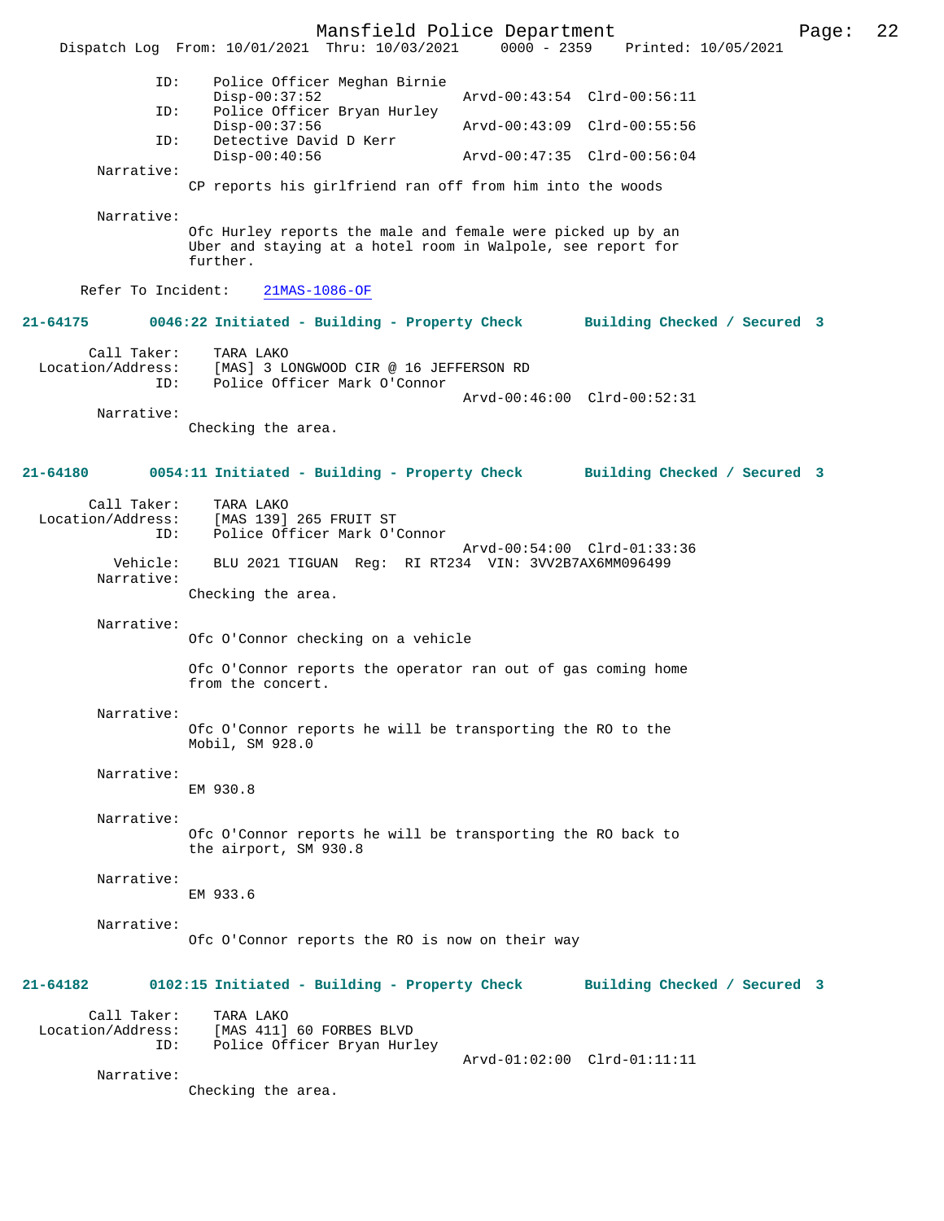```
            ID:    Police Officer Meghan Birnie
                   Disp-00:37:52                Arvd-00:43:54  Clrd-00:56:11
            ID:    Police Officer Bryan Hurley
                   Disp-00:37:56                Arvd-00:43:09  Clrd-00:55:56
            ID:    Detective David D Kerr
                   Disp-00:40:56                Arvd-00:47:35  Clrd-00:56:04
     Narrative:
                CP reports his girlfriend ran off from him into the woods

     Narrative:
                Ofc Hurley reports the male and female were picked up by an
                Uber and staying at a hotel room in Walpole, see report for
                further.

   Refer To Incident:    21MAS-1086-OF
```

**21-64175        0046:22 Initiated - Building - Property Check        Building Checked / Secured  3**

```
     Call Taker:    TARA LAKO
 Location/Address:  [MAS] 3 LONGWOOD CIR @ 16 JEFFERSON RD
            ID:    Police Officer Mark O'Connor
                                                Arvd-00:46:00  Clrd-00:52:31
     Narrative:
                Checking the area.
```

**21-64180        0054:11 Initiated - Building - Property Check        Building Checked / Secured  3**

```
     Call Taker:    TARA LAKO
 Location/Address:  [MAS 139] 265 FRUIT ST
            ID:    Police Officer Mark O'Connor
                                                Arvd-00:54:00  Clrd-01:33:36
       Vehicle:    BLU 2021 TIGUAN  Reg:  RI RT234  VIN: 3VV2B7AX6MM096499
     Narrative:
                Checking the area.

     Narrative:
                Ofc O'Connor checking on a vehicle

                Ofc O'Connor reports the operator ran out of gas coming home
                from the concert.

     Narrative:
                Ofc O'Connor reports he will be transporting the RO to the
                Mobil, SM 928.0

     Narrative:
                EM 930.8

     Narrative:
                Ofc O'Connor reports he will be transporting the RO back to
                the airport, SM 930.8

     Narrative:
                EM 933.6

     Narrative:
                Ofc O'Connor reports the RO is now on their way
```

**21-64182        0102:15 Initiated - Building - Property Check        Building Checked / Secured  3**

```
     Call Taker:    TARA LAKO
 Location/Address:  [MAS 411] 60 FORBES BLVD
            ID:    Police Officer Bryan Hurley
                                                Arvd-01:02:00  Clrd-01:11:11
     Narrative:
                Checking the area.
```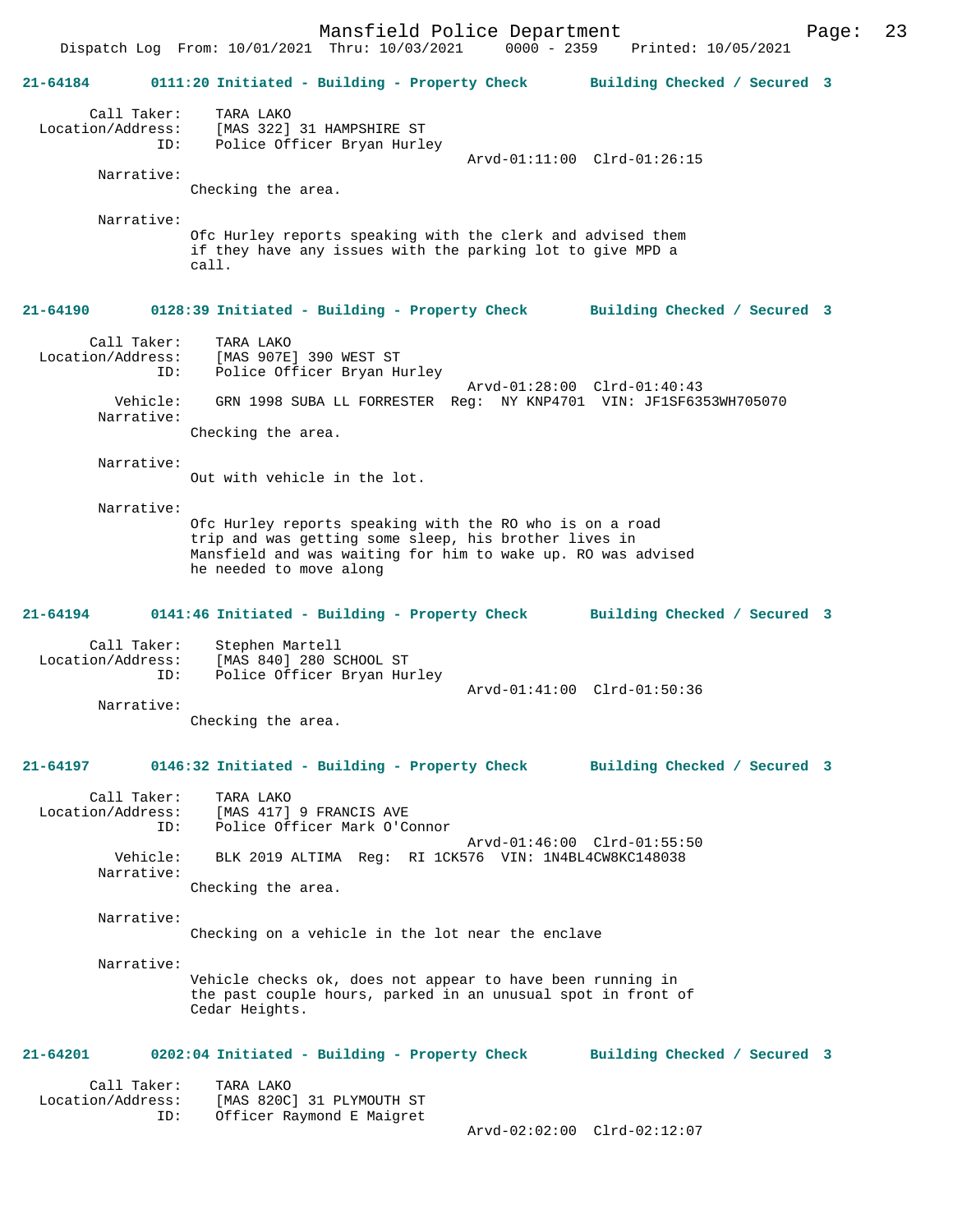Mansfield Police Department
Dispatch Log From: 10/01/2021 Thru: 10/03/2021 0000 - 2359 Printed: 10/05/2021

**21-64184** 0111:20 Initiated - Building - Property Check Building Checked / Secured 3

Call Taker: TARA LAKO
Location/Address: [MAS 322] 31 HAMPSHIRE ST
ID: Police Officer Bryan Hurley
Arvd-01:11:00 Clrd-01:26:15

Narrative:
Checking the area.

Narrative:
Ofc Hurley reports speaking with the clerk and advised them if they have any issues with the parking lot to give MPD a call.

**21-64190** 0128:39 Initiated - Building - Property Check Building Checked / Secured 3

Call Taker: TARA LAKO
Location/Address: [MAS 907E] 390 WEST ST
ID: Police Officer Bryan Hurley
Arvd-01:28:00 Clrd-01:40:43
Vehicle: GRN 1998 SUBA LL FORRESTER Reg: NY KNP4701 VIN: JF1SF6353WH705070

Narrative:
Checking the area.

Narrative:
Out with vehicle in the lot.

Narrative:
Ofc Hurley reports speaking with the RO who is on a road trip and was getting some sleep, his brother lives in Mansfield and was waiting for him to wake up. RO was advised he needed to move along

**21-64194** 0141:46 Initiated - Building - Property Check Building Checked / Secured 3

Call Taker: Stephen Martell
Location/Address: [MAS 840] 280 SCHOOL ST
ID: Police Officer Bryan Hurley
Arvd-01:41:00 Clrd-01:50:36

Narrative:
Checking the area.

**21-64197** 0146:32 Initiated - Building - Property Check Building Checked / Secured 3

Call Taker: TARA LAKO
Location/Address: [MAS 417] 9 FRANCIS AVE
ID: Police Officer Mark O'Connor
Arvd-01:46:00 Clrd-01:55:50
Vehicle: BLK 2019 ALTIMA Reg: RI 1CK576 VIN: 1N4BL4CW8KC148038

Narrative:
Checking the area.

Narrative:
Checking on a vehicle in the lot near the enclave

Narrative:
Vehicle checks ok, does not appear to have been running in the past couple hours, parked in an unusual spot in front of Cedar Heights.

**21-64201** 0202:04 Initiated - Building - Property Check Building Checked / Secured 3

Call Taker: TARA LAKO
Location/Address: [MAS 820C] 31 PLYMOUTH ST
ID: Officer Raymond E Maigret
Arvd-02:02:00 Clrd-02:12:07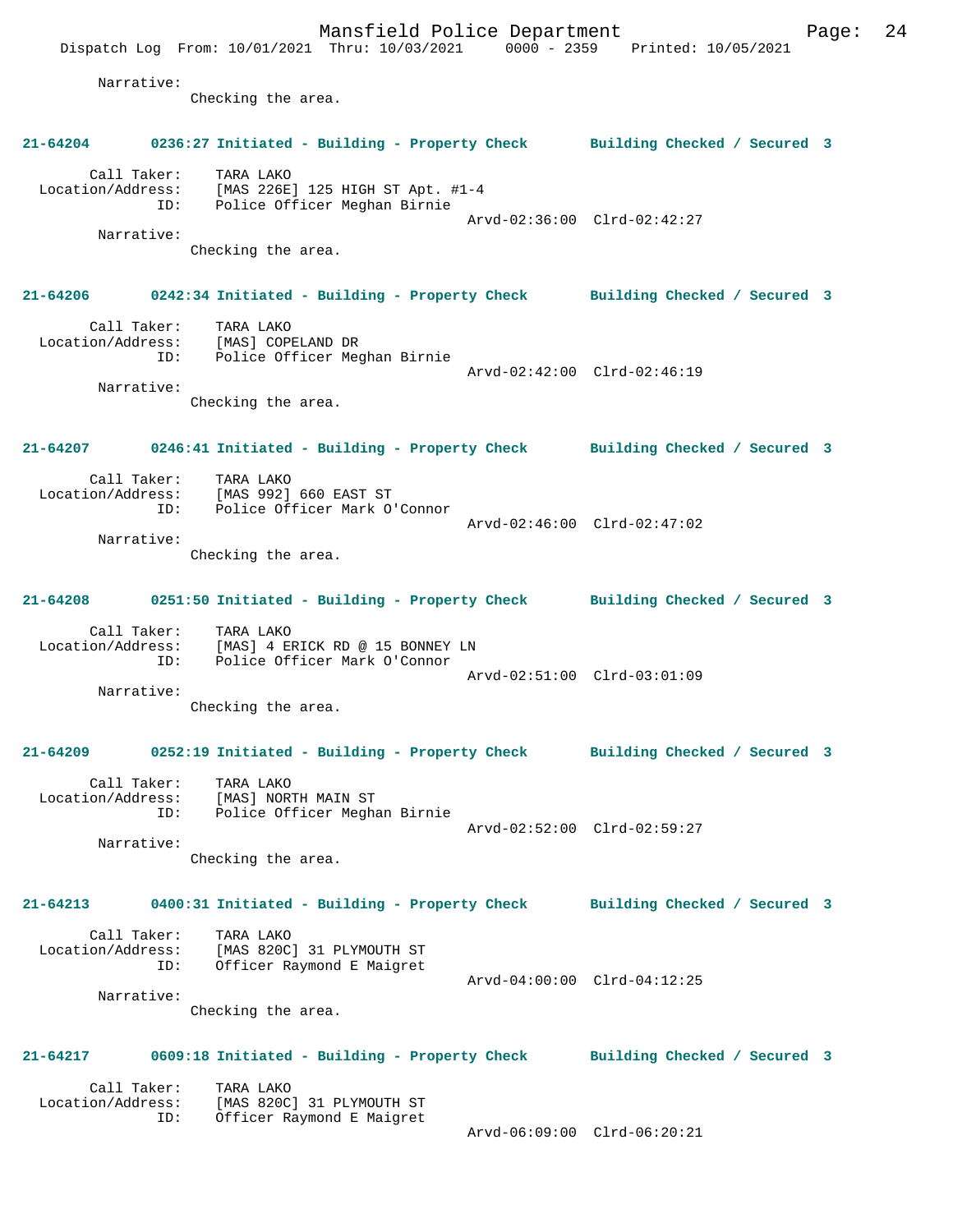Narrative:
Checking the area.

**21-64204 0236:27 Initiated - Building - Property Check Building Checked / Secured 3**

Call Taker: TARA LAKO
Location/Address: [MAS 226E] 125 HIGH ST Apt. #1-4
ID: Police Officer Meghan Birnie
Arvd-02:36:00 Clrd-02:42:27
Narrative:
Checking the area.

**21-64206 0242:34 Initiated - Building - Property Check Building Checked / Secured 3**

Call Taker: TARA LAKO
Location/Address: [MAS] COPELAND DR
ID: Police Officer Meghan Birnie
Arvd-02:42:00 Clrd-02:46:19
Narrative:
Checking the area.

**21-64207 0246:41 Initiated - Building - Property Check Building Checked / Secured 3**

Call Taker: TARA LAKO
Location/Address: [MAS 992] 660 EAST ST
ID: Police Officer Mark O'Connor
Arvd-02:46:00 Clrd-02:47:02
Narrative:
Checking the area.

**21-64208 0251:50 Initiated - Building - Property Check Building Checked / Secured 3**

Call Taker: TARA LAKO
Location/Address: [MAS] 4 ERICK RD @ 15 BONNEY LN
ID: Police Officer Mark O'Connor
Arvd-02:51:00 Clrd-03:01:09
Narrative:
Checking the area.

**21-64209 0252:19 Initiated - Building - Property Check Building Checked / Secured 3**

Call Taker: TARA LAKO
Location/Address: [MAS] NORTH MAIN ST
ID: Police Officer Meghan Birnie
Arvd-02:52:00 Clrd-02:59:27
Narrative:
Checking the area.

**21-64213 0400:31 Initiated - Building - Property Check Building Checked / Secured 3**

Call Taker: TARA LAKO
Location/Address: [MAS 820C] 31 PLYMOUTH ST
ID: Officer Raymond E Maigret
Arvd-04:00:00 Clrd-04:12:25
Narrative:
Checking the area.

**21-64217 0609:18 Initiated - Building - Property Check Building Checked / Secured 3**

Call Taker: TARA LAKO
Location/Address: [MAS 820C] 31 PLYMOUTH ST
ID: Officer Raymond E Maigret
Arvd-06:09:00 Clrd-06:20:21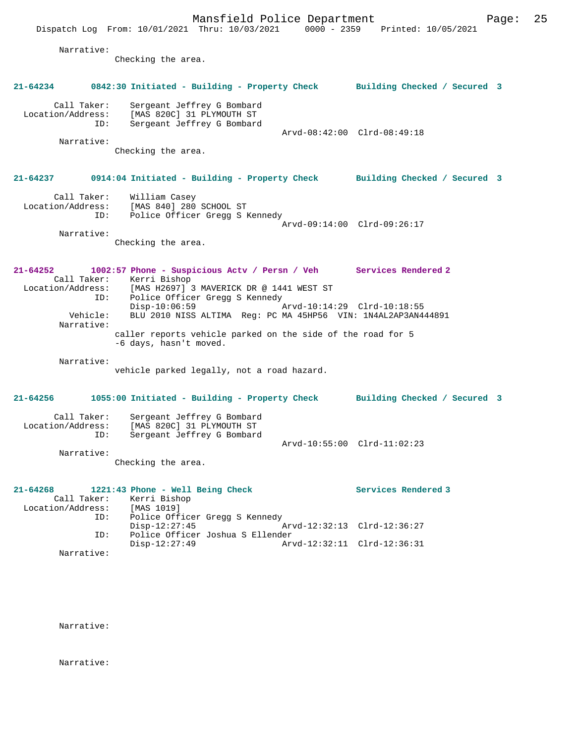Narrative:
Checking the area.

**21-64234 0842:30 Initiated - Building - Property Check Building Checked / Secured 3**

Call Taker: Sergeant Jeffrey G Bombard
Location/Address: [MAS 820C] 31 PLYMOUTH ST
ID: Sergeant Jeffrey G Bombard
Arvd-08:42:00 Clrd-08:49:18
Narrative:
Checking the area.

**21-64237 0914:04 Initiated - Building - Property Check Building Checked / Secured 3**

Call Taker: William Casey
Location/Address: [MAS 840] 280 SCHOOL ST
ID: Police Officer Gregg S Kennedy
Arvd-09:14:00 Clrd-09:26:17
Narrative:
Checking the area.

**21-64252 1002:57 Phone - Suspicious Actv / Persn / Veh Services Rendered 2**

Call Taker: Kerri Bishop
Location/Address: [MAS H2697] 3 MAVERICK DR @ 1441 WEST ST
ID: Police Officer Gregg S Kennedy
Disp-10:06:59 Arvd-10:14:29 Clrd-10:18:55
Vehicle: BLU 2010 NISS ALTIMA Reg: PC MA 45HP56 VIN: 1N4AL2AP3AN444891
Narrative:
caller reports vehicle parked on the side of the road for 5 -6 days, hasn't moved.

Narrative:
vehicle parked legally, not a road hazard.

**21-64256 1055:00 Initiated - Building - Property Check Building Checked / Secured 3**

Call Taker: Sergeant Jeffrey G Bombard
Location/Address: [MAS 820C] 31 PLYMOUTH ST
ID: Sergeant Jeffrey G Bombard
Arvd-10:55:00 Clrd-11:02:23
Narrative:
Checking the area.

**21-64268 1221:43 Phone - Well Being Check Services Rendered 3**

Call Taker: Kerri Bishop
Location/Address: [MAS 1019]
ID: Police Officer Gregg S Kennedy
Disp-12:27:45 Arvd-12:32:13 Clrd-12:36:27
ID: Police Officer Joshua S Ellender
Disp-12:27:49 Arvd-12:32:11 Clrd-12:36:31
Narrative:

Narrative:

Narrative: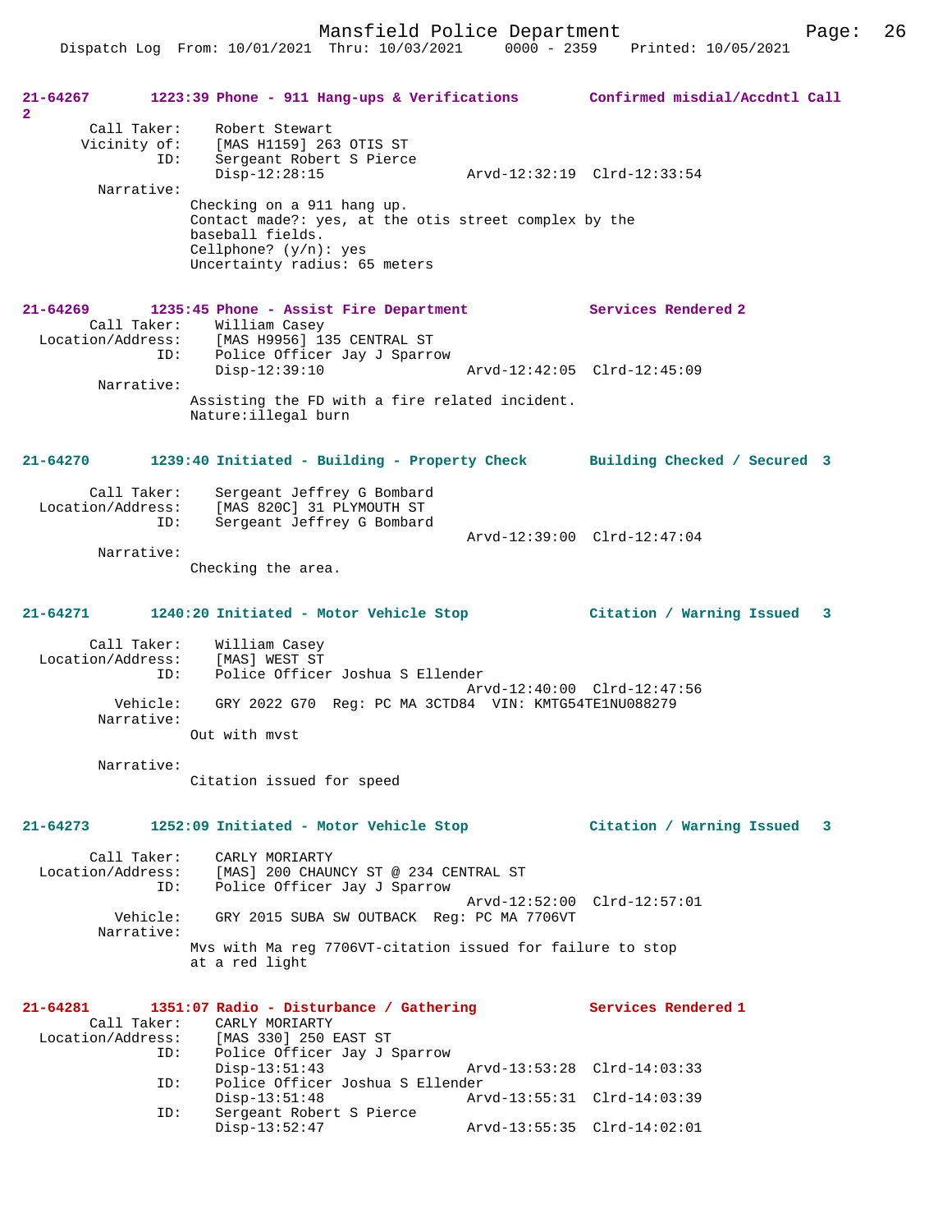**21-64267 1223:39 Phone - 911 Hang-ups & Verifications — Confirmed misdial/Accdntl Call 2**

```
        Call Taker:    Robert Stewart
       Vicinity of:    [MAS H1159] 263 OTIS ST
                ID:    Sergeant Robert S Pierce
                       Disp-12:28:15               Arvd-12:32:19  Clrd-12:33:54
         Narrative:
                     Checking on a 911 hang up.
                     Contact made?: yes, at the otis street complex by the
                     baseball fields.
                     Cellphone? (y/n): yes
                     Uncertainty radius: 65 meters
```

**21-64269 1235:45 Phone - Assist Fire Department — Services Rendered 2**

```
        Call Taker:    William Casey
  Location/Address:    [MAS H9956] 135 CENTRAL ST
                ID:    Police Officer Jay J Sparrow
                       Disp-12:39:10               Arvd-12:42:05  Clrd-12:45:09
         Narrative:
                     Assisting the FD with a fire related incident.
                     Nature:illegal burn
```

**21-64270 1239:40 Initiated - Building - Property Check — Building Checked / Secured 3**

```
        Call Taker:    Sergeant Jeffrey G Bombard
  Location/Address:    [MAS 820C] 31 PLYMOUTH ST
                ID:    Sergeant Jeffrey G Bombard
                                                   Arvd-12:39:00  Clrd-12:47:04
         Narrative:
                     Checking the area.
```

**21-64271 1240:20 Initiated - Motor Vehicle Stop — Citation / Warning Issued 3**

```
        Call Taker:    William Casey
  Location/Address:    [MAS] WEST ST
                ID:    Police Officer Joshua S Ellender
                                                   Arvd-12:40:00  Clrd-12:47:56
           Vehicle:    GRY 2022 G70  Reg: PC MA 3CTD84  VIN: KMTG54TE1NU088279
         Narrative:
                     Out with mvst

         Narrative:
                     Citation issued for speed
```

**21-64273 1252:09 Initiated - Motor Vehicle Stop — Citation / Warning Issued 3**

```
        Call Taker:    CARLY MORIARTY
  Location/Address:    [MAS] 200 CHAUNCY ST @ 234 CENTRAL ST
                ID:    Police Officer Jay J Sparrow
                                                   Arvd-12:52:00  Clrd-12:57:01
           Vehicle:    GRY 2015 SUBA SW OUTBACK  Reg: PC MA 7706VT
         Narrative:
                     Mvs with Ma reg 7706VT-citation issued for failure to stop
                     at a red light
```

**21-64281 1351:07 Radio - Disturbance / Gathering — Services Rendered 1**

```
        Call Taker:    CARLY MORIARTY
  Location/Address:    [MAS 330] 250 EAST ST
                ID:    Police Officer Jay J Sparrow
                       Disp-13:51:43               Arvd-13:53:28  Clrd-14:03:33
                ID:    Police Officer Joshua S Ellender
                       Disp-13:51:48               Arvd-13:55:31  Clrd-14:03:39
                ID:    Sergeant Robert S Pierce
                       Disp-13:52:47               Arvd-13:55:35  Clrd-14:02:01
```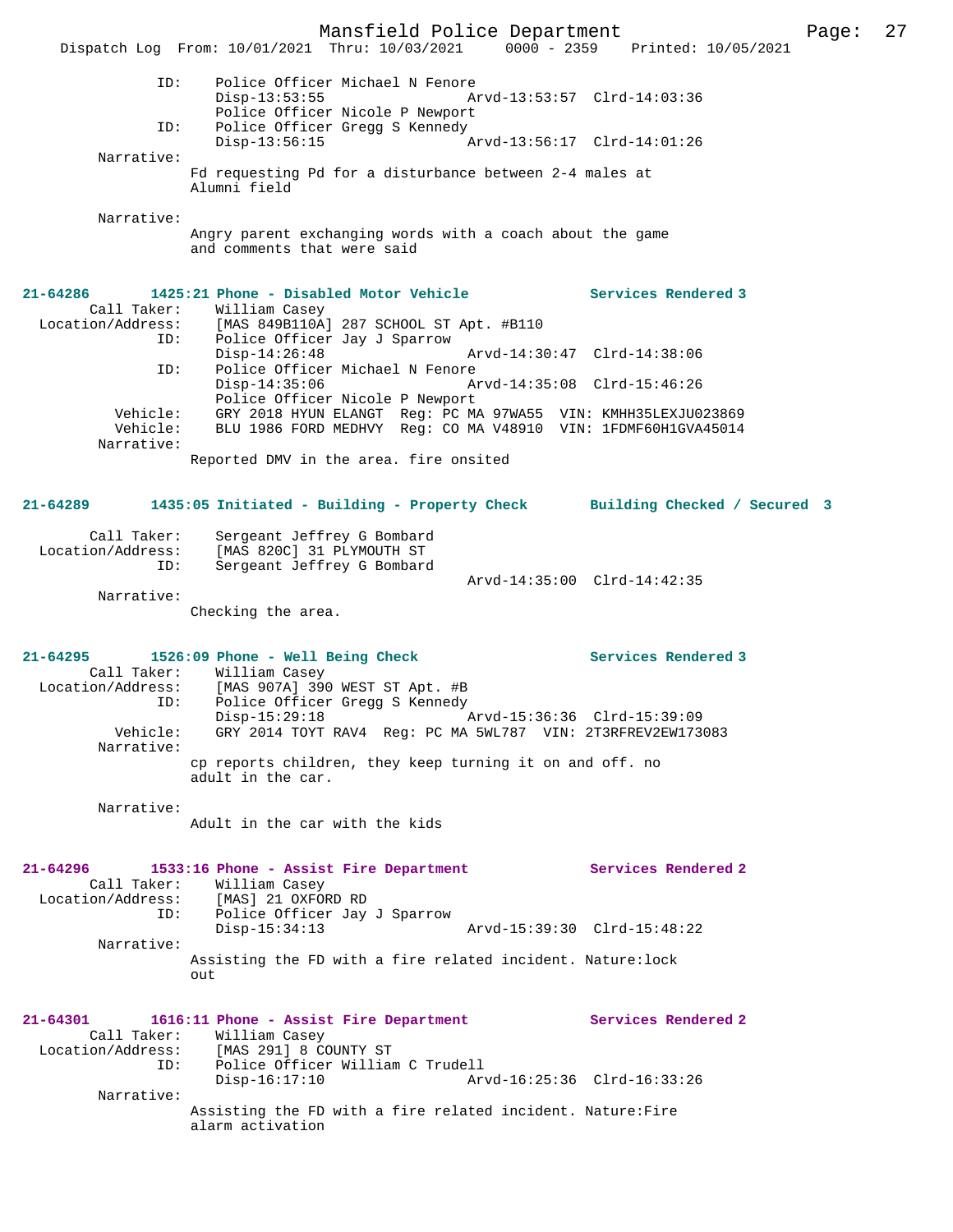```
            ID:    Police Officer Michael N Fenore
                   Disp-13:53:55               Arvd-13:53:57  Clrd-14:03:36
                   Police Officer Nicole P Newport
            ID:    Police Officer Gregg S Kennedy
                   Disp-13:56:15               Arvd-13:56:17  Clrd-14:01:26
     Narrative:
                Fd requesting Pd for a disturbance between 2-4 males at
                Alumni field

     Narrative:
                Angry parent exchanging words with a coach about the game
                and comments that were said


21-64286       1425:21 Phone - Disabled Motor Vehicle          Services Rendered 3
       Call Taker:   William Casey
 Location/Address:   [MAS 849B110A] 287 SCHOOL ST Apt. #B110
               ID:   Police Officer Jay J Sparrow
                     Disp-14:26:48               Arvd-14:30:47  Clrd-14:38:06
               ID:   Police Officer Michael N Fenore
                     Disp-14:35:06               Arvd-14:35:08  Clrd-15:46:26
                     Police Officer Nicole P Newport
          Vehicle:   GRY 2018 HYUN ELANGT  Reg: PC MA 97WA55  VIN: KMHH35LEXJU023869
          Vehicle:   BLU 1986 FORD MEDHVY  Reg: CO MA V48910  VIN: 1FDMF60H1GVA45014
        Narrative:
                Reported DMV in the area. fire onsited


21-64289       1435:05 Initiated - Building - Property Check       Building Checked / Secured  3

       Call Taker:   Sergeant Jeffrey G Bombard
 Location/Address:   [MAS 820C] 31 PLYMOUTH ST
               ID:   Sergeant Jeffrey G Bombard
                                                 Arvd-14:35:00  Clrd-14:42:35
        Narrative:
                Checking the area.


21-64295       1526:09 Phone - Well Being Check                Services Rendered 3
       Call Taker:   William Casey
 Location/Address:   [MAS 907A] 390 WEST ST Apt. #B
               ID:   Police Officer Gregg S Kennedy
                     Disp-15:29:18               Arvd-15:36:36  Clrd-15:39:09
          Vehicle:   GRY 2014 TOYT RAV4  Reg: PC MA 5WL787  VIN: 2T3RFREV2EW173083
        Narrative:
                cp reports children, they keep turning it on and off. no
                adult in the car.

        Narrative:
                Adult in the car with the kids


21-64296       1533:16 Phone - Assist Fire Department          Services Rendered 2
       Call Taker:   William Casey
 Location/Address:   [MAS] 21 OXFORD RD
               ID:   Police Officer Jay J Sparrow
                     Disp-15:34:13               Arvd-15:39:30  Clrd-15:48:22
        Narrative:
                Assisting the FD with a fire related incident. Nature:lock
                out


21-64301       1616:11 Phone - Assist Fire Department          Services Rendered 2
       Call Taker:   William Casey
 Location/Address:   [MAS 291] 8 COUNTY ST
               ID:   Police Officer William C Trudell
                     Disp-16:17:10               Arvd-16:25:36  Clrd-16:33:26
        Narrative:
                Assisting the FD with a fire related incident. Nature:Fire
                alarm activation
```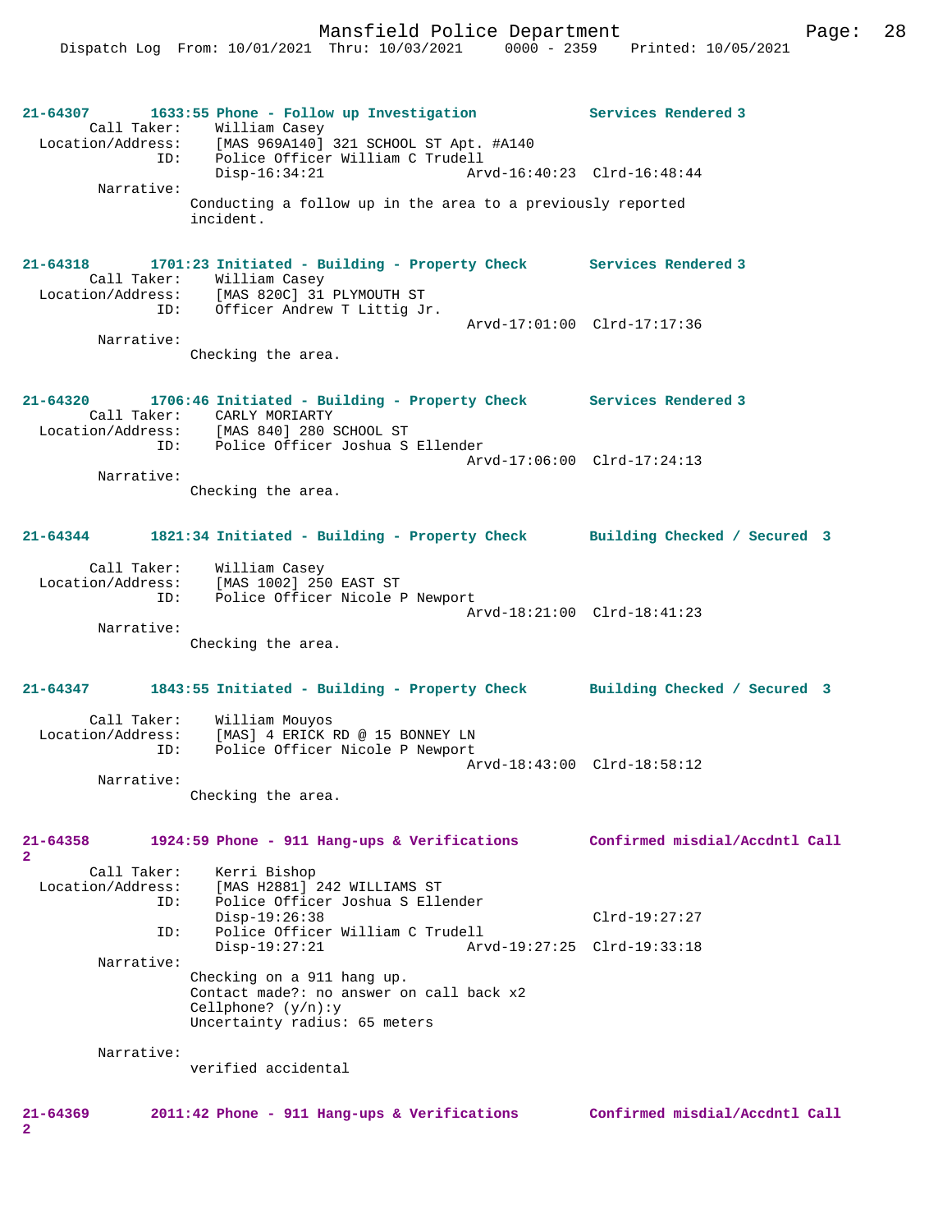**21-64307 1633:55 Phone - Follow up Investigation — Services Rendered 3**

Call Taker: William Casey
Location/Address: [MAS 969A140] 321 SCHOOL ST Apt. #A140
ID: Police Officer William C Trudell
Disp-16:34:21 Arvd-16:40:23 Clrd-16:48:44

Narrative:
Conducting a follow up in the area to a previously reported incident.

**21-64318 1701:23 Initiated - Building - Property Check — Services Rendered 3**

Call Taker: William Casey
Location/Address: [MAS 820C] 31 PLYMOUTH ST
ID: Officer Andrew T Littig Jr.
Arvd-17:01:00 Clrd-17:17:36

Narrative:
Checking the area.

**21-64320 1706:46 Initiated - Building - Property Check — Services Rendered 3**

Call Taker: CARLY MORIARTY
Location/Address: [MAS 840] 280 SCHOOL ST
ID: Police Officer Joshua S Ellender
Arvd-17:06:00 Clrd-17:24:13

Narrative:
Checking the area.

**21-64344 1821:34 Initiated - Building - Property Check — Building Checked / Secured 3**

Call Taker: William Casey
Location/Address: [MAS 1002] 250 EAST ST
ID: Police Officer Nicole P Newport
Arvd-18:21:00 Clrd-18:41:23

Narrative:
Checking the area.

**21-64347 1843:55 Initiated - Building - Property Check — Building Checked / Secured 3**

Call Taker: William Mouyos
Location/Address: [MAS] 4 ERICK RD @ 15 BONNEY LN
ID: Police Officer Nicole P Newport
Arvd-18:43:00 Clrd-18:58:12

Narrative:
Checking the area.

**21-64358 1924:59 Phone - 911 Hang-ups & Verifications — Confirmed misdial/Accdntl Call 2**

Call Taker: Kerri Bishop
Location/Address: [MAS H2881] 242 WILLIAMS ST
ID: Police Officer Joshua S Ellender
Disp-19:26:38 Clrd-19:27:27
ID: Police Officer William C Trudell
Disp-19:27:21 Arvd-19:27:25 Clrd-19:33:18

Narrative:
Checking on a 911 hang up.
Contact made?: no answer on call back x2
Cellphone? (y/n):y
Uncertainty radius: 65 meters

Narrative:
verified accidental

**21-64369 2011:42 Phone - 911 Hang-ups & Verifications — Confirmed misdial/Accdntl Call 2**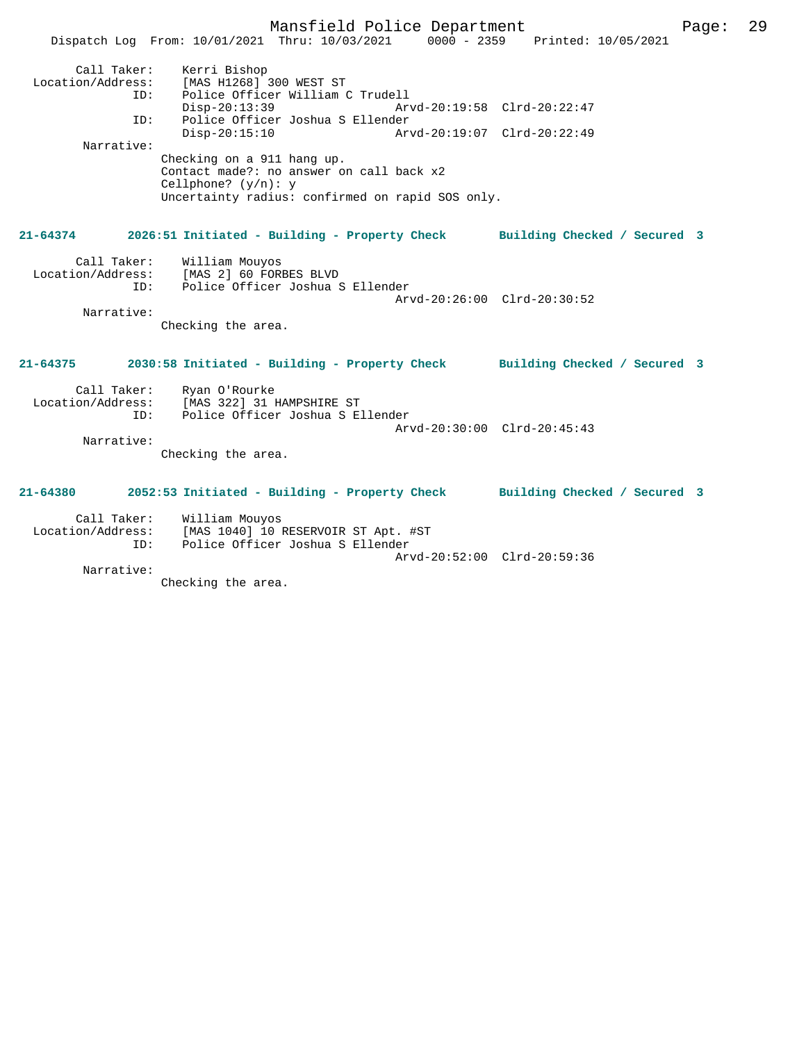```
Call Taker:     Kerri Bishop
Location/Address:     [MAS H1268] 300 WEST ST
ID:     Police Officer William C Trudell
        Disp-20:13:39                 Arvd-20:19:58  Clrd-20:22:47
ID:     Police Officer Joshua S Ellender
        Disp-20:15:10                 Arvd-20:19:07  Clrd-20:22:49
Narrative:
        Checking on a 911 hang up.
        Contact made?: no answer on call back x2
        Cellphone? (y/n): y
        Uncertainty radius: confirmed on rapid SOS only.
```

**21-64374 2026:51 Initiated - Building - Property Check Building Checked / Secured 3**

```
Call Taker:     William Mouyos
Location/Address:     [MAS 2] 60 FORBES BLVD
ID:     Police Officer Joshua S Ellender
                                      Arvd-20:26:00  Clrd-20:30:52
Narrative:
        Checking the area.
```

**21-64375 2030:58 Initiated - Building - Property Check Building Checked / Secured 3**

```
Call Taker:     Ryan O'Rourke
Location/Address:     [MAS 322] 31 HAMPSHIRE ST
ID:     Police Officer Joshua S Ellender
                                      Arvd-20:30:00  Clrd-20:45:43
Narrative:
        Checking the area.
```

**21-64380 2052:53 Initiated - Building - Property Check Building Checked / Secured 3**

```
Call Taker:     William Mouyos
Location/Address:     [MAS 1040] 10 RESERVOIR ST Apt. #ST
ID:     Police Officer Joshua S Ellender
                                      Arvd-20:52:00  Clrd-20:59:36
Narrative:
        Checking the area.
```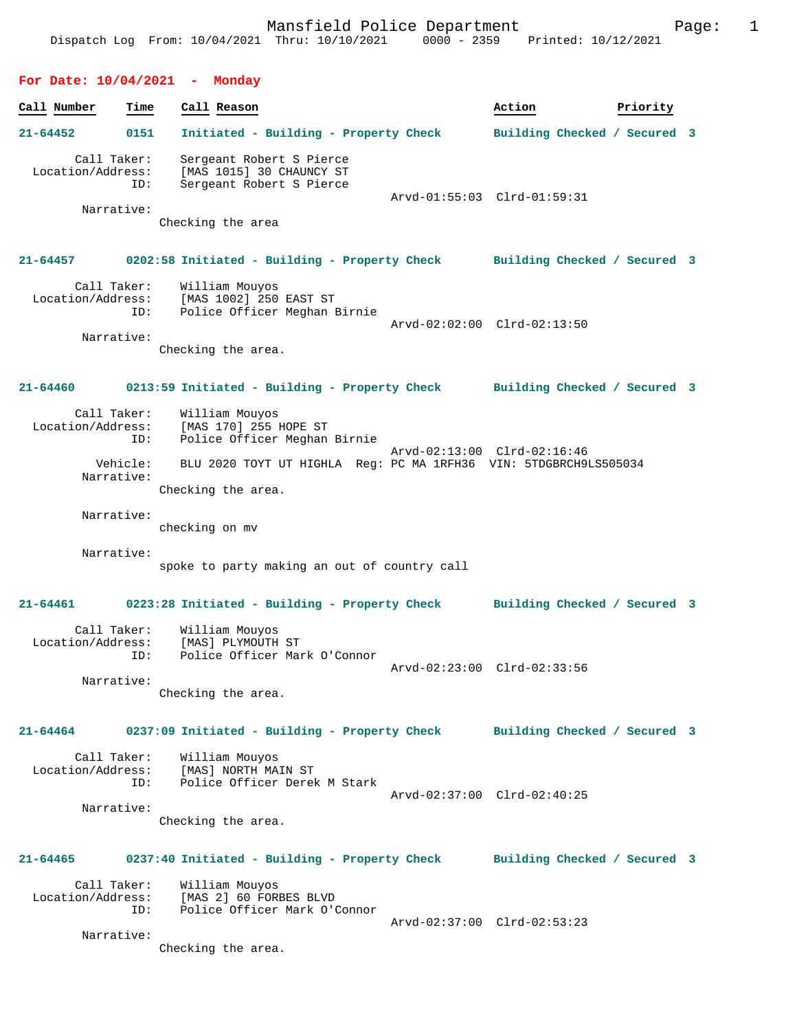Mansfield Police Department
Dispatch Log From: 10/04/2021 Thru: 10/10/2021 0000 - 2359 Printed: 10/12/2021

## For Date: 10/04/2021 - Monday

| Call Number | Time | Call Reason | Action | Priority |
|---|---|---|---|---|

**21-64452** 0151 Initiated - Building - Property Check — Building Checked / Secured 3

Call Taker: Sergeant Robert S Pierce
Location/Address: [MAS 1015] 30 CHAUNCY ST
ID: Sergeant Robert S Pierce
Arvd-01:55:03 Clrd-01:59:31
Narrative:
Checking the area

**21-64457** 0202:58 Initiated - Building - Property Check — Building Checked / Secured 3

Call Taker: William Mouyos
Location/Address: [MAS 1002] 250 EAST ST
ID: Police Officer Meghan Birnie
Arvd-02:02:00 Clrd-02:13:50
Narrative:
Checking the area.

**21-64460** 0213:59 Initiated - Building - Property Check — Building Checked / Secured 3

Call Taker: William Mouyos
Location/Address: [MAS 170] 255 HOPE ST
ID: Police Officer Meghan Birnie
Arvd-02:13:00 Clrd-02:16:46
Vehicle: BLU 2020 TOYT UT HIGHLA Reg: PC MA 1RFH36 VIN: 5TDGBRCH9LS505034
Narrative:
Checking the area.

Narrative:
checking on mv

Narrative:
spoke to party making an out of country call

**21-64461** 0223:28 Initiated - Building - Property Check — Building Checked / Secured 3

Call Taker: William Mouyos
Location/Address: [MAS] PLYMOUTH ST
ID: Police Officer Mark O'Connor
Arvd-02:23:00 Clrd-02:33:56
Narrative:
Checking the area.

**21-64464** 0237:09 Initiated - Building - Property Check — Building Checked / Secured 3

Call Taker: William Mouyos
Location/Address: [MAS] NORTH MAIN ST
ID: Police Officer Derek M Stark
Arvd-02:37:00 Clrd-02:40:25
Narrative:
Checking the area.

**21-64465** 0237:40 Initiated - Building - Property Check — Building Checked / Secured 3

Call Taker: William Mouyos
Location/Address: [MAS 2] 60 FORBES BLVD
ID: Police Officer Mark O'Connor
Arvd-02:37:00 Clrd-02:53:23
Narrative:
Checking the area.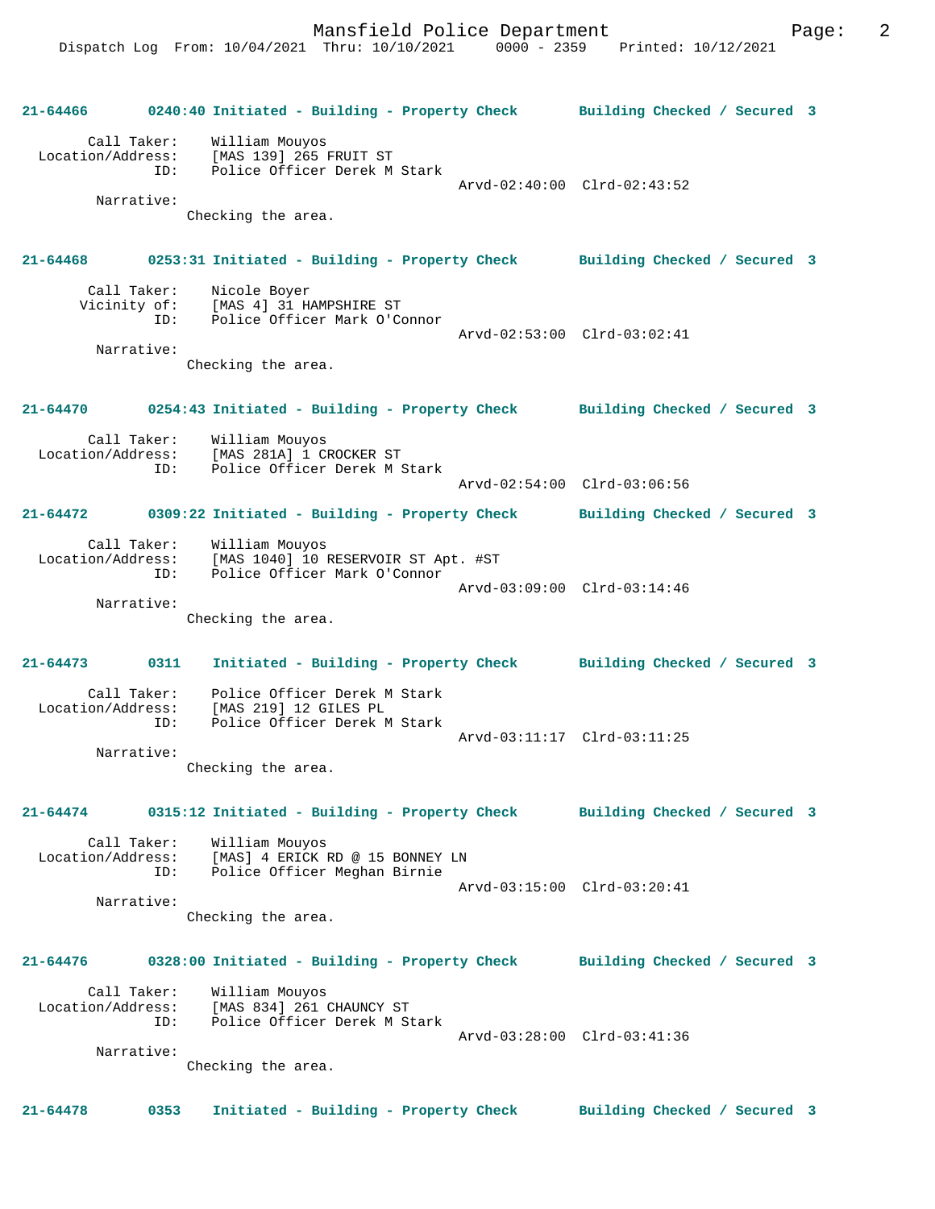**21-64466 0240:40 Initiated - Building - Property Check Building Checked / Secured 3**

```
        Call Taker:    William Mouyos
  Location/Address:    [MAS 139] 265 FRUIT ST
                ID:    Police Officer Derek M Stark
                                              Arvd-02:40:00  Clrd-02:43:52
         Narrative:
                Checking the area.
```

**21-64468 0253:31 Initiated - Building - Property Check Building Checked / Secured 3**

```
        Call Taker:    Nicole Boyer
       Vicinity of:    [MAS 4] 31 HAMPSHIRE ST
                ID:    Police Officer Mark O'Connor
                                              Arvd-02:53:00  Clrd-03:02:41
         Narrative:
                Checking the area.
```

**21-64470 0254:43 Initiated - Building - Property Check Building Checked / Secured 3**

```
        Call Taker:    William Mouyos
  Location/Address:    [MAS 281A] 1 CROCKER ST
                ID:    Police Officer Derek M Stark
                                              Arvd-02:54:00  Clrd-03:06:56
```

**21-64472 0309:22 Initiated - Building - Property Check Building Checked / Secured 3**

```
        Call Taker:    William Mouyos
  Location/Address:    [MAS 1040] 10 RESERVOIR ST Apt. #ST
                ID:    Police Officer Mark O'Connor
                                              Arvd-03:09:00  Clrd-03:14:46
         Narrative:
                Checking the area.
```

**21-64473 0311 Initiated - Building - Property Check Building Checked / Secured 3**

```
        Call Taker:    Police Officer Derek M Stark
  Location/Address:    [MAS 219] 12 GILES PL
                ID:    Police Officer Derek M Stark
                                              Arvd-03:11:17  Clrd-03:11:25
         Narrative:
                Checking the area.
```

**21-64474 0315:12 Initiated - Building - Property Check Building Checked / Secured 3**

```
        Call Taker:    William Mouyos
  Location/Address:    [MAS] 4 ERICK RD @ 15 BONNEY LN
                ID:    Police Officer Meghan Birnie
                                              Arvd-03:15:00  Clrd-03:20:41
         Narrative:
                Checking the area.
```

**21-64476 0328:00 Initiated - Building - Property Check Building Checked / Secured 3**

```
        Call Taker:    William Mouyos
  Location/Address:    [MAS 834] 261 CHAUNCY ST
                ID:    Police Officer Derek M Stark
                                              Arvd-03:28:00  Clrd-03:41:36
         Narrative:
                Checking the area.
```

**21-64478 0353 Initiated - Building - Property Check Building Checked / Secured 3**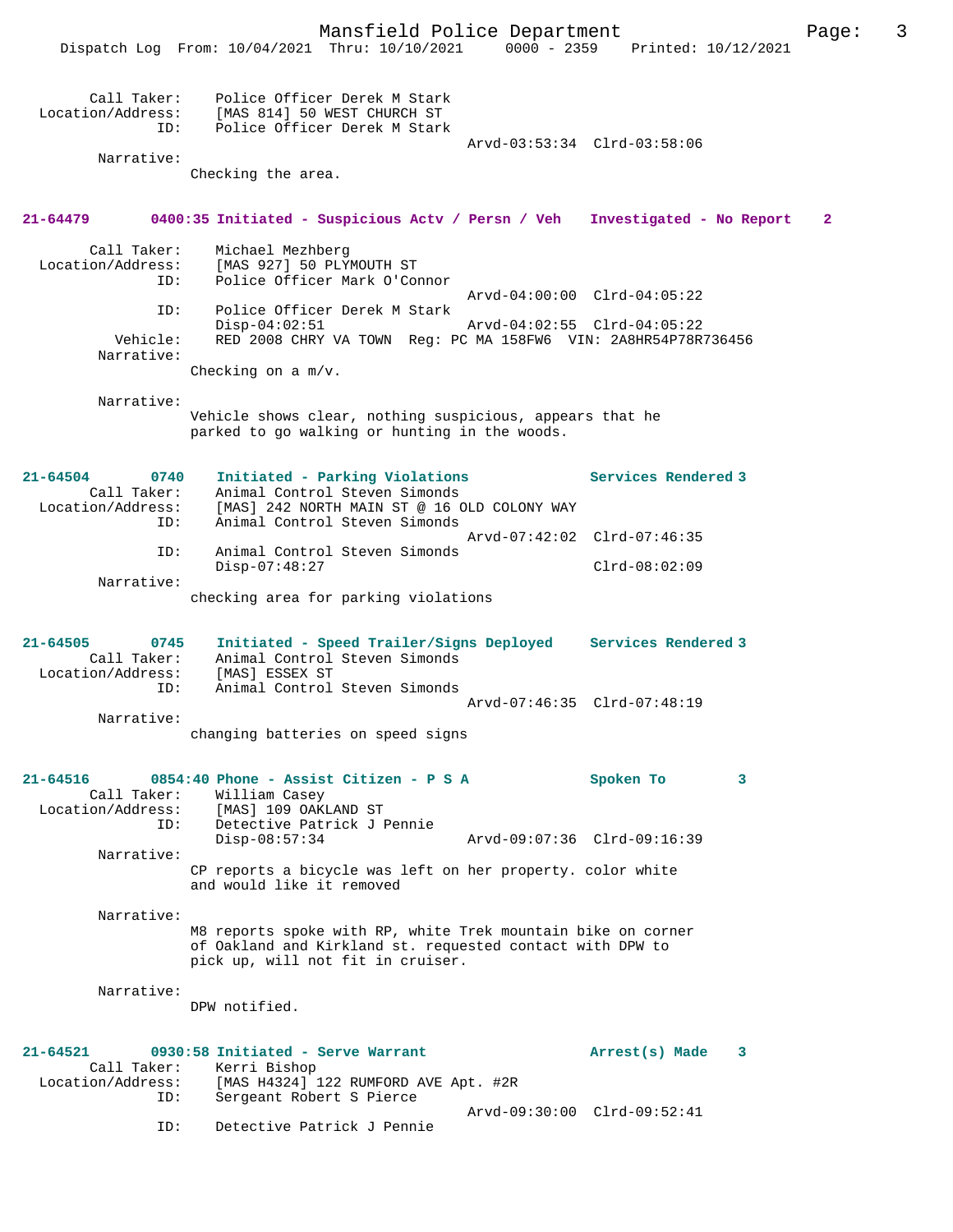```
        Call Taker:    Police Officer Derek M Stark
  Location/Address:    [MAS 814] 50 WEST CHURCH ST
                ID:    Police Officer Derek M Stark
                                              Arvd-03:53:34  Clrd-03:58:06
         Narrative:
                Checking the area.


21-64479        0400:35 Initiated - Suspicious Actv / Persn / Veh    Investigated - No Report    2

        Call Taker:    Michael Mezhberg
  Location/Address:    [MAS 927] 50 PLYMOUTH ST
                ID:    Police Officer Mark O'Connor
                                              Arvd-04:00:00  Clrd-04:05:22
                ID:    Police Officer Derek M Stark
                       Disp-04:02:51          Arvd-04:02:55  Clrd-04:05:22
           Vehicle:    RED 2008 CHRY VA TOWN  Reg: PC MA 158FW6  VIN: 2A8HR54P78R736456
         Narrative:
                Checking on a m/v.

         Narrative:
                Vehicle shows clear, nothing suspicious, appears that he
                parked to go walking or hunting in the woods.


21-64504        0740   Initiated - Parking Violations            Services Rendered 3
        Call Taker:    Animal Control Steven Simonds
  Location/Address:    [MAS] 242 NORTH MAIN ST @ 16 OLD COLONY WAY
                ID:    Animal Control Steven Simonds
                                              Arvd-07:42:02  Clrd-07:46:35
                ID:    Animal Control Steven Simonds
                       Disp-07:48:27                         Clrd-08:02:09
         Narrative:
                checking area for parking violations


21-64505        0745   Initiated - Speed Trailer/Signs Deployed    Services Rendered 3
        Call Taker:    Animal Control Steven Simonds
  Location/Address:    [MAS] ESSEX ST
                ID:    Animal Control Steven Simonds
                                              Arvd-07:46:35  Clrd-07:48:19
         Narrative:
                changing batteries on speed signs


21-64516        0854:40 Phone - Assist Citizen - P S A           Spoken To         3
        Call Taker:    William Casey
  Location/Address:    [MAS] 109 OAKLAND ST
                ID:    Detective Patrick J Pennie
                       Disp-08:57:34          Arvd-09:07:36  Clrd-09:16:39
         Narrative:
                CP reports a bicycle was left on her property. color white
                and would like it removed

         Narrative:
                M8 reports spoke with RP, white Trek mountain bike on corner
                of Oakland and Kirkland st. requested contact with DPW to
                pick up, will not fit in cruiser.

         Narrative:
                DPW notified.


21-64521        0930:58 Initiated - Serve Warrant                Arrest(s) Made    3
        Call Taker:    Kerri Bishop
  Location/Address:    [MAS H4324] 122 RUMFORD AVE Apt. #2R
                ID:    Sergeant Robert S Pierce
                                              Arvd-09:30:00  Clrd-09:52:41
                ID:    Detective Patrick J Pennie
```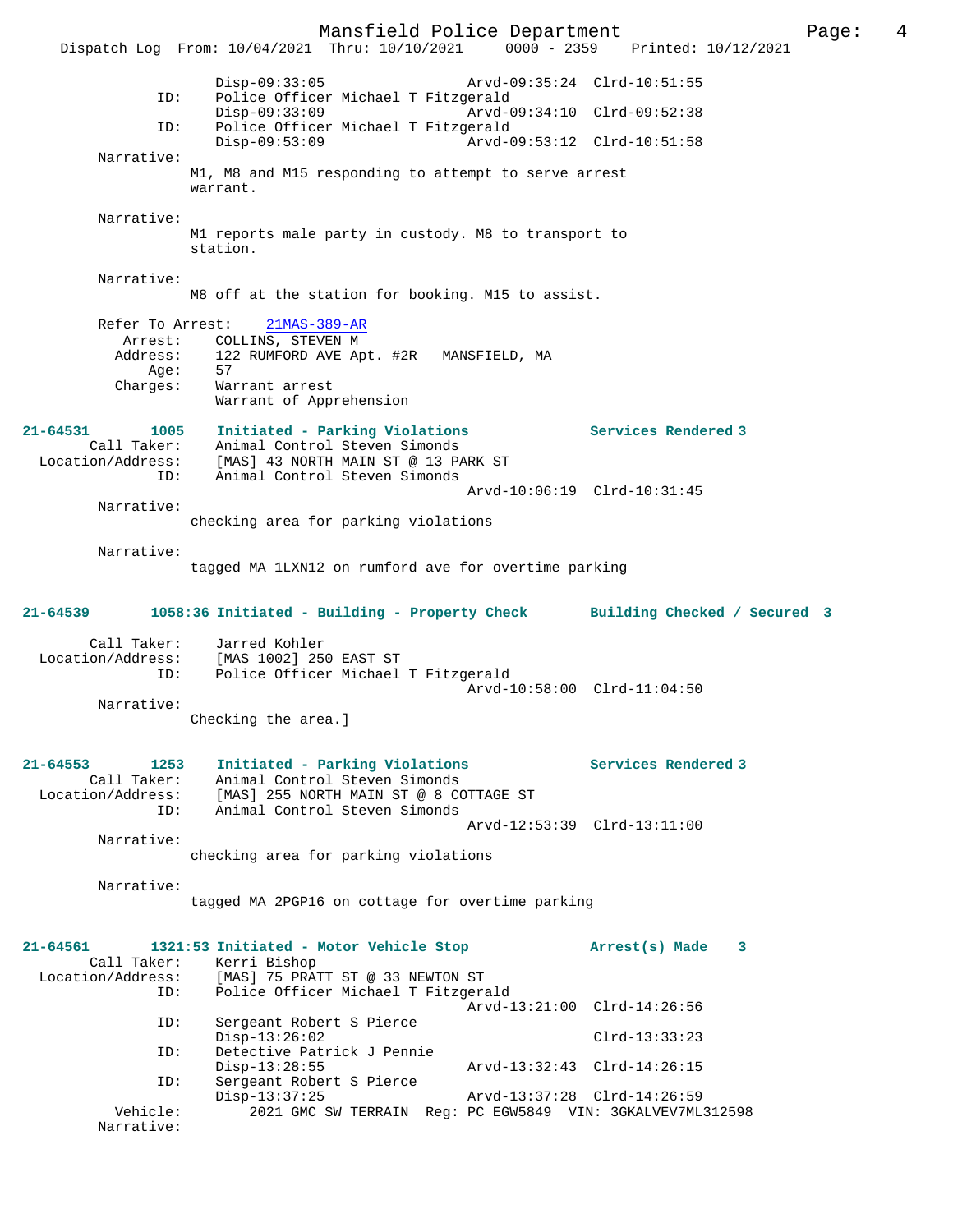```
                Disp-09:33:05                    Arvd-09:35:24  Clrd-10:51:55
            ID:     Police Officer Michael T Fitzgerald
                Disp-09:33:09                    Arvd-09:34:10  Clrd-09:52:38
            ID:     Police Officer Michael T Fitzgerald
                Disp-09:53:09                    Arvd-09:53:12  Clrd-10:51:58
        Narrative:
                M1, M8 and M15 responding to attempt to serve arrest
                warrant.

        Narrative:
                M1 reports male party in custody. M8 to transport to
                station.

        Narrative:
                M8 off at the station for booking. M15 to assist.

        Refer To Arrest:    21MAS-389-AR
            Arrest:     COLLINS, STEVEN M
           Address:     122 RUMFORD AVE Apt. #2R   MANSFIELD, MA
               Age:     57
           Charges:     Warrant arrest
                        Warrant of Apprehension

21-64531        1005    Initiated - Parking Violations            Services Rendered 3
        Call Taker:     Animal Control Steven Simonds
  Location/Address:     [MAS] 43 NORTH MAIN ST @ 13 PARK ST
                ID:     Animal Control Steven Simonds
                                                 Arvd-10:06:19  Clrd-10:31:45
        Narrative:
                checking area for parking violations

        Narrative:
                tagged MA 1LXN12 on rumford ave for overtime parking


21-64539        1058:36 Initiated - Building - Property Check       Building Checked / Secured  3

        Call Taker:     Jarred Kohler
  Location/Address:     [MAS 1002] 250 EAST ST
                ID:     Police Officer Michael T Fitzgerald
                                                 Arvd-10:58:00  Clrd-11:04:50
        Narrative:
                Checking the area.]


21-64553        1253    Initiated - Parking Violations            Services Rendered 3
        Call Taker:     Animal Control Steven Simonds
  Location/Address:     [MAS] 255 NORTH MAIN ST @ 8 COTTAGE ST
                ID:     Animal Control Steven Simonds
                                                 Arvd-12:53:39  Clrd-13:11:00
        Narrative:
                checking area for parking violations

        Narrative:
                tagged MA 2PGP16 on cottage for overtime parking


21-64561        1321:53 Initiated - Motor Vehicle Stop            Arrest(s) Made    3
        Call Taker:     Kerri Bishop
  Location/Address:     [MAS] 75 PRATT ST @ 33 NEWTON ST
                ID:     Police Officer Michael T Fitzgerald
                                                 Arvd-13:21:00  Clrd-14:26:56
                ID:     Sergeant Robert S Pierce
                Disp-13:26:02                                   Clrd-13:33:23
                ID:     Detective Patrick J Pennie
                Disp-13:28:55                    Arvd-13:32:43  Clrd-14:26:15
                ID:     Sergeant Robert S Pierce
                Disp-13:37:25                    Arvd-13:37:28  Clrd-14:26:59
           Vehicle:         2021 GMC SW TERRAIN  Reg: PC EGW5849  VIN: 3GKALVEV7ML312598
         Narrative:
```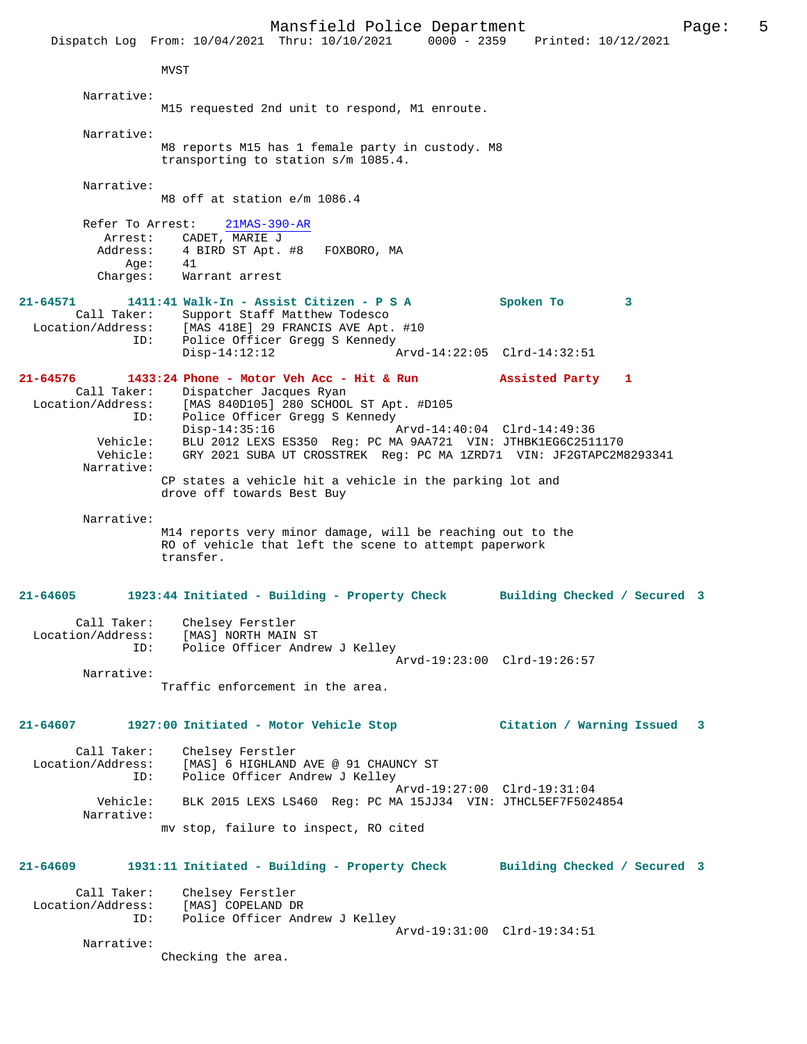MVST

Narrative:
M15 requested 2nd unit to respond, M1 enroute.

Narrative:
M8 reports M15 has 1 female party in custody. M8 transporting to station s/m 1085.4.

Narrative:
M8 off at station e/m 1086.4

Refer To Arrest: 21MAS-390-AR
Arrest: CADET, MARIE J
Address: 4 BIRD ST Apt. #8 FOXBORO, MA
Age: 41
Charges: Warrant arrest

**21-64571 1411:41 Walk-In - Assist Citizen - P S A — Spoken To 3**
Call Taker: Support Staff Matthew Todesco
Location/Address: [MAS 418E] 29 FRANCIS AVE Apt. #10
ID: Police Officer Gregg S Kennedy
Disp-14:12:12 Arvd-14:22:05 Clrd-14:32:51

**21-64576 1433:24 Phone - Motor Veh Acc - Hit & Run — Assisted Party 1**
Call Taker: Dispatcher Jacques Ryan
Location/Address: [MAS 840D105] 280 SCHOOL ST Apt. #D105
ID: Police Officer Gregg S Kennedy
Disp-14:35:16 Arvd-14:40:04 Clrd-14:49:36
Vehicle: BLU 2012 LEXS ES350 Reg: PC MA 9AA721 VIN: JTHBK1EG6C2511170
Vehicle: GRY 2021 SUBA UT CROSSTREK Reg: PC MA 1ZRD71 VIN: JF2GTAPC2M8293341
Narrative:
CP states a vehicle hit a vehicle in the parking lot and drove off towards Best Buy

Narrative:
M14 reports very minor damage, will be reaching out to the RO of vehicle that left the scene to attempt paperwork transfer.

**21-64605 1923:44 Initiated - Building - Property Check — Building Checked / Secured 3**
Call Taker: Chelsey Ferstler
Location/Address: [MAS] NORTH MAIN ST
ID: Police Officer Andrew J Kelley
Arvd-19:23:00 Clrd-19:26:57
Narrative:
Traffic enforcement in the area.

**21-64607 1927:00 Initiated - Motor Vehicle Stop — Citation / Warning Issued 3**
Call Taker: Chelsey Ferstler
Location/Address: [MAS] 6 HIGHLAND AVE @ 91 CHAUNCY ST
ID: Police Officer Andrew J Kelley
Arvd-19:27:00 Clrd-19:31:04
Vehicle: BLK 2015 LEXS LS460 Reg: PC MA 15JJ34 VIN: JTHCL5EF7F5024854
Narrative:
mv stop, failure to inspect, RO cited

**21-64609 1931:11 Initiated - Building - Property Check — Building Checked / Secured 3**
Call Taker: Chelsey Ferstler
Location/Address: [MAS] COPELAND DR
ID: Police Officer Andrew J Kelley
Arvd-19:31:00 Clrd-19:34:51
Narrative:
Checking the area.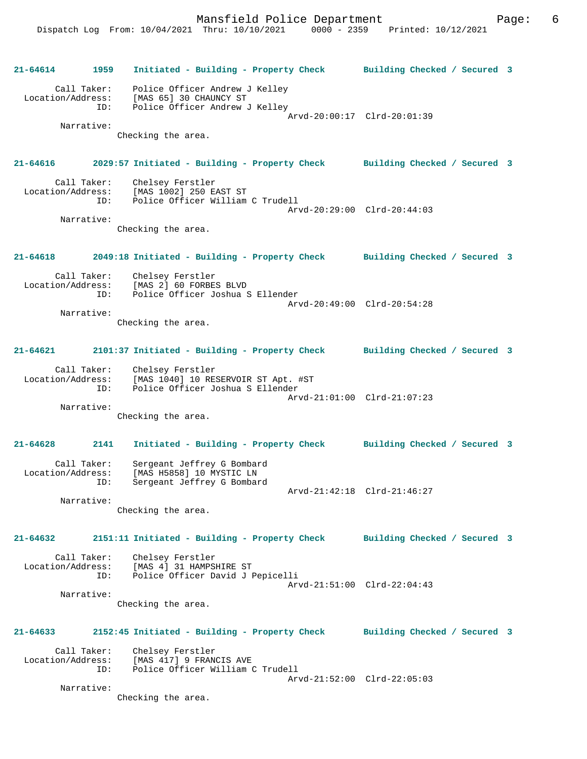**21-64614 1959 Initiated - Building - Property Check Building Checked / Secured 3**

```
Call Taker:        Police Officer Andrew J Kelley
Location/Address:  [MAS 65] 30 CHAUNCY ST
ID:                Police Officer Andrew J Kelley
                                          Arvd-20:00:17  Clrd-20:01:39
Narrative:
      Checking the area.
```

**21-64616 2029:57 Initiated - Building - Property Check Building Checked / Secured 3**

```
Call Taker:        Chelsey Ferstler
Location/Address:  [MAS 1002] 250 EAST ST
ID:                Police Officer William C Trudell
                                          Arvd-20:29:00  Clrd-20:44:03
Narrative:
      Checking the area.
```

**21-64618 2049:18 Initiated - Building - Property Check Building Checked / Secured 3**

```
Call Taker:        Chelsey Ferstler
Location/Address:  [MAS 2] 60 FORBES BLVD
ID:                Police Officer Joshua S Ellender
                                          Arvd-20:49:00  Clrd-20:54:28
Narrative:
      Checking the area.
```

**21-64621 2101:37 Initiated - Building - Property Check Building Checked / Secured 3**

```
Call Taker:        Chelsey Ferstler
Location/Address:  [MAS 1040] 10 RESERVOIR ST Apt. #ST
ID:                Police Officer Joshua S Ellender
                                          Arvd-21:01:00  Clrd-21:07:23
Narrative:
      Checking the area.
```

**21-64628 2141 Initiated - Building - Property Check Building Checked / Secured 3**

```
Call Taker:        Sergeant Jeffrey G Bombard
Location/Address:  [MAS H5858] 10 MYSTIC LN
ID:                Sergeant Jeffrey G Bombard
                                          Arvd-21:42:18  Clrd-21:46:27
Narrative:
      Checking the area.
```

**21-64632 2151:11 Initiated - Building - Property Check Building Checked / Secured 3**

```
Call Taker:        Chelsey Ferstler
Location/Address:  [MAS 4] 31 HAMPSHIRE ST
ID:                Police Officer David J Pepicelli
                                          Arvd-21:51:00  Clrd-22:04:43
Narrative:
      Checking the area.
```

**21-64633 2152:45 Initiated - Building - Property Check Building Checked / Secured 3**

```
Call Taker:        Chelsey Ferstler
Location/Address:  [MAS 417] 9 FRANCIS AVE
ID:                Police Officer William C Trudell
                                          Arvd-21:52:00  Clrd-22:05:03
Narrative:
      Checking the area.
```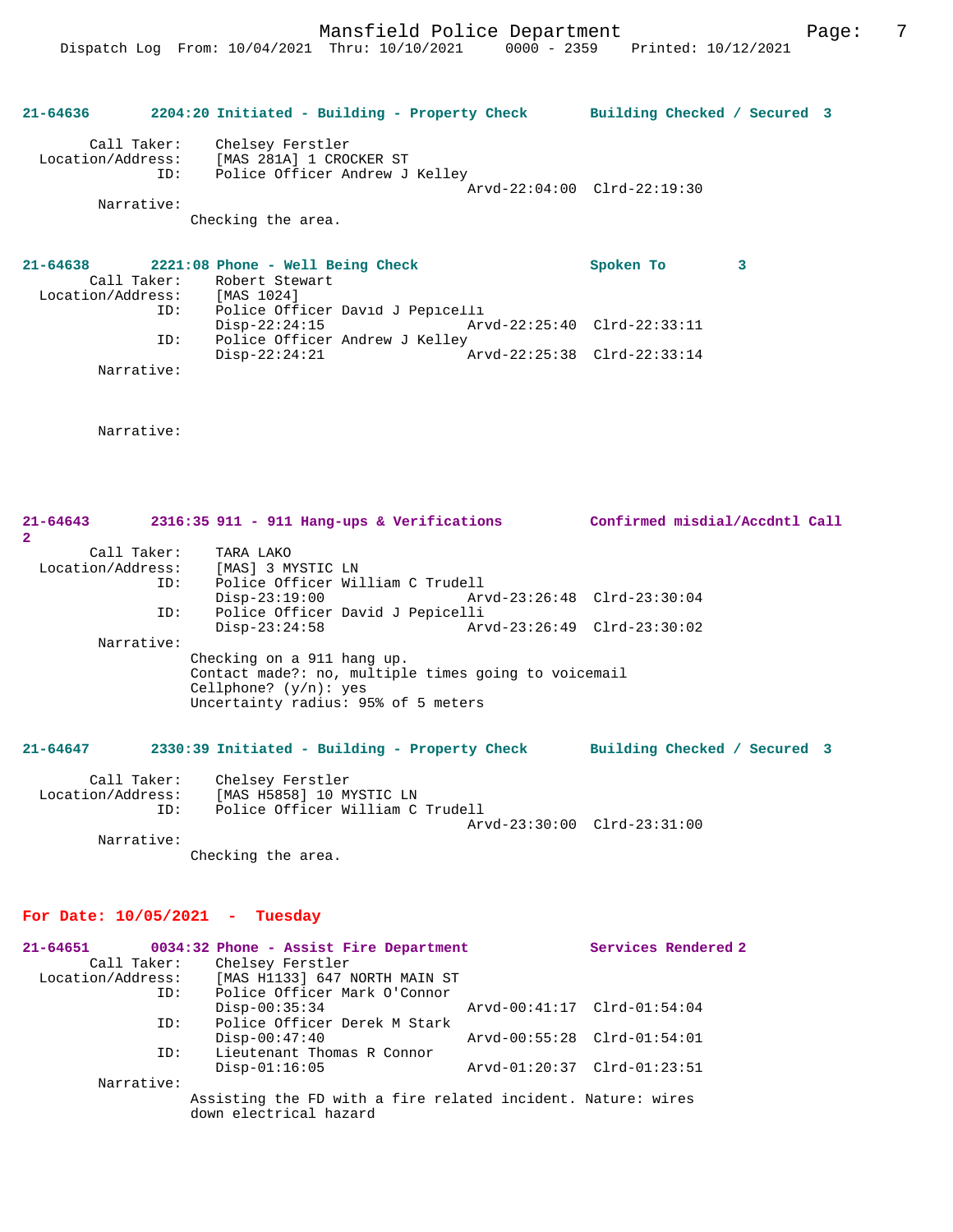**21-64636 2204:20 Initiated - Building - Property Check Building Checked / Secured 3**

Call Taker: Chelsey Ferstler
Location/Address: [MAS 281A] 1 CROCKER ST
ID: Police Officer Andrew J Kelley
Arvd-22:04:00 Clrd-22:19:30
Narrative:
Checking the area.

**21-64638 2221:08 Phone - Well Being Check Spoken To 3**

Call Taker: Robert Stewart
Location/Address: [MAS 1024]
ID: Police Officer David J Pepicelli
Disp-22:24:15 Arvd-22:25:40 Clrd-22:33:11
ID: Police Officer Andrew J Kelley
Disp-22:24:21 Arvd-22:25:38 Clrd-22:33:14
Narrative:

Narrative:

**21-64643 2316:35 911 - 911 Hang-ups & Verifications Confirmed misdial/Accdntl Call 2**

Call Taker: TARA LAKO
Location/Address: [MAS] 3 MYSTIC LN
ID: Police Officer William C Trudell
Disp-23:19:00 Arvd-23:26:48 Clrd-23:30:04
ID: Police Officer David J Pepicelli
Disp-23:24:58 Arvd-23:26:49 Clrd-23:30:02
Narrative:
Checking on a 911 hang up.
Contact made?: no, multiple times going to voicemail
Cellphone? (y/n): yes
Uncertainty radius: 95% of 5 meters

**21-64647 2330:39 Initiated - Building - Property Check Building Checked / Secured 3**

Call Taker: Chelsey Ferstler
Location/Address: [MAS H5858] 10 MYSTIC LN
ID: Police Officer William C Trudell
Arvd-23:30:00 Clrd-23:31:00
Narrative:
Checking the area.

## For Date: 10/05/2021 - Tuesday

**21-64651 0034:32 Phone - Assist Fire Department Services Rendered 2**

Call Taker: Chelsey Ferstler
Location/Address: [MAS H1133] 647 NORTH MAIN ST
ID: Police Officer Mark O'Connor
Disp-00:35:34 Arvd-00:41:17 Clrd-01:54:04
ID: Police Officer Derek M Stark
Disp-00:47:40 Arvd-00:55:28 Clrd-01:54:01
ID: Lieutenant Thomas R Connor
Disp-01:16:05 Arvd-01:20:37 Clrd-01:23:51
Narrative:
Assisting the FD with a fire related incident. Nature: wires down electrical hazard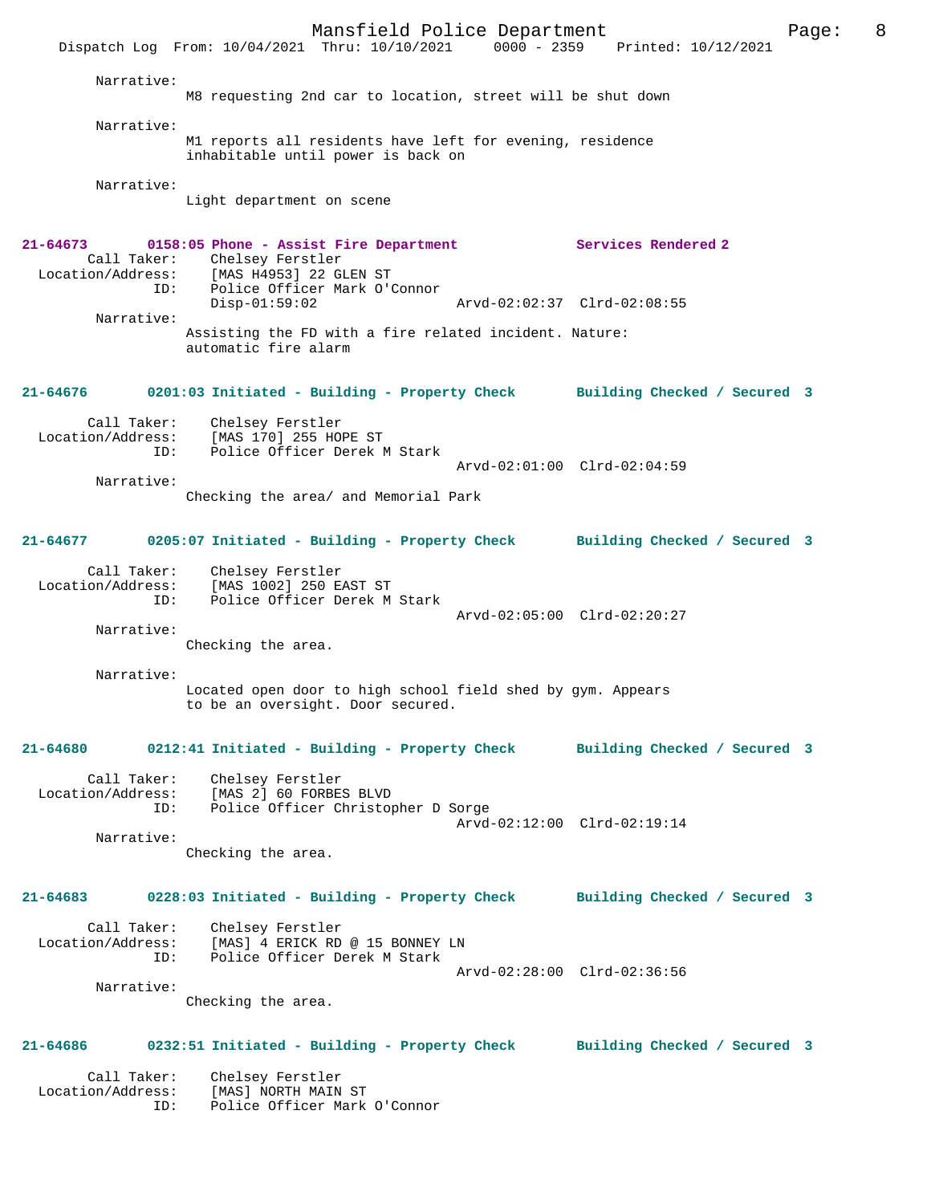Narrative:
M8 requesting 2nd car to location, street will be shut down

Narrative:
M1 reports all residents have left for evening, residence inhabitable until power is back on

Narrative:
Light department on scene

**21-64673 0158:05 Phone - Assist Fire Department Services Rendered 2**

Call Taker: Chelsey Ferstler
Location/Address: [MAS H4953] 22 GLEN ST
ID: Police Officer Mark O'Connor
Disp-01:59:02 Arvd-02:02:37 Clrd-02:08:55

Narrative:
Assisting the FD with a fire related incident. Nature: automatic fire alarm

**21-64676 0201:03 Initiated - Building - Property Check Building Checked / Secured 3**

Call Taker: Chelsey Ferstler
Location/Address: [MAS 170] 255 HOPE ST
ID: Police Officer Derek M Stark
Arvd-02:01:00 Clrd-02:04:59

Narrative:
Checking the area/ and Memorial Park

**21-64677 0205:07 Initiated - Building - Property Check Building Checked / Secured 3**

Call Taker: Chelsey Ferstler
Location/Address: [MAS 1002] 250 EAST ST
ID: Police Officer Derek M Stark
Arvd-02:05:00 Clrd-02:20:27

Narrative:
Checking the area.

Narrative:
Located open door to high school field shed by gym. Appears to be an oversight. Door secured.

**21-64680 0212:41 Initiated - Building - Property Check Building Checked / Secured 3**

Call Taker: Chelsey Ferstler
Location/Address: [MAS 2] 60 FORBES BLVD
ID: Police Officer Christopher D Sorge
Arvd-02:12:00 Clrd-02:19:14

Narrative:
Checking the area.

**21-64683 0228:03 Initiated - Building - Property Check Building Checked / Secured 3**

Call Taker: Chelsey Ferstler
Location/Address: [MAS] 4 ERICK RD @ 15 BONNEY LN
ID: Police Officer Derek M Stark
Arvd-02:28:00 Clrd-02:36:56

Narrative:
Checking the area.

**21-64686 0232:51 Initiated - Building - Property Check Building Checked / Secured 3**

Call Taker: Chelsey Ferstler
Location/Address: [MAS] NORTH MAIN ST
ID: Police Officer Mark O'Connor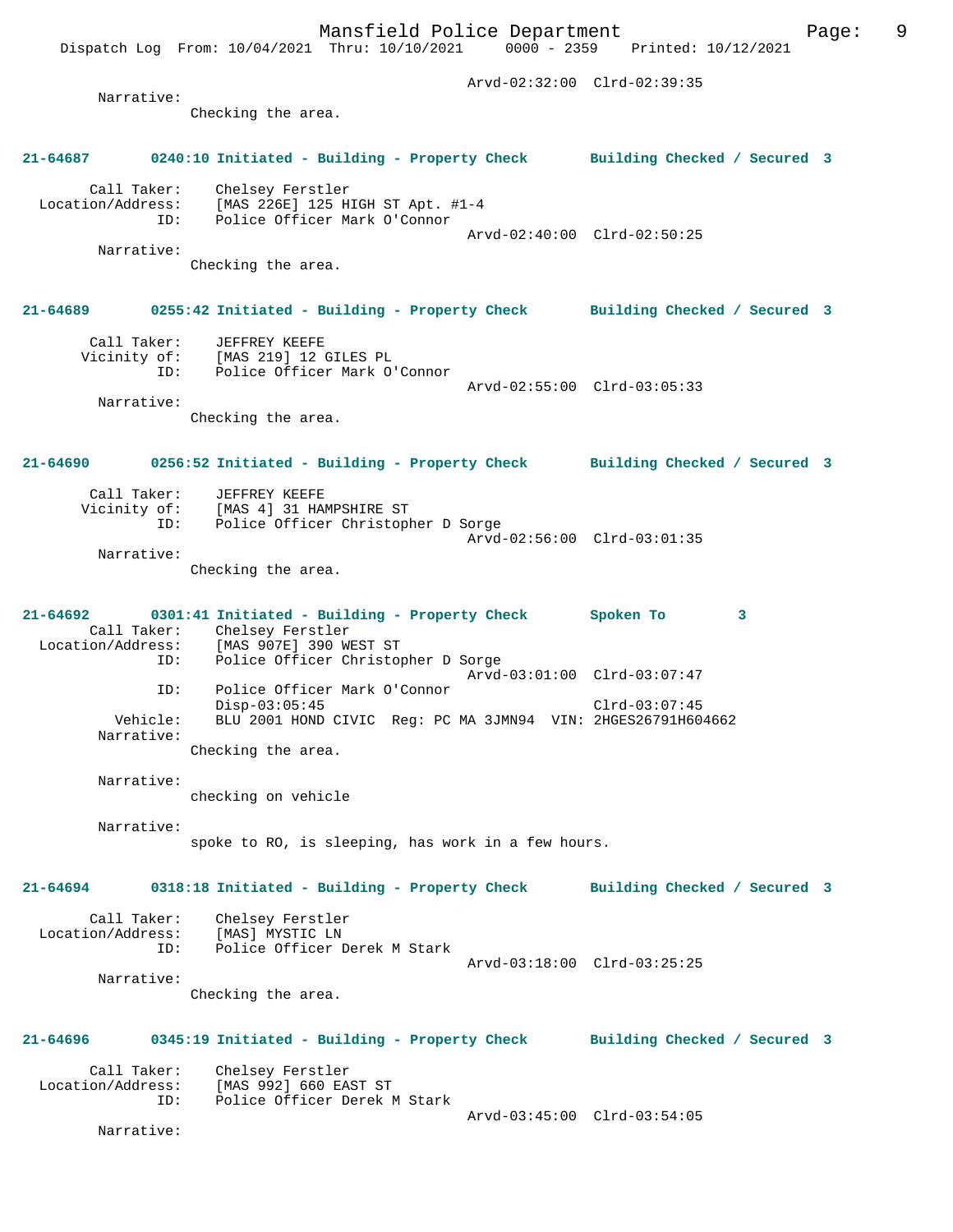Arvd-02:32:00 Clrd-02:39:35

Narrative:
Checking the area.

**21-64687 0240:10 Initiated - Building - Property Check Building Checked / Secured 3**

Call Taker: Chelsey Ferstler
Location/Address: [MAS 226E] 125 HIGH ST Apt. #1-4
ID: Police Officer Mark O'Connor
Arvd-02:40:00 Clrd-02:50:25

Narrative:
Checking the area.

**21-64689 0255:42 Initiated - Building - Property Check Building Checked / Secured 3**

Call Taker: JEFFREY KEEFE
Vicinity of: [MAS 219] 12 GILES PL
ID: Police Officer Mark O'Connor
Arvd-02:55:00 Clrd-03:05:33

Narrative:
Checking the area.

**21-64690 0256:52 Initiated - Building - Property Check Building Checked / Secured 3**

Call Taker: JEFFREY KEEFE
Vicinity of: [MAS 4] 31 HAMPSHIRE ST
ID: Police Officer Christopher D Sorge
Arvd-02:56:00 Clrd-03:01:35

Narrative:
Checking the area.

**21-64692 0301:41 Initiated - Building - Property Check Spoken To 3**

Call Taker: Chelsey Ferstler
Location/Address: [MAS 907E] 390 WEST ST
ID: Police Officer Christopher D Sorge
Arvd-03:01:00 Clrd-03:07:47
ID: Police Officer Mark O'Connor
Disp-03:05:45 Clrd-03:07:45
Vehicle: BLU 2001 HOND CIVIC Reg: PC MA 3JMN94 VIN: 2HGES26791H604662

Narrative:
Checking the area.

Narrative:
checking on vehicle

Narrative:
spoke to RO, is sleeping, has work in a few hours.

**21-64694 0318:18 Initiated - Building - Property Check Building Checked / Secured 3**

Call Taker: Chelsey Ferstler
Location/Address: [MAS] MYSTIC LN
ID: Police Officer Derek M Stark
Arvd-03:18:00 Clrd-03:25:25

Narrative:
Checking the area.

**21-64696 0345:19 Initiated - Building - Property Check Building Checked / Secured 3**

Call Taker: Chelsey Ferstler
Location/Address: [MAS 992] 660 EAST ST
ID: Police Officer Derek M Stark
Arvd-03:45:00 Clrd-03:54:05

Narrative: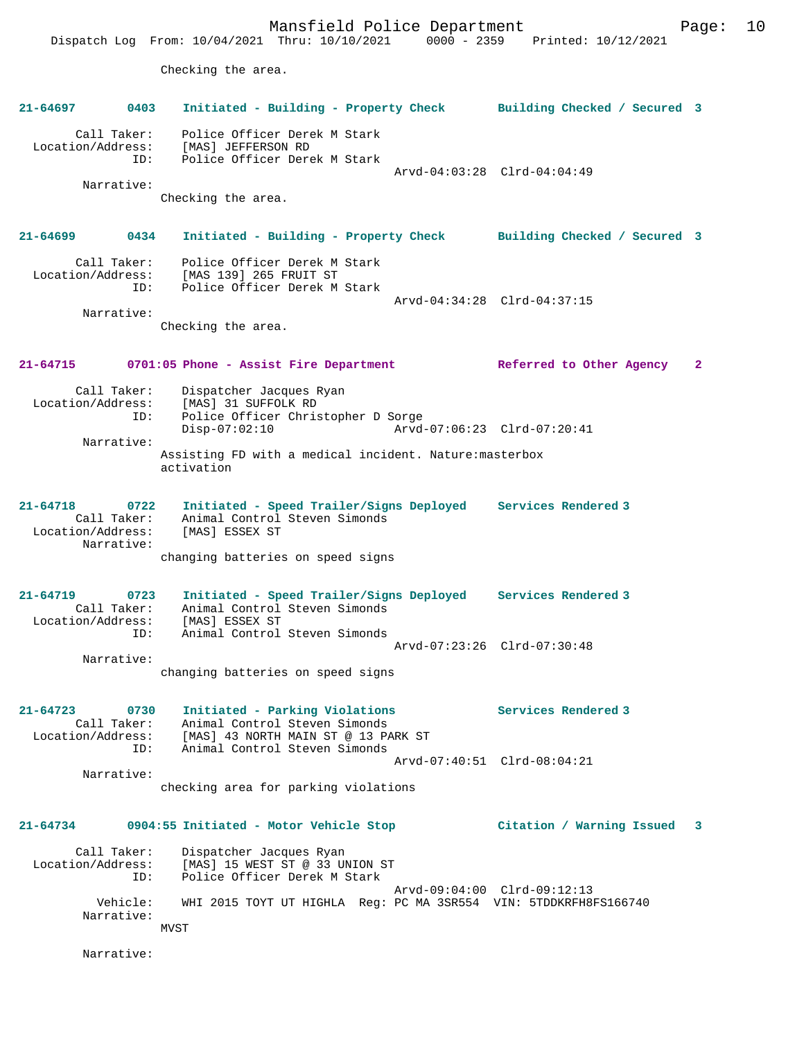Checking the area.

**21-64697 0403 Initiated - Building - Property Check Building Checked / Secured 3**

Call Taker: Police Officer Derek M Stark
Location/Address: [MAS] JEFFERSON RD
ID: Police Officer Derek M Stark
Arvd-04:03:28 Clrd-04:04:49
Narrative:
Checking the area.

**21-64699 0434 Initiated - Building - Property Check Building Checked / Secured 3**

Call Taker: Police Officer Derek M Stark
Location/Address: [MAS 139] 265 FRUIT ST
ID: Police Officer Derek M Stark
Arvd-04:34:28 Clrd-04:37:15
Narrative:
Checking the area.

**21-64715 0701:05 Phone - Assist Fire Department Referred to Other Agency 2**

Call Taker: Dispatcher Jacques Ryan
Location/Address: [MAS] 31 SUFFOLK RD
ID: Police Officer Christopher D Sorge
Disp-07:02:10 Arvd-07:06:23 Clrd-07:20:41
Narrative:
Assisting FD with a medical incident. Nature:masterbox activation

**21-64718 0722 Initiated - Speed Trailer/Signs Deployed Services Rendered 3**

Call Taker: Animal Control Steven Simonds
Location/Address: [MAS] ESSEX ST
Narrative:
changing batteries on speed signs

**21-64719 0723 Initiated - Speed Trailer/Signs Deployed Services Rendered 3**

Call Taker: Animal Control Steven Simonds
Location/Address: [MAS] ESSEX ST
ID: Animal Control Steven Simonds
Arvd-07:23:26 Clrd-07:30:48
Narrative:
changing batteries on speed signs

**21-64723 0730 Initiated - Parking Violations Services Rendered 3**

Call Taker: Animal Control Steven Simonds
Location/Address: [MAS] 43 NORTH MAIN ST @ 13 PARK ST
ID: Animal Control Steven Simonds
Arvd-07:40:51 Clrd-08:04:21
Narrative:
checking area for parking violations

**21-64734 0904:55 Initiated - Motor Vehicle Stop Citation / Warning Issued 3**

Call Taker: Dispatcher Jacques Ryan
Location/Address: [MAS] 15 WEST ST @ 33 UNION ST
ID: Police Officer Derek M Stark
Arvd-09:04:00 Clrd-09:12:13
Vehicle: WHI 2015 TOYT UT HIGHLA Reg: PC MA 3SR554 VIN: 5TDDKRFH8FS166740
Narrative:
MVST

Narrative: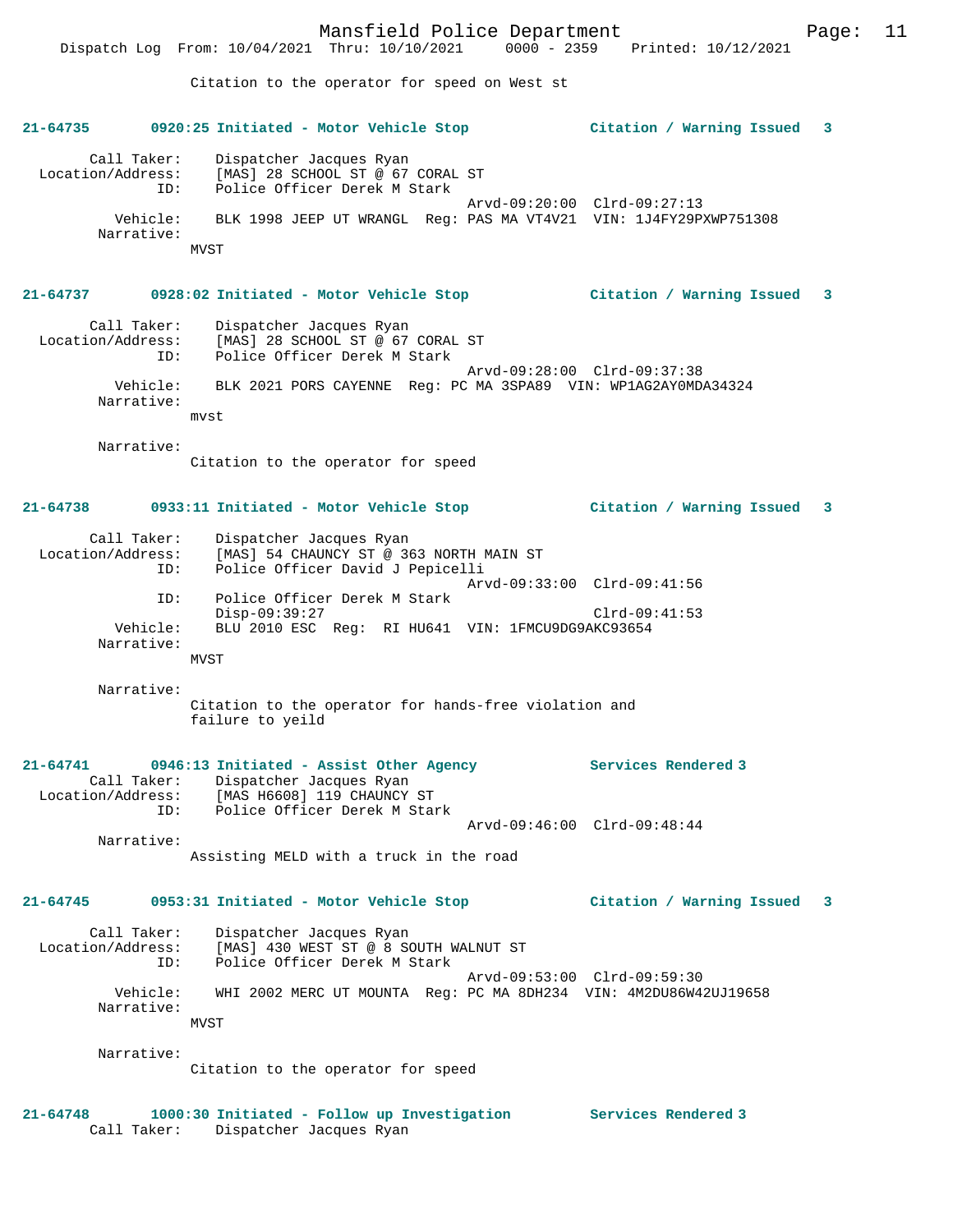Citation to the operator for speed on West st

**21-64735 0920:25 Initiated - Motor Vehicle Stop Citation / Warning Issued 3**

Call Taker: Dispatcher Jacques Ryan
Location/Address: [MAS] 28 SCHOOL ST @ 67 CORAL ST
ID: Police Officer Derek M Stark
Arvd-09:20:00 Clrd-09:27:13
Vehicle: BLK 1998 JEEP UT WRANGL Reg: PAS MA VT4V21 VIN: 1J4FY29PXWP751308
Narrative:
MVST

**21-64737 0928:02 Initiated - Motor Vehicle Stop Citation / Warning Issued 3**

Call Taker: Dispatcher Jacques Ryan
Location/Address: [MAS] 28 SCHOOL ST @ 67 CORAL ST
ID: Police Officer Derek M Stark
Arvd-09:28:00 Clrd-09:37:38
Vehicle: BLK 2021 PORS CAYENNE Reg: PC MA 3SPA89 VIN: WP1AG2AY0MDA34324
Narrative:
mvst

Narrative:
Citation to the operator for speed

**21-64738 0933:11 Initiated - Motor Vehicle Stop Citation / Warning Issued 3**

Call Taker: Dispatcher Jacques Ryan
Location/Address: [MAS] 54 CHAUNCY ST @ 363 NORTH MAIN ST
ID: Police Officer David J Pepicelli
Arvd-09:33:00 Clrd-09:41:56
ID: Police Officer Derek M Stark
Disp-09:39:27 Clrd-09:41:53
Vehicle: BLU 2010 ESC Reg: RI HU641 VIN: 1FMCU9DG9AKC93654
Narrative:
MVST

Narrative:
Citation to the operator for hands-free violation and failure to yeild

**21-64741 0946:13 Initiated - Assist Other Agency Services Rendered 3**

Call Taker: Dispatcher Jacques Ryan
Location/Address: [MAS H6608] 119 CHAUNCY ST
ID: Police Officer Derek M Stark
Arvd-09:46:00 Clrd-09:48:44
Narrative:
Assisting MELD with a truck in the road

**21-64745 0953:31 Initiated - Motor Vehicle Stop Citation / Warning Issued 3**

Call Taker: Dispatcher Jacques Ryan
Location/Address: [MAS] 430 WEST ST @ 8 SOUTH WALNUT ST
ID: Police Officer Derek M Stark
Arvd-09:53:00 Clrd-09:59:30
Vehicle: WHI 2002 MERC UT MOUNTA Reg: PC MA 8DH234 VIN: 4M2DU86W42UJ19658
Narrative:
MVST

Narrative:
Citation to the operator for speed

**21-64748 1000:30 Initiated - Follow up Investigation Services Rendered 3**

Call Taker: Dispatcher Jacques Ryan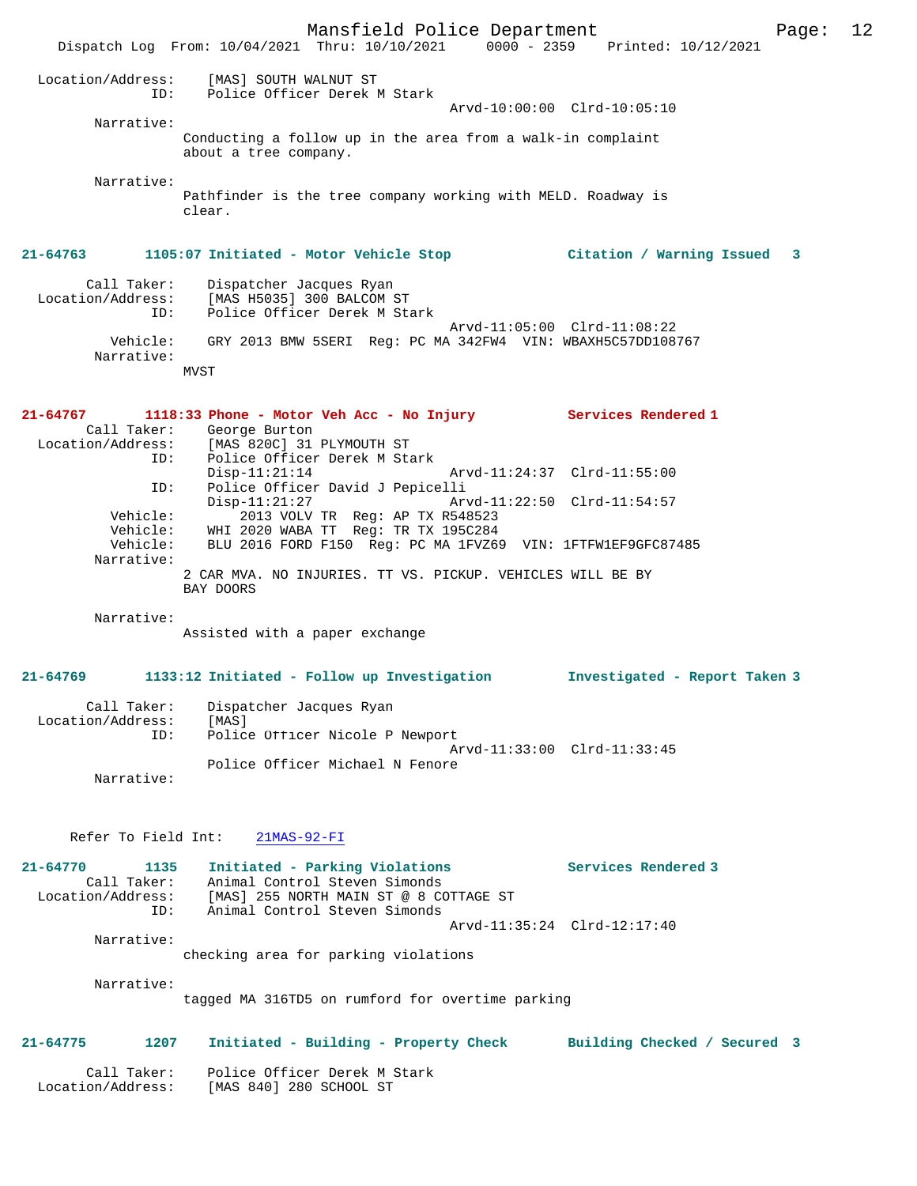```
Location/Address:    [MAS] SOUTH WALNUT ST
              ID:    Police Officer Derek M Stark
                                          Arvd-10:00:00  Clrd-10:05:10
        Narrative:
               Conducting a follow up in the area from a walk-in complaint
               about a tree company.

        Narrative:
               Pathfinder is the tree company working with MELD. Roadway is
               clear.
```

**21-64763    1105:07 Initiated - Motor Vehicle Stop    Citation / Warning Issued 3**

```
       Call Taker:    Dispatcher Jacques Ryan
 Location/Address:    [MAS H5035] 300 BALCOM ST
              ID:    Police Officer Derek M Stark
                                          Arvd-11:05:00  Clrd-11:08:22
          Vehicle:    GRY 2013 BMW 5SERI  Reg: PC MA 342FW4  VIN: WBAXH5C57DD108767
        Narrative:
               MVST
```

**21-64767    1118:33 Phone - Motor Veh Acc - No Injury    Services Rendered 1**

```
       Call Taker:    George Burton
 Location/Address:    [MAS 820C] 31 PLYMOUTH ST
              ID:    Police Officer Derek M Stark
                     Disp-11:21:14          Arvd-11:24:37  Clrd-11:55:00
              ID:    Police Officer David J Pepicelli
                     Disp-11:21:27          Arvd-11:22:50  Clrd-11:54:57
          Vehicle:       2013 VOLV TR  Reg: AP TX R548523
          Vehicle:    WHI 2020 WABA TT  Reg: TR TX 195C284
          Vehicle:    BLU 2016 FORD F150  Reg: PC MA 1FVZ69  VIN: 1FTFW1EF9GFC87485
        Narrative:
               2 CAR MVA. NO INJURIES. TT VS. PICKUP. VEHICLES WILL BE BY
               BAY DOORS

        Narrative:
               Assisted with a paper exchange
```

**21-64769    1133:12 Initiated - Follow up Investigation    Investigated - Report Taken 3**

```
       Call Taker:    Dispatcher Jacques Ryan
 Location/Address:    [MAS]
              ID:    Police Officer Nicole P Newport
                                          Arvd-11:33:00  Clrd-11:33:45
                     Police Officer Michael N Fenore
        Narrative:


      Refer To Field Int:    21MAS-92-FI
```

**21-64770    1135    Initiated - Parking Violations    Services Rendered 3**

```
       Call Taker:    Animal Control Steven Simonds
 Location/Address:    [MAS] 255 NORTH MAIN ST @ 8 COTTAGE ST
              ID:    Animal Control Steven Simonds
                                          Arvd-11:35:24  Clrd-12:17:40
        Narrative:
               checking area for parking violations

        Narrative:
               tagged MA 316TD5 on rumford for overtime parking
```

**21-64775    1207    Initiated - Building - Property Check    Building Checked / Secured 3**

```
       Call Taker:    Police Officer Derek M Stark
 Location/Address:    [MAS 840] 280 SCHOOL ST
```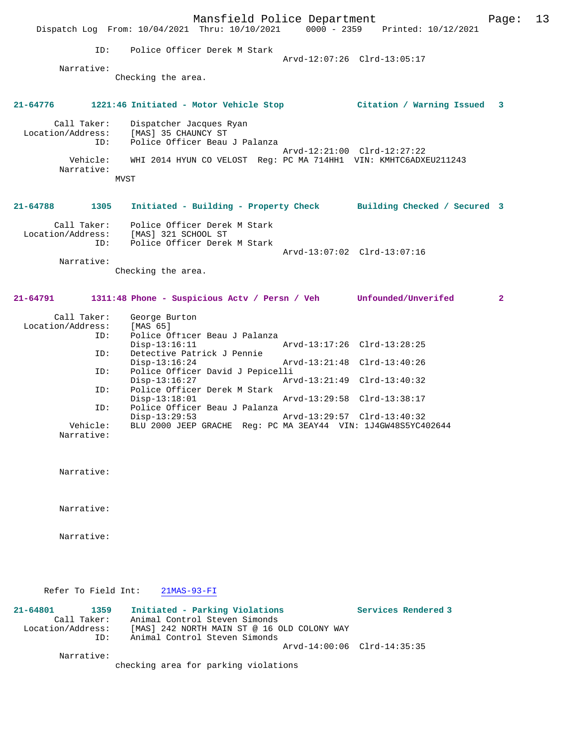ID: Police Officer Derek M Stark
Arvd-12:07:26 Clrd-13:05:17

Narrative:
Checking the area.

**21-64776 1221:46 Initiated - Motor Vehicle Stop Citation / Warning Issued 3**

Call Taker: Dispatcher Jacques Ryan
Location/Address: [MAS] 35 CHAUNCY ST
ID: Police Officer Beau J Palanza
Arvd-12:21:00 Clrd-12:27:22
Vehicle: WHI 2014 HYUN CO VELOST Reg: PC MA 714HH1 VIN: KMHTC6ADXEU211243
Narrative:
MVST

**21-64788 1305 Initiated - Building - Property Check Building Checked / Secured 3**

Call Taker: Police Officer Derek M Stark
Location/Address: [MAS] 321 SCHOOL ST
ID: Police Officer Derek M Stark
Arvd-13:07:02 Clrd-13:07:16
Narrative:
Checking the area.

**21-64791 1311:48 Phone - Suspicious Actv / Persn / Veh Unfounded/Unverifed 2**

Call Taker: George Burton
Location/Address: [MAS 65]
ID: Police Officer Beau J Palanza
Disp-13:16:11 Arvd-13:17:26 Clrd-13:28:25
ID: Detective Patrick J Pennie
Disp-13:16:24 Arvd-13:21:48 Clrd-13:40:26
ID: Police Officer David J Pepicelli
Disp-13:16:27 Arvd-13:21:49 Clrd-13:40:32
ID: Police Officer Derek M Stark
Disp-13:18:01 Arvd-13:29:58 Clrd-13:38:17
ID: Police Officer Beau J Palanza
Disp-13:29:53 Arvd-13:29:57 Clrd-13:40:32
Vehicle: BLU 2000 JEEP GRACHE Reg: PC MA 3EAY44 VIN: 1J4GW48S5YC402644
Narrative:

Narrative:

Narrative:

Narrative:

Refer To Field Int: 21MAS-93-FI

**21-64801 1359 Initiated - Parking Violations Services Rendered 3**
Call Taker: Animal Control Steven Simonds
Location/Address: [MAS] 242 NORTH MAIN ST @ 16 OLD COLONY WAY
ID: Animal Control Steven Simonds
Arvd-14:00:06 Clrd-14:35:35
Narrative:
checking area for parking violations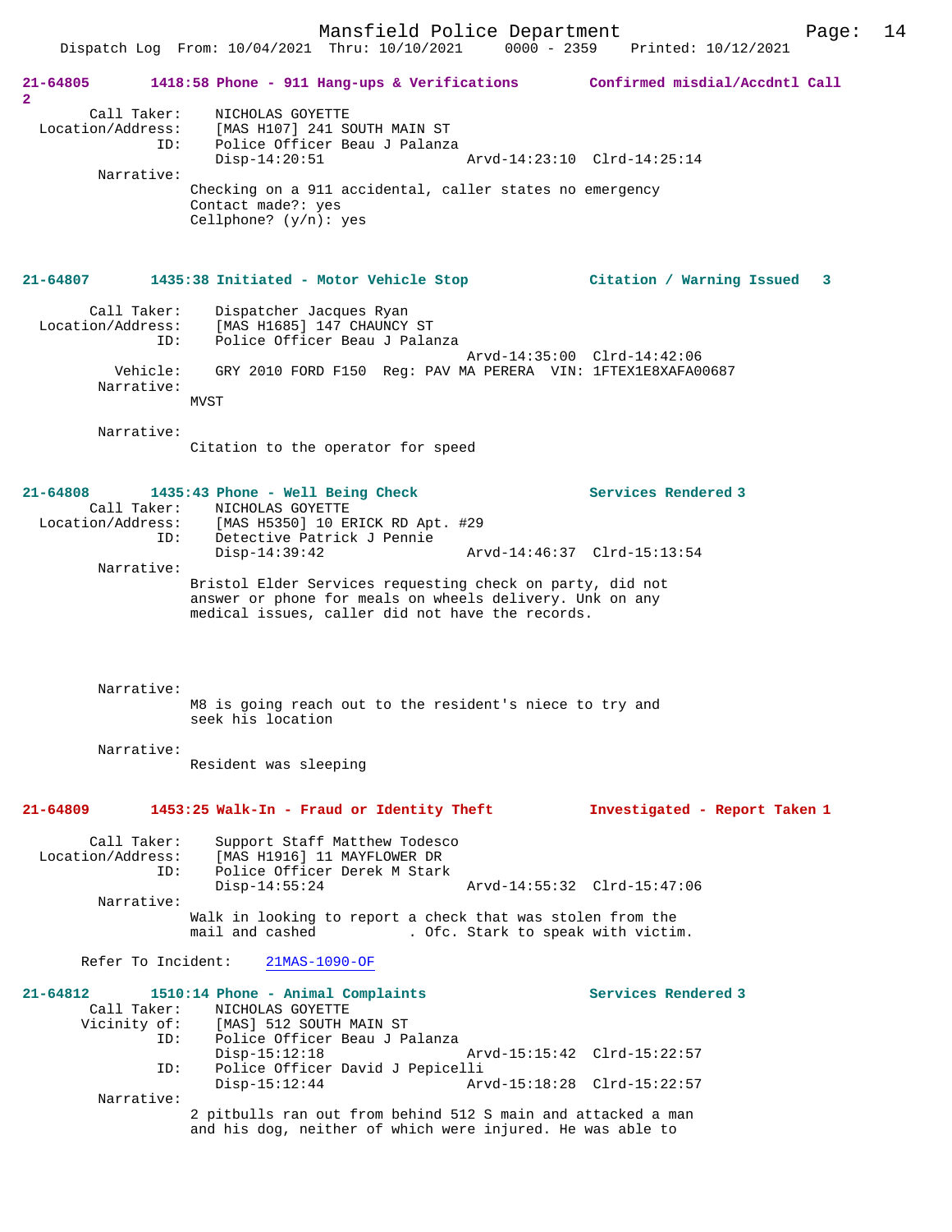**21-64805 1418:58 Phone - 911 Hang-ups & Verifications — Confirmed misdial/Accdntl Call 2**

Call Taker: NICHOLAS GOYETTE
Location/Address: [MAS H107] 241 SOUTH MAIN ST
ID: Police Officer Beau J Palanza
Disp-14:20:51 Arvd-14:23:10 Clrd-14:25:14

Narrative:
Checking on a 911 accidental, caller states no emergency
Contact made?: yes
Cellphone? (y/n): yes

**21-64807 1435:38 Initiated - Motor Vehicle Stop — Citation / Warning Issued 3**

Call Taker: Dispatcher Jacques Ryan
Location/Address: [MAS H1685] 147 CHAUNCY ST
ID: Police Officer Beau J Palanza
Arvd-14:35:00 Clrd-14:42:06
Vehicle: GRY 2010 FORD F150 Reg: PAV MA PERERA VIN: 1FTEX1E8XAFA00687

Narrative:
MVST

Narrative:
Citation to the operator for speed

**21-64808 1435:43 Phone - Well Being Check — Services Rendered 3**

Call Taker: NICHOLAS GOYETTE
Location/Address: [MAS H5350] 10 ERICK RD Apt. #29
ID: Detective Patrick J Pennie
Disp-14:39:42 Arvd-14:46:37 Clrd-15:13:54

Narrative:
Bristol Elder Services requesting check on party, did not answer or phone for meals on wheels delivery. Unk on any medical issues, caller did not have the records.

Narrative:
M8 is going reach out to the resident's niece to try and seek his location

Narrative:
Resident was sleeping

**21-64809 1453:25 Walk-In - Fraud or Identity Theft — Investigated - Report Taken 1**

Call Taker: Support Staff Matthew Todesco
Location/Address: [MAS H1916] 11 MAYFLOWER DR
ID: Police Officer Derek M Stark
Disp-14:55:24 Arvd-14:55:32 Clrd-15:47:06

Narrative:
Walk in looking to report a check that was stolen from the mail and cashed . Ofc. Stark to speak with victim.

Refer To Incident: 21MAS-1090-OF

**21-64812 1510:14 Phone - Animal Complaints — Services Rendered 3**

Call Taker: NICHOLAS GOYETTE
Vicinity of: [MAS] 512 SOUTH MAIN ST
ID: Police Officer Beau J Palanza
Disp-15:12:18 Arvd-15:15:42 Clrd-15:22:57
ID: Police Officer David J Pepicelli
Disp-15:12:44 Arvd-15:18:28 Clrd-15:22:57

Narrative:
2 pitbulls ran out from behind 512 S main and attacked a man and his dog, neither of which were injured. He was able to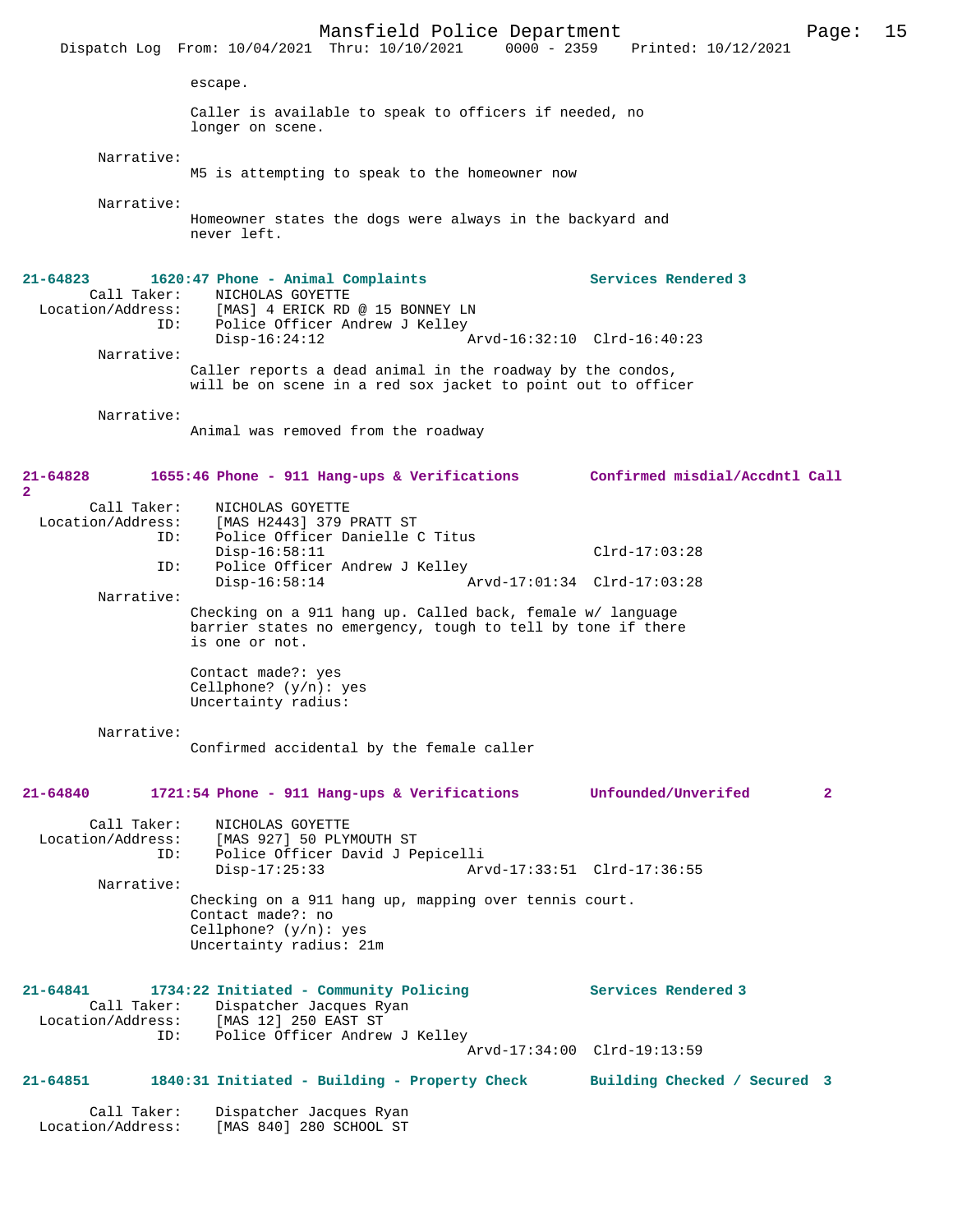escape.

Caller is available to speak to officers if needed, no longer on scene.

Narrative:
M5 is attempting to speak to the homeowner now

Narrative:
Homeowner states the dogs were always in the backyard and never left.

**21-64823 1620:47 Phone - Animal Complaints Services Rendered 3**

Call Taker: NICHOLAS GOYETTE
Location/Address: [MAS] 4 ERICK RD @ 15 BONNEY LN
ID: Police Officer Andrew J Kelley
Disp-16:24:12 Arvd-16:32:10 Clrd-16:40:23

Narrative:
Caller reports a dead animal in the roadway by the condos, will be on scene in a red sox jacket to point out to officer

Narrative:
Animal was removed from the roadway

**21-64828 1655:46 Phone - 911 Hang-ups & Verifications Confirmed misdial/Accdntl Call 2**

Call Taker: NICHOLAS GOYETTE
Location/Address: [MAS H2443] 379 PRATT ST
ID: Police Officer Danielle C Titus
Disp-16:58:11 Clrd-17:03:28
ID: Police Officer Andrew J Kelley
Disp-16:58:14 Arvd-17:01:34 Clrd-17:03:28

Narrative:
Checking on a 911 hang up. Called back, female w/ language barrier states no emergency, tough to tell by tone if there is one or not.

Contact made?: yes
Cellphone? (y/n): yes
Uncertainty radius:

Narrative:
Confirmed accidental by the female caller

**21-64840 1721:54 Phone - 911 Hang-ups & Verifications Unfounded/Unverifed 2**

Call Taker: NICHOLAS GOYETTE
Location/Address: [MAS 927] 50 PLYMOUTH ST
ID: Police Officer David J Pepicelli
Disp-17:25:33 Arvd-17:33:51 Clrd-17:36:55

Narrative:
Checking on a 911 hang up, mapping over tennis court.
Contact made?: no
Cellphone? (y/n): yes
Uncertainty radius: 21m

**21-64841 1734:22 Initiated - Community Policing Services Rendered 3**

Call Taker: Dispatcher Jacques Ryan
Location/Address: [MAS 12] 250 EAST ST
ID: Police Officer Andrew J Kelley
Arvd-17:34:00 Clrd-19:13:59

**21-64851 1840:31 Initiated - Building - Property Check Building Checked / Secured 3**

Call Taker: Dispatcher Jacques Ryan
Location/Address: [MAS 840] 280 SCHOOL ST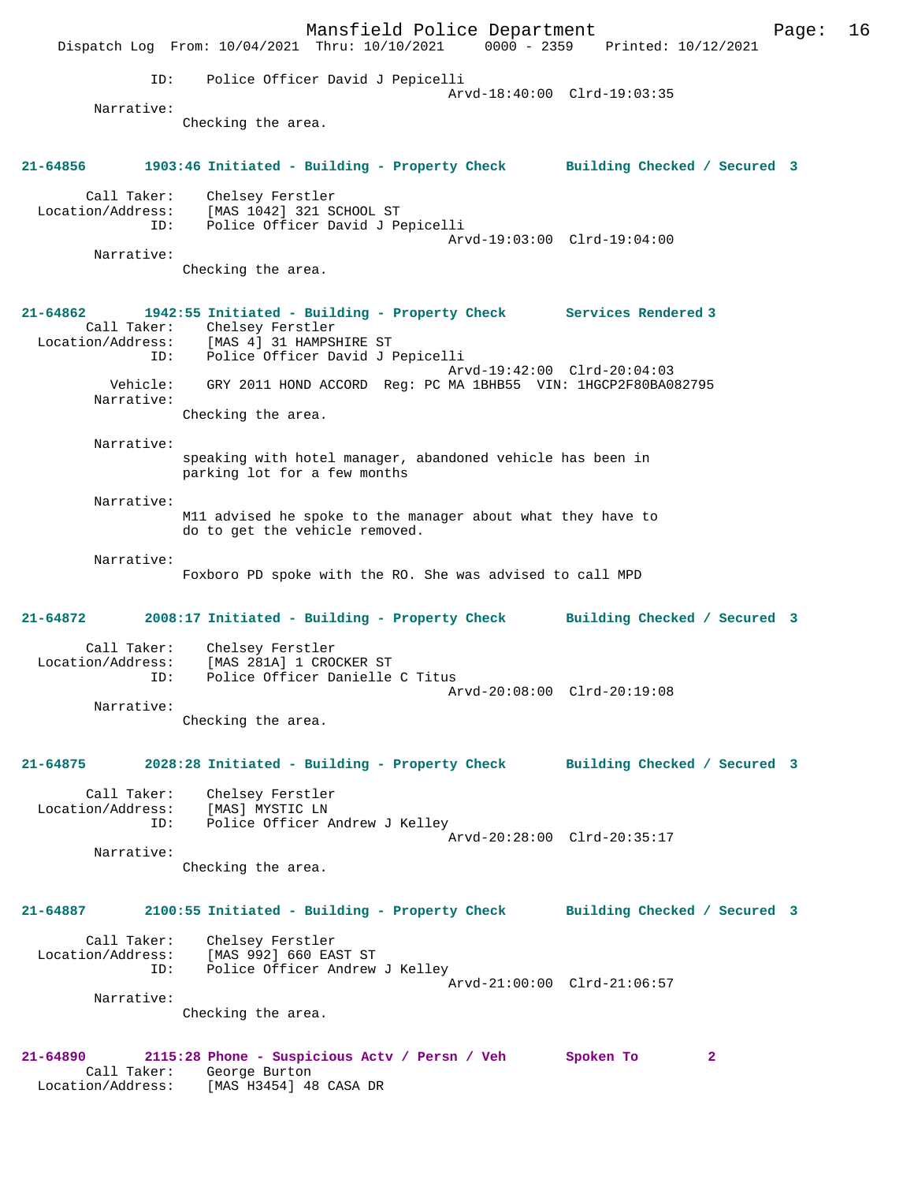ID: Police Officer David J Pepicelli
Arvd-18:40:00 Clrd-19:03:35

Narrative:
Checking the area.

**21-64856 1903:46 Initiated - Building - Property Check Building Checked / Secured 3**

Call Taker: Chelsey Ferstler
Location/Address: [MAS 1042] 321 SCHOOL ST
ID: Police Officer David J Pepicelli
Arvd-19:03:00 Clrd-19:04:00

Narrative:
Checking the area.

**21-64862 1942:55 Initiated - Building - Property Check Services Rendered 3**

Call Taker: Chelsey Ferstler
Location/Address: [MAS 4] 31 HAMPSHIRE ST
ID: Police Officer David J Pepicelli
Arvd-19:42:00 Clrd-20:04:03
Vehicle: GRY 2011 HOND ACCORD Reg: PC MA 1BHB55 VIN: 1HGCP2F80BA082795

Narrative:
Checking the area.

Narrative:
speaking with hotel manager, abandoned vehicle has been in parking lot for a few months

Narrative:
M11 advised he spoke to the manager about what they have to do to get the vehicle removed.

Narrative:
Foxboro PD spoke with the RO. She was advised to call MPD

**21-64872 2008:17 Initiated - Building - Property Check Building Checked / Secured 3**

Call Taker: Chelsey Ferstler
Location/Address: [MAS 281A] 1 CROCKER ST
ID: Police Officer Danielle C Titus
Arvd-20:08:00 Clrd-20:19:08

Narrative:
Checking the area.

**21-64875 2028:28 Initiated - Building - Property Check Building Checked / Secured 3**

Call Taker: Chelsey Ferstler
Location/Address: [MAS] MYSTIC LN
ID: Police Officer Andrew J Kelley
Arvd-20:28:00 Clrd-20:35:17

Narrative:
Checking the area.

**21-64887 2100:55 Initiated - Building - Property Check Building Checked / Secured 3**

Call Taker: Chelsey Ferstler
Location/Address: [MAS 992] 660 EAST ST
ID: Police Officer Andrew J Kelley
Arvd-21:00:00 Clrd-21:06:57

Narrative:
Checking the area.

**21-64890 2115:28 Phone - Suspicious Actv / Persn / Veh Spoken To 2**

Call Taker: George Burton
Location/Address: [MAS H3454] 48 CASA DR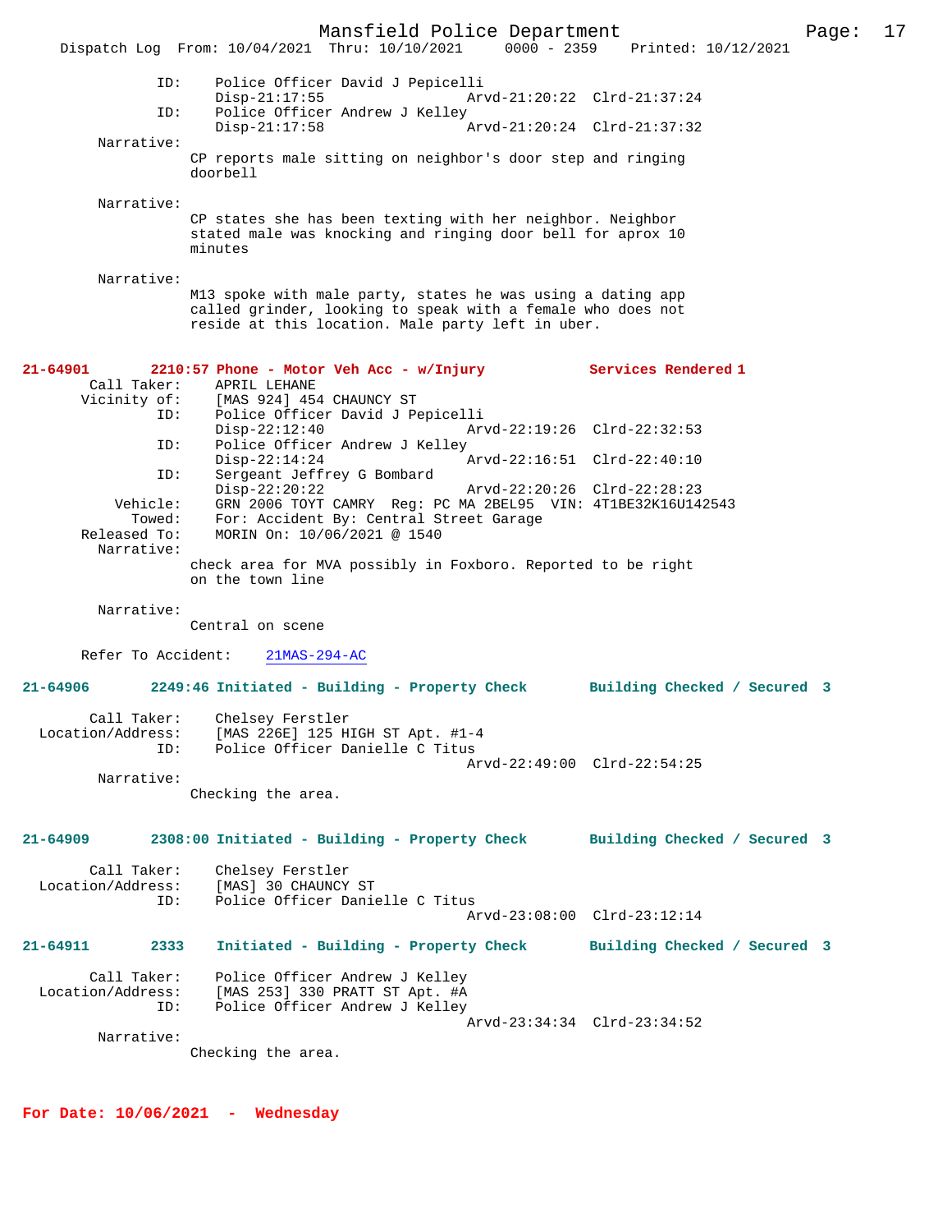```
            ID:    Police Officer David J Pepicelli
                   Disp-21:17:55              Arvd-21:20:22  Clrd-21:37:24
            ID:    Police Officer Andrew J Kelley
                   Disp-21:17:58              Arvd-21:20:24  Clrd-21:37:32
     Narrative:
                  CP reports male sitting on neighbor's door step and ringing
                  doorbell

     Narrative:
                  CP states she has been texting with her neighbor. Neighbor
                  stated male was knocking and ringing door bell for aprox 10
                  minutes

     Narrative:
                  M13 spoke with male party, states he was using a dating app
                  called grinder, looking to speak with a female who does not
                  reside at this location. Male party left in uber.
```

**21-64901        2210:57 Phone - Motor Veh Acc - w/Injury            Services Rendered 1**

```
    Call Taker:    APRIL LEHANE
   Vicinity of:    [MAS 924] 454 CHAUNCY ST
            ID:    Police Officer David J Pepicelli
                   Disp-22:12:40              Arvd-22:19:26  Clrd-22:32:53
            ID:    Police Officer Andrew J Kelley
                   Disp-22:14:24              Arvd-22:16:51  Clrd-22:40:10
            ID:    Sergeant Jeffrey G Bombard
                   Disp-22:20:22              Arvd-22:20:26  Clrd-22:28:23
       Vehicle:    GRN 2006 TOYT CAMRY  Reg: PC MA 2BEL95  VIN: 4T1BE32K16U142543
         Towed:    For: Accident By: Central Street Garage
   Released To:    MORIN On: 10/06/2021 @ 1540
     Narrative:
                  check area for MVA possibly in Foxboro. Reported to be right
                  on the town line

     Narrative:
                  Central on scene

   Refer To Accident:    21MAS-294-AC
```

**21-64906        2249:46 Initiated - Building - Property Check       Building Checked / Secured 3**

```
    Call Taker:    Chelsey Ferstler
Location/Address:  [MAS 226E] 125 HIGH ST Apt. #1-4
            ID:    Police Officer Danielle C Titus
                                              Arvd-22:49:00  Clrd-22:54:25
     Narrative:
                  Checking the area.
```

**21-64909        2308:00 Initiated - Building - Property Check       Building Checked / Secured 3**

```
    Call Taker:    Chelsey Ferstler
Location/Address:  [MAS] 30 CHAUNCY ST
            ID:    Police Officer Danielle C Titus
                                              Arvd-23:08:00  Clrd-23:12:14
```

**21-64911        2333    Initiated - Building - Property Check       Building Checked / Secured 3**

```
    Call Taker:    Police Officer Andrew J Kelley
Location/Address:  [MAS 253] 330 PRATT ST Apt. #A
            ID:    Police Officer Andrew J Kelley
                                              Arvd-23:34:34  Clrd-23:34:52
     Narrative:
                  Checking the area.
```

**For Date: 10/06/2021  -  Wednesday**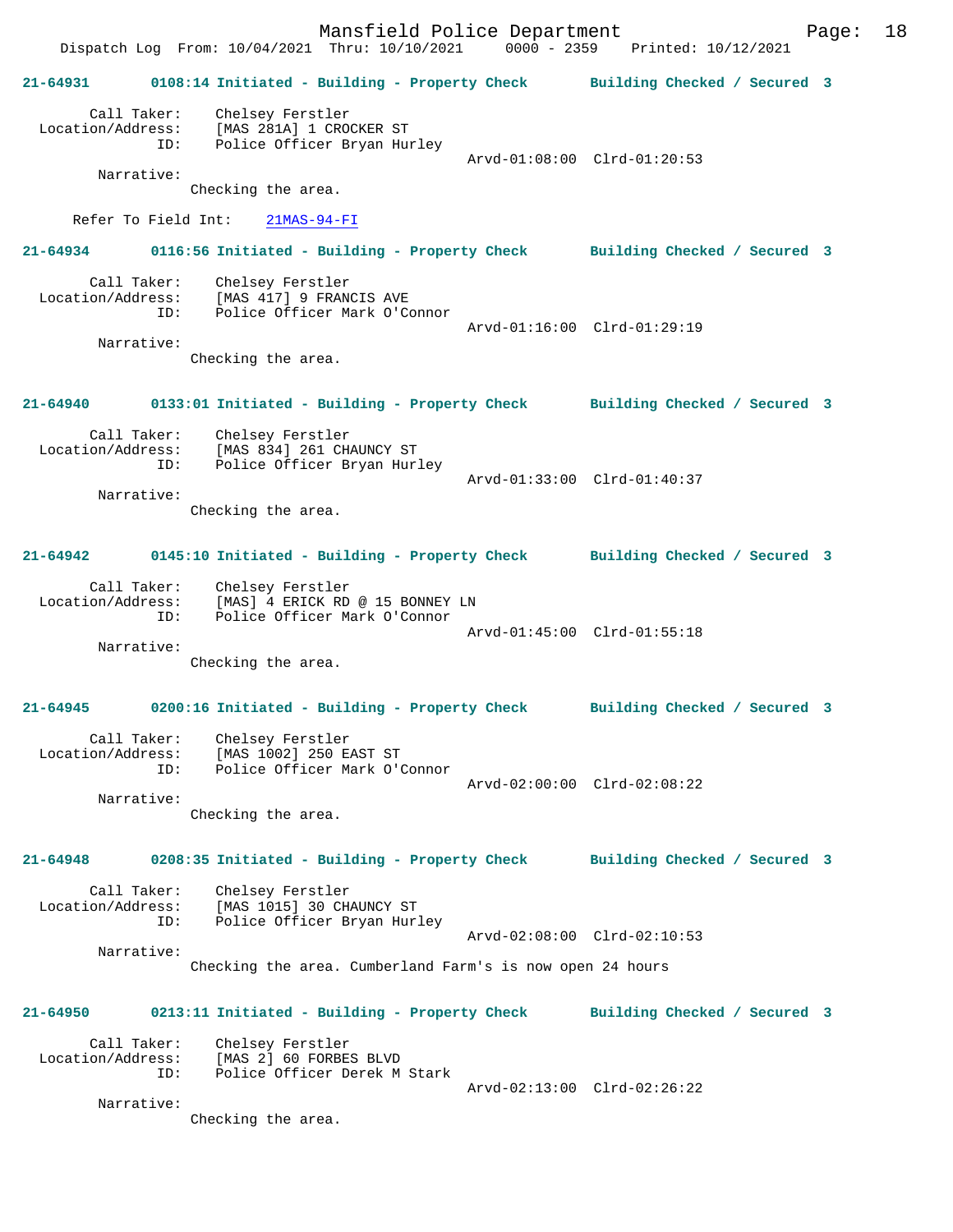**21-64931** 0108:14 Initiated - Building - Property Check Building Checked / Secured 3

Call Taker: Chelsey Ferstler
Location/Address: [MAS 281A] 1 CROCKER ST
ID: Police Officer Bryan Hurley
Arvd-01:08:00 Clrd-01:20:53

Narrative:
Checking the area.

Refer To Field Int: 21MAS-94-FI

**21-64934** 0116:56 Initiated - Building - Property Check Building Checked / Secured 3

Call Taker: Chelsey Ferstler
Location/Address: [MAS 417] 9 FRANCIS AVE
ID: Police Officer Mark O'Connor
Arvd-01:16:00 Clrd-01:29:19

Narrative:
Checking the area.

**21-64940** 0133:01 Initiated - Building - Property Check Building Checked / Secured 3

Call Taker: Chelsey Ferstler
Location/Address: [MAS 834] 261 CHAUNCY ST
ID: Police Officer Bryan Hurley
Arvd-01:33:00 Clrd-01:40:37

Narrative:
Checking the area.

**21-64942** 0145:10 Initiated - Building - Property Check Building Checked / Secured 3

Call Taker: Chelsey Ferstler
Location/Address: [MAS] 4 ERICK RD @ 15 BONNEY LN
ID: Police Officer Mark O'Connor
Arvd-01:45:00 Clrd-01:55:18

Narrative:
Checking the area.

**21-64945** 0200:16 Initiated - Building - Property Check Building Checked / Secured 3

Call Taker: Chelsey Ferstler
Location/Address: [MAS 1002] 250 EAST ST
ID: Police Officer Mark O'Connor
Arvd-02:00:00 Clrd-02:08:22

Narrative:
Checking the area.

**21-64948** 0208:35 Initiated - Building - Property Check Building Checked / Secured 3

Call Taker: Chelsey Ferstler
Location/Address: [MAS 1015] 30 CHAUNCY ST
ID: Police Officer Bryan Hurley
Arvd-02:08:00 Clrd-02:10:53

Narrative:
Checking the area. Cumberland Farm's is now open 24 hours

**21-64950** 0213:11 Initiated - Building - Property Check Building Checked / Secured 3

Call Taker: Chelsey Ferstler
Location/Address: [MAS 2] 60 FORBES BLVD
ID: Police Officer Derek M Stark
Arvd-02:13:00 Clrd-02:26:22

Narrative:
Checking the area.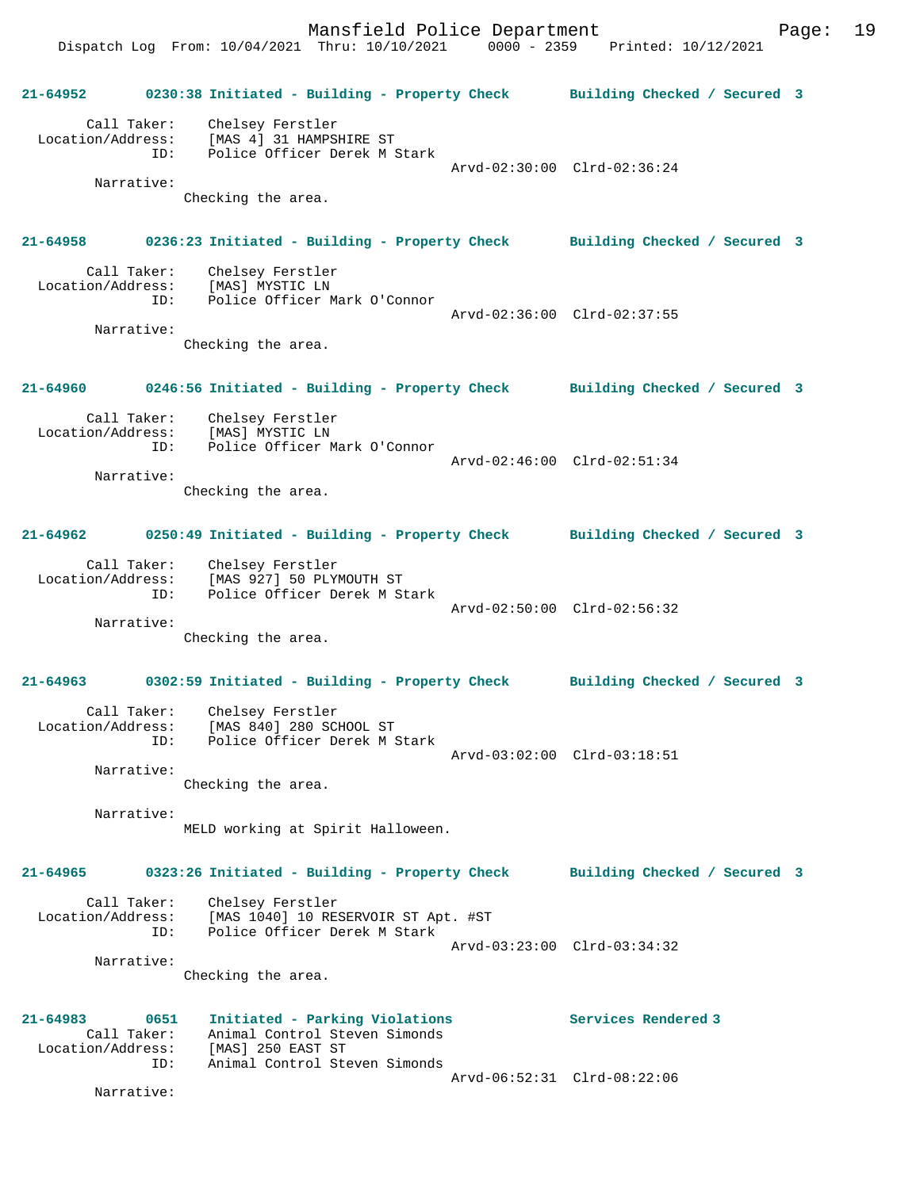**21-64952 0230:38 Initiated - Building - Property Check Building Checked / Secured 3**

Call Taker: Chelsey Ferstler
Location/Address: [MAS 4] 31 HAMPSHIRE ST
ID: Police Officer Derek M Stark
Arvd-02:30:00 Clrd-02:36:24
Narrative:
Checking the area.

**21-64958 0236:23 Initiated - Building - Property Check Building Checked / Secured 3**

Call Taker: Chelsey Ferstler
Location/Address: [MAS] MYSTIC LN
ID: Police Officer Mark O'Connor
Arvd-02:36:00 Clrd-02:37:55
Narrative:
Checking the area.

**21-64960 0246:56 Initiated - Building - Property Check Building Checked / Secured 3**

Call Taker: Chelsey Ferstler
Location/Address: [MAS] MYSTIC LN
ID: Police Officer Mark O'Connor
Arvd-02:46:00 Clrd-02:51:34
Narrative:
Checking the area.

**21-64962 0250:49 Initiated - Building - Property Check Building Checked / Secured 3**

Call Taker: Chelsey Ferstler
Location/Address: [MAS 927] 50 PLYMOUTH ST
ID: Police Officer Derek M Stark
Arvd-02:50:00 Clrd-02:56:32
Narrative:
Checking the area.

**21-64963 0302:59 Initiated - Building - Property Check Building Checked / Secured 3**

Call Taker: Chelsey Ferstler
Location/Address: [MAS 840] 280 SCHOOL ST
ID: Police Officer Derek M Stark
Arvd-03:02:00 Clrd-03:18:51
Narrative:
Checking the area.

Narrative:
MELD working at Spirit Halloween.

**21-64965 0323:26 Initiated - Building - Property Check Building Checked / Secured 3**

Call Taker: Chelsey Ferstler
Location/Address: [MAS 1040] 10 RESERVOIR ST Apt. #ST
ID: Police Officer Derek M Stark
Arvd-03:23:00 Clrd-03:34:32
Narrative:
Checking the area.

**21-64983 0651 Initiated - Parking Violations Services Rendered 3**

Call Taker: Animal Control Steven Simonds
Location/Address: [MAS] 250 EAST ST
ID: Animal Control Steven Simonds
Arvd-06:52:31 Clrd-08:22:06
Narrative: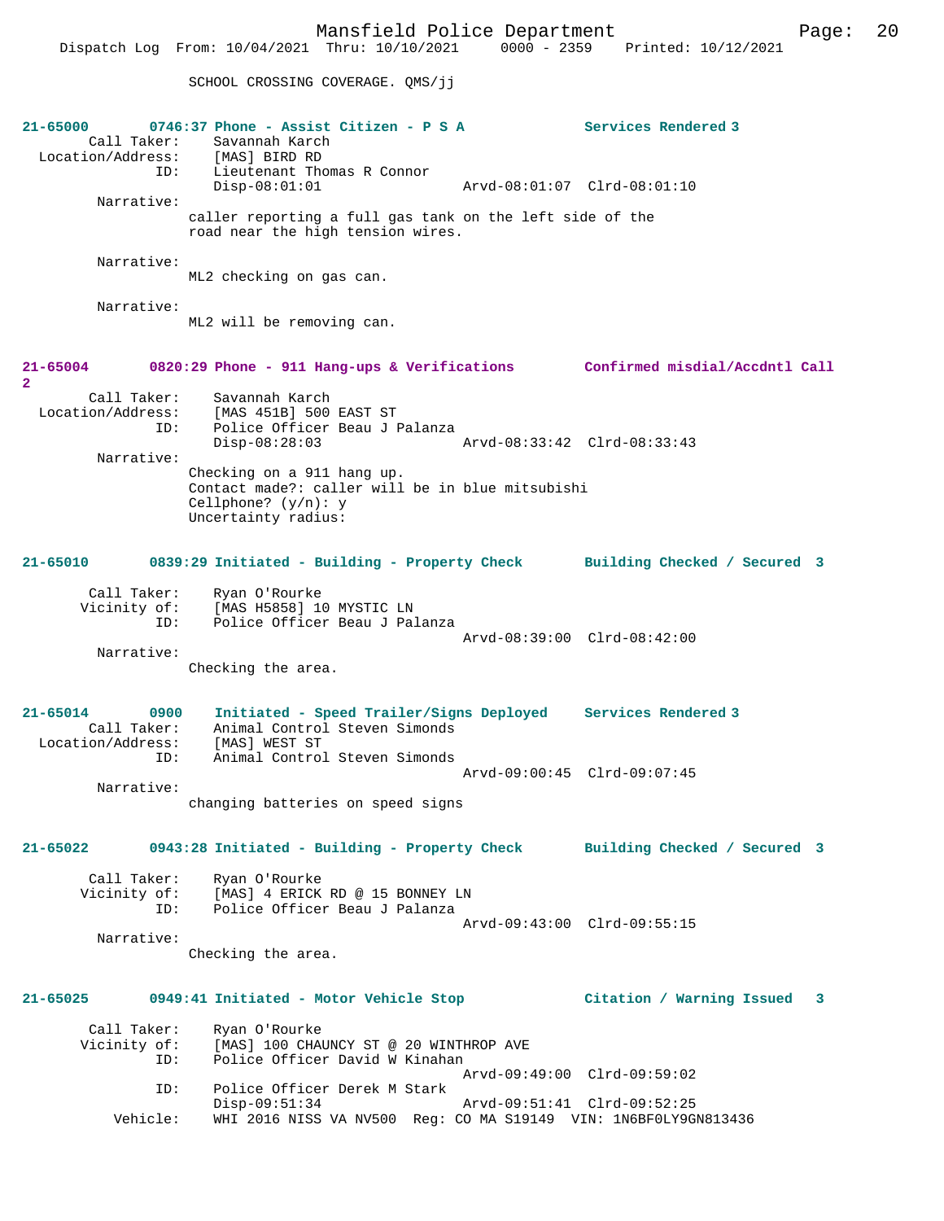SCHOOL CROSSING COVERAGE. QMS/jj

**21-65000 0746:37 Phone - Assist Citizen - P S A Services Rendered 3**

```
        Call Taker:    Savannah Karch
  Location/Address:    [MAS] BIRD RD
                ID:    Lieutenant Thomas R Connor
                       Disp-08:01:01                Arvd-08:01:07  Clrd-08:01:10
         Narrative:
                       caller reporting a full gas tank on the left side of the
                       road near the high tension wires.

         Narrative:
                       ML2 checking on gas can.

         Narrative:
                       ML2 will be removing can.
```

**21-65004 0820:29 Phone - 911 Hang-ups & Verifications Confirmed misdial/Accdntl Call 2**

```
        Call Taker:    Savannah Karch
  Location/Address:    [MAS 451B] 500 EAST ST
                ID:    Police Officer Beau J Palanza
                       Disp-08:28:03                Arvd-08:33:42  Clrd-08:33:43
         Narrative:
                       Checking on a 911 hang up.
                       Contact made?: caller will be in blue mitsubishi
                       Cellphone? (y/n): y
                       Uncertainty radius:
```

**21-65010 0839:29 Initiated - Building - Property Check Building Checked / Secured 3**

```
        Call Taker:    Ryan O'Rourke
       Vicinity of:    [MAS H5858] 10 MYSTIC LN
                ID:    Police Officer Beau J Palanza
                                                    Arvd-08:39:00  Clrd-08:42:00
         Narrative:
                       Checking the area.
```

**21-65014 0900 Initiated - Speed Trailer/Signs Deployed Services Rendered 3**

```
        Call Taker:    Animal Control Steven Simonds
  Location/Address:    [MAS] WEST ST
                ID:    Animal Control Steven Simonds
                                                    Arvd-09:00:45  Clrd-09:07:45
         Narrative:
                       changing batteries on speed signs
```

**21-65022 0943:28 Initiated - Building - Property Check Building Checked / Secured 3**

```
        Call Taker:    Ryan O'Rourke
       Vicinity of:    [MAS] 4 ERICK RD @ 15 BONNEY LN
                ID:    Police Officer Beau J Palanza
                                                    Arvd-09:43:00  Clrd-09:55:15
         Narrative:
                       Checking the area.
```

**21-65025 0949:41 Initiated - Motor Vehicle Stop Citation / Warning Issued 3**

```
        Call Taker:    Ryan O'Rourke
       Vicinity of:    [MAS] 100 CHAUNCY ST @ 20 WINTHROP AVE
                ID:    Police Officer David W Kinahan
                                                    Arvd-09:49:00  Clrd-09:59:02
                ID:    Police Officer Derek M Stark
                       Disp-09:51:34                Arvd-09:51:41  Clrd-09:52:25
           Vehicle:    WHI 2016 NISS VA NV500  Reg: CO MA S19149  VIN: 1N6BF0LY9GN813436
```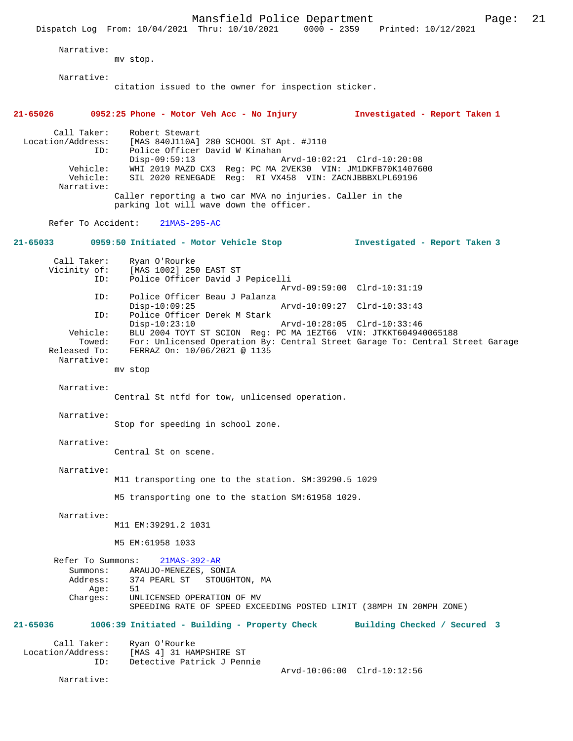Narrative:
mv stop.

Narrative:
citation issued to the owner for inspection sticker.

**21-65026 0952:25 Phone - Motor Veh Acc - No Injury Investigated - Report Taken 1**

Call Taker: Robert Stewart
Location/Address: [MAS 840J110A] 280 SCHOOL ST Apt. #J110
ID: Police Officer David W Kinahan
Disp-09:59:13 Arvd-10:02:21 Clrd-10:20:08
Vehicle: WHI 2019 MAZD CX3 Reg: PC MA 2VEK30 VIN: JM1DKFB70K1407600
Vehicle: SIL 2020 RENEGADE Reg: RI VX458 VIN: ZACNJBBBXLPL69196
Narrative:
Caller reporting a two car MVA no injuries. Caller in the parking lot will wave down the officer.

Refer To Accident: 21MAS-295-AC

**21-65033 0959:50 Initiated - Motor Vehicle Stop Investigated - Report Taken 3**

Call Taker: Ryan O'Rourke
Vicinity of: [MAS 1002] 250 EAST ST
ID: Police Officer David J Pepicelli
Arvd-09:59:00 Clrd-10:31:19
ID: Police Officer Beau J Palanza
Disp-10:09:25 Arvd-10:09:27 Clrd-10:33:43
ID: Police Officer Derek M Stark
Disp-10:23:10 Arvd-10:28:05 Clrd-10:33:46
Vehicle: BLU 2004 TOYT ST SCION Reg: PC MA 1EZT66 VIN: JTKKT604940065188
Towed: For: Unlicensed Operation By: Central Street Garage To: Central Street Garage
Released To: FERRAZ On: 10/06/2021 @ 1135
Narrative:
mv stop

Narrative:
Central St ntfd for tow, unlicensed operation.

Narrative:
Stop for speeding in school zone.

Narrative:
Central St on scene.

Narrative:
M11 transporting one to the station. SM:39290.5 1029

M5 transporting one to the station SM:61958 1029.

Narrative:
M11 EM:39291.2 1031

M5 EM:61958 1033

Refer To Summons: 21MAS-392-AR
Summons: ARAUJO-MENEZES, SONIA
Address: 374 PEARL ST STOUGHTON, MA
Age: 51
Charges: UNLICENSED OPERATION OF MV
SPEEDING RATE OF SPEED EXCEEDING POSTED LIMIT (38MPH IN 20MPH ZONE)

**21-65036 1006:39 Initiated - Building - Property Check Building Checked / Secured 3**

Call Taker: Ryan O'Rourke
Location/Address: [MAS 4] 31 HAMPSHIRE ST
ID: Detective Patrick J Pennie
Arvd-10:06:00 Clrd-10:12:56
Narrative: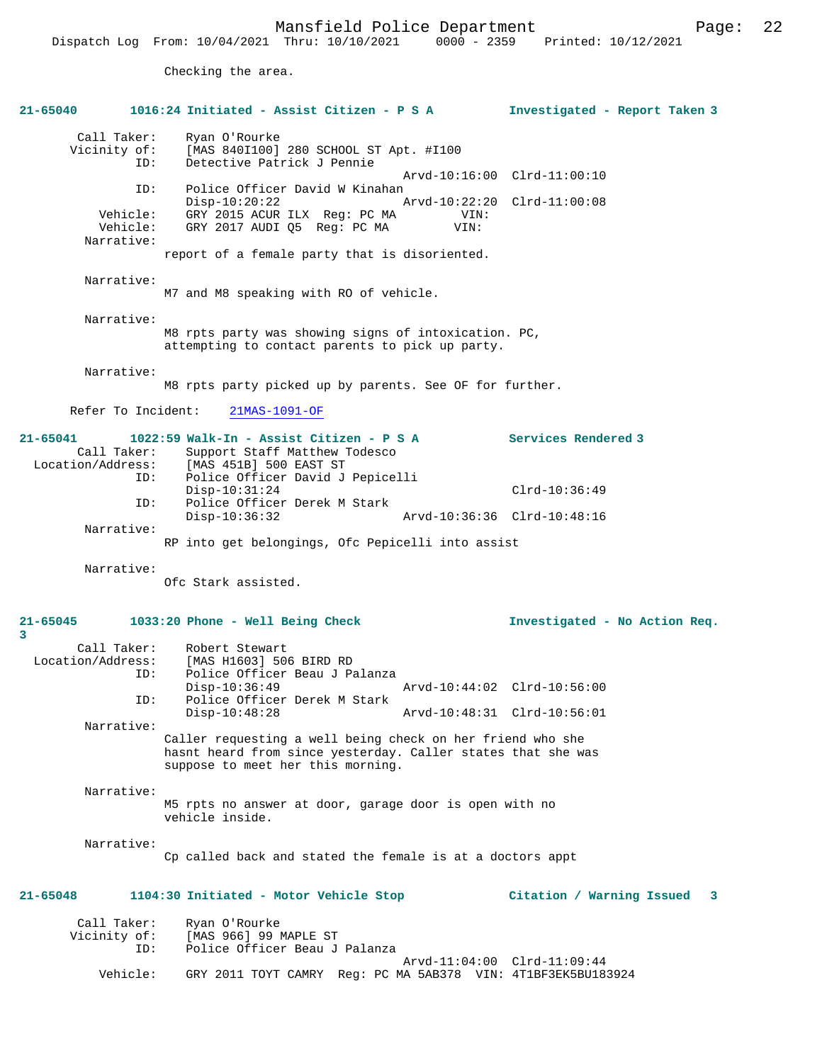Checking the area.

**21-65040 1016:24 Initiated - Assist Citizen - P S A Investigated - Report Taken 3**

```
        Call Taker:     Ryan O'Rourke
       Vicinity of:     [MAS 840I100] 280 SCHOOL ST Apt. #I100
                ID:     Detective Patrick J Pennie
                                                  Arvd-10:16:00  Clrd-11:00:10
                ID:     Police Officer David W Kinahan
                        Disp-10:20:22             Arvd-10:22:20  Clrd-11:00:08
           Vehicle:     GRY 2015 ACUR ILX  Reg: PC MA         VIN:
           Vehicle:     GRY 2017 AUDI Q5  Reg: PC MA         VIN:
         Narrative:
                report of a female party that is disoriented.

         Narrative:
                M7 and M8 speaking with RO of vehicle.

         Narrative:
                M8 rpts party was showing signs of intoxication. PC,
                attempting to contact parents to pick up party.

         Narrative:
                M8 rpts party picked up by parents. See OF for further.

      Refer To Incident:    21MAS-1091-OF
```

**21-65041 1022:59 Walk-In - Assist Citizen - P S A Services Rendered 3**

```
        Call Taker:     Support Staff Matthew Todesco
  Location/Address:     [MAS 451B] 500 EAST ST
                ID:     Police Officer David J Pepicelli
                        Disp-10:31:24                            Clrd-10:36:49
                ID:     Police Officer Derek M Stark
                        Disp-10:36:32             Arvd-10:36:36  Clrd-10:48:16
         Narrative:
                RP into get belongings, Ofc Pepicelli into assist

         Narrative:
                Ofc Stark assisted.
```

**21-65045 1033:20 Phone - Well Being Check Investigated - No Action Req. 3**

```
        Call Taker:     Robert Stewart
  Location/Address:     [MAS H1603] 506 BIRD RD
                ID:     Police Officer Beau J Palanza
                        Disp-10:36:49             Arvd-10:44:02  Clrd-10:56:00
                ID:     Police Officer Derek M Stark
                        Disp-10:48:28             Arvd-10:48:31  Clrd-10:56:01
         Narrative:
                Caller requesting a well being check on her friend who she
                hasnt heard from since yesterday. Caller states that she was
                suppose to meet her this morning.

         Narrative:
                M5 rpts no answer at door, garage door is open with no
                vehicle inside.

         Narrative:
                Cp called back and stated the female is at a doctors appt
```

**21-65048 1104:30 Initiated - Motor Vehicle Stop Citation / Warning Issued 3**

```
        Call Taker:     Ryan O'Rourke
       Vicinity of:     [MAS 966] 99 MAPLE ST
                ID:     Police Officer Beau J Palanza
                                                  Arvd-11:04:00  Clrd-11:09:44
           Vehicle:     GRY 2011 TOYT CAMRY  Reg: PC MA 5AB378  VIN: 4T1BF3EK5BU183924
```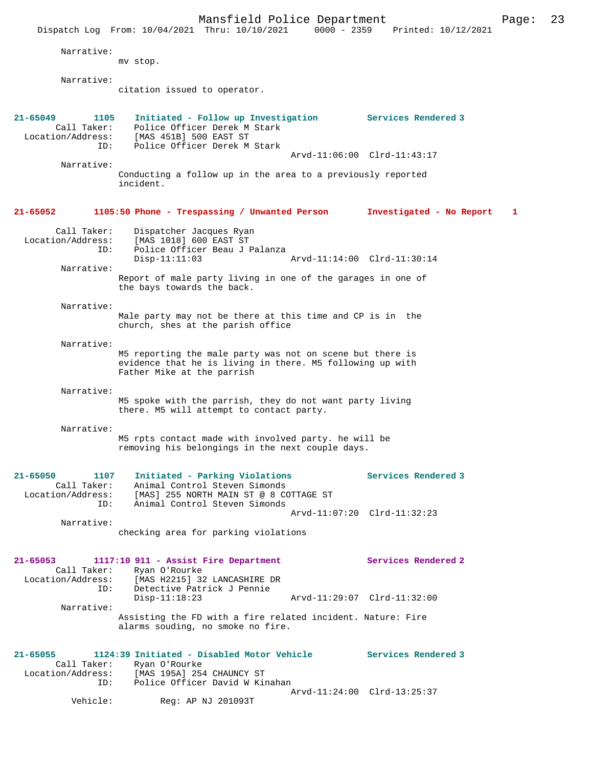Narrative:
mv stop.

Narrative:
citation issued to operator.

**21-65049 1105 Initiated - Follow up Investigation — Services Rendered 3**

Call Taker: Police Officer Derek M Stark
Location/Address: [MAS 451B] 500 EAST ST
ID: Police Officer Derek M Stark
Arvd-11:06:00 Clrd-11:43:17

Narrative:
Conducting a follow up in the area to a previously reported incident.

**21-65052 1105:50 Phone - Trespassing / Unwanted Person — Investigated - No Report 1**

Call Taker: Dispatcher Jacques Ryan
Location/Address: [MAS 1018] 600 EAST ST
ID: Police Officer Beau J Palanza
Disp-11:11:03 Arvd-11:14:00 Clrd-11:30:14

Narrative:
Report of male party living in one of the garages in one of the bays towards the back.

Narrative:
Male party may not be there at this time and CP is in the church, shes at the parish office

Narrative:
M5 reporting the male party was not on scene but there is evidence that he is living in there. M5 following up with Father Mike at the parrish

Narrative:
M5 spoke with the parrish, they do not want party living there. M5 will attempt to contact party.

Narrative:
M5 rpts contact made with involved party. he will be removing his belongings in the next couple days.

**21-65050 1107 Initiated - Parking Violations — Services Rendered 3**

Call Taker: Animal Control Steven Simonds
Location/Address: [MAS] 255 NORTH MAIN ST @ 8 COTTAGE ST
ID: Animal Control Steven Simonds
Arvd-11:07:20 Clrd-11:32:23

Narrative:
checking area for parking violations

**21-65053 1117:10 911 - Assist Fire Department — Services Rendered 2**

Call Taker: Ryan O'Rourke
Location/Address: [MAS H2215] 32 LANCASHIRE DR
ID: Detective Patrick J Pennie
Disp-11:18:23 Arvd-11:29:07 Clrd-11:32:00

Narrative:
Assisting the FD with a fire related incident. Nature: Fire alarms souding, no smoke no fire.

**21-65055 1124:39 Initiated - Disabled Motor Vehicle — Services Rendered 3**

Call Taker: Ryan O'Rourke
Location/Address: [MAS 195A] 254 CHAUNCY ST
ID: Police Officer David W Kinahan
Arvd-11:24:00 Clrd-13:25:37
Vehicle: Reg: AP NJ 201093T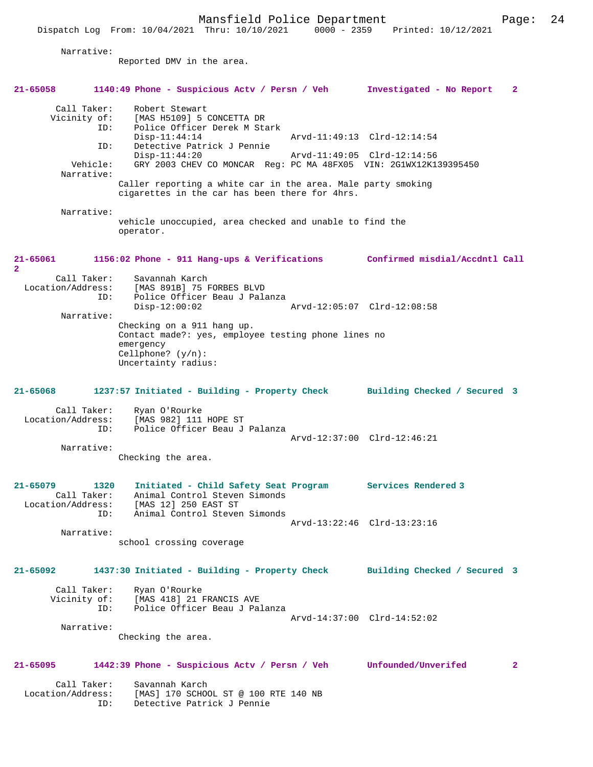Narrative:
Reported DMV in the area.

**21-65058 1140:49 Phone - Suspicious Actv / Persn / Veh Investigated - No Report 2**

Call Taker: Robert Stewart
Vicinity of: [MAS H5109] 5 CONCETTA DR
ID: Police Officer Derek M Stark
Disp-11:44:14 Arvd-11:49:13 Clrd-12:14:54
ID: Detective Patrick J Pennie
Disp-11:44:20 Arvd-11:49:05 Clrd-12:14:56
Vehicle: GRY 2003 CHEV CO MONCAR Reg: PC MA 48FX05 VIN: 2G1WX12K139395450
Narrative:
Caller reporting a white car in the area. Male party smoking cigarettes in the car has been there for 4hrs.

Narrative:
vehicle unoccupied, area checked and unable to find the operator.

**21-65061 1156:02 Phone - 911 Hang-ups & Verifications Confirmed misdial/Accdntl Call 2**

Call Taker: Savannah Karch
Location/Address: [MAS 891B] 75 FORBES BLVD
ID: Police Officer Beau J Palanza
Disp-12:00:02 Arvd-12:05:07 Clrd-12:08:58
Narrative:
Checking on a 911 hang up.
Contact made?: yes, employee testing phone lines no emergency
Cellphone? (y/n):
Uncertainty radius:

**21-65068 1237:57 Initiated - Building - Property Check Building Checked / Secured 3**

Call Taker: Ryan O'Rourke
Location/Address: [MAS 982] 111 HOPE ST
ID: Police Officer Beau J Palanza
Arvd-12:37:00 Clrd-12:46:21
Narrative:
Checking the area.

**21-65079 1320 Initiated - Child Safety Seat Program Services Rendered 3**

Call Taker: Animal Control Steven Simonds
Location/Address: [MAS 12] 250 EAST ST
ID: Animal Control Steven Simonds
Arvd-13:22:46 Clrd-13:23:16
Narrative:
school crossing coverage

**21-65092 1437:30 Initiated - Building - Property Check Building Checked / Secured 3**

Call Taker: Ryan O'Rourke
Vicinity of: [MAS 418] 21 FRANCIS AVE
ID: Police Officer Beau J Palanza
Arvd-14:37:00 Clrd-14:52:02
Narrative:
Checking the area.

**21-65095 1442:39 Phone - Suspicious Actv / Persn / Veh Unfounded/Unverifed 2**

Call Taker: Savannah Karch
Location/Address: [MAS] 170 SCHOOL ST @ 100 RTE 140 NB
ID: Detective Patrick J Pennie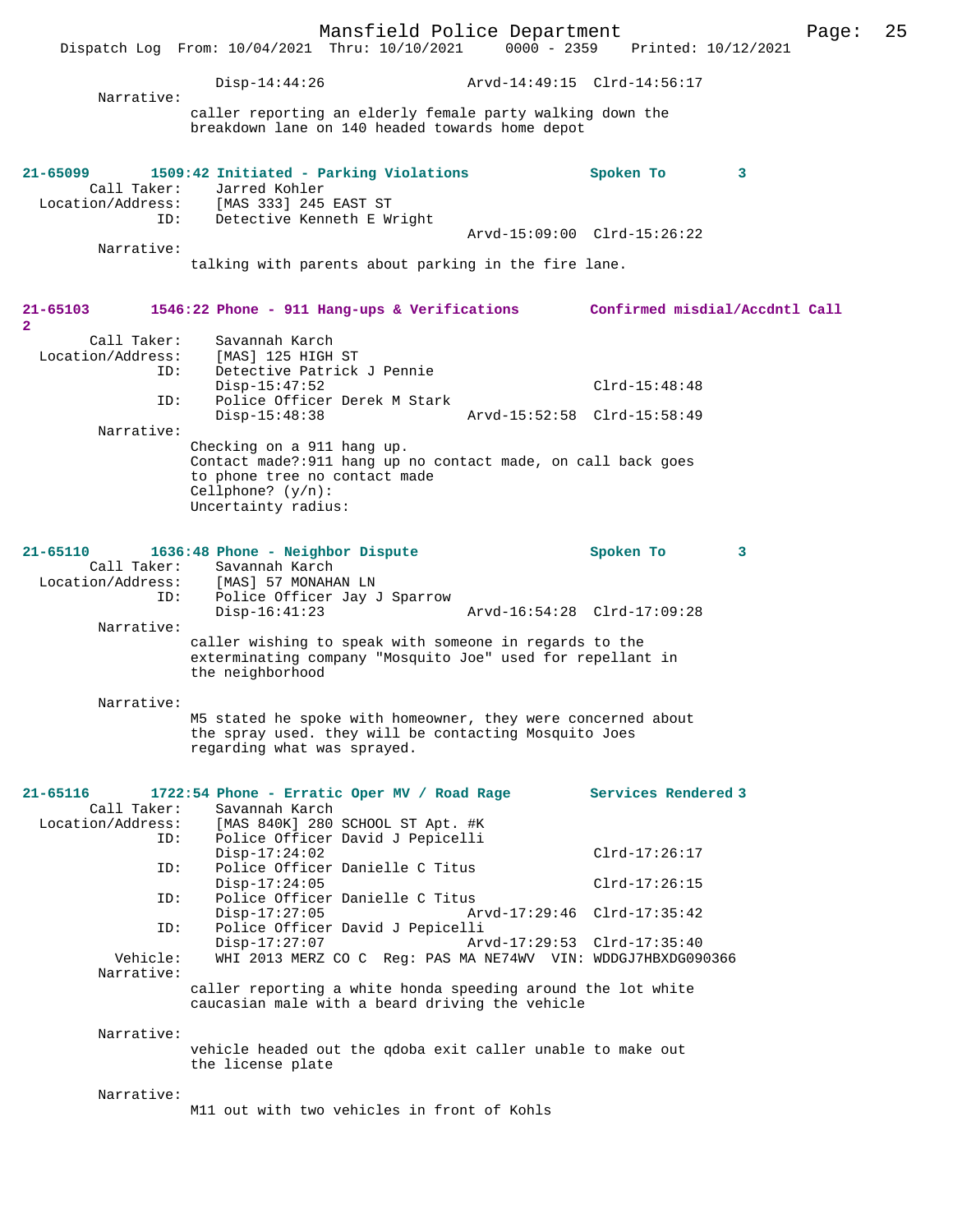Disp-14:44:26 Arvd-14:49:15 Clrd-14:56:17

Narrative:
caller reporting an elderly female party walking down the breakdown lane on 140 headed towards home depot

**21-65099 1509:42 Initiated - Parking Violations Spoken To 3**

Call Taker: Jarred Kohler
Location/Address: [MAS 333] 245 EAST ST
ID: Detective Kenneth E Wright
Arvd-15:09:00 Clrd-15:26:22

Narrative:
talking with parents about parking in the fire lane.

**21-65103 1546:22 Phone - 911 Hang-ups & Verifications Confirmed misdial/Accdntl Call 2**

Call Taker: Savannah Karch
Location/Address: [MAS] 125 HIGH ST
ID: Detective Patrick J Pennie
Disp-15:47:52 Clrd-15:48:48
ID: Police Officer Derek M Stark
Disp-15:48:38 Arvd-15:52:58 Clrd-15:58:49

Narrative:
Checking on a 911 hang up.
Contact made?:911 hang up no contact made, on call back goes to phone tree no contact made
Cellphone? (y/n):
Uncertainty radius:

**21-65110 1636:48 Phone - Neighbor Dispute Spoken To 3**

Call Taker: Savannah Karch
Location/Address: [MAS] 57 MONAHAN LN
ID: Police Officer Jay J Sparrow
Disp-16:41:23 Arvd-16:54:28 Clrd-17:09:28

Narrative:
caller wishing to speak with someone in regards to the exterminating company "Mosquito Joe" used for repellant in the neighborhood

Narrative:
M5 stated he spoke with homeowner, they were concerned about the spray used. they will be contacting Mosquito Joes regarding what was sprayed.

**21-65116 1722:54 Phone - Erratic Oper MV / Road Rage Services Rendered 3**

Call Taker: Savannah Karch
Location/Address: [MAS 840K] 280 SCHOOL ST Apt. #K
ID: Police Officer David J Pepicelli
Disp-17:24:02 Clrd-17:26:17
ID: Police Officer Danielle C Titus
Disp-17:24:05 Clrd-17:26:15
ID: Police Officer Danielle C Titus
Disp-17:27:05 Arvd-17:29:46 Clrd-17:35:42
ID: Police Officer David J Pepicelli
Disp-17:27:07 Arvd-17:29:53 Clrd-17:35:40
Vehicle: WHI 2013 MERZ CO C Reg: PAS MA NE74WV VIN: WDDGJ7HBXDG090366

Narrative:
caller reporting a white honda speeding around the lot white caucasian male with a beard driving the vehicle

Narrative:
vehicle headed out the qdoba exit caller unable to make out the license plate

Narrative:
M11 out with two vehicles in front of Kohls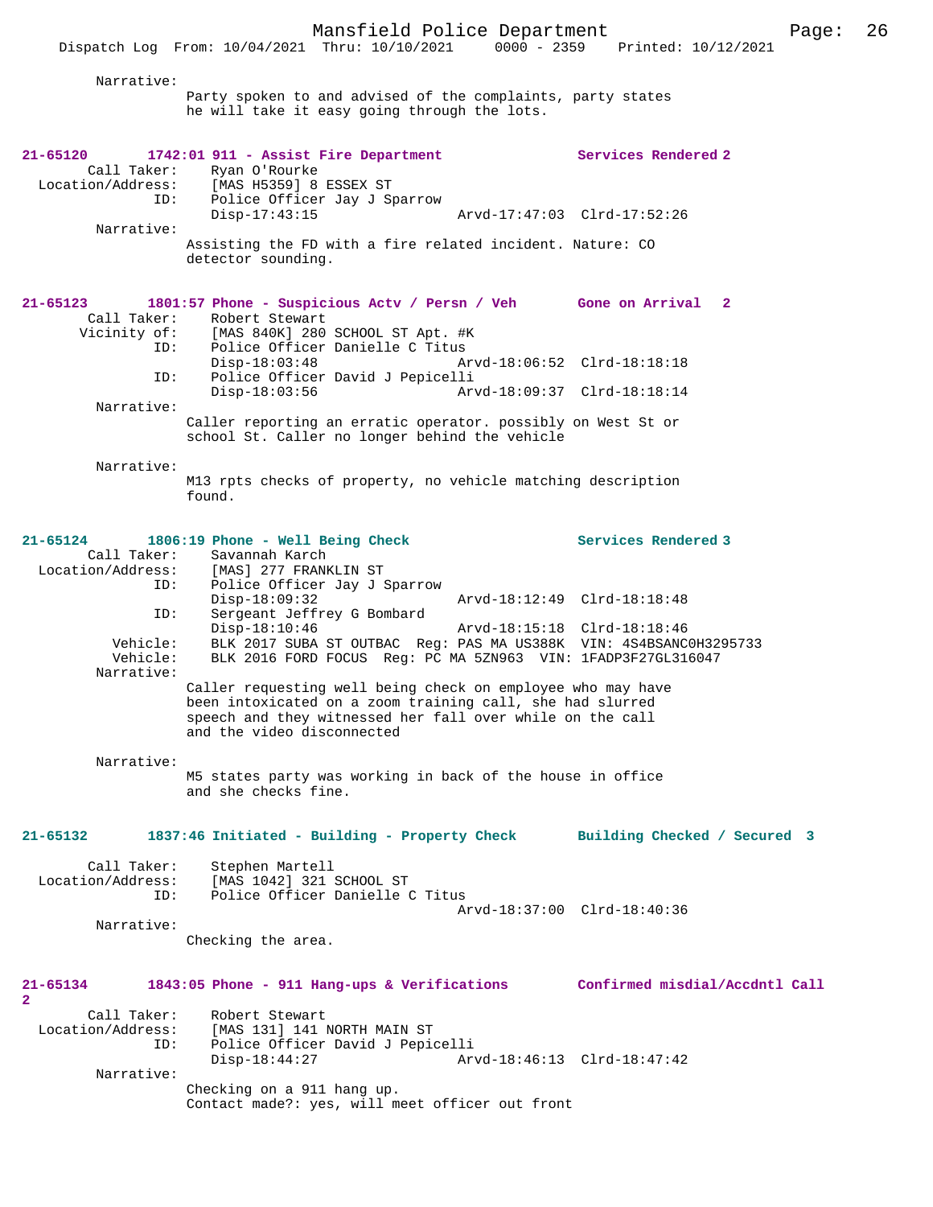Narrative:
Party spoken to and advised of the complaints, party states he will take it easy going through the lots.

**21-65120** **1742:01 911 - Assist Fire Department** **Services Rendered 2**
Call Taker: Ryan O'Rourke
Location/Address: [MAS H5359] 8 ESSEX ST
ID: Police Officer Jay J Sparrow
Disp-17:43:15 Arvd-17:47:03 Clrd-17:52:26
Narrative:
Assisting the FD with a fire related incident. Nature: CO detector sounding.

**21-65123** **1801:57 Phone - Suspicious Actv / Persn / Veh** **Gone on Arrival 2**
Call Taker: Robert Stewart
Vicinity of: [MAS 840K] 280 SCHOOL ST Apt. #K
ID: Police Officer Danielle C Titus
Disp-18:03:48 Arvd-18:06:52 Clrd-18:18:18
ID: Police Officer David J Pepicelli
Disp-18:03:56 Arvd-18:09:37 Clrd-18:18:14
Narrative:
Caller reporting an erratic operator. possibly on West St or school St. Caller no longer behind the vehicle

Narrative:
M13 rpts checks of property, no vehicle matching description found.

**21-65124** **1806:19 Phone - Well Being Check** **Services Rendered 3**
Call Taker: Savannah Karch
Location/Address: [MAS] 277 FRANKLIN ST
ID: Police Officer Jay J Sparrow
Disp-18:09:32 Arvd-18:12:49 Clrd-18:18:48
ID: Sergeant Jeffrey G Bombard
Disp-18:10:46 Arvd-18:15:18 Clrd-18:18:46
Vehicle: BLK 2017 SUBA ST OUTBAC Reg: PAS MA US388K VIN: 4S4BSANC0H3295733
Vehicle: BLK 2016 FORD FOCUS Reg: PC MA 5ZN963 VIN: 1FADP3F27GL316047
Narrative:
Caller requesting well being check on employee who may have been intoxicated on a zoom training call, she had slurred speech and they witnessed her fall over while on the call and the video disconnected

Narrative:
M5 states party was working in back of the house in office and she checks fine.

**21-65132** **1837:46 Initiated - Building - Property Check** **Building Checked / Secured 3**
Call Taker: Stephen Martell
Location/Address: [MAS 1042] 321 SCHOOL ST
ID: Police Officer Danielle C Titus
Arvd-18:37:00 Clrd-18:40:36
Narrative:
Checking the area.

**21-65134** **1843:05 Phone - 911 Hang-ups & Verifications** **Confirmed misdial/Accdntl Call 2**
Call Taker: Robert Stewart
Location/Address: [MAS 131] 141 NORTH MAIN ST
ID: Police Officer David J Pepicelli
Disp-18:44:27 Arvd-18:46:13 Clrd-18:47:42
Narrative:
Checking on a 911 hang up.
Contact made?: yes, will meet officer out front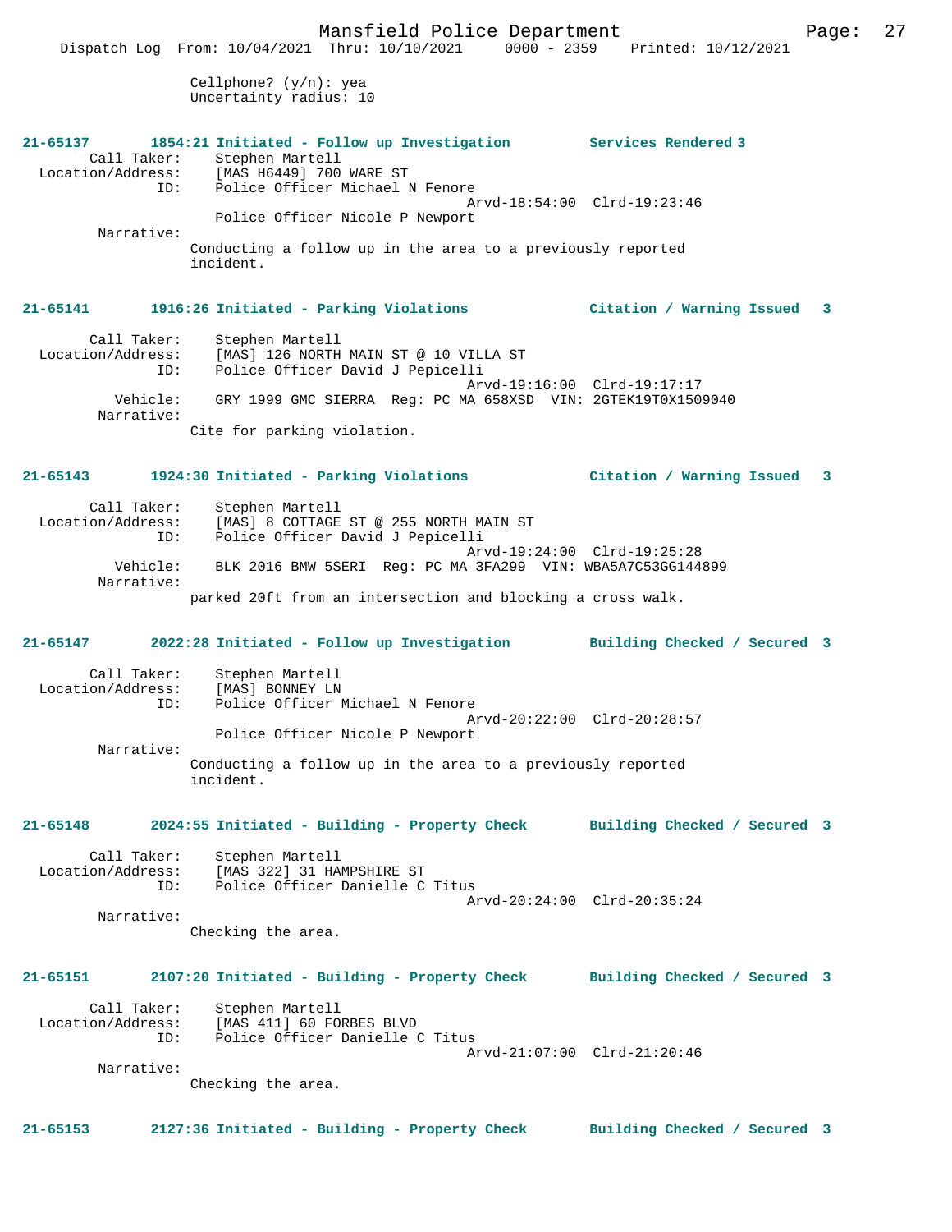Cellphone? (y/n): yea
Uncertainty radius: 10

**21-65137 1854:21 Initiated - Follow up Investigation Services Rendered 3**

Call Taker: Stephen Martell
Location/Address: [MAS H6449] 700 WARE ST
ID: Police Officer Michael N Fenore
Arvd-18:54:00 Clrd-19:23:46
Police Officer Nicole P Newport
Narrative:
Conducting a follow up in the area to a previously reported incident.

**21-65141 1916:26 Initiated - Parking Violations Citation / Warning Issued 3**

Call Taker: Stephen Martell
Location/Address: [MAS] 126 NORTH MAIN ST @ 10 VILLA ST
ID: Police Officer David J Pepicelli
Arvd-19:16:00 Clrd-19:17:17
Vehicle: GRY 1999 GMC SIERRA Reg: PC MA 658XSD VIN: 2GTEK19T0X1509040
Narrative:
Cite for parking violation.

**21-65143 1924:30 Initiated - Parking Violations Citation / Warning Issued 3**

Call Taker: Stephen Martell
Location/Address: [MAS] 8 COTTAGE ST @ 255 NORTH MAIN ST
ID: Police Officer David J Pepicelli
Arvd-19:24:00 Clrd-19:25:28
Vehicle: BLK 2016 BMW 5SERI Reg: PC MA 3FA299 VIN: WBA5A7C53GG144899
Narrative:
parked 20ft from an intersection and blocking a cross walk.

**21-65147 2022:28 Initiated - Follow up Investigation Building Checked / Secured 3**

Call Taker: Stephen Martell
Location/Address: [MAS] BONNEY LN
ID: Police Officer Michael N Fenore
Arvd-20:22:00 Clrd-20:28:57
Police Officer Nicole P Newport
Narrative:
Conducting a follow up in the area to a previously reported incident.

**21-65148 2024:55 Initiated - Building - Property Check Building Checked / Secured 3**

Call Taker: Stephen Martell
Location/Address: [MAS 322] 31 HAMPSHIRE ST
ID: Police Officer Danielle C Titus
Arvd-20:24:00 Clrd-20:35:24
Narrative:
Checking the area.

**21-65151 2107:20 Initiated - Building - Property Check Building Checked / Secured 3**

Call Taker: Stephen Martell
Location/Address: [MAS 411] 60 FORBES BLVD
ID: Police Officer Danielle C Titus
Arvd-21:07:00 Clrd-21:20:46
Narrative:
Checking the area.

**21-65153 2127:36 Initiated - Building - Property Check Building Checked / Secured 3**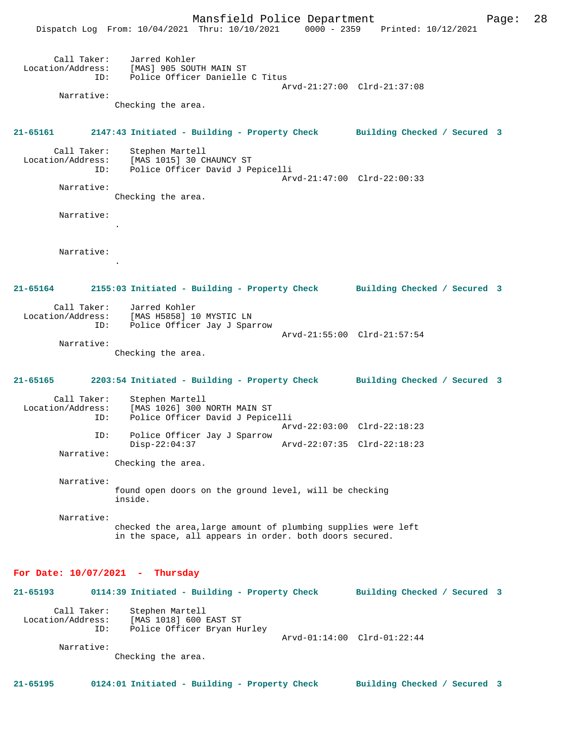Call Taker: Jarred Kohler
Location/Address: [MAS] 905 SOUTH MAIN ST
ID: Police Officer Danielle C Titus
Arvd-21:27:00 Clrd-21:37:08
Narrative:
Checking the area.

**21-65161 2147:43 Initiated - Building - Property Check Building Checked / Secured 3**

Call Taker: Stephen Martell
Location/Address: [MAS 1015] 30 CHAUNCY ST
ID: Police Officer David J Pepicelli
Arvd-21:47:00 Clrd-22:00:33
Narrative:
Checking the area.

Narrative:
.

Narrative:
.

**21-65164 2155:03 Initiated - Building - Property Check Building Checked / Secured 3**

Call Taker: Jarred Kohler
Location/Address: [MAS H5858] 10 MYSTIC LN
ID: Police Officer Jay J Sparrow
Arvd-21:55:00 Clrd-21:57:54
Narrative:
Checking the area.

**21-65165 2203:54 Initiated - Building - Property Check Building Checked / Secured 3**

Call Taker: Stephen Martell
Location/Address: [MAS 1026] 300 NORTH MAIN ST
ID: Police Officer David J Pepicelli
Arvd-22:03:00 Clrd-22:18:23
ID: Police Officer Jay J Sparrow
Disp-22:04:37 Arvd-22:07:35 Clrd-22:18:23
Narrative:
Checking the area.

Narrative:
found open doors on the ground level, will be checking inside.

Narrative:
checked the area,large amount of plumbing supplies were left in the space, all appears in order. both doors secured.

## For Date: 10/07/2021 - Thursday

**21-65193 0114:39 Initiated - Building - Property Check Building Checked / Secured 3**

Call Taker: Stephen Martell
Location/Address: [MAS 1018] 600 EAST ST
ID: Police Officer Bryan Hurley
Arvd-01:14:00 Clrd-01:22:44
Narrative:
Checking the area.

**21-65195 0124:01 Initiated - Building - Property Check Building Checked / Secured 3**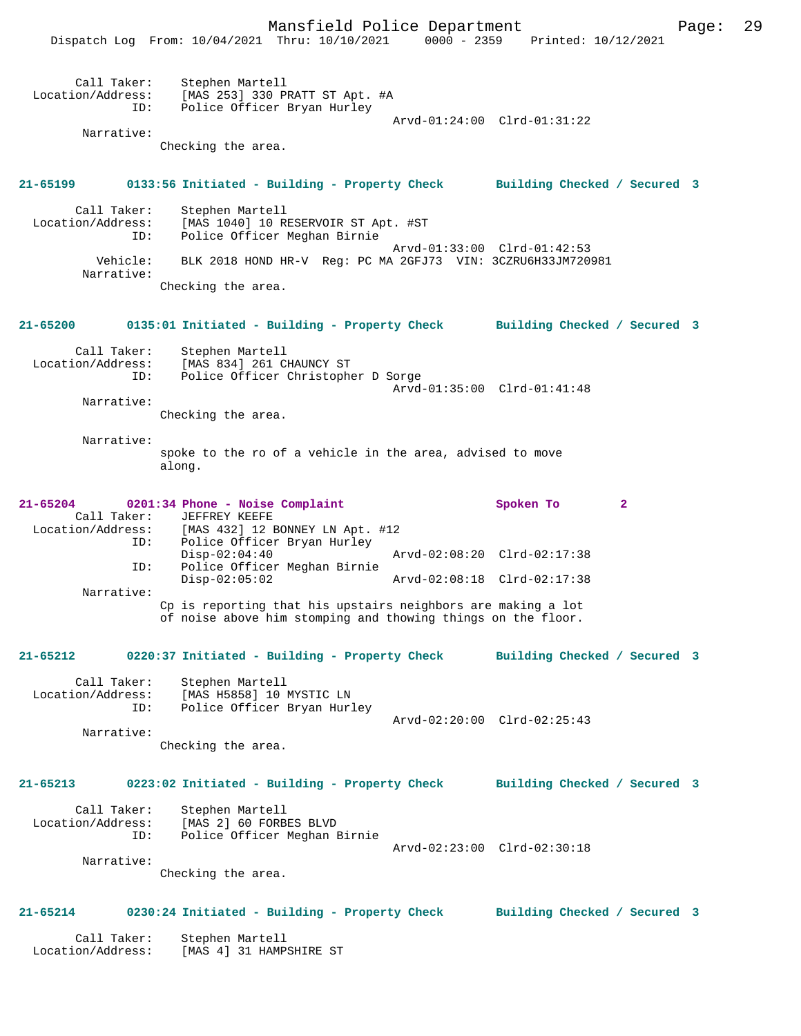Call Taker: Stephen Martell
Location/Address: [MAS 253] 330 PRATT ST Apt. #A
ID: Police Officer Bryan Hurley
Arvd-01:24:00 Clrd-01:31:22
Narrative:
Checking the area.

**21-65199 0133:56 Initiated - Building - Property Check Building Checked / Secured 3**

Call Taker: Stephen Martell
Location/Address: [MAS 1040] 10 RESERVOIR ST Apt. #ST
ID: Police Officer Meghan Birnie
Arvd-01:33:00 Clrd-01:42:53
Vehicle: BLK 2018 HOND HR-V Reg: PC MA 2GFJ73 VIN: 3CZRU6H33JM720981
Narrative:
Checking the area.

**21-65200 0135:01 Initiated - Building - Property Check Building Checked / Secured 3**

Call Taker: Stephen Martell
Location/Address: [MAS 834] 261 CHAUNCY ST
ID: Police Officer Christopher D Sorge
Arvd-01:35:00 Clrd-01:41:48
Narrative:
Checking the area.

Narrative:
spoke to the ro of a vehicle in the area, advised to move along.

**21-65204 0201:34 Phone - Noise Complaint Spoken To 2**
Call Taker: JEFFREY KEEFE
Location/Address: [MAS 432] 12 BONNEY LN Apt. #12
ID: Police Officer Bryan Hurley
Disp-02:04:40 Arvd-02:08:20 Clrd-02:17:38
ID: Police Officer Meghan Birnie
Disp-02:05:02 Arvd-02:08:18 Clrd-02:17:38
Narrative:
Cp is reporting that his upstairs neighbors are making a lot of noise above him stomping and thowing things on the floor.

**21-65212 0220:37 Initiated - Building - Property Check Building Checked / Secured 3**

Call Taker: Stephen Martell
Location/Address: [MAS H5858] 10 MYSTIC LN
ID: Police Officer Bryan Hurley
Arvd-02:20:00 Clrd-02:25:43
Narrative:
Checking the area.

**21-65213 0223:02 Initiated - Building - Property Check Building Checked / Secured 3**

Call Taker: Stephen Martell
Location/Address: [MAS 2] 60 FORBES BLVD
ID: Police Officer Meghan Birnie
Arvd-02:23:00 Clrd-02:30:18
Narrative:
Checking the area.

**21-65214 0230:24 Initiated - Building - Property Check Building Checked / Secured 3**

Call Taker: Stephen Martell
Location/Address: [MAS 4] 31 HAMPSHIRE ST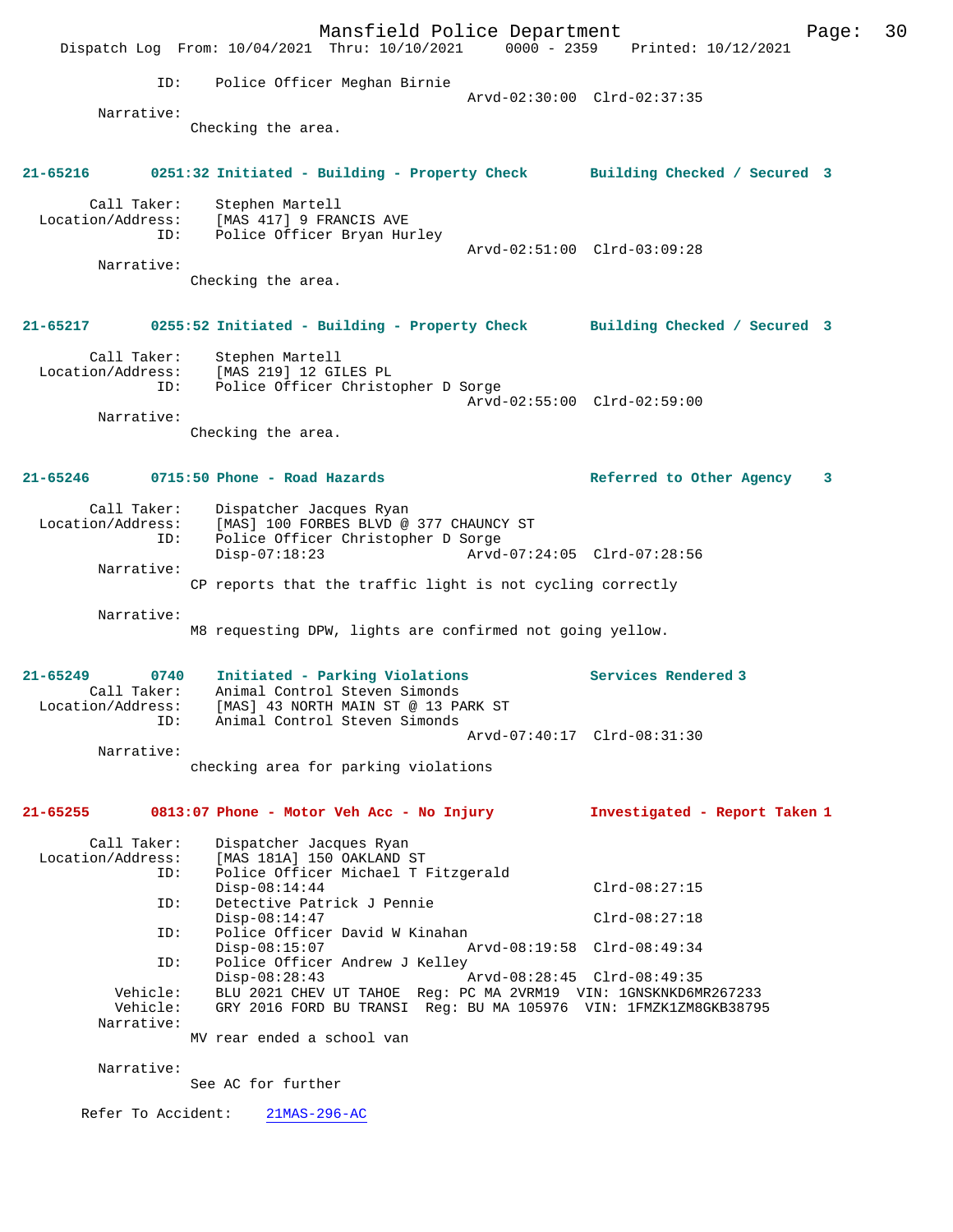```
            ID:    Police Officer Meghan Birnie
                                           Arvd-02:30:00  Clrd-02:37:35
        Narrative:
                   Checking the area.


21-65216       0251:32 Initiated - Building - Property Check       Building Checked / Secured  3

        Call Taker:    Stephen Martell
  Location/Address:    [MAS 417] 9 FRANCIS AVE
               ID:     Police Officer Bryan Hurley
                                           Arvd-02:51:00  Clrd-03:09:28
        Narrative:
                   Checking the area.


21-65217       0255:52 Initiated - Building - Property Check       Building Checked / Secured  3

        Call Taker:    Stephen Martell
  Location/Address:    [MAS 219] 12 GILES PL
               ID:     Police Officer Christopher D Sorge
                                           Arvd-02:55:00  Clrd-02:59:00
        Narrative:
                   Checking the area.


21-65246       0715:50 Phone - Road Hazards                        Referred to Other Agency    3

        Call Taker:    Dispatcher Jacques Ryan
  Location/Address:    [MAS] 100 FORBES BLVD @ 377 CHAUNCY ST
               ID:     Police Officer Christopher D Sorge
                       Disp-07:18:23               Arvd-07:24:05  Clrd-07:28:56
        Narrative:
                   CP reports that the traffic light is not cycling correctly

        Narrative:
                   M8 requesting DPW, lights are confirmed not going yellow.


21-65249       0740    Initiated - Parking Violations              Services Rendered 3
        Call Taker:    Animal Control Steven Simonds
  Location/Address:    [MAS] 43 NORTH MAIN ST @ 13 PARK ST
               ID:     Animal Control Steven Simonds
                                           Arvd-07:40:17  Clrd-08:31:30
        Narrative:
                   checking area for parking violations


21-65255       0813:07 Phone - Motor Veh Acc - No Injury           Investigated - Report Taken 1

        Call Taker:    Dispatcher Jacques Ryan
  Location/Address:    [MAS 181A] 150 OAKLAND ST
               ID:     Police Officer Michael T Fitzgerald
                       Disp-08:14:44                              Clrd-08:27:15
               ID:     Detective Patrick J Pennie
                       Disp-08:14:47                              Clrd-08:27:18
               ID:     Police Officer David W Kinahan
                       Disp-08:15:07               Arvd-08:19:58  Clrd-08:49:34
               ID:     Police Officer Andrew J Kelley
                       Disp-08:28:43               Arvd-08:28:45  Clrd-08:49:35
          Vehicle:     BLU 2021 CHEV UT TAHOE  Reg: PC MA 2VRM19  VIN: 1GNSKNKD6MR267233
          Vehicle:     GRY 2016 FORD BU TRANSI  Reg: BU MA 105976  VIN: 1FMZK1ZM8GKB38795
        Narrative:
                   MV rear ended a school van

        Narrative:
                   See AC for further

      Refer To Accident:    21MAS-296-AC
```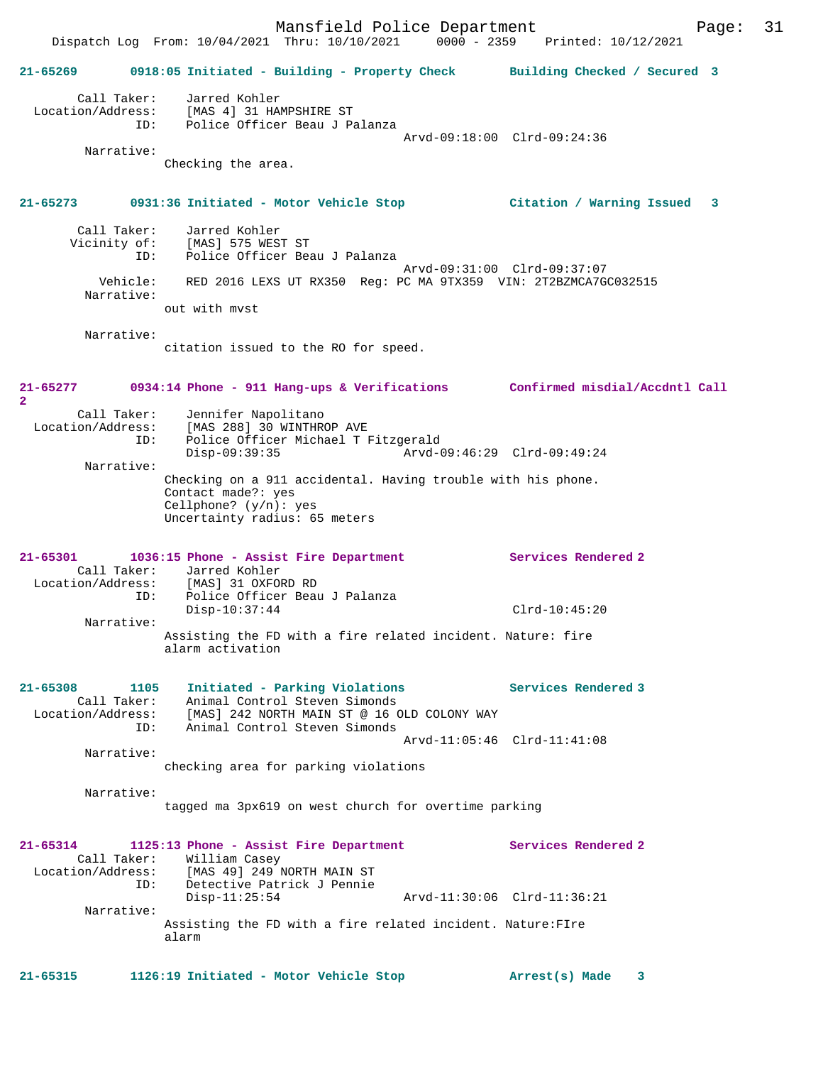21-65269 0918:05 Initiated - Building - Property Check Building Checked / Secured 3

Call Taker: Jarred Kohler
Location/Address: [MAS 4] 31 HAMPSHIRE ST
ID: Police Officer Beau J Palanza
Arvd-09:18:00 Clrd-09:24:36
Narrative:
Checking the area.

21-65273 0931:36 Initiated - Motor Vehicle Stop Citation / Warning Issued 3

Call Taker: Jarred Kohler
Vicinity of: [MAS] 575 WEST ST
ID: Police Officer Beau J Palanza
Arvd-09:31:00 Clrd-09:37:07
Vehicle: RED 2016 LEXS UT RX350 Reg: PC MA 9TX359 VIN: 2T2BZMCA7GC032515
Narrative:
out with mvst

Narrative:
citation issued to the RO for speed.

21-65277 0934:14 Phone - 911 Hang-ups & Verifications Confirmed misdial/Accdntl Call 2

Call Taker: Jennifer Napolitano
Location/Address: [MAS 288] 30 WINTHROP AVE
ID: Police Officer Michael T Fitzgerald
Disp-09:39:35 Arvd-09:46:29 Clrd-09:49:24
Narrative:
Checking on a 911 accidental. Having trouble with his phone.
Contact made?: yes
Cellphone? (y/n): yes
Uncertainty radius: 65 meters

21-65301 1036:15 Phone - Assist Fire Department Services Rendered 2
Call Taker: Jarred Kohler
Location/Address: [MAS] 31 OXFORD RD
ID: Police Officer Beau J Palanza
Disp-10:37:44 Clrd-10:45:20
Narrative:
Assisting the FD with a fire related incident. Nature: fire alarm activation

21-65308 1105 Initiated - Parking Violations Services Rendered 3
Call Taker: Animal Control Steven Simonds
Location/Address: [MAS] 242 NORTH MAIN ST @ 16 OLD COLONY WAY
ID: Animal Control Steven Simonds
Arvd-11:05:46 Clrd-11:41:08
Narrative:
checking area for parking violations

Narrative:
tagged ma 3px619 on west church for overtime parking

21-65314 1125:13 Phone - Assist Fire Department Services Rendered 2
Call Taker: William Casey
Location/Address: [MAS 49] 249 NORTH MAIN ST
ID: Detective Patrick J Pennie
Disp-11:25:54 Arvd-11:30:06 Clrd-11:36:21
Narrative:
Assisting the FD with a fire related incident. Nature:FIre alarm

21-65315 1126:19 Initiated - Motor Vehicle Stop Arrest(s) Made 3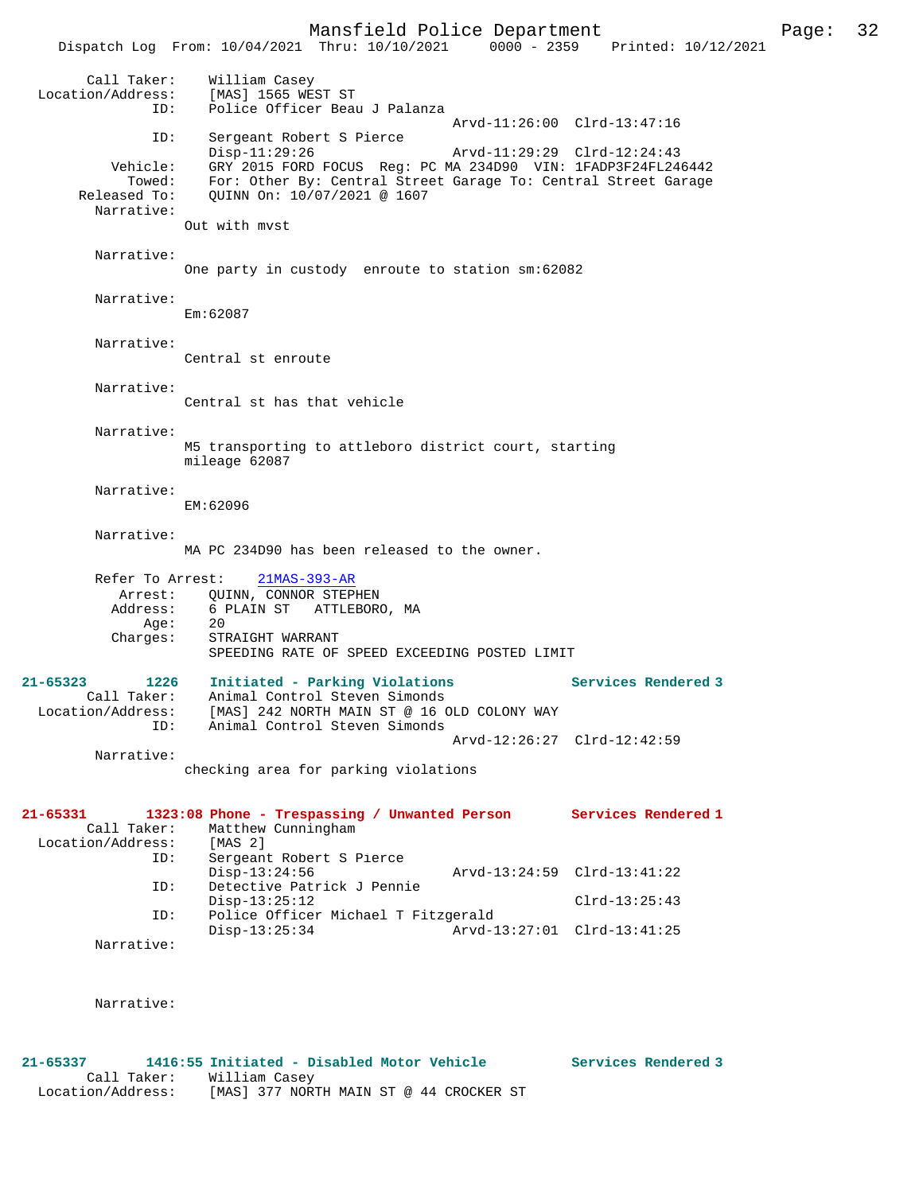```
        Call Taker:    William Casey
  Location/Address:    [MAS] 1565 WEST ST
                ID:    Police Officer Beau J Palanza
                                                Arvd-11:26:00  Clrd-13:47:16
                ID:    Sergeant Robert S Pierce
                       Disp-11:29:26            Arvd-11:29:29  Clrd-12:24:43
           Vehicle:    GRY 2015 FORD FOCUS  Reg: PC MA 234D90  VIN: 1FADP3F24FL246442
             Towed:    For: Other By: Central Street Garage To: Central Street Garage
       Released To:    QUINN On: 10/07/2021 @ 1607
         Narrative:
                    Out with mvst

         Narrative:
                    One party in custody  enroute to station sm:62082

         Narrative:
                    Em:62087

         Narrative:
                    Central st enroute

         Narrative:
                    Central st has that vehicle

         Narrative:
                    M5 transporting to attleboro district court, starting
                    mileage 62087

         Narrative:
                    EM:62096

         Narrative:
                    MA PC 234D90 has been released to the owner.

         Refer To Arrest:    21MAS-393-AR
            Arrest:    QUINN, CONNOR STEPHEN
           Address:    6 PLAIN ST   ATTLEBORO, MA
               Age:    20
           Charges:    STRAIGHT WARRANT
                       SPEEDING RATE OF SPEED EXCEEDING POSTED LIMIT

21-65323        1226    Initiated - Parking Violations             Services Rendered 3
        Call Taker:    Animal Control Steven Simonds
  Location/Address:    [MAS] 242 NORTH MAIN ST @ 16 OLD COLONY WAY
                ID:    Animal Control Steven Simonds
                                                Arvd-12:26:27  Clrd-12:42:59
         Narrative:
                    checking area for parking violations


21-65331        1323:08 Phone - Trespassing / Unwanted Person       Services Rendered 1
        Call Taker:    Matthew Cunningham
  Location/Address:    [MAS 2]
                ID:    Sergeant Robert S Pierce
                       Disp-13:24:56            Arvd-13:24:59  Clrd-13:41:22
                ID:    Detective Patrick J Pennie
                       Disp-13:25:12                           Clrd-13:25:43
                ID:    Police Officer Michael T Fitzgerald
                       Disp-13:25:34            Arvd-13:27:01  Clrd-13:41:25
         Narrative:



         Narrative:



21-65337        1416:55 Initiated - Disabled Motor Vehicle         Services Rendered 3
        Call Taker:    William Casey
  Location/Address:    [MAS] 377 NORTH MAIN ST @ 44 CROCKER ST
```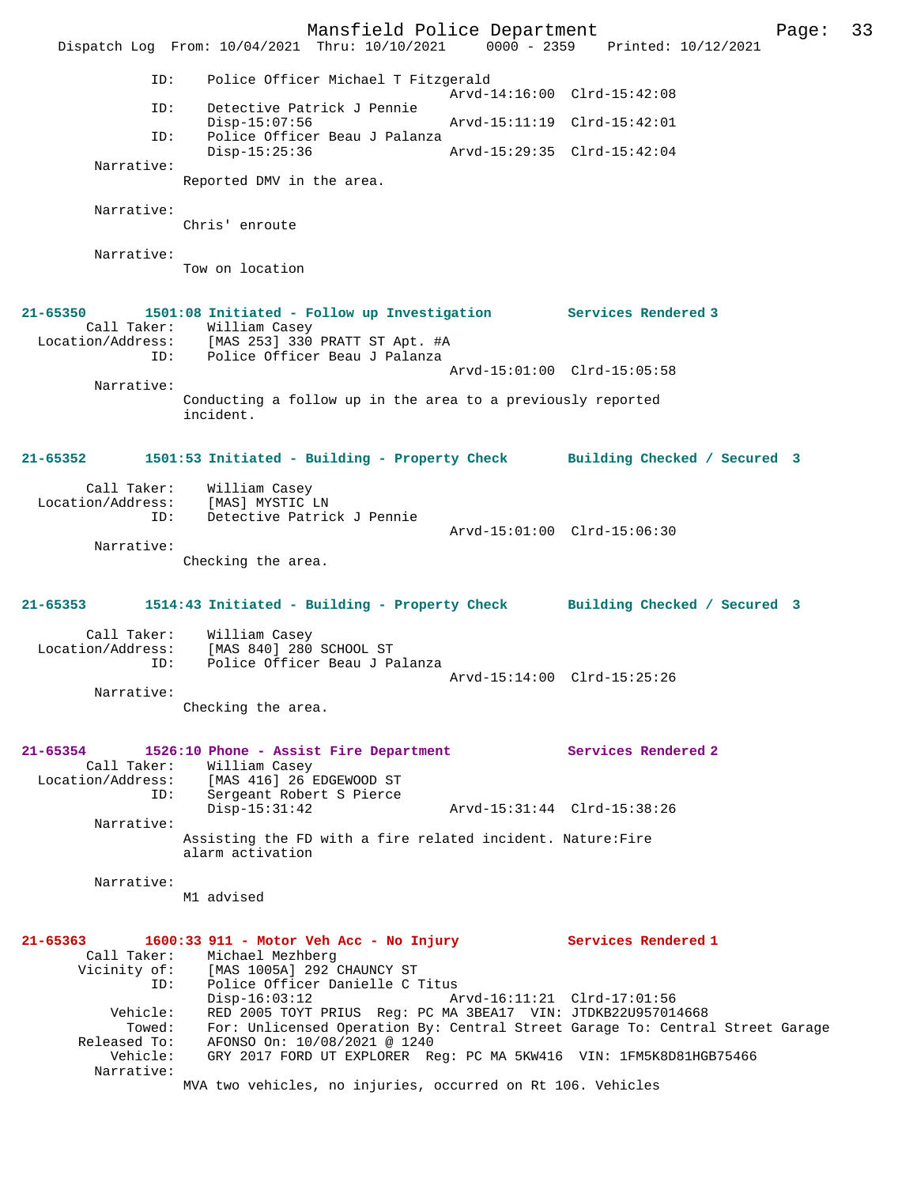```
            ID:    Police Officer Michael T Fitzgerald
                                            Arvd-14:16:00  Clrd-15:42:08
            ID:    Detective Patrick J Pennie
                   Disp-15:07:56            Arvd-15:11:19  Clrd-15:42:01
            ID:    Police Officer Beau J Palanza
                   Disp-15:25:36            Arvd-15:29:35  Clrd-15:42:04
     Narrative:
                Reported DMV in the area.

     Narrative:
                Chris' enroute

     Narrative:
                Tow on location
```

**21-65350 1501:08 Initiated - Follow up Investigation Services Rendered 3**

```
   Call Taker:    William Casey
 Location/Address:   [MAS 253] 330 PRATT ST Apt. #A
            ID:    Police Officer Beau J Palanza
                                            Arvd-15:01:00  Clrd-15:05:58
     Narrative:
                Conducting a follow up in the area to a previously reported
                incident.
```

**21-65352 1501:53 Initiated - Building - Property Check Building Checked / Secured 3**

```
   Call Taker:    William Casey
 Location/Address:   [MAS] MYSTIC LN
            ID:    Detective Patrick J Pennie
                                            Arvd-15:01:00  Clrd-15:06:30
     Narrative:
                Checking the area.
```

**21-65353 1514:43 Initiated - Building - Property Check Building Checked / Secured 3**

```
   Call Taker:    William Casey
 Location/Address:   [MAS 840] 280 SCHOOL ST
            ID:    Police Officer Beau J Palanza
                                            Arvd-15:14:00  Clrd-15:25:26
     Narrative:
                Checking the area.
```

**21-65354 1526:10 Phone - Assist Fire Department Services Rendered 2**

```
   Call Taker:    William Casey
 Location/Address:   [MAS 416] 26 EDGEWOOD ST
            ID:    Sergeant Robert S Pierce
                   Disp-15:31:42            Arvd-15:31:44  Clrd-15:38:26
     Narrative:
                Assisting the FD with a fire related incident. Nature:Fire
                alarm activation

     Narrative:
                M1 advised
```

**21-65363 1600:33 911 - Motor Veh Acc - No Injury Services Rendered 1**

```
   Call Taker:    Michael Mezhberg
   Vicinity of:   [MAS 1005A] 292 CHAUNCY ST
            ID:    Police Officer Danielle C Titus
                   Disp-16:03:12            Arvd-16:11:21  Clrd-17:01:56
       Vehicle:   RED 2005 TOYT PRIUS  Reg: PC MA 3BEA17  VIN: JTDKB22U957014668
         Towed:   For: Unlicensed Operation By: Central Street Garage To: Central Street Garage
   Released To:   AFONSO On: 10/08/2021 @ 1240
       Vehicle:   GRY 2017 FORD UT EXPLORER  Reg: PC MA 5KW416  VIN: 1FM5K8D81HGB75466
     Narrative:
                MVA two vehicles, no injuries, occurred on Rt 106. Vehicles
```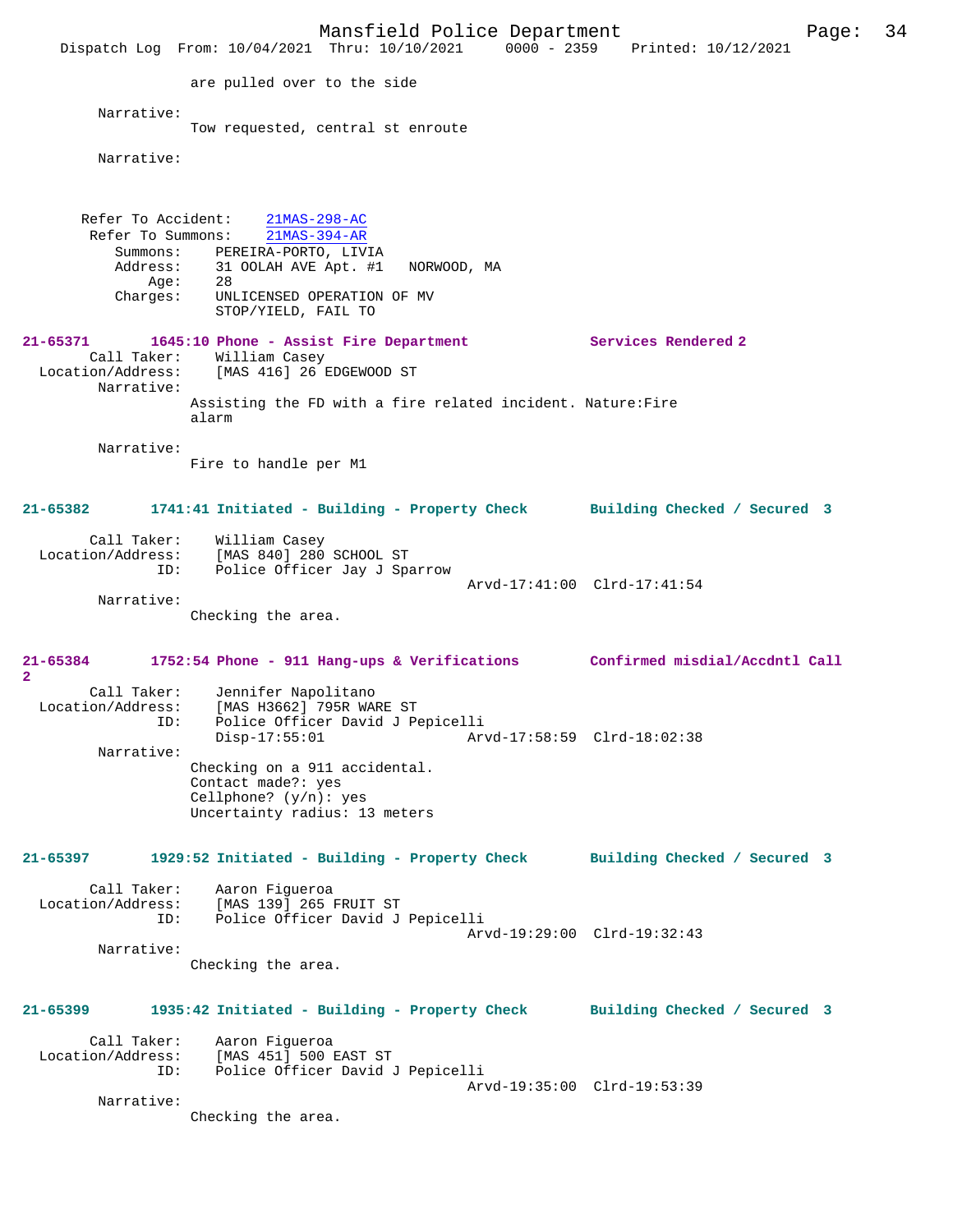are pulled over to the side

Narrative:
Tow requested, central st enroute

Narrative:

Refer To Accident: 21MAS-298-AC
Refer To Summons: 21MAS-394-AR
Summons: PEREIRA-PORTO, LIVIA
Address: 31 OOLAH AVE Apt. #1 NORWOOD, MA
Age: 28
Charges: UNLICENSED OPERATION OF MV
STOP/YIELD, FAIL TO

**21-65371 1645:10 Phone - Assist Fire Department Services Rendered 2**
Call Taker: William Casey
Location/Address: [MAS 416] 26 EDGEWOOD ST
Narrative:
Assisting the FD with a fire related incident. Nature:Fire alarm

Narrative:
Fire to handle per M1

**21-65382 1741:41 Initiated - Building - Property Check Building Checked / Secured 3**
Call Taker: William Casey
Location/Address: [MAS 840] 280 SCHOOL ST
ID: Police Officer Jay J Sparrow
Arvd-17:41:00 Clrd-17:41:54
Narrative:
Checking the area.

**21-65384 1752:54 Phone - 911 Hang-ups & Verifications Confirmed misdial/Accdntl Call 2**
Call Taker: Jennifer Napolitano
Location/Address: [MAS H3662] 795R WARE ST
ID: Police Officer David J Pepicelli
Disp-17:55:01 Arvd-17:58:59 Clrd-18:02:38
Narrative:
Checking on a 911 accidental.
Contact made?: yes
Cellphone? (y/n): yes
Uncertainty radius: 13 meters

**21-65397 1929:52 Initiated - Building - Property Check Building Checked / Secured 3**
Call Taker: Aaron Figueroa
Location/Address: [MAS 139] 265 FRUIT ST
ID: Police Officer David J Pepicelli
Arvd-19:29:00 Clrd-19:32:43
Narrative:
Checking the area.

**21-65399 1935:42 Initiated - Building - Property Check Building Checked / Secured 3**
Call Taker: Aaron Figueroa
Location/Address: [MAS 451] 500 EAST ST
ID: Police Officer David J Pepicelli
Arvd-19:35:00 Clrd-19:53:39
Narrative:
Checking the area.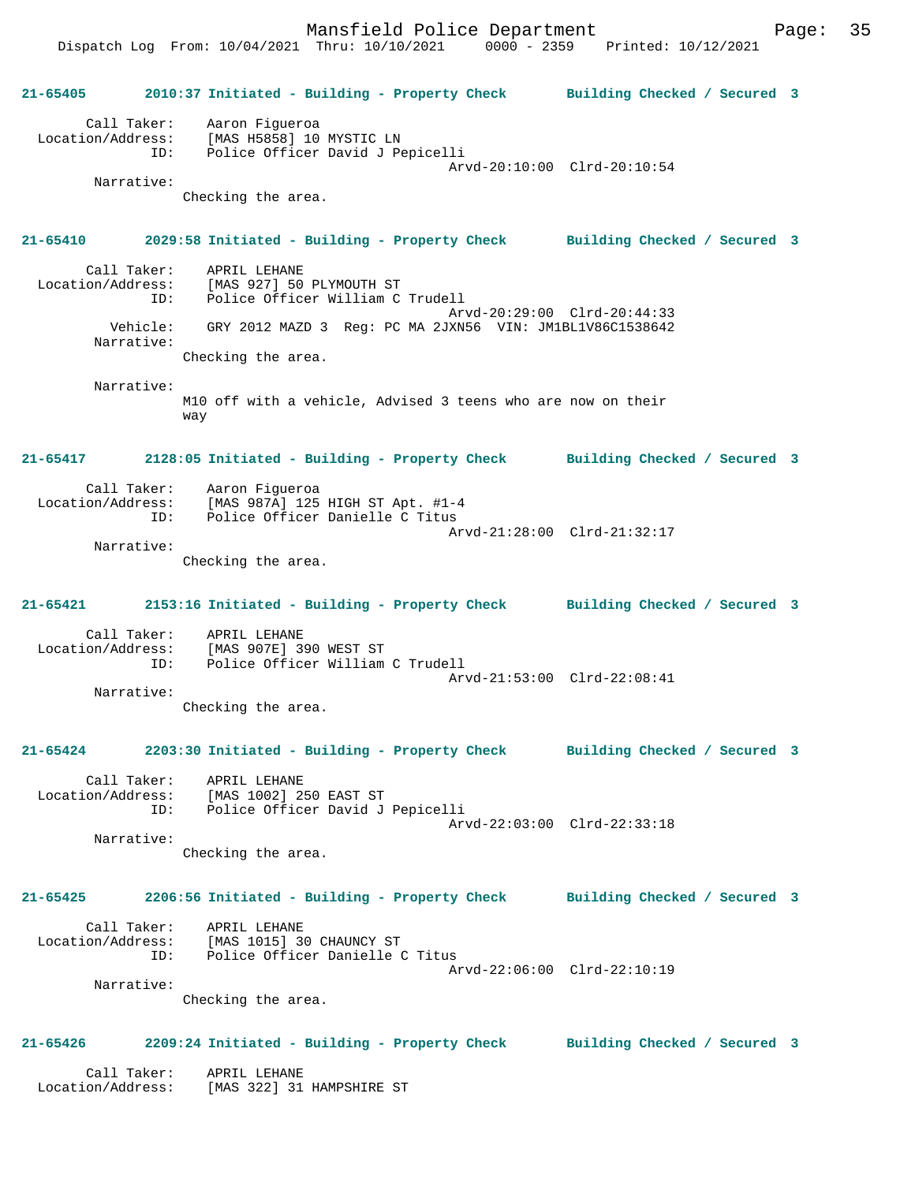**21-65405 2010:37 Initiated - Building - Property Check Building Checked / Secured 3**

Call Taker: Aaron Figueroa
Location/Address: [MAS H5858] 10 MYSTIC LN
ID: Police Officer David J Pepicelli
Arvd-20:10:00 Clrd-20:10:54
Narrative:
Checking the area.

**21-65410 2029:58 Initiated - Building - Property Check Building Checked / Secured 3**

Call Taker: APRIL LEHANE
Location/Address: [MAS 927] 50 PLYMOUTH ST
ID: Police Officer William C Trudell
Arvd-20:29:00 Clrd-20:44:33
Vehicle: GRY 2012 MAZD 3 Reg: PC MA 2JXN56 VIN: JM1BL1V86C1538642
Narrative:
Checking the area.

Narrative:
M10 off with a vehicle, Advised 3 teens who are now on their way

**21-65417 2128:05 Initiated - Building - Property Check Building Checked / Secured 3**

Call Taker: Aaron Figueroa
Location/Address: [MAS 987A] 125 HIGH ST Apt. #1-4
ID: Police Officer Danielle C Titus
Arvd-21:28:00 Clrd-21:32:17
Narrative:
Checking the area.

**21-65421 2153:16 Initiated - Building - Property Check Building Checked / Secured 3**

Call Taker: APRIL LEHANE
Location/Address: [MAS 907E] 390 WEST ST
ID: Police Officer William C Trudell
Arvd-21:53:00 Clrd-22:08:41
Narrative:
Checking the area.

**21-65424 2203:30 Initiated - Building - Property Check Building Checked / Secured 3**

Call Taker: APRIL LEHANE
Location/Address: [MAS 1002] 250 EAST ST
ID: Police Officer David J Pepicelli
Arvd-22:03:00 Clrd-22:33:18
Narrative:
Checking the area.

**21-65425 2206:56 Initiated - Building - Property Check Building Checked / Secured 3**

Call Taker: APRIL LEHANE
Location/Address: [MAS 1015] 30 CHAUNCY ST
ID: Police Officer Danielle C Titus
Arvd-22:06:00 Clrd-22:10:19
Narrative:
Checking the area.

**21-65426 2209:24 Initiated - Building - Property Check Building Checked / Secured 3**

Call Taker: APRIL LEHANE
Location/Address: [MAS 322] 31 HAMPSHIRE ST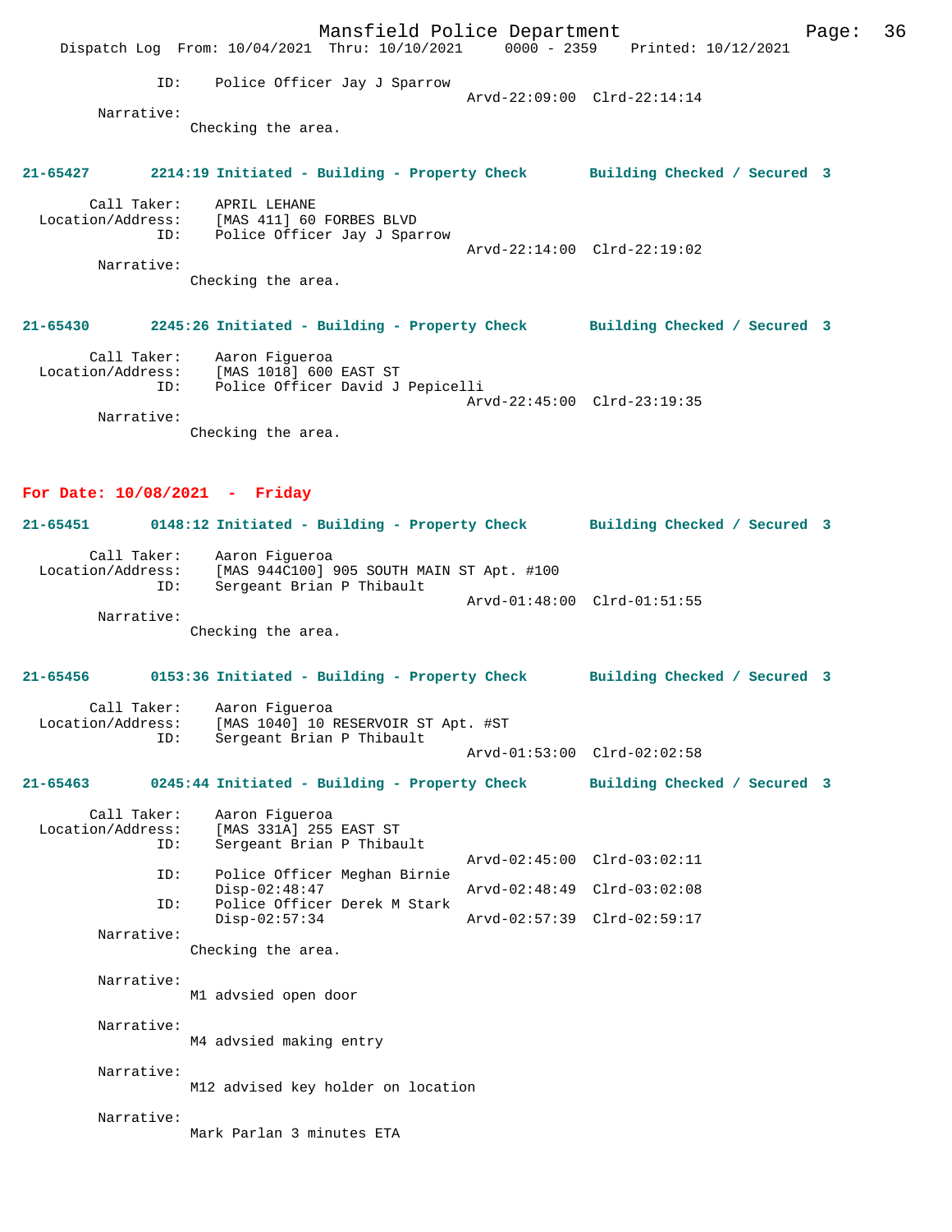ID: Police Officer Jay J Sparrow
Arvd-22:09:00 Clrd-22:14:14

Narrative:
Checking the area.

**21-65427 2214:19 Initiated - Building - Property Check Building Checked / Secured 3**

Call Taker: APRIL LEHANE
Location/Address: [MAS 411] 60 FORBES BLVD
ID: Police Officer Jay J Sparrow
Arvd-22:14:00 Clrd-22:19:02

Narrative:
Checking the area.

**21-65430 2245:26 Initiated - Building - Property Check Building Checked / Secured 3**

Call Taker: Aaron Figueroa
Location/Address: [MAS 1018] 600 EAST ST
ID: Police Officer David J Pepicelli
Arvd-22:45:00 Clrd-23:19:35

Narrative:
Checking the area.

## For Date: 10/08/2021 - Friday

**21-65451 0148:12 Initiated - Building - Property Check Building Checked / Secured 3**

Call Taker: Aaron Figueroa
Location/Address: [MAS 944C100] 905 SOUTH MAIN ST Apt. #100
ID: Sergeant Brian P Thibault
Arvd-01:48:00 Clrd-01:51:55

Narrative:
Checking the area.

**21-65456 0153:36 Initiated - Building - Property Check Building Checked / Secured 3**

Call Taker: Aaron Figueroa
Location/Address: [MAS 1040] 10 RESERVOIR ST Apt. #ST
ID: Sergeant Brian P Thibault
Arvd-01:53:00 Clrd-02:02:58

**21-65463 0245:44 Initiated - Building - Property Check Building Checked / Secured 3**

Call Taker: Aaron Figueroa
Location/Address: [MAS 331A] 255 EAST ST
ID: Sergeant Brian P Thibault
Arvd-02:45:00 Clrd-03:02:11
ID: Police Officer Meghan Birnie
Disp-02:48:47 Arvd-02:48:49 Clrd-03:02:08
ID: Police Officer Derek M Stark
Disp-02:57:34 Arvd-02:57:39 Clrd-02:59:17

Narrative:
Checking the area.

Narrative:
M1 advsied open door

Narrative:
M4 advsied making entry

Narrative:
M12 advised key holder on location

Narrative:
Mark Parlan 3 minutes ETA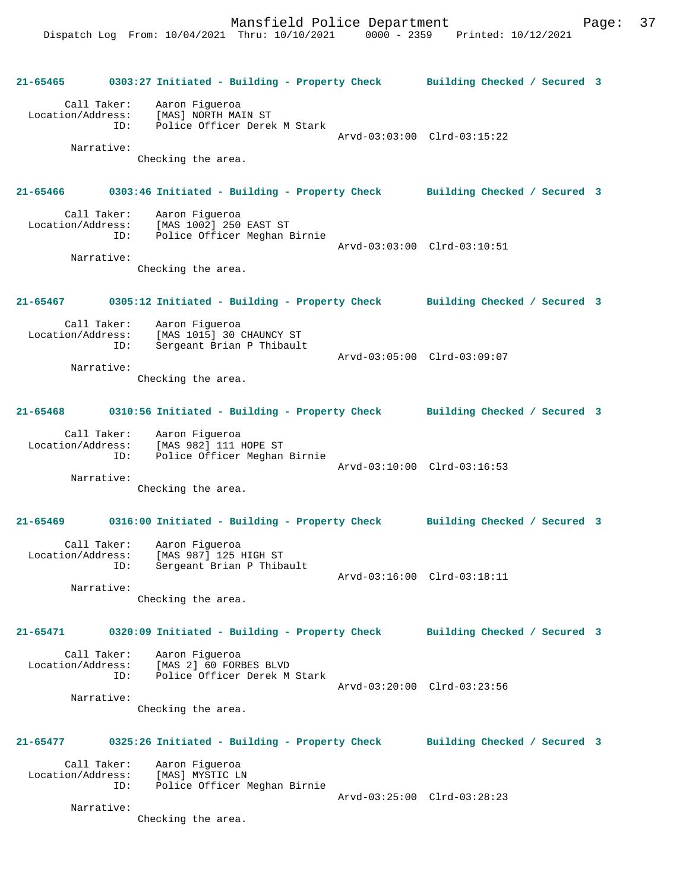**21-65465 0303:27 Initiated - Building - Property Check Building Checked / Secured 3**

Call Taker: Aaron Figueroa
Location/Address: [MAS] NORTH MAIN ST
ID: Police Officer Derek M Stark
Arvd-03:03:00 Clrd-03:15:22
Narrative:
Checking the area.

**21-65466 0303:46 Initiated - Building - Property Check Building Checked / Secured 3**

Call Taker: Aaron Figueroa
Location/Address: [MAS 1002] 250 EAST ST
ID: Police Officer Meghan Birnie
Arvd-03:03:00 Clrd-03:10:51
Narrative:
Checking the area.

**21-65467 0305:12 Initiated - Building - Property Check Building Checked / Secured 3**

Call Taker: Aaron Figueroa
Location/Address: [MAS 1015] 30 CHAUNCY ST
ID: Sergeant Brian P Thibault
Arvd-03:05:00 Clrd-03:09:07
Narrative:
Checking the area.

**21-65468 0310:56 Initiated - Building - Property Check Building Checked / Secured 3**

Call Taker: Aaron Figueroa
Location/Address: [MAS 982] 111 HOPE ST
ID: Police Officer Meghan Birnie
Arvd-03:10:00 Clrd-03:16:53
Narrative:
Checking the area.

**21-65469 0316:00 Initiated - Building - Property Check Building Checked / Secured 3**

Call Taker: Aaron Figueroa
Location/Address: [MAS 987] 125 HIGH ST
ID: Sergeant Brian P Thibault
Arvd-03:16:00 Clrd-03:18:11
Narrative:
Checking the area.

**21-65471 0320:09 Initiated - Building - Property Check Building Checked / Secured 3**

Call Taker: Aaron Figueroa
Location/Address: [MAS 2] 60 FORBES BLVD
ID: Police Officer Derek M Stark
Arvd-03:20:00 Clrd-03:23:56
Narrative:
Checking the area.

**21-65477 0325:26 Initiated - Building - Property Check Building Checked / Secured 3**

Call Taker: Aaron Figueroa
Location/Address: [MAS] MYSTIC LN
ID: Police Officer Meghan Birnie
Arvd-03:25:00 Clrd-03:28:23
Narrative:
Checking the area.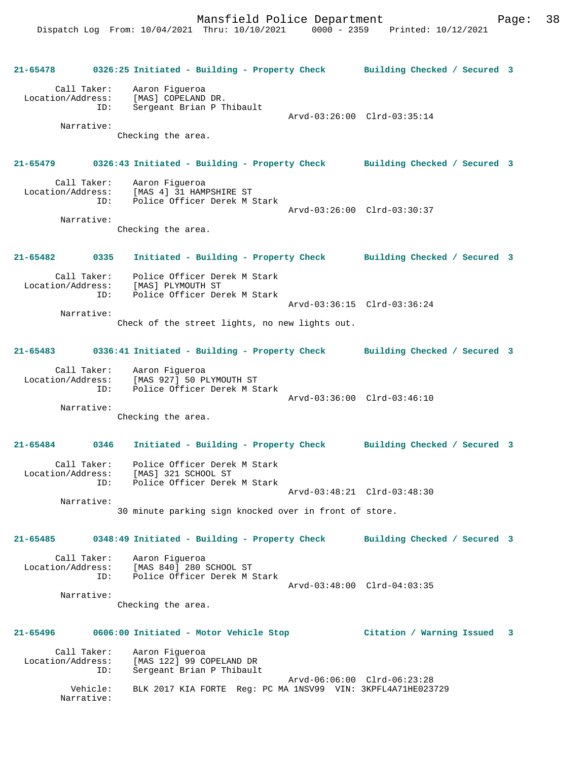**21-65478 0326:25 Initiated - Building - Property Check Building Checked / Secured 3**

Call Taker: Aaron Figueroa
Location/Address: [MAS] COPELAND DR.
ID: Sergeant Brian P Thibault
Arvd-03:26:00 Clrd-03:35:14
Narrative:
Checking the area.

**21-65479 0326:43 Initiated - Building - Property Check Building Checked / Secured 3**

Call Taker: Aaron Figueroa
Location/Address: [MAS 4] 31 HAMPSHIRE ST
ID: Police Officer Derek M Stark
Arvd-03:26:00 Clrd-03:30:37
Narrative:
Checking the area.

**21-65482 0335 Initiated - Building - Property Check Building Checked / Secured 3**

Call Taker: Police Officer Derek M Stark
Location/Address: [MAS] PLYMOUTH ST
ID: Police Officer Derek M Stark
Arvd-03:36:15 Clrd-03:36:24
Narrative:
Check of the street lights, no new lights out.

**21-65483 0336:41 Initiated - Building - Property Check Building Checked / Secured 3**

Call Taker: Aaron Figueroa
Location/Address: [MAS 927] 50 PLYMOUTH ST
ID: Police Officer Derek M Stark
Arvd-03:36:00 Clrd-03:46:10
Narrative:
Checking the area.

**21-65484 0346 Initiated - Building - Property Check Building Checked / Secured 3**

Call Taker: Police Officer Derek M Stark
Location/Address: [MAS] 321 SCHOOL ST
ID: Police Officer Derek M Stark
Arvd-03:48:21 Clrd-03:48:30
Narrative:
30 minute parking sign knocked over in front of store.

**21-65485 0348:49 Initiated - Building - Property Check Building Checked / Secured 3**

Call Taker: Aaron Figueroa
Location/Address: [MAS 840] 280 SCHOOL ST
ID: Police Officer Derek M Stark
Arvd-03:48:00 Clrd-04:03:35
Narrative:
Checking the area.

**21-65496 0606:00 Initiated - Motor Vehicle Stop Citation / Warning Issued 3**

Call Taker: Aaron Figueroa
Location/Address: [MAS 122] 99 COPELAND DR
ID: Sergeant Brian P Thibault
Arvd-06:06:00 Clrd-06:23:28
Vehicle: BLK 2017 KIA FORTE Reg: PC MA 1NSV99 VIN: 3KPFL4A71HE023729
Narrative: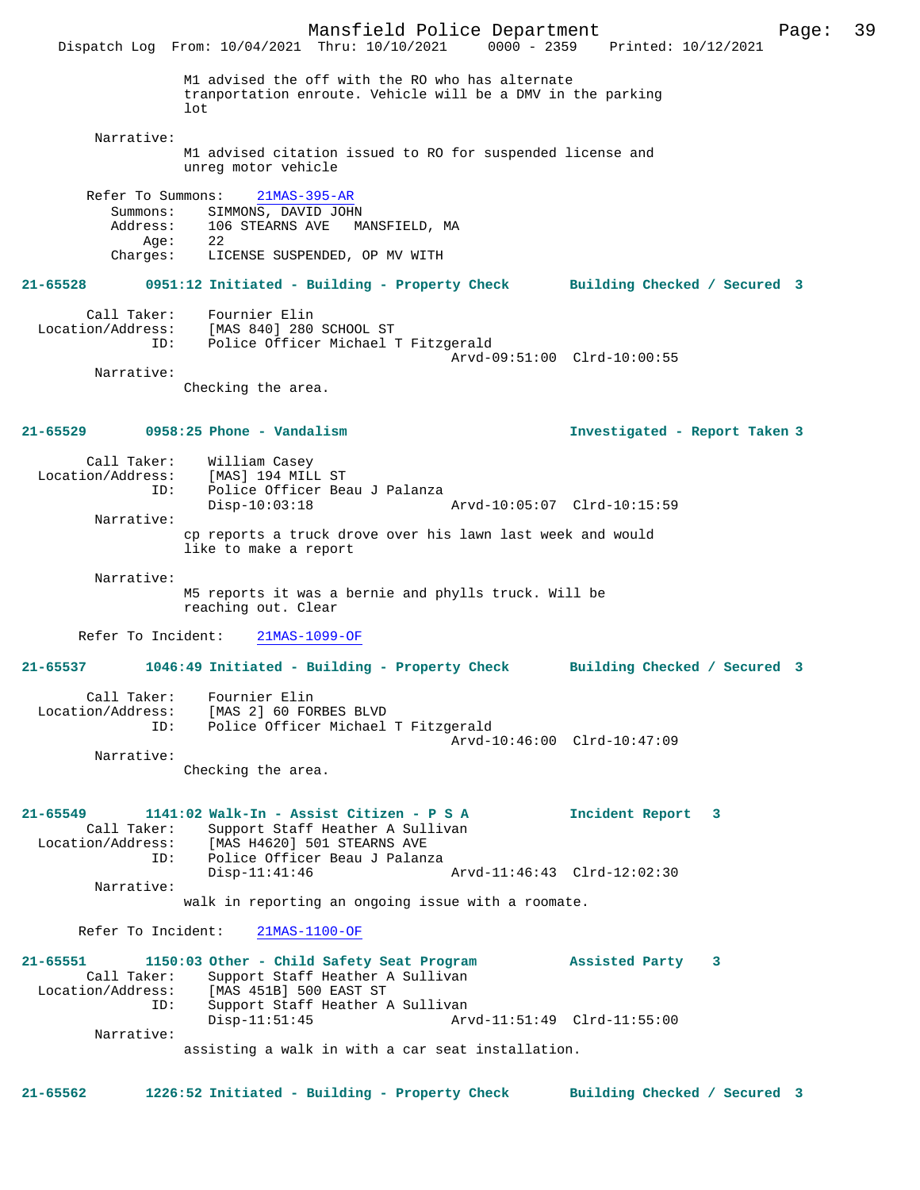M1 advised the off with the RO who has alternate tranportation enroute. Vehicle will be a DMV in the parking lot

Narrative:
M1 advised citation issued to RO for suspended license and unreg motor vehicle

Refer To Summons: 21MAS-395-AR
Summons: SIMMONS, DAVID JOHN
Address: 106 STEARNS AVE MANSFIELD, MA
Age: 22
Charges: LICENSE SUSPENDED, OP MV WITH

**21-65528 0951:12 Initiated - Building - Property Check — Building Checked / Secured 3**

Call Taker: Fournier Elin
Location/Address: [MAS 840] 280 SCHOOL ST
ID: Police Officer Michael T Fitzgerald
Arvd-09:51:00 Clrd-10:00:55

Narrative:
Checking the area.

**21-65529 0958:25 Phone - Vandalism — Investigated - Report Taken 3**

Call Taker: William Casey
Location/Address: [MAS] 194 MILL ST
ID: Police Officer Beau J Palanza
Disp-10:03:18 Arvd-10:05:07 Clrd-10:15:59

Narrative:
cp reports a truck drove over his lawn last week and would like to make a report

Narrative:
M5 reports it was a bernie and phylls truck. Will be reaching out. Clear

Refer To Incident: 21MAS-1099-OF

**21-65537 1046:49 Initiated - Building - Property Check — Building Checked / Secured 3**

Call Taker: Fournier Elin
Location/Address: [MAS 2] 60 FORBES BLVD
ID: Police Officer Michael T Fitzgerald
Arvd-10:46:00 Clrd-10:47:09

Narrative:
Checking the area.

**21-65549 1141:02 Walk-In - Assist Citizen - P S A — Incident Report 3**

Call Taker: Support Staff Heather A Sullivan
Location/Address: [MAS H4620] 501 STEARNS AVE
ID: Police Officer Beau J Palanza
Disp-11:41:46 Arvd-11:46:43 Clrd-12:02:30

Narrative:
walk in reporting an ongoing issue with a roomate.

Refer To Incident: 21MAS-1100-OF

**21-65551 1150:03 Other - Child Safety Seat Program — Assisted Party 3**

Call Taker: Support Staff Heather A Sullivan
Location/Address: [MAS 451B] 500 EAST ST
ID: Support Staff Heather A Sullivan
Disp-11:51:45 Arvd-11:51:49 Clrd-11:55:00

Narrative:
assisting a walk in with a car seat installation.

**21-65562 1226:52 Initiated - Building - Property Check — Building Checked / Secured 3**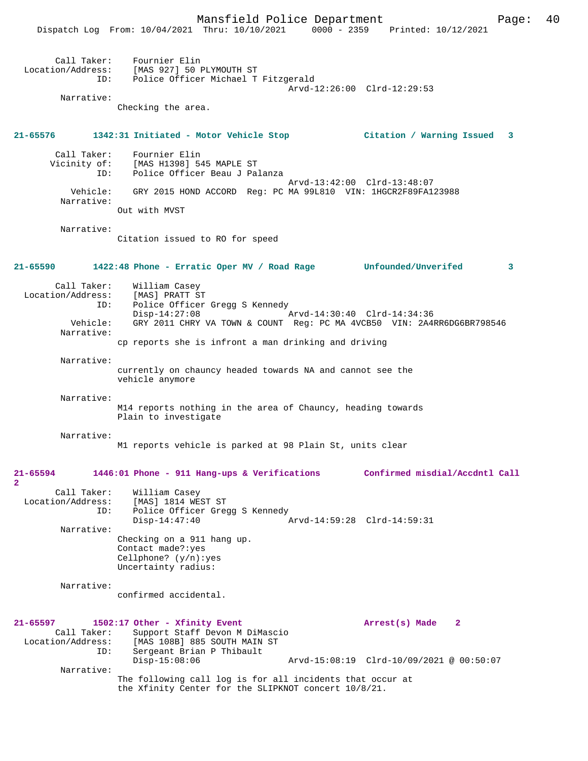```
Call Taker:     Fournier Elin
Location/Address:     [MAS 927] 50 PLYMOUTH ST
            ID:     Police Officer Michael T Fitzgerald
                                          Arvd-12:26:00  Clrd-12:29:53
      Narrative:
              Checking the area.
```

**21-65576        1342:31 Initiated - Motor Vehicle Stop             Citation / Warning Issued   3**

```
Call Taker:     Fournier Elin
  Vicinity of:     [MAS H1398] 545 MAPLE ST
            ID:     Police Officer Beau J Palanza
                                          Arvd-13:42:00  Clrd-13:48:07
       Vehicle:     GRY 2015 HOND ACCORD  Reg: PC MA 99L810  VIN: 1HGCR2F89FA123988
      Narrative:
              Out with MVST

      Narrative:
              Citation issued to RO for speed
```

**21-65590        1422:48 Phone - Erratic Oper MV / Road Rage        Unfounded/Unverifed         3**

```
Call Taker:     William Casey
Location/Address:     [MAS] PRATT ST
            ID:     Police Officer Gregg S Kennedy
                    Disp-14:27:08                 Arvd-14:30:40  Clrd-14:34:36
       Vehicle:     GRY 2011 CHRY VA TOWN & COUNT  Reg: PC MA 4VCB50  VIN: 2A4RR6DG6BR798546
      Narrative:
              cp reports she is infront a man drinking and driving

      Narrative:
              currently on chauncy headed towards NA and cannot see the
              vehicle anymore

      Narrative:
              M14 reports nothing in the area of Chauncy, heading towards
              Plain to investigate

      Narrative:
              M1 reports vehicle is parked at 98 Plain St, units clear
```

**21-65594        1446:01 Phone - 911 Hang-ups & Verifications       Confirmed misdial/Accdntl Call 2**

```
Call Taker:     William Casey
Location/Address:     [MAS] 1814 WEST ST
            ID:     Police Officer Gregg S Kennedy
                    Disp-14:47:40                 Arvd-14:59:28  Clrd-14:59:31
      Narrative:
              Checking on a 911 hang up.
              Contact made?:yes
              Cellphone? (y/n):yes
              Uncertainty radius:

      Narrative:
              confirmed accidental.
```

**21-65597        1502:17 Other - Xfinity Event                      Arrest(s) Made    2**

```
Call Taker:     Support Staff Devon M DiMascio
Location/Address:     [MAS 108B] 885 SOUTH MAIN ST
            ID:     Sergeant Brian P Thibault
                    Disp-15:08:06                 Arvd-15:08:19  Clrd-10/09/2021 @ 00:50:07
      Narrative:
              The following call log is for all incidents that occur at
              the Xfinity Center for the SLIPKNOT concert 10/8/21.
```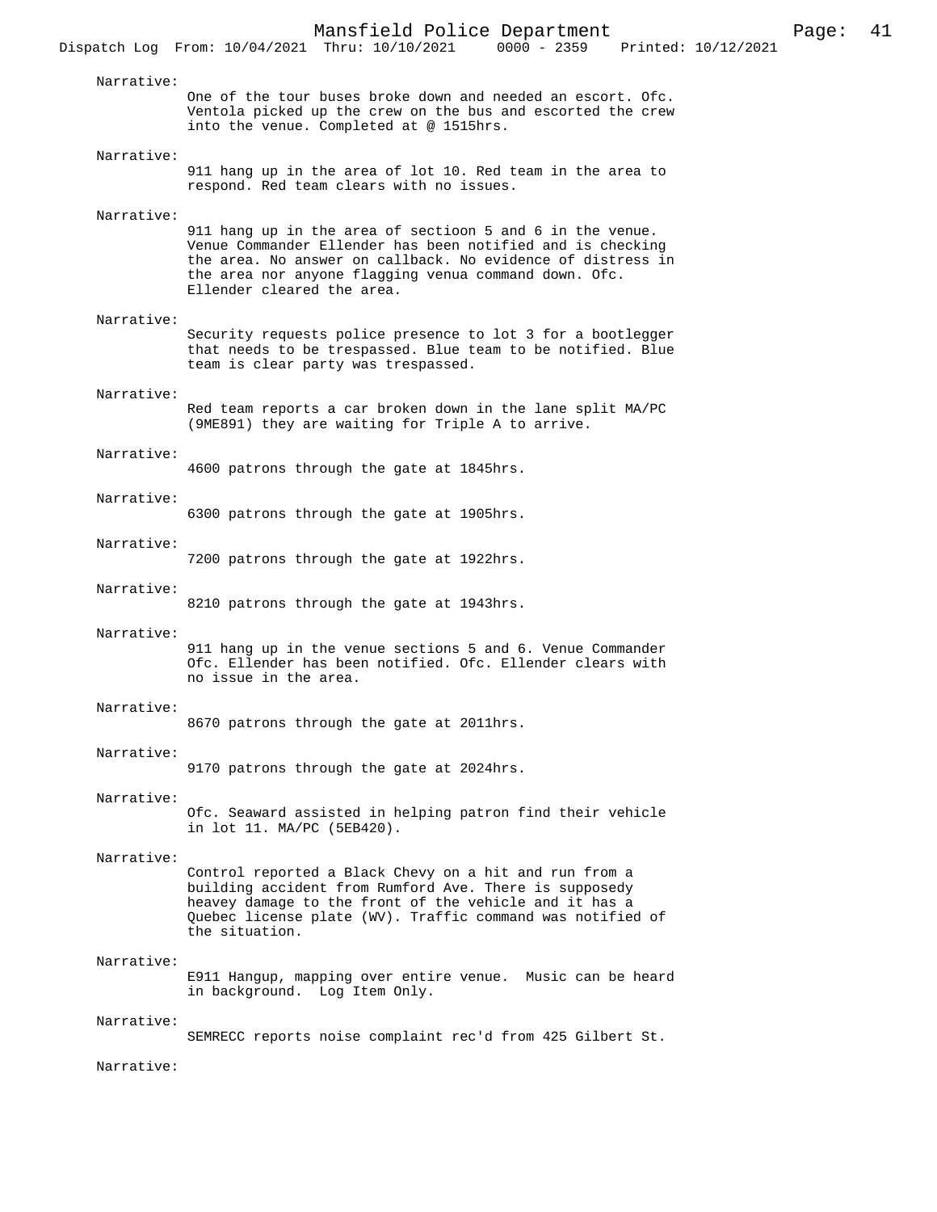Narrative:

One of the tour buses broke down and needed an escort. Ofc. Ventola picked up the crew on the bus and escorted the crew into the venue. Completed at @ 1515hrs.

Narrative:

911 hang up in the area of lot 10. Red team in the area to respond. Red team clears with no issues.

Narrative:

911 hang up in the area of sectioon 5 and 6 in the venue. Venue Commander Ellender has been notified and is checking the area. No answer on callback. No evidence of distress in the area nor anyone flagging venua command down. Ofc. Ellender cleared the area.

Narrative:

Security requests police presence to lot 3 for a bootlegger that needs to be trespassed. Blue team to be notified. Blue team is clear party was trespassed.

Narrative:

Red team reports a car broken down in the lane split MA/PC (9ME891) they are waiting for Triple A to arrive.

Narrative:

4600 patrons through the gate at 1845hrs.

Narrative:

6300 patrons through the gate at 1905hrs.

Narrative:

7200 patrons through the gate at 1922hrs.

Narrative:

8210 patrons through the gate at 1943hrs.

Narrative:

911 hang up in the venue sections 5 and 6. Venue Commander Ofc. Ellender has been notified. Ofc. Ellender clears with no issue in the area.

Narrative:

8670 patrons through the gate at 2011hrs.

Narrative:

9170 patrons through the gate at 2024hrs.

Narrative:

Ofc. Seaward assisted in helping patron find their vehicle in lot 11. MA/PC (5EB420).

Narrative:

Control reported a Black Chevy on a hit and run from a building accident from Rumford Ave. There is supposedy heavey damage to the front of the vehicle and it has a Quebec license plate (WV). Traffic command was notified of the situation.

Narrative:

E911 Hangup, mapping over entire venue. Music can be heard in background. Log Item Only.

Narrative:

SEMRECC reports noise complaint rec'd from 425 Gilbert St.

Narrative: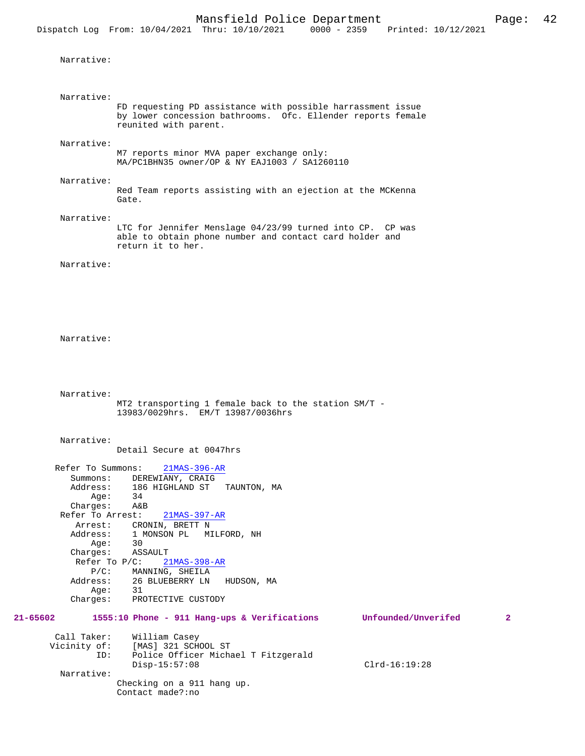Narrative:

Narrative:
FD requesting PD assistance with possible harrassment issue by lower concession bathrooms. Ofc. Ellender reports female reunited with parent.

Narrative:
M7 reports minor MVA paper exchange only:
MA/PC1BHN35 owner/OP & NY EAJ1003 / SA1260110

Narrative:
Red Team reports assisting with an ejection at the MCKenna Gate.

Narrative:
LTC for Jennifer Menslage 04/23/99 turned into CP. CP was able to obtain phone number and contact card holder and return it to her.

Narrative:

Narrative:

Narrative:
MT2 transporting 1 female back to the station SM/T - 13983/0029hrs. EM/T 13987/0036hrs

Narrative:
Detail Secure at 0047hrs

Refer To Summons: 21MAS-396-AR
Summons: DEREWIANY, CRAIG
Address: 186 HIGHLAND ST TAUNTON, MA
Age: 34
Charges: A&B

Refer To Arrest: 21MAS-397-AR
Arrest: CRONIN, BRETT N
Address: 1 MONSON PL MILFORD, NH
Age: 30
Charges: ASSAULT

Refer To P/C: 21MAS-398-AR
P/C: MANNING, SHEILA
Address: 26 BLUEBERRY LN HUDSON, MA
Age: 31
Charges: PROTECTIVE CUSTODY

**21-65602 1555:10 Phone - 911 Hang-ups & Verifications Unfounded/Unverifed 2**

Call Taker: William Casey
Vicinity of: [MAS] 321 SCHOOL ST
ID: Police Officer Michael T Fitzgerald
Disp-15:57:08 Clrd-16:19:28

Narrative:
Checking on a 911 hang up.
Contact made?:no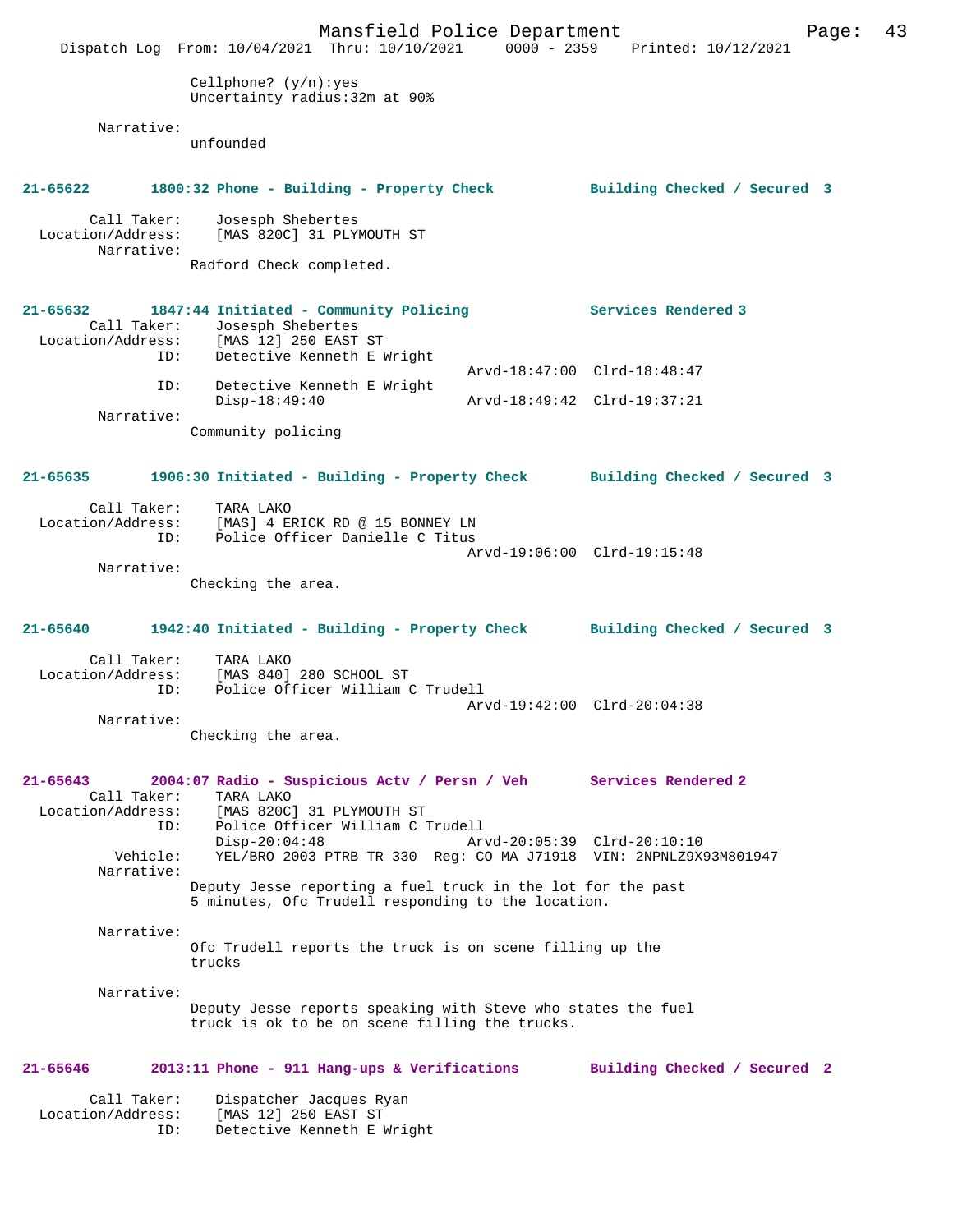Cellphone? (y/n):yes
Uncertainty radius:32m at 90%

Narrative:
unfounded

**21-65622 1800:32 Phone - Building - Property Check — Building Checked / Secured 3**

Call Taker: Josesph Shebertes
Location/Address: [MAS 820C] 31 PLYMOUTH ST
Narrative:
Radford Check completed.

**21-65632 1847:44 Initiated - Community Policing — Services Rendered 3**

Call Taker: Josesph Shebertes
Location/Address: [MAS 12] 250 EAST ST
ID: Detective Kenneth E Wright
Arvd-18:47:00 Clrd-18:48:47
ID: Detective Kenneth E Wright
Disp-18:49:40 Arvd-18:49:42 Clrd-19:37:21
Narrative:
Community policing

**21-65635 1906:30 Initiated - Building - Property Check — Building Checked / Secured 3**

Call Taker: TARA LAKO
Location/Address: [MAS] 4 ERICK RD @ 15 BONNEY LN
ID: Police Officer Danielle C Titus
Arvd-19:06:00 Clrd-19:15:48
Narrative:
Checking the area.

**21-65640 1942:40 Initiated - Building - Property Check — Building Checked / Secured 3**

Call Taker: TARA LAKO
Location/Address: [MAS 840] 280 SCHOOL ST
ID: Police Officer William C Trudell
Arvd-19:42:00 Clrd-20:04:38
Narrative:
Checking the area.

**21-65643 2004:07 Radio - Suspicious Actv / Persn / Veh — Services Rendered 2**

Call Taker: TARA LAKO
Location/Address: [MAS 820C] 31 PLYMOUTH ST
ID: Police Officer William C Trudell
Disp-20:04:48 Arvd-20:05:39 Clrd-20:10:10
Vehicle: YEL/BRO 2003 PTRB TR 330 Reg: CO MA J71918 VIN: 2NPNLZ9X93M801947
Narrative:
Deputy Jesse reporting a fuel truck in the lot for the past 5 minutes, Ofc Trudell responding to the location.

Narrative:
Ofc Trudell reports the truck is on scene filling up the trucks

Narrative:
Deputy Jesse reports speaking with Steve who states the fuel truck is ok to be on scene filling the trucks.

**21-65646 2013:11 Phone - 911 Hang-ups & Verifications — Building Checked / Secured 2**

Call Taker: Dispatcher Jacques Ryan
Location/Address: [MAS 12] 250 EAST ST
ID: Detective Kenneth E Wright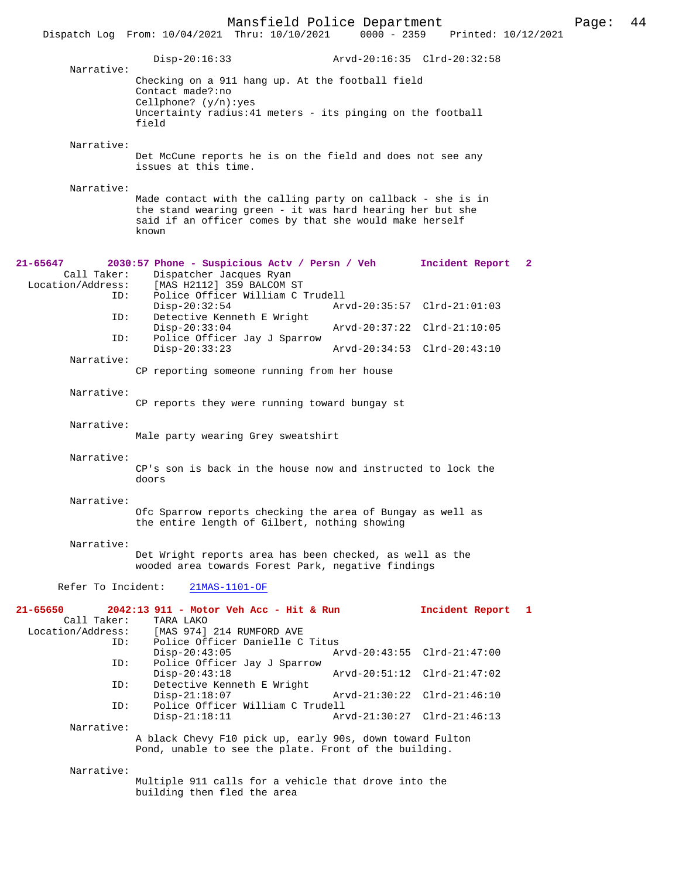Disp-20:16:33 Arvd-20:16:35 Clrd-20:32:58

Narrative:
Checking on a 911 hang up. At the football field
Contact made?:no
Cellphone? (y/n):yes
Uncertainty radius:41 meters - its pinging on the football field

Narrative:
Det McCune reports he is on the field and does not see any issues at this time.

Narrative:
Made contact with the calling party on callback - she is in the stand wearing green - it was hard hearing her but she said if an officer comes by that she would make herself known

**21-65647** 2030:57 Phone - Suspicious Actv / Persn / Veh — Incident Report 2

Call Taker: Dispatcher Jacques Ryan
Location/Address: [MAS H2112] 359 BALCOM ST

ID: Police Officer William C Trudell
Disp-20:32:54 Arvd-20:35:57 Clrd-21:01:03

ID: Detective Kenneth E Wright
Disp-20:33:04 Arvd-20:37:22 Clrd-21:10:05

ID: Police Officer Jay J Sparrow
Disp-20:33:23 Arvd-20:34:53 Clrd-20:43:10

Narrative:
CP reporting someone running from her house

Narrative:
CP reports they were running toward bungay st

Narrative:
Male party wearing Grey sweatshirt

Narrative:
CP's son is back in the house now and instructed to lock the doors

Narrative:
Ofc Sparrow reports checking the area of Bungay as well as the entire length of Gilbert, nothing showing

Narrative:
Det Wright reports area has been checked, as well as the wooded area towards Forest Park, negative findings

Refer To Incident: 21MAS-1101-OF

**21-65650** 2042:13 911 - Motor Veh Acc - Hit & Run — Incident Report 1

Call Taker: TARA LAKO
Location/Address: [MAS 974] 214 RUMFORD AVE

ID: Police Officer Danielle C Titus
Disp-20:43:05 Arvd-20:43:55 Clrd-21:47:00

ID: Police Officer Jay J Sparrow
Disp-20:43:18 Arvd-20:51:12 Clrd-21:47:02

ID: Detective Kenneth E Wright
Disp-21:18:07 Arvd-21:30:22 Clrd-21:46:10

ID: Police Officer William C Trudell
Disp-21:18:11 Arvd-21:30:27 Clrd-21:46:13

Narrative:
A black Chevy F10 pick up, early 90s, down toward Fulton Pond, unable to see the plate. Front of the building.

Narrative:
Multiple 911 calls for a vehicle that drove into the building then fled the area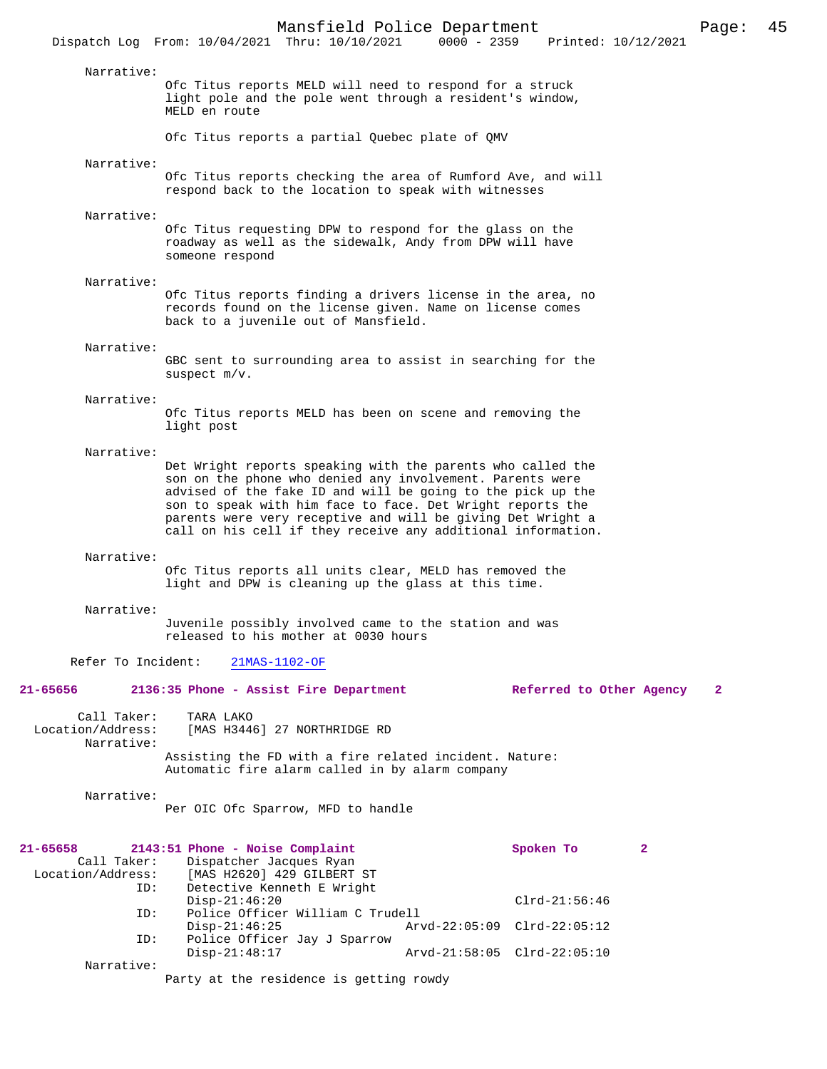Narrative:

Ofc Titus reports MELD will need to respond for a struck light pole and the pole went through a resident's window, MELD en route

Ofc Titus reports a partial Quebec plate of QMV

Narrative:

Ofc Titus reports checking the area of Rumford Ave, and will respond back to the location to speak with witnesses

Narrative:

Ofc Titus requesting DPW to respond for the glass on the roadway as well as the sidewalk, Andy from DPW will have someone respond

Narrative:

Ofc Titus reports finding a drivers license in the area, no records found on the license given. Name on license comes back to a juvenile out of Mansfield.

Narrative:

GBC sent to surrounding area to assist in searching for the suspect m/v.

Narrative:

Ofc Titus reports MELD has been on scene and removing the light post

Narrative:

Det Wright reports speaking with the parents who called the son on the phone who denied any involvement. Parents were advised of the fake ID and will be going to the pick up the son to speak with him face to face. Det Wright reports the parents were very receptive and will be giving Det Wright a call on his cell if they receive any additional information.

Narrative:

Ofc Titus reports all units clear, MELD has removed the light and DPW is cleaning up the glass at this time.

Narrative:

Juvenile possibly involved came to the station and was released to his mother at 0030 hours

Refer To Incident: 21MAS-1102-OF

**21-65656 2136:35 Phone - Assist Fire Department — Referred to Other Agency 2**

Call Taker: TARA LAKO
Location/Address: [MAS H3446] 27 NORTHRIDGE RD
Narrative:

Assisting the FD with a fire related incident. Nature: Automatic fire alarm called in by alarm company

Narrative:

Per OIC Ofc Sparrow, MFD to handle

**21-65658 2143:51 Phone - Noise Complaint — Spoken To 2**

Call Taker: Dispatcher Jacques Ryan
Location/Address: [MAS H2620] 429 GILBERT ST
ID: Detective Kenneth E Wright
Disp-21:46:20 Clrd-21:56:46
ID: Police Officer William C Trudell
Disp-21:46:25 Arvd-22:05:09 Clrd-22:05:12
ID: Police Officer Jay J Sparrow
Disp-21:48:17 Arvd-21:58:05 Clrd-22:05:10
Narrative:

Party at the residence is getting rowdy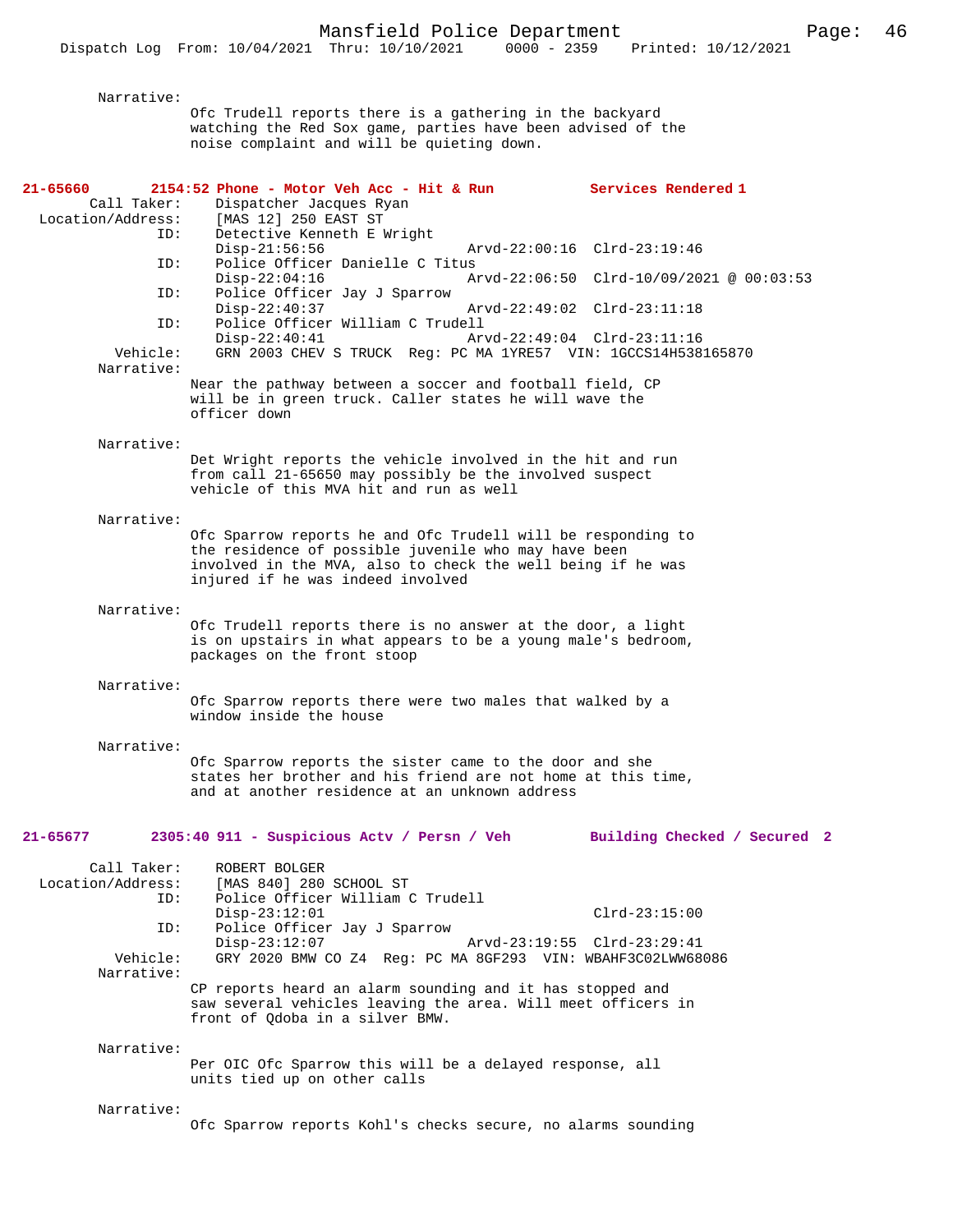Narrative:
Ofc Trudell reports there is a gathering in the backyard watching the Red Sox game, parties have been advised of the noise complaint and will be quieting down.

**21-65660 2154:52 Phone - Motor Veh Acc - Hit & Run — Services Rendered 1**

Call Taker: Dispatcher Jacques Ryan
Location/Address: [MAS 12] 250 EAST ST
ID: Detective Kenneth E Wright
Disp-21:56:56 Arvd-22:00:16 Clrd-23:19:46
ID: Police Officer Danielle C Titus
Disp-22:04:16 Arvd-22:06:50 Clrd-10/09/2021 @ 00:03:53
ID: Police Officer Jay J Sparrow
Disp-22:40:37 Arvd-22:49:02 Clrd-23:11:18
ID: Police Officer William C Trudell
Disp-22:40:41 Arvd-22:49:04 Clrd-23:11:16
Vehicle: GRN 2003 CHEV S TRUCK Reg: PC MA 1YRE57 VIN: 1GCCS14H538165870

Narrative:
Near the pathway between a soccer and football field, CP will be in green truck. Caller states he will wave the officer down

Narrative:
Det Wright reports the vehicle involved in the hit and run from call 21-65650 may possibly be the involved suspect vehicle of this MVA hit and run as well

Narrative:
Ofc Sparrow reports he and Ofc Trudell will be responding to the residence of possible juvenile who may have been involved in the MVA, also to check the well being if he was injured if he was indeed involved

Narrative:
Ofc Trudell reports there is no answer at the door, a light is on upstairs in what appears to be a young male's bedroom, packages on the front stoop

Narrative:
Ofc Sparrow reports there were two males that walked by a window inside the house

Narrative:
Ofc Sparrow reports the sister came to the door and she states her brother and his friend are not home at this time, and at another residence at an unknown address

**21-65677 2305:40 911 - Suspicious Actv / Persn / Veh — Building Checked / Secured 2**

Call Taker: ROBERT BOLGER
Location/Address: [MAS 840] 280 SCHOOL ST
ID: Police Officer William C Trudell
Disp-23:12:01 Clrd-23:15:00
ID: Police Officer Jay J Sparrow
Disp-23:12:07 Arvd-23:19:55 Clrd-23:29:41
Vehicle: GRY 2020 BMW CO Z4 Reg: PC MA 8GF293 VIN: WBAHF3C02LWW68086

Narrative:
CP reports heard an alarm sounding and it has stopped and saw several vehicles leaving the area. Will meet officers in front of Qdoba in a silver BMW.

Narrative:
Per OIC Ofc Sparrow this will be a delayed response, all units tied up on other calls

Narrative:
Ofc Sparrow reports Kohl's checks secure, no alarms sounding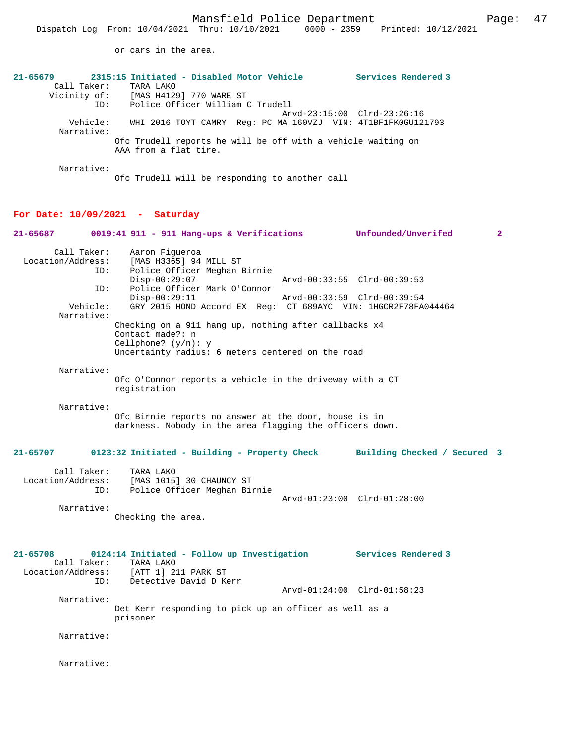or cars in the area.

**21-65679 2315:15 Initiated - Disabled Motor Vehicle Services Rendered 3**

Call Taker: TARA LAKO
Vicinity of: [MAS H4129] 770 WARE ST
ID: Police Officer William C Trudell
Arvd-23:15:00 Clrd-23:26:16
Vehicle: WHI 2016 TOYT CAMRY Reg: PC MA 160VZJ VIN: 4T1BF1FK0GU121793
Narrative:
Ofc Trudell reports he will be off with a vehicle waiting on AAA from a flat tire.

Narrative:
Ofc Trudell will be responding to another call

## For Date: 10/09/2021 - Saturday

**21-65687 0019:41 911 - 911 Hang-ups & Verifications Unfounded/Unverifed 2**

Call Taker: Aaron Figueroa
Location/Address: [MAS H3365] 94 MILL ST
ID: Police Officer Meghan Birnie
Disp-00:29:07 Arvd-00:33:55 Clrd-00:39:53
ID: Police Officer Mark O'Connor
Disp-00:29:11 Arvd-00:33:59 Clrd-00:39:54
Vehicle: GRY 2015 HOND Accord EX Reg: CT 689AYC VIN: 1HGCR2F78FA044464
Narrative:
Checking on a 911 hang up, nothing after callbacks x4
Contact made?: n
Cellphone? (y/n): y
Uncertainty radius: 6 meters centered on the road

Narrative:
Ofc O'Connor reports a vehicle in the driveway with a CT registration

Narrative:
Ofc Birnie reports no answer at the door, house is in darkness. Nobody in the area flagging the officers down.

**21-65707 0123:32 Initiated - Building - Property Check Building Checked / Secured 3**

Call Taker: TARA LAKO
Location/Address: [MAS 1015] 30 CHAUNCY ST
ID: Police Officer Meghan Birnie
Arvd-01:23:00 Clrd-01:28:00
Narrative:
Checking the area.

**21-65708 0124:14 Initiated - Follow up Investigation Services Rendered 3**

Call Taker: TARA LAKO
Location/Address: [ATT 1] 211 PARK ST
ID: Detective David D Kerr
Arvd-01:24:00 Clrd-01:58:23
Narrative:
Det Kerr responding to pick up an officer as well as a prisoner

Narrative:

Narrative: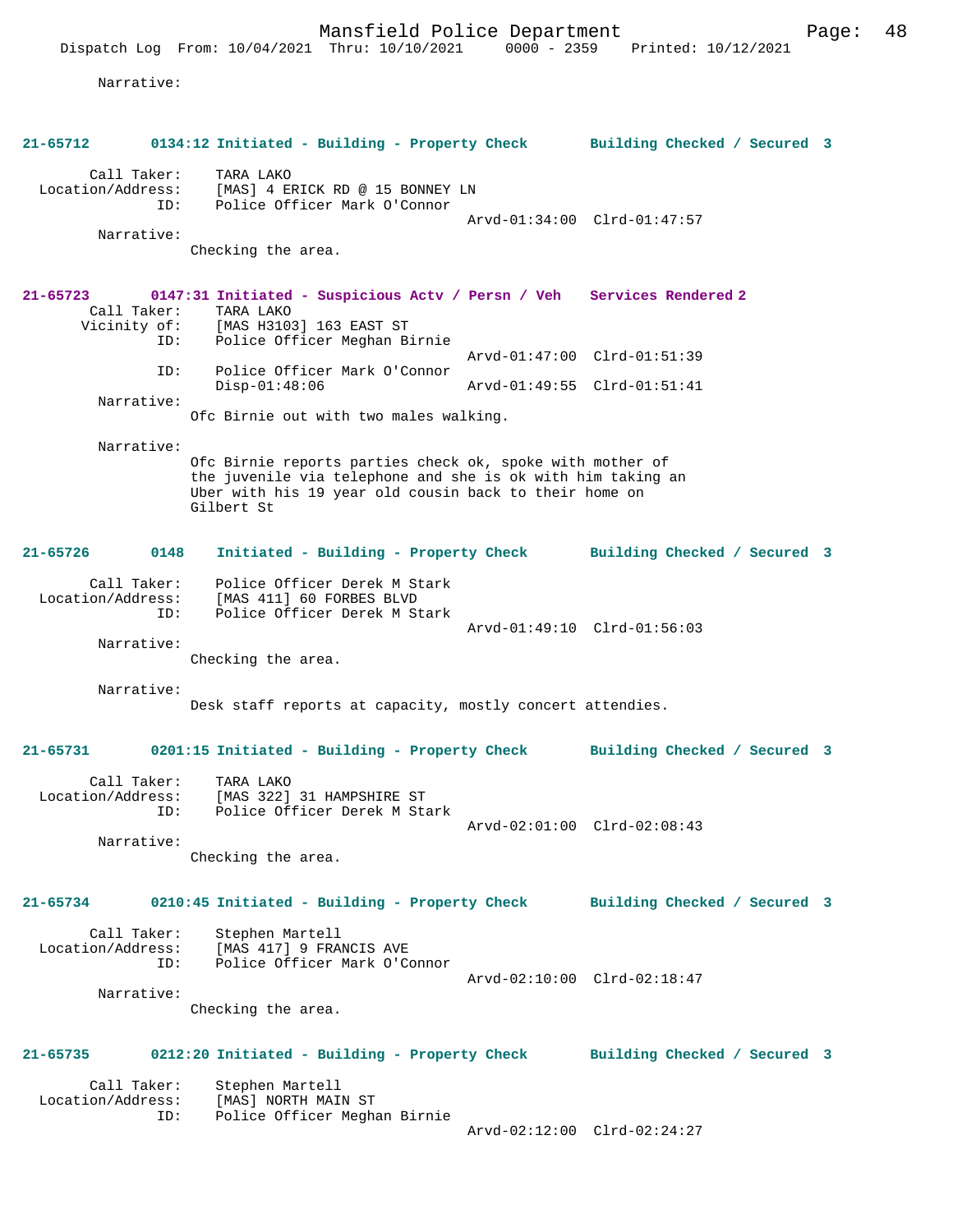Narrative:

**21-65712 0134:12 Initiated - Building - Property Check Building Checked / Secured 3**

Call Taker: TARA LAKO
Location/Address: [MAS] 4 ERICK RD @ 15 BONNEY LN
ID: Police Officer Mark O'Connor
Arvd-01:34:00 Clrd-01:47:57
Narrative:
Checking the area.

**21-65723 0147:31 Initiated - Suspicious Actv / Persn / Veh Services Rendered 2**
Call Taker: TARA LAKO
Vicinity of: [MAS H3103] 163 EAST ST
ID: Police Officer Meghan Birnie
Arvd-01:47:00 Clrd-01:51:39
ID: Police Officer Mark O'Connor
Disp-01:48:06 Arvd-01:49:55 Clrd-01:51:41
Narrative:
Ofc Birnie out with two males walking.

Narrative:
Ofc Birnie reports parties check ok, spoke with mother of the juvenile via telephone and she is ok with him taking an Uber with his 19 year old cousin back to their home on Gilbert St

**21-65726 0148 Initiated - Building - Property Check Building Checked / Secured 3**

Call Taker: Police Officer Derek M Stark
Location/Address: [MAS 411] 60 FORBES BLVD
ID: Police Officer Derek M Stark
Arvd-01:49:10 Clrd-01:56:03
Narrative:
Checking the area.

Narrative:
Desk staff reports at capacity, mostly concert attendies.

**21-65731 0201:15 Initiated - Building - Property Check Building Checked / Secured 3**

Call Taker: TARA LAKO
Location/Address: [MAS 322] 31 HAMPSHIRE ST
ID: Police Officer Derek M Stark
Arvd-02:01:00 Clrd-02:08:43
Narrative:
Checking the area.

**21-65734 0210:45 Initiated - Building - Property Check Building Checked / Secured 3**

Call Taker: Stephen Martell
Location/Address: [MAS 417] 9 FRANCIS AVE
ID: Police Officer Mark O'Connor
Arvd-02:10:00 Clrd-02:18:47
Narrative:
Checking the area.

**21-65735 0212:20 Initiated - Building - Property Check Building Checked / Secured 3**

Call Taker: Stephen Martell
Location/Address: [MAS] NORTH MAIN ST
ID: Police Officer Meghan Birnie
Arvd-02:12:00 Clrd-02:24:27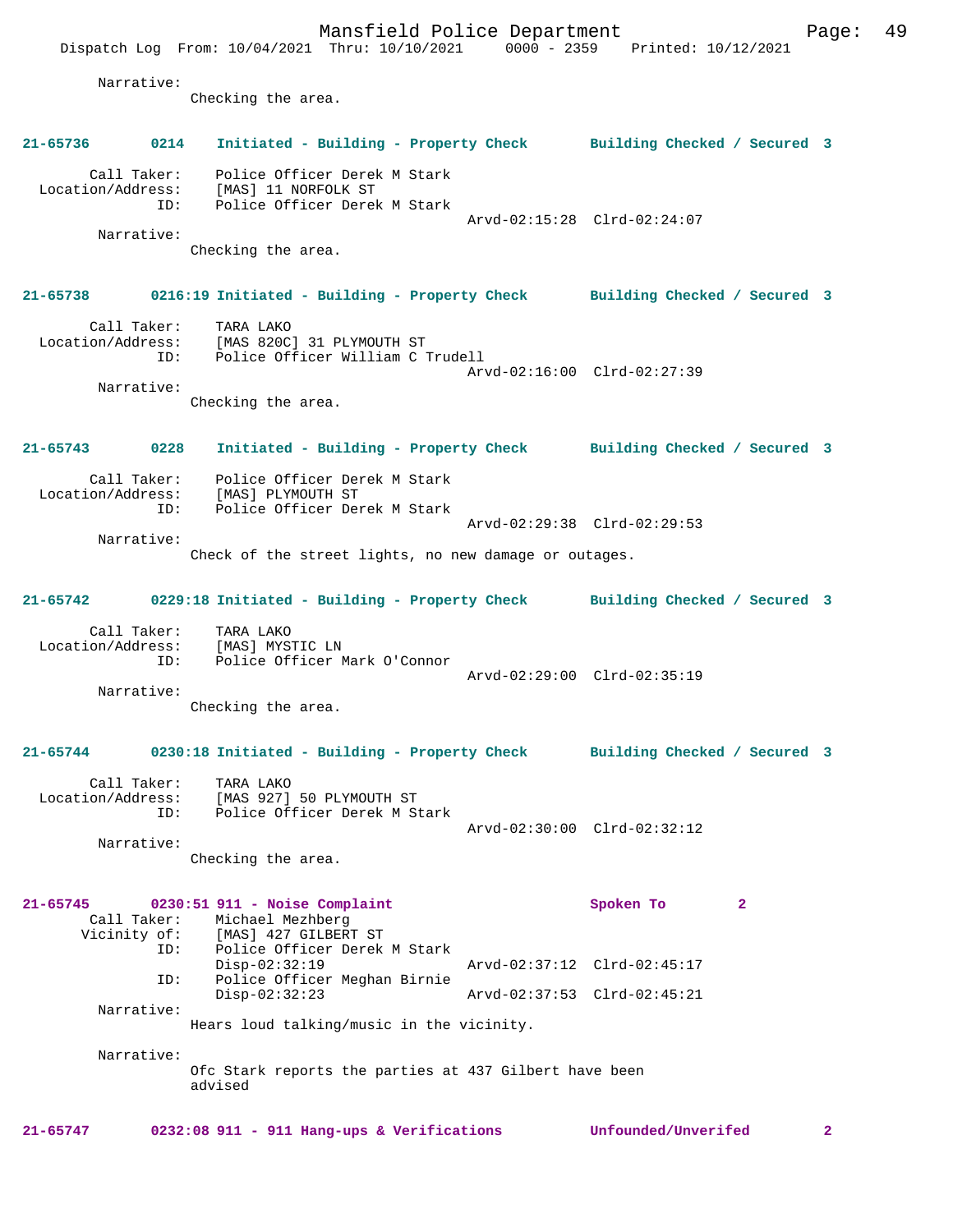Narrative:
Checking the area.

**21-65736 0214 Initiated - Building - Property Check Building Checked / Secured 3**

Call Taker: Police Officer Derek M Stark
Location/Address: [MAS] 11 NORFOLK ST
ID: Police Officer Derek M Stark
Arvd-02:15:28 Clrd-02:24:07
Narrative:
Checking the area.

**21-65738 0216:19 Initiated - Building - Property Check Building Checked / Secured 3**

Call Taker: TARA LAKO
Location/Address: [MAS 820C] 31 PLYMOUTH ST
ID: Police Officer William C Trudell
Arvd-02:16:00 Clrd-02:27:39
Narrative:
Checking the area.

**21-65743 0228 Initiated - Building - Property Check Building Checked / Secured 3**

Call Taker: Police Officer Derek M Stark
Location/Address: [MAS] PLYMOUTH ST
ID: Police Officer Derek M Stark
Arvd-02:29:38 Clrd-02:29:53
Narrative:
Check of the street lights, no new damage or outages.

**21-65742 0229:18 Initiated - Building - Property Check Building Checked / Secured 3**

Call Taker: TARA LAKO
Location/Address: [MAS] MYSTIC LN
ID: Police Officer Mark O'Connor
Arvd-02:29:00 Clrd-02:35:19
Narrative:
Checking the area.

**21-65744 0230:18 Initiated - Building - Property Check Building Checked / Secured 3**

Call Taker: TARA LAKO
Location/Address: [MAS 927] 50 PLYMOUTH ST
ID: Police Officer Derek M Stark
Arvd-02:30:00 Clrd-02:32:12
Narrative:
Checking the area.

**21-65745 0230:51 911 - Noise Complaint Spoken To 2**

Call Taker: Michael Mezhberg
Vicinity of: [MAS] 427 GILBERT ST
ID: Police Officer Derek M Stark
Disp-02:32:19 Arvd-02:37:12 Clrd-02:45:17
ID: Police Officer Meghan Birnie
Disp-02:32:23 Arvd-02:37:53 Clrd-02:45:21
Narrative:
Hears loud talking/music in the vicinity.

Narrative:
Ofc Stark reports the parties at 437 Gilbert have been advised

**21-65747 0232:08 911 - 911 Hang-ups & Verifications Unfounded/Unverifed 2**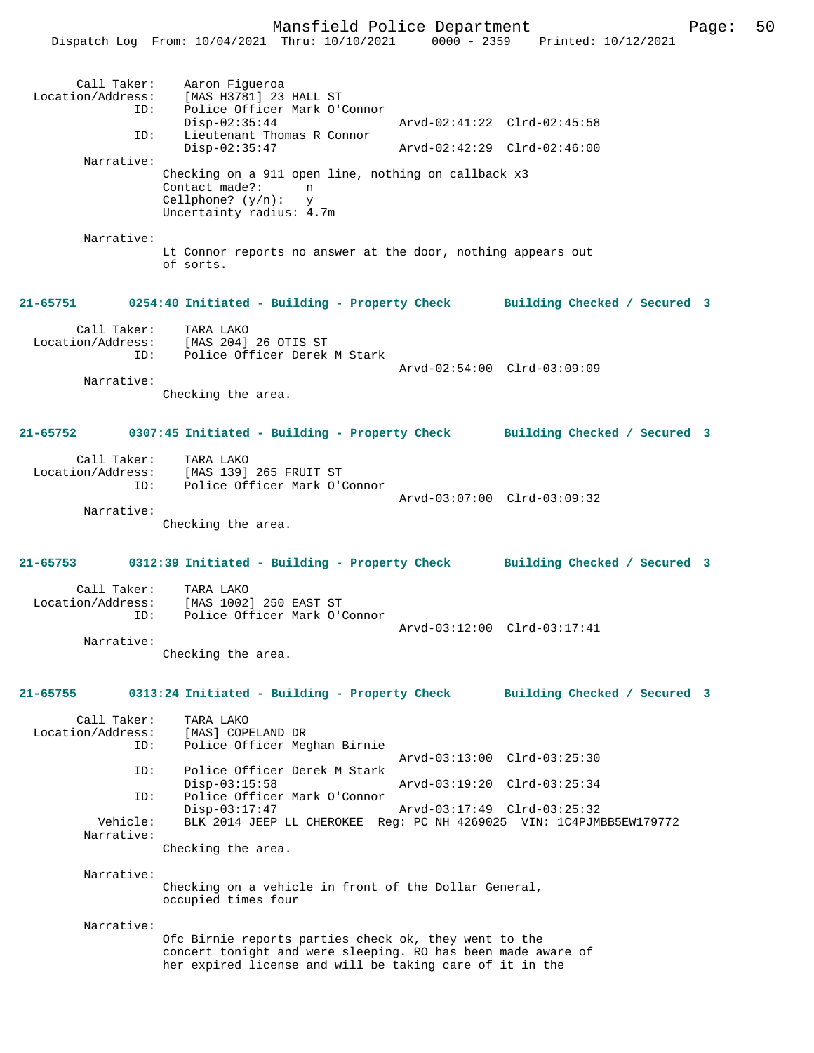Call Taker: Aaron Figueroa
Location/Address: [MAS H3781] 23 HALL ST
ID: Police Officer Mark O'Connor
Disp-02:35:44 Arvd-02:41:22 Clrd-02:45:58
ID: Lieutenant Thomas R Connor
Disp-02:35:47 Arvd-02:42:29 Clrd-02:46:00

Narrative:
Checking on a 911 open line, nothing on callback x3
Contact made?: n
Cellphone? (y/n): y
Uncertainty radius: 4.7m

Narrative:
Lt Connor reports no answer at the door, nothing appears out of sorts.

**21-65751 0254:40 Initiated - Building - Property Check Building Checked / Secured 3**

Call Taker: TARA LAKO
Location/Address: [MAS 204] 26 OTIS ST
ID: Police Officer Derek M Stark
Arvd-02:54:00 Clrd-03:09:09

Narrative:
Checking the area.

**21-65752 0307:45 Initiated - Building - Property Check Building Checked / Secured 3**

Call Taker: TARA LAKO
Location/Address: [MAS 139] 265 FRUIT ST
ID: Police Officer Mark O'Connor
Arvd-03:07:00 Clrd-03:09:32

Narrative:
Checking the area.

**21-65753 0312:39 Initiated - Building - Property Check Building Checked / Secured 3**

Call Taker: TARA LAKO
Location/Address: [MAS 1002] 250 EAST ST
ID: Police Officer Mark O'Connor
Arvd-03:12:00 Clrd-03:17:41

Narrative:
Checking the area.

**21-65755 0313:24 Initiated - Building - Property Check Building Checked / Secured 3**

Call Taker: TARA LAKO
Location/Address: [MAS] COPELAND DR
ID: Police Officer Meghan Birnie
Arvd-03:13:00 Clrd-03:25:30
ID: Police Officer Derek M Stark
Disp-03:15:58 Arvd-03:19:20 Clrd-03:25:34
ID: Police Officer Mark O'Connor
Disp-03:17:47 Arvd-03:17:49 Clrd-03:25:32
Vehicle: BLK 2014 JEEP LL CHEROKEE Reg: PC NH 4269025 VIN: 1C4PJMBB5EW179772

Narrative:
Checking the area.

Narrative:
Checking on a vehicle in front of the Dollar General, occupied times four

Narrative:
Ofc Birnie reports parties check ok, they went to the concert tonight and were sleeping. RO has been made aware of her expired license and will be taking care of it in the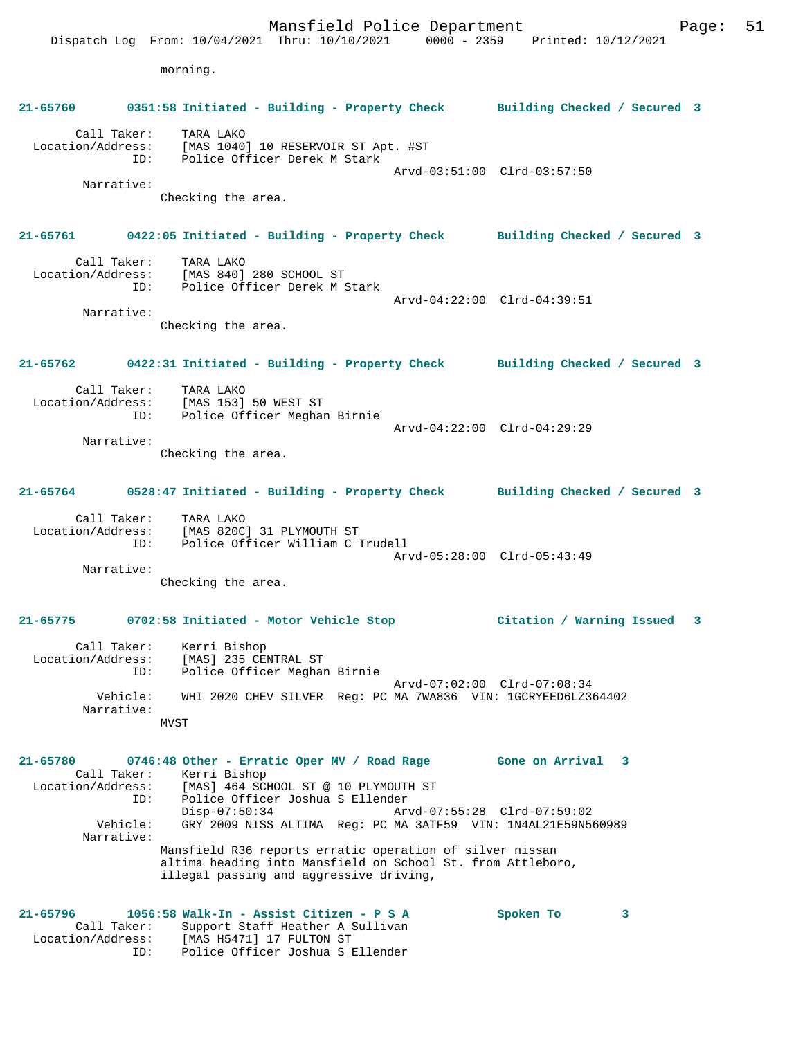morning.

**21-65760 0351:58 Initiated - Building - Property Check Building Checked / Secured 3**

Call Taker: TARA LAKO
Location/Address: [MAS 1040] 10 RESERVOIR ST Apt. #ST
ID: Police Officer Derek M Stark
Arvd-03:51:00 Clrd-03:57:50
Narrative:
Checking the area.

**21-65761 0422:05 Initiated - Building - Property Check Building Checked / Secured 3**

Call Taker: TARA LAKO
Location/Address: [MAS 840] 280 SCHOOL ST
ID: Police Officer Derek M Stark
Arvd-04:22:00 Clrd-04:39:51
Narrative:
Checking the area.

**21-65762 0422:31 Initiated - Building - Property Check Building Checked / Secured 3**

Call Taker: TARA LAKO
Location/Address: [MAS 153] 50 WEST ST
ID: Police Officer Meghan Birnie
Arvd-04:22:00 Clrd-04:29:29
Narrative:
Checking the area.

**21-65764 0528:47 Initiated - Building - Property Check Building Checked / Secured 3**

Call Taker: TARA LAKO
Location/Address: [MAS 820C] 31 PLYMOUTH ST
ID: Police Officer William C Trudell
Arvd-05:28:00 Clrd-05:43:49
Narrative:
Checking the area.

**21-65775 0702:58 Initiated - Motor Vehicle Stop Citation / Warning Issued 3**

Call Taker: Kerri Bishop
Location/Address: [MAS] 235 CENTRAL ST
ID: Police Officer Meghan Birnie
Arvd-07:02:00 Clrd-07:08:34
Vehicle: WHI 2020 CHEV SILVER Reg: PC MA 7WA836 VIN: 1GCRYEED6LZ364402
Narrative:
MVST

**21-65780 0746:48 Other - Erratic Oper MV / Road Rage Gone on Arrival 3**

Call Taker: Kerri Bishop
Location/Address: [MAS] 464 SCHOOL ST @ 10 PLYMOUTH ST
ID: Police Officer Joshua S Ellender
Disp-07:50:34 Arvd-07:55:28 Clrd-07:59:02
Vehicle: GRY 2009 NISS ALTIMA Reg: PC MA 3ATF59 VIN: 1N4AL21E59N560989
Narrative:
Mansfield R36 reports erratic operation of silver nissan altima heading into Mansfield on School St. from Attleboro, illegal passing and aggressive driving,

**21-65796 1056:58 Walk-In - Assist Citizen - P S A Spoken To 3**

Call Taker: Support Staff Heather A Sullivan
Location/Address: [MAS H5471] 17 FULTON ST
ID: Police Officer Joshua S Ellender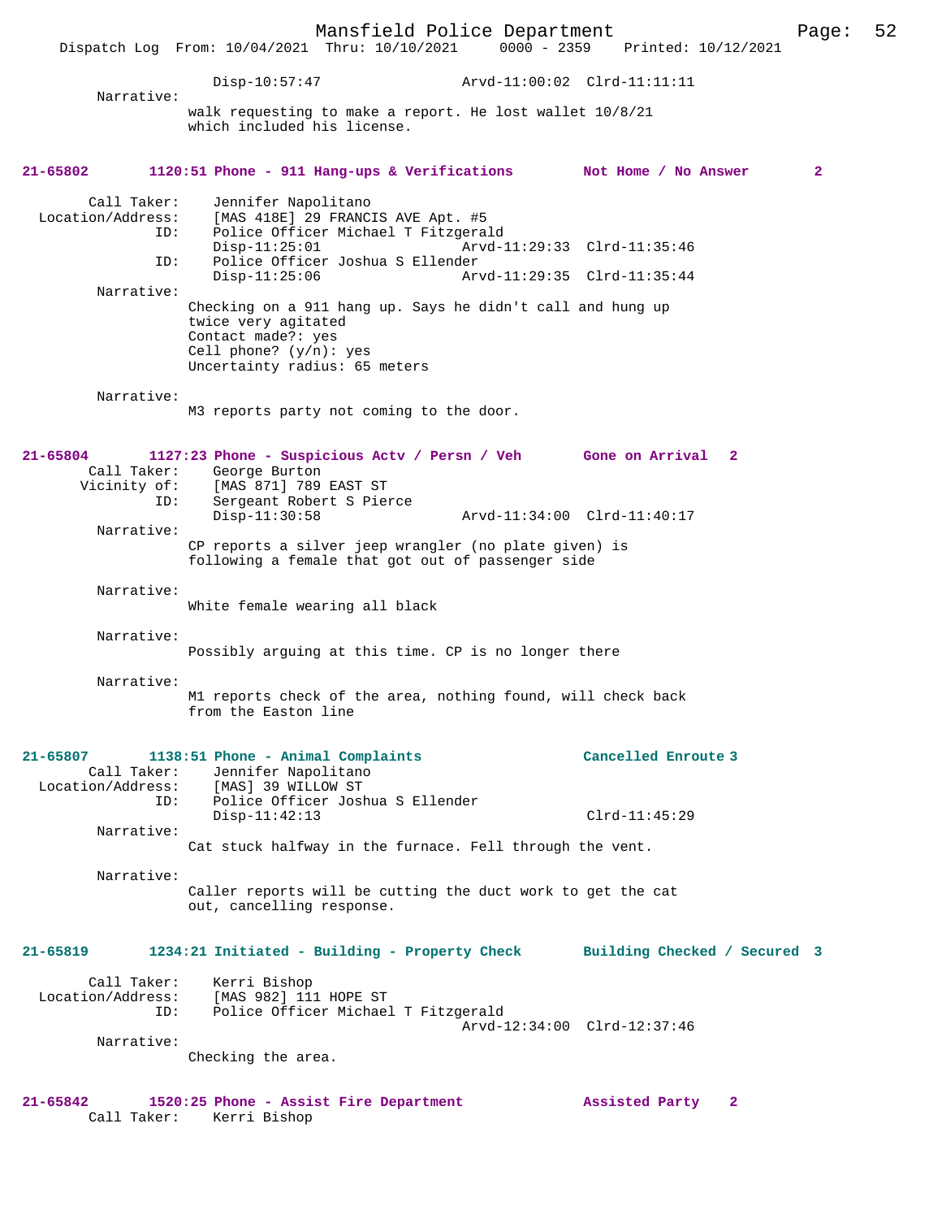Disp-10:57:47 Arvd-11:00:02 Clrd-11:11:11

Narrative:
walk requesting to make a report. He lost wallet 10/8/21 which included his license.

**21-65802 1120:51 Phone - 911 Hang-ups & Verifications — Not Home / No Answer — 2**

Call Taker: Jennifer Napolitano
Location/Address: [MAS 418E] 29 FRANCIS AVE Apt. #5
ID: Police Officer Michael T Fitzgerald
Disp-11:25:01 Arvd-11:29:33 Clrd-11:35:46
ID: Police Officer Joshua S Ellender
Disp-11:25:06 Arvd-11:29:35 Clrd-11:35:44

Narrative:
Checking on a 911 hang up. Says he didn't call and hung up twice very agitated
Contact made?: yes
Cell phone? (y/n): yes
Uncertainty radius: 65 meters

Narrative:
M3 reports party not coming to the door.

**21-65804 1127:23 Phone - Suspicious Actv / Persn / Veh — Gone on Arrival — 2**

Call Taker: George Burton
Vicinity of: [MAS 871] 789 EAST ST
ID: Sergeant Robert S Pierce
Disp-11:30:58 Arvd-11:34:00 Clrd-11:40:17

Narrative:
CP reports a silver jeep wrangler (no plate given) is following a female that got out of passenger side

Narrative:
White female wearing all black

Narrative:
Possibly arguing at this time. CP is no longer there

Narrative:
M1 reports check of the area, nothing found, will check back from the Easton line

**21-65807 1138:51 Phone - Animal Complaints — Cancelled Enroute — 3**

Call Taker: Jennifer Napolitano
Location/Address: [MAS] 39 WILLOW ST
ID: Police Officer Joshua S Ellender
Disp-11:42:13 Clrd-11:45:29

Narrative:
Cat stuck halfway in the furnace. Fell through the vent.

Narrative:
Caller reports will be cutting the duct work to get the cat out, cancelling response.

**21-65819 1234:21 Initiated - Building - Property Check — Building Checked / Secured — 3**

Call Taker: Kerri Bishop
Location/Address: [MAS 982] 111 HOPE ST
ID: Police Officer Michael T Fitzgerald
Arvd-12:34:00 Clrd-12:37:46

Narrative:
Checking the area.

**21-65842 1520:25 Phone - Assist Fire Department — Assisted Party — 2**

Call Taker: Kerri Bishop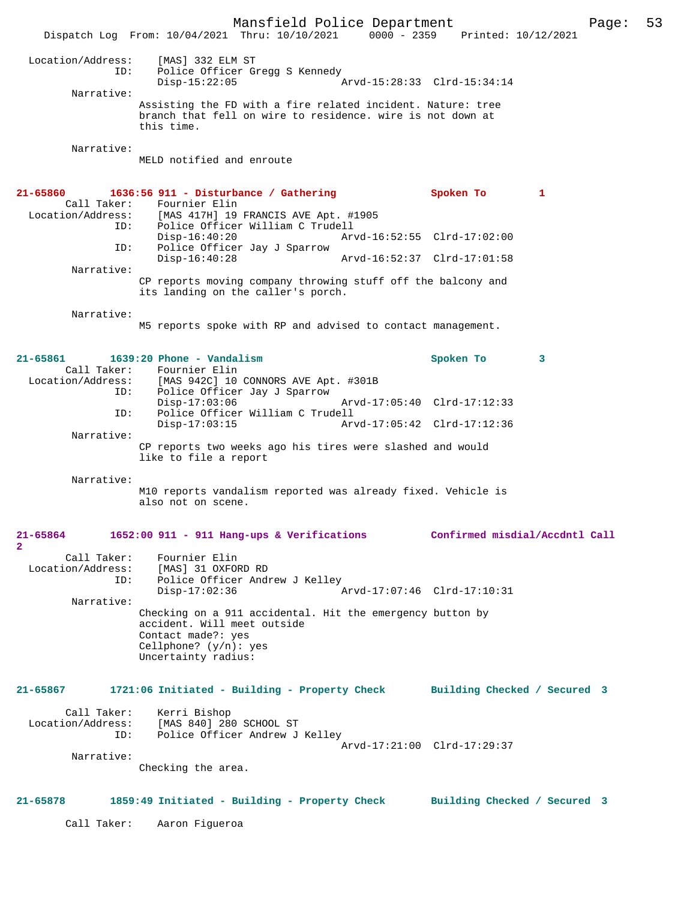```
Location/Address:     [MAS] 332 ELM ST
              ID:     Police Officer Gregg S Kennedy
                      Disp-15:22:05                 Arvd-15:28:33  Clrd-15:34:14
       Narrative:
                Assisting the FD with a fire related incident. Nature: tree
                branch that fell on wire to residence. wire is not down at
                this time.

       Narrative:
                MELD notified and enroute


21-65860       1636:56 911 - Disturbance / Gathering              Spoken To        1
       Call Taker:    Fournier Elin
  Location/Address:    [MAS 417H] 19 FRANCIS AVE Apt. #1905
              ID:     Police Officer William C Trudell
                      Disp-16:40:20                 Arvd-16:52:55  Clrd-17:02:00
              ID:     Police Officer Jay J Sparrow
                      Disp-16:40:28                 Arvd-16:52:37  Clrd-17:01:58
       Narrative:
                CP reports moving company throwing stuff off the balcony and
                its landing on the caller's porch.

       Narrative:
                M5 reports spoke with RP and advised to contact management.


21-65861       1639:20 Phone - Vandalism                          Spoken To        3
       Call Taker:    Fournier Elin
  Location/Address:    [MAS 942C] 10 CONNORS AVE Apt. #301B
              ID:     Police Officer Jay J Sparrow
                      Disp-17:03:06                 Arvd-17:05:40  Clrd-17:12:33
              ID:     Police Officer William C Trudell
                      Disp-17:03:15                 Arvd-17:05:42  Clrd-17:12:36
       Narrative:
                CP reports two weeks ago his tires were slashed and would
                like to file a report

       Narrative:
                M10 reports vandalism reported was already fixed. Vehicle is
                also not on scene.


21-65864       1652:00 911 - 911 Hang-ups & Verifications         Confirmed misdial/Accdntl Call
2
       Call Taker:    Fournier Elin
  Location/Address:    [MAS] 31 OXFORD RD
              ID:     Police Officer Andrew J Kelley
                      Disp-17:02:36                 Arvd-17:07:46  Clrd-17:10:31
       Narrative:
                Checking on a 911 accidental. Hit the emergency button by
                accident. Will meet outside
                Contact made?: yes
                Cellphone? (y/n): yes
                Uncertainty radius:


21-65867       1721:06 Initiated - Building - Property Check      Building Checked / Secured  3

       Call Taker:    Kerri Bishop
  Location/Address:    [MAS 840] 280 SCHOOL ST
              ID:     Police Officer Andrew J Kelley
                                                    Arvd-17:21:00  Clrd-17:29:37
       Narrative:
                Checking the area.


21-65878       1859:49 Initiated - Building - Property Check      Building Checked / Secured  3

       Call Taker:    Aaron Figueroa
```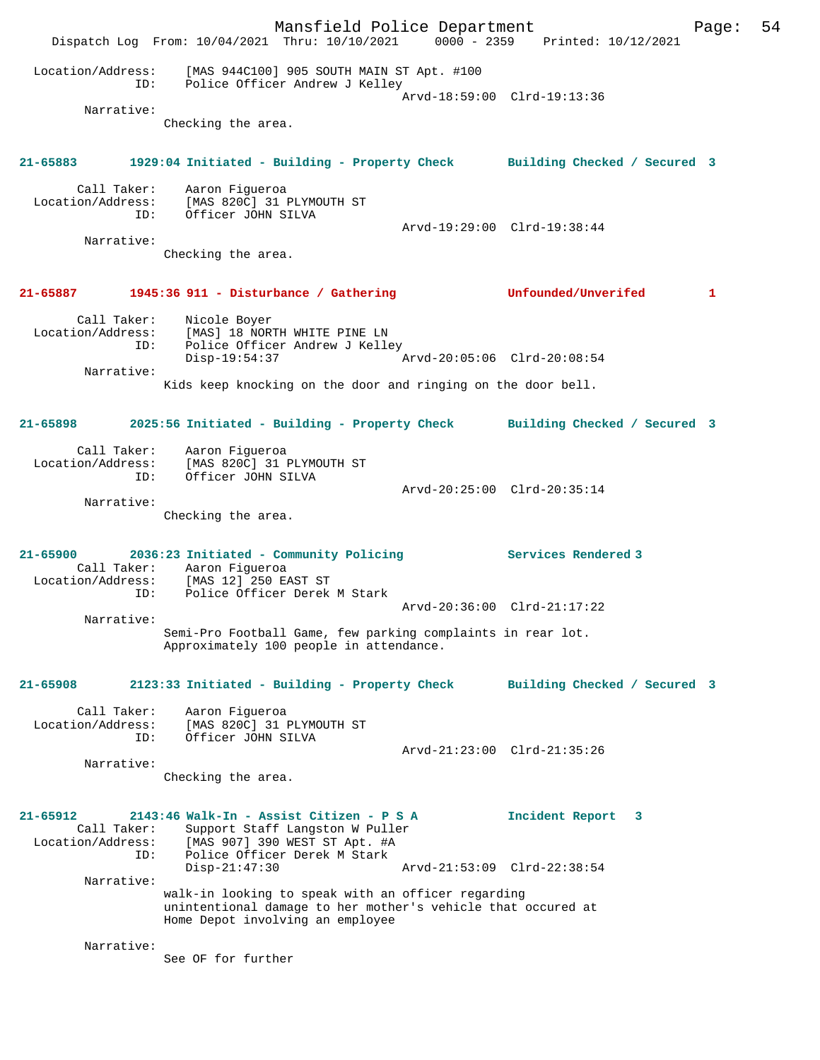Location/Address: [MAS 944C100] 905 SOUTH MAIN ST Apt. #100
ID: Police Officer Andrew J Kelley
Arvd-18:59:00 Clrd-19:13:36
Narrative:
Checking the area.

**21-65883 1929:04 Initiated - Building - Property Check Building Checked / Secured 3**

Call Taker: Aaron Figueroa
Location/Address: [MAS 820C] 31 PLYMOUTH ST
ID: Officer JOHN SILVA
Arvd-19:29:00 Clrd-19:38:44
Narrative:
Checking the area.

**21-65887 1945:36 911 - Disturbance / Gathering Unfounded/Unverifed 1**

Call Taker: Nicole Boyer
Location/Address: [MAS] 18 NORTH WHITE PINE LN
ID: Police Officer Andrew J Kelley
Disp-19:54:37 Arvd-20:05:06 Clrd-20:08:54
Narrative:
Kids keep knocking on the door and ringing on the door bell.

**21-65898 2025:56 Initiated - Building - Property Check Building Checked / Secured 3**

Call Taker: Aaron Figueroa
Location/Address: [MAS 820C] 31 PLYMOUTH ST
ID: Officer JOHN SILVA
Arvd-20:25:00 Clrd-20:35:14
Narrative:
Checking the area.

**21-65900 2036:23 Initiated - Community Policing Services Rendered 3**

Call Taker: Aaron Figueroa
Location/Address: [MAS 12] 250 EAST ST
ID: Police Officer Derek M Stark
Arvd-20:36:00 Clrd-21:17:22
Narrative:
Semi-Pro Football Game, few parking complaints in rear lot.
Approximately 100 people in attendance.

**21-65908 2123:33 Initiated - Building - Property Check Building Checked / Secured 3**

Call Taker: Aaron Figueroa
Location/Address: [MAS 820C] 31 PLYMOUTH ST
ID: Officer JOHN SILVA
Arvd-21:23:00 Clrd-21:35:26
Narrative:
Checking the area.

**21-65912 2143:46 Walk-In - Assist Citizen - P S A Incident Report 3**

Call Taker: Support Staff Langston W Puller
Location/Address: [MAS 907] 390 WEST ST Apt. #A
ID: Police Officer Derek M Stark
Disp-21:47:30 Arvd-21:53:09 Clrd-22:38:54
Narrative:
walk-in looking to speak with an officer regarding unintentional damage to her mother's vehicle that occured at Home Depot involving an employee

Narrative:
See OF for further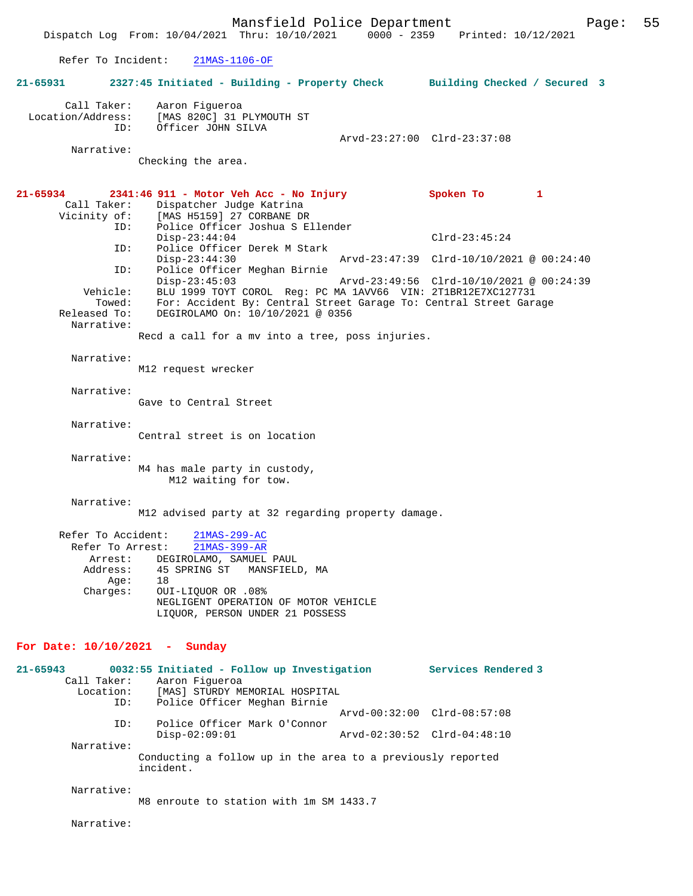Refer To Incident: 21MAS-1106-OF

**21-65931 2327:45 Initiated - Building - Property Check Building Checked / Secured 3**

Call Taker: Aaron Figueroa
Location/Address: [MAS 820C] 31 PLYMOUTH ST
ID: Officer JOHN SILVA
Arvd-23:27:00 Clrd-23:37:08
Narrative:
Checking the area.

**21-65934 2341:46 911 - Motor Veh Acc - No Injury Spoken To 1**

Call Taker: Dispatcher Judge Katrina
Vicinity of: [MAS H5159] 27 CORBANE DR
ID: Police Officer Joshua S Ellender
Disp-23:44:04 Clrd-23:45:24
ID: Police Officer Derek M Stark
Disp-23:44:30 Arvd-23:47:39 Clrd-10/10/2021 @ 00:24:40
ID: Police Officer Meghan Birnie
Disp-23:45:03 Arvd-23:49:56 Clrd-10/10/2021 @ 00:24:39
Vehicle: BLU 1999 TOYT COROL Reg: PC MA 1AVV66 VIN: 2T1BR12E7XC127731
Towed: For: Accident By: Central Street Garage To: Central Street Garage
Released To: DEGIROLAMO On: 10/10/2021 @ 0356
Narrative:
Recd a call for a mv into a tree, poss injuries.

Narrative:
M12 request wrecker

Narrative:
Gave to Central Street

Narrative:
Central street is on location

Narrative:
M4 has male party in custody,
M12 waiting for tow.

Narrative:
M12 advised party at 32 regarding property damage.

Refer To Accident: 21MAS-299-AC
Refer To Arrest: 21MAS-399-AR
Arrest: DEGIROLAMO, SAMUEL PAUL
Address: 45 SPRING ST MANSFIELD, MA
Age: 18
Charges: OUI-LIQUOR OR .08%
NEGLIGENT OPERATION OF MOTOR VEHICLE
LIQUOR, PERSON UNDER 21 POSSESS

## For Date: 10/10/2021 - Sunday

**21-65943 0032:55 Initiated - Follow up Investigation Services Rendered 3**

Call Taker: Aaron Figueroa
Location: [MAS] STURDY MEMORIAL HOSPITAL
ID: Police Officer Meghan Birnie
Arvd-00:32:00 Clrd-08:57:08
ID: Police Officer Mark O'Connor
Disp-02:09:01 Arvd-02:30:52 Clrd-04:48:10
Narrative:
Conducting a follow up in the area to a previously reported incident.

Narrative:
M8 enroute to station with 1m SM 1433.7

Narrative: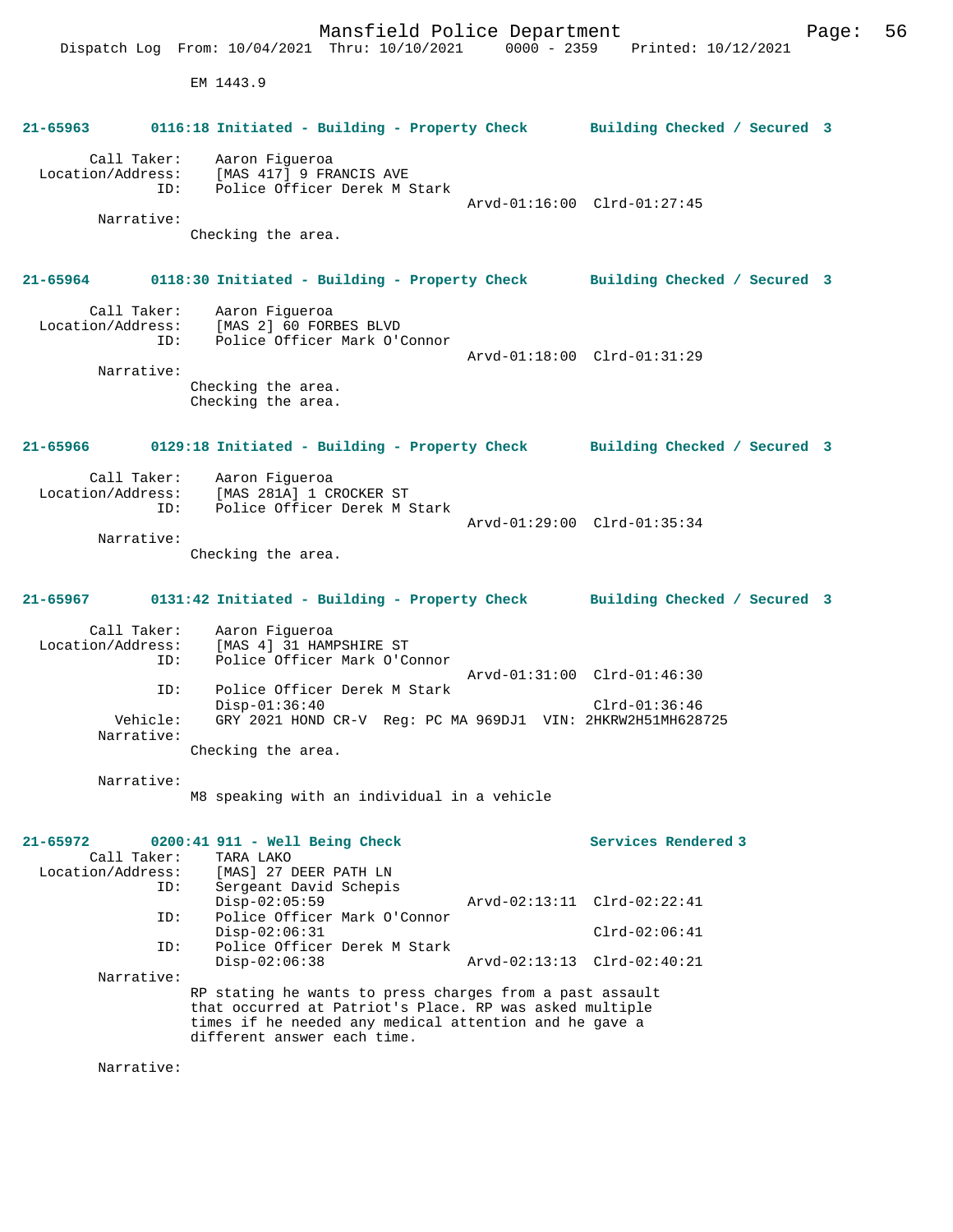EM 1443.9

**21-65963 0116:18 Initiated - Building - Property Check Building Checked / Secured 3**

Call Taker: Aaron Figueroa
Location/Address: [MAS 417] 9 FRANCIS AVE
ID: Police Officer Derek M Stark
Arvd-01:16:00 Clrd-01:27:45
Narrative:
Checking the area.

**21-65964 0118:30 Initiated - Building - Property Check Building Checked / Secured 3**

Call Taker: Aaron Figueroa
Location/Address: [MAS 2] 60 FORBES BLVD
ID: Police Officer Mark O'Connor
Arvd-01:18:00 Clrd-01:31:29
Narrative:
Checking the area.
Checking the area.

**21-65966 0129:18 Initiated - Building - Property Check Building Checked / Secured 3**

Call Taker: Aaron Figueroa
Location/Address: [MAS 281A] 1 CROCKER ST
ID: Police Officer Derek M Stark
Arvd-01:29:00 Clrd-01:35:34
Narrative:
Checking the area.

**21-65967 0131:42 Initiated - Building - Property Check Building Checked / Secured 3**

Call Taker: Aaron Figueroa
Location/Address: [MAS 4] 31 HAMPSHIRE ST
ID: Police Officer Mark O'Connor
Arvd-01:31:00 Clrd-01:46:30
ID: Police Officer Derek M Stark
Disp-01:36:40 Clrd-01:36:46
Vehicle: GRY 2021 HOND CR-V Reg: PC MA 969DJ1 VIN: 2HKRW2H51MH628725
Narrative:
Checking the area.

Narrative:
M8 speaking with an individual in a vehicle

**21-65972 0200:41 911 - Well Being Check Services Rendered 3**

Call Taker: TARA LAKO
Location/Address: [MAS] 27 DEER PATH LN
ID: Sergeant David Schepis
Disp-02:05:59 Arvd-02:13:11 Clrd-02:22:41
ID: Police Officer Mark O'Connor
Disp-02:06:31 Clrd-02:06:41
ID: Police Officer Derek M Stark
Disp-02:06:38 Arvd-02:13:13 Clrd-02:40:21
Narrative:
RP stating he wants to press charges from a past assault that occurred at Patriot's Place. RP was asked multiple times if he needed any medical attention and he gave a different answer each time.

Narrative: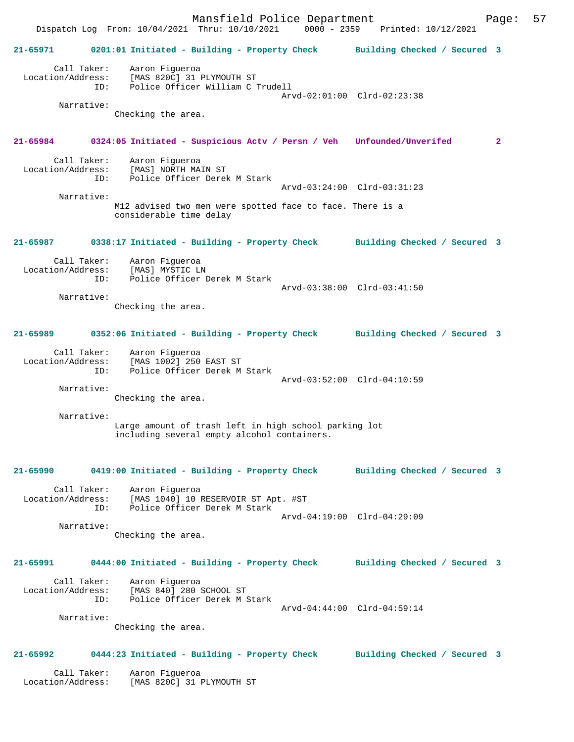**21-65971 0201:01 Initiated - Building - Property Check Building Checked / Secured 3**

Call Taker: Aaron Figueroa
Location/Address: [MAS 820C] 31 PLYMOUTH ST
ID: Police Officer William C Trudell
Arvd-02:01:00 Clrd-02:23:38

Narrative:
Checking the area.

**21-65984 0324:05 Initiated - Suspicious Actv / Persn / Veh Unfounded/Unverifed 2**

Call Taker: Aaron Figueroa
Location/Address: [MAS] NORTH MAIN ST
ID: Police Officer Derek M Stark
Arvd-03:24:00 Clrd-03:31:23

Narrative:
M12 advised two men were spotted face to face. There is a considerable time delay

**21-65987 0338:17 Initiated - Building - Property Check Building Checked / Secured 3**

Call Taker: Aaron Figueroa
Location/Address: [MAS] MYSTIC LN
ID: Police Officer Derek M Stark
Arvd-03:38:00 Clrd-03:41:50

Narrative:
Checking the area.

**21-65989 0352:06 Initiated - Building - Property Check Building Checked / Secured 3**

Call Taker: Aaron Figueroa
Location/Address: [MAS 1002] 250 EAST ST
ID: Police Officer Derek M Stark
Arvd-03:52:00 Clrd-04:10:59

Narrative:
Checking the area.

Narrative:
Large amount of trash left in high school parking lot including several empty alcohol containers.

**21-65990 0419:00 Initiated - Building - Property Check Building Checked / Secured 3**

Call Taker: Aaron Figueroa
Location/Address: [MAS 1040] 10 RESERVOIR ST Apt. #ST
ID: Police Officer Derek M Stark
Arvd-04:19:00 Clrd-04:29:09

Narrative:
Checking the area.

**21-65991 0444:00 Initiated - Building - Property Check Building Checked / Secured 3**

Call Taker: Aaron Figueroa
Location/Address: [MAS 840] 280 SCHOOL ST
ID: Police Officer Derek M Stark
Arvd-04:44:00 Clrd-04:59:14

Narrative:
Checking the area.

**21-65992 0444:23 Initiated - Building - Property Check Building Checked / Secured 3**

Call Taker: Aaron Figueroa
Location/Address: [MAS 820C] 31 PLYMOUTH ST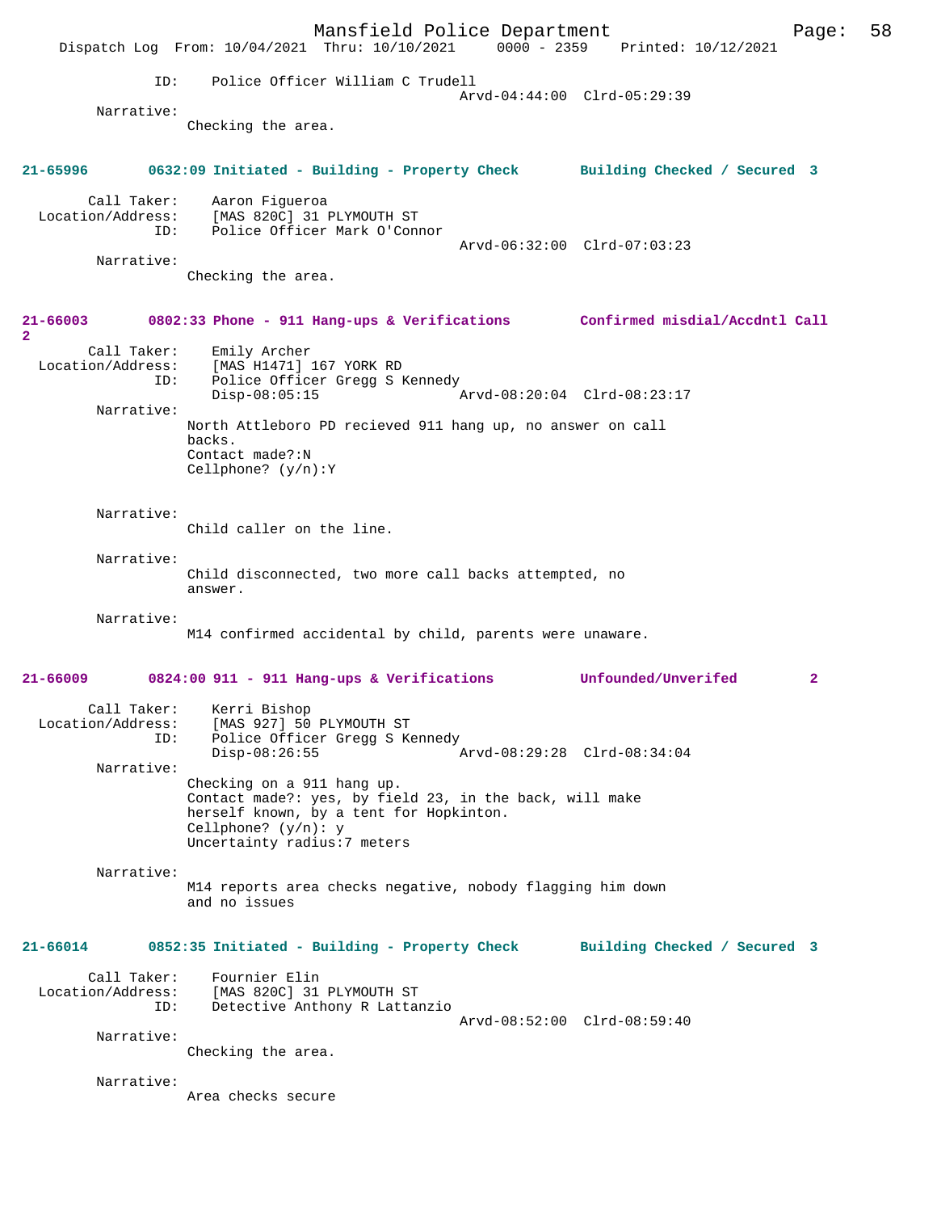ID: Police Officer William C Trudell
Arvd-04:44:00 Clrd-05:29:39

Narrative:
Checking the area.

**21-65996 0632:09 Initiated - Building - Property Check Building Checked / Secured 3**

Call Taker: Aaron Figueroa
Location/Address: [MAS 820C] 31 PLYMOUTH ST
ID: Police Officer Mark O'Connor
Arvd-06:32:00 Clrd-07:03:23

Narrative:
Checking the area.

**21-66003 0802:33 Phone - 911 Hang-ups & Verifications Confirmed misdial/Accdntl Call 2**

Call Taker: Emily Archer
Location/Address: [MAS H1471] 167 YORK RD
ID: Police Officer Gregg S Kennedy
Disp-08:05:15 Arvd-08:20:04 Clrd-08:23:17

Narrative:
North Attleboro PD recieved 911 hang up, no answer on call backs.
Contact made?:N
Cellphone? (y/n):Y

Narrative:
Child caller on the line.

Narrative:
Child disconnected, two more call backs attempted, no answer.

Narrative:
M14 confirmed accidental by child, parents were unaware.

**21-66009 0824:00 911 - 911 Hang-ups & Verifications Unfounded/Unverifed 2**

Call Taker: Kerri Bishop
Location/Address: [MAS 927] 50 PLYMOUTH ST
ID: Police Officer Gregg S Kennedy
Disp-08:26:55 Arvd-08:29:28 Clrd-08:34:04

Narrative:
Checking on a 911 hang up.
Contact made?: yes, by field 23, in the back, will make herself known, by a tent for Hopkinton.
Cellphone? (y/n): y
Uncertainty radius:7 meters

Narrative:
M14 reports area checks negative, nobody flagging him down and no issues

**21-66014 0852:35 Initiated - Building - Property Check Building Checked / Secured 3**

Call Taker: Fournier Elin
Location/Address: [MAS 820C] 31 PLYMOUTH ST
ID: Detective Anthony R Lattanzio
Arvd-08:52:00 Clrd-08:59:40

Narrative:
Checking the area.

Narrative:
Area checks secure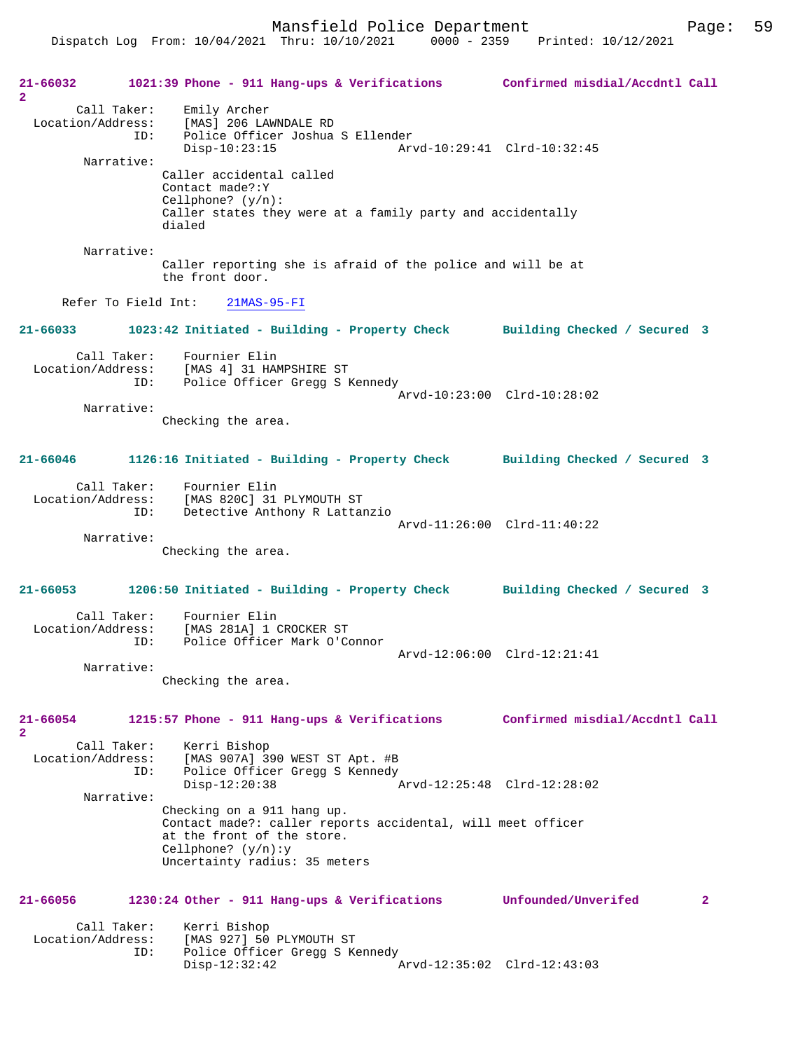**21-66032** 1021:39 Phone - 911 Hang-ups & Verifications Confirmed misdial/Accdntl Call 2

Call Taker: Emily Archer
Location/Address: [MAS] 206 LAWNDALE RD
ID: Police Officer Joshua S Ellender
Disp-10:23:15 Arvd-10:29:41 Clrd-10:32:45

Narrative:
Caller accidental called
Contact made?:Y
Cellphone? (y/n):
Caller states they were at a family party and accidentally dialed

Narrative:
Caller reporting she is afraid of the police and will be at the front door.

Refer To Field Int: 21MAS-95-FI

**21-66033** 1023:42 Initiated - Building - Property Check Building Checked / Secured 3

Call Taker: Fournier Elin
Location/Address: [MAS 4] 31 HAMPSHIRE ST
ID: Police Officer Gregg S Kennedy
Arvd-10:23:00 Clrd-10:28:02

Narrative:
Checking the area.

**21-66046** 1126:16 Initiated - Building - Property Check Building Checked / Secured 3

Call Taker: Fournier Elin
Location/Address: [MAS 820C] 31 PLYMOUTH ST
ID: Detective Anthony R Lattanzio
Arvd-11:26:00 Clrd-11:40:22

Narrative:
Checking the area.

**21-66053** 1206:50 Initiated - Building - Property Check Building Checked / Secured 3

Call Taker: Fournier Elin
Location/Address: [MAS 281A] 1 CROCKER ST
ID: Police Officer Mark O'Connor
Arvd-12:06:00 Clrd-12:21:41

Narrative:
Checking the area.

**21-66054** 1215:57 Phone - 911 Hang-ups & Verifications Confirmed misdial/Accdntl Call 2

Call Taker: Kerri Bishop
Location/Address: [MAS 907A] 390 WEST ST Apt. #B
ID: Police Officer Gregg S Kennedy
Disp-12:20:38 Arvd-12:25:48 Clrd-12:28:02

Narrative:
Checking on a 911 hang up.
Contact made?: caller reports accidental, will meet officer at the front of the store.
Cellphone? (y/n):y
Uncertainty radius: 35 meters

**21-66056** 1230:24 Other - 911 Hang-ups & Verifications Unfounded/Unverifed 2

Call Taker: Kerri Bishop
Location/Address: [MAS 927] 50 PLYMOUTH ST
ID: Police Officer Gregg S Kennedy
Disp-12:32:42 Arvd-12:35:02 Clrd-12:43:03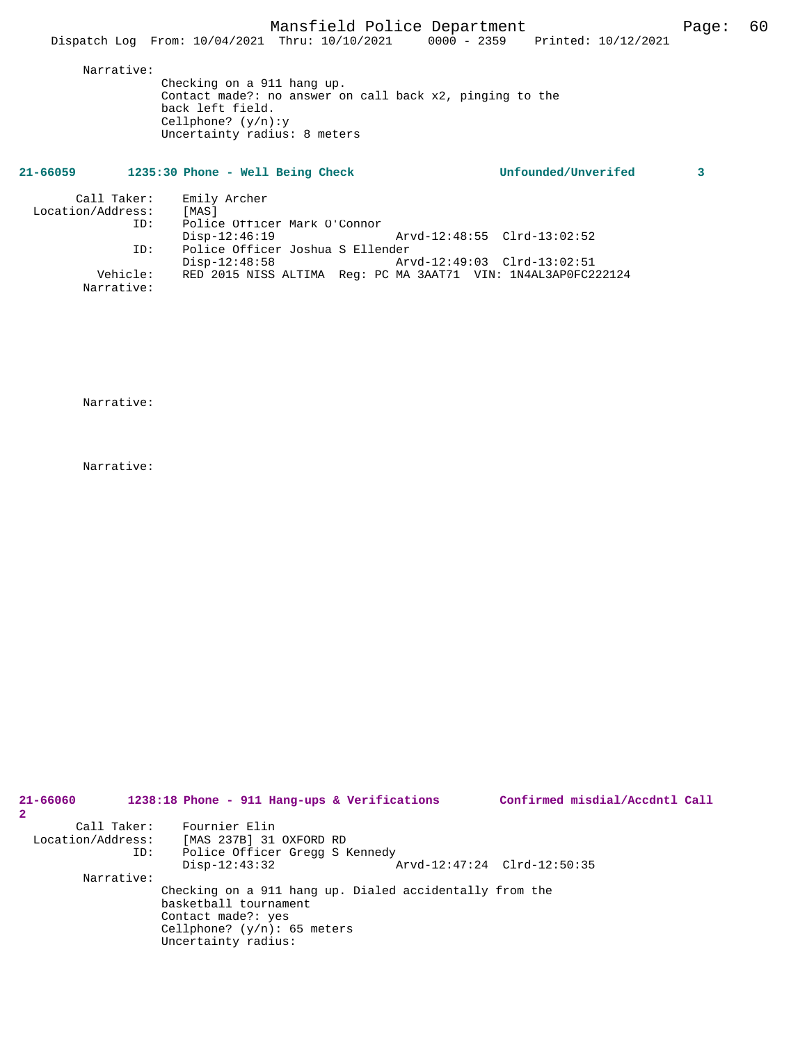Narrative:

Checking on a 911 hang up.
Contact made?: no answer on call back x2, pinging to the back left field.
Cellphone? (y/n):y
Uncertainty radius: 8 meters

**21-66059 1235:30 Phone - Well Being Check Unfounded/Unverifed 3**

Call Taker: Emily Archer
Location/Address: [MAS]
ID: Police Officer Mark O'Connor
Disp-12:46:19 Arvd-12:48:55 Clrd-13:02:52
ID: Police Officer Joshua S Ellender
Disp-12:48:58 Arvd-12:49:03 Clrd-13:02:51
Vehicle: RED 2015 NISS ALTIMA Reg: PC MA 3AAT71 VIN: 1N4AL3AP0FC222124
Narrative:

Narrative:

Narrative:

**21-66060 1238:18 Phone - 911 Hang-ups & Verifications Confirmed misdial/Accdntl Call 2**

Call Taker: Fournier Elin
Location/Address: [MAS 237B] 31 OXFORD RD
ID: Police Officer Gregg S Kennedy
Disp-12:43:32 Arvd-12:47:24 Clrd-12:50:35
Narrative:

Checking on a 911 hang up. Dialed accidentally from the basketball tournament
Contact made?: yes
Cellphone? (y/n): 65 meters
Uncertainty radius: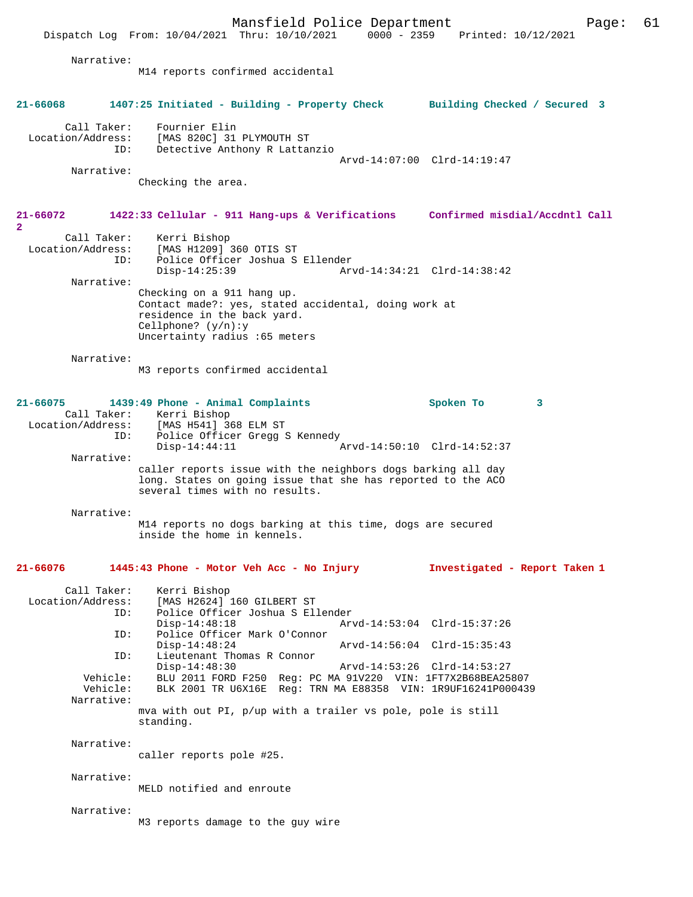Narrative:
M14 reports confirmed accidental

**21-66068 1407:25 Initiated - Building - Property Check Building Checked / Secured 3**

Call Taker: Fournier Elin
Location/Address: [MAS 820C] 31 PLYMOUTH ST
ID: Detective Anthony R Lattanzio
Arvd-14:07:00 Clrd-14:19:47

Narrative:
Checking the area.

**21-66072 1422:33 Cellular - 911 Hang-ups & Verifications Confirmed misdial/Accdntl Call 2**

Call Taker: Kerri Bishop
Location/Address: [MAS H1209] 360 OTIS ST
ID: Police Officer Joshua S Ellender
Disp-14:25:39 Arvd-14:34:21 Clrd-14:38:42

Narrative:
Checking on a 911 hang up.
Contact made?: yes, stated accidental, doing work at residence in the back yard.
Cellphone? (y/n):y
Uncertainty radius :65 meters

Narrative:
M3 reports confirmed accidental

**21-66075 1439:49 Phone - Animal Complaints Spoken To 3**

Call Taker: Kerri Bishop
Location/Address: [MAS H541] 368 ELM ST
ID: Police Officer Gregg S Kennedy
Disp-14:44:11 Arvd-14:50:10 Clrd-14:52:37

Narrative:
caller reports issue with the neighbors dogs barking all day long. States on going issue that she has reported to the ACO several times with no results.

Narrative:
M14 reports no dogs barking at this time, dogs are secured inside the home in kennels.

**21-66076 1445:43 Phone - Motor Veh Acc - No Injury Investigated - Report Taken 1**

Call Taker: Kerri Bishop
Location/Address: [MAS H2624] 160 GILBERT ST
ID: Police Officer Joshua S Ellender
Disp-14:48:18 Arvd-14:53:04 Clrd-15:37:26
ID: Police Officer Mark O'Connor
Disp-14:48:24 Arvd-14:56:04 Clrd-15:35:43
ID: Lieutenant Thomas R Connor
Disp-14:48:30 Arvd-14:53:26 Clrd-14:53:27
Vehicle: BLU 2011 FORD F250 Reg: PC MA 91V220 VIN: 1FT7X2B68BEA25807
Vehicle: BLK 2001 TR U6X16E Reg: TRN MA E88358 VIN: 1R9UF16241P000439

Narrative:
mva with out PI, p/up with a trailer vs pole, pole is still standing.

Narrative:
caller reports pole #25.

Narrative:
MELD notified and enroute

Narrative:
M3 reports damage to the guy wire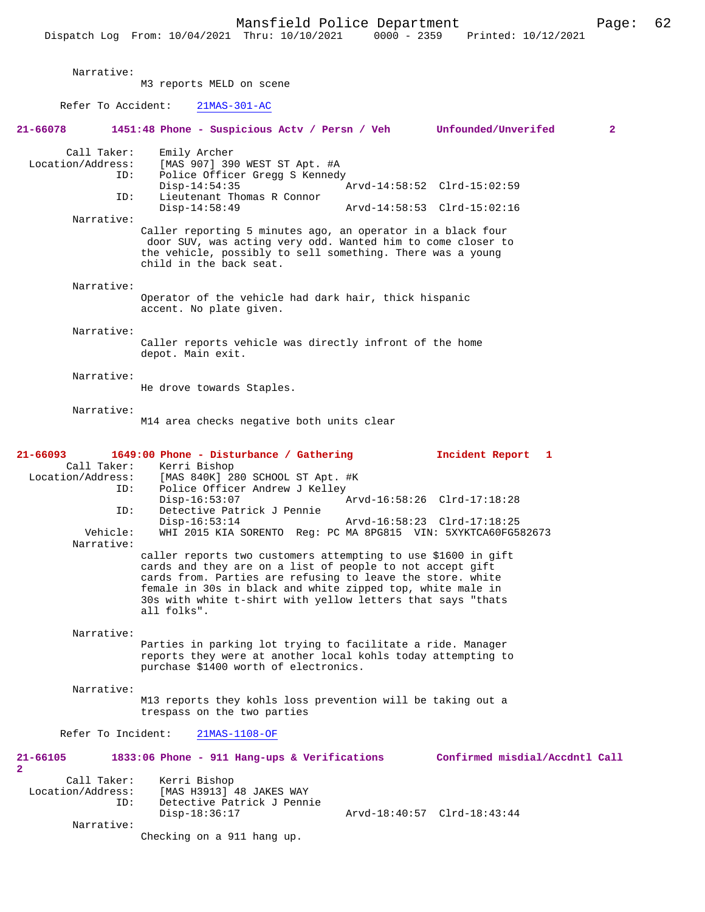Narrative:
M3 reports MELD on scene

Refer To Accident: 21MAS-301-AC

**21-66078 1451:48 Phone - Suspicious Actv / Persn / Veh Unfounded/Unverifed 2**

Call Taker: Emily Archer
Location/Address: [MAS 907] 390 WEST ST Apt. #A
ID: Police Officer Gregg S Kennedy
Disp-14:54:35 Arvd-14:58:52 Clrd-15:02:59
ID: Lieutenant Thomas R Connor
Disp-14:58:49 Arvd-14:58:53 Clrd-15:02:16

Narrative:
Caller reporting 5 minutes ago, an operator in a black four door SUV, was acting very odd. Wanted him to come closer to the vehicle, possibly to sell something. There was a young child in the back seat.

Narrative:
Operator of the vehicle had dark hair, thick hispanic accent. No plate given.

Narrative:
Caller reports vehicle was directly infront of the home depot. Main exit.

Narrative:
He drove towards Staples.

Narrative:
M14 area checks negative both units clear

**21-66093 1649:00 Phone - Disturbance / Gathering Incident Report 1**

Call Taker: Kerri Bishop
Location/Address: [MAS 840K] 280 SCHOOL ST Apt. #K
ID: Police Officer Andrew J Kelley
Disp-16:53:07 Arvd-16:58:26 Clrd-17:18:28
ID: Detective Patrick J Pennie
Disp-16:53:14 Arvd-16:58:23 Clrd-17:18:25
Vehicle: WHI 2015 KIA SORENTO Reg: PC MA 8PG815 VIN: 5XYKTCA60FG582673

Narrative:
caller reports two customers attempting to use $1600 in gift cards and they are on a list of people to not accept gift cards from. Parties are refusing to leave the store. white female in 30s in black and white zipped top, white male in 30s with white t-shirt with yellow letters that says "thats all folks".

Narrative:
Parties in parking lot trying to facilitate a ride. Manager reports they were at another local kohls today attempting to purchase $1400 worth of electronics.

Narrative:
M13 reports they kohls loss prevention will be taking out a trespass on the two parties

Refer To Incident: 21MAS-1108-OF

**21-66105 1833:06 Phone - 911 Hang-ups & Verifications Confirmed misdial/Accdntl Call 2**

Call Taker: Kerri Bishop
Location/Address: [MAS H3913] 48 JAKES WAY
ID: Detective Patrick J Pennie
Disp-18:36:17 Arvd-18:40:57 Clrd-18:43:44

Narrative:
Checking on a 911 hang up.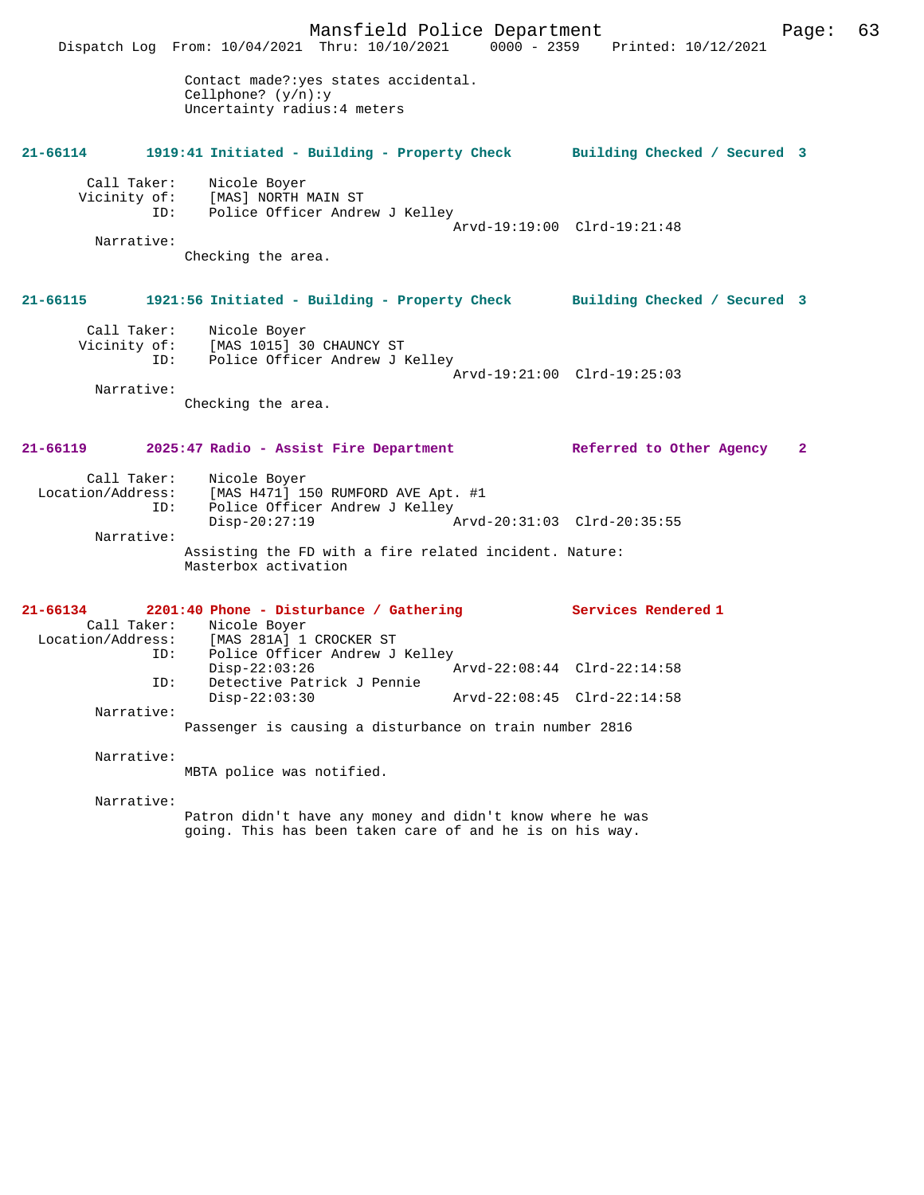Contact made?:yes states accidental.
Cellphone? (y/n):y
Uncertainty radius:4 meters

**21-66114 1919:41 Initiated - Building - Property Check Building Checked / Secured 3**

Call Taker: Nicole Boyer
Vicinity of: [MAS] NORTH MAIN ST
ID: Police Officer Andrew J Kelley
Arvd-19:19:00 Clrd-19:21:48
Narrative:
Checking the area.

**21-66115 1921:56 Initiated - Building - Property Check Building Checked / Secured 3**

Call Taker: Nicole Boyer
Vicinity of: [MAS 1015] 30 CHAUNCY ST
ID: Police Officer Andrew J Kelley
Arvd-19:21:00 Clrd-19:25:03
Narrative:
Checking the area.

**21-66119 2025:47 Radio - Assist Fire Department Referred to Other Agency 2**

Call Taker: Nicole Boyer
Location/Address: [MAS H471] 150 RUMFORD AVE Apt. #1
ID: Police Officer Andrew J Kelley
Disp-20:27:19 Arvd-20:31:03 Clrd-20:35:55
Narrative:
Assisting the FD with a fire related incident. Nature:
Masterbox activation

**21-66134 2201:40 Phone - Disturbance / Gathering Services Rendered 1**

Call Taker: Nicole Boyer
Location/Address: [MAS 281A] 1 CROCKER ST
ID: Police Officer Andrew J Kelley
Disp-22:03:26 Arvd-22:08:44 Clrd-22:14:58
ID: Detective Patrick J Pennie
Disp-22:03:30 Arvd-22:08:45 Clrd-22:14:58
Narrative:
Passenger is causing a disturbance on train number 2816

Narrative:
MBTA police was notified.

Narrative:
Patron didn't have any money and didn't know where he was going. This has been taken care of and he is on his way.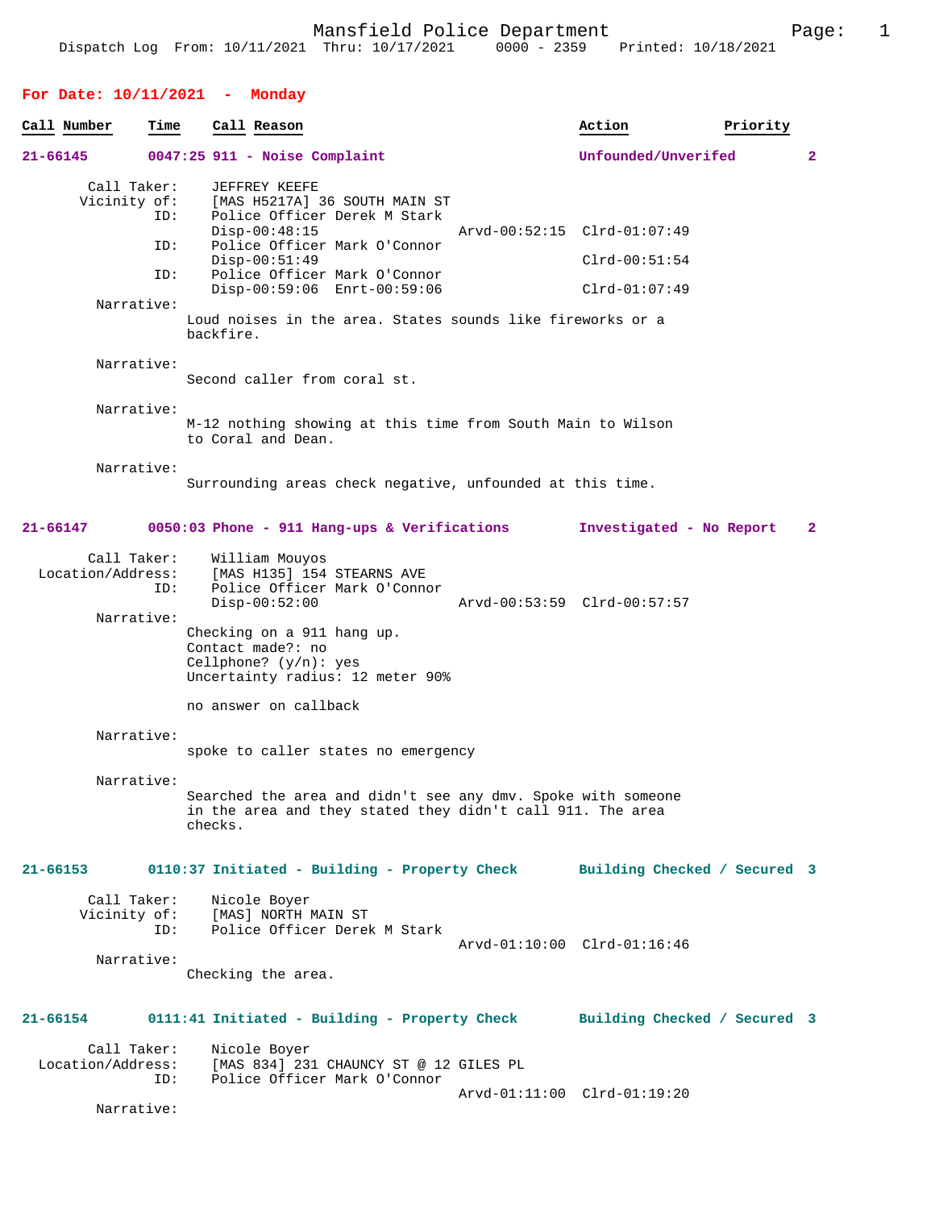Mansfield Police Department
Dispatch Log From: 10/11/2021 Thru: 10/17/2021 0000 - 2359 Printed: 10/18/2021

## For Date: 10/11/2021 - Monday

| Call Number | Time | Call Reason | Action | Priority |
|---|---|---|---|---|

**21-66145 0047:25 911 - Noise Complaint — Unfounded/Unverifed — 2**

```
        Call Taker:    JEFFREY KEEFE
       Vicinity of:    [MAS H5217A] 36 SOUTH MAIN ST
               ID:     Police Officer Derek M Stark
                       Disp-00:48:15                 Arvd-00:52:15  Clrd-01:07:49
               ID:     Police Officer Mark O'Connor
                       Disp-00:51:49                                Clrd-00:51:54
               ID:     Police Officer Mark O'Connor
                       Disp-00:59:06  Enrt-00:59:06                 Clrd-01:07:49
         Narrative:
                    Loud noises in the area. States sounds like fireworks or a
                    backfire.

         Narrative:
                    Second caller from coral st.

         Narrative:
                    M-12 nothing showing at this time from South Main to Wilson
                    to Coral and Dean.

         Narrative:
                    Surrounding areas check negative, unfounded at this time.
```

**21-66147 0050:03 Phone - 911 Hang-ups & Verifications — Investigated - No Report — 2**

```
        Call Taker:    William Mouyos
  Location/Address:    [MAS H135] 154 STEARNS AVE
               ID:     Police Officer Mark O'Connor
                       Disp-00:52:00                 Arvd-00:53:59  Clrd-00:57:57
         Narrative:
                    Checking on a 911 hang up.
                    Contact made?: no
                    Cellphone? (y/n): yes
                    Uncertainty radius: 12 meter 90%

                    no answer on callback

         Narrative:
                    spoke to caller states no emergency

         Narrative:
                    Searched the area and didn't see any dmv. Spoke with someone
                    in the area and they stated they didn't call 911. The area
                    checks.
```

**21-66153 0110:37 Initiated - Building - Property Check — Building Checked / Secured — 3**

```
        Call Taker:    Nicole Boyer
       Vicinity of:    [MAS] NORTH MAIN ST
               ID:     Police Officer Derek M Stark
                                                     Arvd-01:10:00  Clrd-01:16:46
         Narrative:
                    Checking the area.
```

**21-66154 0111:41 Initiated - Building - Property Check — Building Checked / Secured — 3**

```
        Call Taker:    Nicole Boyer
  Location/Address:    [MAS 834] 231 CHAUNCY ST @ 12 GILES PL
               ID:     Police Officer Mark O'Connor
                                                     Arvd-01:11:00  Clrd-01:19:20
         Narrative:
```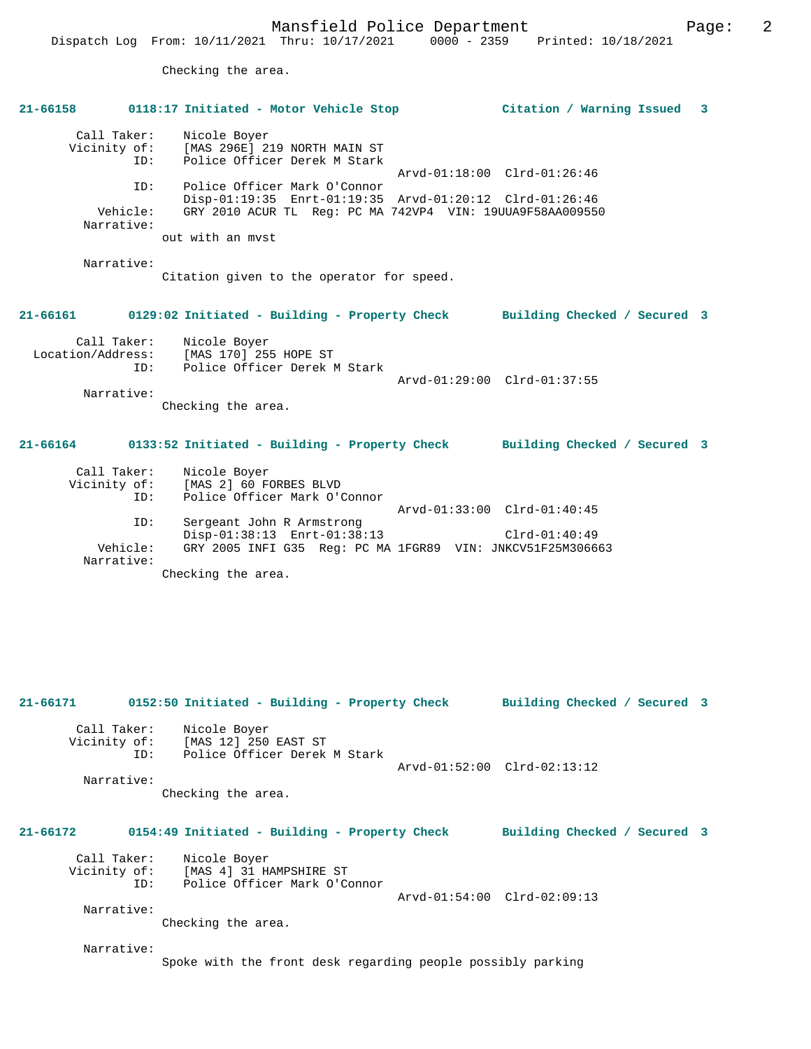Checking the area.

**21-66158 0118:17 Initiated - Motor Vehicle Stop Citation / Warning Issued 3**

```
        Call Taker:    Nicole Boyer
       Vicinity of:    [MAS 296E] 219 NORTH MAIN ST
               ID:     Police Officer Derek M Stark
                                          Arvd-01:18:00  Clrd-01:26:46
               ID:     Police Officer Mark O'Connor
                       Disp-01:19:35  Enrt-01:19:35  Arvd-01:20:12  Clrd-01:26:46
          Vehicle:     GRY 2010 ACUR TL  Reg: PC MA 742VP4  VIN: 19UUA9F58AA009550
        Narrative:
                    out with an mvst

        Narrative:
                    Citation given to the operator for speed.
```

**21-66161 0129:02 Initiated - Building - Property Check Building Checked / Secured 3**

```
        Call Taker:    Nicole Boyer
  Location/Address:    [MAS 170] 255 HOPE ST
               ID:     Police Officer Derek M Stark
                                          Arvd-01:29:00  Clrd-01:37:55
        Narrative:
                    Checking the area.
```

**21-66164 0133:52 Initiated - Building - Property Check Building Checked / Secured 3**

```
        Call Taker:    Nicole Boyer
       Vicinity of:    [MAS 2] 60 FORBES BLVD
               ID:     Police Officer Mark O'Connor
                                          Arvd-01:33:00  Clrd-01:40:45
               ID:     Sergeant John R Armstrong
                       Disp-01:38:13  Enrt-01:38:13                 Clrd-01:40:49
          Vehicle:     GRY 2005 INFI G35  Reg: PC MA 1FGR89  VIN: JNKCV51F25M306663
        Narrative:
                    Checking the area.
```

**21-66171 0152:50 Initiated - Building - Property Check Building Checked / Secured 3**

```
        Call Taker:    Nicole Boyer
       Vicinity of:    [MAS 12] 250 EAST ST
               ID:     Police Officer Derek M Stark
                                          Arvd-01:52:00  Clrd-02:13:12
        Narrative:
                    Checking the area.
```

**21-66172 0154:49 Initiated - Building - Property Check Building Checked / Secured 3**

```
        Call Taker:    Nicole Boyer
       Vicinity of:    [MAS 4] 31 HAMPSHIRE ST
               ID:     Police Officer Mark O'Connor
                                          Arvd-01:54:00  Clrd-02:09:13
        Narrative:
                    Checking the area.

        Narrative:
                    Spoke with the front desk regarding people possibly parking
```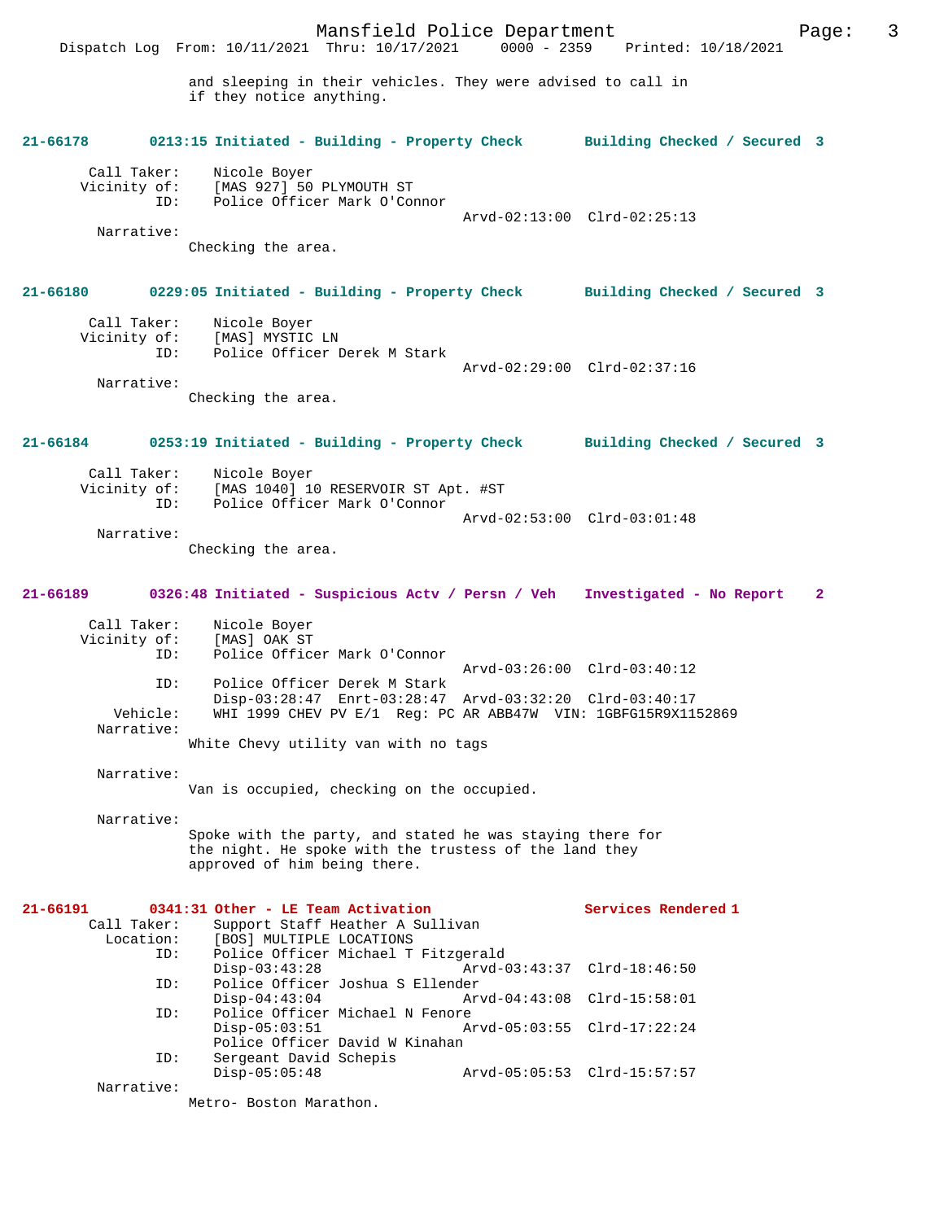and sleeping in their vehicles. They were advised to call in if they notice anything.

**21-66178 0213:15 Initiated - Building - Property Check Building Checked / Secured 3**

```
    Call Taker:    Nicole Boyer
   Vicinity of:    [MAS 927] 50 PLYMOUTH ST
            ID:    Police Officer Mark O'Connor
                                          Arvd-02:13:00  Clrd-02:25:13
     Narrative:
                  Checking the area.
```

**21-66180 0229:05 Initiated - Building - Property Check Building Checked / Secured 3**

```
    Call Taker:    Nicole Boyer
   Vicinity of:    [MAS] MYSTIC LN
            ID:    Police Officer Derek M Stark
                                          Arvd-02:29:00  Clrd-02:37:16
     Narrative:
                  Checking the area.
```

**21-66184 0253:19 Initiated - Building - Property Check Building Checked / Secured 3**

```
    Call Taker:    Nicole Boyer
   Vicinity of:    [MAS 1040] 10 RESERVOIR ST Apt. #ST
            ID:    Police Officer Mark O'Connor
                                          Arvd-02:53:00  Clrd-03:01:48
     Narrative:
                  Checking the area.
```

**21-66189 0326:48 Initiated - Suspicious Actv / Persn / Veh Investigated - No Report 2**

```
    Call Taker:    Nicole Boyer
   Vicinity of:    [MAS] OAK ST
            ID:    Police Officer Mark O'Connor
                                          Arvd-03:26:00  Clrd-03:40:12
            ID:    Police Officer Derek M Stark
                   Disp-03:28:47  Enrt-03:28:47  Arvd-03:32:20  Clrd-03:40:17
       Vehicle:    WHI 1999 CHEV PV E/1  Reg: PC AR ABB47W  VIN: 1GBFG15R9X1152869
     Narrative:
                  White Chevy utility van with no tags

     Narrative:
                  Van is occupied, checking on the occupied.

     Narrative:
                  Spoke with the party, and stated he was staying there for
                  the night. He spoke with the trustess of the land they
                  approved of him being there.
```

**21-66191 0341:31 Other - LE Team Activation Services Rendered 1**

```
    Call Taker:    Support Staff Heather A Sullivan
      Location:    [BOS] MULTIPLE LOCATIONS
            ID:    Police Officer Michael T Fitzgerald
                   Disp-03:43:28                  Arvd-03:43:37  Clrd-18:46:50
            ID:    Police Officer Joshua S Ellender
                   Disp-04:43:04                  Arvd-04:43:08  Clrd-15:58:01
            ID:    Police Officer Michael N Fenore
                   Disp-05:03:51                  Arvd-05:03:55  Clrd-17:22:24
                   Police Officer David W Kinahan
            ID:    Sergeant David Schepis
                   Disp-05:05:48                  Arvd-05:05:53  Clrd-15:57:57
     Narrative:
                  Metro- Boston Marathon.
```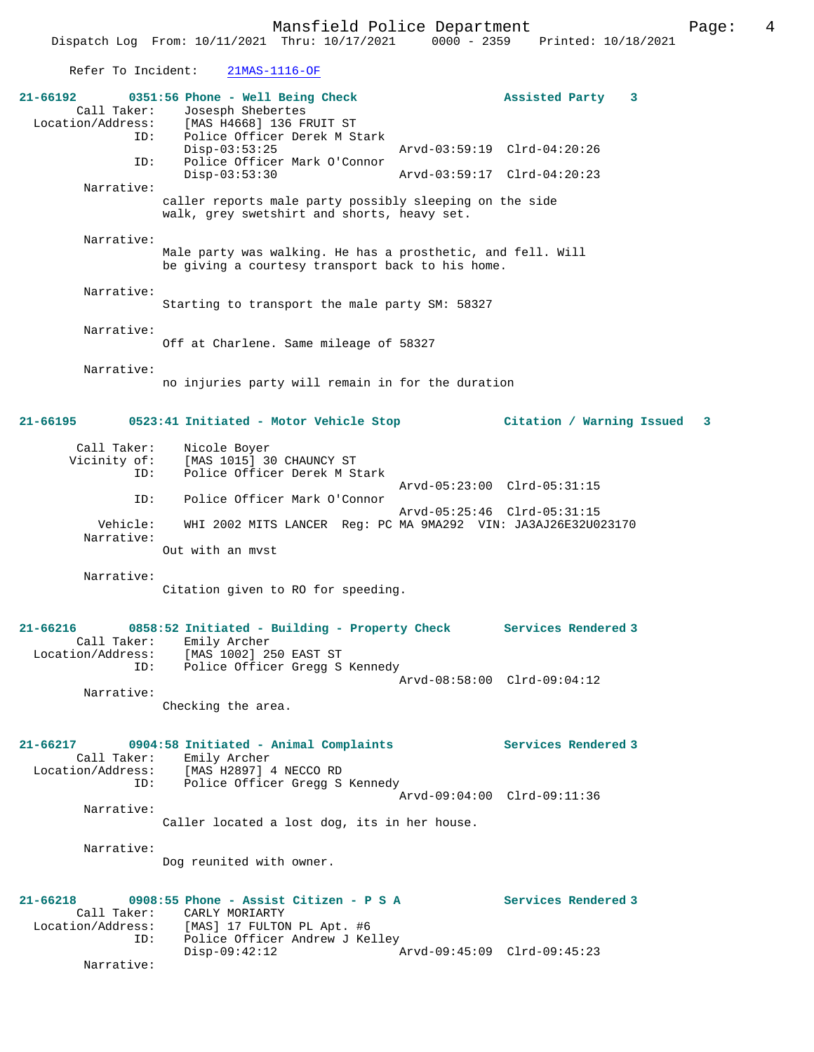Refer To Incident: 21MAS-1116-OF

**21-66192** 0351:56 Phone - Well Being Check — Assisted Party 3

Call Taker: Josesph Shebertes
Location/Address: [MAS H4668] 136 FRUIT ST
ID: Police Officer Derek M Stark
Disp-03:53:25 Arvd-03:59:19 Clrd-04:20:26
ID: Police Officer Mark O'Connor
Disp-03:53:30 Arvd-03:59:17 Clrd-04:20:23

Narrative:
caller reports male party possibly sleeping on the side walk, grey swetshirt and shorts, heavy set.

Narrative:
Male party was walking. He has a prosthetic, and fell. Will be giving a courtesy transport back to his home.

Narrative:
Starting to transport the male party SM: 58327

Narrative:
Off at Charlene. Same mileage of 58327

Narrative:
no injuries party will remain in for the duration

**21-66195** 0523:41 Initiated - Motor Vehicle Stop — Citation / Warning Issued 3

Call Taker: Nicole Boyer
Vicinity of: [MAS 1015] 30 CHAUNCY ST
ID: Police Officer Derek M Stark
Arvd-05:23:00 Clrd-05:31:15
ID: Police Officer Mark O'Connor
Arvd-05:25:46 Clrd-05:31:15
Vehicle: WHI 2002 MITS LANCER Reg: PC MA 9MA292 VIN: JA3AJ26E32U023170

Narrative:
Out with an mvst

Narrative:
Citation given to RO for speeding.

**21-66216** 0858:52 Initiated - Building - Property Check — Services Rendered 3

Call Taker: Emily Archer
Location/Address: [MAS 1002] 250 EAST ST
ID: Police Officer Gregg S Kennedy
Arvd-08:58:00 Clrd-09:04:12

Narrative:
Checking the area.

**21-66217** 0904:58 Initiated - Animal Complaints — Services Rendered 3

Call Taker: Emily Archer
Location/Address: [MAS H2897] 4 NECCO RD
ID: Police Officer Gregg S Kennedy
Arvd-09:04:00 Clrd-09:11:36

Narrative:
Caller located a lost dog, its in her house.

Narrative:
Dog reunited with owner.

**21-66218** 0908:55 Phone - Assist Citizen - P S A — Services Rendered 3

Call Taker: CARLY MORIARTY
Location/Address: [MAS] 17 FULTON PL Apt. #6
ID: Police Officer Andrew J Kelley
Disp-09:42:12 Arvd-09:45:09 Clrd-09:45:23

Narrative: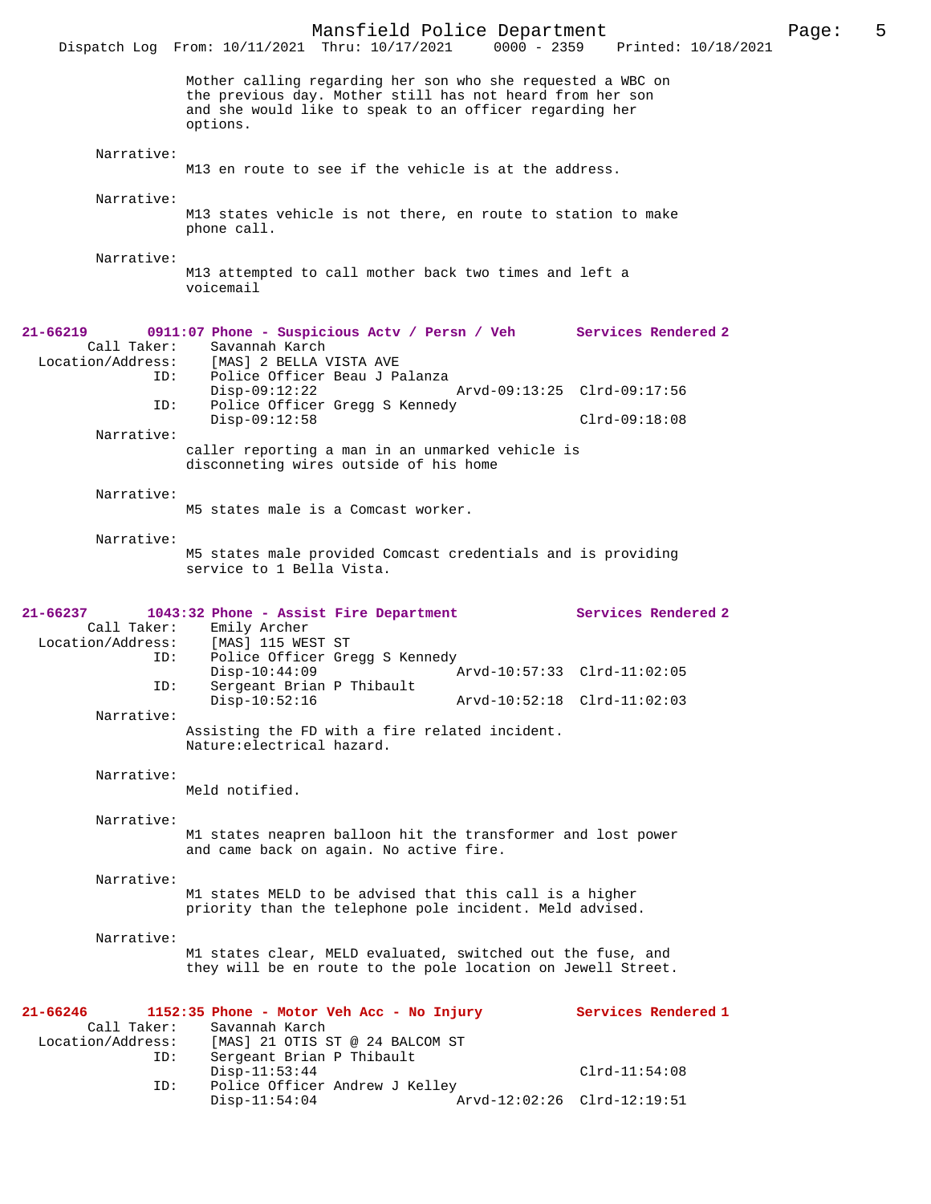Mother calling regarding her son who she requested a WBC on the previous day. Mother still has not heard from her son and she would like to speak to an officer regarding her options.

Narrative:
M13 en route to see if the vehicle is at the address.

Narrative:
M13 states vehicle is not there, en route to station to make phone call.

Narrative:
M13 attempted to call mother back two times and left a voicemail

**21-66219 0911:07 Phone - Suspicious Actv / Persn / Veh — Services Rendered 2**

Call Taker: Savannah Karch
Location/Address: [MAS] 2 BELLA VISTA AVE
ID: Police Officer Beau J Palanza
Disp-09:12:22 Arvd-09:13:25 Clrd-09:17:56
ID: Police Officer Gregg S Kennedy
Disp-09:12:58 Clrd-09:18:08

Narrative:
caller reporting a man in an unmarked vehicle is disconneting wires outside of his home

Narrative:
M5 states male is a Comcast worker.

Narrative:
M5 states male provided Comcast credentials and is providing service to 1 Bella Vista.

**21-66237 1043:32 Phone - Assist Fire Department — Services Rendered 2**

Call Taker: Emily Archer
Location/Address: [MAS] 115 WEST ST
ID: Police Officer Gregg S Kennedy
Disp-10:44:09 Arvd-10:57:33 Clrd-11:02:05
ID: Sergeant Brian P Thibault
Disp-10:52:16 Arvd-10:52:18 Clrd-11:02:03

Narrative:
Assisting the FD with a fire related incident.
Nature:electrical hazard.

Narrative:
Meld notified.

Narrative:
M1 states neapren balloon hit the transformer and lost power and came back on again. No active fire.

Narrative:
M1 states MELD to be advised that this call is a higher priority than the telephone pole incident. Meld advised.

Narrative:
M1 states clear, MELD evaluated, switched out the fuse, and they will be en route to the pole location on Jewell Street.

**21-66246 1152:35 Phone - Motor Veh Acc - No Injury — Services Rendered 1**

Call Taker: Savannah Karch
Location/Address: [MAS] 21 OTIS ST @ 24 BALCOM ST
ID: Sergeant Brian P Thibault
Disp-11:53:44 Clrd-11:54:08
ID: Police Officer Andrew J Kelley
Disp-11:54:04 Arvd-12:02:26 Clrd-12:19:51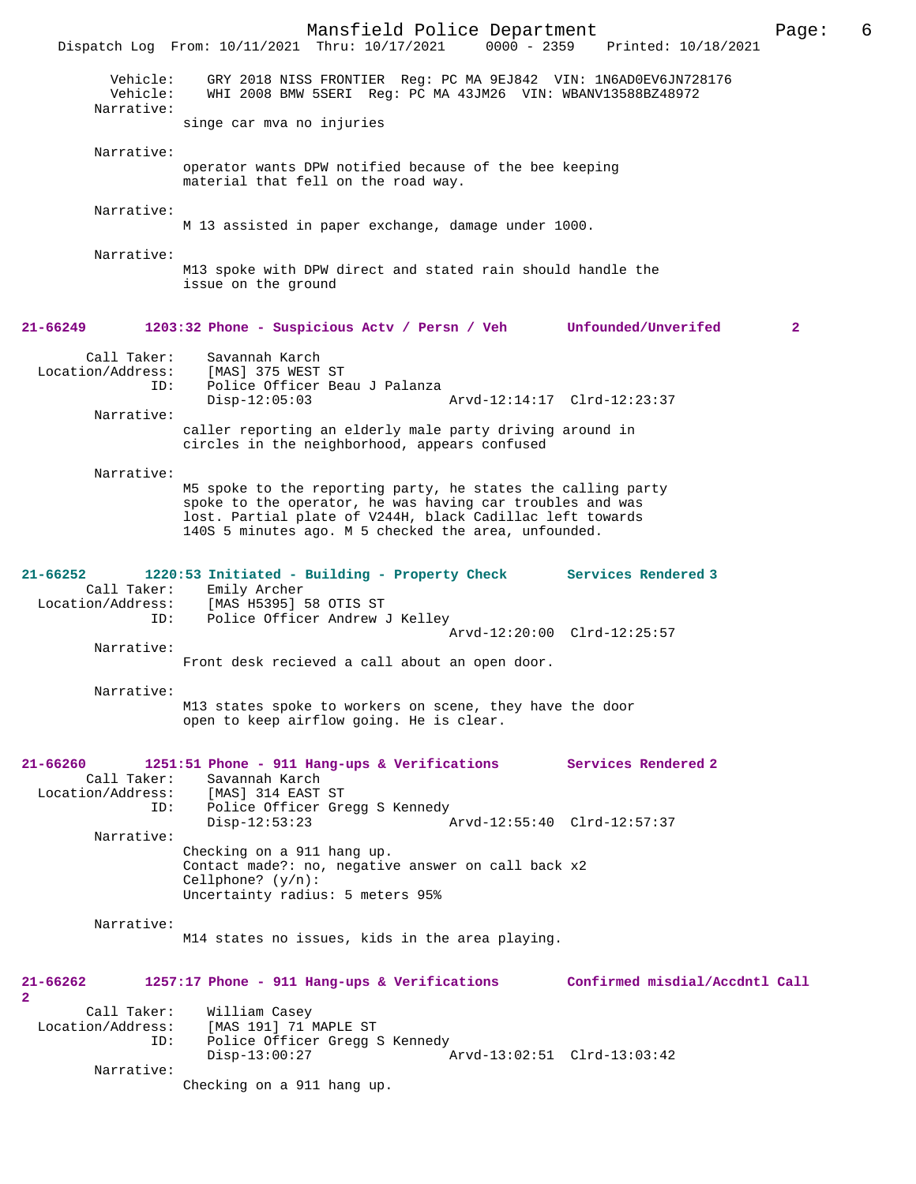Vehicle: GRY 2018 NISS FRONTIER Reg: PC MA 9EJ842 VIN: 1N6AD0EV6JN728176
Vehicle: WHI 2008 BMW 5SERI Reg: PC MA 43JM26 VIN: WBANV13588BZ48972

Narrative:
singe car mva no injuries

Narrative:
operator wants DPW notified because of the bee keeping material that fell on the road way.

Narrative:
M 13 assisted in paper exchange, damage under 1000.

Narrative:
M13 spoke with DPW direct and stated rain should handle the issue on the ground

**21-66249 1203:32 Phone - Suspicious Actv / Persn / Veh Unfounded/Unverifed 2**

Call Taker: Savannah Karch
Location/Address: [MAS] 375 WEST ST
ID: Police Officer Beau J Palanza
Disp-12:05:03 Arvd-12:14:17 Clrd-12:23:37

Narrative:
caller reporting an elderly male party driving around in circles in the neighborhood, appears confused

Narrative:
M5 spoke to the reporting party, he states the calling party spoke to the operator, he was having car troubles and was lost. Partial plate of V244H, black Cadillac left towards 140S 5 minutes ago. M 5 checked the area, unfounded.

**21-66252 1220:53 Initiated - Building - Property Check Services Rendered 3**

Call Taker: Emily Archer
Location/Address: [MAS H5395] 58 OTIS ST
ID: Police Officer Andrew J Kelley
Arvd-12:20:00 Clrd-12:25:57

Narrative:
Front desk recieved a call about an open door.

Narrative:
M13 states spoke to workers on scene, they have the door open to keep airflow going. He is clear.

**21-66260 1251:51 Phone - 911 Hang-ups & Verifications Services Rendered 2**

Call Taker: Savannah Karch
Location/Address: [MAS] 314 EAST ST
ID: Police Officer Gregg S Kennedy
Disp-12:53:23 Arvd-12:55:40 Clrd-12:57:37

Narrative:
Checking on a 911 hang up.
Contact made?: no, negative answer on call back x2
Cellphone? (y/n):
Uncertainty radius: 5 meters 95%

Narrative:
M14 states no issues, kids in the area playing.

**21-66262 1257:17 Phone - 911 Hang-ups & Verifications Confirmed misdial/Accdntl Call 2**

Call Taker: William Casey
Location/Address: [MAS 191] 71 MAPLE ST
ID: Police Officer Gregg S Kennedy
Disp-13:00:27 Arvd-13:02:51 Clrd-13:03:42

Narrative:
Checking on a 911 hang up.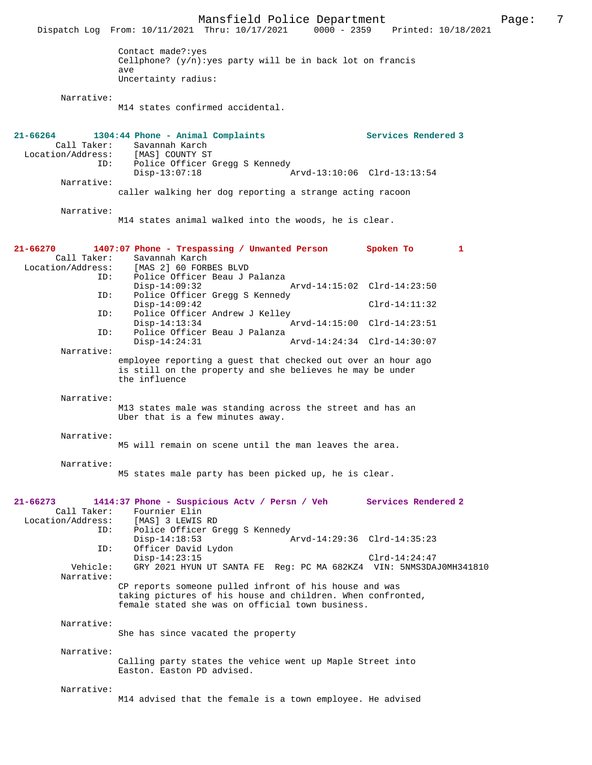Contact made?:yes
Cellphone? (y/n):yes party will be in back lot on francis ave
Uncertainty radius:

Narrative:
M14 states confirmed accidental.

**21-66264 1304:44 Phone - Animal Complaints — Services Rendered 3**

Call Taker: Savannah Karch
Location/Address: [MAS] COUNTY ST
ID: Police Officer Gregg S Kennedy
Disp-13:07:18 Arvd-13:10:06 Clrd-13:13:54

Narrative:
caller walking her dog reporting a strange acting racoon

Narrative:
M14 states animal walked into the woods, he is clear.

**21-66270 1407:07 Phone - Trespassing / Unwanted Person — Spoken To 1**

Call Taker: Savannah Karch
Location/Address: [MAS 2] 60 FORBES BLVD
ID: Police Officer Beau J Palanza
Disp-14:09:32 Arvd-14:15:02 Clrd-14:23:50
ID: Police Officer Gregg S Kennedy
Disp-14:09:42 Clrd-14:11:32
ID: Police Officer Andrew J Kelley
Disp-14:13:34 Arvd-14:15:00 Clrd-14:23:51
ID: Police Officer Beau J Palanza
Disp-14:24:31 Arvd-14:24:34 Clrd-14:30:07

Narrative:
employee reporting a guest that checked out over an hour ago is still on the property and she believes he may be under the influence

Narrative:
M13 states male was standing across the street and has an Uber that is a few minutes away.

Narrative:
M5 will remain on scene until the man leaves the area.

Narrative:
M5 states male party has been picked up, he is clear.

**21-66273 1414:37 Phone - Suspicious Actv / Persn / Veh — Services Rendered 2**

Call Taker: Fournier Elin
Location/Address: [MAS] 3 LEWIS RD
ID: Police Officer Gregg S Kennedy
Disp-14:18:53 Arvd-14:29:36 Clrd-14:35:23
ID: Officer David Lydon
Disp-14:23:15 Clrd-14:24:47
Vehicle: GRY 2021 HYUN UT SANTA FE Reg: PC MA 682KZ4 VIN: 5NMS3DAJ0MH341810

Narrative:
CP reports someone pulled infront of his house and was taking pictures of his house and children. When confronted, female stated she was on official town business.

Narrative:
She has since vacated the property

Narrative:
Calling party states the vehice went up Maple Street into Easton. Easton PD advised.

Narrative:
M14 advised that the female is a town employee. He advised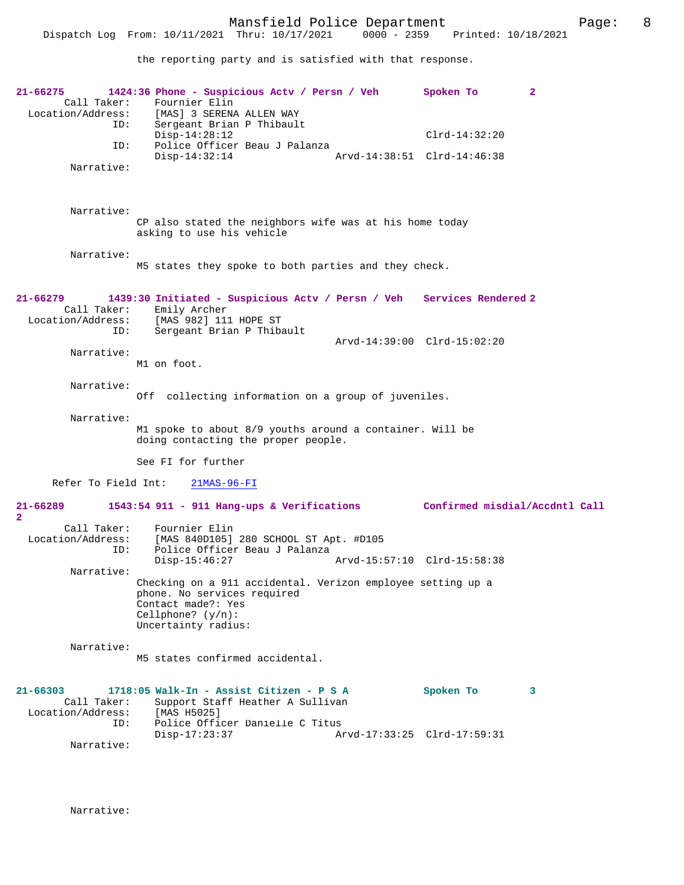the reporting party and is satisfied with that response.

**21-66275 1424:36 Phone - Suspicious Actv / Persn / Veh Spoken To 2**

Call Taker: Fournier Elin
Location/Address: [MAS] 3 SERENA ALLEN WAY
ID: Sergeant Brian P Thibault
Disp-14:28:12 Clrd-14:32:20
ID: Police Officer Beau J Palanza
Disp-14:32:14 Arvd-14:38:51 Clrd-14:46:38

Narrative:

Narrative:
CP also stated the neighbors wife was at his home today asking to use his vehicle

Narrative:
M5 states they spoke to both parties and they check.

**21-66279 1439:30 Initiated - Suspicious Actv / Persn / Veh Services Rendered 2**

Call Taker: Emily Archer
Location/Address: [MAS 982] 111 HOPE ST
ID: Sergeant Brian P Thibault
Arvd-14:39:00 Clrd-15:02:20

Narrative:
M1 on foot.

Narrative:
Off collecting information on a group of juveniles.

Narrative:
M1 spoke to about 8/9 youths around a container. Will be doing contacting the proper people.

See FI for further

Refer To Field Int: 21MAS-96-FI

**21-66289 1543:54 911 - 911 Hang-ups & Verifications Confirmed misdial/Accdntl Call 2**

Call Taker: Fournier Elin
Location/Address: [MAS 840D105] 280 SCHOOL ST Apt. #D105
ID: Police Officer Beau J Palanza
Disp-15:46:27 Arvd-15:57:10 Clrd-15:58:38

Narrative:
Checking on a 911 accidental. Verizon employee setting up a phone. No services required
Contact made?: Yes
Cellphone? (y/n):
Uncertainty radius:

Narrative:
M5 states confirmed accidental.

**21-66303 1718:05 Walk-In - Assist Citizen - P S A Spoken To 3**

Call Taker: Support Staff Heather A Sullivan
Location/Address: [MAS H5025]
ID: Police Officer Danielle C Titus
Disp-17:23:37 Arvd-17:33:25 Clrd-17:59:31

Narrative:

Narrative: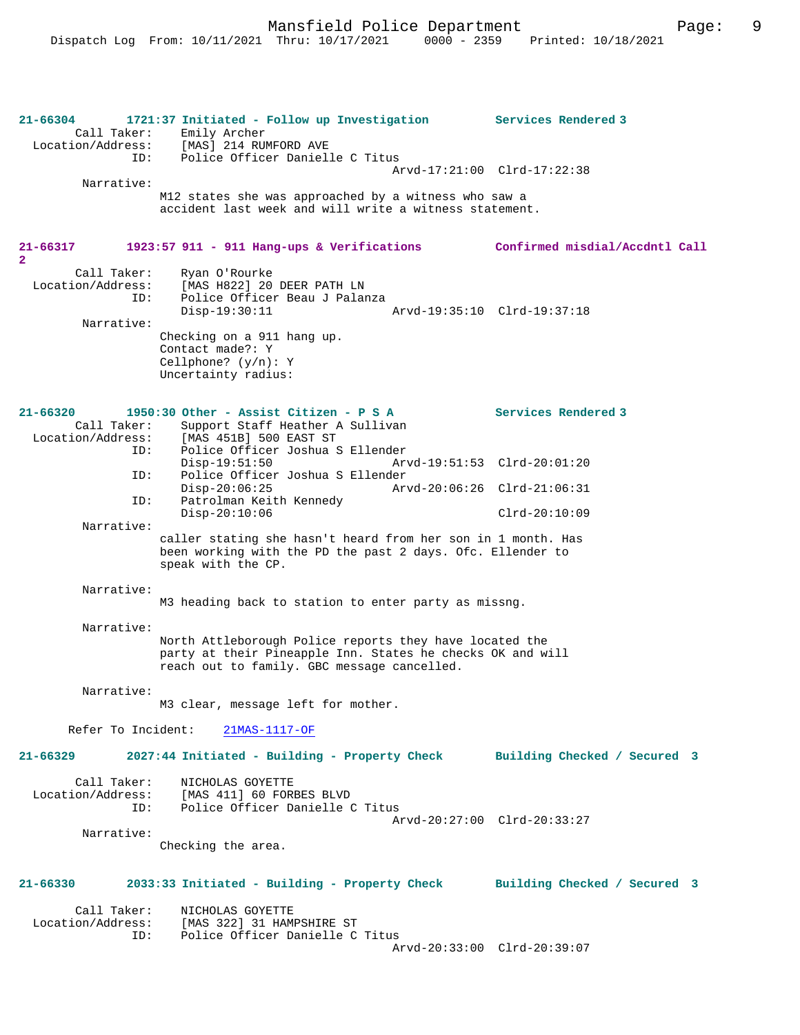**21-66304 1721:37 Initiated - Follow up Investigation — Services Rendered 3**

Call Taker: Emily Archer
Location/Address: [MAS] 214 RUMFORD AVE
ID: Police Officer Danielle C Titus
Arvd-17:21:00 Clrd-17:22:38

Narrative:
M12 states she was approached by a witness who saw a accident last week and will write a witness statement.

**21-66317 1923:57 911 - 911 Hang-ups & Verifications — Confirmed misdial/Accdntl Call 2**

Call Taker: Ryan O'Rourke
Location/Address: [MAS H822] 20 DEER PATH LN
ID: Police Officer Beau J Palanza
Disp-19:30:11 Arvd-19:35:10 Clrd-19:37:18

Narrative:
Checking on a 911 hang up.
Contact made?: Y
Cellphone? (y/n): Y
Uncertainty radius:

**21-66320 1950:30 Other - Assist Citizen - P S A — Services Rendered 3**

Call Taker: Support Staff Heather A Sullivan
Location/Address: [MAS 451B] 500 EAST ST
ID: Police Officer Joshua S Ellender
Disp-19:51:50 Arvd-19:51:53 Clrd-20:01:20
ID: Police Officer Joshua S Ellender
Disp-20:06:25 Arvd-20:06:26 Clrd-21:06:31
ID: Patrolman Keith Kennedy
Disp-20:10:06 Clrd-20:10:09

Narrative:
caller stating she hasn't heard from her son in 1 month. Has been working with the PD the past 2 days. Ofc. Ellender to speak with the CP.

Narrative:
M3 heading back to station to enter party as missng.

Narrative:
North Attleborough Police reports they have located the party at their Pineapple Inn. States he checks OK and will reach out to family. GBC message cancelled.

Narrative:
M3 clear, message left for mother.

Refer To Incident: 21MAS-1117-OF

**21-66329 2027:44 Initiated - Building - Property Check — Building Checked / Secured 3**

Call Taker: NICHOLAS GOYETTE
Location/Address: [MAS 411] 60 FORBES BLVD
ID: Police Officer Danielle C Titus
Arvd-20:27:00 Clrd-20:33:27

Narrative:
Checking the area.

**21-66330 2033:33 Initiated - Building - Property Check — Building Checked / Secured 3**

Call Taker: NICHOLAS GOYETTE
Location/Address: [MAS 322] 31 HAMPSHIRE ST
ID: Police Officer Danielle C Titus
Arvd-20:33:00 Clrd-20:39:07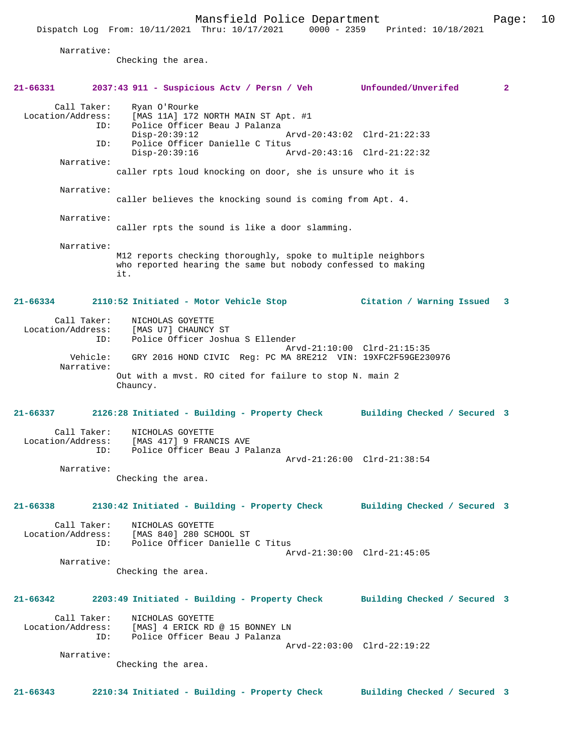Narrative:
Checking the area.

**21-66331 2037:43 911 - Suspicious Actv / Persn / Veh Unfounded/Unverifed 2**

Call Taker: Ryan O'Rourke
Location/Address: [MAS 11A] 172 NORTH MAIN ST Apt. #1
ID: Police Officer Beau J Palanza
Disp-20:39:12 Arvd-20:43:02 Clrd-21:22:33
ID: Police Officer Danielle C Titus
Disp-20:39:16 Arvd-20:43:16 Clrd-21:22:32
Narrative:
caller rpts loud knocking on door, she is unsure who it is

Narrative:
caller believes the knocking sound is coming from Apt. 4.

Narrative:
caller rpts the sound is like a door slamming.

Narrative:
M12 reports checking thoroughly, spoke to multiple neighbors who reported hearing the same but nobody confessed to making it.

**21-66334 2110:52 Initiated - Motor Vehicle Stop Citation / Warning Issued 3**

Call Taker: NICHOLAS GOYETTE
Location/Address: [MAS U7] CHAUNCY ST
ID: Police Officer Joshua S Ellender
Arvd-21:10:00 Clrd-21:15:35
Vehicle: GRY 2016 HOND CIVIC Reg: PC MA 8RE212 VIN: 19XFC2F59GE230976
Narrative:
Out with a mvst. RO cited for failure to stop N. main 2 Chauncy.

**21-66337 2126:28 Initiated - Building - Property Check Building Checked / Secured 3**

Call Taker: NICHOLAS GOYETTE
Location/Address: [MAS 417] 9 FRANCIS AVE
ID: Police Officer Beau J Palanza
Arvd-21:26:00 Clrd-21:38:54
Narrative:
Checking the area.

**21-66338 2130:42 Initiated - Building - Property Check Building Checked / Secured 3**

Call Taker: NICHOLAS GOYETTE
Location/Address: [MAS 840] 280 SCHOOL ST
ID: Police Officer Danielle C Titus
Arvd-21:30:00 Clrd-21:45:05
Narrative:
Checking the area.

**21-66342 2203:49 Initiated - Building - Property Check Building Checked / Secured 3**

Call Taker: NICHOLAS GOYETTE
Location/Address: [MAS] 4 ERICK RD @ 15 BONNEY LN
ID: Police Officer Beau J Palanza
Arvd-22:03:00 Clrd-22:19:22
Narrative:
Checking the area.

**21-66343 2210:34 Initiated - Building - Property Check Building Checked / Secured 3**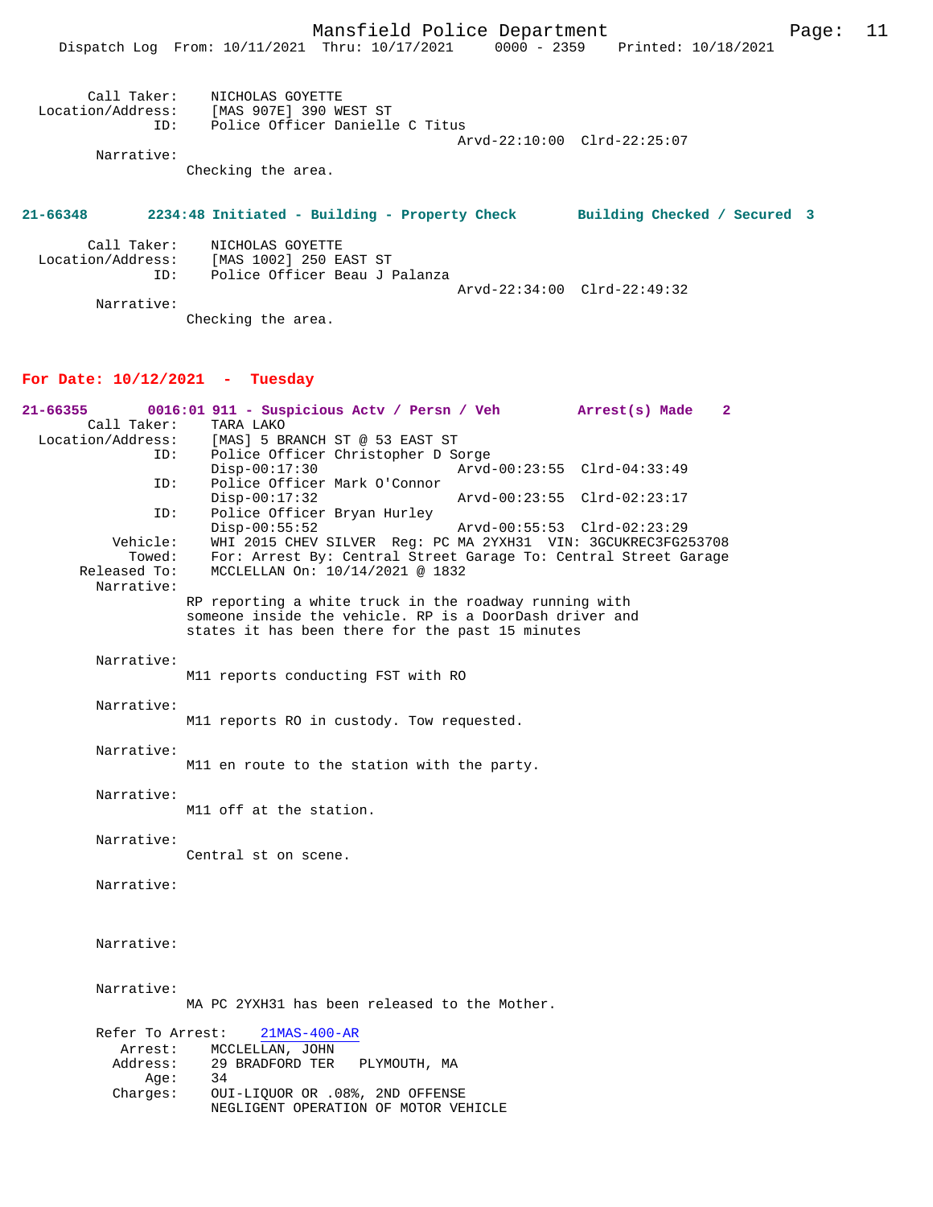Call Taker: NICHOLAS GOYETTE
Location/Address: [MAS 907E] 390 WEST ST
ID: Police Officer Danielle C Titus
Arvd-22:10:00 Clrd-22:25:07

Narrative:
Checking the area.

**21-66348 2234:48 Initiated - Building - Property Check Building Checked / Secured 3**

Call Taker: NICHOLAS GOYETTE
Location/Address: [MAS 1002] 250 EAST ST
ID: Police Officer Beau J Palanza
Arvd-22:34:00 Clrd-22:49:32

Narrative:
Checking the area.

## For Date: 10/12/2021 - Tuesday

**21-66355 0016:01 911 - Suspicious Actv / Persn / Veh Arrest(s) Made 2**

Call Taker: TARA LAKO
Location/Address: [MAS] 5 BRANCH ST @ 53 EAST ST
ID: Police Officer Christopher D Sorge
Disp-00:17:30 Arvd-00:23:55 Clrd-04:33:49
ID: Police Officer Mark O'Connor
Disp-00:17:32 Arvd-00:23:55 Clrd-02:23:17
ID: Police Officer Bryan Hurley
Disp-00:55:52 Arvd-00:55:53 Clrd-02:23:29
Vehicle: WHI 2015 CHEV SILVER Reg: PC MA 2YXH31 VIN: 3GCUKREC3FG253708
Towed: For: Arrest By: Central Street Garage To: Central Street Garage
Released To: MCCLELLAN On: 10/14/2021 @ 1832

Narrative:
RP reporting a white truck in the roadway running with someone inside the vehicle. RP is a DoorDash driver and states it has been there for the past 15 minutes

Narrative:
M11 reports conducting FST with RO

Narrative:
M11 reports RO in custody. Tow requested.

Narrative:
M11 en route to the station with the party.

Narrative:
M11 off at the station.

Narrative:
Central st on scene.

Narrative:

Narrative:

Narrative:
MA PC 2YXH31 has been released to the Mother.

Refer To Arrest: 21MAS-400-AR
Arrest: MCCLELLAN, JOHN
Address: 29 BRADFORD TER PLYMOUTH, MA
Age: 34
Charges: OUI-LIQUOR OR .08%, 2ND OFFENSE
NEGLIGENT OPERATION OF MOTOR VEHICLE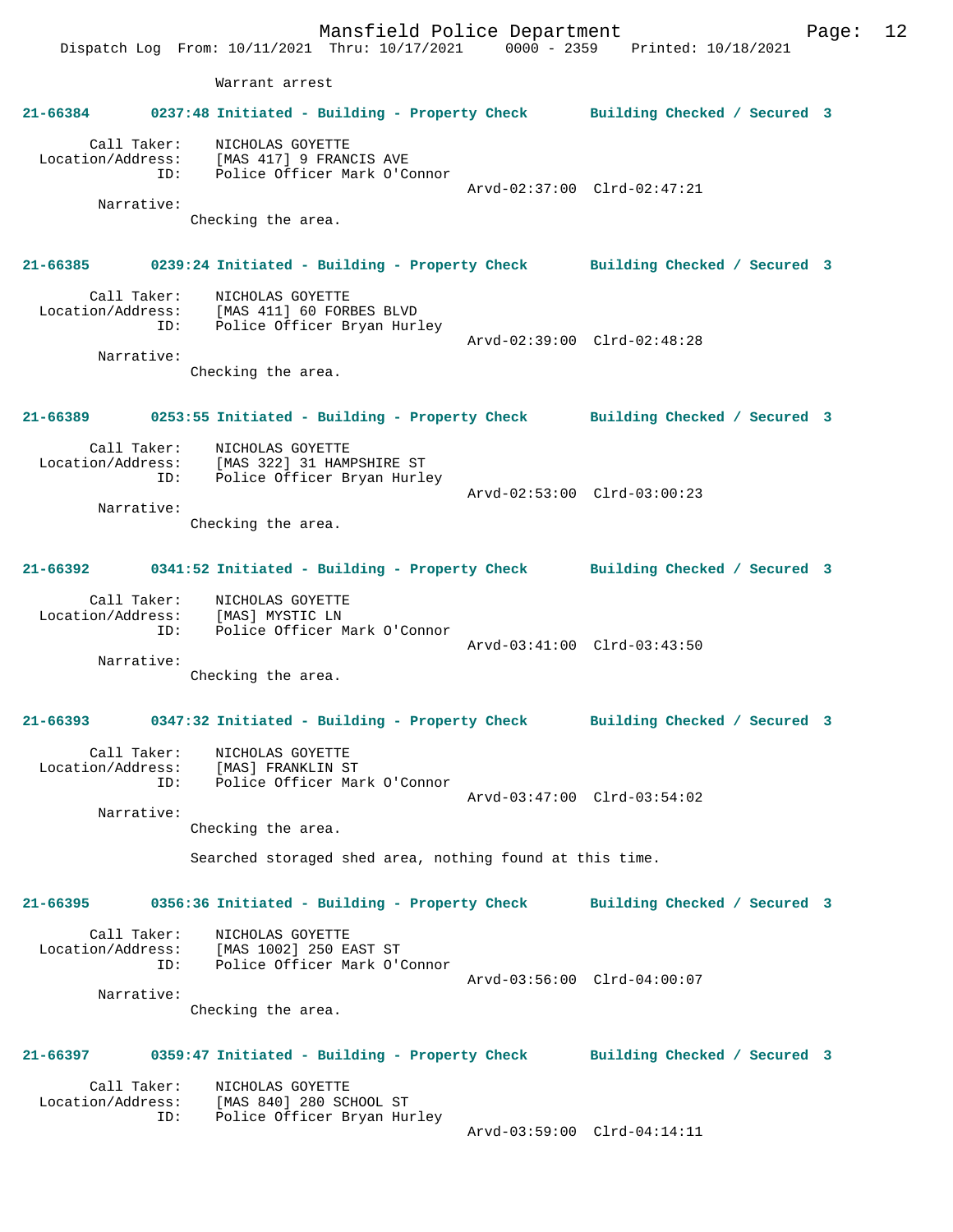Warrant arrest

**21-66384 0237:48 Initiated - Building - Property Check Building Checked / Secured 3**

Call Taker: NICHOLAS GOYETTE
Location/Address: [MAS 417] 9 FRANCIS AVE
ID: Police Officer Mark O'Connor
Arvd-02:37:00 Clrd-02:47:21
Narrative:
Checking the area.

**21-66385 0239:24 Initiated - Building - Property Check Building Checked / Secured 3**

Call Taker: NICHOLAS GOYETTE
Location/Address: [MAS 411] 60 FORBES BLVD
ID: Police Officer Bryan Hurley
Arvd-02:39:00 Clrd-02:48:28
Narrative:
Checking the area.

**21-66389 0253:55 Initiated - Building - Property Check Building Checked / Secured 3**

Call Taker: NICHOLAS GOYETTE
Location/Address: [MAS 322] 31 HAMPSHIRE ST
ID: Police Officer Bryan Hurley
Arvd-02:53:00 Clrd-03:00:23
Narrative:
Checking the area.

**21-66392 0341:52 Initiated - Building - Property Check Building Checked / Secured 3**

Call Taker: NICHOLAS GOYETTE
Location/Address: [MAS] MYSTIC LN
ID: Police Officer Mark O'Connor
Arvd-03:41:00 Clrd-03:43:50
Narrative:
Checking the area.

**21-66393 0347:32 Initiated - Building - Property Check Building Checked / Secured 3**

Call Taker: NICHOLAS GOYETTE
Location/Address: [MAS] FRANKLIN ST
ID: Police Officer Mark O'Connor
Arvd-03:47:00 Clrd-03:54:02
Narrative:
Checking the area.

Searched storaged shed area, nothing found at this time.

**21-66395 0356:36 Initiated - Building - Property Check Building Checked / Secured 3**

Call Taker: NICHOLAS GOYETTE
Location/Address: [MAS 1002] 250 EAST ST
ID: Police Officer Mark O'Connor
Arvd-03:56:00 Clrd-04:00:07
Narrative:
Checking the area.

**21-66397 0359:47 Initiated - Building - Property Check Building Checked / Secured 3**

Call Taker: NICHOLAS GOYETTE
Location/Address: [MAS 840] 280 SCHOOL ST
ID: Police Officer Bryan Hurley
Arvd-03:59:00 Clrd-04:14:11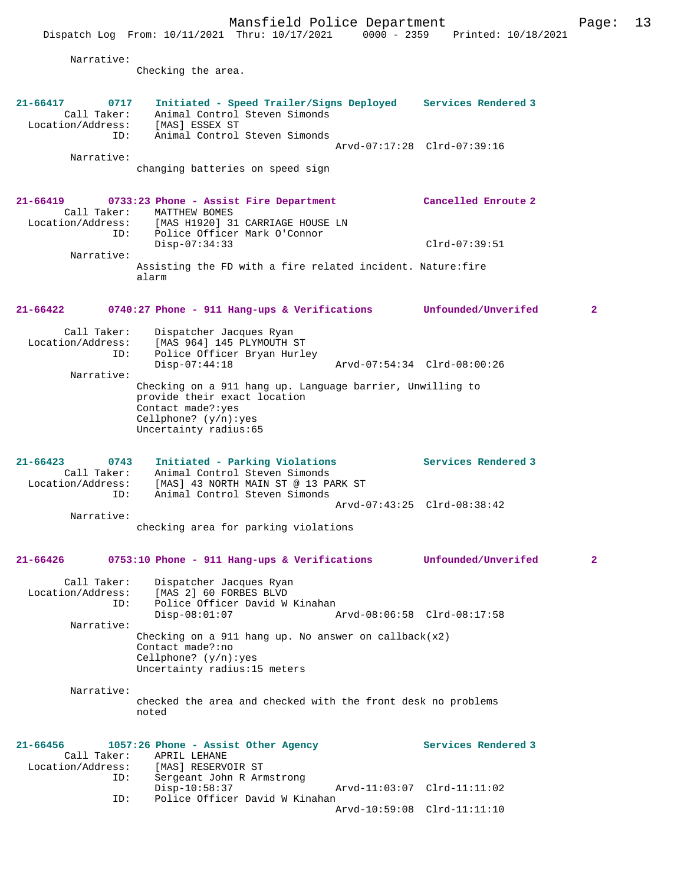Narrative:
Checking the area.

**21-66417 0717 Initiated - Speed Trailer/Signs Deployed Services Rendered 3**

Call Taker: Animal Control Steven Simonds
Location/Address: [MAS] ESSEX ST
ID: Animal Control Steven Simonds
Arvd-07:17:28 Clrd-07:39:16

Narrative:
changing batteries on speed sign

**21-66419 0733:23 Phone - Assist Fire Department Cancelled Enroute 2**

Call Taker: MATTHEW BOMES
Location/Address: [MAS H1920] 31 CARRIAGE HOUSE LN
ID: Police Officer Mark O'Connor
Disp-07:34:33 Clrd-07:39:51

Narrative:
Assisting the FD with a fire related incident. Nature:fire alarm

**21-66422 0740:27 Phone - 911 Hang-ups & Verifications Unfounded/Unverifed 2**

Call Taker: Dispatcher Jacques Ryan
Location/Address: [MAS 964] 145 PLYMOUTH ST
ID: Police Officer Bryan Hurley
Disp-07:44:18 Arvd-07:54:34 Clrd-08:00:26

Narrative:
Checking on a 911 hang up. Language barrier, Unwilling to provide their exact location
Contact made?:yes
Cellphone? (y/n):yes
Uncertainty radius:65

**21-66423 0743 Initiated - Parking Violations Services Rendered 3**

Call Taker: Animal Control Steven Simonds
Location/Address: [MAS] 43 NORTH MAIN ST @ 13 PARK ST
ID: Animal Control Steven Simonds
Arvd-07:43:25 Clrd-08:38:42

Narrative:
checking area for parking violations

**21-66426 0753:10 Phone - 911 Hang-ups & Verifications Unfounded/Unverifed 2**

Call Taker: Dispatcher Jacques Ryan
Location/Address: [MAS 2] 60 FORBES BLVD
ID: Police Officer David W Kinahan
Disp-08:01:07 Arvd-08:06:58 Clrd-08:17:58

Narrative:
Checking on a 911 hang up. No answer on callback(x2)
Contact made?:no
Cellphone? (y/n):yes
Uncertainty radius:15 meters

Narrative:
checked the area and checked with the front desk no problems noted

**21-66456 1057:26 Phone - Assist Other Agency Services Rendered 3**

Call Taker: APRIL LEHANE
Location/Address: [MAS] RESERVOIR ST
ID: Sergeant John R Armstrong
Disp-10:58:37 Arvd-11:03:07 Clrd-11:11:02
ID: Police Officer David W Kinahan
Arvd-10:59:08 Clrd-11:11:10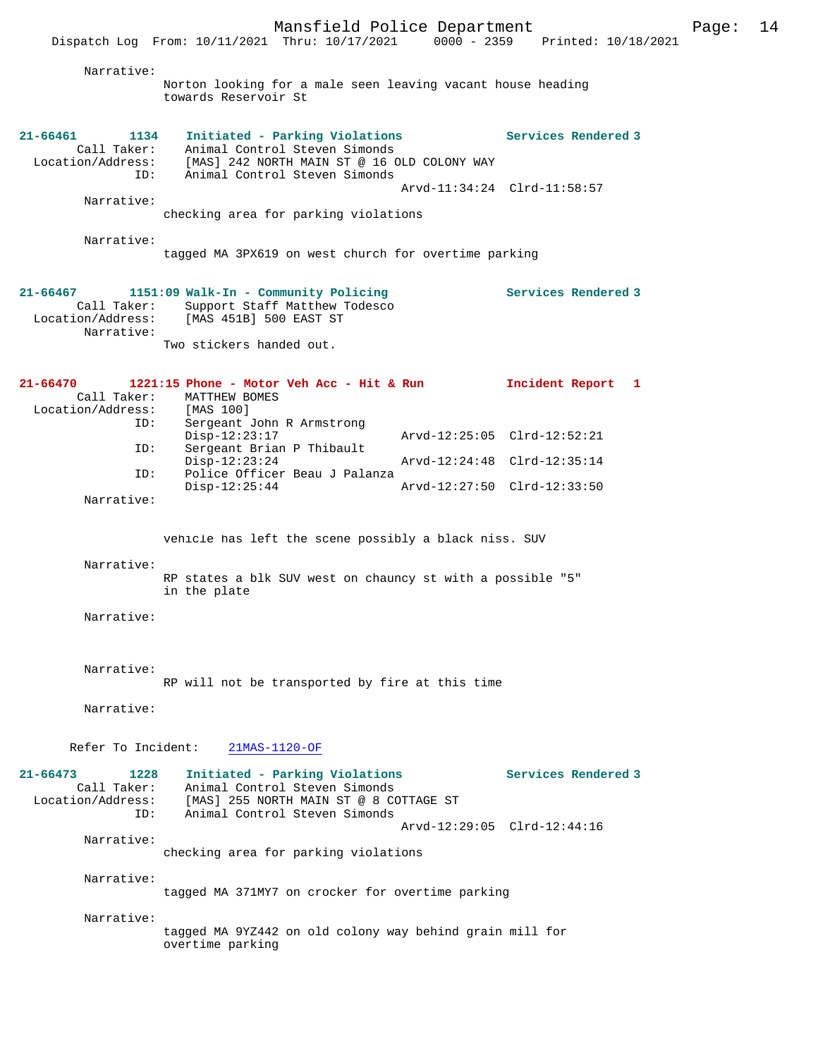Narrative:
Norton looking for a male seen leaving vacant house heading towards Reservoir St

**21-66461 1134 Initiated - Parking Violations — Services Rendered 3**

Call Taker: Animal Control Steven Simonds
Location/Address: [MAS] 242 NORTH MAIN ST @ 16 OLD COLONY WAY
ID: Animal Control Steven Simonds
Arvd-11:34:24 Clrd-11:58:57

Narrative:
checking area for parking violations

Narrative:
tagged MA 3PX619 on west church for overtime parking

**21-66467 1151:09 Walk-In - Community Policing — Services Rendered 3**

Call Taker: Support Staff Matthew Todesco
Location/Address: [MAS 451B] 500 EAST ST

Narrative:
Two stickers handed out.

**21-66470 1221:15 Phone - Motor Veh Acc - Hit & Run — Incident Report 1**

Call Taker: MATTHEW BOMES
Location/Address: [MAS 100]
ID: Sergeant John R Armstrong
Disp-12:23:17 Arvd-12:25:05 Clrd-12:52:21
ID: Sergeant Brian P Thibault
Disp-12:23:24 Arvd-12:24:48 Clrd-12:35:14
ID: Police Officer Beau J Palanza
Disp-12:25:44 Arvd-12:27:50 Clrd-12:33:50

Narrative:

vehicle has left the scene possibly a black niss. SUV

Narrative:
RP states a blk SUV west on chauncy st with a possible "5" in the plate

Narrative:

Narrative:
RP will not be transported by fire at this time

Narrative:

Refer To Incident: 21MAS-1120-OF

**21-66473 1228 Initiated - Parking Violations — Services Rendered 3**

Call Taker: Animal Control Steven Simonds
Location/Address: [MAS] 255 NORTH MAIN ST @ 8 COTTAGE ST
ID: Animal Control Steven Simonds
Arvd-12:29:05 Clrd-12:44:16

Narrative:
checking area for parking violations

Narrative:
tagged MA 371MY7 on crocker for overtime parking

Narrative:
tagged MA 9YZ442 on old colony way behind grain mill for overtime parking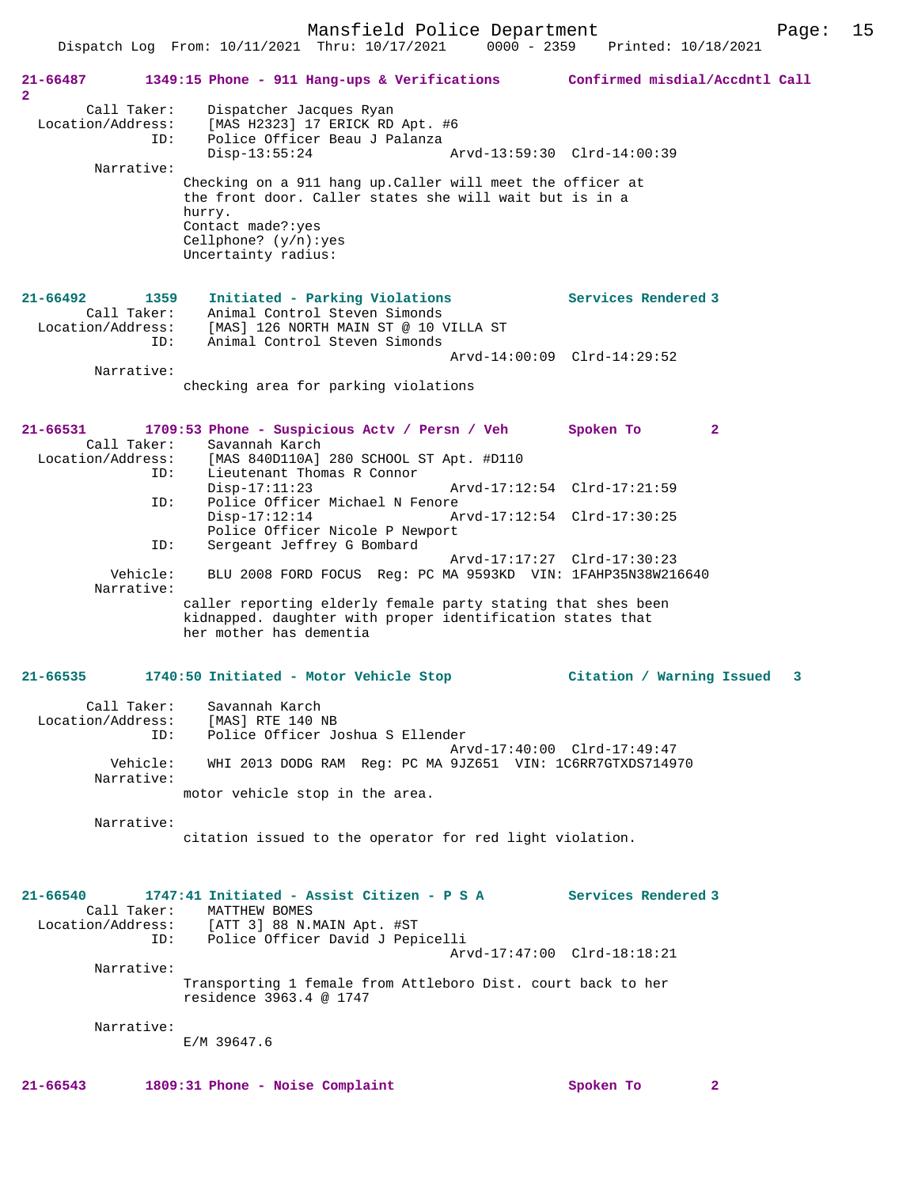**21-66487 1349:15 Phone - 911 Hang-ups & Verifications — Confirmed misdial/Accdntl Call 2**

Call Taker: Dispatcher Jacques Ryan
Location/Address: [MAS H2323] 17 ERICK RD Apt. #6
ID: Police Officer Beau J Palanza
Disp-13:55:24 Arvd-13:59:30 Clrd-14:00:39

Narrative:
Checking on a 911 hang up.Caller will meet the officer at the front door. Caller states she will wait but is in a hurry.
Contact made?:yes
Cellphone? (y/n):yes
Uncertainty radius:

**21-66492 1359 Initiated - Parking Violations — Services Rendered 3**

Call Taker: Animal Control Steven Simonds
Location/Address: [MAS] 126 NORTH MAIN ST @ 10 VILLA ST
ID: Animal Control Steven Simonds
Arvd-14:00:09 Clrd-14:29:52

Narrative:
checking area for parking violations

**21-66531 1709:53 Phone - Suspicious Actv / Persn / Veh — Spoken To 2**

Call Taker: Savannah Karch
Location/Address: [MAS 840D110A] 280 SCHOOL ST Apt. #D110
ID: Lieutenant Thomas R Connor
Disp-17:11:23 Arvd-17:12:54 Clrd-17:21:59
ID: Police Officer Michael N Fenore
Disp-17:12:14 Arvd-17:12:54 Clrd-17:30:25
Police Officer Nicole P Newport
ID: Sergeant Jeffrey G Bombard
Arvd-17:17:27 Clrd-17:30:23
Vehicle: BLU 2008 FORD FOCUS Reg: PC MA 9593KD VIN: 1FAHP35N38W216640

Narrative:
caller reporting elderly female party stating that shes been kidnapped. daughter with proper identification states that her mother has dementia

**21-66535 1740:50 Initiated - Motor Vehicle Stop — Citation / Warning Issued 3**

Call Taker: Savannah Karch
Location/Address: [MAS] RTE 140 NB
ID: Police Officer Joshua S Ellender
Arvd-17:40:00 Clrd-17:49:47
Vehicle: WHI 2013 DODG RAM Reg: PC MA 9JZ651 VIN: 1C6RR7GTXDS714970

Narrative:
motor vehicle stop in the area.

Narrative:
citation issued to the operator for red light violation.

**21-66540 1747:41 Initiated - Assist Citizen - P S A — Services Rendered 3**

Call Taker: MATTHEW BOMES
Location/Address: [ATT 3] 88 N.MAIN Apt. #ST
ID: Police Officer David J Pepicelli
Arvd-17:47:00 Clrd-18:18:21

Narrative:
Transporting 1 female from Attleboro Dist. court back to her residence 3963.4 @ 1747

Narrative:
E/M 39647.6

**21-66543 1809:31 Phone - Noise Complaint — Spoken To 2**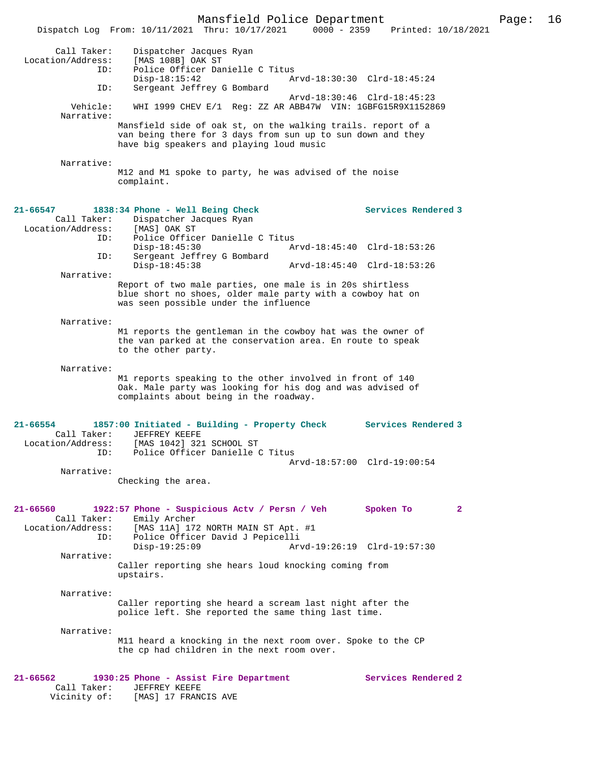```
        Call Taker:    Dispatcher Jacques Ryan
  Location/Address:    [MAS 108B] OAK ST
                ID:    Police Officer Danielle C Titus
                       Disp-18:15:42                Arvd-18:30:30  Clrd-18:45:24
                ID:    Sergeant Jeffrey G Bombard
                                                    Arvd-18:30:46  Clrd-18:45:23
           Vehicle:    WHI 1999 CHEV E/1  Reg: ZZ AR ABB47W  VIN: 1GBFG15R9X1152869
         Narrative:
                     Mansfield side of oak st, on the walking trails. report of a
                     van being there for 3 days from sun up to sun down and they
                     have big speakers and playing loud music

         Narrative:
                     M12 and M1 spoke to party, he was advised of the noise
                     complaint.


21-66547        1838:34 Phone - Well Being Check                  Services Rendered 3
        Call Taker:    Dispatcher Jacques Ryan
  Location/Address:    [MAS] OAK ST
                ID:    Police Officer Danielle C Titus
                       Disp-18:45:30                Arvd-18:45:40  Clrd-18:53:26
                ID:    Sergeant Jeffrey G Bombard
                       Disp-18:45:38                Arvd-18:45:40  Clrd-18:53:26
         Narrative:
                     Report of two male parties, one male is in 20s shirtless
                     blue short no shoes, older male party with a cowboy hat on
                     was seen possible under the influence

         Narrative:
                     M1 reports the gentleman in the cowboy hat was the owner of
                     the van parked at the conservation area. En route to speak
                     to the other party.

         Narrative:
                     M1 reports speaking to the other involved in front of 140
                     Oak. Male party was looking for his dog and was advised of
                     complaints about being in the roadway.


21-66554        1857:00 Initiated - Building - Property Check     Services Rendered 3
        Call Taker:    JEFFREY KEEFE
  Location/Address:    [MAS 1042] 321 SCHOOL ST
                ID:    Police Officer Danielle C Titus
                                                    Arvd-18:57:00  Clrd-19:00:54
         Narrative:
                     Checking the area.


21-66560        1922:57 Phone - Suspicious Actv / Persn / Veh     Spoken To        2
        Call Taker:    Emily Archer
  Location/Address:    [MAS 11A] 172 NORTH MAIN ST Apt. #1
                ID:    Police Officer David J Pepicelli
                       Disp-19:25:09                Arvd-19:26:19  Clrd-19:57:30
         Narrative:
                     Caller reporting she hears loud knocking coming from
                     upstairs.

         Narrative:
                     Caller reporting she heard a scream last night after the
                     police left. She reported the same thing last time.

         Narrative:
                     M11 heard a knocking in the next room over. Spoke to the CP
                     the cp had children in the next room over.


21-66562        1930:25 Phone - Assist Fire Department            Services Rendered 2
        Call Taker:    JEFFREY KEEFE
      Vicinity of:    [MAS] 17 FRANCIS AVE
```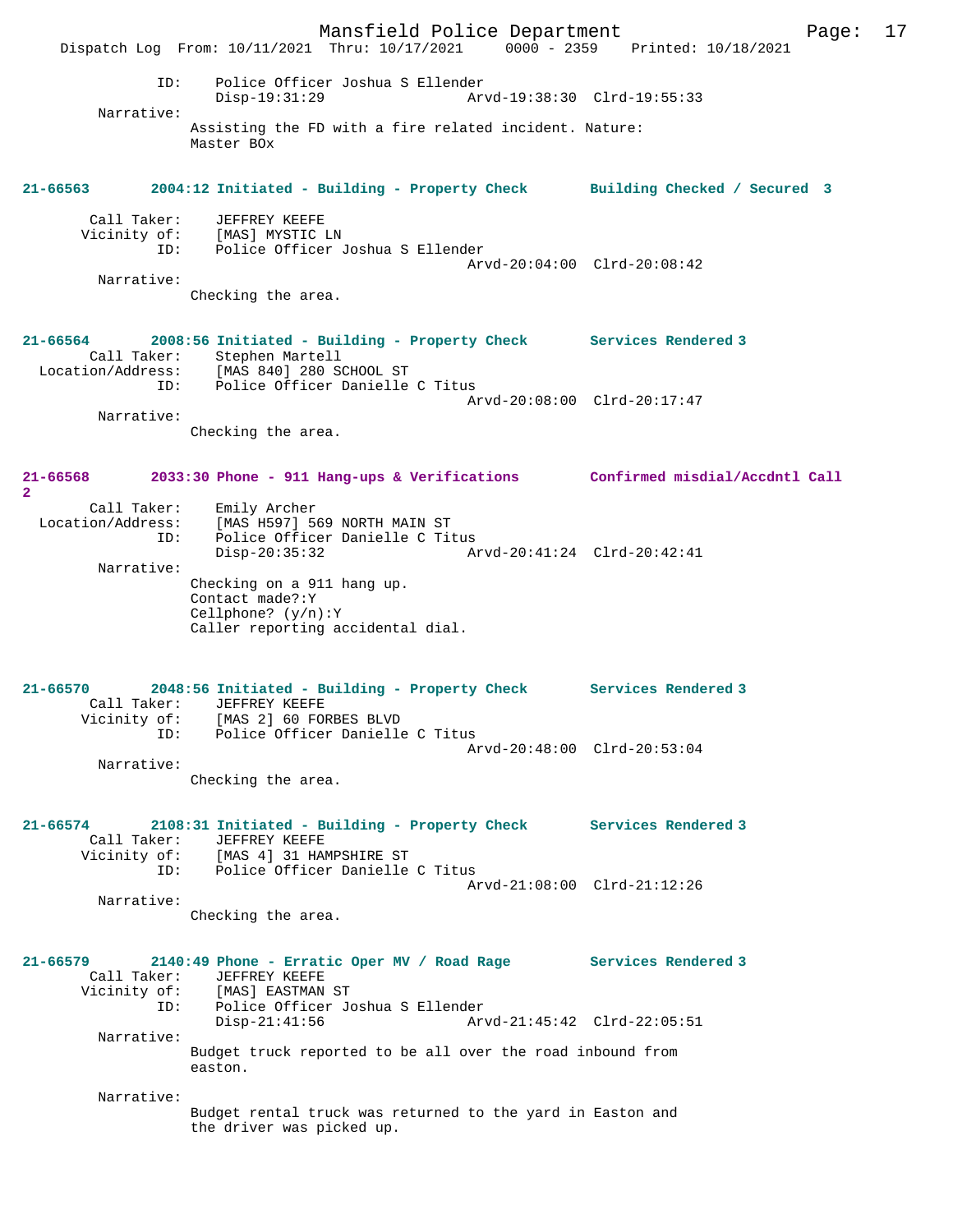ID: Police Officer Joshua S Ellender
Disp-19:31:29 Arvd-19:38:30 Clrd-19:55:33

Narrative:
Assisting the FD with a fire related incident. Nature: Master BOx

**21-66563 2004:12 Initiated - Building - Property Check Building Checked / Secured 3**

Call Taker: JEFFREY KEEFE
Vicinity of: [MAS] MYSTIC LN
ID: Police Officer Joshua S Ellender
Arvd-20:04:00 Clrd-20:08:42

Narrative:
Checking the area.

**21-66564 2008:56 Initiated - Building - Property Check Services Rendered 3**

Call Taker: Stephen Martell
Location/Address: [MAS 840] 280 SCHOOL ST
ID: Police Officer Danielle C Titus
Arvd-20:08:00 Clrd-20:17:47

Narrative:
Checking the area.

**21-66568 2033:30 Phone - 911 Hang-ups & Verifications Confirmed misdial/Accdntl Call 2**

Call Taker: Emily Archer
Location/Address: [MAS H597] 569 NORTH MAIN ST
ID: Police Officer Danielle C Titus
Disp-20:35:32 Arvd-20:41:24 Clrd-20:42:41

Narrative:
Checking on a 911 hang up.
Contact made?:Y
Cellphone? (y/n):Y
Caller reporting accidental dial.

**21-66570 2048:56 Initiated - Building - Property Check Services Rendered 3**

Call Taker: JEFFREY KEEFE
Vicinity of: [MAS 2] 60 FORBES BLVD
ID: Police Officer Danielle C Titus
Arvd-20:48:00 Clrd-20:53:04

Narrative:
Checking the area.

**21-66574 2108:31 Initiated - Building - Property Check Services Rendered 3**

Call Taker: JEFFREY KEEFE
Vicinity of: [MAS 4] 31 HAMPSHIRE ST
ID: Police Officer Danielle C Titus
Arvd-21:08:00 Clrd-21:12:26

Narrative:
Checking the area.

**21-66579 2140:49 Phone - Erratic Oper MV / Road Rage Services Rendered 3**

Call Taker: JEFFREY KEEFE
Vicinity of: [MAS] EASTMAN ST
ID: Police Officer Joshua S Ellender
Disp-21:41:56 Arvd-21:45:42 Clrd-22:05:51

Narrative:
Budget truck reported to be all over the road inbound from easton.

Narrative:
Budget rental truck was returned to the yard in Easton and the driver was picked up.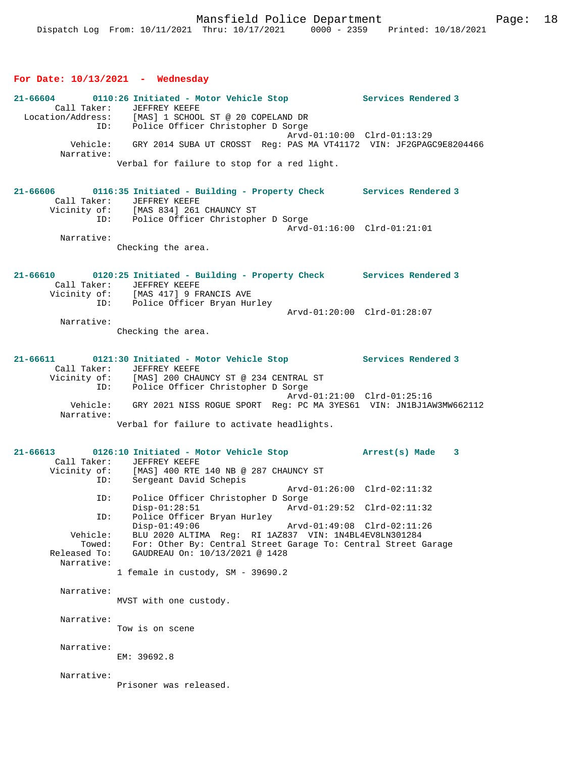**For Date: 10/13/2021 - Wednesday**

```
21-66604       0110:26 Initiated - Motor Vehicle Stop            Services Rendered 3
        Call Taker:     JEFFREY KEEFE
   Location/Address:    [MAS] 1 SCHOOL ST @ 20 COPELAND DR
                ID:     Police Officer Christopher D Sorge
                                                Arvd-01:10:00  Clrd-01:13:29
           Vehicle:     GRY 2014 SUBA UT CROSST  Reg: PAS MA VT41172  VIN: JF2GPAGC9E8204466
         Narrative:
                      Verbal for failure to stop for a red light.


21-66606       0116:35 Initiated - Building - Property Check     Services Rendered 3
        Call Taker:     JEFFREY KEEFE
        Vicinity of:    [MAS 834] 261 CHAUNCY ST
                ID:     Police Officer Christopher D Sorge
                                                Arvd-01:16:00  Clrd-01:21:01
         Narrative:
                      Checking the area.


21-66610       0120:25 Initiated - Building - Property Check     Services Rendered 3
        Call Taker:     JEFFREY KEEFE
        Vicinity of:    [MAS 417] 9 FRANCIS AVE
                ID:     Police Officer Bryan Hurley
                                                Arvd-01:20:00  Clrd-01:28:07
         Narrative:
                      Checking the area.


21-66611       0121:30 Initiated - Motor Vehicle Stop            Services Rendered 3
        Call Taker:     JEFFREY KEEFE
        Vicinity of:    [MAS] 200 CHAUNCY ST @ 234 CENTRAL ST
                ID:     Police Officer Christopher D Sorge
                                                Arvd-01:21:00  Clrd-01:25:16
           Vehicle:     GRY 2021 NISS ROGUE SPORT  Reg: PC MA 3YES61  VIN: JN1BJ1AW3MW662112
         Narrative:
                      Verbal for failure to activate headlights.


21-66613       0126:10 Initiated - Motor Vehicle Stop            Arrest(s) Made    3
        Call Taker:     JEFFREY KEEFE
        Vicinity of:    [MAS] 400 RTE 140 NB @ 287 CHAUNCY ST
                ID:     Sergeant David Schepis
                                                Arvd-01:26:00  Clrd-02:11:32
                ID:     Police Officer Christopher D Sorge
                        Disp-01:28:51           Arvd-01:29:52  Clrd-02:11:32
                ID:     Police Officer Bryan Hurley
                        Disp-01:49:06           Arvd-01:49:08  Clrd-02:11:26
           Vehicle:     BLU 2020 ALTIMA  Reg:  RI 1AZ837  VIN: 1N4BL4EV8LN301284
             Towed:     For: Other By: Central Street Garage To: Central Street Garage
       Released To:     GAUDREAU On: 10/13/2021 @ 1428
         Narrative:
                      1 female in custody, SM - 39690.2

         Narrative:
                      MVST with one custody.

         Narrative:
                      Tow is on scene

         Narrative:
                      EM: 39692.8

         Narrative:
                      Prisoner was released.
```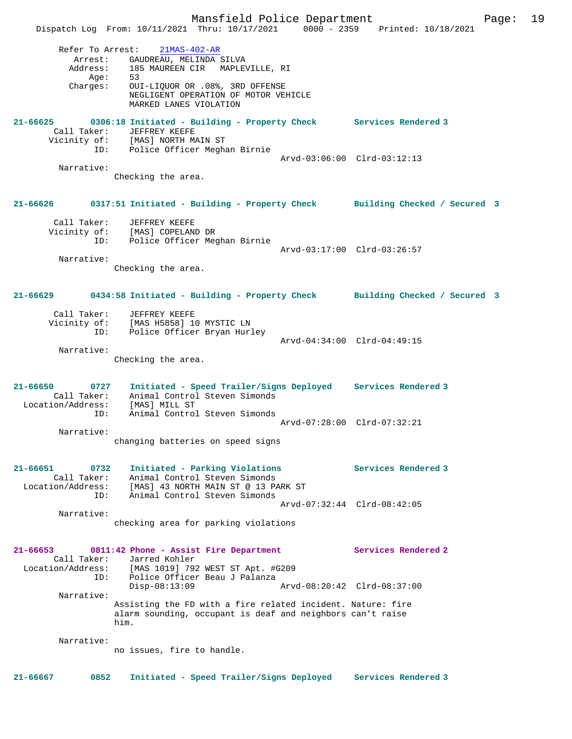Refer To Arrest: 21MAS-402-AR
Arrest: GAUDREAU, MELINDA SILVA
Address: 185 MAUREEN CIR MAPLEVILLE, RI
Age: 53
Charges: OUI-LIQUOR OR .08%, 3RD OFFENSE
NEGLIGENT OPERATION OF MOTOR VEHICLE
MARKED LANES VIOLATION

**21-66625** 0306:18 Initiated - Building - Property Check — Services Rendered 3
Call Taker: JEFFREY KEEFE
Vicinity of: [MAS] NORTH MAIN ST
ID: Police Officer Meghan Birnie
Arvd-03:06:00 Clrd-03:12:13
Narrative:
Checking the area.

**21-66626** 0317:51 Initiated - Building - Property Check — Building Checked / Secured 3
Call Taker: JEFFREY KEEFE
Vicinity of: [MAS] COPELAND DR
ID: Police Officer Meghan Birnie
Arvd-03:17:00 Clrd-03:26:57
Narrative:
Checking the area.

**21-66629** 0434:58 Initiated - Building - Property Check — Building Checked / Secured 3
Call Taker: JEFFREY KEEFE
Vicinity of: [MAS H5858] 10 MYSTIC LN
ID: Police Officer Bryan Hurley
Arvd-04:34:00 Clrd-04:49:15
Narrative:
Checking the area.

**21-66650** 0727 Initiated - Speed Trailer/Signs Deployed — Services Rendered 3
Call Taker: Animal Control Steven Simonds
Location/Address: [MAS] MILL ST
ID: Animal Control Steven Simonds
Arvd-07:28:00 Clrd-07:32:21
Narrative:
changing batteries on speed signs

**21-66651** 0732 Initiated - Parking Violations — Services Rendered 3
Call Taker: Animal Control Steven Simonds
Location/Address: [MAS] 43 NORTH MAIN ST @ 13 PARK ST
ID: Animal Control Steven Simonds
Arvd-07:32:44 Clrd-08:42:05
Narrative:
checking area for parking violations

**21-66653** 0811:42 Phone - Assist Fire Department — Services Rendered 2
Call Taker: Jarred Kohler
Location/Address: [MAS 1019] 792 WEST ST Apt. #G209
ID: Police Officer Beau J Palanza
Disp-08:13:09 Arvd-08:20:42 Clrd-08:37:00
Narrative:
Assisting the FD with a fire related incident. Nature: fire alarm sounding, occupant is deaf and neighbors can't raise him.
Narrative:
no issues, fire to handle.

**21-66667** 0852 Initiated - Speed Trailer/Signs Deployed — Services Rendered 3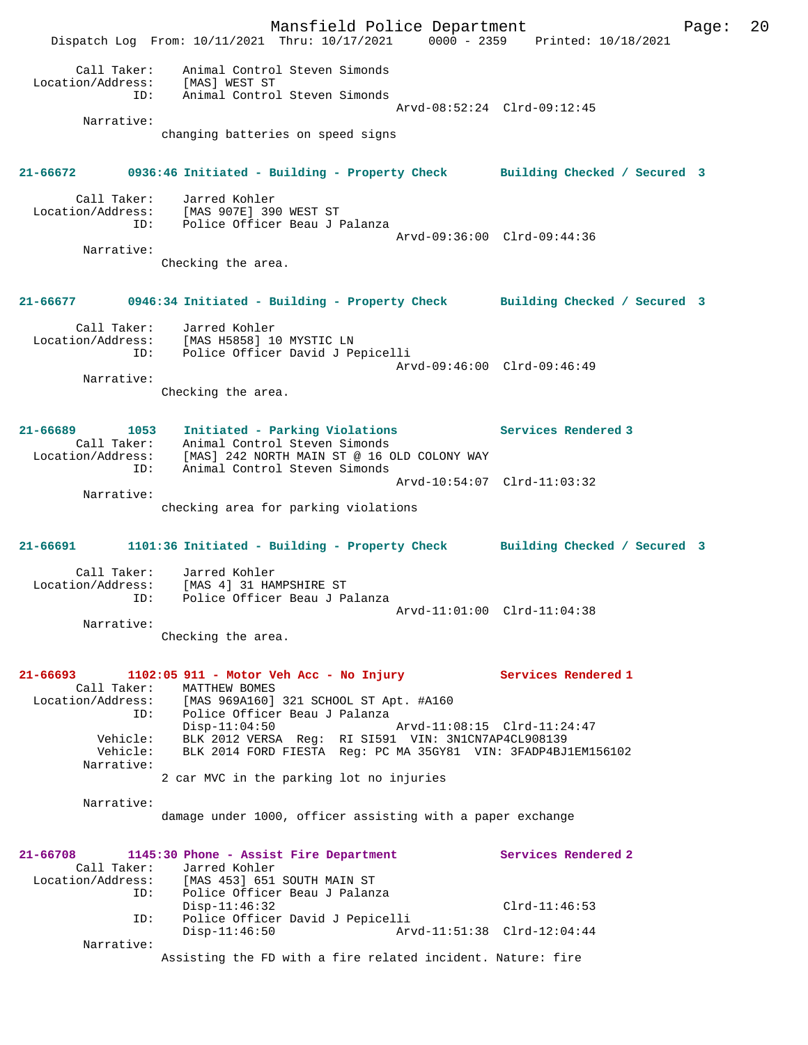Call Taker: Animal Control Steven Simonds
Location/Address: [MAS] WEST ST
ID: Animal Control Steven Simonds
Arvd-08:52:24 Clrd-09:12:45

Narrative:
changing batteries on speed signs

**21-66672 0936:46 Initiated - Building - Property Check Building Checked / Secured 3**

Call Taker: Jarred Kohler
Location/Address: [MAS 907E] 390 WEST ST
ID: Police Officer Beau J Palanza
Arvd-09:36:00 Clrd-09:44:36

Narrative:
Checking the area.

**21-66677 0946:34 Initiated - Building - Property Check Building Checked / Secured 3**

Call Taker: Jarred Kohler
Location/Address: [MAS H5858] 10 MYSTIC LN
ID: Police Officer David J Pepicelli
Arvd-09:46:00 Clrd-09:46:49

Narrative:
Checking the area.

**21-66689 1053 Initiated - Parking Violations Services Rendered 3**

Call Taker: Animal Control Steven Simonds
Location/Address: [MAS] 242 NORTH MAIN ST @ 16 OLD COLONY WAY
ID: Animal Control Steven Simonds
Arvd-10:54:07 Clrd-11:03:32

Narrative:
checking area for parking violations

**21-66691 1101:36 Initiated - Building - Property Check Building Checked / Secured 3**

Call Taker: Jarred Kohler
Location/Address: [MAS 4] 31 HAMPSHIRE ST
ID: Police Officer Beau J Palanza
Arvd-11:01:00 Clrd-11:04:38

Narrative:
Checking the area.

**21-66693 1102:05 911 - Motor Veh Acc - No Injury Services Rendered 1**

Call Taker: MATTHEW BOMES
Location/Address: [MAS 969A160] 321 SCHOOL ST Apt. #A160
ID: Police Officer Beau J Palanza
Disp-11:04:50 Arvd-11:08:15 Clrd-11:24:47
Vehicle: BLK 2012 VERSA Reg: RI SI591 VIN: 3N1CN7AP4CL908139
Vehicle: BLK 2014 FORD FIESTA Reg: PC MA 35GY81 VIN: 3FADP4BJ1EM156102

Narrative:
2 car MVC in the parking lot no injuries

Narrative:
damage under 1000, officer assisting with a paper exchange

**21-66708 1145:30 Phone - Assist Fire Department Services Rendered 2**

Call Taker: Jarred Kohler
Location/Address: [MAS 453] 651 SOUTH MAIN ST
ID: Police Officer Beau J Palanza
Disp-11:46:32 Clrd-11:46:53
ID: Police Officer David J Pepicelli
Disp-11:46:50 Arvd-11:51:38 Clrd-12:04:44

Narrative:
Assisting the FD with a fire related incident. Nature: fire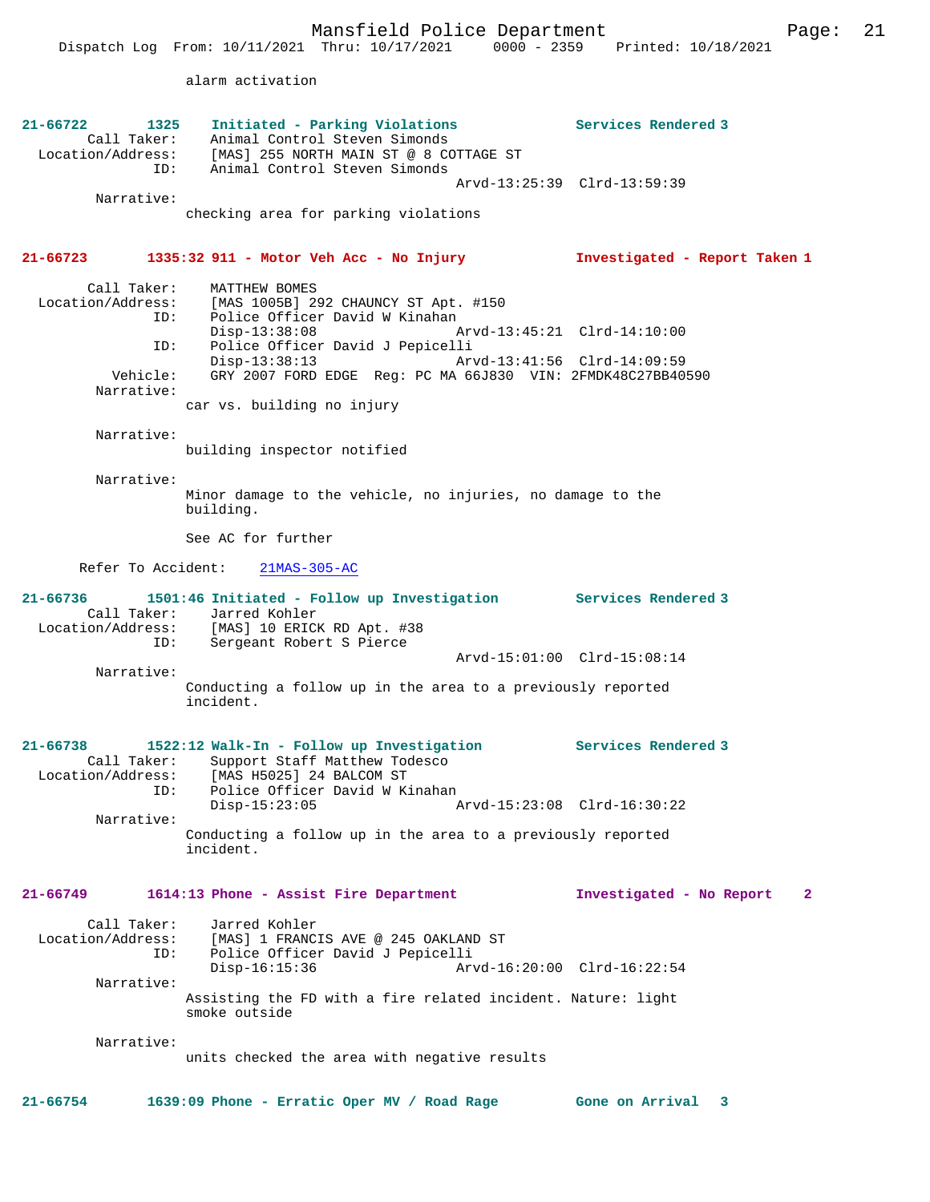alarm activation

**21-66722 1325 Initiated - Parking Violations — Services Rendered 3**

Call Taker: Animal Control Steven Simonds
Location/Address: [MAS] 255 NORTH MAIN ST @ 8 COTTAGE ST
ID: Animal Control Steven Simonds
Arvd-13:25:39 Clrd-13:59:39

Narrative:
checking area for parking violations

**21-66723 1335:32 911 - Motor Veh Acc - No Injury — Investigated - Report Taken 1**

Call Taker: MATTHEW BOMES
Location/Address: [MAS 1005B] 292 CHAUNCY ST Apt. #150
ID: Police Officer David W Kinahan
Disp-13:38:08 Arvd-13:45:21 Clrd-14:10:00
ID: Police Officer David J Pepicelli
Disp-13:38:13 Arvd-13:41:56 Clrd-14:09:59
Vehicle: GRY 2007 FORD EDGE Reg: PC MA 66J830 VIN: 2FMDK48C27BB40590

Narrative:
car vs. building no injury

Narrative:
building inspector notified

Narrative:
Minor damage to the vehicle, no injuries, no damage to the building.

See AC for further

Refer To Accident: 21MAS-305-AC

**21-66736 1501:46 Initiated - Follow up Investigation — Services Rendered 3**

Call Taker: Jarred Kohler
Location/Address: [MAS] 10 ERICK RD Apt. #38
ID: Sergeant Robert S Pierce
Arvd-15:01:00 Clrd-15:08:14

Narrative:
Conducting a follow up in the area to a previously reported incident.

**21-66738 1522:12 Walk-In - Follow up Investigation — Services Rendered 3**

Call Taker: Support Staff Matthew Todesco
Location/Address: [MAS H5025] 24 BALCOM ST
ID: Police Officer David W Kinahan
Disp-15:23:05 Arvd-15:23:08 Clrd-16:30:22

Narrative:
Conducting a follow up in the area to a previously reported incident.

**21-66749 1614:13 Phone - Assist Fire Department — Investigated - No Report 2**

Call Taker: Jarred Kohler
Location/Address: [MAS] 1 FRANCIS AVE @ 245 OAKLAND ST
ID: Police Officer David J Pepicelli
Disp-16:15:36 Arvd-16:20:00 Clrd-16:22:54

Narrative:
Assisting the FD with a fire related incident. Nature: light smoke outside

Narrative:
units checked the area with negative results

**21-66754 1639:09 Phone - Erratic Oper MV / Road Rage — Gone on Arrival 3**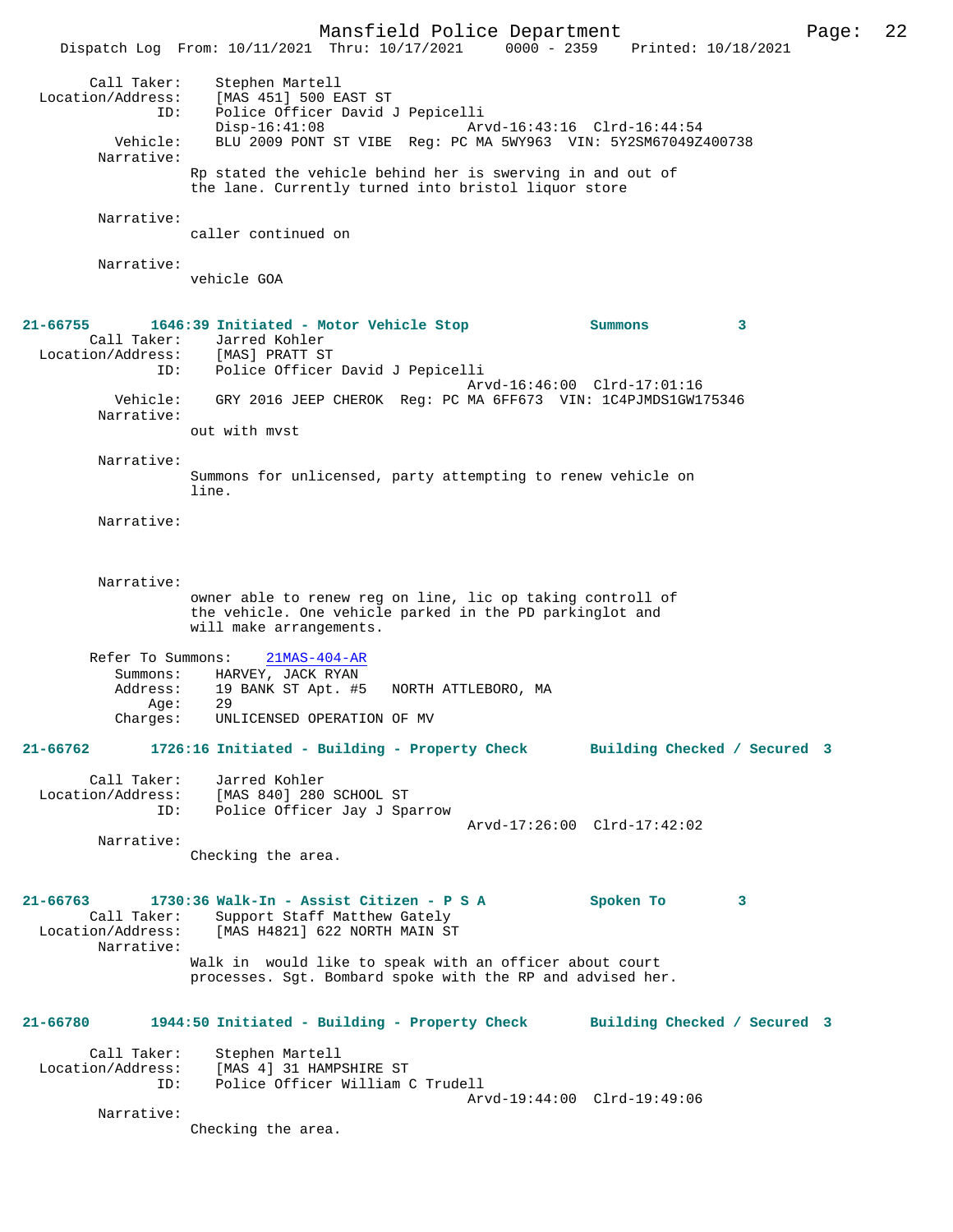Call Taker: Stephen Martell
Location/Address: [MAS 451] 500 EAST ST
ID: Police Officer David J Pepicelli
Disp-16:41:08 Arvd-16:43:16 Clrd-16:44:54
Vehicle: BLU 2009 PONT ST VIBE Reg: PC MA 5WY963 VIN: 5Y2SM67049Z400738
Narrative:
Rp stated the vehicle behind her is swerving in and out of the lane. Currently turned into bristol liquor store

Narrative:
caller continued on

Narrative:
vehicle GOA

**21-66755 1646:39 Initiated - Motor Vehicle Stop Summons 3**

Call Taker: Jarred Kohler
Location/Address: [MAS] PRATT ST
ID: Police Officer David J Pepicelli
Arvd-16:46:00 Clrd-17:01:16
Vehicle: GRY 2016 JEEP CHEROK Reg: PC MA 6FF673 VIN: 1C4PJMDS1GW175346
Narrative:
out with mvst

Narrative:
Summons for unlicensed, party attempting to renew vehicle on line.

Narrative:

Narrative:
owner able to renew reg on line, lic op taking controll of the vehicle. One vehicle parked in the PD parkinglot and will make arrangements.

Refer To Summons: 21MAS-404-AR
Summons: HARVEY, JACK RYAN
Address: 19 BANK ST Apt. #5 NORTH ATTLEBORO, MA
Age: 29
Charges: UNLICENSED OPERATION OF MV

**21-66762 1726:16 Initiated - Building - Property Check Building Checked / Secured 3**

Call Taker: Jarred Kohler
Location/Address: [MAS 840] 280 SCHOOL ST
ID: Police Officer Jay J Sparrow
Arvd-17:26:00 Clrd-17:42:02
Narrative:
Checking the area.

**21-66763 1730:36 Walk-In - Assist Citizen - P S A Spoken To 3**

Call Taker: Support Staff Matthew Gately
Location/Address: [MAS H4821] 622 NORTH MAIN ST
Narrative:
Walk in would like to speak with an officer about court processes. Sgt. Bombard spoke with the RP and advised her.

**21-66780 1944:50 Initiated - Building - Property Check Building Checked / Secured 3**

Call Taker: Stephen Martell
Location/Address: [MAS 4] 31 HAMPSHIRE ST
ID: Police Officer William C Trudell
Arvd-19:44:00 Clrd-19:49:06
Narrative:
Checking the area.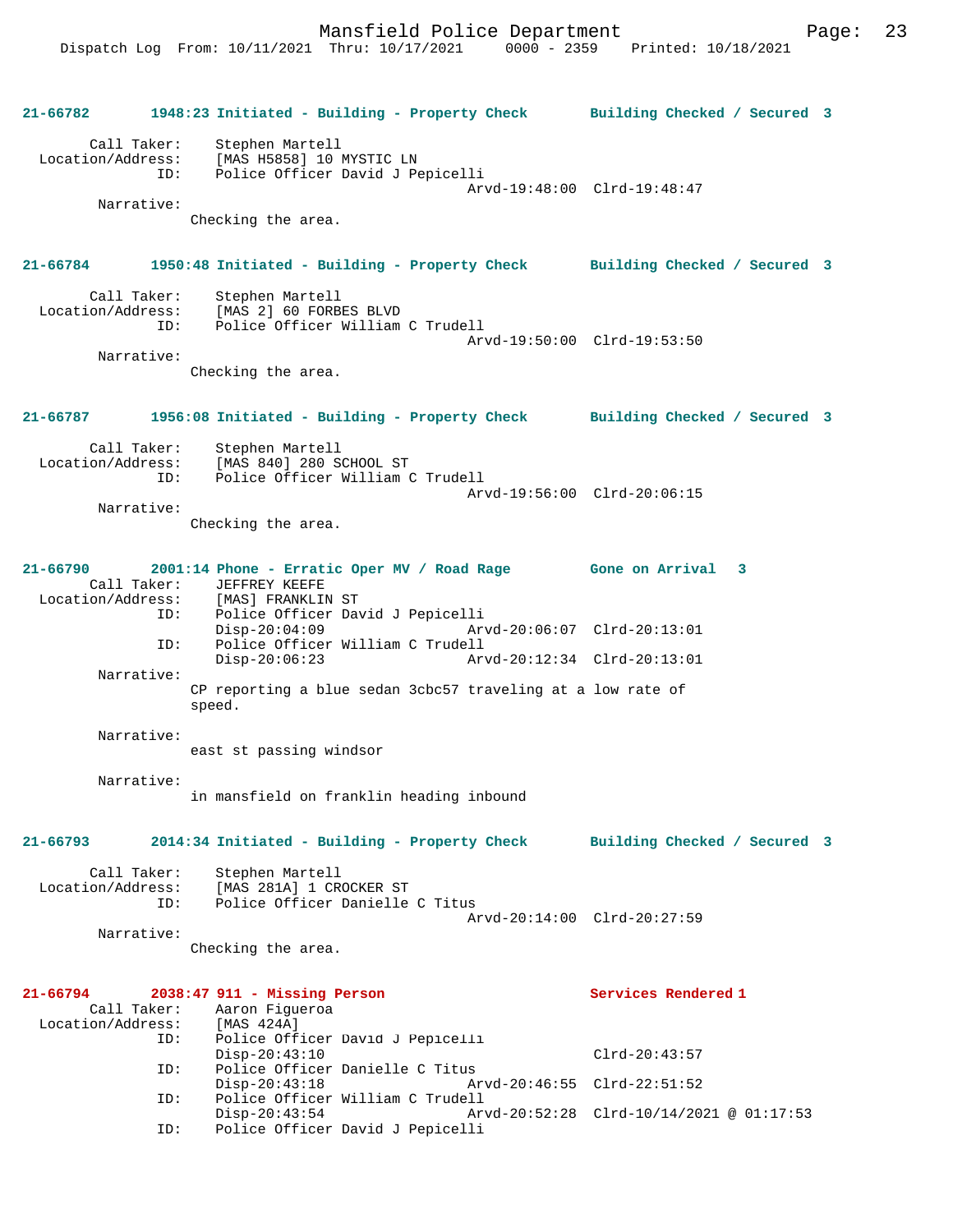**21-66782 1948:23 Initiated - Building - Property Check Building Checked / Secured 3**

Call Taker: Stephen Martell
Location/Address: [MAS H5858] 10 MYSTIC LN
ID: Police Officer David J Pepicelli
Arvd-19:48:00 Clrd-19:48:47
Narrative:
Checking the area.

**21-66784 1950:48 Initiated - Building - Property Check Building Checked / Secured 3**

Call Taker: Stephen Martell
Location/Address: [MAS 2] 60 FORBES BLVD
ID: Police Officer William C Trudell
Arvd-19:50:00 Clrd-19:53:50
Narrative:
Checking the area.

**21-66787 1956:08 Initiated - Building - Property Check Building Checked / Secured 3**

Call Taker: Stephen Martell
Location/Address: [MAS 840] 280 SCHOOL ST
ID: Police Officer William C Trudell
Arvd-19:56:00 Clrd-20:06:15
Narrative:
Checking the area.

**21-66790 2001:14 Phone - Erratic Oper MV / Road Rage Gone on Arrival 3**

Call Taker: JEFFREY KEEFE
Location/Address: [MAS] FRANKLIN ST
ID: Police Officer David J Pepicelli
Disp-20:04:09 Arvd-20:06:07 Clrd-20:13:01
ID: Police Officer William C Trudell
Disp-20:06:23 Arvd-20:12:34 Clrd-20:13:01
Narrative:
CP reporting a blue sedan 3cbc57 traveling at a low rate of speed.

Narrative:
east st passing windsor

Narrative:
in mansfield on franklin heading inbound

**21-66793 2014:34 Initiated - Building - Property Check Building Checked / Secured 3**

Call Taker: Stephen Martell
Location/Address: [MAS 281A] 1 CROCKER ST
ID: Police Officer Danielle C Titus
Arvd-20:14:00 Clrd-20:27:59
Narrative:
Checking the area.

**21-66794 2038:47 911 - Missing Person Services Rendered 1**

Call Taker: Aaron Figueroa
Location/Address: [MAS 424A]
ID: Police Officer David J Pepicelli
Disp-20:43:10 Clrd-20:43:57
ID: Police Officer Danielle C Titus
Disp-20:43:18 Arvd-20:46:55 Clrd-22:51:52
ID: Police Officer William C Trudell
Disp-20:43:54 Arvd-20:52:28 Clrd-10/14/2021 @ 01:17:53
ID: Police Officer David J Pepicelli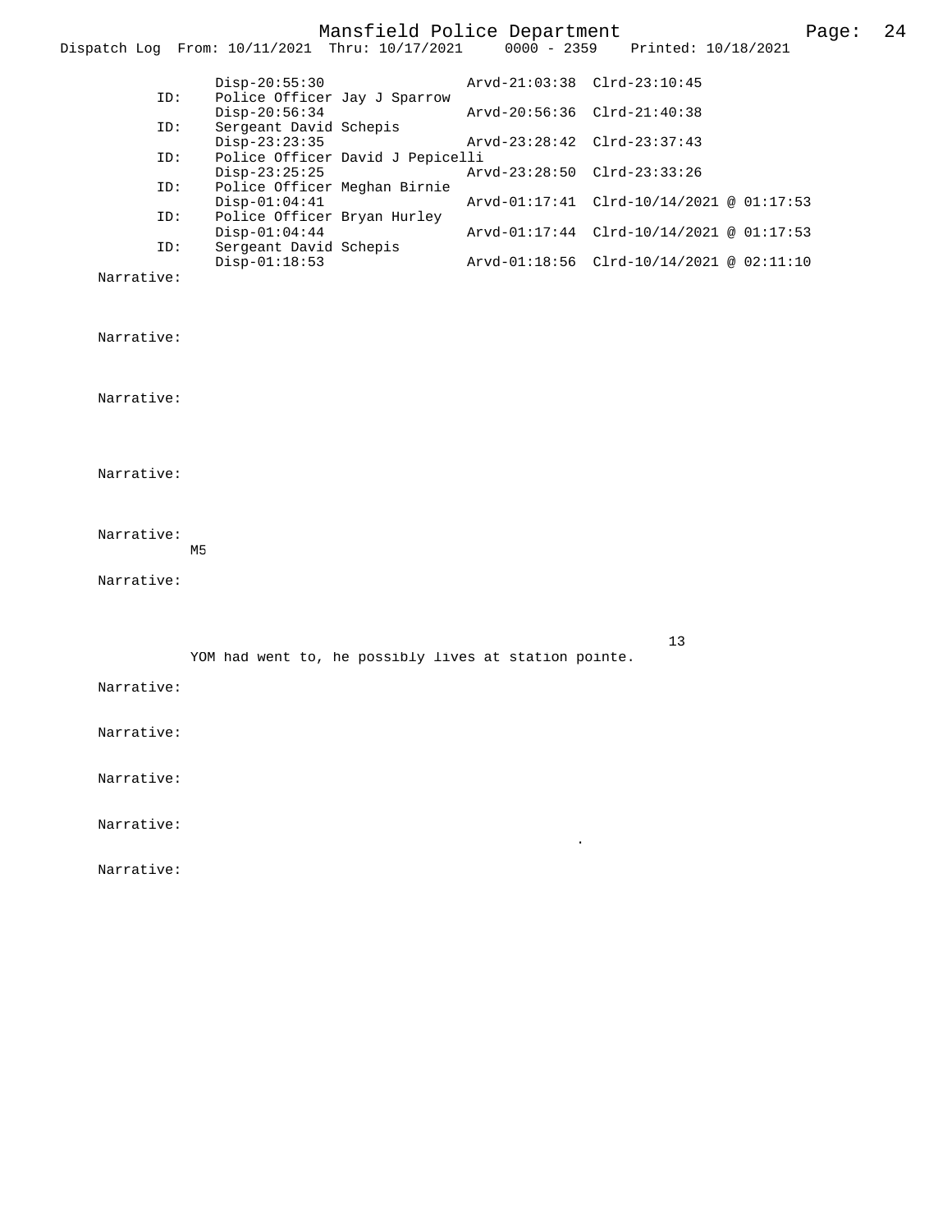```
        Disp-20:55:30                  Arvd-21:03:38  Clrd-23:10:45
ID:     Police Officer Jay J Sparrow
        Disp-20:56:34                  Arvd-20:56:36  Clrd-21:40:38
ID:     Sergeant David Schepis
        Disp-23:23:35                  Arvd-23:28:42  Clrd-23:37:43
ID:     Police Officer David J Pepicelli
        Disp-23:25:25                  Arvd-23:28:50  Clrd-23:33:26
ID:     Police Officer Meghan Birnie
        Disp-01:04:41                  Arvd-01:17:41  Clrd-10/14/2021 @ 01:17:53
ID:     Police Officer Bryan Hurley
        Disp-01:04:44                  Arvd-01:17:44  Clrd-10/14/2021 @ 01:17:53
ID:     Sergeant David Schepis
        Disp-01:18:53                  Arvd-01:18:56  Clrd-10/14/2021 @ 02:11:10
```

Narrative:

Narrative:

Narrative:

Narrative:

Narrative:
M5

Narrative:

13
YOM had went to, he possibly lives at station pointe.

Narrative:

Narrative:

Narrative:

Narrative:
.

Narrative: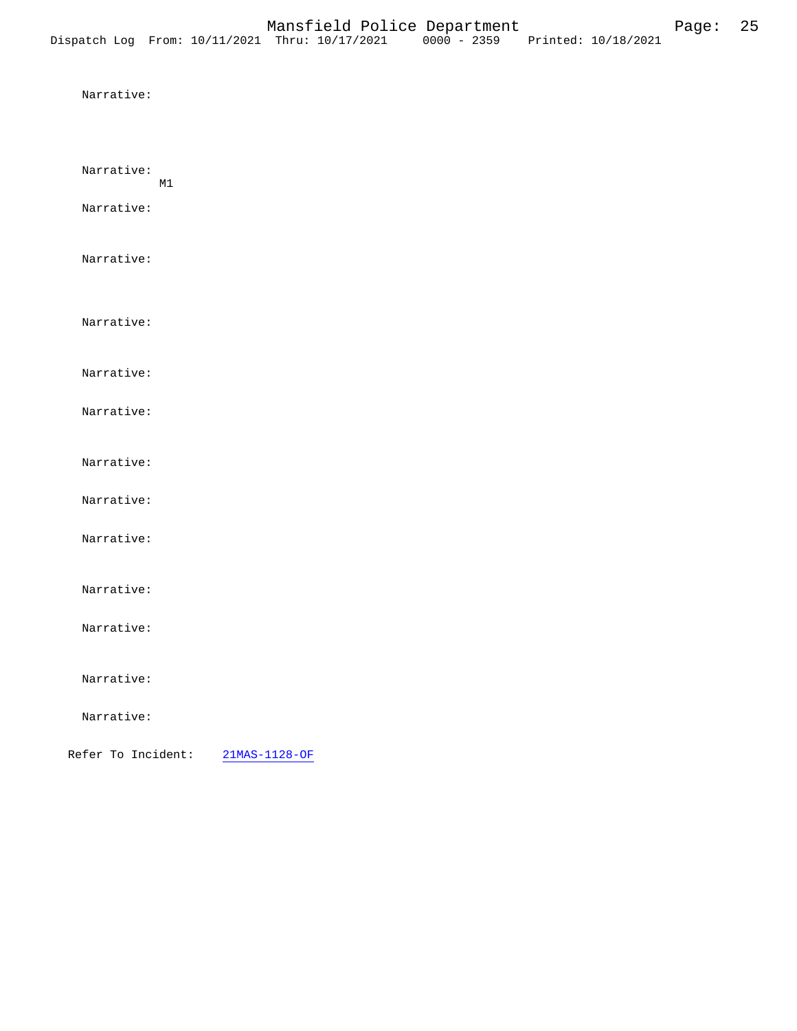Narrative:

Narrative:
M1

Narrative:

Narrative:

Narrative:

Narrative:

Narrative:

Narrative:

Narrative:

Narrative:

Narrative:

Narrative:

Narrative:

Narrative:

Refer To Incident: 21MAS-1128-OF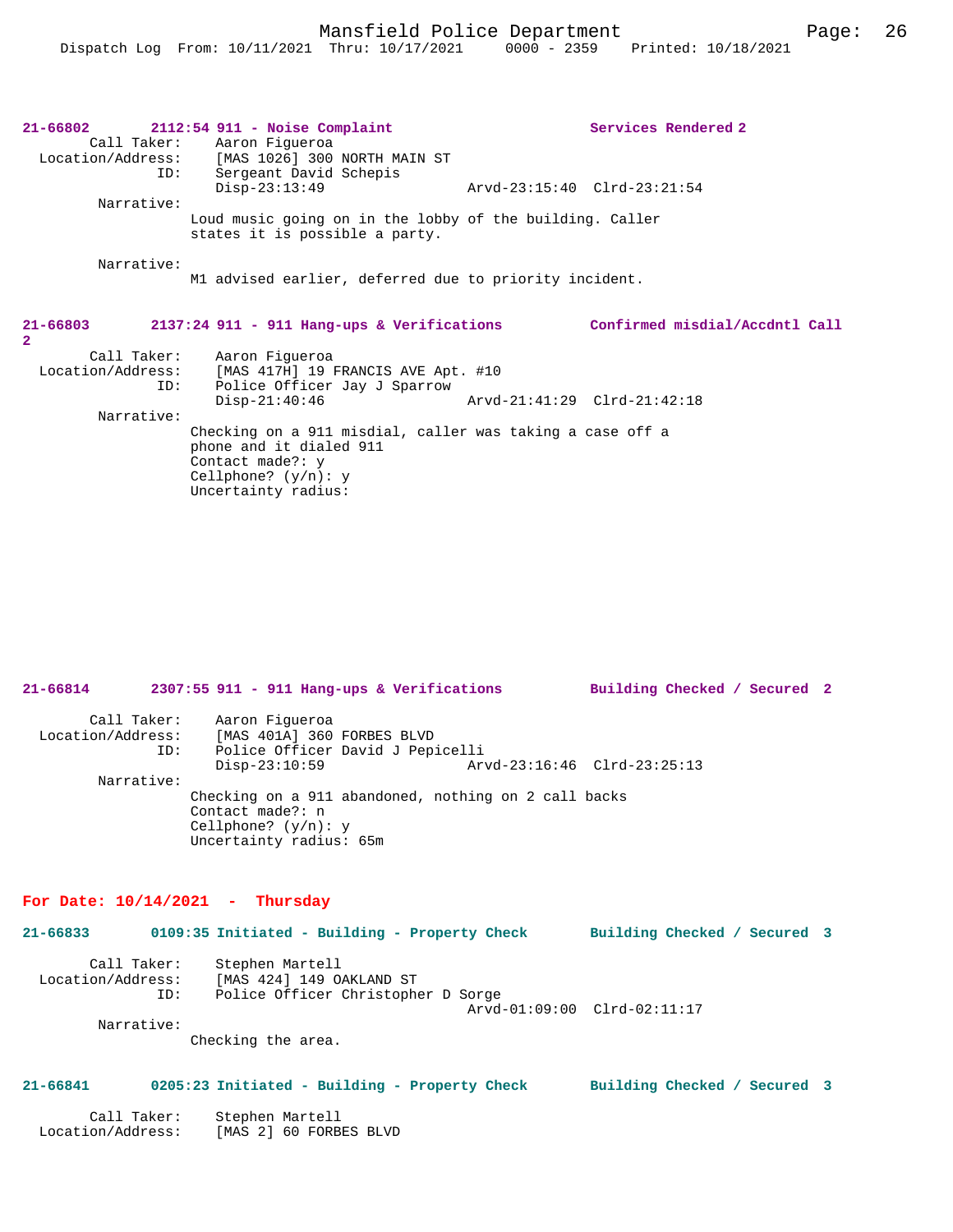**21-66802 2112:54 911 - Noise Complaint — Services Rendered 2**

Call Taker: Aaron Figueroa
Location/Address: [MAS 1026] 300 NORTH MAIN ST
ID: Sergeant David Schepis
Disp-23:13:49 Arvd-23:15:40 Clrd-23:21:54

Narrative:
Loud music going on in the lobby of the building. Caller states it is possible a party.

Narrative:
M1 advised earlier, deferred due to priority incident.

**21-66803 2137:24 911 - 911 Hang-ups & Verifications — Confirmed misdial/Accdntl Call 2**

Call Taker: Aaron Figueroa
Location/Address: [MAS 417H] 19 FRANCIS AVE Apt. #10
ID: Police Officer Jay J Sparrow
Disp-21:40:46 Arvd-21:41:29 Clrd-21:42:18

Narrative:
Checking on a 911 misdial, caller was taking a case off a phone and it dialed 911
Contact made?: y
Cellphone? (y/n): y
Uncertainty radius:

**21-66814 2307:55 911 - 911 Hang-ups & Verifications — Building Checked / Secured 2**

Call Taker: Aaron Figueroa
Location/Address: [MAS 401A] 360 FORBES BLVD
ID: Police Officer David J Pepicelli
Disp-23:10:59 Arvd-23:16:46 Clrd-23:25:13

Narrative:
Checking on a 911 abandoned, nothing on 2 call backs
Contact made?: n
Cellphone? (y/n): y
Uncertainty radius: 65m

## For Date: 10/14/2021 - Thursday

**21-66833 0109:35 Initiated - Building - Property Check — Building Checked / Secured 3**

Call Taker: Stephen Martell
Location/Address: [MAS 424] 149 OAKLAND ST
ID: Police Officer Christopher D Sorge
Arvd-01:09:00 Clrd-02:11:17

Narrative:
Checking the area.

**21-66841 0205:23 Initiated - Building - Property Check — Building Checked / Secured 3**

Call Taker: Stephen Martell
Location/Address: [MAS 2] 60 FORBES BLVD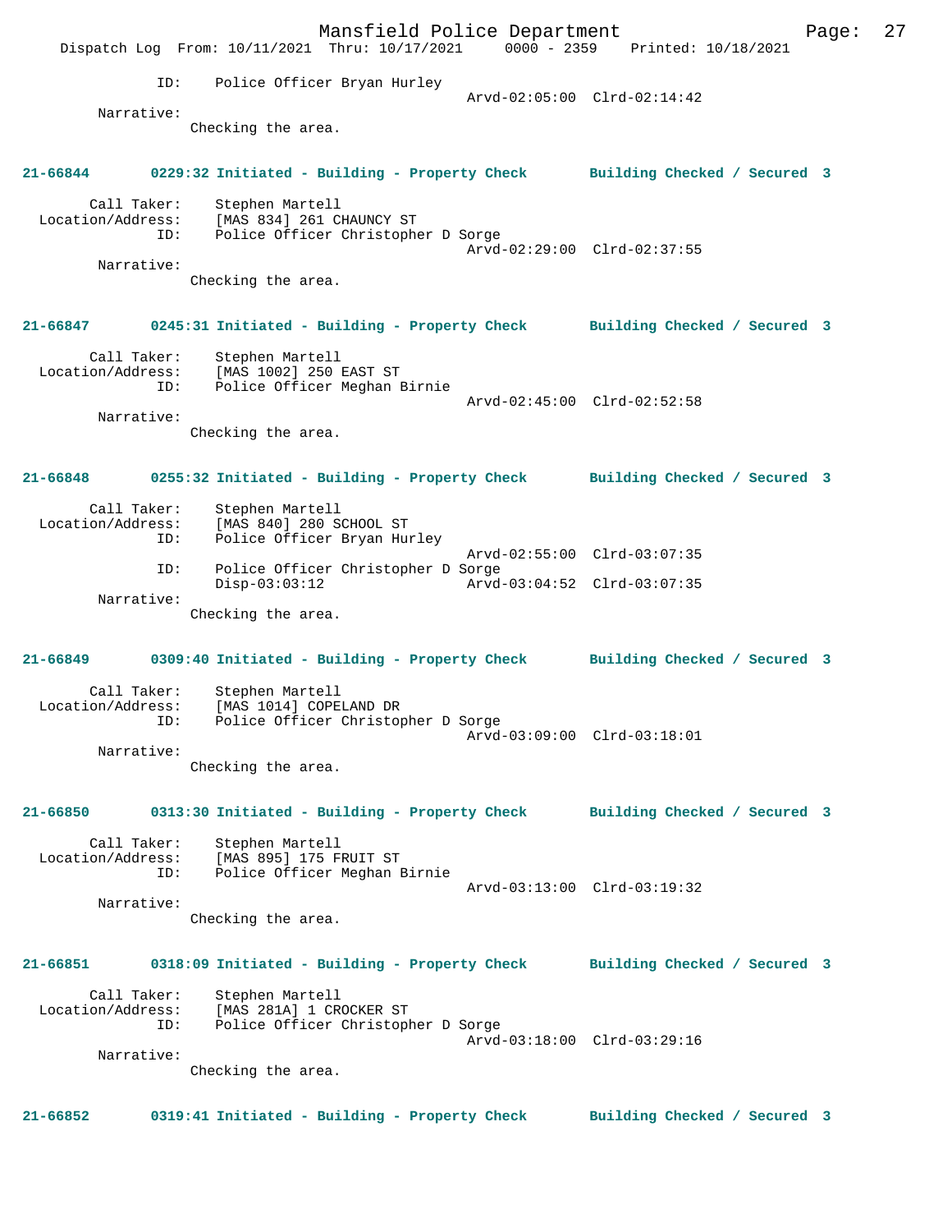```
            ID:    Police Officer Bryan Hurley
                                            Arvd-02:05:00  Clrd-02:14:42
        Narrative:
               Checking the area.


21-66844       0229:32 Initiated - Building - Property Check       Building Checked / Secured 3

        Call Taker:    Stephen Martell
  Location/Address:    [MAS 834] 261 CHAUNCY ST
               ID:    Police Officer Christopher D Sorge
                                            Arvd-02:29:00  Clrd-02:37:55
        Narrative:
               Checking the area.


21-66847       0245:31 Initiated - Building - Property Check       Building Checked / Secured 3

        Call Taker:    Stephen Martell
  Location/Address:    [MAS 1002] 250 EAST ST
               ID:    Police Officer Meghan Birnie
                                            Arvd-02:45:00  Clrd-02:52:58
        Narrative:
               Checking the area.


21-66848       0255:32 Initiated - Building - Property Check       Building Checked / Secured 3

        Call Taker:    Stephen Martell
  Location/Address:    [MAS 840] 280 SCHOOL ST
               ID:    Police Officer Bryan Hurley
                                            Arvd-02:55:00  Clrd-03:07:35
               ID:    Police Officer Christopher D Sorge
                      Disp-03:03:12         Arvd-03:04:52  Clrd-03:07:35
        Narrative:
               Checking the area.


21-66849       0309:40 Initiated - Building - Property Check       Building Checked / Secured 3

        Call Taker:    Stephen Martell
  Location/Address:    [MAS 1014] COPELAND DR
               ID:    Police Officer Christopher D Sorge
                                            Arvd-03:09:00  Clrd-03:18:01
        Narrative:
               Checking the area.


21-66850       0313:30 Initiated - Building - Property Check       Building Checked / Secured 3

        Call Taker:    Stephen Martell
  Location/Address:    [MAS 895] 175 FRUIT ST
               ID:    Police Officer Meghan Birnie
                                            Arvd-03:13:00  Clrd-03:19:32
        Narrative:
               Checking the area.


21-66851       0318:09 Initiated - Building - Property Check       Building Checked / Secured 3

        Call Taker:    Stephen Martell
  Location/Address:    [MAS 281A] 1 CROCKER ST
               ID:    Police Officer Christopher D Sorge
                                            Arvd-03:18:00  Clrd-03:29:16
        Narrative:
               Checking the area.


21-66852       0319:41 Initiated - Building - Property Check       Building Checked / Secured 3
```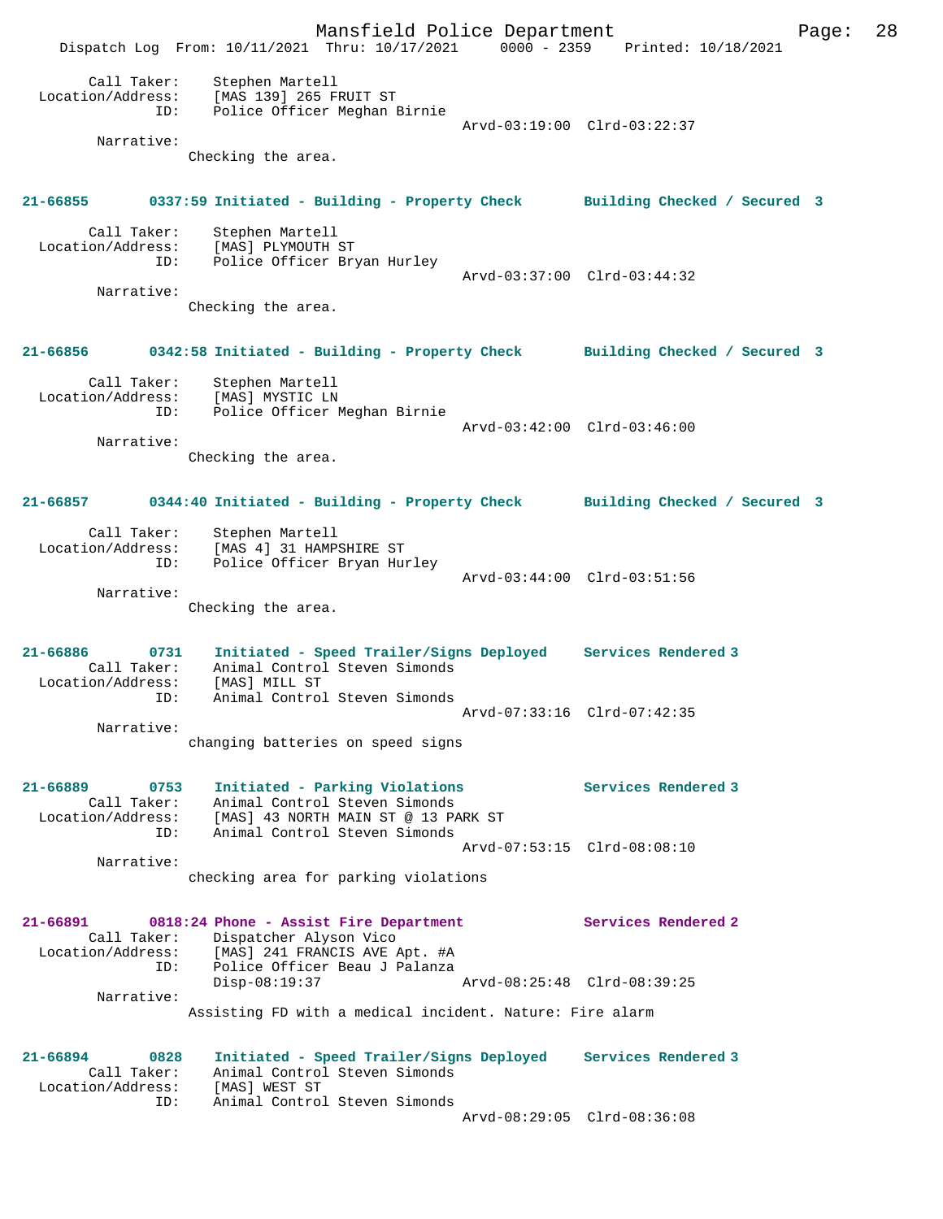Call Taker: Stephen Martell
Location/Address: [MAS 139] 265 FRUIT ST
ID: Police Officer Meghan Birnie
Arvd-03:19:00 Clrd-03:22:37
Narrative:
Checking the area.

**21-66855 0337:59 Initiated - Building - Property Check Building Checked / Secured 3**

Call Taker: Stephen Martell
Location/Address: [MAS] PLYMOUTH ST
ID: Police Officer Bryan Hurley
Arvd-03:37:00 Clrd-03:44:32
Narrative:
Checking the area.

**21-66856 0342:58 Initiated - Building - Property Check Building Checked / Secured 3**

Call Taker: Stephen Martell
Location/Address: [MAS] MYSTIC LN
ID: Police Officer Meghan Birnie
Arvd-03:42:00 Clrd-03:46:00
Narrative:
Checking the area.

**21-66857 0344:40 Initiated - Building - Property Check Building Checked / Secured 3**

Call Taker: Stephen Martell
Location/Address: [MAS 4] 31 HAMPSHIRE ST
ID: Police Officer Bryan Hurley
Arvd-03:44:00 Clrd-03:51:56
Narrative:
Checking the area.

**21-66886 0731 Initiated - Speed Trailer/Signs Deployed Services Rendered 3**
Call Taker: Animal Control Steven Simonds
Location/Address: [MAS] MILL ST
ID: Animal Control Steven Simonds
Arvd-07:33:16 Clrd-07:42:35
Narrative:
changing batteries on speed signs

**21-66889 0753 Initiated - Parking Violations Services Rendered 3**
Call Taker: Animal Control Steven Simonds
Location/Address: [MAS] 43 NORTH MAIN ST @ 13 PARK ST
ID: Animal Control Steven Simonds
Arvd-07:53:15 Clrd-08:08:10
Narrative:
checking area for parking violations

**21-66891 0818:24 Phone - Assist Fire Department Services Rendered 2**
Call Taker: Dispatcher Alyson Vico
Location/Address: [MAS] 241 FRANCIS AVE Apt. #A
ID: Police Officer Beau J Palanza
Disp-08:19:37 Arvd-08:25:48 Clrd-08:39:25
Narrative:
Assisting FD with a medical incident. Nature: Fire alarm

**21-66894 0828 Initiated - Speed Trailer/Signs Deployed Services Rendered 3**
Call Taker: Animal Control Steven Simonds
Location/Address: [MAS] WEST ST
ID: Animal Control Steven Simonds
Arvd-08:29:05 Clrd-08:36:08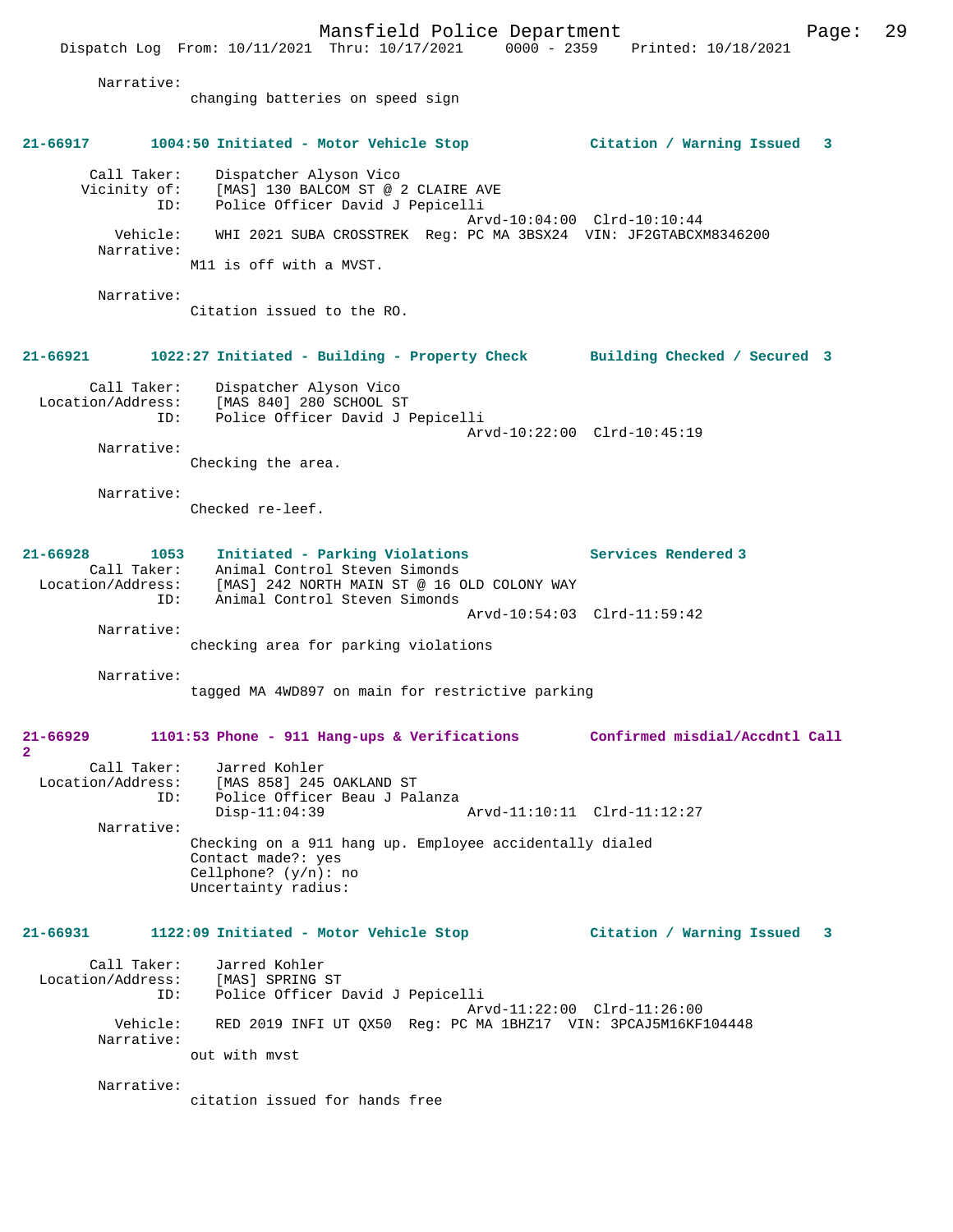Narrative:
changing batteries on speed sign

**21-66917 1004:50 Initiated - Motor Vehicle Stop Citation / Warning Issued 3**

Call Taker: Dispatcher Alyson Vico
Vicinity of: [MAS] 130 BALCOM ST @ 2 CLAIRE AVE
ID: Police Officer David J Pepicelli
Arvd-10:04:00 Clrd-10:10:44
Vehicle: WHI 2021 SUBA CROSSTREK Reg: PC MA 3BSX24 VIN: JF2GTABCXM8346200
Narrative:
M11 is off with a MVST.

Narrative:
Citation issued to the RO.

**21-66921 1022:27 Initiated - Building - Property Check Building Checked / Secured 3**

Call Taker: Dispatcher Alyson Vico
Location/Address: [MAS 840] 280 SCHOOL ST
ID: Police Officer David J Pepicelli
Arvd-10:22:00 Clrd-10:45:19
Narrative:
Checking the area.

Narrative:
Checked re-leef.

**21-66928 1053 Initiated - Parking Violations Services Rendered 3**

Call Taker: Animal Control Steven Simonds
Location/Address: [MAS] 242 NORTH MAIN ST @ 16 OLD COLONY WAY
ID: Animal Control Steven Simonds
Arvd-10:54:03 Clrd-11:59:42
Narrative:
checking area for parking violations

Narrative:
tagged MA 4WD897 on main for restrictive parking

**21-66929 1101:53 Phone - 911 Hang-ups & Verifications Confirmed misdial/Accdntl Call 2**

Call Taker: Jarred Kohler
Location/Address: [MAS 858] 245 OAKLAND ST
ID: Police Officer Beau J Palanza
Disp-11:04:39 Arvd-11:10:11 Clrd-11:12:27
Narrative:
Checking on a 911 hang up. Employee accidentally dialed
Contact made?: yes
Cellphone? (y/n): no
Uncertainty radius:

**21-66931 1122:09 Initiated - Motor Vehicle Stop Citation / Warning Issued 3**

Call Taker: Jarred Kohler
Location/Address: [MAS] SPRING ST
ID: Police Officer David J Pepicelli
Arvd-11:22:00 Clrd-11:26:00
Vehicle: RED 2019 INFI UT QX50 Reg: PC MA 1BHZ17 VIN: 3PCAJ5M16KF104448
Narrative:
out with mvst

Narrative:
citation issued for hands free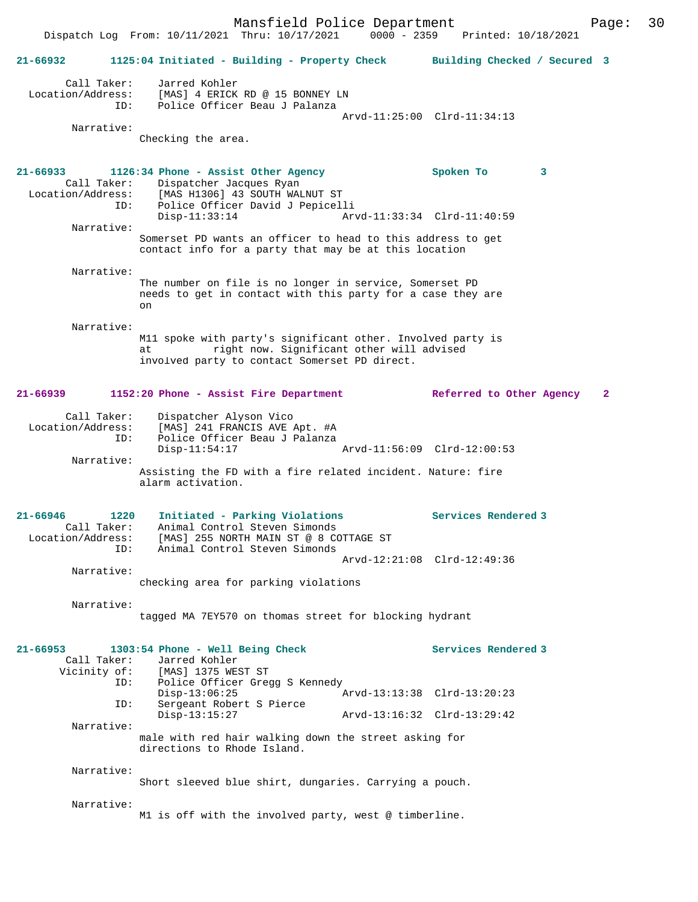21-66932 1125:04 Initiated - Building - Property Check Building Checked / Secured 3

Call Taker: Jarred Kohler
Location/Address: [MAS] 4 ERICK RD @ 15 BONNEY LN
ID: Police Officer Beau J Palanza
Arvd-11:25:00 Clrd-11:34:13
Narrative:
Checking the area.

21-66933 1126:34 Phone - Assist Other Agency Spoken To 3
Call Taker: Dispatcher Jacques Ryan
Location/Address: [MAS H1306] 43 SOUTH WALNUT ST
ID: Police Officer David J Pepicelli
Disp-11:33:14 Arvd-11:33:34 Clrd-11:40:59
Narrative:
Somerset PD wants an officer to head to this address to get contact info for a party that may be at this location

Narrative:
The number on file is no longer in service, Somerset PD needs to get in contact with this party for a case they are on

Narrative:
M11 spoke with party's significant other. Involved party is at right now. Significant other will advised involved party to contact Somerset PD direct.

21-66939 1152:20 Phone - Assist Fire Department Referred to Other Agency 2

Call Taker: Dispatcher Alyson Vico
Location/Address: [MAS] 241 FRANCIS AVE Apt. #A
ID: Police Officer Beau J Palanza
Disp-11:54:17 Arvd-11:56:09 Clrd-12:00:53
Narrative:
Assisting the FD with a fire related incident. Nature: fire alarm activation.

21-66946 1220 Initiated - Parking Violations Services Rendered 3
Call Taker: Animal Control Steven Simonds
Location/Address: [MAS] 255 NORTH MAIN ST @ 8 COTTAGE ST
ID: Animal Control Steven Simonds
Arvd-12:21:08 Clrd-12:49:36
Narrative:
checking area for parking violations

Narrative:
tagged MA 7EY570 on thomas street for blocking hydrant

21-66953 1303:54 Phone - Well Being Check Services Rendered 3
Call Taker: Jarred Kohler
Vicinity of: [MAS] 1375 WEST ST
ID: Police Officer Gregg S Kennedy
Disp-13:06:25 Arvd-13:13:38 Clrd-13:20:23
ID: Sergeant Robert S Pierce
Disp-13:15:27 Arvd-13:16:32 Clrd-13:29:42
Narrative:
male with red hair walking down the street asking for directions to Rhode Island.

Narrative:
Short sleeved blue shirt, dungaries. Carrying a pouch.

Narrative:
M1 is off with the involved party, west @ timberline.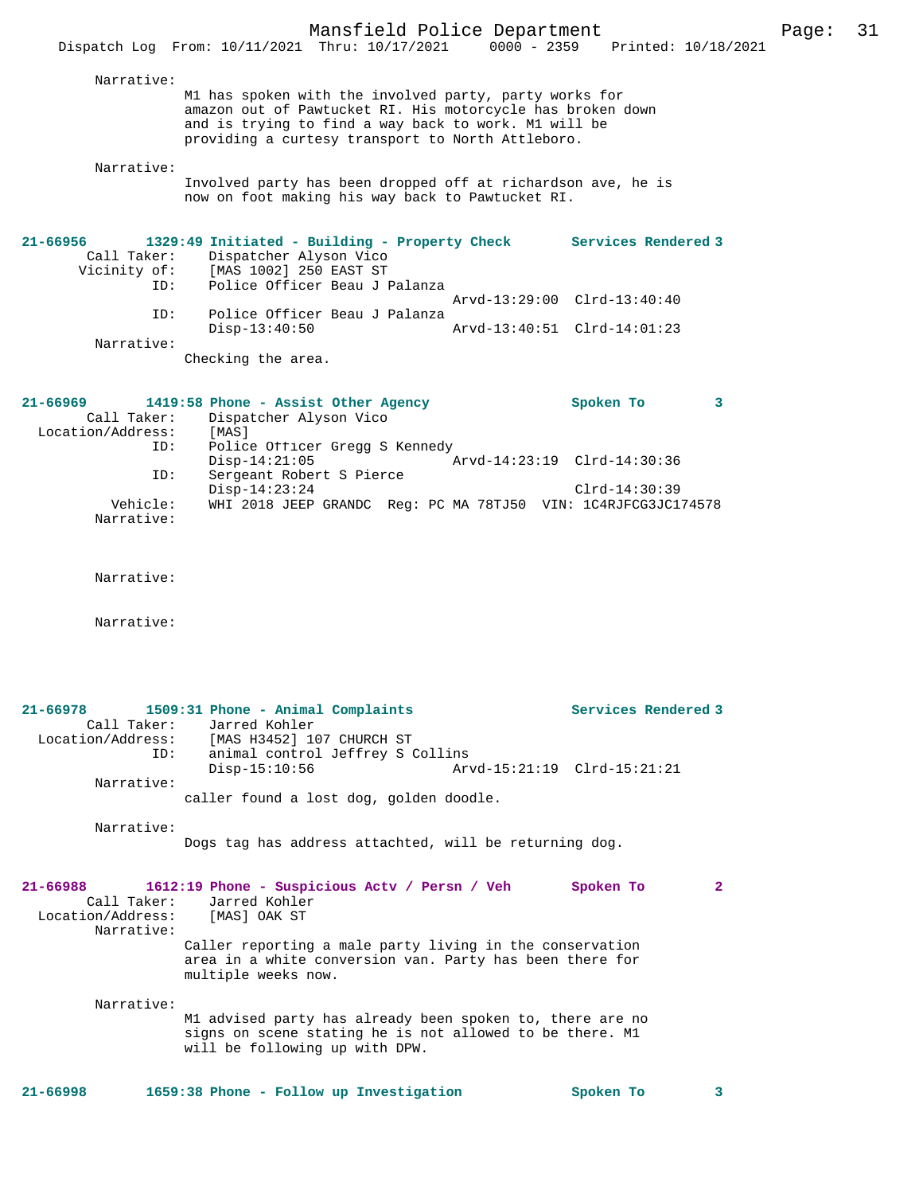Narrative:
M1 has spoken with the involved party, party works for amazon out of Pawtucket RI. His motorcycle has broken down and is trying to find a way back to work. M1 will be providing a curtesy transport to North Attleboro.

Narrative:
Involved party has been dropped off at richardson ave, he is now on foot making his way back to Pawtucket RI.

**21-66956 1329:49 Initiated - Building - Property Check — Services Rendered 3**

Call Taker: Dispatcher Alyson Vico
Vicinity of: [MAS 1002] 250 EAST ST
ID: Police Officer Beau J Palanza
Arvd-13:29:00 Clrd-13:40:40
ID: Police Officer Beau J Palanza
Disp-13:40:50 Arvd-13:40:51 Clrd-14:01:23
Narrative:
Checking the area.

**21-66969 1419:58 Phone - Assist Other Agency — Spoken To 3**

Call Taker: Dispatcher Alyson Vico
Location/Address: [MAS]
ID: Police Officer Gregg S Kennedy
Disp-14:21:05 Arvd-14:23:19 Clrd-14:30:36
ID: Sergeant Robert S Pierce
Disp-14:23:24 Clrd-14:30:39
Vehicle: WHI 2018 JEEP GRANDC Reg: PC MA 78TJ50 VIN: 1C4RJFCG3JC174578
Narrative:

Narrative:

Narrative:

**21-66978 1509:31 Phone - Animal Complaints — Services Rendered 3**

Call Taker: Jarred Kohler
Location/Address: [MAS H3452] 107 CHURCH ST
ID: animal control Jeffrey S Collins
Disp-15:10:56 Arvd-15:21:19 Clrd-15:21:21
Narrative:
caller found a lost dog, golden doodle.

Narrative:
Dogs tag has address attachted, will be returning dog.

**21-66988 1612:19 Phone - Suspicious Actv / Persn / Veh — Spoken To 2**

Call Taker: Jarred Kohler
Location/Address: [MAS] OAK ST
Narrative:
Caller reporting a male party living in the conservation area in a white conversion van. Party has been there for multiple weeks now.

Narrative:
M1 advised party has already been spoken to, there are no signs on scene stating he is not allowed to be there. M1 will be following up with DPW.

**21-66998 1659:38 Phone - Follow up Investigation — Spoken To 3**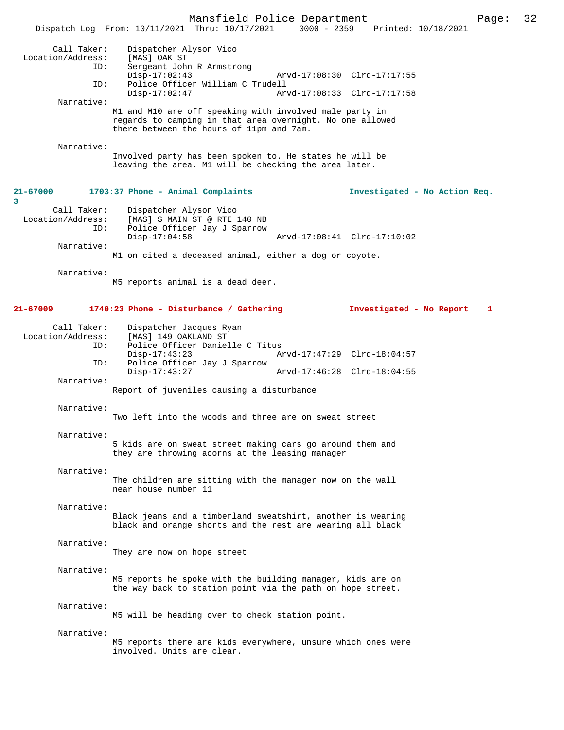Call Taker: Dispatcher Alyson Vico
Location/Address: [MAS] OAK ST
ID: Sergeant John R Armstrong
Disp-17:02:43 Arvd-17:08:30 Clrd-17:17:55
ID: Police Officer William C Trudell
Disp-17:02:47 Arvd-17:08:33 Clrd-17:17:58

Narrative:
M1 and M10 are off speaking with involved male party in regards to camping in that area overnight. No one allowed there between the hours of 11pm and 7am.

Narrative:
Involved party has been spoken to. He states he will be leaving the area. M1 will be checking the area later.

**21-67000 1703:37 Phone - Animal Complaints Investigated - No Action Req. 3**

Call Taker: Dispatcher Alyson Vico
Location/Address: [MAS] S MAIN ST @ RTE 140 NB
ID: Police Officer Jay J Sparrow
Disp-17:04:58 Arvd-17:08:41 Clrd-17:10:02

Narrative:
M1 on cited a deceased animal, either a dog or coyote.

Narrative:
M5 reports animal is a dead deer.

**21-67009 1740:23 Phone - Disturbance / Gathering Investigated - No Report 1**

Call Taker: Dispatcher Jacques Ryan
Location/Address: [MAS] 149 OAKLAND ST
ID: Police Officer Danielle C Titus
Disp-17:43:23 Arvd-17:47:29 Clrd-18:04:57
ID: Police Officer Jay J Sparrow
Disp-17:43:27 Arvd-17:46:28 Clrd-18:04:55

Narrative:
Report of juveniles causing a disturbance

Narrative:
Two left into the woods and three are on sweat street

Narrative:
5 kids are on sweat street making cars go around them and they are throwing acorns at the leasing manager

Narrative:
The children are sitting with the manager now on the wall near house number 11

Narrative:
Black jeans and a timberland sweatshirt, another is wearing black and orange shorts and the rest are wearing all black

Narrative:
They are now on hope street

Narrative:
M5 reports he spoke with the building manager, kids are on the way back to station point via the path on hope street.

Narrative:
M5 will be heading over to check station point.

Narrative:
M5 reports there are kids everywhere, unsure which ones were involved. Units are clear.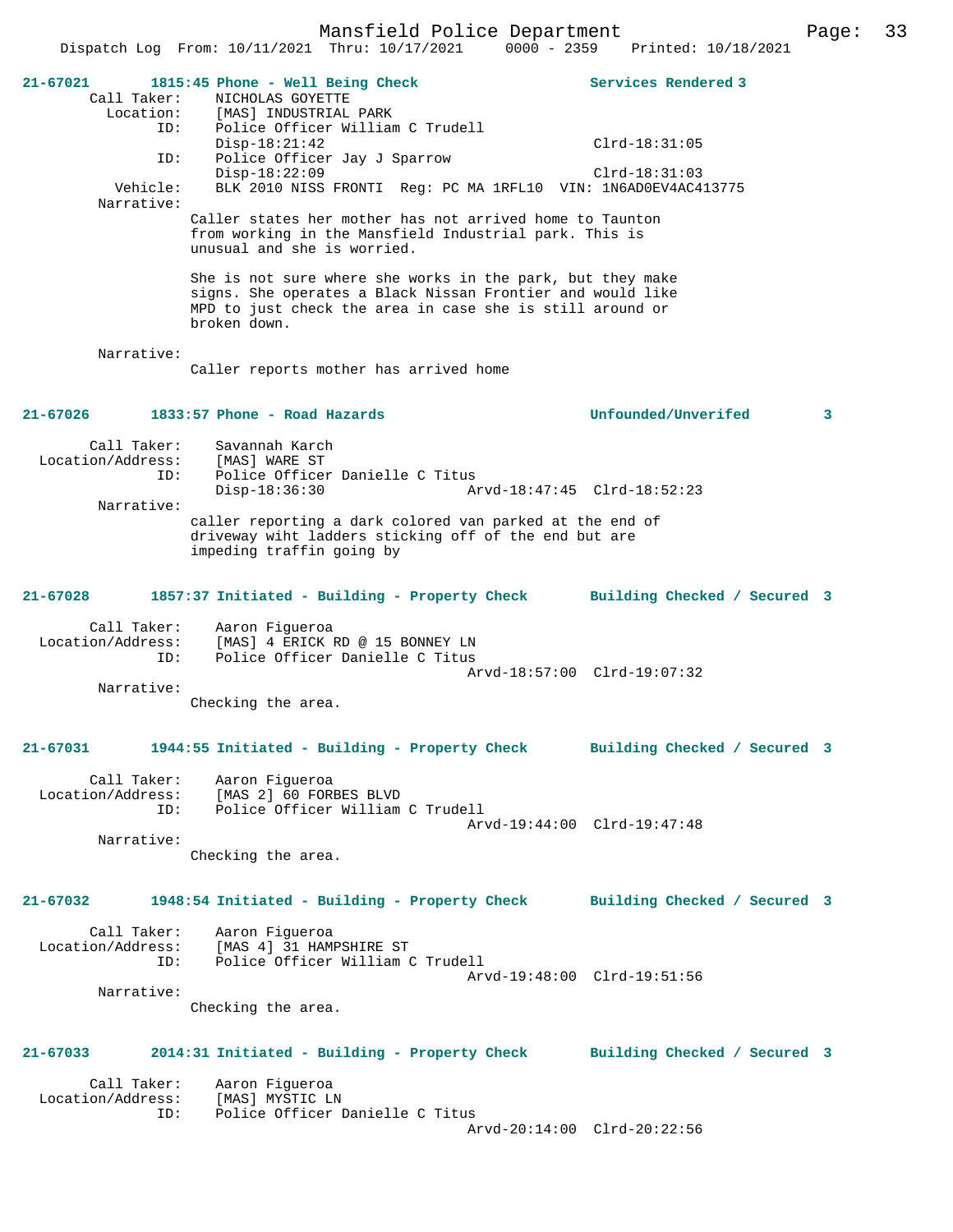**21-67021 1815:45 Phone - Well Being Check — Services Rendered 3**

Call Taker: NICHOLAS GOYETTE
Location: [MAS] INDUSTRIAL PARK
ID: Police Officer William C Trudell
Disp-18:21:42 Clrd-18:31:05
ID: Police Officer Jay J Sparrow
Disp-18:22:09 Clrd-18:31:03
Vehicle: BLK 2010 NISS FRONTI Reg: PC MA 1RFL10 VIN: 1N6AD0EV4AC413775
Narrative:
Caller states her mother has not arrived home to Taunton from working in the Mansfield Industrial park. This is unusual and she is worried.

She is not sure where she works in the park, but they make signs. She operates a Black Nissan Frontier and would like MPD to just check the area in case she is still around or broken down.

Narrative:
Caller reports mother has arrived home

**21-67026 1833:57 Phone - Road Hazards — Unfounded/Unverifed 3**

Call Taker: Savannah Karch
Location/Address: [MAS] WARE ST
ID: Police Officer Danielle C Titus
Disp-18:36:30 Arvd-18:47:45 Clrd-18:52:23
Narrative:
caller reporting a dark colored van parked at the end of driveway wiht ladders sticking off of the end but are impeding traffin going by

**21-67028 1857:37 Initiated - Building - Property Check — Building Checked / Secured 3**

Call Taker: Aaron Figueroa
Location/Address: [MAS] 4 ERICK RD @ 15 BONNEY LN
ID: Police Officer Danielle C Titus
Arvd-18:57:00 Clrd-19:07:32
Narrative:
Checking the area.

**21-67031 1944:55 Initiated - Building - Property Check — Building Checked / Secured 3**

Call Taker: Aaron Figueroa
Location/Address: [MAS 2] 60 FORBES BLVD
ID: Police Officer William C Trudell
Arvd-19:44:00 Clrd-19:47:48
Narrative:
Checking the area.

**21-67032 1948:54 Initiated - Building - Property Check — Building Checked / Secured 3**

Call Taker: Aaron Figueroa
Location/Address: [MAS 4] 31 HAMPSHIRE ST
ID: Police Officer William C Trudell
Arvd-19:48:00 Clrd-19:51:56
Narrative:
Checking the area.

**21-67033 2014:31 Initiated - Building - Property Check — Building Checked / Secured 3**

Call Taker: Aaron Figueroa
Location/Address: [MAS] MYSTIC LN
ID: Police Officer Danielle C Titus
Arvd-20:14:00 Clrd-20:22:56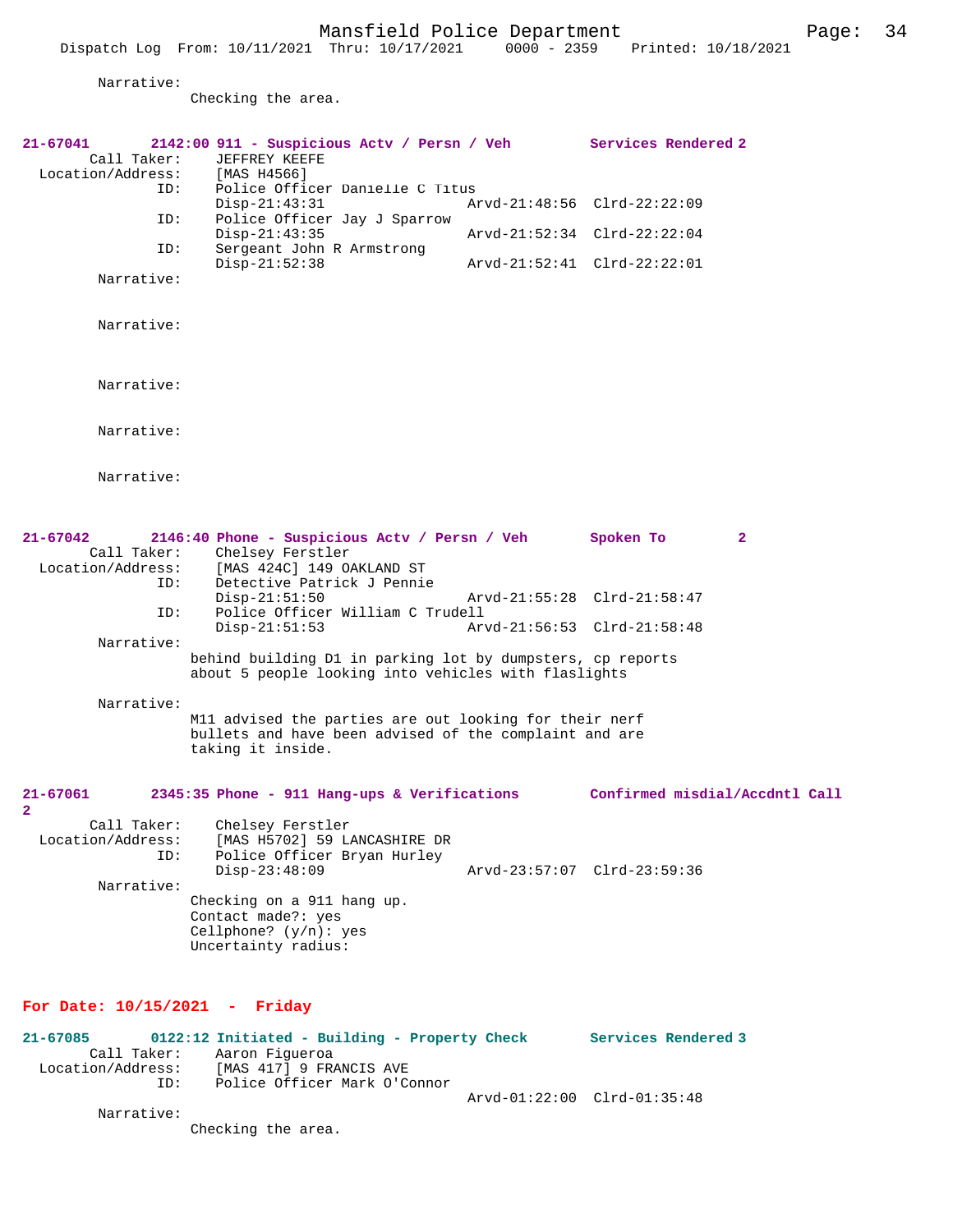Narrative:
Checking the area.

**21-67041 2142:00 911 - Suspicious Actv / Persn / Veh Services Rendered 2**

Call Taker: JEFFREY KEEFE
Location/Address: [MAS H4566]
ID: Police Officer Danielle C Titus
Disp-21:43:31 Arvd-21:48:56 Clrd-22:22:09
ID: Police Officer Jay J Sparrow
Disp-21:43:35 Arvd-21:52:34 Clrd-22:22:04
ID: Sergeant John R Armstrong
Disp-21:52:38 Arvd-21:52:41 Clrd-22:22:01

Narrative:

Narrative:

Narrative:

Narrative:

Narrative:

**21-67042 2146:40 Phone - Suspicious Actv / Persn / Veh Spoken To 2**

Call Taker: Chelsey Ferstler
Location/Address: [MAS 424C] 149 OAKLAND ST
ID: Detective Patrick J Pennie
Disp-21:51:50 Arvd-21:55:28 Clrd-21:58:47
ID: Police Officer William C Trudell
Disp-21:51:53 Arvd-21:56:53 Clrd-21:58:48

Narrative:
behind building D1 in parking lot by dumpsters, cp reports about 5 people looking into vehicles with flaslights

Narrative:
M11 advised the parties are out looking for their nerf bullets and have been advised of the complaint and are taking it inside.

**21-67061 2345:35 Phone - 911 Hang-ups & Verifications Confirmed misdial/Accdntl Call 2**

Call Taker: Chelsey Ferstler
Location/Address: [MAS H5702] 59 LANCASHIRE DR
ID: Police Officer Bryan Hurley
Disp-23:48:09 Arvd-23:57:07 Clrd-23:59:36

Narrative:
Checking on a 911 hang up.
Contact made?: yes
Cellphone? (y/n): yes
Uncertainty radius:

## For Date: 10/15/2021 - Friday

**21-67085 0122:12 Initiated - Building - Property Check Services Rendered 3**

Call Taker: Aaron Figueroa
Location/Address: [MAS 417] 9 FRANCIS AVE
ID: Police Officer Mark O'Connor
Arvd-01:22:00 Clrd-01:35:48

Narrative:
Checking the area.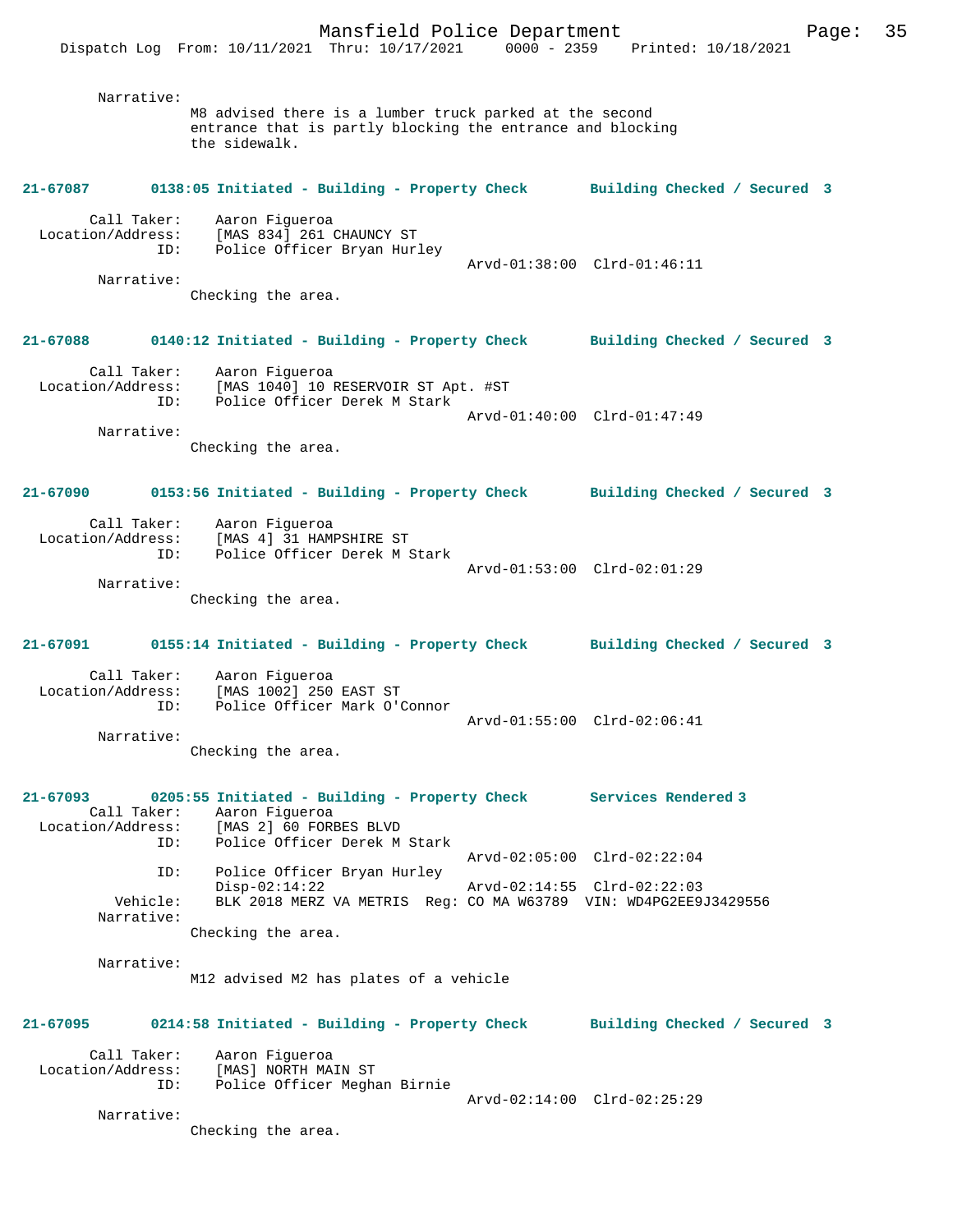Narrative:
M8 advised there is a lumber truck parked at the second entrance that is partly blocking the entrance and blocking the sidewalk.

**21-67087 0138:05 Initiated - Building - Property Check Building Checked / Secured 3**

Call Taker: Aaron Figueroa
Location/Address: [MAS 834] 261 CHAUNCY ST
ID: Police Officer Bryan Hurley
Arvd-01:38:00 Clrd-01:46:11
Narrative:
Checking the area.

**21-67088 0140:12 Initiated - Building - Property Check Building Checked / Secured 3**

Call Taker: Aaron Figueroa
Location/Address: [MAS 1040] 10 RESERVOIR ST Apt. #ST
ID: Police Officer Derek M Stark
Arvd-01:40:00 Clrd-01:47:49
Narrative:
Checking the area.

**21-67090 0153:56 Initiated - Building - Property Check Building Checked / Secured 3**

Call Taker: Aaron Figueroa
Location/Address: [MAS 4] 31 HAMPSHIRE ST
ID: Police Officer Derek M Stark
Arvd-01:53:00 Clrd-02:01:29
Narrative:
Checking the area.

**21-67091 0155:14 Initiated - Building - Property Check Building Checked / Secured 3**

Call Taker: Aaron Figueroa
Location/Address: [MAS 1002] 250 EAST ST
ID: Police Officer Mark O'Connor
Arvd-01:55:00 Clrd-02:06:41
Narrative:
Checking the area.

**21-67093 0205:55 Initiated - Building - Property Check Services Rendered 3**

Call Taker: Aaron Figueroa
Location/Address: [MAS 2] 60 FORBES BLVD
ID: Police Officer Derek M Stark
Arvd-02:05:00 Clrd-02:22:04
ID: Police Officer Bryan Hurley
Disp-02:14:22 Arvd-02:14:55 Clrd-02:22:03
Vehicle: BLK 2018 MERZ VA METRIS Reg: CO MA W63789 VIN: WD4PG2EE9J3429556
Narrative:
Checking the area.

Narrative:
M12 advised M2 has plates of a vehicle

**21-67095 0214:58 Initiated - Building - Property Check Building Checked / Secured 3**

Call Taker: Aaron Figueroa
Location/Address: [MAS] NORTH MAIN ST
ID: Police Officer Meghan Birnie
Arvd-02:14:00 Clrd-02:25:29
Narrative:
Checking the area.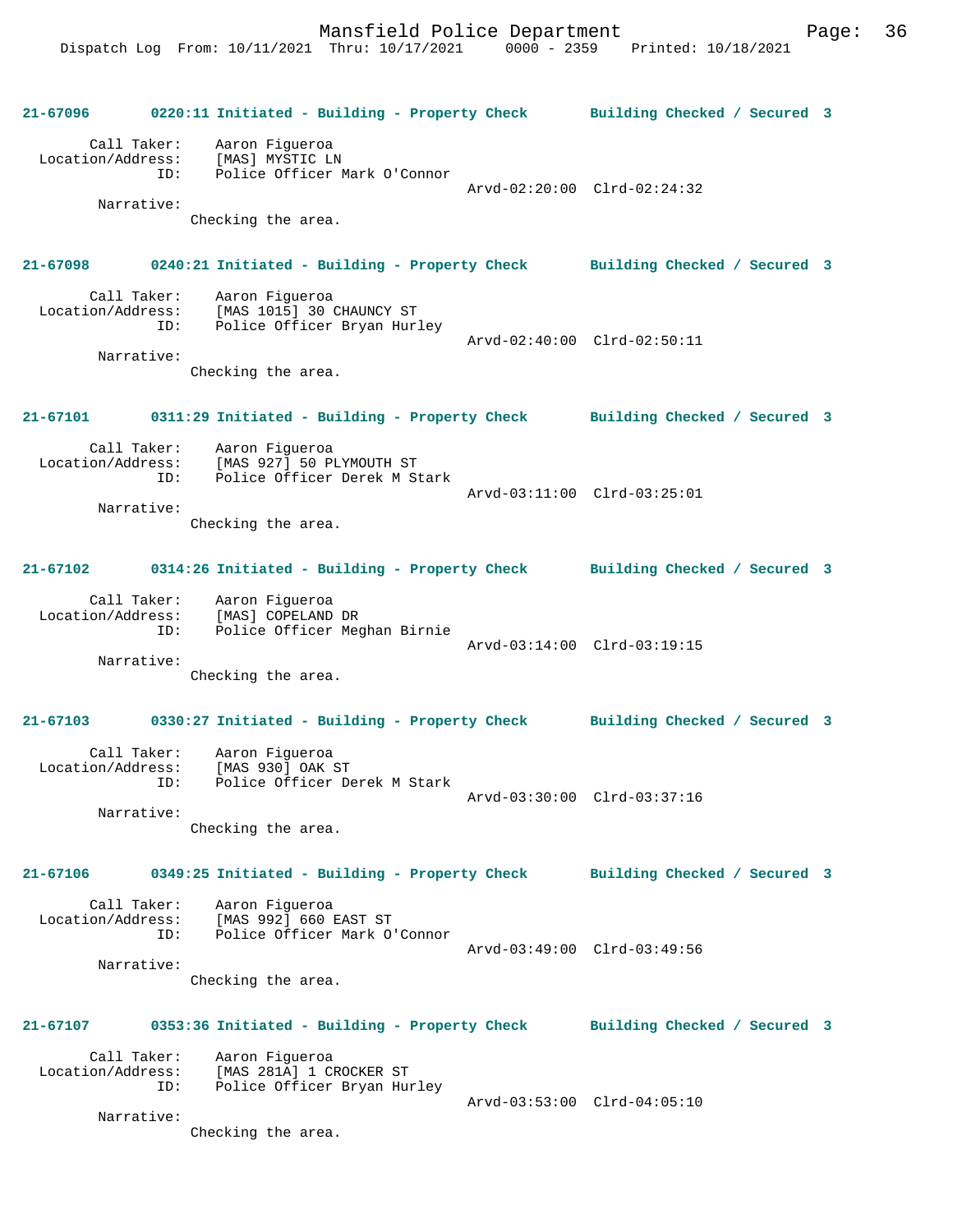**21-67096 0220:11 Initiated - Building - Property Check Building Checked / Secured 3**

Call Taker: Aaron Figueroa
Location/Address: [MAS] MYSTIC LN
ID: Police Officer Mark O'Connor
Arvd-02:20:00 Clrd-02:24:32
Narrative:
Checking the area.

**21-67098 0240:21 Initiated - Building - Property Check Building Checked / Secured 3**

Call Taker: Aaron Figueroa
Location/Address: [MAS 1015] 30 CHAUNCY ST
ID: Police Officer Bryan Hurley
Arvd-02:40:00 Clrd-02:50:11
Narrative:
Checking the area.

**21-67101 0311:29 Initiated - Building - Property Check Building Checked / Secured 3**

Call Taker: Aaron Figueroa
Location/Address: [MAS 927] 50 PLYMOUTH ST
ID: Police Officer Derek M Stark
Arvd-03:11:00 Clrd-03:25:01
Narrative:
Checking the area.

**21-67102 0314:26 Initiated - Building - Property Check Building Checked / Secured 3**

Call Taker: Aaron Figueroa
Location/Address: [MAS] COPELAND DR
ID: Police Officer Meghan Birnie
Arvd-03:14:00 Clrd-03:19:15
Narrative:
Checking the area.

**21-67103 0330:27 Initiated - Building - Property Check Building Checked / Secured 3**

Call Taker: Aaron Figueroa
Location/Address: [MAS 930] OAK ST
ID: Police Officer Derek M Stark
Arvd-03:30:00 Clrd-03:37:16
Narrative:
Checking the area.

**21-67106 0349:25 Initiated - Building - Property Check Building Checked / Secured 3**

Call Taker: Aaron Figueroa
Location/Address: [MAS 992] 660 EAST ST
ID: Police Officer Mark O'Connor
Arvd-03:49:00 Clrd-03:49:56
Narrative:
Checking the area.

**21-67107 0353:36 Initiated - Building - Property Check Building Checked / Secured 3**

Call Taker: Aaron Figueroa
Location/Address: [MAS 281A] 1 CROCKER ST
ID: Police Officer Bryan Hurley
Arvd-03:53:00 Clrd-04:05:10
Narrative:
Checking the area.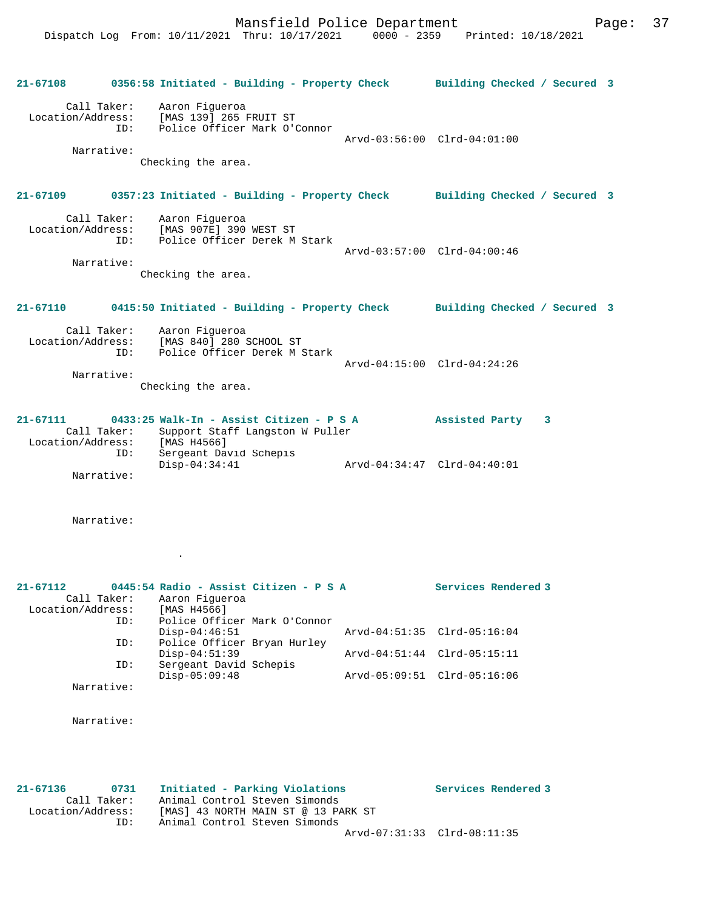**21-67108** 0356:58 Initiated - Building - Property Check Building Checked / Secured 3

Call Taker: Aaron Figueroa
Location/Address: [MAS 139] 265 FRUIT ST
ID: Police Officer Mark O'Connor
Arvd-03:56:00 Clrd-04:01:00

Narrative:
Checking the area.

**21-67109** 0357:23 Initiated - Building - Property Check Building Checked / Secured 3

Call Taker: Aaron Figueroa
Location/Address: [MAS 907E] 390 WEST ST
ID: Police Officer Derek M Stark
Arvd-03:57:00 Clrd-04:00:46

Narrative:
Checking the area.

**21-67110** 0415:50 Initiated - Building - Property Check Building Checked / Secured 3

Call Taker: Aaron Figueroa
Location/Address: [MAS 840] 280 SCHOOL ST
ID: Police Officer Derek M Stark
Arvd-04:15:00 Clrd-04:24:26

Narrative:
Checking the area.

**21-67111** 0433:25 Walk-In - Assist Citizen - P S A Assisted Party 3

Call Taker: Support Staff Langston W Puller
Location/Address: [MAS H4566]
ID: Sergeant David Schepis
Disp-04:34:41 Arvd-04:34:47 Clrd-04:40:01

Narrative:

Narrative:
.

**21-67112** 0445:54 Radio - Assist Citizen - P S A Services Rendered 3

Call Taker: Aaron Figueroa
Location/Address: [MAS H4566]
ID: Police Officer Mark O'Connor
Disp-04:46:51 Arvd-04:51:35 Clrd-05:16:04
ID: Police Officer Bryan Hurley
Disp-04:51:39 Arvd-04:51:44 Clrd-05:15:11
ID: Sergeant David Schepis
Disp-05:09:48 Arvd-05:09:51 Clrd-05:16:06

Narrative:

Narrative:

**21-67136** 0731 Initiated - Parking Violations Services Rendered 3

Call Taker: Animal Control Steven Simonds
Location/Address: [MAS] 43 NORTH MAIN ST @ 13 PARK ST
ID: Animal Control Steven Simonds
Arvd-07:31:33 Clrd-08:11:35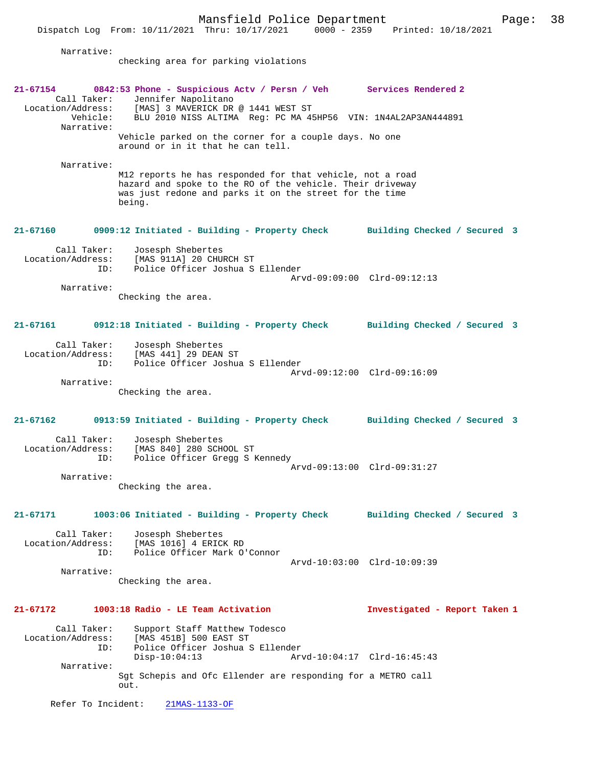Narrative:
checking area for parking violations

**21-67154 0842:53 Phone - Suspicious Actv / Persn / Veh Services Rendered 2**

Call Taker: Jennifer Napolitano
Location/Address: [MAS] 3 MAVERICK DR @ 1441 WEST ST
Vehicle: BLU 2010 NISS ALTIMA Reg: PC MA 45HP56 VIN: 1N4AL2AP3AN444891
Narrative:
Vehicle parked on the corner for a couple days. No one around or in it that he can tell.

Narrative:
M12 reports he has responded for that vehicle, not a road hazard and spoke to the RO of the vehicle. Their driveway was just redone and parks it on the street for the time being.

**21-67160 0909:12 Initiated - Building - Property Check Building Checked / Secured 3**

Call Taker: Josesph Shebertes
Location/Address: [MAS 911A] 20 CHURCH ST
ID: Police Officer Joshua S Ellender
Arvd-09:09:00 Clrd-09:12:13
Narrative:
Checking the area.

**21-67161 0912:18 Initiated - Building - Property Check Building Checked / Secured 3**

Call Taker: Josesph Shebertes
Location/Address: [MAS 441] 29 DEAN ST
ID: Police Officer Joshua S Ellender
Arvd-09:12:00 Clrd-09:16:09
Narrative:
Checking the area.

**21-67162 0913:59 Initiated - Building - Property Check Building Checked / Secured 3**

Call Taker: Josesph Shebertes
Location/Address: [MAS 840] 280 SCHOOL ST
ID: Police Officer Gregg S Kennedy
Arvd-09:13:00 Clrd-09:31:27
Narrative:
Checking the area.

**21-67171 1003:06 Initiated - Building - Property Check Building Checked / Secured 3**

Call Taker: Josesph Shebertes
Location/Address: [MAS 1016] 4 ERICK RD
ID: Police Officer Mark O'Connor
Arvd-10:03:00 Clrd-10:09:39
Narrative:
Checking the area.

**21-67172 1003:18 Radio - LE Team Activation Investigated - Report Taken 1**

Call Taker: Support Staff Matthew Todesco
Location/Address: [MAS 451B] 500 EAST ST
ID: Police Officer Joshua S Ellender
Disp-10:04:13 Arvd-10:04:17 Clrd-16:45:43
Narrative:
Sgt Schepis and Ofc Ellender are responding for a METRO call out.

Refer To Incident: 21MAS-1133-OF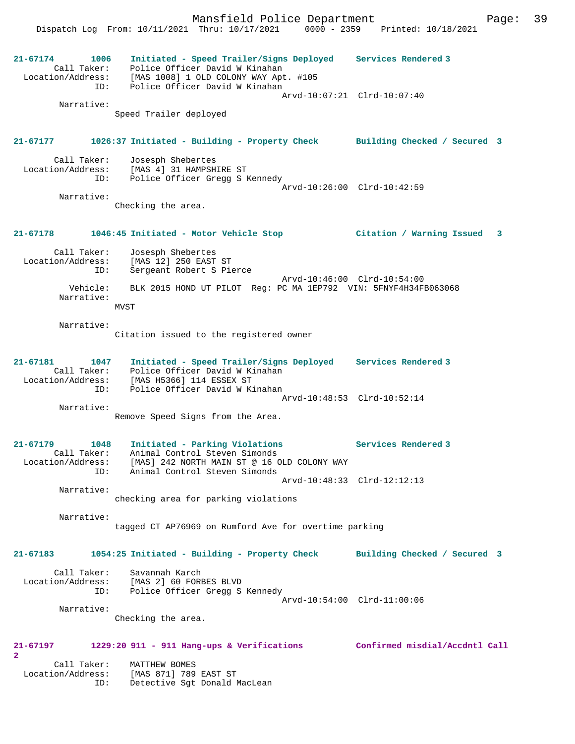**21-67174 1006 Initiated - Speed Trailer/Signs Deployed — Services Rendered 3**

Call Taker: Police Officer David W Kinahan
Location/Address: [MAS 1008] 1 OLD COLONY WAY Apt. #105
ID: Police Officer David W Kinahan
Arvd-10:07:21 Clrd-10:07:40

Narrative:
Speed Trailer deployed

**21-67177 1026:37 Initiated - Building - Property Check — Building Checked / Secured 3**

Call Taker: Josesph Shebertes
Location/Address: [MAS 4] 31 HAMPSHIRE ST
ID: Police Officer Gregg S Kennedy
Arvd-10:26:00 Clrd-10:42:59

Narrative:
Checking the area.

**21-67178 1046:45 Initiated - Motor Vehicle Stop — Citation / Warning Issued 3**

Call Taker: Josesph Shebertes
Location/Address: [MAS 12] 250 EAST ST
ID: Sergeant Robert S Pierce
Arvd-10:46:00 Clrd-10:54:00
Vehicle: BLK 2015 HOND UT PILOT Reg: PC MA 1EP792 VIN: 5FNYF4H34FB063068

Narrative:
MVST

Narrative:
Citation issued to the registered owner

**21-67181 1047 Initiated - Speed Trailer/Signs Deployed — Services Rendered 3**

Call Taker: Police Officer David W Kinahan
Location/Address: [MAS H5366] 114 ESSEX ST
ID: Police Officer David W Kinahan
Arvd-10:48:53 Clrd-10:52:14

Narrative:
Remove Speed Signs from the Area.

**21-67179 1048 Initiated - Parking Violations — Services Rendered 3**

Call Taker: Animal Control Steven Simonds
Location/Address: [MAS] 242 NORTH MAIN ST @ 16 OLD COLONY WAY
ID: Animal Control Steven Simonds
Arvd-10:48:33 Clrd-12:12:13

Narrative:
checking area for parking violations

Narrative:
tagged CT AP76969 on Rumford Ave for overtime parking

**21-67183 1054:25 Initiated - Building - Property Check — Building Checked / Secured 3**

Call Taker: Savannah Karch
Location/Address: [MAS 2] 60 FORBES BLVD
ID: Police Officer Gregg S Kennedy
Arvd-10:54:00 Clrd-11:00:06

Narrative:
Checking the area.

**21-67197 1229:20 911 - 911 Hang-ups & Verifications — Confirmed misdial/Accdntl Call 2**

Call Taker: MATTHEW BOMES
Location/Address: [MAS 871] 789 EAST ST
ID: Detective Sgt Donald MacLean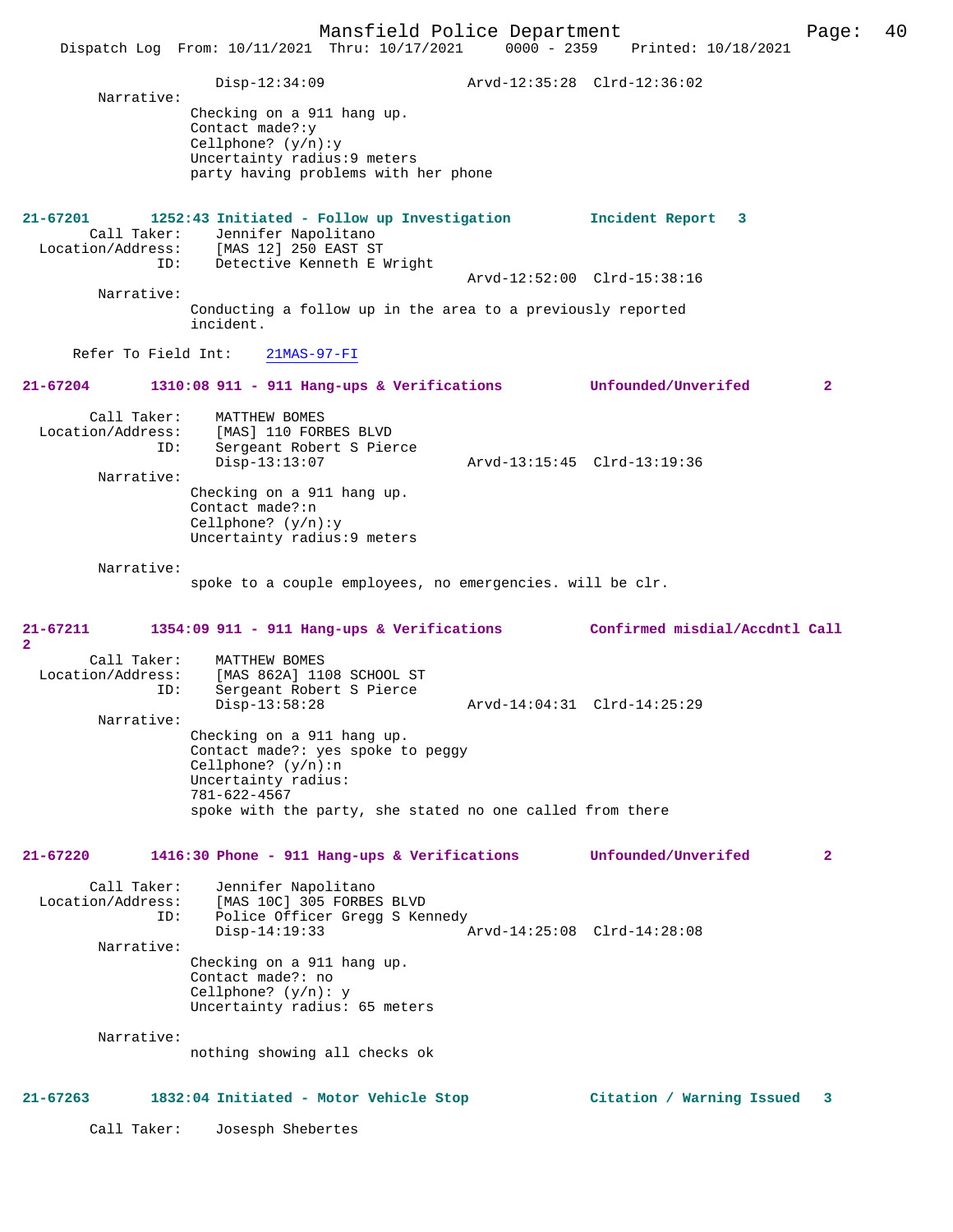Disp-12:34:09 Arvd-12:35:28 Clrd-12:36:02

Narrative:

Checking on a 911 hang up.
Contact made?:y
Cellphone? (y/n):y
Uncertainty radius:9 meters
party having problems with her phone

**21-67201 1252:43 Initiated - Follow up Investigation Incident Report 3**

Call Taker: Jennifer Napolitano
Location/Address: [MAS 12] 250 EAST ST
ID: Detective Kenneth E Wright
Arvd-12:52:00 Clrd-15:38:16

Narrative:

Conducting a follow up in the area to a previously reported incident.

Refer To Field Int: 21MAS-97-FI

**21-67204 1310:08 911 - 911 Hang-ups & Verifications Unfounded/Unverifed 2**

Call Taker: MATTHEW BOMES
Location/Address: [MAS] 110 FORBES BLVD
ID: Sergeant Robert S Pierce
Disp-13:13:07 Arvd-13:15:45 Clrd-13:19:36

Narrative:

Checking on a 911 hang up.
Contact made?:n
Cellphone? (y/n):y
Uncertainty radius:9 meters

Narrative:

spoke to a couple employees, no emergencies. will be clr.

**21-67211 1354:09 911 - 911 Hang-ups & Verifications Confirmed misdial/Accdntl Call 2**

Call Taker: MATTHEW BOMES
Location/Address: [MAS 862A] 1108 SCHOOL ST
ID: Sergeant Robert S Pierce
Disp-13:58:28 Arvd-14:04:31 Clrd-14:25:29

Narrative:

Checking on a 911 hang up.
Contact made?: yes spoke to peggy
Cellphone? (y/n):n
Uncertainty radius:
781-622-4567
spoke with the party, she stated no one called from there

**21-67220 1416:30 Phone - 911 Hang-ups & Verifications Unfounded/Unverifed 2**

Call Taker: Jennifer Napolitano
Location/Address: [MAS 10C] 305 FORBES BLVD
ID: Police Officer Gregg S Kennedy
Disp-14:19:33 Arvd-14:25:08 Clrd-14:28:08

Narrative:

Checking on a 911 hang up.
Contact made?: no
Cellphone? (y/n): y
Uncertainty radius: 65 meters

Narrative:

nothing showing all checks ok

**21-67263 1832:04 Initiated - Motor Vehicle Stop Citation / Warning Issued 3**

Call Taker: Josesph Shebertes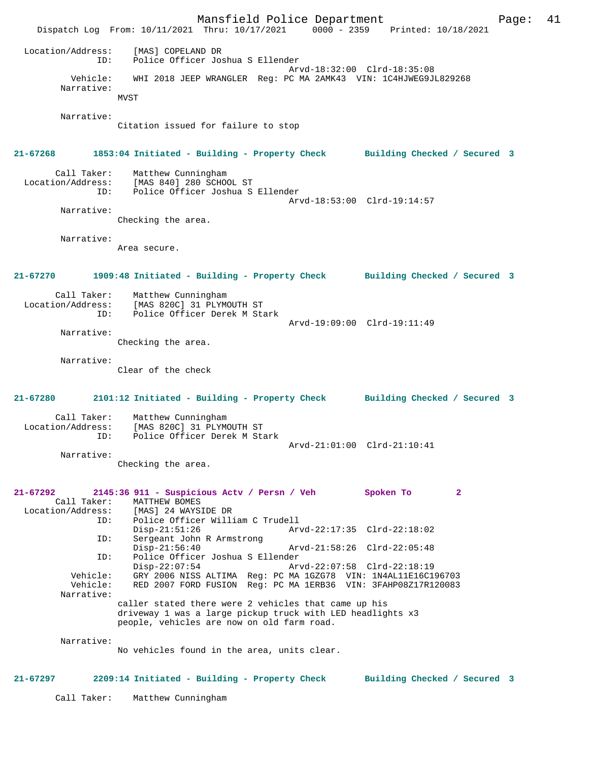Location/Address: [MAS] COPELAND DR
ID: Police Officer Joshua S Ellender
Arvd-18:32:00 Clrd-18:35:08
Vehicle: WHI 2018 JEEP WRANGLER Reg: PC MA 2AMK43 VIN: 1C4HJWEG9JL829268
Narrative:
MVST

Narrative:
Citation issued for failure to stop

**21-67268 1853:04 Initiated - Building - Property Check Building Checked / Secured 3**

Call Taker: Matthew Cunningham
Location/Address: [MAS 840] 280 SCHOOL ST
ID: Police Officer Joshua S Ellender
Arvd-18:53:00 Clrd-19:14:57
Narrative:
Checking the area.

Narrative:
Area secure.

**21-67270 1909:48 Initiated - Building - Property Check Building Checked / Secured 3**

Call Taker: Matthew Cunningham
Location/Address: [MAS 820C] 31 PLYMOUTH ST
ID: Police Officer Derek M Stark
Arvd-19:09:00 Clrd-19:11:49
Narrative:
Checking the area.

Narrative:
Clear of the check

**21-67280 2101:12 Initiated - Building - Property Check Building Checked / Secured 3**

Call Taker: Matthew Cunningham
Location/Address: [MAS 820C] 31 PLYMOUTH ST
ID: Police Officer Derek M Stark
Arvd-21:01:00 Clrd-21:10:41
Narrative:
Checking the area.

**21-67292 2145:36 911 - Suspicious Actv / Persn / Veh Spoken To 2**

Call Taker: MATTHEW BOMES
Location/Address: [MAS] 24 WAYSIDE DR
ID: Police Officer William C Trudell
Disp-21:51:26 Arvd-22:17:35 Clrd-22:18:02
ID: Sergeant John R Armstrong
Disp-21:56:40 Arvd-21:58:26 Clrd-22:05:48
ID: Police Officer Joshua S Ellender
Disp-22:07:54 Arvd-22:07:58 Clrd-22:18:19
Vehicle: GRY 2006 NISS ALTIMA Reg: PC MA 1GZG78 VIN: 1N4AL11E16C196703
Vehicle: RED 2007 FORD FUSION Reg: PC MA 1ERB36 VIN: 3FAHP08Z17R120083
Narrative:
caller stated there were 2 vehicles that came up his driveway 1 was a large pickup truck with LED headlights x3 people, vehicles are now on old farm road.

Narrative:
No vehicles found in the area, units clear.

**21-67297 2209:14 Initiated - Building - Property Check Building Checked / Secured 3**

Call Taker: Matthew Cunningham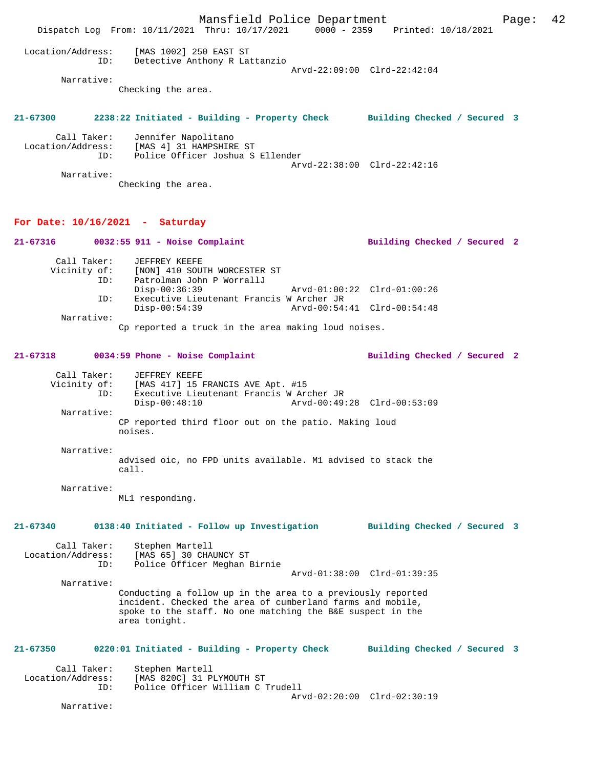```
Location/Address:     [MAS 1002] 250 EAST ST
              ID:     Detective Anthony R Lattanzio
                                                Arvd-22:09:00  Clrd-22:42:04
       Narrative:
                Checking the area.
```

**21-67300        2238:22 Initiated - Building - Property Check        Building Checked / Secured  3**

```
      Call Taker:     Jennifer Napolitano
Location/Address:     [MAS 4] 31 HAMPSHIRE ST
              ID:     Police Officer Joshua S Ellender
                                                Arvd-22:38:00  Clrd-22:42:16
       Narrative:
                Checking the area.
```

## For Date: 10/16/2021 - Saturday

**21-67316        0032:55 911 - Noise Complaint        Building Checked / Secured  2**

```
      Call Taker:     JEFFREY KEEFE
     Vicinity of:     [NON] 410 SOUTH WORCESTER ST
              ID:     Patrolman John P WorrallJ
                      Disp-00:36:39             Arvd-01:00:22  Clrd-01:00:26
              ID:     Executive Lieutenant Francis W Archer JR
                      Disp-00:54:39             Arvd-00:54:41  Clrd-00:54:48
       Narrative:
                Cp reported a truck in the area making loud noises.
```

**21-67318        0034:59 Phone - Noise Complaint        Building Checked / Secured  2**

```
      Call Taker:     JEFFREY KEEFE
     Vicinity of:     [MAS 417] 15 FRANCIS AVE Apt. #15
              ID:     Executive Lieutenant Francis W Archer JR
                      Disp-00:48:10             Arvd-00:49:28  Clrd-00:53:09
       Narrative:
                CP reported third floor out on the patio. Making loud
                noises.

       Narrative:
                advised oic, no FPD units available. M1 advised to stack the
                call.

       Narrative:
                ML1 responding.
```

**21-67340        0138:40 Initiated - Follow up Investigation        Building Checked / Secured  3**

```
      Call Taker:     Stephen Martell
Location/Address:     [MAS 65] 30 CHAUNCY ST
              ID:     Police Officer Meghan Birnie
                                                Arvd-01:38:00  Clrd-01:39:35
       Narrative:
                Conducting a follow up in the area to a previously reported
                incident. Checked the area of cumberland farms and mobile,
                spoke to the staff. No one matching the B&E suspect in the
                area tonight.
```

**21-67350        0220:01 Initiated - Building - Property Check        Building Checked / Secured  3**

```
      Call Taker:     Stephen Martell
Location/Address:     [MAS 820C] 31 PLYMOUTH ST
              ID:     Police Officer William C Trudell
                                                Arvd-02:20:00  Clrd-02:30:19
       Narrative:
```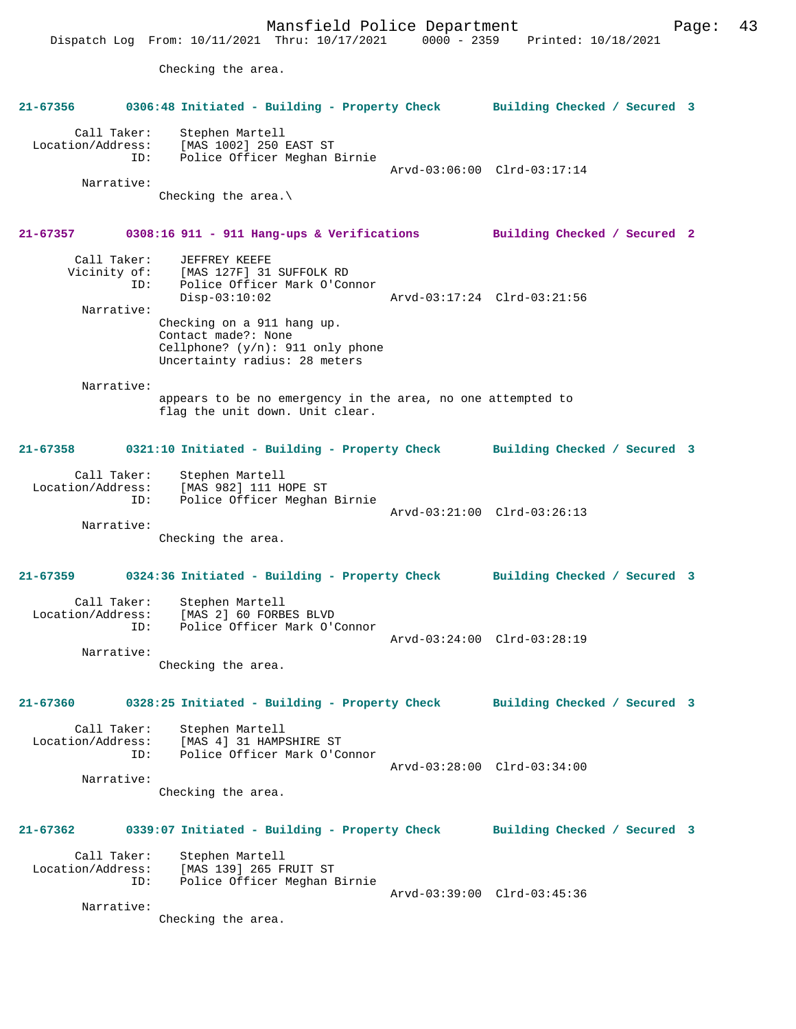Checking the area.

**21-67356 0306:48 Initiated - Building - Property Check Building Checked / Secured 3**

Call Taker: Stephen Martell
Location/Address: [MAS 1002] 250 EAST ST
ID: Police Officer Meghan Birnie
Arvd-03:06:00 Clrd-03:17:14

Narrative:
Checking the area.\

**21-67357 0308:16 911 - 911 Hang-ups & Verifications Building Checked / Secured 2**

Call Taker: JEFFREY KEEFE
Vicinity of: [MAS 127F] 31 SUFFOLK RD
ID: Police Officer Mark O'Connor
Disp-03:10:02 Arvd-03:17:24 Clrd-03:21:56

Narrative:
Checking on a 911 hang up.
Contact made?: None
Cellphone? (y/n): 911 only phone
Uncertainty radius: 28 meters

Narrative:
appears to be no emergency in the area, no one attempted to flag the unit down. Unit clear.

**21-67358 0321:10 Initiated - Building - Property Check Building Checked / Secured 3**

Call Taker: Stephen Martell
Location/Address: [MAS 982] 111 HOPE ST
ID: Police Officer Meghan Birnie
Arvd-03:21:00 Clrd-03:26:13

Narrative:
Checking the area.

**21-67359 0324:36 Initiated - Building - Property Check Building Checked / Secured 3**

Call Taker: Stephen Martell
Location/Address: [MAS 2] 60 FORBES BLVD
ID: Police Officer Mark O'Connor
Arvd-03:24:00 Clrd-03:28:19

Narrative:
Checking the area.

**21-67360 0328:25 Initiated - Building - Property Check Building Checked / Secured 3**

Call Taker: Stephen Martell
Location/Address: [MAS 4] 31 HAMPSHIRE ST
ID: Police Officer Mark O'Connor
Arvd-03:28:00 Clrd-03:34:00

Narrative:
Checking the area.

**21-67362 0339:07 Initiated - Building - Property Check Building Checked / Secured 3**

Call Taker: Stephen Martell
Location/Address: [MAS 139] 265 FRUIT ST
ID: Police Officer Meghan Birnie
Arvd-03:39:00 Clrd-03:45:36

Narrative:
Checking the area.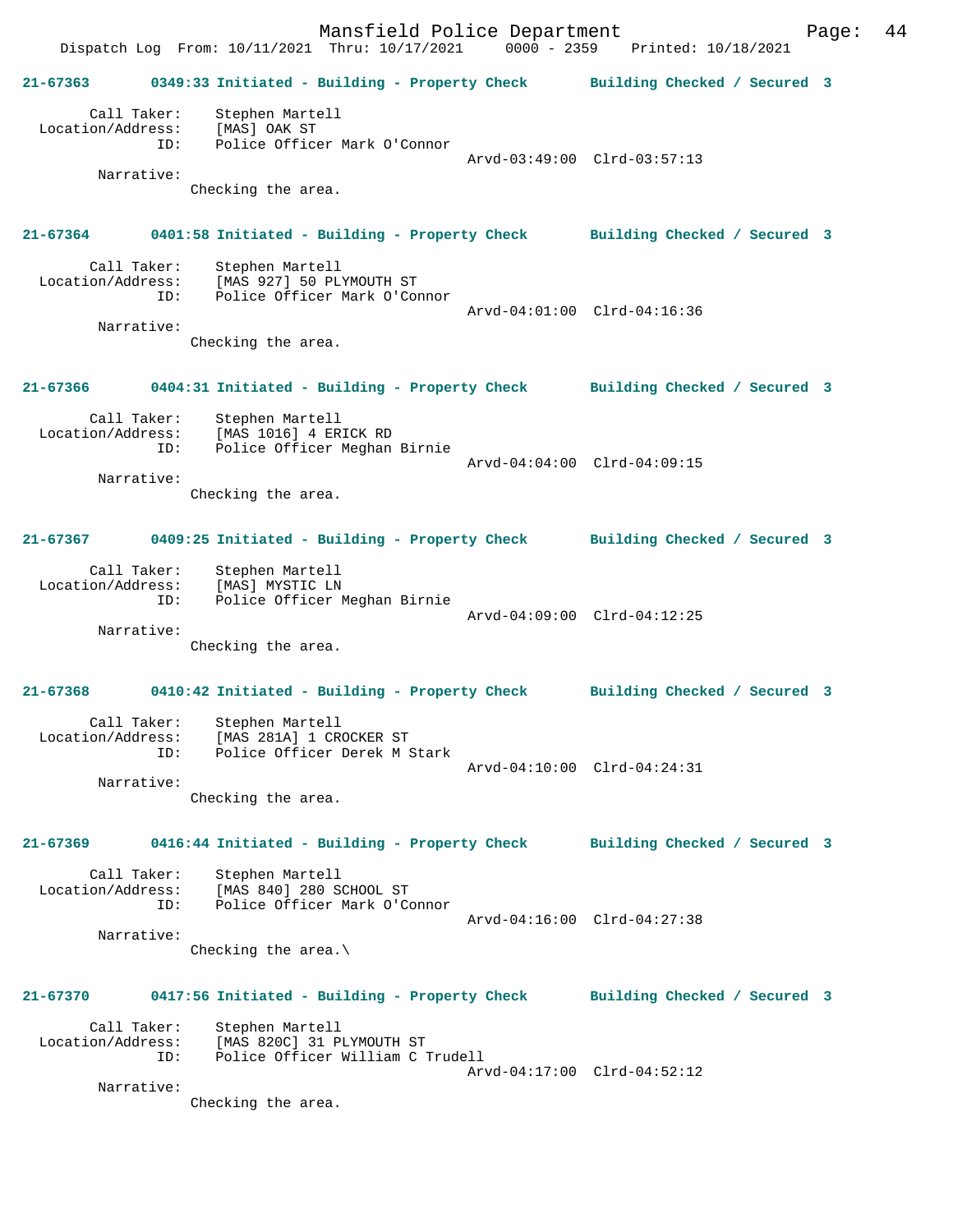**21-67363 0349:33 Initiated - Building - Property Check Building Checked / Secured 3**

Call Taker: Stephen Martell
Location/Address: [MAS] OAK ST
ID: Police Officer Mark O'Connor
Arvd-03:49:00 Clrd-03:57:13
Narrative:
Checking the area.

**21-67364 0401:58 Initiated - Building - Property Check Building Checked / Secured 3**

Call Taker: Stephen Martell
Location/Address: [MAS 927] 50 PLYMOUTH ST
ID: Police Officer Mark O'Connor
Arvd-04:01:00 Clrd-04:16:36
Narrative:
Checking the area.

**21-67366 0404:31 Initiated - Building - Property Check Building Checked / Secured 3**

Call Taker: Stephen Martell
Location/Address: [MAS 1016] 4 ERICK RD
ID: Police Officer Meghan Birnie
Arvd-04:04:00 Clrd-04:09:15
Narrative:
Checking the area.

**21-67367 0409:25 Initiated - Building - Property Check Building Checked / Secured 3**

Call Taker: Stephen Martell
Location/Address: [MAS] MYSTIC LN
ID: Police Officer Meghan Birnie
Arvd-04:09:00 Clrd-04:12:25
Narrative:
Checking the area.

**21-67368 0410:42 Initiated - Building - Property Check Building Checked / Secured 3**

Call Taker: Stephen Martell
Location/Address: [MAS 281A] 1 CROCKER ST
ID: Police Officer Derek M Stark
Arvd-04:10:00 Clrd-04:24:31
Narrative:
Checking the area.

**21-67369 0416:44 Initiated - Building - Property Check Building Checked / Secured 3**

Call Taker: Stephen Martell
Location/Address: [MAS 840] 280 SCHOOL ST
ID: Police Officer Mark O'Connor
Arvd-04:16:00 Clrd-04:27:38
Narrative:
Checking the area.\

**21-67370 0417:56 Initiated - Building - Property Check Building Checked / Secured 3**

Call Taker: Stephen Martell
Location/Address: [MAS 820C] 31 PLYMOUTH ST
ID: Police Officer William C Trudell
Arvd-04:17:00 Clrd-04:52:12
Narrative:
Checking the area.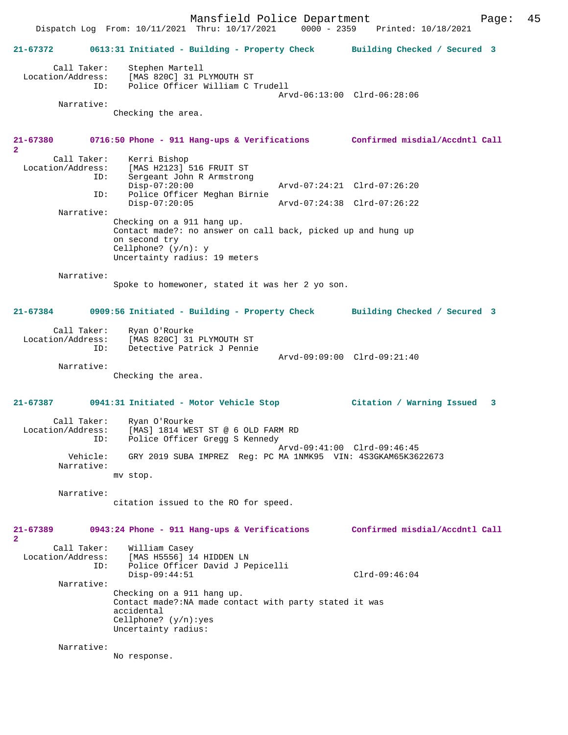**21-67372 0613:31 Initiated - Building - Property Check Building Checked / Secured 3**

```
        Call Taker:    Stephen Martell
  Location/Address:    [MAS 820C] 31 PLYMOUTH ST
                ID:    Police Officer William C Trudell
                                                 Arvd-06:13:00  Clrd-06:28:06
         Narrative:
                Checking the area.
```

**21-67380 0716:50 Phone - 911 Hang-ups & Verifications Confirmed misdial/Accdntl Call 2**

```
        Call Taker:    Kerri Bishop
  Location/Address:    [MAS H2123] 516 FRUIT ST
                ID:    Sergeant John R Armstrong
                       Disp-07:20:00             Arvd-07:24:21  Clrd-07:26:20
                ID:    Police Officer Meghan Birnie
                       Disp-07:20:05             Arvd-07:24:38  Clrd-07:26:22
         Narrative:
                Checking on a 911 hang up.
                Contact made?: no answer on call back, picked up and hung up
                on second try
                Cellphone? (y/n): y
                Uncertainty radius: 19 meters

         Narrative:
                Spoke to homewoner, stated it was her 2 yo son.
```

**21-67384 0909:56 Initiated - Building - Property Check Building Checked / Secured 3**

```
        Call Taker:    Ryan O'Rourke
  Location/Address:    [MAS 820C] 31 PLYMOUTH ST
                ID:    Detective Patrick J Pennie
                                                 Arvd-09:09:00  Clrd-09:21:40
         Narrative:
                Checking the area.
```

**21-67387 0941:31 Initiated - Motor Vehicle Stop Citation / Warning Issued 3**

```
        Call Taker:    Ryan O'Rourke
  Location/Address:    [MAS] 1814 WEST ST @ 6 OLD FARM RD
                ID:    Police Officer Gregg S Kennedy
                                                 Arvd-09:41:00  Clrd-09:46:45
           Vehicle:    GRY 2019 SUBA IMPREZ  Reg: PC MA 1NMK95  VIN: 4S3GKAM65K3622673
         Narrative:
                mv stop.

         Narrative:
                citation issued to the RO for speed.
```

**21-67389 0943:24 Phone - 911 Hang-ups & Verifications Confirmed misdial/Accdntl Call 2**

```
        Call Taker:    William Casey
  Location/Address:    [MAS H5556] 14 HIDDEN LN
                ID:    Police Officer David J Pepicelli
                       Disp-09:44:51                            Clrd-09:46:04
         Narrative:
                Checking on a 911 hang up.
                Contact made?:NA made contact with party stated it was
                accidental
                Cellphone? (y/n):yes
                Uncertainty radius:

         Narrative:
                No response.
```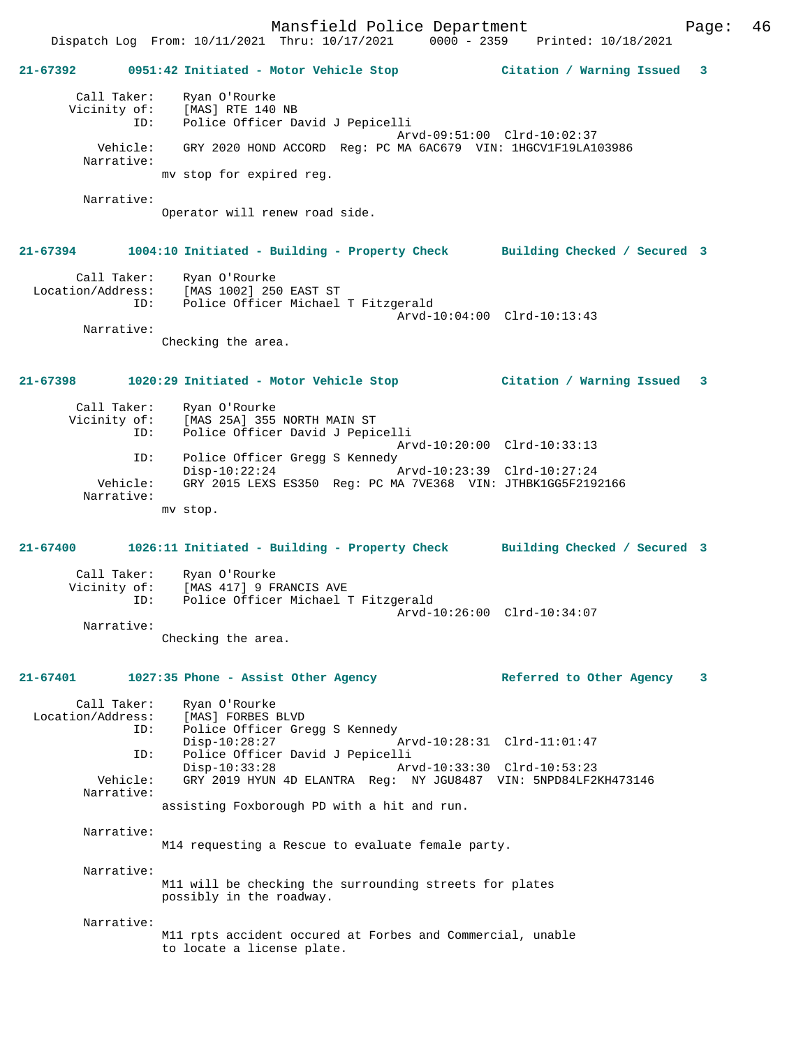**21-67392 0951:42 Initiated - Motor Vehicle Stop — Citation / Warning Issued 3**

```
        Call Taker:    Ryan O'Rourke
       Vicinity of:    [MAS] RTE 140 NB
                ID:    Police Officer David J Pepicelli
                                             Arvd-09:51:00  Clrd-10:02:37
           Vehicle:    GRY 2020 HOND ACCORD  Reg: PC MA 6AC679  VIN: 1HGCV1F19LA103986
         Narrative:
                mv stop for expired reg.

         Narrative:
                Operator will renew road side.
```

**21-67394 1004:10 Initiated - Building - Property Check — Building Checked / Secured 3**

```
        Call Taker:    Ryan O'Rourke
  Location/Address:    [MAS 1002] 250 EAST ST
                ID:    Police Officer Michael T Fitzgerald
                                             Arvd-10:04:00  Clrd-10:13:43
         Narrative:
                Checking the area.
```

**21-67398 1020:29 Initiated - Motor Vehicle Stop — Citation / Warning Issued 3**

```
        Call Taker:    Ryan O'Rourke
       Vicinity of:    [MAS 25A] 355 NORTH MAIN ST
                ID:    Police Officer David J Pepicelli
                                             Arvd-10:20:00  Clrd-10:33:13
                ID:    Police Officer Gregg S Kennedy
                       Disp-10:22:24         Arvd-10:23:39  Clrd-10:27:24
           Vehicle:    GRY 2015 LEXS ES350  Reg: PC MA 7VE368  VIN: JTHBK1GG5F2192166
         Narrative:
                mv stop.
```

**21-67400 1026:11 Initiated - Building - Property Check — Building Checked / Secured 3**

```
        Call Taker:    Ryan O'Rourke
       Vicinity of:    [MAS 417] 9 FRANCIS AVE
                ID:    Police Officer Michael T Fitzgerald
                                             Arvd-10:26:00  Clrd-10:34:07
         Narrative:
                Checking the area.
```

**21-67401 1027:35 Phone - Assist Other Agency — Referred to Other Agency 3**

```
        Call Taker:    Ryan O'Rourke
  Location/Address:    [MAS] FORBES BLVD
                ID:    Police Officer Gregg S Kennedy
                       Disp-10:28:27         Arvd-10:28:31  Clrd-11:01:47
                ID:    Police Officer David J Pepicelli
                       Disp-10:33:28         Arvd-10:33:30  Clrd-10:53:23
           Vehicle:    GRY 2019 HYUN 4D ELANTRA  Reg:  NY JGU8487  VIN: 5NPD84LF2KH473146
         Narrative:
                assisting Foxborough PD with a hit and run.

         Narrative:
                M14 requesting a Rescue to evaluate female party.

         Narrative:
                M11 will be checking the surrounding streets for plates
                possibly in the roadway.

         Narrative:
                M11 rpts accident occured at Forbes and Commercial, unable
                to locate a license plate.
```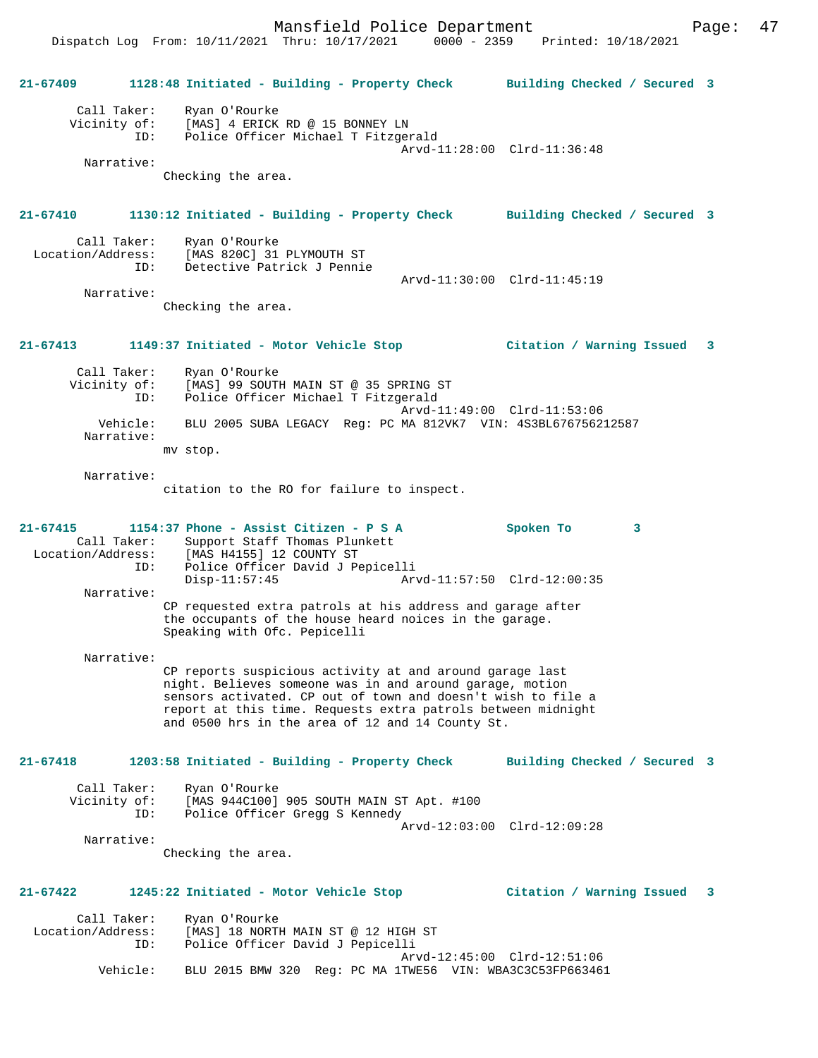**21-67409 1128:48 Initiated - Building - Property Check — Building Checked / Secured 3**

Call Taker: Ryan O'Rourke
Vicinity of: [MAS] 4 ERICK RD @ 15 BONNEY LN
ID: Police Officer Michael T Fitzgerald
Arvd-11:28:00 Clrd-11:36:48
Narrative:
Checking the area.

**21-67410 1130:12 Initiated - Building - Property Check — Building Checked / Secured 3**

Call Taker: Ryan O'Rourke
Location/Address: [MAS 820C] 31 PLYMOUTH ST
ID: Detective Patrick J Pennie
Arvd-11:30:00 Clrd-11:45:19
Narrative:
Checking the area.

**21-67413 1149:37 Initiated - Motor Vehicle Stop — Citation / Warning Issued 3**

Call Taker: Ryan O'Rourke
Vicinity of: [MAS] 99 SOUTH MAIN ST @ 35 SPRING ST
ID: Police Officer Michael T Fitzgerald
Arvd-11:49:00 Clrd-11:53:06
Vehicle: BLU 2005 SUBA LEGACY Reg: PC MA 812VK7 VIN: 4S3BL676756212587
Narrative:
mv stop.

Narrative:
citation to the RO for failure to inspect.

**21-67415 1154:37 Phone - Assist Citizen - P S A — Spoken To 3**

Call Taker: Support Staff Thomas Plunkett
Location/Address: [MAS H4155] 12 COUNTY ST
ID: Police Officer David J Pepicelli
Disp-11:57:45 Arvd-11:57:50 Clrd-12:00:35
Narrative:
CP requested extra patrols at his address and garage after the occupants of the house heard noices in the garage. Speaking with Ofc. Pepicelli

Narrative:
CP reports suspicious activity at and around garage last night. Believes someone was in and around garage, motion sensors activated. CP out of town and doesn't wish to file a report at this time. Requests extra patrols between midnight and 0500 hrs in the area of 12 and 14 County St.

**21-67418 1203:58 Initiated - Building - Property Check — Building Checked / Secured 3**

Call Taker: Ryan O'Rourke
Vicinity of: [MAS 944C100] 905 SOUTH MAIN ST Apt. #100
ID: Police Officer Gregg S Kennedy
Arvd-12:03:00 Clrd-12:09:28
Narrative:
Checking the area.

**21-67422 1245:22 Initiated - Motor Vehicle Stop — Citation / Warning Issued 3**

Call Taker: Ryan O'Rourke
Location/Address: [MAS] 18 NORTH MAIN ST @ 12 HIGH ST
ID: Police Officer David J Pepicelli
Arvd-12:45:00 Clrd-12:51:06
Vehicle: BLU 2015 BMW 320 Reg: PC MA 1TWE56 VIN: WBA3C3C53FP663461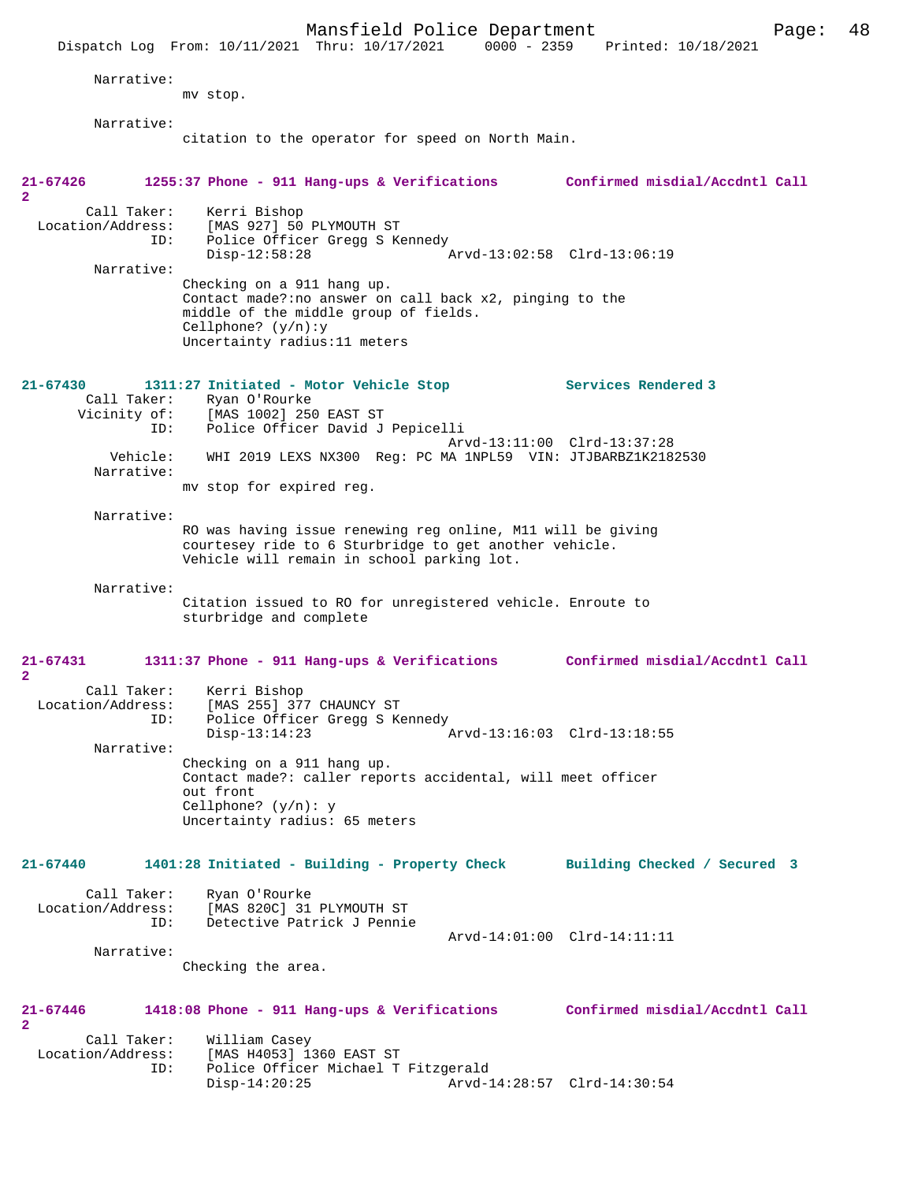Narrative:
mv stop.

Narrative:
citation to the operator for speed on North Main.

**21-67426 1255:37 Phone - 911 Hang-ups & Verifications Confirmed misdial/Accdntl Call 2**

Call Taker: Kerri Bishop
Location/Address: [MAS 927] 50 PLYMOUTH ST
ID: Police Officer Gregg S Kennedy
Disp-12:58:28 Arvd-13:02:58 Clrd-13:06:19

Narrative:
Checking on a 911 hang up.
Contact made?:no answer on call back x2, pinging to the middle of the middle group of fields.
Cellphone? (y/n):y
Uncertainty radius:11 meters

**21-67430 1311:27 Initiated - Motor Vehicle Stop Services Rendered 3**

Call Taker: Ryan O'Rourke
Vicinity of: [MAS 1002] 250 EAST ST
ID: Police Officer David J Pepicelli
Arvd-13:11:00 Clrd-13:37:28
Vehicle: WHI 2019 LEXS NX300 Reg: PC MA 1NPL59 VIN: JTJBARBZ1K2182530

Narrative:
mv stop for expired reg.

Narrative:
RO was having issue renewing reg online, M11 will be giving courtesey ride to 6 Sturbridge to get another vehicle.
Vehicle will remain in school parking lot.

Narrative:
Citation issued to RO for unregistered vehicle. Enroute to sturbridge and complete

**21-67431 1311:37 Phone - 911 Hang-ups & Verifications Confirmed misdial/Accdntl Call 2**

Call Taker: Kerri Bishop
Location/Address: [MAS 255] 377 CHAUNCY ST
ID: Police Officer Gregg S Kennedy
Disp-13:14:23 Arvd-13:16:03 Clrd-13:18:55

Narrative:
Checking on a 911 hang up.
Contact made?: caller reports accidental, will meet officer out front
Cellphone? (y/n): y
Uncertainty radius: 65 meters

**21-67440 1401:28 Initiated - Building - Property Check Building Checked / Secured 3**

Call Taker: Ryan O'Rourke
Location/Address: [MAS 820C] 31 PLYMOUTH ST
ID: Detective Patrick J Pennie
Arvd-14:01:00 Clrd-14:11:11

Narrative:
Checking the area.

**21-67446 1418:08 Phone - 911 Hang-ups & Verifications Confirmed misdial/Accdntl Call 2**

Call Taker: William Casey
Location/Address: [MAS H4053] 1360 EAST ST
ID: Police Officer Michael T Fitzgerald
Disp-14:20:25 Arvd-14:28:57 Clrd-14:30:54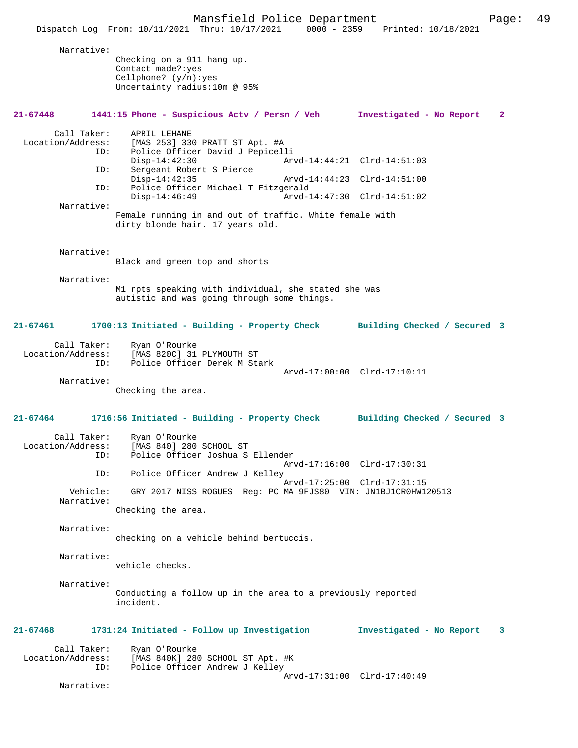Narrative:
Checking on a 911 hang up.
Contact made?:yes
Cellphone? (y/n):yes
Uncertainty radius:10m @ 95%

**21-67448 1441:15 Phone - Suspicious Actv / Persn / Veh Investigated - No Report 2**

Call Taker: APRIL LEHANE
Location/Address: [MAS 253] 330 PRATT ST Apt. #A
ID: Police Officer David J Pepicelli
Disp-14:42:30 Arvd-14:44:21 Clrd-14:51:03
ID: Sergeant Robert S Pierce
Disp-14:42:35 Arvd-14:44:23 Clrd-14:51:00
ID: Police Officer Michael T Fitzgerald
Disp-14:46:49 Arvd-14:47:30 Clrd-14:51:02
Narrative:
Female running in and out of traffic. White female with dirty blonde hair. 17 years old.

Narrative:
Black and green top and shorts

Narrative:
M1 rpts speaking with individual, she stated she was autistic and was going through some things.

**21-67461 1700:13 Initiated - Building - Property Check Building Checked / Secured 3**

Call Taker: Ryan O'Rourke
Location/Address: [MAS 820C] 31 PLYMOUTH ST
ID: Police Officer Derek M Stark
Arvd-17:00:00 Clrd-17:10:11
Narrative:
Checking the area.

**21-67464 1716:56 Initiated - Building - Property Check Building Checked / Secured 3**

Call Taker: Ryan O'Rourke
Location/Address: [MAS 840] 280 SCHOOL ST
ID: Police Officer Joshua S Ellender
Arvd-17:16:00 Clrd-17:30:31
ID: Police Officer Andrew J Kelley
Arvd-17:25:00 Clrd-17:31:15
Vehicle: GRY 2017 NISS ROGUES Reg: PC MA 9FJS80 VIN: JN1BJ1CR0HW120513
Narrative:
Checking the area.

Narrative:
checking on a vehicle behind bertuccis.

Narrative:
vehicle checks.

Narrative:
Conducting a follow up in the area to a previously reported incident.

**21-67468 1731:24 Initiated - Follow up Investigation Investigated - No Report 3**

Call Taker: Ryan O'Rourke
Location/Address: [MAS 840K] 280 SCHOOL ST Apt. #K
ID: Police Officer Andrew J Kelley
Arvd-17:31:00 Clrd-17:40:49
Narrative: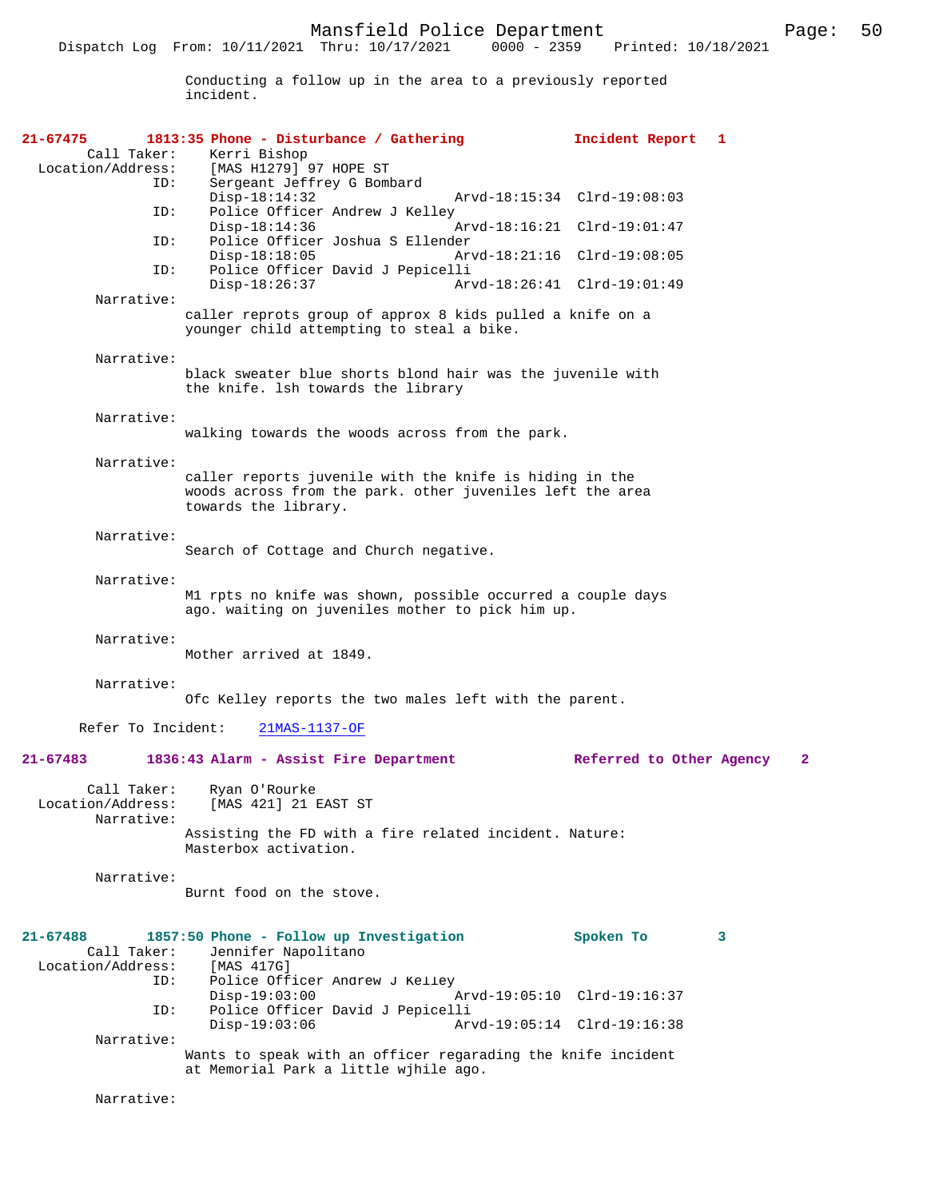Conducting a follow up in the area to a previously reported incident.

**21-67475 1813:35 Phone - Disturbance / Gathering — Incident Report 1**

Call Taker: Kerri Bishop
Location/Address: [MAS H1279] 97 HOPE ST

ID: Sergeant Jeffrey G Bombard
Disp-18:14:32 Arvd-18:15:34 Clrd-19:08:03

ID: Police Officer Andrew J Kelley
Disp-18:14:36 Arvd-18:16:21 Clrd-19:01:47

ID: Police Officer Joshua S Ellender
Disp-18:18:05 Arvd-18:21:16 Clrd-19:08:05

ID: Police Officer David J Pepicelli
Disp-18:26:37 Arvd-18:26:41 Clrd-19:01:49

Narrative:
caller reprots group of approx 8 kids pulled a knife on a younger child attempting to steal a bike.

Narrative:
black sweater blue shorts blond hair was the juvenile with the knife. lsh towards the library

Narrative:
walking towards the woods across from the park.

Narrative:
caller reports juvenile with the knife is hiding in the woods across from the park. other juveniles left the area towards the library.

Narrative:
Search of Cottage and Church negative.

Narrative:
M1 rpts no knife was shown, possible occurred a couple days ago. waiting on juveniles mother to pick him up.

Narrative:
Mother arrived at 1849.

Narrative:
Ofc Kelley reports the two males left with the parent.

Refer To Incident: 21MAS-1137-OF

**21-67483 1836:43 Alarm - Assist Fire Department — Referred to Other Agency 2**

Call Taker: Ryan O'Rourke
Location/Address: [MAS 421] 21 EAST ST

Narrative:
Assisting the FD with a fire related incident. Nature: Masterbox activation.

Narrative:
Burnt food on the stove.

**21-67488 1857:50 Phone - Follow up Investigation — Spoken To 3**

Call Taker: Jennifer Napolitano
Location/Address: [MAS 417G]

ID: Police Officer Andrew J Kelley
Disp-19:03:00 Arvd-19:05:10 Clrd-19:16:37

ID: Police Officer David J Pepicelli
Disp-19:03:06 Arvd-19:05:14 Clrd-19:16:38

Narrative:
Wants to speak with an officer regarading the knife incident at Memorial Park a little wjhile ago.

Narrative: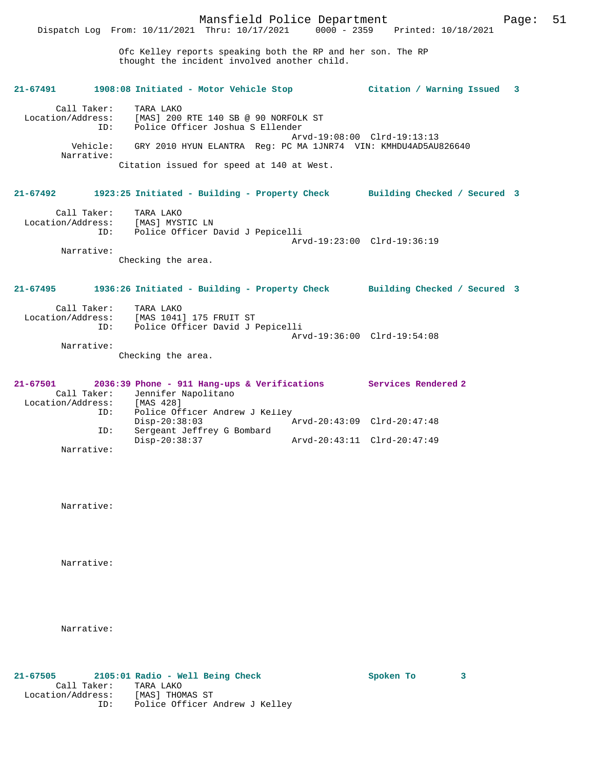Ofc Kelley reports speaking both the RP and her son. The RP thought the incident involved another child.

**21-67491 1908:08 Initiated - Motor Vehicle Stop — Citation / Warning Issued 3**

Call Taker: TARA LAKO
Location/Address: [MAS] 200 RTE 140 SB @ 90 NORFOLK ST
ID: Police Officer Joshua S Ellender
Arvd-19:08:00 Clrd-19:13:13
Vehicle: GRY 2010 HYUN ELANTRA Reg: PC MA 1JNR74 VIN: KMHDU4AD5AU826640
Narrative:
Citation issued for speed at 140 at West.

**21-67492 1923:25 Initiated - Building - Property Check — Building Checked / Secured 3**

Call Taker: TARA LAKO
Location/Address: [MAS] MYSTIC LN
ID: Police Officer David J Pepicelli
Arvd-19:23:00 Clrd-19:36:19
Narrative:
Checking the area.

**21-67495 1936:26 Initiated - Building - Property Check — Building Checked / Secured 3**

Call Taker: TARA LAKO
Location/Address: [MAS 1041] 175 FRUIT ST
ID: Police Officer David J Pepicelli
Arvd-19:36:00 Clrd-19:54:08
Narrative:
Checking the area.

**21-67501 2036:39 Phone - 911 Hang-ups & Verifications — Services Rendered 2**

Call Taker: Jennifer Napolitano
Location/Address: [MAS 428]
ID: Police Officer Andrew J Kelley
Disp-20:38:03 Arvd-20:43:09 Clrd-20:47:48
ID: Sergeant Jeffrey G Bombard
Disp-20:38:37 Arvd-20:43:11 Clrd-20:47:49
Narrative:

Narrative:

Narrative:

Narrative:

**21-67505 2105:01 Radio - Well Being Check — Spoken To 3**

Call Taker: TARA LAKO
Location/Address: [MAS] THOMAS ST
ID: Police Officer Andrew J Kelley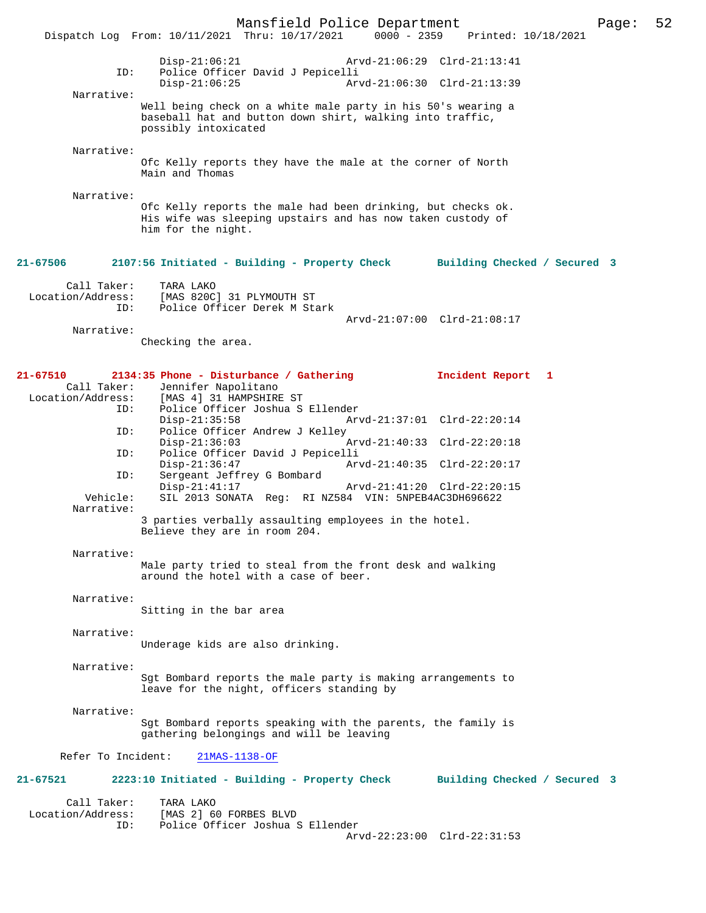Disp-21:06:21 Arvd-21:06:29 Clrd-21:13:41
ID: Police Officer David J Pepicelli
Disp-21:06:25 Arvd-21:06:30 Clrd-21:13:39

Narrative:
Well being check on a white male party in his 50's wearing a baseball hat and button down shirt, walking into traffic, possibly intoxicated

Narrative:
Ofc Kelly reports they have the male at the corner of North Main and Thomas

Narrative:
Ofc Kelly reports the male had been drinking, but checks ok. His wife was sleeping upstairs and has now taken custody of him for the night.

**21-67506 2107:56 Initiated - Building - Property Check Building Checked / Secured 3**

Call Taker: TARA LAKO
Location/Address: [MAS 820C] 31 PLYMOUTH ST
ID: Police Officer Derek M Stark
Arvd-21:07:00 Clrd-21:08:17

Narrative:
Checking the area.

**21-67510 2134:35 Phone - Disturbance / Gathering Incident Report 1**

Call Taker: Jennifer Napolitano
Location/Address: [MAS 4] 31 HAMPSHIRE ST
ID: Police Officer Joshua S Ellender
Disp-21:35:58 Arvd-21:37:01 Clrd-22:20:14
ID: Police Officer Andrew J Kelley
Disp-21:36:03 Arvd-21:40:33 Clrd-22:20:18
ID: Police Officer David J Pepicelli
Disp-21:36:47 Arvd-21:40:35 Clrd-22:20:17
ID: Sergeant Jeffrey G Bombard
Disp-21:41:17 Arvd-21:41:20 Clrd-22:20:15
Vehicle: SIL 2013 SONATA Reg: RI NZ584 VIN: 5NPEB4AC3DH696622

Narrative:
3 parties verbally assaulting employees in the hotel. Believe they are in room 204.

Narrative:
Male party tried to steal from the front desk and walking around the hotel with a case of beer.

Narrative:
Sitting in the bar area

Narrative:
Underage kids are also drinking.

Narrative:
Sgt Bombard reports the male party is making arrangements to leave for the night, officers standing by

Narrative:
Sgt Bombard reports speaking with the parents, the family is gathering belongings and will be leaving

Refer To Incident: 21MAS-1138-OF

**21-67521 2223:10 Initiated - Building - Property Check Building Checked / Secured 3**

Call Taker: TARA LAKO
Location/Address: [MAS 2] 60 FORBES BLVD
ID: Police Officer Joshua S Ellender
Arvd-22:23:00 Clrd-22:31:53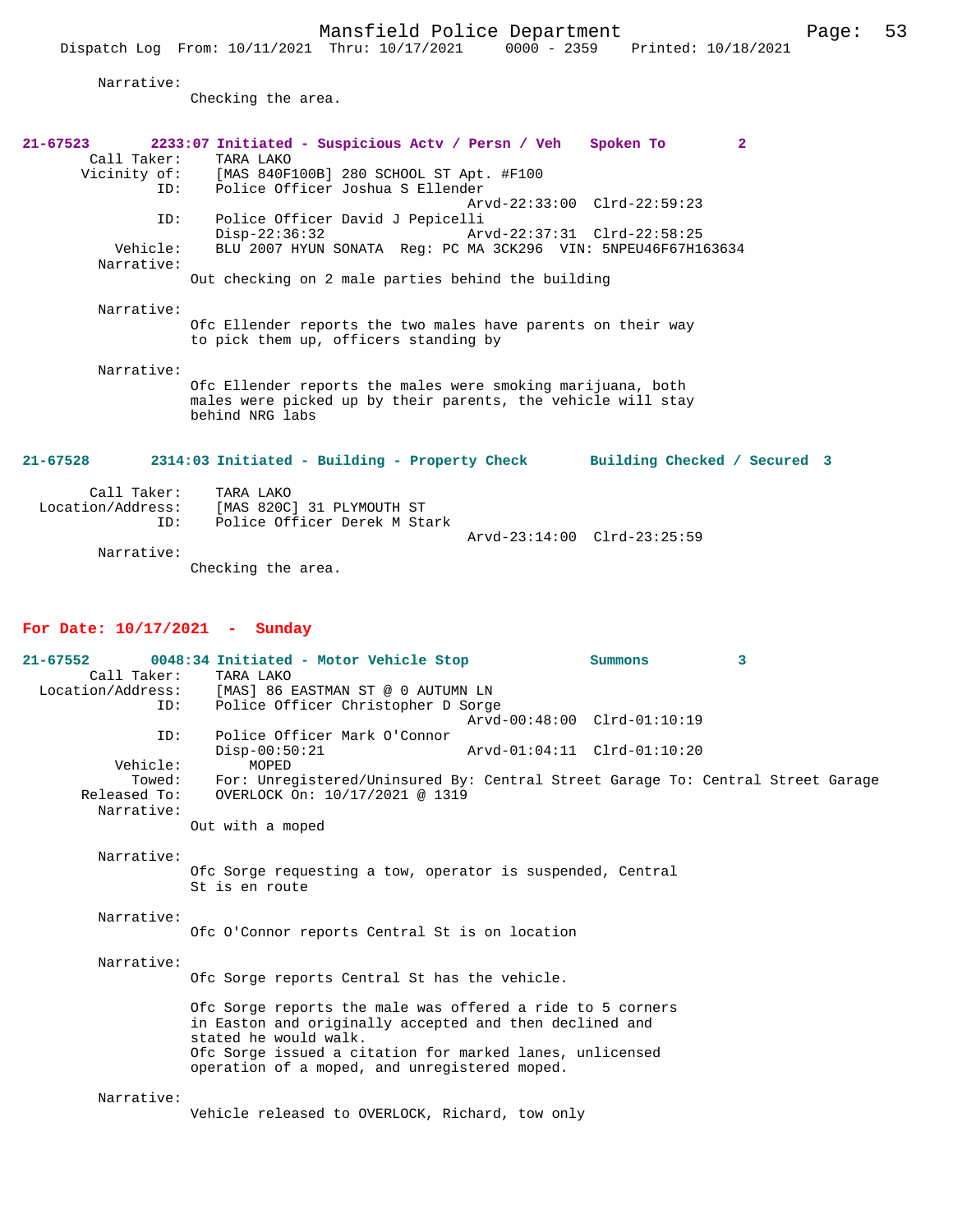Narrative:
Checking the area.

**21-67523 2233:07 Initiated - Suspicious Actv / Persn / Veh Spoken To 2**

Call Taker: TARA LAKO
Vicinity of: [MAS 840F100B] 280 SCHOOL ST Apt. #F100
ID: Police Officer Joshua S Ellender
Arvd-22:33:00 Clrd-22:59:23
ID: Police Officer David J Pepicelli
Disp-22:36:32 Arvd-22:37:31 Clrd-22:58:25
Vehicle: BLU 2007 HYUN SONATA Reg: PC MA 3CK296 VIN: 5NPEU46F67H163634
Narrative:
Out checking on 2 male parties behind the building

Narrative:
Ofc Ellender reports the two males have parents on their way to pick them up, officers standing by

Narrative:
Ofc Ellender reports the males were smoking marijuana, both males were picked up by their parents, the vehicle will stay behind NRG labs

**21-67528 2314:03 Initiated - Building - Property Check Building Checked / Secured 3**

Call Taker: TARA LAKO
Location/Address: [MAS 820C] 31 PLYMOUTH ST
ID: Police Officer Derek M Stark
Arvd-23:14:00 Clrd-23:25:59
Narrative:
Checking the area.

## For Date: 10/17/2021 - Sunday

**21-67552 0048:34 Initiated - Motor Vehicle Stop Summons 3**

Call Taker: TARA LAKO
Location/Address: [MAS] 86 EASTMAN ST @ 0 AUTUMN LN
ID: Police Officer Christopher D Sorge
Arvd-00:48:00 Clrd-01:10:19
ID: Police Officer Mark O'Connor
Disp-00:50:21 Arvd-01:04:11 Clrd-01:10:20
Vehicle: MOPED
Towed: For: Unregistered/Uninsured By: Central Street Garage To: Central Street Garage
Released To: OVERLOCK On: 10/17/2021 @ 1319
Narrative:
Out with a moped

Narrative:
Ofc Sorge requesting a tow, operator is suspended, Central St is en route

Narrative:
Ofc O'Connor reports Central St is on location

Narrative:
Ofc Sorge reports Central St has the vehicle.

Ofc Sorge reports the male was offered a ride to 5 corners in Easton and originally accepted and then declined and stated he would walk.
Ofc Sorge issued a citation for marked lanes, unlicensed operation of a moped, and unregistered moped.

Narrative:
Vehicle released to OVERLOCK, Richard, tow only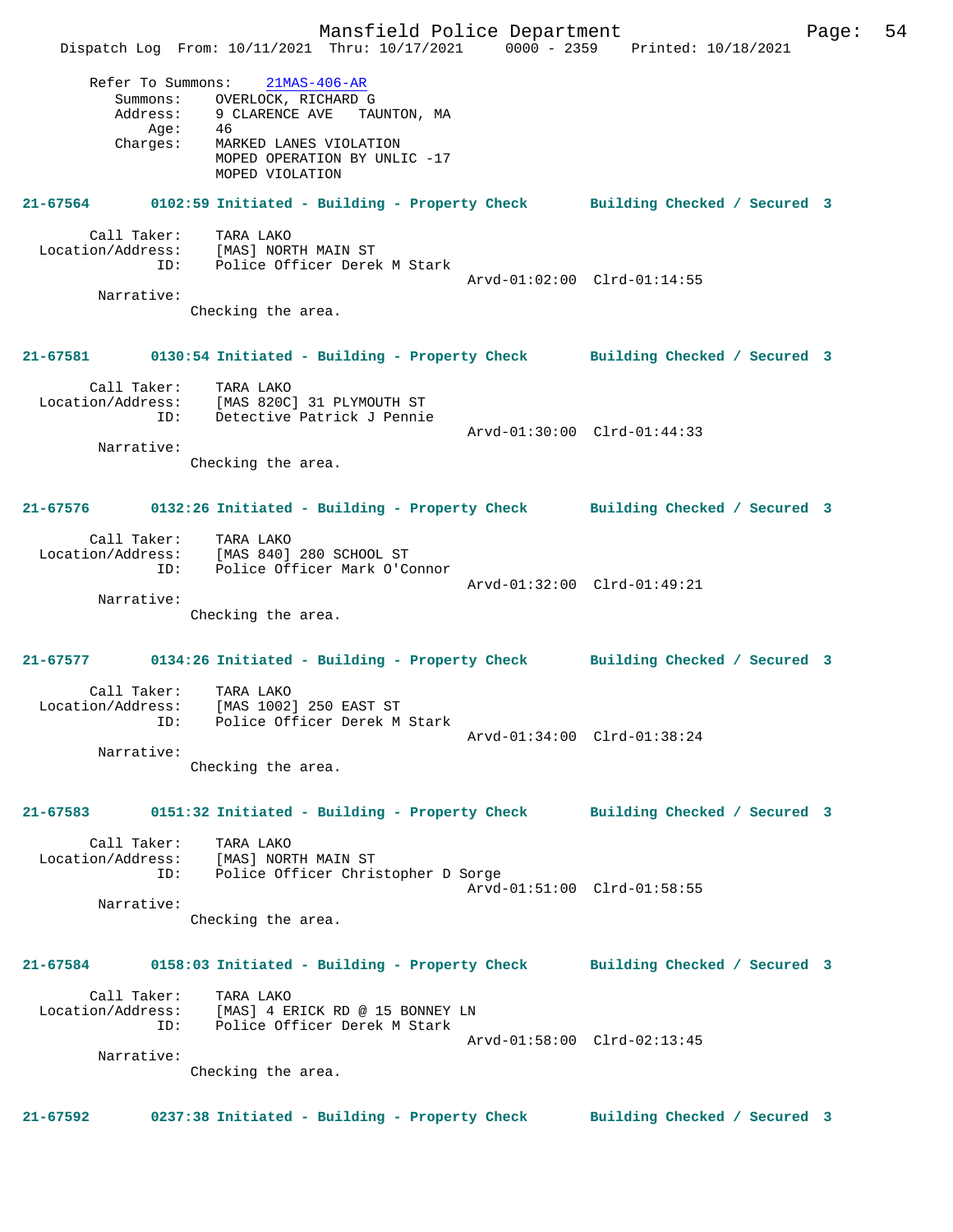Refer To Summons: 21MAS-406-AR
Summons: OVERLOCK, RICHARD G
Address: 9 CLARENCE AVE TAUNTON, MA
Age: 46
Charges: MARKED LANES VIOLATION
MOPED OPERATION BY UNLIC -17
MOPED VIOLATION

**21-67564 0102:59 Initiated - Building - Property Check Building Checked / Secured 3**

Call Taker: TARA LAKO
Location/Address: [MAS] NORTH MAIN ST
ID: Police Officer Derek M Stark
Arvd-01:02:00 Clrd-01:14:55
Narrative:
Checking the area.

**21-67581 0130:54 Initiated - Building - Property Check Building Checked / Secured 3**

Call Taker: TARA LAKO
Location/Address: [MAS 820C] 31 PLYMOUTH ST
ID: Detective Patrick J Pennie
Arvd-01:30:00 Clrd-01:44:33
Narrative:
Checking the area.

**21-67576 0132:26 Initiated - Building - Property Check Building Checked / Secured 3**

Call Taker: TARA LAKO
Location/Address: [MAS 840] 280 SCHOOL ST
ID: Police Officer Mark O'Connor
Arvd-01:32:00 Clrd-01:49:21
Narrative:
Checking the area.

**21-67577 0134:26 Initiated - Building - Property Check Building Checked / Secured 3**

Call Taker: TARA LAKO
Location/Address: [MAS 1002] 250 EAST ST
ID: Police Officer Derek M Stark
Arvd-01:34:00 Clrd-01:38:24
Narrative:
Checking the area.

**21-67583 0151:32 Initiated - Building - Property Check Building Checked / Secured 3**

Call Taker: TARA LAKO
Location/Address: [MAS] NORTH MAIN ST
ID: Police Officer Christopher D Sorge
Arvd-01:51:00 Clrd-01:58:55
Narrative:
Checking the area.

**21-67584 0158:03 Initiated - Building - Property Check Building Checked / Secured 3**

Call Taker: TARA LAKO
Location/Address: [MAS] 4 ERICK RD @ 15 BONNEY LN
ID: Police Officer Derek M Stark
Arvd-01:58:00 Clrd-02:13:45
Narrative:
Checking the area.

**21-67592 0237:38 Initiated - Building - Property Check Building Checked / Secured 3**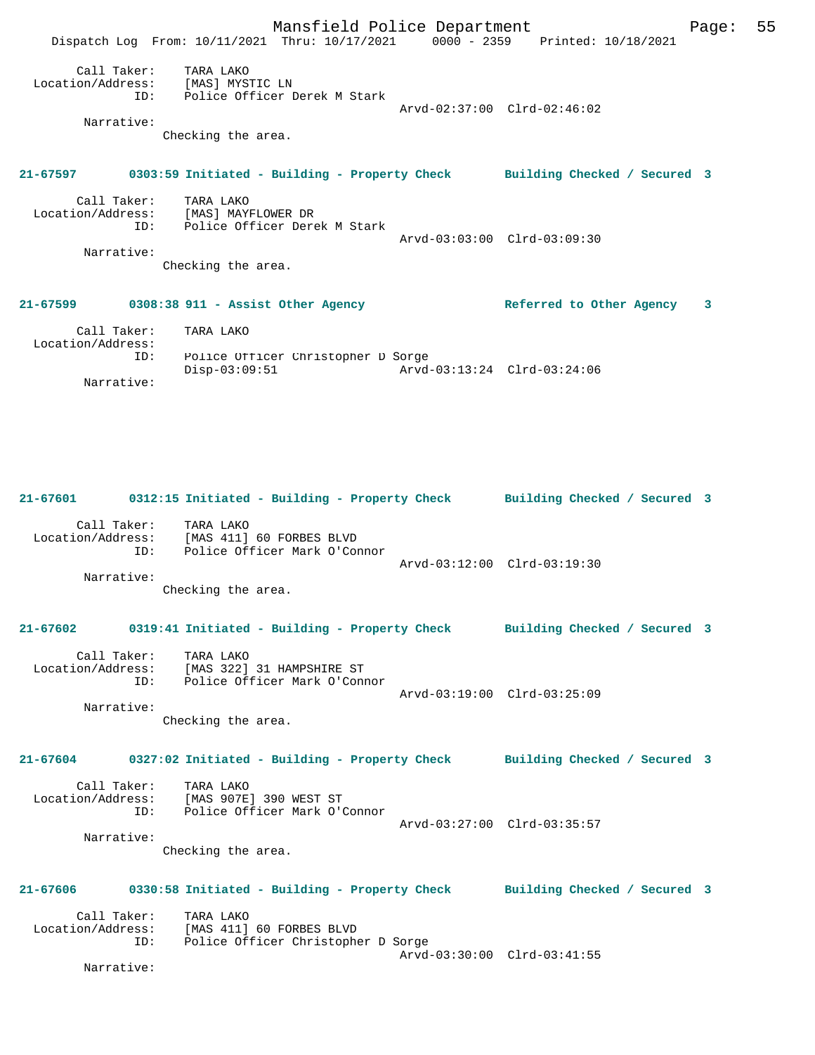Call Taker: TARA LAKO
Location/Address: [MAS] MYSTIC LN
ID: Police Officer Derek M Stark
Arvd-02:37:00 Clrd-02:46:02
Narrative:
Checking the area.

**21-67597 0303:59 Initiated - Building - Property Check Building Checked / Secured 3**

Call Taker: TARA LAKO
Location/Address: [MAS] MAYFLOWER DR
ID: Police Officer Derek M Stark
Arvd-03:03:00 Clrd-03:09:30
Narrative:
Checking the area.

**21-67599 0308:38 911 - Assist Other Agency Referred to Other Agency 3**

Call Taker: TARA LAKO
Location/Address:
ID: Police Officer Christopher D Sorge
Disp-03:09:51 Arvd-03:13:24 Clrd-03:24:06
Narrative:

**21-67601 0312:15 Initiated - Building - Property Check Building Checked / Secured 3**

Call Taker: TARA LAKO
Location/Address: [MAS 411] 60 FORBES BLVD
ID: Police Officer Mark O'Connor
Arvd-03:12:00 Clrd-03:19:30
Narrative:
Checking the area.

**21-67602 0319:41 Initiated - Building - Property Check Building Checked / Secured 3**

Call Taker: TARA LAKO
Location/Address: [MAS 322] 31 HAMPSHIRE ST
ID: Police Officer Mark O'Connor
Arvd-03:19:00 Clrd-03:25:09
Narrative:
Checking the area.

**21-67604 0327:02 Initiated - Building - Property Check Building Checked / Secured 3**

Call Taker: TARA LAKO
Location/Address: [MAS 907E] 390 WEST ST
ID: Police Officer Mark O'Connor
Arvd-03:27:00 Clrd-03:35:57
Narrative:
Checking the area.

**21-67606 0330:58 Initiated - Building - Property Check Building Checked / Secured 3**

Call Taker: TARA LAKO
Location/Address: [MAS 411] 60 FORBES BLVD
ID: Police Officer Christopher D Sorge
Arvd-03:30:00 Clrd-03:41:55
Narrative: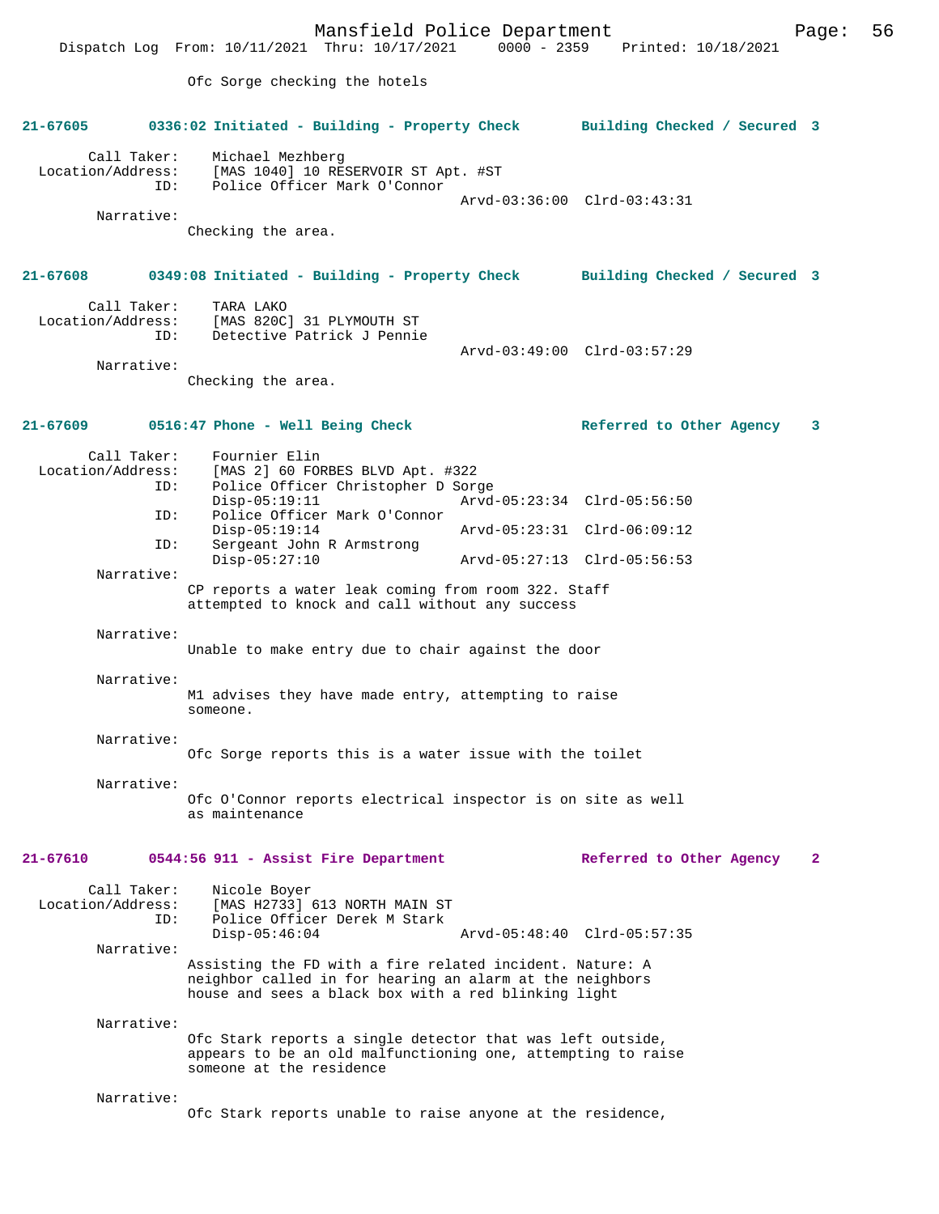Ofc Sorge checking the hotels

**21-67605 0336:02 Initiated - Building - Property Check Building Checked / Secured 3**

Call Taker: Michael Mezhberg
Location/Address: [MAS 1040] 10 RESERVOIR ST Apt. #ST
ID: Police Officer Mark O'Connor
Arvd-03:36:00 Clrd-03:43:31

Narrative:
Checking the area.

**21-67608 0349:08 Initiated - Building - Property Check Building Checked / Secured 3**

Call Taker: TARA LAKO
Location/Address: [MAS 820C] 31 PLYMOUTH ST
ID: Detective Patrick J Pennie
Arvd-03:49:00 Clrd-03:57:29

Narrative:
Checking the area.

**21-67609 0516:47 Phone - Well Being Check Referred to Other Agency 3**

Call Taker: Fournier Elin
Location/Address: [MAS 2] 60 FORBES BLVD Apt. #322
ID: Police Officer Christopher D Sorge
Disp-05:19:11 Arvd-05:23:34 Clrd-05:56:50
ID: Police Officer Mark O'Connor
Disp-05:19:14 Arvd-05:23:31 Clrd-06:09:12
ID: Sergeant John R Armstrong
Disp-05:27:10 Arvd-05:27:13 Clrd-05:56:53

Narrative:
CP reports a water leak coming from room 322. Staff attempted to knock and call without any success

Narrative:
Unable to make entry due to chair against the door

Narrative:
M1 advises they have made entry, attempting to raise someone.

Narrative:
Ofc Sorge reports this is a water issue with the toilet

Narrative:
Ofc O'Connor reports electrical inspector is on site as well as maintenance

**21-67610 0544:56 911 - Assist Fire Department Referred to Other Agency 2**

Call Taker: Nicole Boyer
Location/Address: [MAS H2733] 613 NORTH MAIN ST
ID: Police Officer Derek M Stark
Disp-05:46:04 Arvd-05:48:40 Clrd-05:57:35

Narrative:
Assisting the FD with a fire related incident. Nature: A neighbor called in for hearing an alarm at the neighbors house and sees a black box with a red blinking light

Narrative:
Ofc Stark reports a single detector that was left outside, appears to be an old malfunctioning one, attempting to raise someone at the residence

Narrative:
Ofc Stark reports unable to raise anyone at the residence,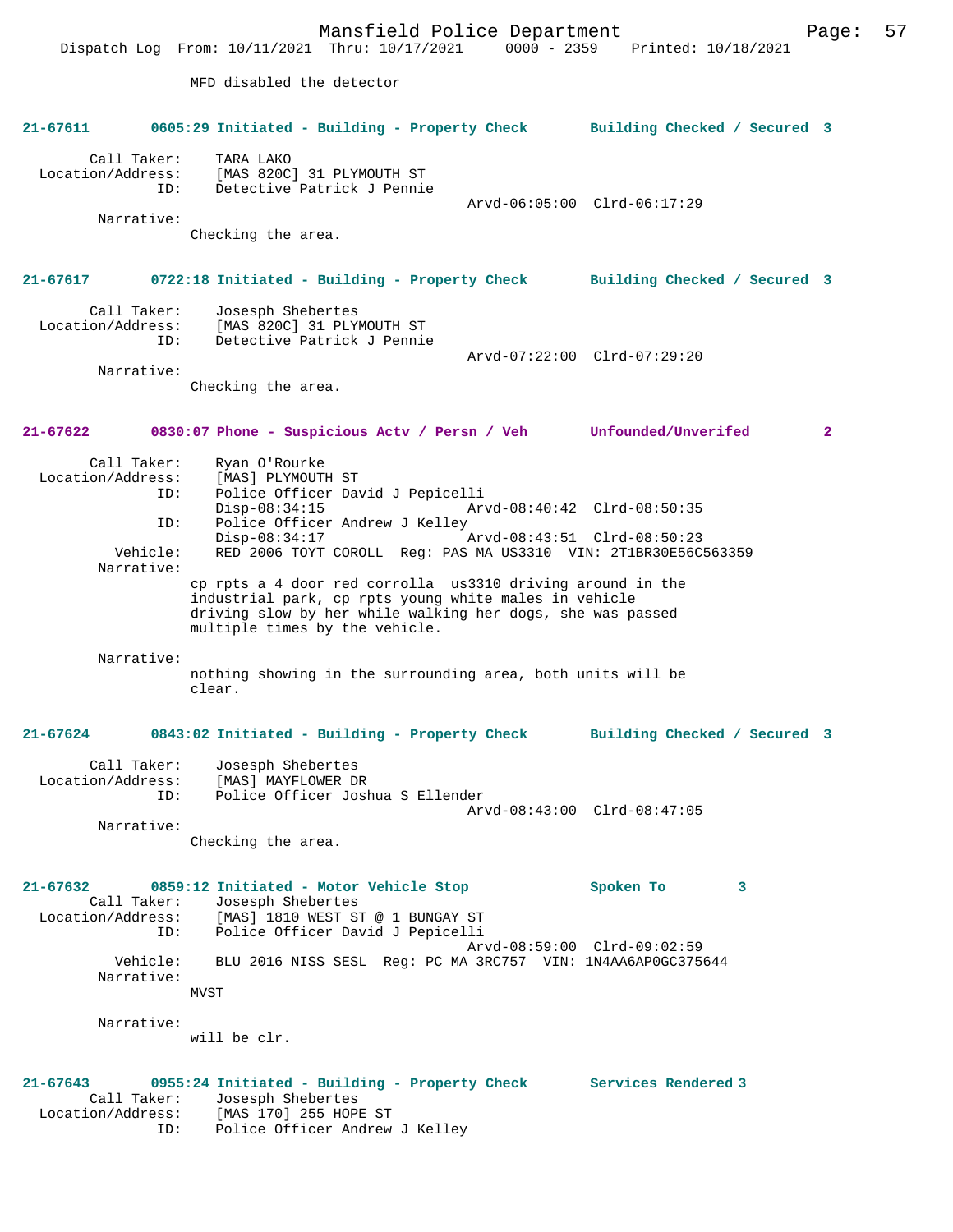MFD disabled the detector

**21-67611 0605:29 Initiated - Building - Property Check Building Checked / Secured 3**

Call Taker: TARA LAKO
Location/Address: [MAS 820C] 31 PLYMOUTH ST
ID: Detective Patrick J Pennie
Arvd-06:05:00 Clrd-06:17:29
Narrative:
Checking the area.

**21-67617 0722:18 Initiated - Building - Property Check Building Checked / Secured 3**

Call Taker: Josesph Shebertes
Location/Address: [MAS 820C] 31 PLYMOUTH ST
ID: Detective Patrick J Pennie
Arvd-07:22:00 Clrd-07:29:20
Narrative:
Checking the area.

**21-67622 0830:07 Phone - Suspicious Actv / Persn / Veh Unfounded/Unverifed 2**

Call Taker: Ryan O'Rourke
Location/Address: [MAS] PLYMOUTH ST
ID: Police Officer David J Pepicelli
Disp-08:34:15 Arvd-08:40:42 Clrd-08:50:35
ID: Police Officer Andrew J Kelley
Disp-08:34:17 Arvd-08:43:51 Clrd-08:50:23
Vehicle: RED 2006 TOYT COROLL Reg: PAS MA US3310 VIN: 2T1BR30E56C563359
Narrative:
cp rpts a 4 door red corolla us3310 driving around in the industrial park, cp rpts young white males in vehicle driving slow by her while walking her dogs, she was passed multiple times by the vehicle.

Narrative:
nothing showing in the surrounding area, both units will be clear.

**21-67624 0843:02 Initiated - Building - Property Check Building Checked / Secured 3**

Call Taker: Josesph Shebertes
Location/Address: [MAS] MAYFLOWER DR
ID: Police Officer Joshua S Ellender
Arvd-08:43:00 Clrd-08:47:05
Narrative:
Checking the area.

**21-67632 0859:12 Initiated - Motor Vehicle Stop Spoken To 3**

Call Taker: Josesph Shebertes
Location/Address: [MAS] 1810 WEST ST @ 1 BUNGAY ST
ID: Police Officer David J Pepicelli
Arvd-08:59:00 Clrd-09:02:59
Vehicle: BLU 2016 NISS SESL Reg: PC MA 3RC757 VIN: 1N4AA6AP0GC375644
Narrative:
MVST

Narrative:
will be clr.

**21-67643 0955:24 Initiated - Building - Property Check Services Rendered 3**

Call Taker: Josesph Shebertes
Location/Address: [MAS 170] 255 HOPE ST
ID: Police Officer Andrew J Kelley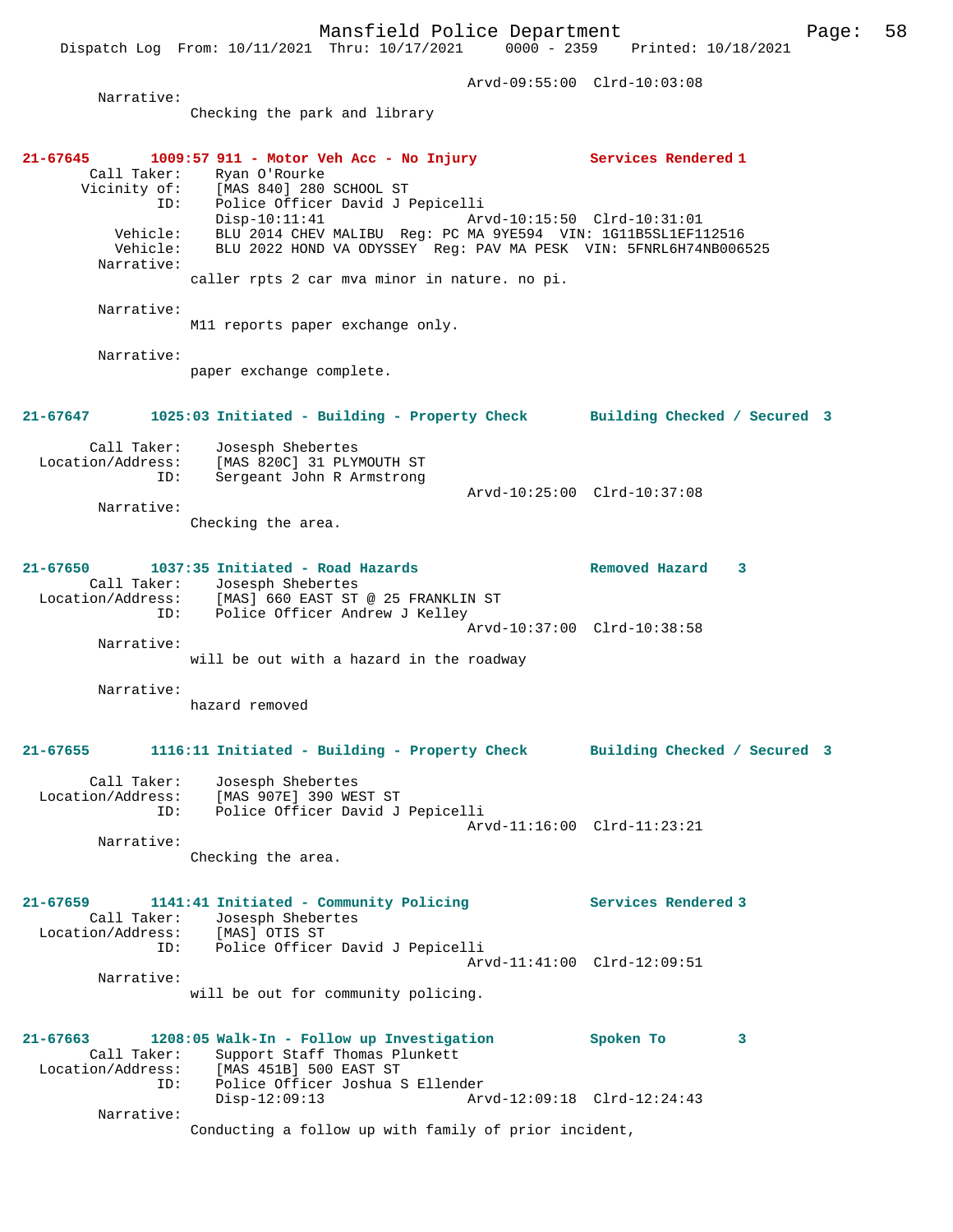Arvd-09:55:00 Clrd-10:03:08

Narrative:
Checking the park and library

**21-67645** 1009:57 911 - Motor Veh Acc - No Injury — Services Rendered 1

Call Taker: Ryan O'Rourke
Vicinity of: [MAS 840] 280 SCHOOL ST
ID: Police Officer David J Pepicelli
Disp-10:11:41 Arvd-10:15:50 Clrd-10:31:01
Vehicle: BLU 2014 CHEV MALIBU Reg: PC MA 9YE594 VIN: 1G11B5SL1EF112516
Vehicle: BLU 2022 HOND VA ODYSSEY Reg: PAV MA PESK VIN: 5FNRL6H74NB006525

Narrative:
caller rpts 2 car mva minor in nature. no pi.

Narrative:
M11 reports paper exchange only.

Narrative:
paper exchange complete.

**21-67647** 1025:03 Initiated - Building - Property Check — Building Checked / Secured 3

Call Taker: Josesph Shebertes
Location/Address: [MAS 820C] 31 PLYMOUTH ST
ID: Sergeant John R Armstrong
Arvd-10:25:00 Clrd-10:37:08

Narrative:
Checking the area.

**21-67650** 1037:35 Initiated - Road Hazards — Removed Hazard 3

Call Taker: Josesph Shebertes
Location/Address: [MAS] 660 EAST ST @ 25 FRANKLIN ST
ID: Police Officer Andrew J Kelley
Arvd-10:37:00 Clrd-10:38:58

Narrative:
will be out with a hazard in the roadway

Narrative:
hazard removed

**21-67655** 1116:11 Initiated - Building - Property Check — Building Checked / Secured 3

Call Taker: Josesph Shebertes
Location/Address: [MAS 907E] 390 WEST ST
ID: Police Officer David J Pepicelli
Arvd-11:16:00 Clrd-11:23:21

Narrative:
Checking the area.

**21-67659** 1141:41 Initiated - Community Policing — Services Rendered 3

Call Taker: Josesph Shebertes
Location/Address: [MAS] OTIS ST
ID: Police Officer David J Pepicelli
Arvd-11:41:00 Clrd-12:09:51

Narrative:
will be out for community policing.

**21-67663** 1208:05 Walk-In - Follow up Investigation — Spoken To 3

Call Taker: Support Staff Thomas Plunkett
Location/Address: [MAS 451B] 500 EAST ST
ID: Police Officer Joshua S Ellender
Disp-12:09:13 Arvd-12:09:18 Clrd-12:24:43

Narrative:
Conducting a follow up with family of prior incident,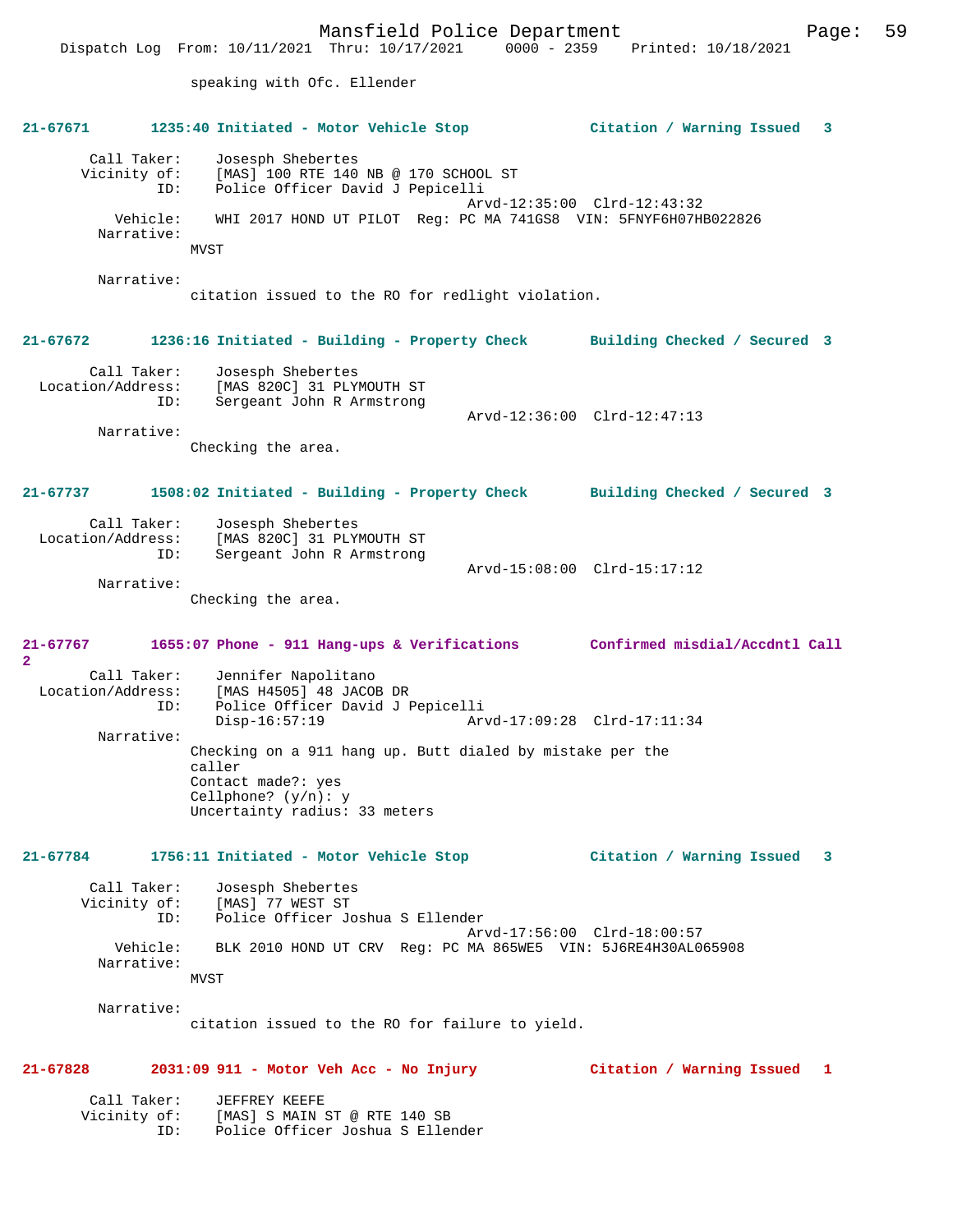speaking with Ofc. Ellender

**21-67671 1235:40 Initiated - Motor Vehicle Stop Citation / Warning Issued 3**

Call Taker: Josesph Shebertes
Vicinity of: [MAS] 100 RTE 140 NB @ 170 SCHOOL ST
ID: Police Officer David J Pepicelli
Arvd-12:35:00 Clrd-12:43:32
Vehicle: WHI 2017 HOND UT PILOT Reg: PC MA 741GS8 VIN: 5FNYF6H07HB022826
Narrative:
MVST

Narrative:
citation issued to the RO for redlight violation.

**21-67672 1236:16 Initiated - Building - Property Check Building Checked / Secured 3**

Call Taker: Josesph Shebertes
Location/Address: [MAS 820C] 31 PLYMOUTH ST
ID: Sergeant John R Armstrong
Arvd-12:36:00 Clrd-12:47:13
Narrative:
Checking the area.

**21-67737 1508:02 Initiated - Building - Property Check Building Checked / Secured 3**

Call Taker: Josesph Shebertes
Location/Address: [MAS 820C] 31 PLYMOUTH ST
ID: Sergeant John R Armstrong
Arvd-15:08:00 Clrd-15:17:12
Narrative:
Checking the area.

**21-67767 1655:07 Phone - 911 Hang-ups & Verifications Confirmed misdial/Accdntl Call 2**

Call Taker: Jennifer Napolitano
Location/Address: [MAS H4505] 48 JACOB DR
ID: Police Officer David J Pepicelli
Disp-16:57:19 Arvd-17:09:28 Clrd-17:11:34
Narrative:
Checking on a 911 hang up. Butt dialed by mistake per the caller
Contact made?: yes
Cellphone? (y/n): y
Uncertainty radius: 33 meters

**21-67784 1756:11 Initiated - Motor Vehicle Stop Citation / Warning Issued 3**

Call Taker: Josesph Shebertes
Vicinity of: [MAS] 77 WEST ST
ID: Police Officer Joshua S Ellender
Arvd-17:56:00 Clrd-18:00:57
Vehicle: BLK 2010 HOND UT CRV Reg: PC MA 865WE5 VIN: 5J6RE4H30AL065908
Narrative:
MVST

Narrative:
citation issued to the RO for failure to yield.

**21-67828 2031:09 911 - Motor Veh Acc - No Injury Citation / Warning Issued 1**

Call Taker: JEFFREY KEEFE
Vicinity of: [MAS] S MAIN ST @ RTE 140 SB
ID: Police Officer Joshua S Ellender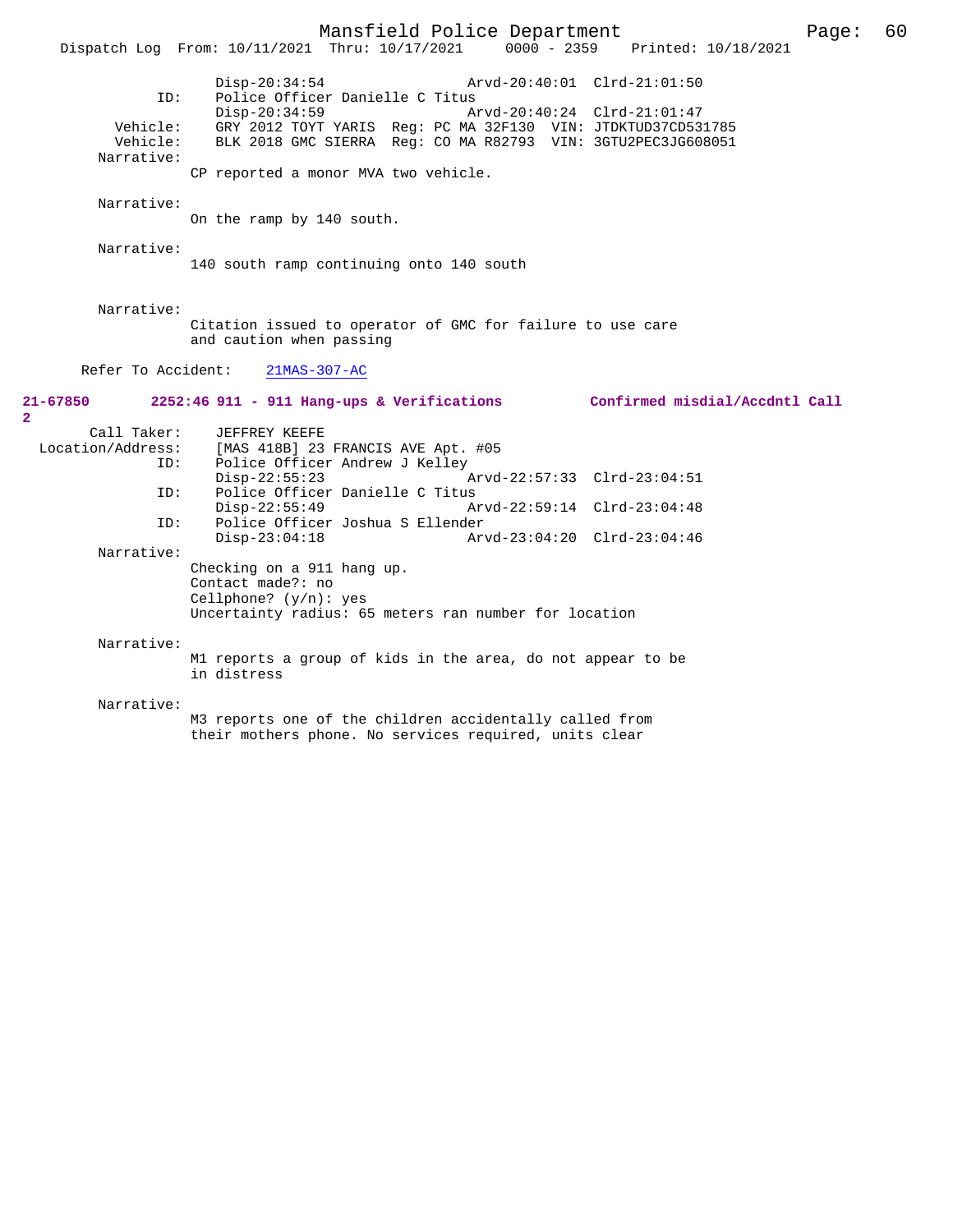```
                Disp-20:34:54                 Arvd-20:40:01  Clrd-21:01:50
           ID:  Police Officer Danielle C Titus
                Disp-20:34:59                 Arvd-20:40:24  Clrd-21:01:47
      Vehicle:  GRY 2012 TOYT YARIS  Reg: PC MA 32F130  VIN: JTDKTUD37CD531785
      Vehicle:  BLK 2018 GMC SIERRA  Reg: CO MA R82793  VIN: 3GTU2PEC3JG608051
    Narrative:
              CP reported a monor MVA two vehicle.

    Narrative:
              On the ramp by 140 south.

    Narrative:
              140 south ramp continuing onto 140 south


    Narrative:
              Citation issued to operator of GMC for failure to use care
              and caution when passing

   Refer To Accident:    21MAS-307-AC
```

**21-67850 2252:46 911 - 911 Hang-ups & Verifications Confirmed misdial/Accdntl Call 2**

```
   Call Taker:  JEFFREY KEEFE
Location/Address:  [MAS 418B] 23 FRANCIS AVE Apt. #05
           ID:  Police Officer Andrew J Kelley
                Disp-22:55:23                 Arvd-22:57:33  Clrd-23:04:51
           ID:  Police Officer Danielle C Titus
                Disp-22:55:49                 Arvd-22:59:14  Clrd-23:04:48
           ID:  Police Officer Joshua S Ellender
                Disp-23:04:18                 Arvd-23:04:20  Clrd-23:04:46
    Narrative:
              Checking on a 911 hang up.
              Contact made?: no
              Cellphone? (y/n): yes
              Uncertainty radius: 65 meters ran number for location

    Narrative:
              M1 reports a group of kids in the area, do not appear to be
              in distress

    Narrative:
              M3 reports one of the children accidentally called from
              their mothers phone. No services required, units clear
```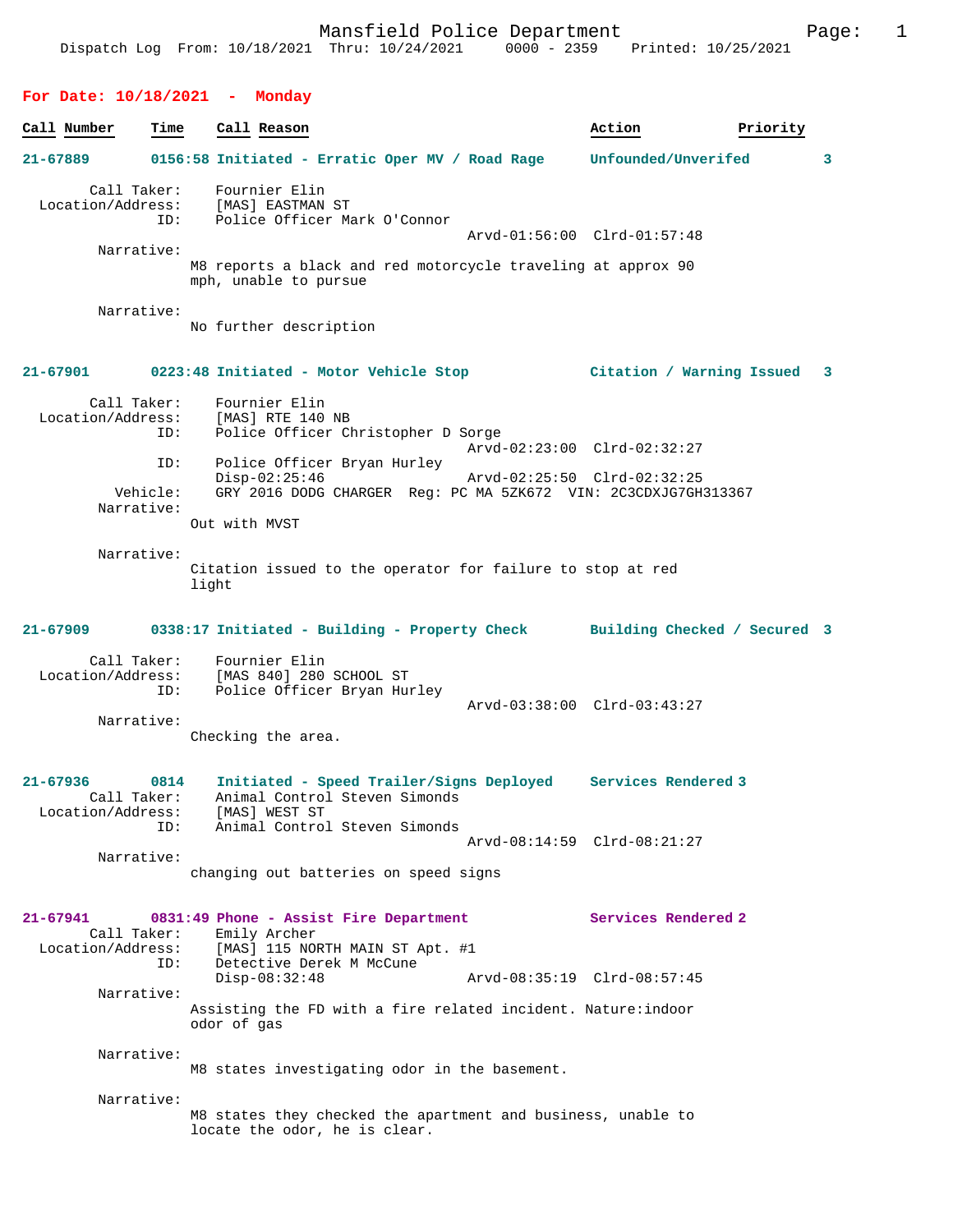Mansfield Police Department
Dispatch Log From: 10/18/2021 Thru: 10/24/2021 0000 - 2359 Printed: 10/25/2021

## For Date: 10/18/2021 - Monday

| Call Number | Time | Call Reason | Action | Priority |
|---|---|---|---|---|

**21-67889** 0156:58 Initiated - Erratic Oper MV / Road Rage — Unfounded/Unverifed — 3

Call Taker: Fournier Elin
Location/Address: [MAS] EASTMAN ST
ID: Police Officer Mark O'Connor
Arvd-01:56:00 Clrd-01:57:48

Narrative:
M8 reports a black and red motorcycle traveling at approx 90 mph, unable to pursue

Narrative:
No further description

**21-67901** 0223:48 Initiated - Motor Vehicle Stop — Citation / Warning Issued — 3

Call Taker: Fournier Elin
Location/Address: [MAS] RTE 140 NB
ID: Police Officer Christopher D Sorge
Arvd-02:23:00 Clrd-02:32:27
ID: Police Officer Bryan Hurley
Disp-02:25:46 Arvd-02:25:50 Clrd-02:32:25
Vehicle: GRY 2016 DODG CHARGER Reg: PC MA 5ZK672 VIN: 2C3CDXJG7GH313367

Narrative:
Out with MVST

Narrative:
Citation issued to the operator for failure to stop at red light

**21-67909** 0338:17 Initiated - Building - Property Check — Building Checked / Secured — 3

Call Taker: Fournier Elin
Location/Address: [MAS 840] 280 SCHOOL ST
ID: Police Officer Bryan Hurley
Arvd-03:38:00 Clrd-03:43:27

Narrative:
Checking the area.

**21-67936** 0814 Initiated - Speed Trailer/Signs Deployed — Services Rendered — 3

Call Taker: Animal Control Steven Simonds
Location/Address: [MAS] WEST ST
ID: Animal Control Steven Simonds
Arvd-08:14:59 Clrd-08:21:27

Narrative:
changing out batteries on speed signs

**21-67941** 0831:49 Phone - Assist Fire Department — Services Rendered — 2

Call Taker: Emily Archer
Location/Address: [MAS] 115 NORTH MAIN ST Apt. #1
ID: Detective Derek M McCune
Disp-08:32:48 Arvd-08:35:19 Clrd-08:57:45

Narrative:
Assisting the FD with a fire related incident. Nature:indoor odor of gas

Narrative:
M8 states investigating odor in the basement.

Narrative:
M8 states they checked the apartment and business, unable to locate the odor, he is clear.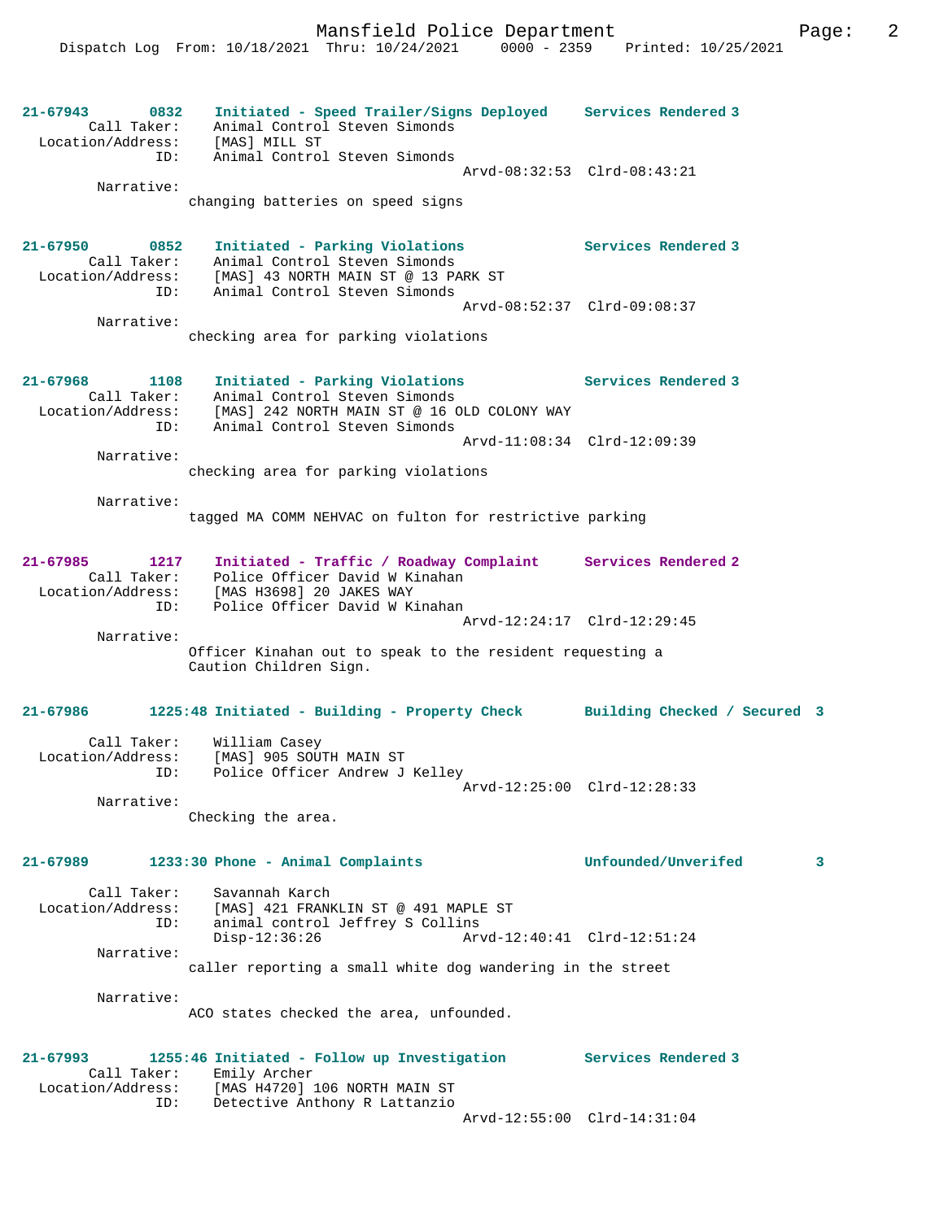**21-67943 0832 Initiated - Speed Trailer/Signs Deployed Services Rendered 3**

Call Taker: Animal Control Steven Simonds
Location/Address: [MAS] MILL ST
ID: Animal Control Steven Simonds
Arvd-08:32:53 Clrd-08:43:21

Narrative:
changing batteries on speed signs

**21-67950 0852 Initiated - Parking Violations Services Rendered 3**

Call Taker: Animal Control Steven Simonds
Location/Address: [MAS] 43 NORTH MAIN ST @ 13 PARK ST
ID: Animal Control Steven Simonds
Arvd-08:52:37 Clrd-09:08:37

Narrative:
checking area for parking violations

**21-67968 1108 Initiated - Parking Violations Services Rendered 3**

Call Taker: Animal Control Steven Simonds
Location/Address: [MAS] 242 NORTH MAIN ST @ 16 OLD COLONY WAY
ID: Animal Control Steven Simonds
Arvd-11:08:34 Clrd-12:09:39

Narrative:
checking area for parking violations

Narrative:
tagged MA COMM NEHVAC on fulton for restrictive parking

**21-67985 1217 Initiated - Traffic / Roadway Complaint Services Rendered 2**

Call Taker: Police Officer David W Kinahan
Location/Address: [MAS H3698] 20 JAKES WAY
ID: Police Officer David W Kinahan
Arvd-12:24:17 Clrd-12:29:45

Narrative:
Officer Kinahan out to speak to the resident requesting a Caution Children Sign.

**21-67986 1225:48 Initiated - Building - Property Check Building Checked / Secured 3**

Call Taker: William Casey
Location/Address: [MAS] 905 SOUTH MAIN ST
ID: Police Officer Andrew J Kelley
Arvd-12:25:00 Clrd-12:28:33

Narrative:
Checking the area.

**21-67989 1233:30 Phone - Animal Complaints Unfounded/Unverifed 3**

Call Taker: Savannah Karch
Location/Address: [MAS] 421 FRANKLIN ST @ 491 MAPLE ST
ID: animal control Jeffrey S Collins
Disp-12:36:26 Arvd-12:40:41 Clrd-12:51:24

Narrative:
caller reporting a small white dog wandering in the street

Narrative:
ACO states checked the area, unfounded.

**21-67993 1255:46 Initiated - Follow up Investigation Services Rendered 3**

Call Taker: Emily Archer
Location/Address: [MAS H4720] 106 NORTH MAIN ST
ID: Detective Anthony R Lattanzio
Arvd-12:55:00 Clrd-14:31:04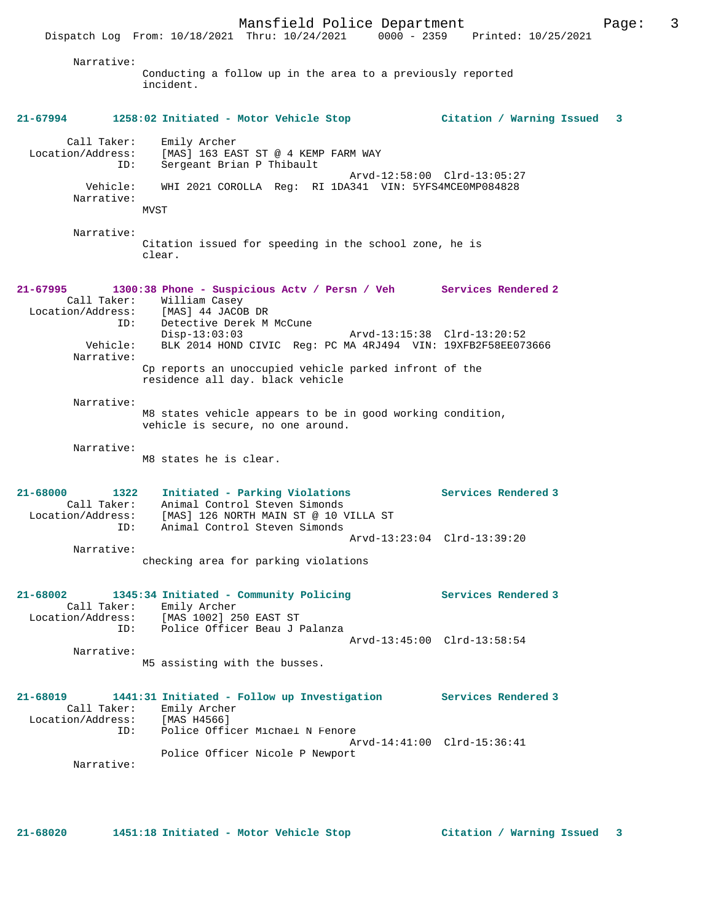Narrative:
Conducting a follow up in the area to a previously reported incident.

**21-67994 1258:02 Initiated - Motor Vehicle Stop — Citation / Warning Issued 3**

Call Taker: Emily Archer
Location/Address: [MAS] 163 EAST ST @ 4 KEMP FARM WAY
ID: Sergeant Brian P Thibault
Arvd-12:58:00 Clrd-13:05:27
Vehicle: WHI 2021 COROLLA Reg: RI 1DA341 VIN: 5YFS4MCE0MP084828
Narrative:
MVST

Narrative:
Citation issued for speeding in the school zone, he is clear.

**21-67995 1300:38 Phone - Suspicious Actv / Persn / Veh — Services Rendered 2**

Call Taker: William Casey
Location/Address: [MAS] 44 JACOB DR
ID: Detective Derek M McCune
Disp-13:03:03 Arvd-13:15:38 Clrd-13:20:52
Vehicle: BLK 2014 HOND CIVIC Reg: PC MA 4RJ494 VIN: 19XFB2F58EE073666
Narrative:
Cp reports an unoccupied vehicle parked infront of the residence all day. black vehicle

Narrative:
M8 states vehicle appears to be in good working condition, vehicle is secure, no one around.

Narrative:
M8 states he is clear.

**21-68000 1322 Initiated - Parking Violations — Services Rendered 3**

Call Taker: Animal Control Steven Simonds
Location/Address: [MAS] 126 NORTH MAIN ST @ 10 VILLA ST
ID: Animal Control Steven Simonds
Arvd-13:23:04 Clrd-13:39:20
Narrative:
checking area for parking violations

**21-68002 1345:34 Initiated - Community Policing — Services Rendered 3**

Call Taker: Emily Archer
Location/Address: [MAS 1002] 250 EAST ST
ID: Police Officer Beau J Palanza
Arvd-13:45:00 Clrd-13:58:54
Narrative:
M5 assisting with the busses.

**21-68019 1441:31 Initiated - Follow up Investigation — Services Rendered 3**

Call Taker: Emily Archer
Location/Address: [MAS H4566]
ID: Police Officer Michael N Fenore
Arvd-14:41:00 Clrd-15:36:41
Police Officer Nicole P Newport
Narrative:

**21-68020 1451:18 Initiated - Motor Vehicle Stop — Citation / Warning Issued 3**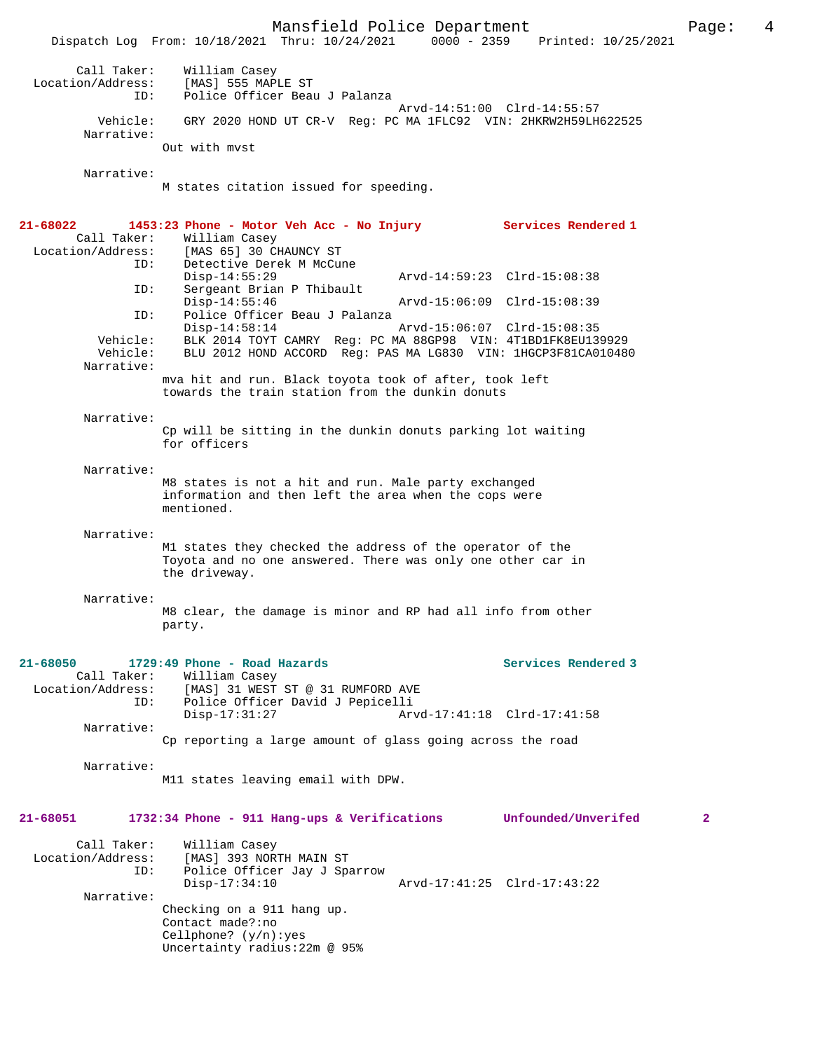Call Taker: William Casey
Location/Address: [MAS] 555 MAPLE ST
ID: Police Officer Beau J Palanza
Arvd-14:51:00 Clrd-14:55:57
Vehicle: GRY 2020 HOND UT CR-V Reg: PC MA 1FLC92 VIN: 2HKRW2H59LH622525
Narrative:
Out with mvst

Narrative:
M states citation issued for speeding.

**21-68022 1453:23 Phone - Motor Veh Acc - No Injury — Services Rendered 1**

Call Taker: William Casey
Location/Address: [MAS 65] 30 CHAUNCY ST
ID: Detective Derek M McCune
Disp-14:55:29 Arvd-14:59:23 Clrd-15:08:38
ID: Sergeant Brian P Thibault
Disp-14:55:46 Arvd-15:06:09 Clrd-15:08:39
ID: Police Officer Beau J Palanza
Disp-14:58:14 Arvd-15:06:07 Clrd-15:08:35
Vehicle: BLK 2014 TOYT CAMRY Reg: PC MA 88GP98 VIN: 4T1BD1FK8EU139929
Vehicle: BLU 2012 HOND ACCORD Reg: PAS MA LG830 VIN: 1HGCP3F81CA010480
Narrative:
mva hit and run. Black toyota took of after, took left towards the train station from the dunkin donuts

Narrative:
Cp will be sitting in the dunkin donuts parking lot waiting for officers

Narrative:
M8 states is not a hit and run. Male party exchanged information and then left the area when the cops were mentioned.

Narrative:
M1 states they checked the address of the operator of the Toyota and no one answered. There was only one other car in the driveway.

Narrative:
M8 clear, the damage is minor and RP had all info from other party.

**21-68050 1729:49 Phone - Road Hazards — Services Rendered 3**

Call Taker: William Casey
Location/Address: [MAS] 31 WEST ST @ 31 RUMFORD AVE
ID: Police Officer David J Pepicelli
Disp-17:31:27 Arvd-17:41:18 Clrd-17:41:58
Narrative:
Cp reporting a large amount of glass going across the road

Narrative:
M11 states leaving email with DPW.

**21-68051 1732:34 Phone - 911 Hang-ups & Verifications — Unfounded/Unverifed 2**

Call Taker: William Casey
Location/Address: [MAS] 393 NORTH MAIN ST
ID: Police Officer Jay J Sparrow
Disp-17:34:10 Arvd-17:41:25 Clrd-17:43:22
Narrative:
Checking on a 911 hang up.
Contact made?:no
Cellphone? (y/n):yes
Uncertainty radius:22m @ 95%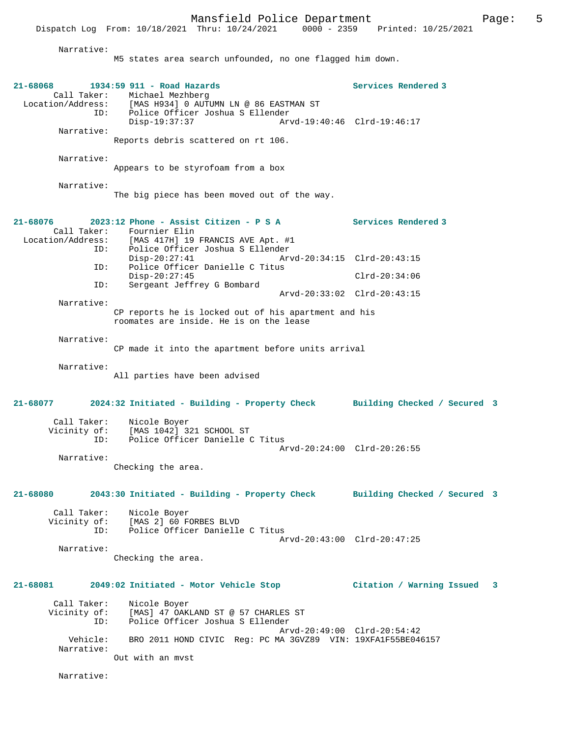Narrative:
M5 states area search unfounded, no one flagged him down.

**21-68068 1934:59 911 - Road Hazards** Services Rendered 3
Call Taker: Michael Mezhberg
Location/Address: [MAS H934] 0 AUTUMN LN @ 86 EASTMAN ST
ID: Police Officer Joshua S Ellender
Disp-19:37:37 Arvd-19:40:46 Clrd-19:46:17
Narrative:
Reports debris scattered on rt 106.

Narrative:
Appears to be styrofoam from a box

Narrative:
The big piece has been moved out of the way.

**21-68076 2023:12 Phone - Assist Citizen - P S A** Services Rendered 3
Call Taker: Fournier Elin
Location/Address: [MAS 417H] 19 FRANCIS AVE Apt. #1
ID: Police Officer Joshua S Ellender
Disp-20:27:41 Arvd-20:34:15 Clrd-20:43:15
ID: Police Officer Danielle C Titus
Disp-20:27:45 Clrd-20:34:06
ID: Sergeant Jeffrey G Bombard
Arvd-20:33:02 Clrd-20:43:15
Narrative:
CP reports he is locked out of his apartment and his roomates are inside. He is on the lease

Narrative:
CP made it into the apartment before units arrival

Narrative:
All parties have been advised

**21-68077 2024:32 Initiated - Building - Property Check** Building Checked / Secured 3
Call Taker: Nicole Boyer
Vicinity of: [MAS 1042] 321 SCHOOL ST
ID: Police Officer Danielle C Titus
Arvd-20:24:00 Clrd-20:26:55
Narrative:
Checking the area.

**21-68080 2043:30 Initiated - Building - Property Check** Building Checked / Secured 3
Call Taker: Nicole Boyer
Vicinity of: [MAS 2] 60 FORBES BLVD
ID: Police Officer Danielle C Titus
Arvd-20:43:00 Clrd-20:47:25
Narrative:
Checking the area.

**21-68081 2049:02 Initiated - Motor Vehicle Stop** Citation / Warning Issued 3
Call Taker: Nicole Boyer
Vicinity of: [MAS] 47 OAKLAND ST @ 57 CHARLES ST
ID: Police Officer Joshua S Ellender
Arvd-20:49:00 Clrd-20:54:42
Vehicle: BRO 2011 HOND CIVIC Reg: PC MA 3GVZ89 VIN: 19XFA1F55BE046157
Narrative:
Out with an mvst

Narrative: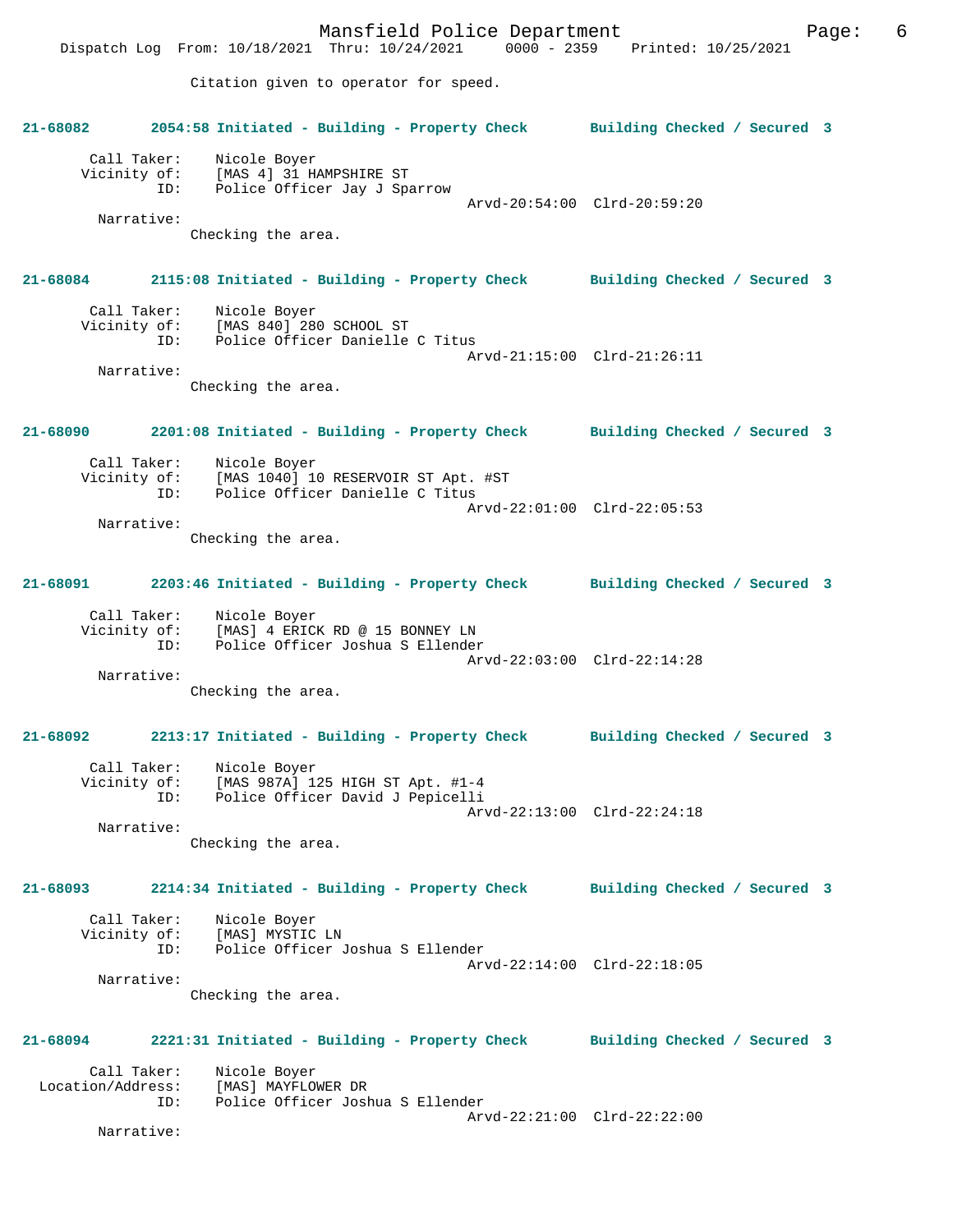Citation given to operator for speed.

**21-68082 2054:58 Initiated - Building - Property Check Building Checked / Secured 3**

Call Taker: Nicole Boyer
Vicinity of: [MAS 4] 31 HAMPSHIRE ST
ID: Police Officer Jay J Sparrow
Arvd-20:54:00 Clrd-20:59:20
Narrative:
Checking the area.

**21-68084 2115:08 Initiated - Building - Property Check Building Checked / Secured 3**

Call Taker: Nicole Boyer
Vicinity of: [MAS 840] 280 SCHOOL ST
ID: Police Officer Danielle C Titus
Arvd-21:15:00 Clrd-21:26:11
Narrative:
Checking the area.

**21-68090 2201:08 Initiated - Building - Property Check Building Checked / Secured 3**

Call Taker: Nicole Boyer
Vicinity of: [MAS 1040] 10 RESERVOIR ST Apt. #ST
ID: Police Officer Danielle C Titus
Arvd-22:01:00 Clrd-22:05:53
Narrative:
Checking the area.

**21-68091 2203:46 Initiated - Building - Property Check Building Checked / Secured 3**

Call Taker: Nicole Boyer
Vicinity of: [MAS] 4 ERICK RD @ 15 BONNEY LN
ID: Police Officer Joshua S Ellender
Arvd-22:03:00 Clrd-22:14:28
Narrative:
Checking the area.

**21-68092 2213:17 Initiated - Building - Property Check Building Checked / Secured 3**

Call Taker: Nicole Boyer
Vicinity of: [MAS 987A] 125 HIGH ST Apt. #1-4
ID: Police Officer David J Pepicelli
Arvd-22:13:00 Clrd-22:24:18
Narrative:
Checking the area.

**21-68093 2214:34 Initiated - Building - Property Check Building Checked / Secured 3**

Call Taker: Nicole Boyer
Vicinity of: [MAS] MYSTIC LN
ID: Police Officer Joshua S Ellender
Arvd-22:14:00 Clrd-22:18:05
Narrative:
Checking the area.

**21-68094 2221:31 Initiated - Building - Property Check Building Checked / Secured 3**

Call Taker: Nicole Boyer
Location/Address: [MAS] MAYFLOWER DR
ID: Police Officer Joshua S Ellender
Arvd-22:21:00 Clrd-22:22:00
Narrative: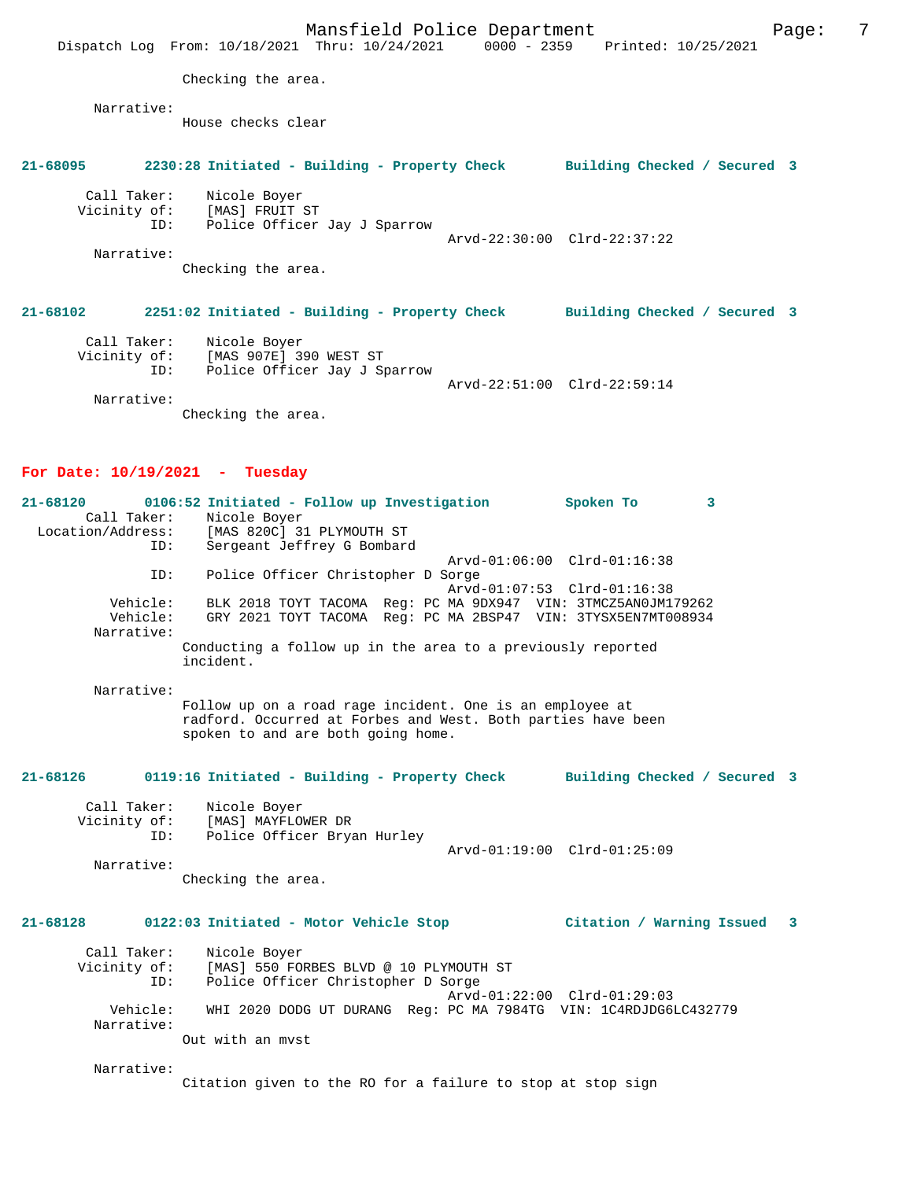Checking the area.

Narrative:
House checks clear

**21-68095 2230:28 Initiated - Building - Property Check Building Checked / Secured 3**

Call Taker: Nicole Boyer
Vicinity of: [MAS] FRUIT ST
ID: Police Officer Jay J Sparrow
Arvd-22:30:00 Clrd-22:37:22
Narrative:
Checking the area.

**21-68102 2251:02 Initiated - Building - Property Check Building Checked / Secured 3**

Call Taker: Nicole Boyer
Vicinity of: [MAS 907E] 390 WEST ST
ID: Police Officer Jay J Sparrow
Arvd-22:51:00 Clrd-22:59:14
Narrative:
Checking the area.

## For Date: 10/19/2021 - Tuesday

**21-68120 0106:52 Initiated - Follow up Investigation Spoken To 3**

Call Taker: Nicole Boyer
Location/Address: [MAS 820C] 31 PLYMOUTH ST
ID: Sergeant Jeffrey G Bombard
Arvd-01:06:00 Clrd-01:16:38
ID: Police Officer Christopher D Sorge
Arvd-01:07:53 Clrd-01:16:38
Vehicle: BLK 2018 TOYT TACOMA Reg: PC MA 9DX947 VIN: 3TMCZ5AN0JM179262
Vehicle: GRY 2021 TOYT TACOMA Reg: PC MA 2BSP47 VIN: 3TYSX5EN7MT008934
Narrative:
Conducting a follow up in the area to a previously reported incident.

Narrative:
Follow up on a road rage incident. One is an employee at radford. Occurred at Forbes and West. Both parties have been spoken to and are both going home.

**21-68126 0119:16 Initiated - Building - Property Check Building Checked / Secured 3**

Call Taker: Nicole Boyer
Vicinity of: [MAS] MAYFLOWER DR
ID: Police Officer Bryan Hurley
Arvd-01:19:00 Clrd-01:25:09
Narrative:
Checking the area.

**21-68128 0122:03 Initiated - Motor Vehicle Stop Citation / Warning Issued 3**

Call Taker: Nicole Boyer
Vicinity of: [MAS] 550 FORBES BLVD @ 10 PLYMOUTH ST
ID: Police Officer Christopher D Sorge
Arvd-01:22:00 Clrd-01:29:03
Vehicle: WHI 2020 DODG UT DURANG Reg: PC MA 7984TG VIN: 1C4RDJDG6LC432779
Narrative:
Out with an mvst

Narrative:
Citation given to the RO for a failure to stop at stop sign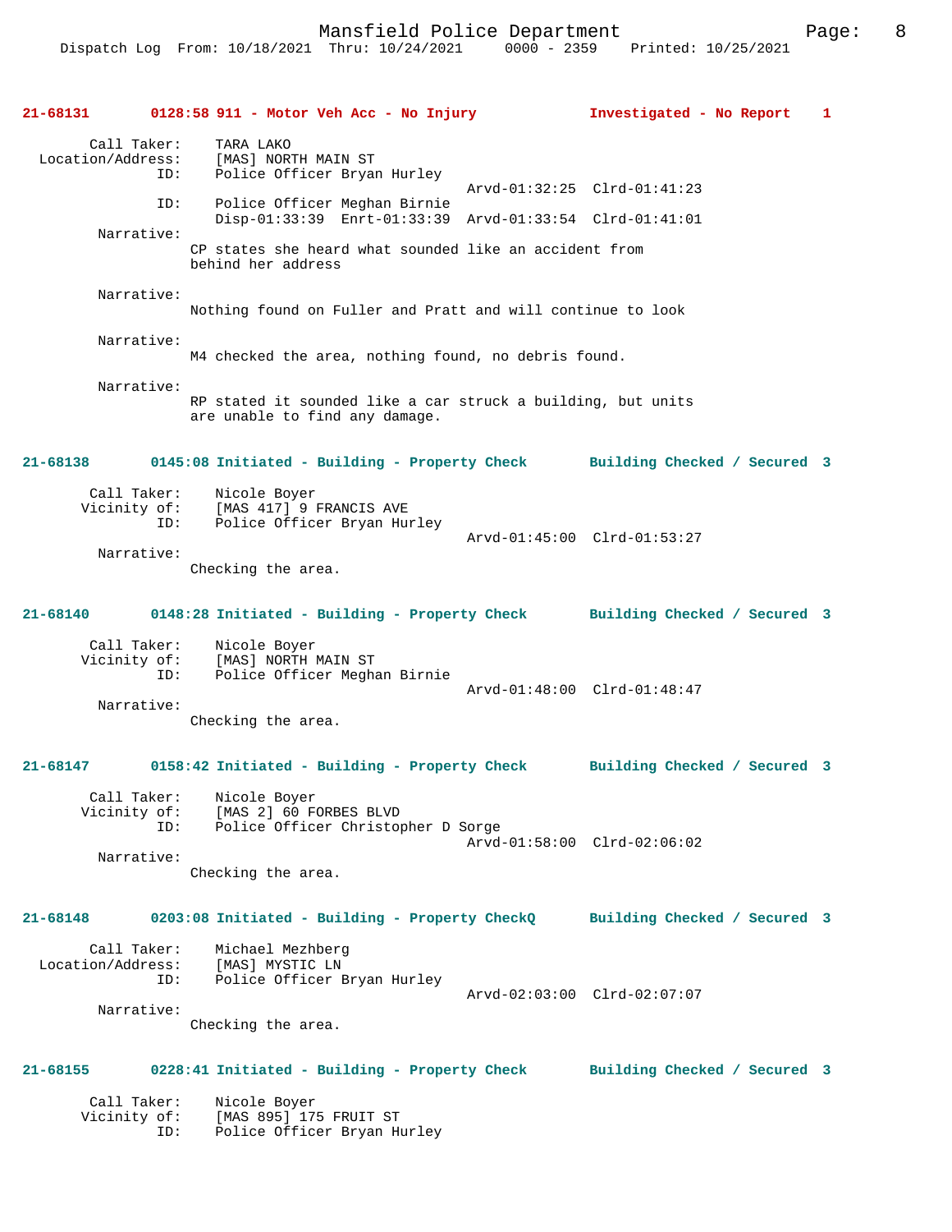**21-68131 0128:58 911 - Motor Veh Acc - No Injury — Investigated - No Report 1**

Call Taker: TARA LAKO
Location/Address: [MAS] NORTH MAIN ST
ID: Police Officer Bryan Hurley
Arvd-01:32:25 Clrd-01:41:23
ID: Police Officer Meghan Birnie
Disp-01:33:39 Enrt-01:33:39 Arvd-01:33:54 Clrd-01:41:01

Narrative:
CP states she heard what sounded like an accident from behind her address

Narrative:
Nothing found on Fuller and Pratt and will continue to look

Narrative:
M4 checked the area, nothing found, no debris found.

Narrative:
RP stated it sounded like a car struck a building, but units are unable to find any damage.

**21-68138 0145:08 Initiated - Building - Property Check — Building Checked / Secured 3**

Call Taker: Nicole Boyer
Vicinity of: [MAS 417] 9 FRANCIS AVE
ID: Police Officer Bryan Hurley
Arvd-01:45:00 Clrd-01:53:27

Narrative:
Checking the area.

**21-68140 0148:28 Initiated - Building - Property Check — Building Checked / Secured 3**

Call Taker: Nicole Boyer
Vicinity of: [MAS] NORTH MAIN ST
ID: Police Officer Meghan Birnie
Arvd-01:48:00 Clrd-01:48:47

Narrative:
Checking the area.

**21-68147 0158:42 Initiated - Building - Property Check — Building Checked / Secured 3**

Call Taker: Nicole Boyer
Vicinity of: [MAS 2] 60 FORBES BLVD
ID: Police Officer Christopher D Sorge
Arvd-01:58:00 Clrd-02:06:02

Narrative:
Checking the area.

**21-68148 0203:08 Initiated - Building - Property CheckQ — Building Checked / Secured 3**

Call Taker: Michael Mezhberg
Location/Address: [MAS] MYSTIC LN
ID: Police Officer Bryan Hurley
Arvd-02:03:00 Clrd-02:07:07

Narrative:
Checking the area.

**21-68155 0228:41 Initiated - Building - Property Check — Building Checked / Secured 3**

Call Taker: Nicole Boyer
Vicinity of: [MAS 895] 175 FRUIT ST
ID: Police Officer Bryan Hurley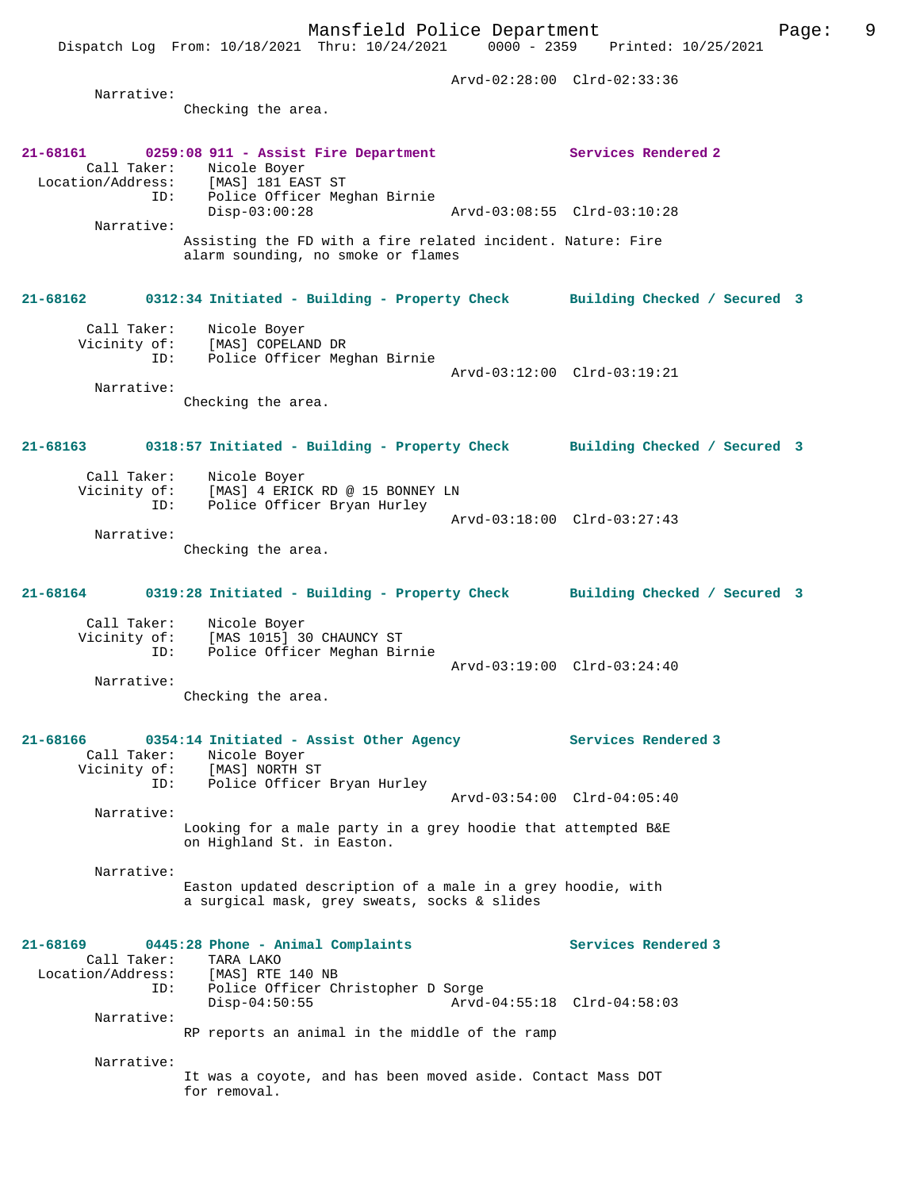Arvd-02:28:00 Clrd-02:33:36

Narrative:
Checking the area.

**21-68161 0259:08 911 - Assist Fire Department Services Rendered 2**

Call Taker: Nicole Boyer
Location/Address: [MAS] 181 EAST ST
ID: Police Officer Meghan Birnie
Disp-03:00:28 Arvd-03:08:55 Clrd-03:10:28

Narrative:
Assisting the FD with a fire related incident. Nature: Fire alarm sounding, no smoke or flames

**21-68162 0312:34 Initiated - Building - Property Check Building Checked / Secured 3**

Call Taker: Nicole Boyer
Vicinity of: [MAS] COPELAND DR
ID: Police Officer Meghan Birnie
Arvd-03:12:00 Clrd-03:19:21

Narrative:
Checking the area.

**21-68163 0318:57 Initiated - Building - Property Check Building Checked / Secured 3**

Call Taker: Nicole Boyer
Vicinity of: [MAS] 4 ERICK RD @ 15 BONNEY LN
ID: Police Officer Bryan Hurley
Arvd-03:18:00 Clrd-03:27:43

Narrative:
Checking the area.

**21-68164 0319:28 Initiated - Building - Property Check Building Checked / Secured 3**

Call Taker: Nicole Boyer
Vicinity of: [MAS 1015] 30 CHAUNCY ST
ID: Police Officer Meghan Birnie
Arvd-03:19:00 Clrd-03:24:40

Narrative:
Checking the area.

**21-68166 0354:14 Initiated - Assist Other Agency Services Rendered 3**

Call Taker: Nicole Boyer
Vicinity of: [MAS] NORTH ST
ID: Police Officer Bryan Hurley
Arvd-03:54:00 Clrd-04:05:40

Narrative:
Looking for a male party in a grey hoodie that attempted B&E on Highland St. in Easton.

Narrative:
Easton updated description of a male in a grey hoodie, with a surgical mask, grey sweats, socks & slides

**21-68169 0445:28 Phone - Animal Complaints Services Rendered 3**

Call Taker: TARA LAKO
Location/Address: [MAS] RTE 140 NB
ID: Police Officer Christopher D Sorge
Disp-04:50:55 Arvd-04:55:18 Clrd-04:58:03

Narrative:
RP reports an animal in the middle of the ramp

Narrative:
It was a coyote, and has been moved aside. Contact Mass DOT for removal.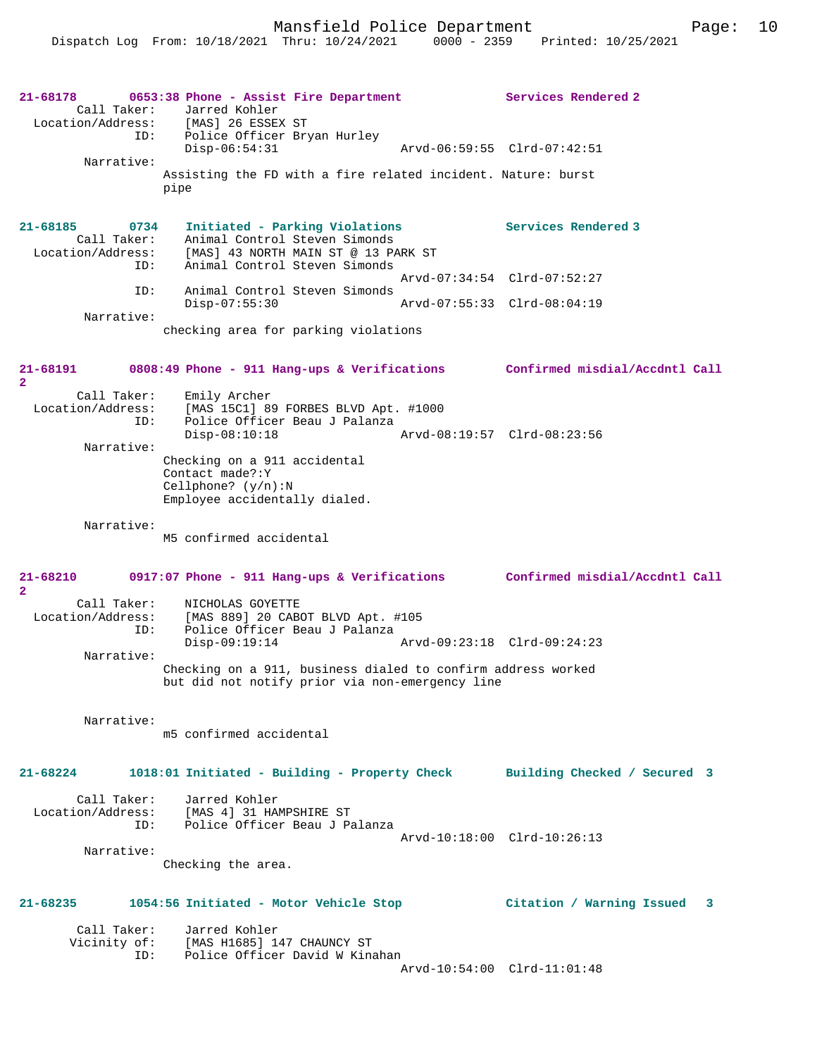**21-68178** 0653:38 Phone - Assist Fire Department **Services Rendered 2**

Call Taker: Jarred Kohler
Location/Address: [MAS] 26 ESSEX ST
ID: Police Officer Bryan Hurley
Disp-06:54:31 Arvd-06:59:55 Clrd-07:42:51

Narrative:
Assisting the FD with a fire related incident. Nature: burst pipe

**21-68185** 0734 Initiated - Parking Violations **Services Rendered 3**

Call Taker: Animal Control Steven Simonds
Location/Address: [MAS] 43 NORTH MAIN ST @ 13 PARK ST
ID: Animal Control Steven Simonds
Arvd-07:34:54 Clrd-07:52:27
ID: Animal Control Steven Simonds
Disp-07:55:30 Arvd-07:55:33 Clrd-08:04:19

Narrative:
checking area for parking violations

**21-68191** 0808:49 Phone - 911 Hang-ups & Verifications **Confirmed misdial/Accdntl Call 2**

Call Taker: Emily Archer
Location/Address: [MAS 15C1] 89 FORBES BLVD Apt. #1000
ID: Police Officer Beau J Palanza
Disp-08:10:18 Arvd-08:19:57 Clrd-08:23:56

Narrative:
Checking on a 911 accidental
Contact made?:Y
Cellphone? (y/n):N
Employee accidentally dialed.

Narrative:
M5 confirmed accidental

**21-68210** 0917:07 Phone - 911 Hang-ups & Verifications **Confirmed misdial/Accdntl Call 2**

Call Taker: NICHOLAS GOYETTE
Location/Address: [MAS 889] 20 CABOT BLVD Apt. #105
ID: Police Officer Beau J Palanza
Disp-09:19:14 Arvd-09:23:18 Clrd-09:24:23

Narrative:
Checking on a 911, business dialed to confirm address worked but did not notify prior via non-emergency line

Narrative:
m5 confirmed accidental

**21-68224** 1018:01 Initiated - Building - Property Check **Building Checked / Secured 3**

Call Taker: Jarred Kohler
Location/Address: [MAS 4] 31 HAMPSHIRE ST
ID: Police Officer Beau J Palanza
Arvd-10:18:00 Clrd-10:26:13

Narrative:
Checking the area.

**21-68235** 1054:56 Initiated - Motor Vehicle Stop **Citation / Warning Issued 3**

Call Taker: Jarred Kohler
Vicinity of: [MAS H1685] 147 CHAUNCY ST
ID: Police Officer David W Kinahan
Arvd-10:54:00 Clrd-11:01:48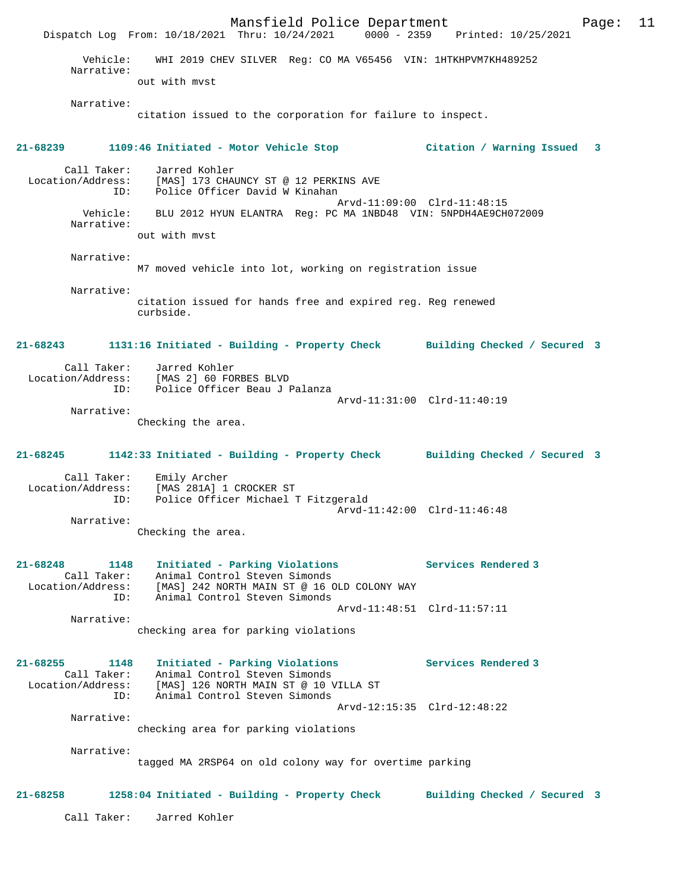Vehicle: WHI 2019 CHEV SILVER Reg: CO MA V65456 VIN: 1HTKHPVM7KH489252

Narrative:
out with mvst

Narrative:
citation issued to the corporation for failure to inspect.

**21-68239 1109:46 Initiated - Motor Vehicle Stop Citation / Warning Issued 3**

Call Taker: Jarred Kohler
Location/Address: [MAS] 173 CHAUNCY ST @ 12 PERKINS AVE
ID: Police Officer David W Kinahan
Arvd-11:09:00 Clrd-11:48:15
Vehicle: BLU 2012 HYUN ELANTRA Reg: PC MA 1NBD48 VIN: 5NPDH4AE9CH072009

Narrative:
out with mvst

Narrative:
M7 moved vehicle into lot, working on registration issue

Narrative:
citation issued for hands free and expired reg. Reg renewed curbside.

**21-68243 1131:16 Initiated - Building - Property Check Building Checked / Secured 3**

Call Taker: Jarred Kohler
Location/Address: [MAS 2] 60 FORBES BLVD
ID: Police Officer Beau J Palanza
Arvd-11:31:00 Clrd-11:40:19

Narrative:
Checking the area.

**21-68245 1142:33 Initiated - Building - Property Check Building Checked / Secured 3**

Call Taker: Emily Archer
Location/Address: [MAS 281A] 1 CROCKER ST
ID: Police Officer Michael T Fitzgerald
Arvd-11:42:00 Clrd-11:46:48

Narrative:
Checking the area.

**21-68248 1148 Initiated - Parking Violations Services Rendered 3**

Call Taker: Animal Control Steven Simonds
Location/Address: [MAS] 242 NORTH MAIN ST @ 16 OLD COLONY WAY
ID: Animal Control Steven Simonds
Arvd-11:48:51 Clrd-11:57:11

Narrative:
checking area for parking violations

**21-68255 1148 Initiated - Parking Violations Services Rendered 3**

Call Taker: Animal Control Steven Simonds
Location/Address: [MAS] 126 NORTH MAIN ST @ 10 VILLA ST
ID: Animal Control Steven Simonds
Arvd-12:15:35 Clrd-12:48:22

Narrative:
checking area for parking violations

Narrative:
tagged MA 2RSP64 on old colony way for overtime parking

**21-68258 1258:04 Initiated - Building - Property Check Building Checked / Secured 3**

Call Taker: Jarred Kohler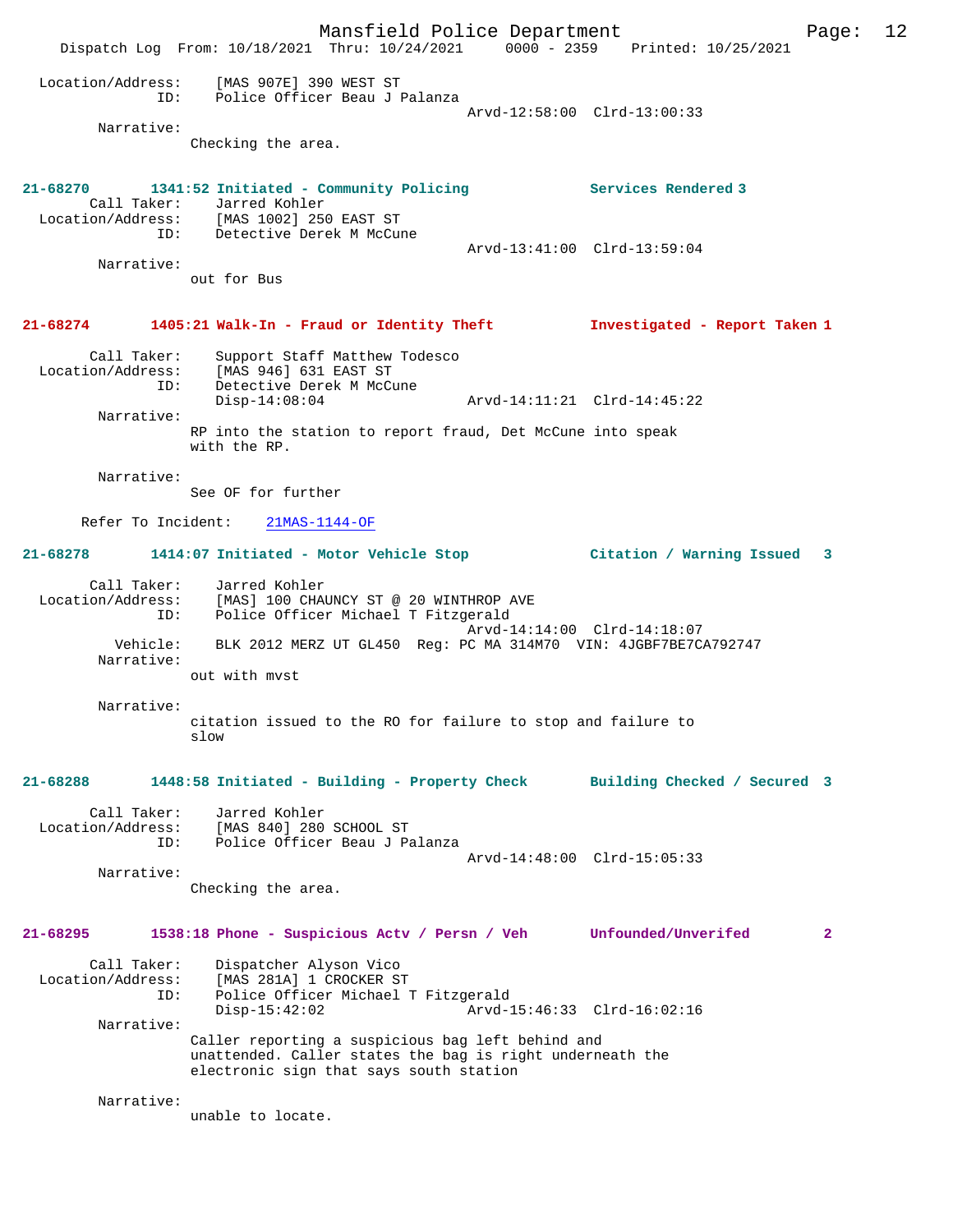Location/Address: [MAS 907E] 390 WEST ST
ID: Police Officer Beau J Palanza
Arvd-12:58:00 Clrd-13:00:33

Narrative:
Checking the area.

**21-68270 1341:52 Initiated - Community Policing — Services Rendered 3**

Call Taker: Jarred Kohler
Location/Address: [MAS 1002] 250 EAST ST
ID: Detective Derek M McCune
Arvd-13:41:00 Clrd-13:59:04

Narrative:
out for Bus

**21-68274 1405:21 Walk-In - Fraud or Identity Theft — Investigated - Report Taken 1**

Call Taker: Support Staff Matthew Todesco
Location/Address: [MAS 946] 631 EAST ST
ID: Detective Derek M McCune
Disp-14:08:04 Arvd-14:11:21 Clrd-14:45:22

Narrative:
RP into the station to report fraud, Det McCune into speak with the RP.

Narrative:
See OF for further

Refer To Incident: 21MAS-1144-OF

**21-68278 1414:07 Initiated - Motor Vehicle Stop — Citation / Warning Issued 3**

Call Taker: Jarred Kohler
Location/Address: [MAS] 100 CHAUNCY ST @ 20 WINTHROP AVE
ID: Police Officer Michael T Fitzgerald
Arvd-14:14:00 Clrd-14:18:07
Vehicle: BLK 2012 MERZ UT GL450 Reg: PC MA 314M70 VIN: 4JGBF7BE7CA792747

Narrative:
out with mvst

Narrative:
citation issued to the RO for failure to stop and failure to slow

**21-68288 1448:58 Initiated - Building - Property Check — Building Checked / Secured 3**

Call Taker: Jarred Kohler
Location/Address: [MAS 840] 280 SCHOOL ST
ID: Police Officer Beau J Palanza
Arvd-14:48:00 Clrd-15:05:33

Narrative:
Checking the area.

**21-68295 1538:18 Phone - Suspicious Actv / Persn / Veh — Unfounded/Unverifed 2**

Call Taker: Dispatcher Alyson Vico
Location/Address: [MAS 281A] 1 CROCKER ST
ID: Police Officer Michael T Fitzgerald
Disp-15:42:02 Arvd-15:46:33 Clrd-16:02:16

Narrative:
Caller reporting a suspicious bag left behind and unattended. Caller states the bag is right underneath the electronic sign that says south station

Narrative:
unable to locate.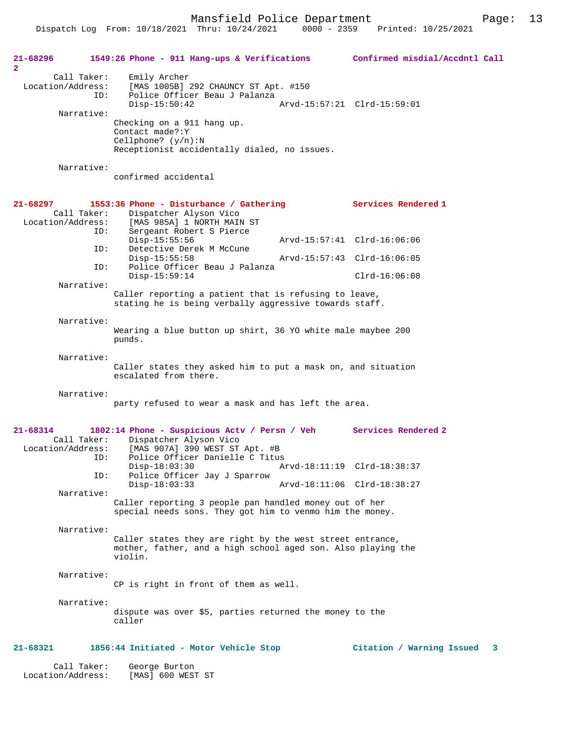**21-68296** 1549:26 Phone - 911 Hang-ups & Verifications — Confirmed misdial/Accdntl Call 2

Call Taker: Emily Archer
Location/Address: [MAS 1005B] 292 CHAUNCY ST Apt. #150
ID: Police Officer Beau J Palanza
Disp-15:50:42 Arvd-15:57:21 Clrd-15:59:01

Narrative:
Checking on a 911 hang up.
Contact made?:Y
Cellphone? (y/n):N
Receptionist accidentally dialed, no issues.

Narrative:
confirmed accidental

**21-68297** 1553:36 Phone - Disturbance / Gathering — Services Rendered 1

Call Taker: Dispatcher Alyson Vico
Location/Address: [MAS 985A] 1 NORTH MAIN ST
ID: Sergeant Robert S Pierce
Disp-15:55:56 Arvd-15:57:41 Clrd-16:06:06
ID: Detective Derek M McCune
Disp-15:55:58 Arvd-15:57:43 Clrd-16:06:05
ID: Police Officer Beau J Palanza
Disp-15:59:14 Clrd-16:06:08

Narrative:
Caller reporting a patient that is refusing to leave, stating he is being verbally aggressive towards staff.

Narrative:
Wearing a blue button up shirt, 36 YO white male maybee 200 punds.

Narrative:
Caller states they asked him to put a mask on, and situation escalated from there.

Narrative:
party refused to wear a mask and has left the area.

**21-68314** 1802:14 Phone - Suspicious Actv / Persn / Veh — Services Rendered 2

Call Taker: Dispatcher Alyson Vico
Location/Address: [MAS 907A] 390 WEST ST Apt. #B
ID: Police Officer Danielle C Titus
Disp-18:03:30 Arvd-18:11:19 Clrd-18:38:37
ID: Police Officer Jay J Sparrow
Disp-18:03:33 Arvd-18:11:06 Clrd-18:38:27

Narrative:
Caller reporting 3 people pan handled money out of her special needs sons. They got him to venmo him the money.

Narrative:
Caller states they are right by the west street entrance, mother, father, and a high school aged son. Also playing the violin.

Narrative:
CP is right in front of them as well.

Narrative:
dispute was over $5, parties returned the money to the caller

**21-68321** 1856:44 Initiated - Motor Vehicle Stop — Citation / Warning Issued 3

Call Taker: George Burton
Location/Address: [MAS] 600 WEST ST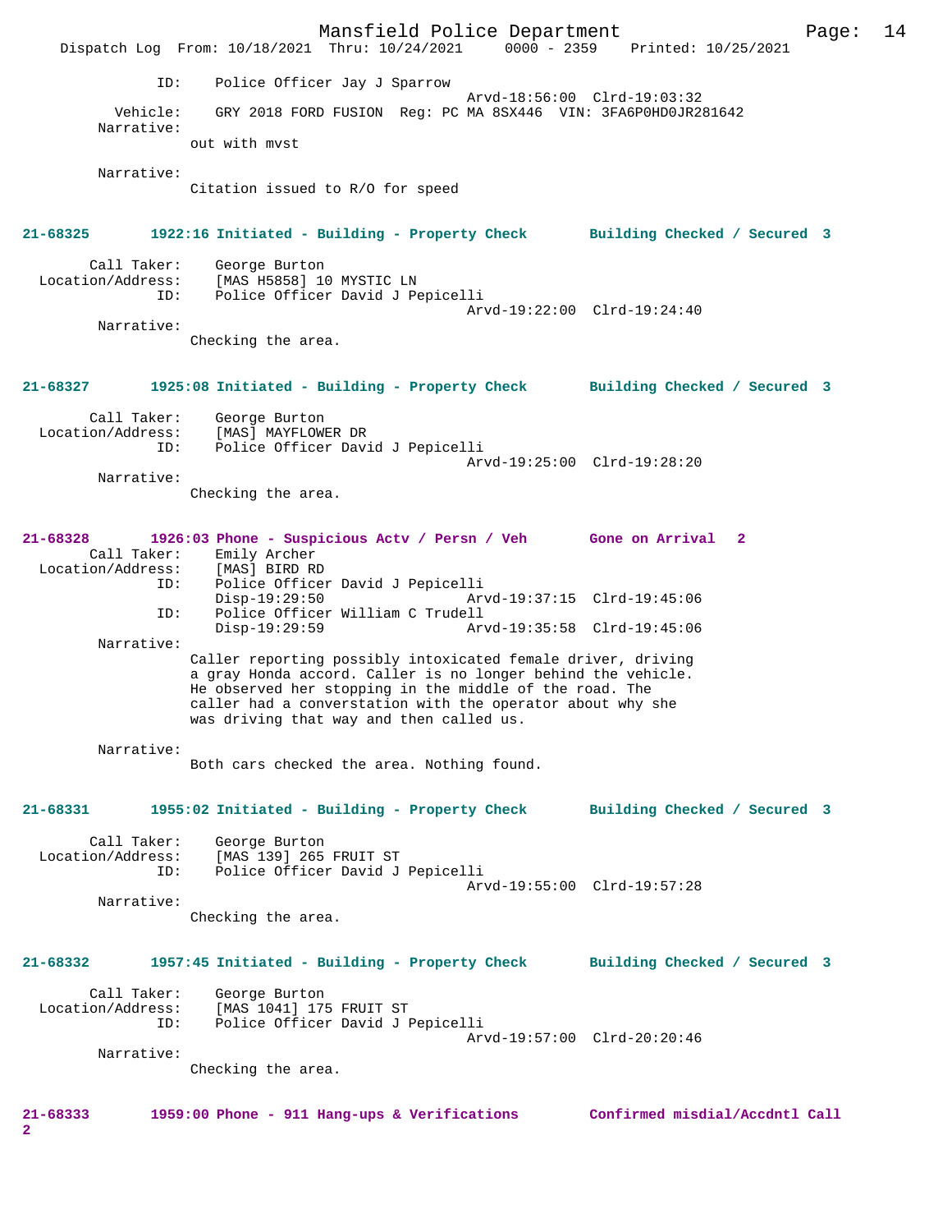ID: Police Officer Jay J Sparrow
Arvd-18:56:00 Clrd-19:03:32
Vehicle: GRY 2018 FORD FUSION Reg: PC MA 8SX446 VIN: 3FA6P0HD0JR281642
Narrative:
out with mvst

Narrative:
Citation issued to R/O for speed

**21-68325 1922:16 Initiated - Building - Property Check Building Checked / Secured 3**

Call Taker: George Burton
Location/Address: [MAS H5858] 10 MYSTIC LN
ID: Police Officer David J Pepicelli
Arvd-19:22:00 Clrd-19:24:40
Narrative:
Checking the area.

**21-68327 1925:08 Initiated - Building - Property Check Building Checked / Secured 3**

Call Taker: George Burton
Location/Address: [MAS] MAYFLOWER DR
ID: Police Officer David J Pepicelli
Arvd-19:25:00 Clrd-19:28:20
Narrative:
Checking the area.

**21-68328 1926:03 Phone - Suspicious Actv / Persn / Veh Gone on Arrival 2**

Call Taker: Emily Archer
Location/Address: [MAS] BIRD RD
ID: Police Officer David J Pepicelli
Disp-19:29:50 Arvd-19:37:15 Clrd-19:45:06
ID: Police Officer William C Trudell
Disp-19:29:59 Arvd-19:35:58 Clrd-19:45:06
Narrative:
Caller reporting possibly intoxicated female driver, driving a gray Honda accord. Caller is no longer behind the vehicle. He observed her stopping in the middle of the road. The caller had a converstation with the operator about why she was driving that way and then called us.

Narrative:
Both cars checked the area. Nothing found.

**21-68331 1955:02 Initiated - Building - Property Check Building Checked / Secured 3**

Call Taker: George Burton
Location/Address: [MAS 139] 265 FRUIT ST
ID: Police Officer David J Pepicelli
Arvd-19:55:00 Clrd-19:57:28
Narrative:
Checking the area.

**21-68332 1957:45 Initiated - Building - Property Check Building Checked / Secured 3**

Call Taker: George Burton
Location/Address: [MAS 1041] 175 FRUIT ST
ID: Police Officer David J Pepicelli
Arvd-19:57:00 Clrd-20:20:46
Narrative:
Checking the area.

**21-68333 1959:00 Phone - 911 Hang-ups & Verifications Confirmed misdial/Accdntl Call 2**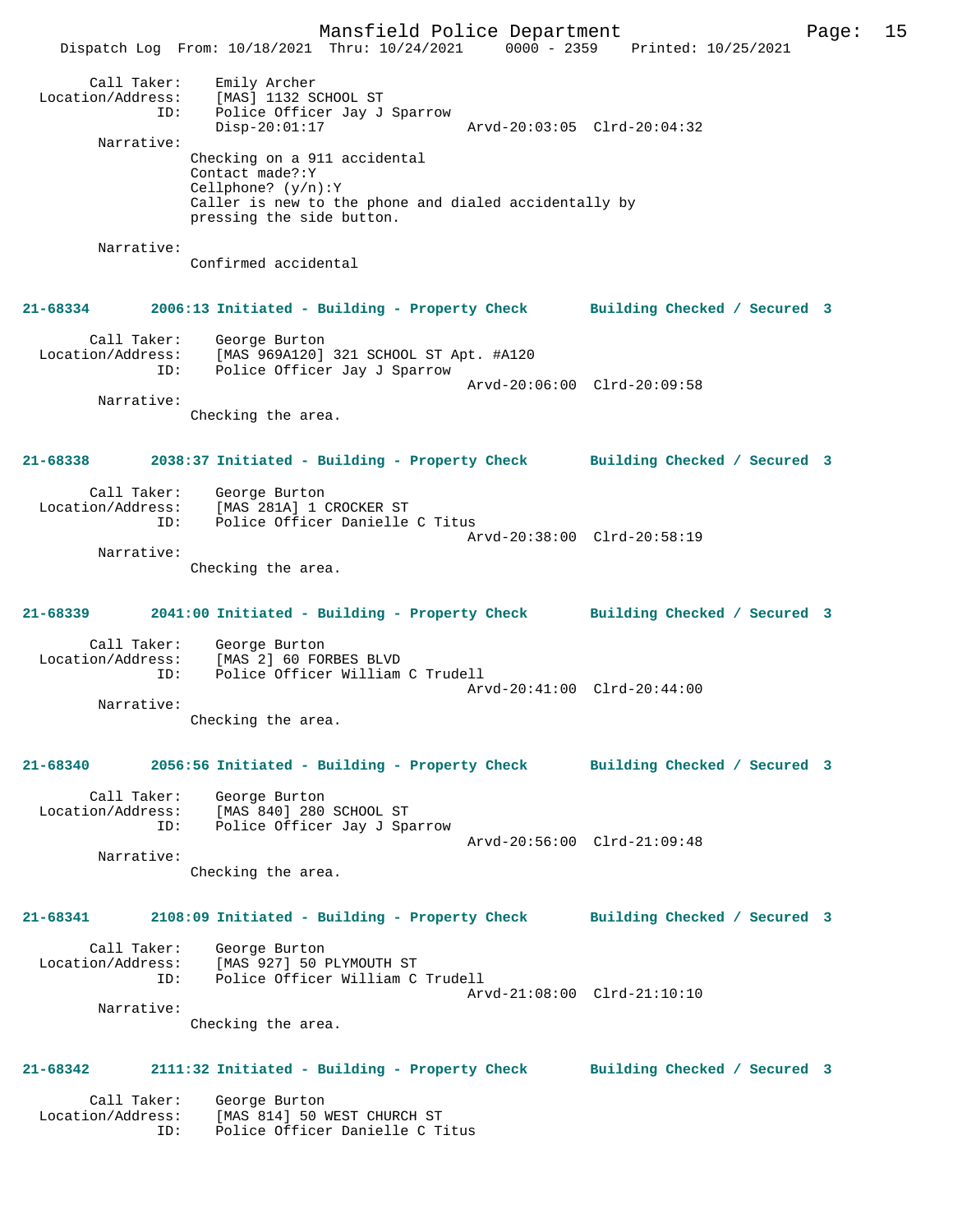Call Taker: Emily Archer
Location/Address: [MAS] 1132 SCHOOL ST
ID: Police Officer Jay J Sparrow
Disp-20:01:17 Arvd-20:03:05 Clrd-20:04:32

Narrative:
Checking on a 911 accidental
Contact made?:Y
Cellphone? (y/n):Y
Caller is new to the phone and dialed accidentally by pressing the side button.

Narrative:
Confirmed accidental

**21-68334 2006:13 Initiated - Building - Property Check Building Checked / Secured 3**

Call Taker: George Burton
Location/Address: [MAS 969A120] 321 SCHOOL ST Apt. #A120
ID: Police Officer Jay J Sparrow
Arvd-20:06:00 Clrd-20:09:58

Narrative:
Checking the area.

**21-68338 2038:37 Initiated - Building - Property Check Building Checked / Secured 3**

Call Taker: George Burton
Location/Address: [MAS 281A] 1 CROCKER ST
ID: Police Officer Danielle C Titus
Arvd-20:38:00 Clrd-20:58:19

Narrative:
Checking the area.

**21-68339 2041:00 Initiated - Building - Property Check Building Checked / Secured 3**

Call Taker: George Burton
Location/Address: [MAS 2] 60 FORBES BLVD
ID: Police Officer William C Trudell
Arvd-20:41:00 Clrd-20:44:00

Narrative:
Checking the area.

**21-68340 2056:56 Initiated - Building - Property Check Building Checked / Secured 3**

Call Taker: George Burton
Location/Address: [MAS 840] 280 SCHOOL ST
ID: Police Officer Jay J Sparrow
Arvd-20:56:00 Clrd-21:09:48

Narrative:
Checking the area.

**21-68341 2108:09 Initiated - Building - Property Check Building Checked / Secured 3**

Call Taker: George Burton
Location/Address: [MAS 927] 50 PLYMOUTH ST
ID: Police Officer William C Trudell
Arvd-21:08:00 Clrd-21:10:10

Narrative:
Checking the area.

**21-68342 2111:32 Initiated - Building - Property Check Building Checked / Secured 3**

Call Taker: George Burton
Location/Address: [MAS 814] 50 WEST CHURCH ST
ID: Police Officer Danielle C Titus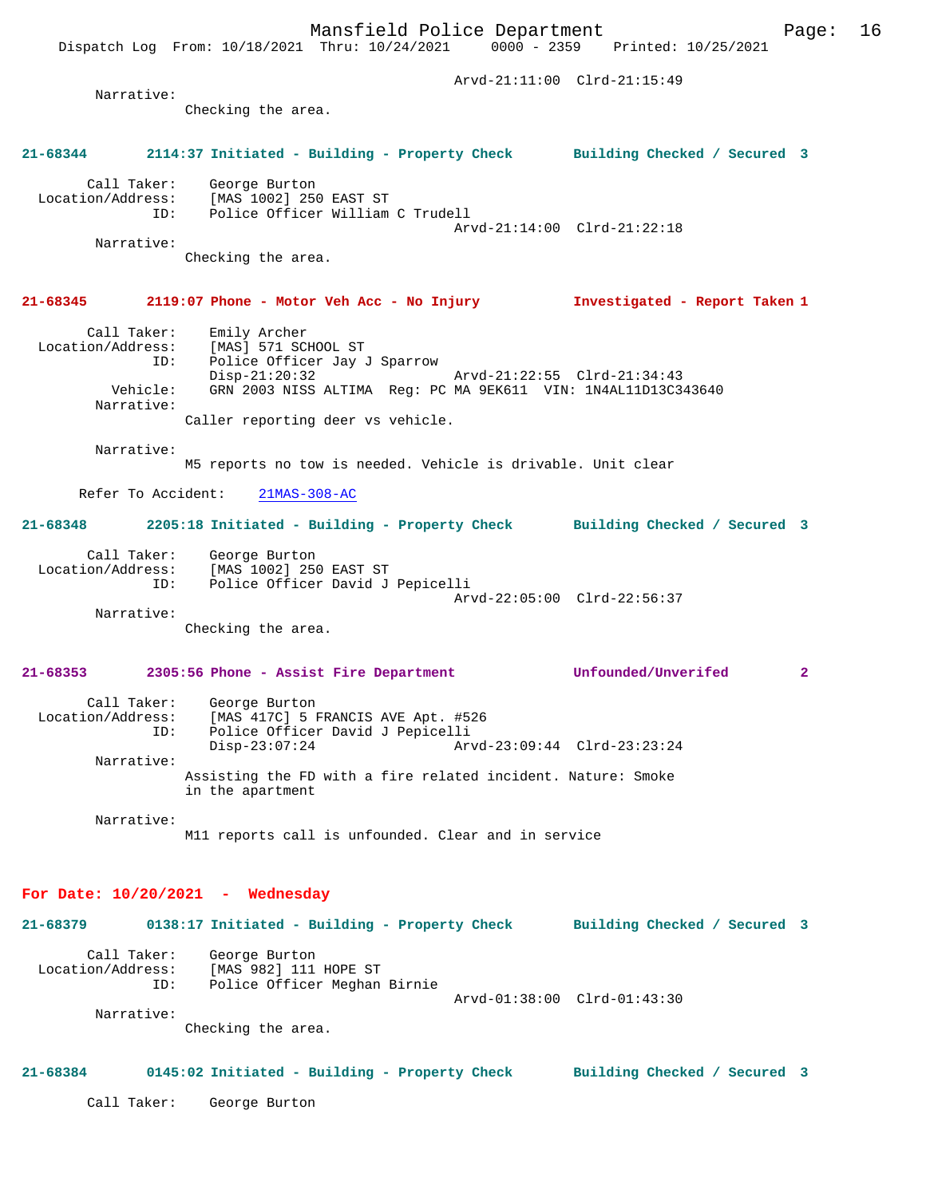Arvd-21:11:00 Clrd-21:15:49

Narrative:
Checking the area.

**21-68344 2114:37 Initiated - Building - Property Check Building Checked / Secured 3**

Call Taker: George Burton
Location/Address: [MAS 1002] 250 EAST ST
ID: Police Officer William C Trudell
Arvd-21:14:00 Clrd-21:22:18

Narrative:
Checking the area.

**21-68345 2119:07 Phone - Motor Veh Acc - No Injury Investigated - Report Taken 1**

Call Taker: Emily Archer
Location/Address: [MAS] 571 SCHOOL ST
ID: Police Officer Jay J Sparrow
Disp-21:20:32 Arvd-21:22:55 Clrd-21:34:43
Vehicle: GRN 2003 NISS ALTIMA Reg: PC MA 9EK611 VIN: 1N4AL11D13C343640

Narrative:
Caller reporting deer vs vehicle.

Narrative:
M5 reports no tow is needed. Vehicle is drivable. Unit clear

Refer To Accident: 21MAS-308-AC

**21-68348 2205:18 Initiated - Building - Property Check Building Checked / Secured 3**

Call Taker: George Burton
Location/Address: [MAS 1002] 250 EAST ST
ID: Police Officer David J Pepicelli
Arvd-22:05:00 Clrd-22:56:37

Narrative:
Checking the area.

**21-68353 2305:56 Phone - Assist Fire Department Unfounded/Unverifed 2**

Call Taker: George Burton
Location/Address: [MAS 417C] 5 FRANCIS AVE Apt. #526
ID: Police Officer David J Pepicelli
Disp-23:07:24 Arvd-23:09:44 Clrd-23:23:24

Narrative:
Assisting the FD with a fire related incident. Nature: Smoke in the apartment

Narrative:
M11 reports call is unfounded. Clear and in service

## For Date: 10/20/2021 - Wednesday

**21-68379 0138:17 Initiated - Building - Property Check Building Checked / Secured 3**

Call Taker: George Burton
Location/Address: [MAS 982] 111 HOPE ST
ID: Police Officer Meghan Birnie
Arvd-01:38:00 Clrd-01:43:30

Narrative:
Checking the area.

**21-68384 0145:02 Initiated - Building - Property Check Building Checked / Secured 3**

Call Taker: George Burton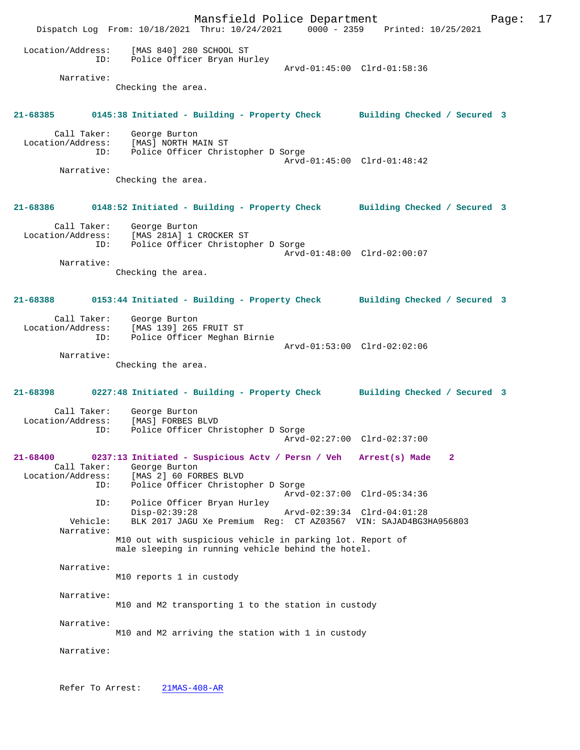Location/Address: [MAS 840] 280 SCHOOL ST
ID: Police Officer Bryan Hurley
Arvd-01:45:00 Clrd-01:58:36

Narrative:
Checking the area.

**21-68385 0145:38 Initiated - Building - Property Check Building Checked / Secured 3**

Call Taker: George Burton
Location/Address: [MAS] NORTH MAIN ST
ID: Police Officer Christopher D Sorge
Arvd-01:45:00 Clrd-01:48:42

Narrative:
Checking the area.

**21-68386 0148:52 Initiated - Building - Property Check Building Checked / Secured 3**

Call Taker: George Burton
Location/Address: [MAS 281A] 1 CROCKER ST
ID: Police Officer Christopher D Sorge
Arvd-01:48:00 Clrd-02:00:07

Narrative:
Checking the area.

**21-68388 0153:44 Initiated - Building - Property Check Building Checked / Secured 3**

Call Taker: George Burton
Location/Address: [MAS 139] 265 FRUIT ST
ID: Police Officer Meghan Birnie
Arvd-01:53:00 Clrd-02:02:06

Narrative:
Checking the area.

**21-68398 0227:48 Initiated - Building - Property Check Building Checked / Secured 3**

Call Taker: George Burton
Location/Address: [MAS] FORBES BLVD
ID: Police Officer Christopher D Sorge
Arvd-02:27:00 Clrd-02:37:00

**21-68400 0237:13 Initiated - Suspicious Actv / Persn / Veh Arrest(s) Made 2**

Call Taker: George Burton
Location/Address: [MAS 2] 60 FORBES BLVD
ID: Police Officer Christopher D Sorge
Arvd-02:37:00 Clrd-05:34:36
ID: Police Officer Bryan Hurley
Disp-02:39:28 Arvd-02:39:34 Clrd-04:01:28
Vehicle: BLK 2017 JAGU Xe Premium Reg: CT AZ03567 VIN: SAJAD4BG3HA956803

Narrative:
M10 out with suspicious vehicle in parking lot. Report of male sleeping in running vehicle behind the hotel.

Narrative:
M10 reports 1 in custody

Narrative:
M10 and M2 transporting 1 to the station in custody

Narrative:
M10 and M2 arriving the station with 1 in custody

Narrative:

Refer To Arrest: 21MAS-408-AR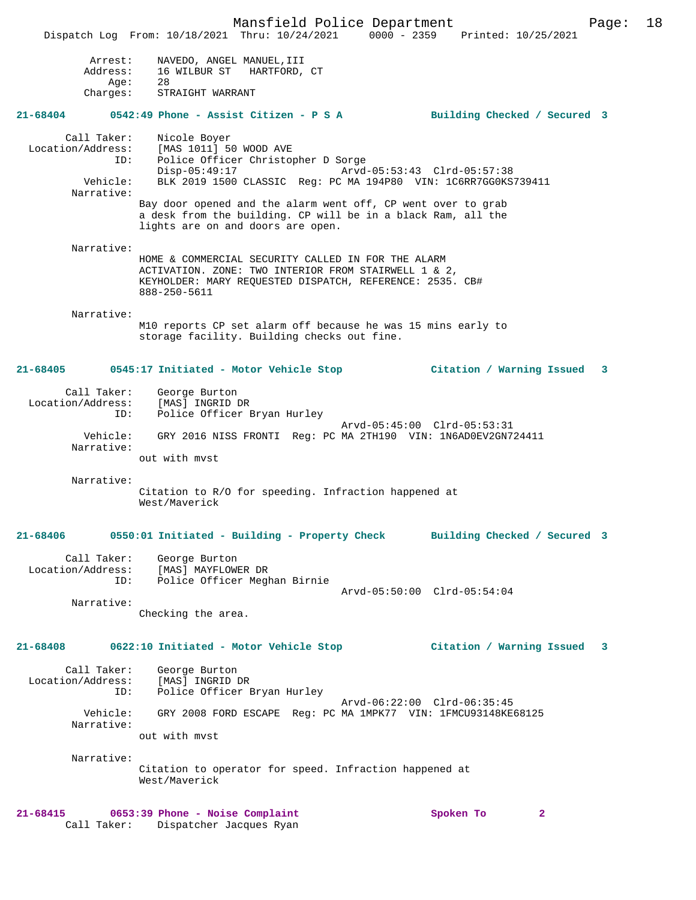Arrest: NAVEDO, ANGEL MANUEL,III
Address: 16 WILBUR ST HARTFORD, CT
Age: 28
Charges: STRAIGHT WARRANT

**21-68404 0542:49 Phone - Assist Citizen - P S A Building Checked / Secured 3**

Call Taker: Nicole Boyer
Location/Address: [MAS 1011] 50 WOOD AVE
ID: Police Officer Christopher D Sorge
Disp-05:49:17 Arvd-05:53:43 Clrd-05:57:38
Vehicle: BLK 2019 1500 CLASSIC Reg: PC MA 194P80 VIN: 1C6RR7GG0KS739411
Narrative:
Bay door opened and the alarm went off, CP went over to grab a desk from the building. CP will be in a black Ram, all the lights are on and doors are open.

Narrative:
HOME & COMMERCIAL SECURITY CALLED IN FOR THE ALARM ACTIVATION. ZONE: TWO INTERIOR FROM STAIRWELL 1 & 2, KEYHOLDER: MARY REQUESTED DISPATCH, REFERENCE: 2535. CB# 888-250-5611

Narrative:
M10 reports CP set alarm off because he was 15 mins early to storage facility. Building checks out fine.

**21-68405 0545:17 Initiated - Motor Vehicle Stop Citation / Warning Issued 3**

Call Taker: George Burton
Location/Address: [MAS] INGRID DR
ID: Police Officer Bryan Hurley
Arvd-05:45:00 Clrd-05:53:31
Vehicle: GRY 2016 NISS FRONTI Reg: PC MA 2TH190 VIN: 1N6AD0EV2GN724411
Narrative:
out with mvst

Narrative:
Citation to R/O for speeding. Infraction happened at West/Maverick

**21-68406 0550:01 Initiated - Building - Property Check Building Checked / Secured 3**

Call Taker: George Burton
Location/Address: [MAS] MAYFLOWER DR
ID: Police Officer Meghan Birnie
Arvd-05:50:00 Clrd-05:54:04
Narrative:
Checking the area.

**21-68408 0622:10 Initiated - Motor Vehicle Stop Citation / Warning Issued 3**

Call Taker: George Burton
Location/Address: [MAS] INGRID DR
ID: Police Officer Bryan Hurley
Arvd-06:22:00 Clrd-06:35:45
Vehicle: GRY 2008 FORD ESCAPE Reg: PC MA 1MPK77 VIN: 1FMCU93148KE68125
Narrative:
out with mvst

Narrative:
Citation to operator for speed. Infraction happened at West/Maverick

**21-68415 0653:39 Phone - Noise Complaint Spoken To 2**
Call Taker: Dispatcher Jacques Ryan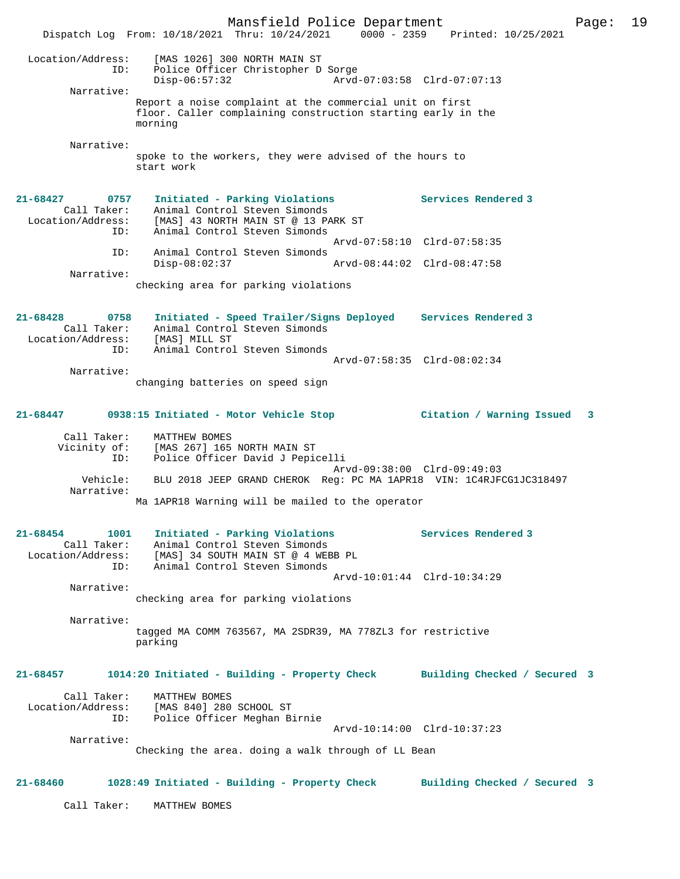Location/Address: [MAS 1026] 300 NORTH MAIN ST
ID: Police Officer Christopher D Sorge
Disp-06:57:32 Arvd-07:03:58 Clrd-07:07:13

Narrative:
Report a noise complaint at the commercial unit on first floor. Caller complaining construction starting early in the morning

Narrative:
spoke to the workers, they were advised of the hours to start work

**21-68427 0757 Initiated - Parking Violations — Services Rendered 3**

Call Taker: Animal Control Steven Simonds
Location/Address: [MAS] 43 NORTH MAIN ST @ 13 PARK ST
ID: Animal Control Steven Simonds
Arvd-07:58:10 Clrd-07:58:35
ID: Animal Control Steven Simonds
Disp-08:02:37 Arvd-08:44:02 Clrd-08:47:58

Narrative:
checking area for parking violations

**21-68428 0758 Initiated - Speed Trailer/Signs Deployed — Services Rendered 3**

Call Taker: Animal Control Steven Simonds
Location/Address: [MAS] MILL ST
ID: Animal Control Steven Simonds
Arvd-07:58:35 Clrd-08:02:34

Narrative:
changing batteries on speed sign

**21-68447 0938:15 Initiated - Motor Vehicle Stop — Citation / Warning Issued 3**

Call Taker: MATTHEW BOMES
Vicinity of: [MAS 267] 165 NORTH MAIN ST
ID: Police Officer David J Pepicelli
Arvd-09:38:00 Clrd-09:49:03
Vehicle: BLU 2018 JEEP GRAND CHEROK Reg: PC MA 1APR18 VIN: 1C4RJFCG1JC318497

Narrative:
Ma 1APR18 Warning will be mailed to the operator

**21-68454 1001 Initiated - Parking Violations — Services Rendered 3**

Call Taker: Animal Control Steven Simonds
Location/Address: [MAS] 34 SOUTH MAIN ST @ 4 WEBB PL
ID: Animal Control Steven Simonds
Arvd-10:01:44 Clrd-10:34:29

Narrative:
checking area for parking violations

Narrative:
tagged MA COMM 763567, MA 2SDR39, MA 778ZL3 for restrictive parking

**21-68457 1014:20 Initiated - Building - Property Check — Building Checked / Secured 3**

Call Taker: MATTHEW BOMES
Location/Address: [MAS 840] 280 SCHOOL ST
ID: Police Officer Meghan Birnie
Arvd-10:14:00 Clrd-10:37:23

Narrative:
Checking the area. doing a walk through of LL Bean

**21-68460 1028:49 Initiated - Building - Property Check — Building Checked / Secured 3**

Call Taker: MATTHEW BOMES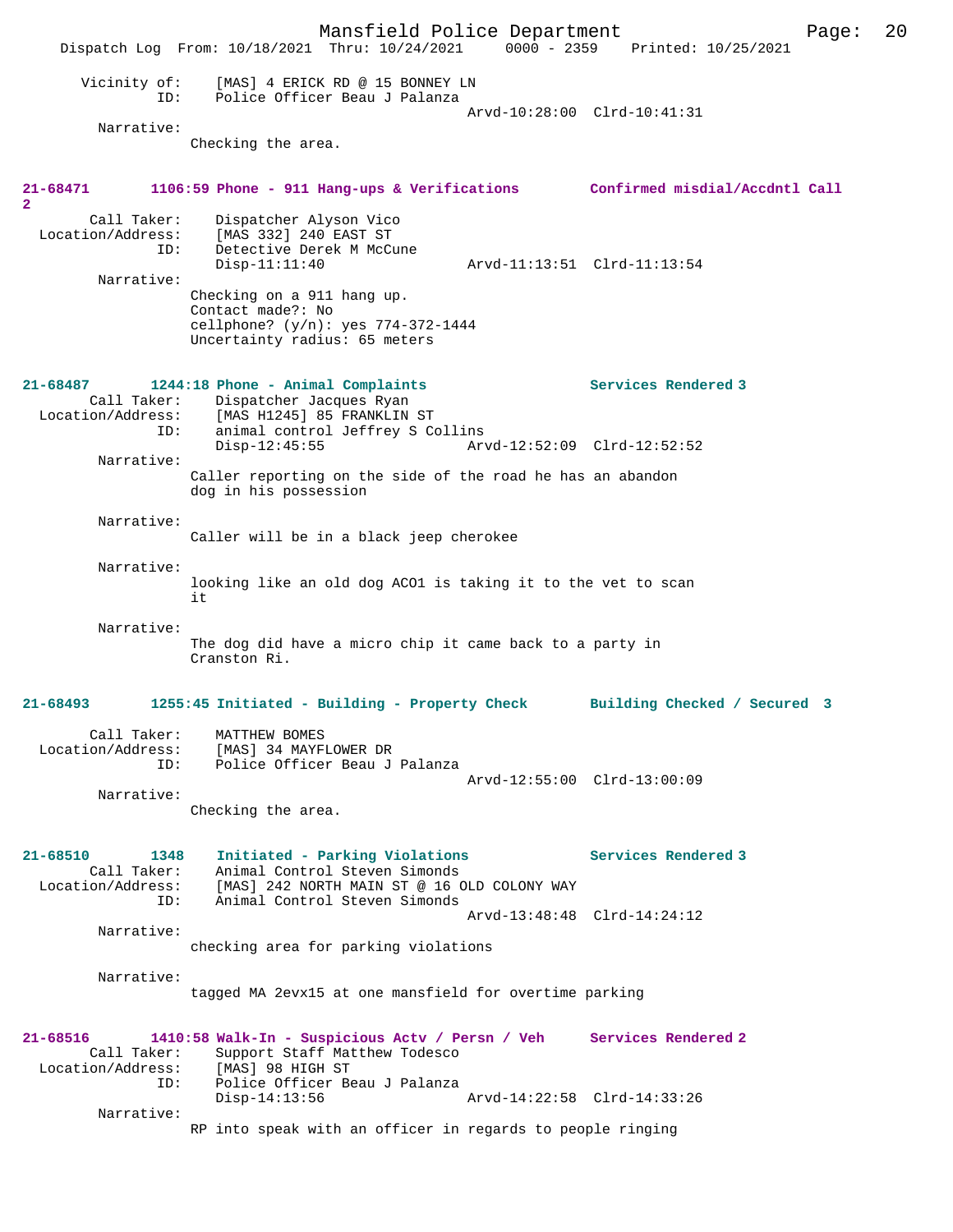Vicinity of: [MAS] 4 ERICK RD @ 15 BONNEY LN
ID: Police Officer Beau J Palanza
Arvd-10:28:00 Clrd-10:41:31

Narrative:
Checking the area.

**21-68471 1106:59 Phone - 911 Hang-ups & Verifications Confirmed misdial/Accdntl Call 2**

Call Taker: Dispatcher Alyson Vico
Location/Address: [MAS 332] 240 EAST ST
ID: Detective Derek M McCune
Disp-11:11:40 Arvd-11:13:51 Clrd-11:13:54

Narrative:
Checking on a 911 hang up.
Contact made?: No
cellphone? (y/n): yes 774-372-1444
Uncertainty radius: 65 meters

**21-68487 1244:18 Phone - Animal Complaints Services Rendered 3**

Call Taker: Dispatcher Jacques Ryan
Location/Address: [MAS H1245] 85 FRANKLIN ST
ID: animal control Jeffrey S Collins
Disp-12:45:55 Arvd-12:52:09 Clrd-12:52:52

Narrative:
Caller reporting on the side of the road he has an abandon dog in his possession

Narrative:
Caller will be in a black jeep cherokee

Narrative:
looking like an old dog ACO1 is taking it to the vet to scan it

Narrative:
The dog did have a micro chip it came back to a party in Cranston Ri.

**21-68493 1255:45 Initiated - Building - Property Check Building Checked / Secured 3**

Call Taker: MATTHEW BOMES
Location/Address: [MAS] 34 MAYFLOWER DR
ID: Police Officer Beau J Palanza
Arvd-12:55:00 Clrd-13:00:09

Narrative:
Checking the area.

**21-68510 1348 Initiated - Parking Violations Services Rendered 3**

Call Taker: Animal Control Steven Simonds
Location/Address: [MAS] 242 NORTH MAIN ST @ 16 OLD COLONY WAY
ID: Animal Control Steven Simonds
Arvd-13:48:48 Clrd-14:24:12

Narrative:
checking area for parking violations

Narrative:
tagged MA 2evx15 at one mansfield for overtime parking

**21-68516 1410:58 Walk-In - Suspicious Actv / Persn / Veh Services Rendered 2**

Call Taker: Support Staff Matthew Todesco
Location/Address: [MAS] 98 HIGH ST
ID: Police Officer Beau J Palanza
Disp-14:13:56 Arvd-14:22:58 Clrd-14:33:26

Narrative:
RP into speak with an officer in regards to people ringing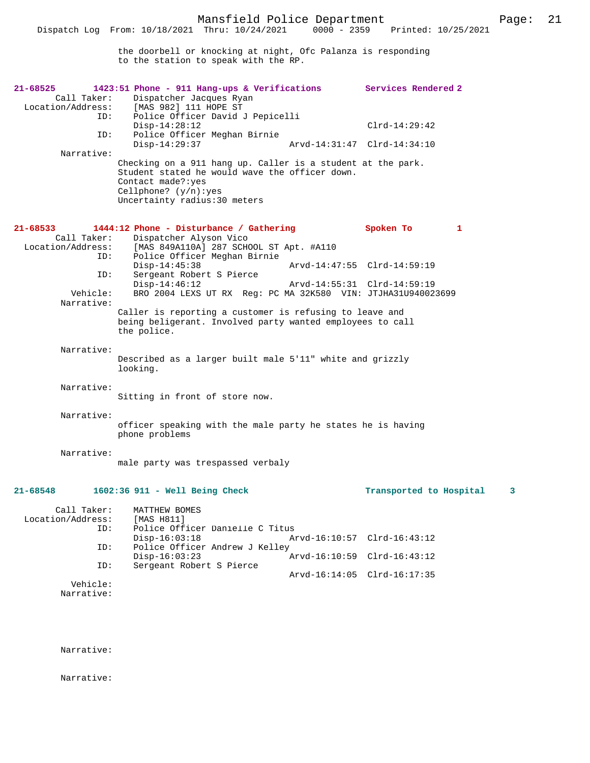the doorbell or knocking at night, Ofc Palanza is responding to the station to speak with the RP.

**21-68525** 1423:51 Phone - 911 Hang-ups & Verifications — Services Rendered 2

```
        Call Taker:    Dispatcher Jacques Ryan
  Location/Address:    [MAS 982] 111 HOPE ST
                ID:    Police Officer David J Pepicelli
                       Disp-14:28:12                          Clrd-14:29:42
                ID:    Police Officer Meghan Birnie
                       Disp-14:29:37            Arvd-14:31:47 Clrd-14:34:10
         Narrative:
                       Checking on a 911 hang up. Caller is a student at the park.
                       Student stated he would wave the officer down.
                       Contact made?:yes
                       Cellphone? (y/n):yes
                       Uncertainty radius:30 meters
```

**21-68533** 1444:12 Phone - Disturbance / Gathering — Spoken To 1

```
        Call Taker:    Dispatcher Alyson Vico
  Location/Address:    [MAS 849A110A] 287 SCHOOL ST Apt. #A110
                ID:    Police Officer Meghan Birnie
                       Disp-14:45:38            Arvd-14:47:55 Clrd-14:59:19
                ID:    Sergeant Robert S Pierce
                       Disp-14:46:12            Arvd-14:55:31 Clrd-14:59:19
           Vehicle:    BRO 2004 LEXS UT RX  Reg: PC MA 32K580  VIN: JTJHA31U940023699
         Narrative:
                       Caller is reporting a customer is refusing to leave and
                       being beligerant. Involved party wanted employees to call
                       the police.

         Narrative:
                       Described as a larger built male 5'11" white and grizzly
                       looking.

         Narrative:
                       Sitting in front of store now.

         Narrative:
                       officer speaking with the male party he states he is having
                       phone problems

         Narrative:
                       male party was trespassed verbaly
```

**21-68548** 1602:36 911 - Well Being Check — Transported to Hospital 3

```
        Call Taker:    MATTHEW BOMES
  Location/Address:    [MAS H811]
                ID:    Police Officer Danielle C Titus
                       Disp-16:03:18            Arvd-16:10:57 Clrd-16:43:12
                ID:    Police Officer Andrew J Kelley
                       Disp-16:03:23            Arvd-16:10:59 Clrd-16:43:12
                ID:    Sergeant Robert S Pierce
                                                Arvd-16:14:05 Clrd-16:17:35
           Vehicle:
         Narrative:

         Narrative:

         Narrative:
```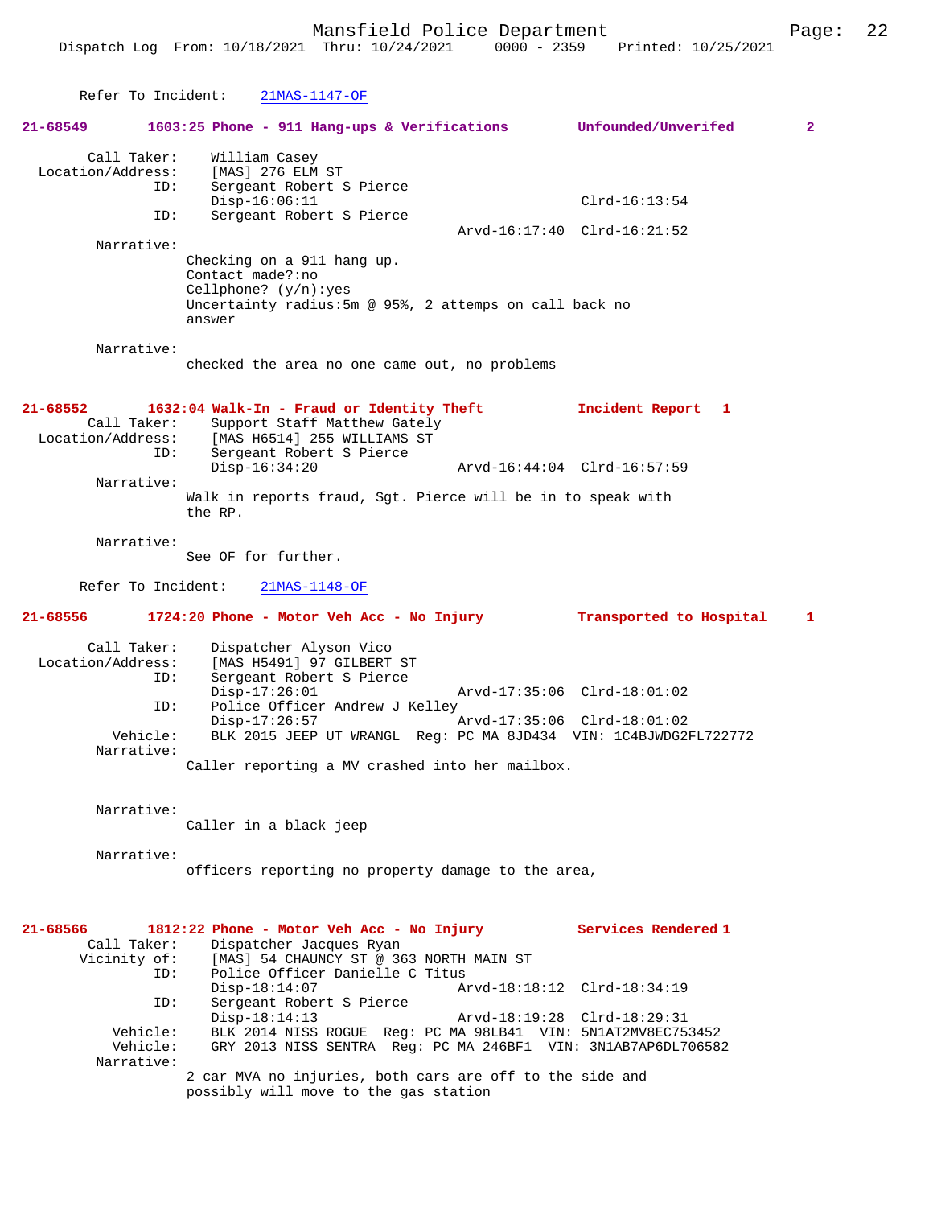Refer To Incident: 21MAS-1147-OF

**21-68549 1603:25 Phone - 911 Hang-ups & Verifications Unfounded/Unverifed 2**

Call Taker: William Casey
Location/Address: [MAS] 276 ELM ST
ID: Sergeant Robert S Pierce
Disp-16:06:11 Clrd-16:13:54
ID: Sergeant Robert S Pierce
Arvd-16:17:40 Clrd-16:21:52
Narrative:
Checking on a 911 hang up.
Contact made?:no
Cellphone? (y/n):yes
Uncertainty radius:5m @ 95%, 2 attemps on call back no answer

Narrative:
checked the area no one came out, no problems

**21-68552 1632:04 Walk-In - Fraud or Identity Theft Incident Report 1**

Call Taker: Support Staff Matthew Gately
Location/Address: [MAS H6514] 255 WILLIAMS ST
ID: Sergeant Robert S Pierce
Disp-16:34:20 Arvd-16:44:04 Clrd-16:57:59
Narrative:
Walk in reports fraud, Sgt. Pierce will be in to speak with the RP.

Narrative:
See OF for further.

Refer To Incident: 21MAS-1148-OF

**21-68556 1724:20 Phone - Motor Veh Acc - No Injury Transported to Hospital 1**

Call Taker: Dispatcher Alyson Vico
Location/Address: [MAS H5491] 97 GILBERT ST
ID: Sergeant Robert S Pierce
Disp-17:26:01 Arvd-17:35:06 Clrd-18:01:02
ID: Police Officer Andrew J Kelley
Disp-17:26:57 Arvd-17:35:06 Clrd-18:01:02
Vehicle: BLK 2015 JEEP UT WRANGL Reg: PC MA 8JD434 VIN: 1C4BJWDG2FL722772
Narrative:
Caller reporting a MV crashed into her mailbox.

Narrative:
Caller in a black jeep

Narrative:
officers reporting no property damage to the area,

**21-68566 1812:22 Phone - Motor Veh Acc - No Injury Services Rendered 1**

Call Taker: Dispatcher Jacques Ryan
Vicinity of: [MAS] 54 CHAUNCY ST @ 363 NORTH MAIN ST
ID: Police Officer Danielle C Titus
Disp-18:14:07 Arvd-18:18:12 Clrd-18:34:19
ID: Sergeant Robert S Pierce
Disp-18:14:13 Arvd-18:19:28 Clrd-18:29:31
Vehicle: BLK 2014 NISS ROGUE Reg: PC MA 98LB41 VIN: 5N1AT2MV8EC753452
Vehicle: GRY 2013 NISS SENTRA Reg: PC MA 246BF1 VIN: 3N1AB7AP6DL706582
Narrative:
2 car MVA no injuries, both cars are off to the side and possibly will move to the gas station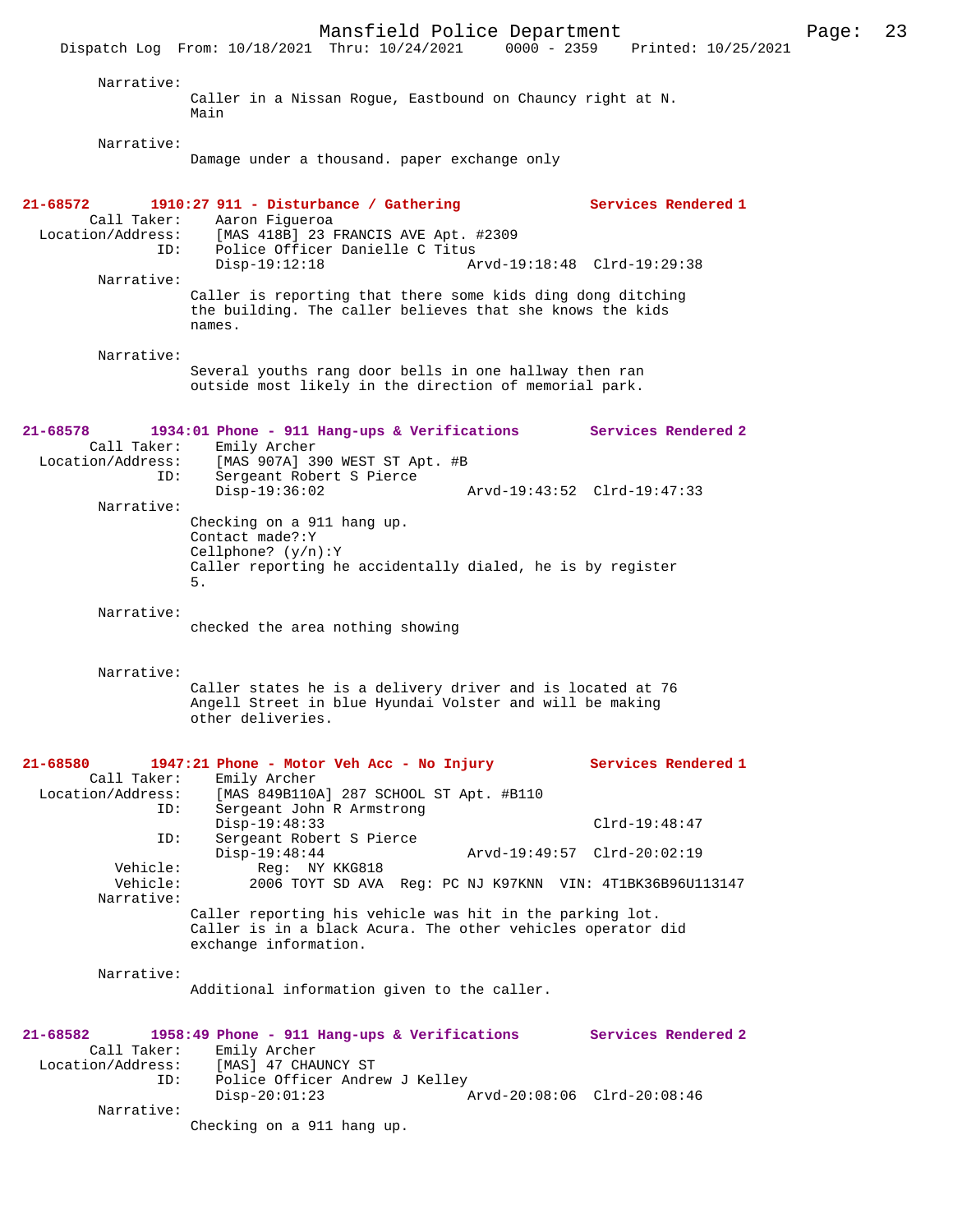Narrative:
Caller in a Nissan Rogue, Eastbound on Chauncy right at N. Main

Narrative:
Damage under a thousand. paper exchange only

**21-68572 1910:27 911 - Disturbance / Gathering Services Rendered 1**

Call Taker: Aaron Figueroa
Location/Address: [MAS 418B] 23 FRANCIS AVE Apt. #2309
ID: Police Officer Danielle C Titus
Disp-19:12:18 Arvd-19:18:48 Clrd-19:29:38

Narrative:
Caller is reporting that there some kids ding dong ditching the building. The caller believes that she knows the kids names.

Narrative:
Several youths rang door bells in one hallway then ran outside most likely in the direction of memorial park.

**21-68578 1934:01 Phone - 911 Hang-ups & Verifications Services Rendered 2**

Call Taker: Emily Archer
Location/Address: [MAS 907A] 390 WEST ST Apt. #B
ID: Sergeant Robert S Pierce
Disp-19:36:02 Arvd-19:43:52 Clrd-19:47:33

Narrative:
Checking on a 911 hang up.
Contact made?:Y
Cellphone? (y/n):Y
Caller reporting he accidentally dialed, he is by register 5.

Narrative:
checked the area nothing showing

Narrative:
Caller states he is a delivery driver and is located at 76 Angell Street in blue Hyundai Volster and will be making other deliveries.

**21-68580 1947:21 Phone - Motor Veh Acc - No Injury Services Rendered 1**

Call Taker: Emily Archer
Location/Address: [MAS 849B110A] 287 SCHOOL ST Apt. #B110
ID: Sergeant John R Armstrong
Disp-19:48:33 Clrd-19:48:47
ID: Sergeant Robert S Pierce
Disp-19:48:44 Arvd-19:49:57 Clrd-20:02:19
Vehicle: Reg: NY KKG818
Vehicle: 2006 TOYT SD AVA Reg: PC NJ K97KNN VIN: 4T1BK36B96U113147

Narrative:
Caller reporting his vehicle was hit in the parking lot. Caller is in a black Acura. The other vehicles operator did exchange information.

Narrative:
Additional information given to the caller.

**21-68582 1958:49 Phone - 911 Hang-ups & Verifications Services Rendered 2**

Call Taker: Emily Archer
Location/Address: [MAS] 47 CHAUNCY ST
ID: Police Officer Andrew J Kelley
Disp-20:01:23 Arvd-20:08:06 Clrd-20:08:46

Narrative:
Checking on a 911 hang up.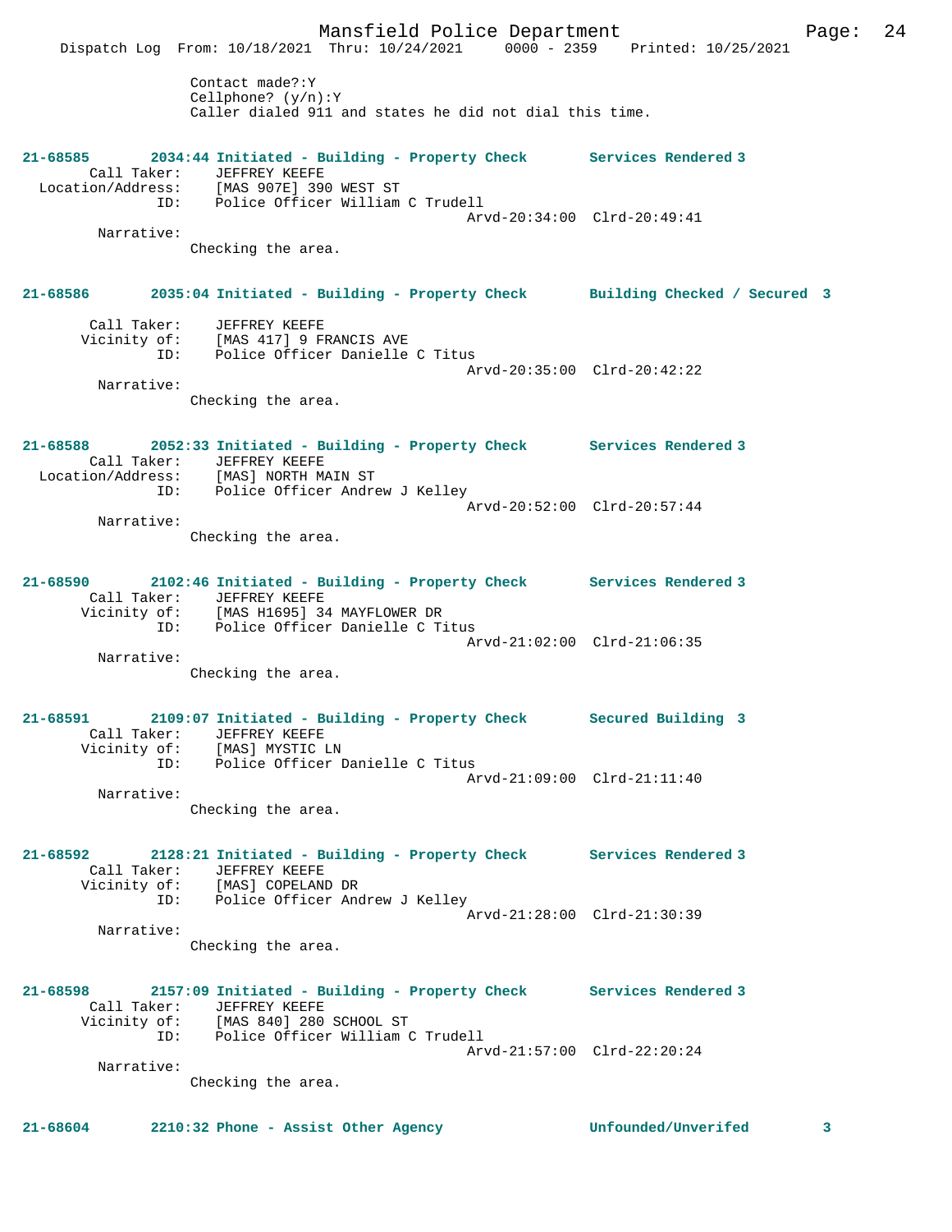Contact made?:Y
Cellphone? (y/n):Y
Caller dialed 911 and states he did not dial this time.

**21-68585** **2034:44 Initiated - Building - Property Check** **Services Rendered 3**
Call Taker: JEFFREY KEEFE
Location/Address: [MAS 907E] 390 WEST ST
ID: Police Officer William C Trudell
Arvd-20:34:00 Clrd-20:49:41
Narrative:
Checking the area.

**21-68586** **2035:04 Initiated - Building - Property Check** **Building Checked / Secured 3**
Call Taker: JEFFREY KEEFE
Vicinity of: [MAS 417] 9 FRANCIS AVE
ID: Police Officer Danielle C Titus
Arvd-20:35:00 Clrd-20:42:22
Narrative:
Checking the area.

**21-68588** **2052:33 Initiated - Building - Property Check** **Services Rendered 3**
Call Taker: JEFFREY KEEFE
Location/Address: [MAS] NORTH MAIN ST
ID: Police Officer Andrew J Kelley
Arvd-20:52:00 Clrd-20:57:44
Narrative:
Checking the area.

**21-68590** **2102:46 Initiated - Building - Property Check** **Services Rendered 3**
Call Taker: JEFFREY KEEFE
Vicinity of: [MAS H1695] 34 MAYFLOWER DR
ID: Police Officer Danielle C Titus
Arvd-21:02:00 Clrd-21:06:35
Narrative:
Checking the area.

**21-68591** **2109:07 Initiated - Building - Property Check** **Secured Building 3**
Call Taker: JEFFREY KEEFE
Vicinity of: [MAS] MYSTIC LN
ID: Police Officer Danielle C Titus
Arvd-21:09:00 Clrd-21:11:40
Narrative:
Checking the area.

**21-68592** **2128:21 Initiated - Building - Property Check** **Services Rendered 3**
Call Taker: JEFFREY KEEFE
Vicinity of: [MAS] COPELAND DR
ID: Police Officer Andrew J Kelley
Arvd-21:28:00 Clrd-21:30:39
Narrative:
Checking the area.

**21-68598** **2157:09 Initiated - Building - Property Check** **Services Rendered 3**
Call Taker: JEFFREY KEEFE
Vicinity of: [MAS 840] 280 SCHOOL ST
ID: Police Officer William C Trudell
Arvd-21:57:00 Clrd-22:20:24
Narrative:
Checking the area.

**21-68604** **2210:32 Phone - Assist Other Agency** **Unfounded/Unverifed 3**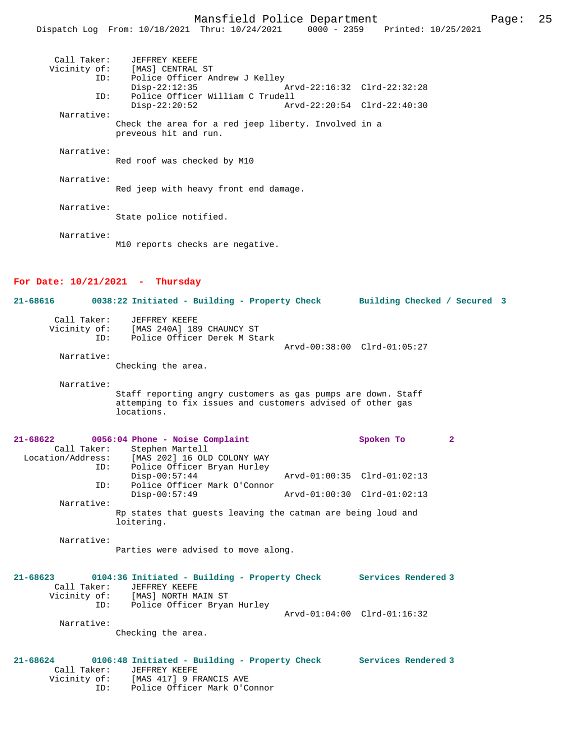Call Taker: JEFFREY KEEFE
Vicinity of: [MAS] CENTRAL ST
ID: Police Officer Andrew J Kelley
Disp-22:12:35 Arvd-22:16:32 Clrd-22:32:28
ID: Police Officer William C Trudell
Disp-22:20:52 Arvd-22:20:54 Clrd-22:40:30

Narrative:
Check the area for a red jeep liberty. Involved in a preveous hit and run.

Narrative:
Red roof was checked by M10

Narrative:
Red jeep with heavy front end damage.

Narrative:
State police notified.

Narrative:
M10 reports checks are negative.

## For Date: 10/21/2021 - Thursday

**21-68616 0038:22 Initiated - Building - Property Check Building Checked / Secured 3**

Call Taker: JEFFREY KEEFE
Vicinity of: [MAS 240A] 189 CHAUNCY ST
ID: Police Officer Derek M Stark
Arvd-00:38:00 Clrd-01:05:27

Narrative:
Checking the area.

Narrative:
Staff reporting angry customers as gas pumps are down. Staff attemping to fix issues and customers advised of other gas locations.

**21-68622 0056:04 Phone - Noise Complaint Spoken To 2**

Call Taker: Stephen Martell
Location/Address: [MAS 202] 16 OLD COLONY WAY
ID: Police Officer Bryan Hurley
Disp-00:57:44 Arvd-01:00:35 Clrd-01:02:13
ID: Police Officer Mark O'Connor
Disp-00:57:49 Arvd-01:00:30 Clrd-01:02:13

Narrative:
Rp states that guests leaving the catman are being loud and loitering.

Narrative:
Parties were advised to move along.

**21-68623 0104:36 Initiated - Building - Property Check Services Rendered 3**

Call Taker: JEFFREY KEEFE
Vicinity of: [MAS] NORTH MAIN ST
ID: Police Officer Bryan Hurley
Arvd-01:04:00 Clrd-01:16:32

Narrative:
Checking the area.

**21-68624 0106:48 Initiated - Building - Property Check Services Rendered 3**

Call Taker: JEFFREY KEEFE
Vicinity of: [MAS 417] 9 FRANCIS AVE
ID: Police Officer Mark O'Connor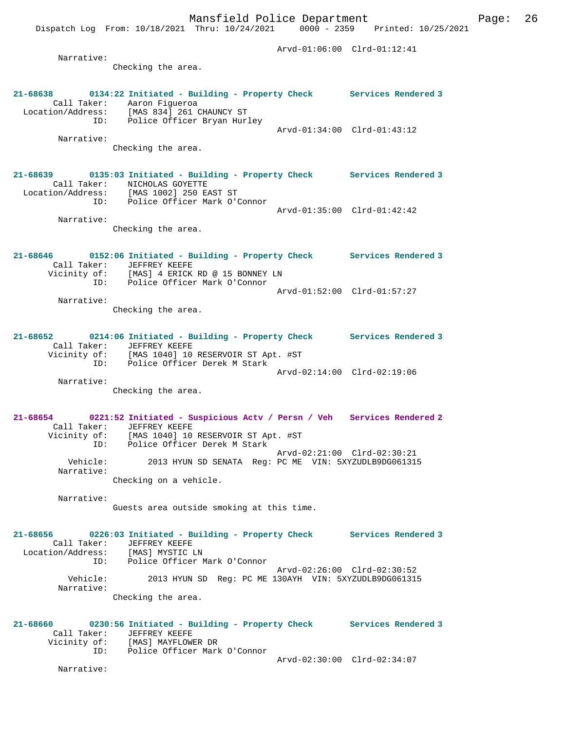Arvd-01:06:00 Clrd-01:12:41

Narrative:
Checking the area.

**21-68638** 0134:22 Initiated - Building - Property Check Services Rendered 3
Call Taker: Aaron Figueroa
Location/Address: [MAS 834] 261 CHAUNCY ST
ID: Police Officer Bryan Hurley
Arvd-01:34:00 Clrd-01:43:12

Narrative:
Checking the area.

**21-68639** 0135:03 Initiated - Building - Property Check Services Rendered 3
Call Taker: NICHOLAS GOYETTE
Location/Address: [MAS 1002] 250 EAST ST
ID: Police Officer Mark O'Connor
Arvd-01:35:00 Clrd-01:42:42

Narrative:
Checking the area.

**21-68646** 0152:06 Initiated - Building - Property Check Services Rendered 3
Call Taker: JEFFREY KEEFE
Vicinity of: [MAS] 4 ERICK RD @ 15 BONNEY LN
ID: Police Officer Mark O'Connor
Arvd-01:52:00 Clrd-01:57:27

Narrative:
Checking the area.

**21-68652** 0214:06 Initiated - Building - Property Check Services Rendered 3
Call Taker: JEFFREY KEEFE
Vicinity of: [MAS 1040] 10 RESERVOIR ST Apt. #ST
ID: Police Officer Derek M Stark
Arvd-02:14:00 Clrd-02:19:06

Narrative:
Checking the area.

**21-68654** 0221:52 Initiated - Suspicious Actv / Persn / Veh Services Rendered 2
Call Taker: JEFFREY KEEFE
Vicinity of: [MAS 1040] 10 RESERVOIR ST Apt. #ST
ID: Police Officer Derek M Stark
Arvd-02:21:00 Clrd-02:30:21
Vehicle: 2013 HYUN SD SENATA Reg: PC ME VIN: 5XYZUDLB9DG061315

Narrative:
Checking on a vehicle.

Narrative:
Guests area outside smoking at this time.

**21-68656** 0226:03 Initiated - Building - Property Check Services Rendered 3
Call Taker: JEFFREY KEEFE
Location/Address: [MAS] MYSTIC LN
ID: Police Officer Mark O'Connor
Arvd-02:26:00 Clrd-02:30:52
Vehicle: 2013 HYUN SD Reg: PC ME 130AYH VIN: 5XYZUDLB9DG061315

Narrative:
Checking the area.

**21-68660** 0230:56 Initiated - Building - Property Check Services Rendered 3
Call Taker: JEFFREY KEEFE
Vicinity of: [MAS] MAYFLOWER DR
ID: Police Officer Mark O'Connor
Arvd-02:30:00 Clrd-02:34:07

Narrative: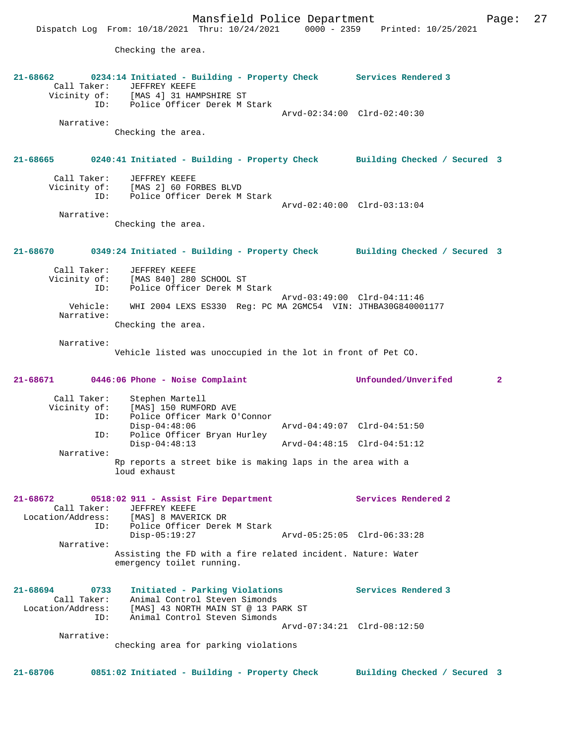Checking the area.

**21-68662 0234:14 Initiated - Building - Property Check Services Rendered 3**

Call Taker: JEFFREY KEEFE
Vicinity of: [MAS 4] 31 HAMPSHIRE ST
ID: Police Officer Derek M Stark
Arvd-02:34:00 Clrd-02:40:30

Narrative:
Checking the area.

**21-68665 0240:41 Initiated - Building - Property Check Building Checked / Secured 3**

Call Taker: JEFFREY KEEFE
Vicinity of: [MAS 2] 60 FORBES BLVD
ID: Police Officer Derek M Stark
Arvd-02:40:00 Clrd-03:13:04

Narrative:
Checking the area.

**21-68670 0349:24 Initiated - Building - Property Check Building Checked / Secured 3**

Call Taker: JEFFREY KEEFE
Vicinity of: [MAS 840] 280 SCHOOL ST
ID: Police Officer Derek M Stark
Arvd-03:49:00 Clrd-04:11:46

Vehicle: WHI 2004 LEXS ES330 Reg: PC MA 2GMC54 VIN: JTHBA30G840001177

Narrative:
Checking the area.

Narrative:
Vehicle listed was unoccupied in the lot in front of Pet CO.

**21-68671 0446:06 Phone - Noise Complaint Unfounded/Unverifed 2**

Call Taker: Stephen Martell
Vicinity of: [MAS] 150 RUMFORD AVE
ID: Police Officer Mark O'Connor
Disp-04:48:06 Arvd-04:49:07 Clrd-04:51:50
ID: Police Officer Bryan Hurley
Disp-04:48:13 Arvd-04:48:15 Clrd-04:51:12

Narrative:
Rp reports a street bike is making laps in the area with a loud exhaust

**21-68672 0518:02 911 - Assist Fire Department Services Rendered 2**

Call Taker: JEFFREY KEEFE
Location/Address: [MAS] 8 MAVERICK DR
ID: Police Officer Derek M Stark
Disp-05:19:27 Arvd-05:25:05 Clrd-06:33:28

Narrative:
Assisting the FD with a fire related incident. Nature: Water emergency toilet running.

**21-68694 0733 Initiated - Parking Violations Services Rendered 3**

Call Taker: Animal Control Steven Simonds
Location/Address: [MAS] 43 NORTH MAIN ST @ 13 PARK ST
ID: Animal Control Steven Simonds
Arvd-07:34:21 Clrd-08:12:50

Narrative:
checking area for parking violations

**21-68706 0851:02 Initiated - Building - Property Check Building Checked / Secured 3**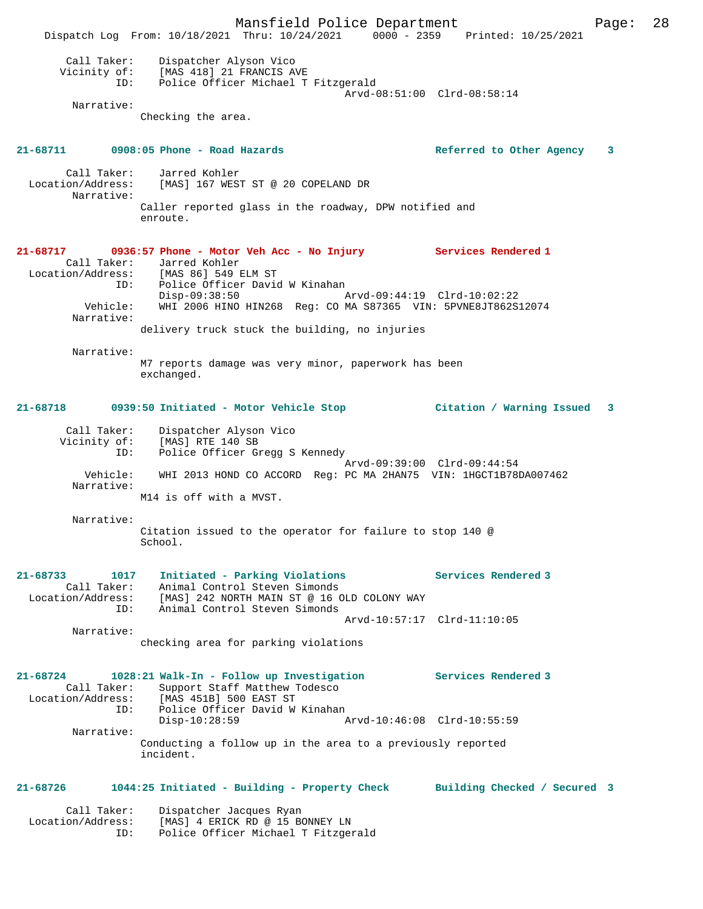```
Call Taker:     Dispatcher Alyson Vico
Vicinity of:    [MAS 418] 21 FRANCIS AVE
ID:             Police Officer Michael T Fitzgerald
                                        Arvd-08:51:00  Clrd-08:58:14
Narrative:
                Checking the area.
```

**21-68711    0908:05 Phone - Road Hazards    Referred to Other Agency    3**

```
Call Taker:     Jarred Kohler
Location/Address:   [MAS] 167 WEST ST @ 20 COPELAND DR
Narrative:
                Caller reported glass in the roadway, DPW notified and
                enroute.
```

**21-68717    0936:57 Phone - Motor Veh Acc - No Injury    Services Rendered 1**

```
Call Taker:     Jarred Kohler
Location/Address:   [MAS 86] 549 ELM ST
ID:             Police Officer David W Kinahan
                Disp-09:38:50           Arvd-09:44:19  Clrd-10:02:22
Vehicle:        WHI 2006 HINO HIN268  Reg: CO MA S87365  VIN: 5PVNE8JT862S12074
Narrative:
                delivery truck stuck the building, no injuries

Narrative:
                M7 reports damage was very minor, paperwork has been
                exchanged.
```

**21-68718    0939:50 Initiated - Motor Vehicle Stop    Citation / Warning Issued    3**

```
Call Taker:     Dispatcher Alyson Vico
Vicinity of:    [MAS] RTE 140 SB
ID:             Police Officer Gregg S Kennedy
                                        Arvd-09:39:00  Clrd-09:44:54
Vehicle:        WHI 2013 HOND CO ACCORD  Reg: PC MA 2HAN75  VIN: 1HGCT1B78DA007462
Narrative:
                M14 is off with a MVST.

Narrative:
                Citation issued to the operator for failure to stop 140 @
                School.
```

**21-68733    1017    Initiated - Parking Violations    Services Rendered 3**

```
Call Taker:     Animal Control Steven Simonds
Location/Address:   [MAS] 242 NORTH MAIN ST @ 16 OLD COLONY WAY
ID:             Animal Control Steven Simonds
                                        Arvd-10:57:17  Clrd-11:10:05
Narrative:
                checking area for parking violations
```

**21-68724    1028:21 Walk-In - Follow up Investigation    Services Rendered 3**

```
Call Taker:     Support Staff Matthew Todesco
Location/Address:   [MAS 451B] 500 EAST ST
ID:             Police Officer David W Kinahan
                Disp-10:28:59           Arvd-10:46:08  Clrd-10:55:59
Narrative:
                Conducting a follow up in the area to a previously reported
                incident.
```

**21-68726    1044:25 Initiated - Building - Property Check    Building Checked / Secured    3**

```
Call Taker:     Dispatcher Jacques Ryan
Location/Address:   [MAS] 4 ERICK RD @ 15 BONNEY LN
ID:             Police Officer Michael T Fitzgerald
```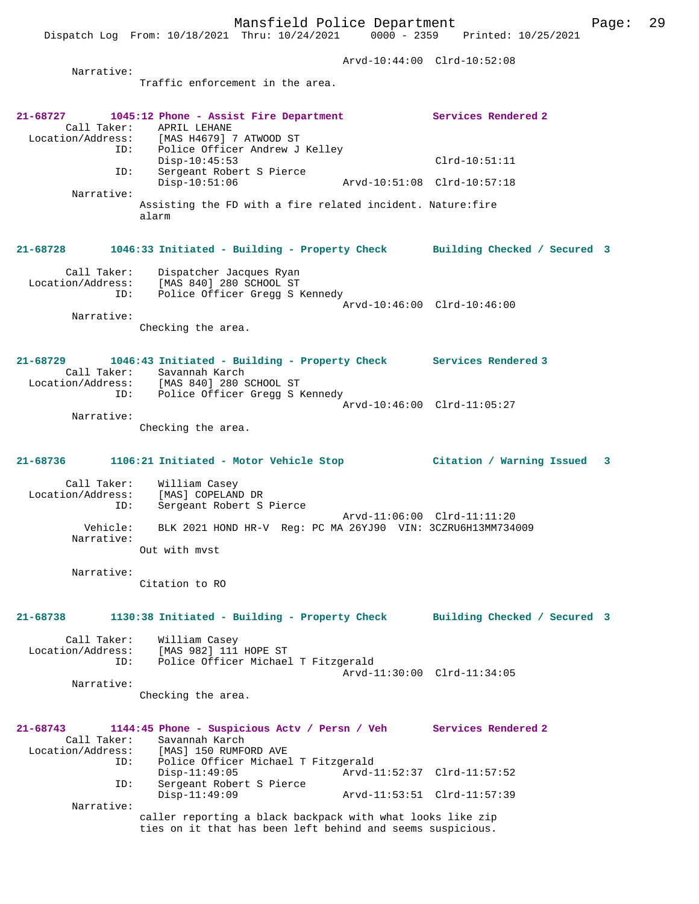Arvd-10:44:00 Clrd-10:52:08

Narrative:
Traffic enforcement in the area.

**21-68727 1045:12 Phone - Assist Fire Department — Services Rendered 2**

Call Taker: APRIL LEHANE
Location/Address: [MAS H4679] 7 ATWOOD ST
ID: Police Officer Andrew J Kelley
Disp-10:45:53 Clrd-10:51:11
ID: Sergeant Robert S Pierce
Disp-10:51:06 Arvd-10:51:08 Clrd-10:57:18

Narrative:
Assisting the FD with a fire related incident. Nature:fire alarm

**21-68728 1046:33 Initiated - Building - Property Check — Building Checked / Secured 3**

Call Taker: Dispatcher Jacques Ryan
Location/Address: [MAS 840] 280 SCHOOL ST
ID: Police Officer Gregg S Kennedy
Arvd-10:46:00 Clrd-10:46:00

Narrative:
Checking the area.

**21-68729 1046:43 Initiated - Building - Property Check — Services Rendered 3**

Call Taker: Savannah Karch
Location/Address: [MAS 840] 280 SCHOOL ST
ID: Police Officer Gregg S Kennedy
Arvd-10:46:00 Clrd-11:05:27

Narrative:
Checking the area.

**21-68736 1106:21 Initiated - Motor Vehicle Stop — Citation / Warning Issued 3**

Call Taker: William Casey
Location/Address: [MAS] COPELAND DR
ID: Sergeant Robert S Pierce
Arvd-11:06:00 Clrd-11:11:20
Vehicle: BLK 2021 HOND HR-V Reg: PC MA 26YJ90 VIN: 3CZRU6H13MM734009

Narrative:
Out with mvst

Narrative:
Citation to RO

**21-68738 1130:38 Initiated - Building - Property Check — Building Checked / Secured 3**

Call Taker: William Casey
Location/Address: [MAS 982] 111 HOPE ST
ID: Police Officer Michael T Fitzgerald
Arvd-11:30:00 Clrd-11:34:05

Narrative:
Checking the area.

**21-68743 1144:45 Phone - Suspicious Actv / Persn / Veh — Services Rendered 2**

Call Taker: Savannah Karch
Location/Address: [MAS] 150 RUMFORD AVE
ID: Police Officer Michael T Fitzgerald
Disp-11:49:05 Arvd-11:52:37 Clrd-11:57:52
ID: Sergeant Robert S Pierce
Disp-11:49:09 Arvd-11:53:51 Clrd-11:57:39

Narrative:
caller reporting a black backpack with what looks like zip ties on it that has been left behind and seems suspicious.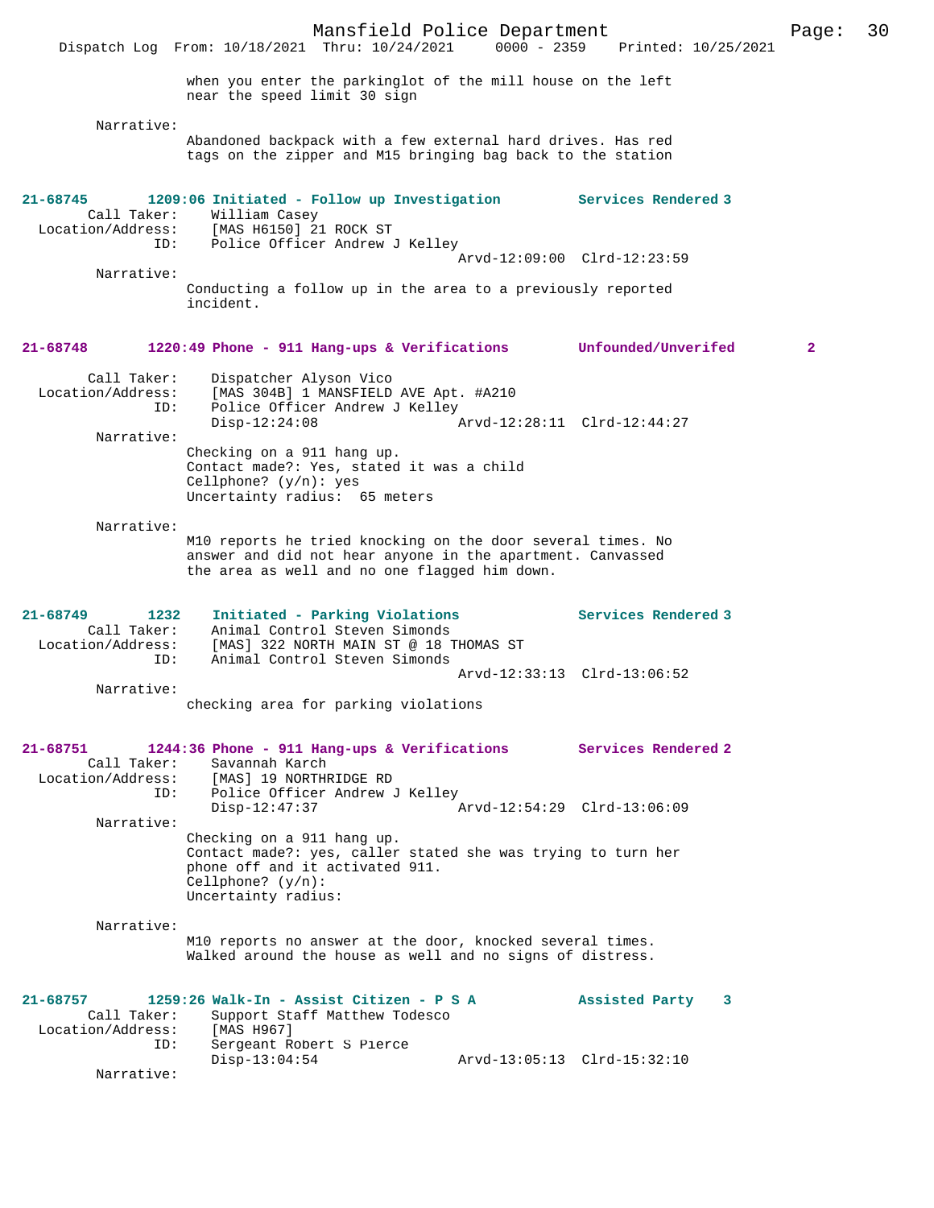when you enter the parkinglot of the mill house on the left near the speed limit 30 sign

Narrative:
Abandoned backpack with a few external hard drives. Has red tags on the zipper and M15 bringing bag back to the station

**21-68745 1209:06 Initiated - Follow up Investigation — Services Rendered 3**

Call Taker: William Casey
Location/Address: [MAS H6150] 21 ROCK ST
ID: Police Officer Andrew J Kelley
Arvd-12:09:00 Clrd-12:23:59

Narrative:
Conducting a follow up in the area to a previously reported incident.

**21-68748 1220:49 Phone - 911 Hang-ups & Verifications — Unfounded/Unverifed 2**

Call Taker: Dispatcher Alyson Vico
Location/Address: [MAS 304B] 1 MANSFIELD AVE Apt. #A210
ID: Police Officer Andrew J Kelley
Disp-12:24:08 Arvd-12:28:11 Clrd-12:44:27

Narrative:
Checking on a 911 hang up.
Contact made?: Yes, stated it was a child
Cellphone? (y/n): yes
Uncertainty radius: 65 meters

Narrative:
M10 reports he tried knocking on the door several times. No answer and did not hear anyone in the apartment. Canvassed the area as well and no one flagged him down.

**21-68749 1232 Initiated - Parking Violations — Services Rendered 3**

Call Taker: Animal Control Steven Simonds
Location/Address: [MAS] 322 NORTH MAIN ST @ 18 THOMAS ST
ID: Animal Control Steven Simonds
Arvd-12:33:13 Clrd-13:06:52

Narrative:
checking area for parking violations

**21-68751 1244:36 Phone - 911 Hang-ups & Verifications — Services Rendered 2**

Call Taker: Savannah Karch
Location/Address: [MAS] 19 NORTHRIDGE RD
ID: Police Officer Andrew J Kelley
Disp-12:47:37 Arvd-12:54:29 Clrd-13:06:09

Narrative:
Checking on a 911 hang up.
Contact made?: yes, caller stated she was trying to turn her phone off and it activated 911.
Cellphone? (y/n):
Uncertainty radius:

Narrative:
M10 reports no answer at the door, knocked several times. Walked around the house as well and no signs of distress.

**21-68757 1259:26 Walk-In - Assist Citizen - P S A — Assisted Party 3**

Call Taker: Support Staff Matthew Todesco
Location/Address: [MAS H967]
ID: Sergeant Robert S Pierce
Disp-13:04:54 Arvd-13:05:13 Clrd-15:32:10

Narrative: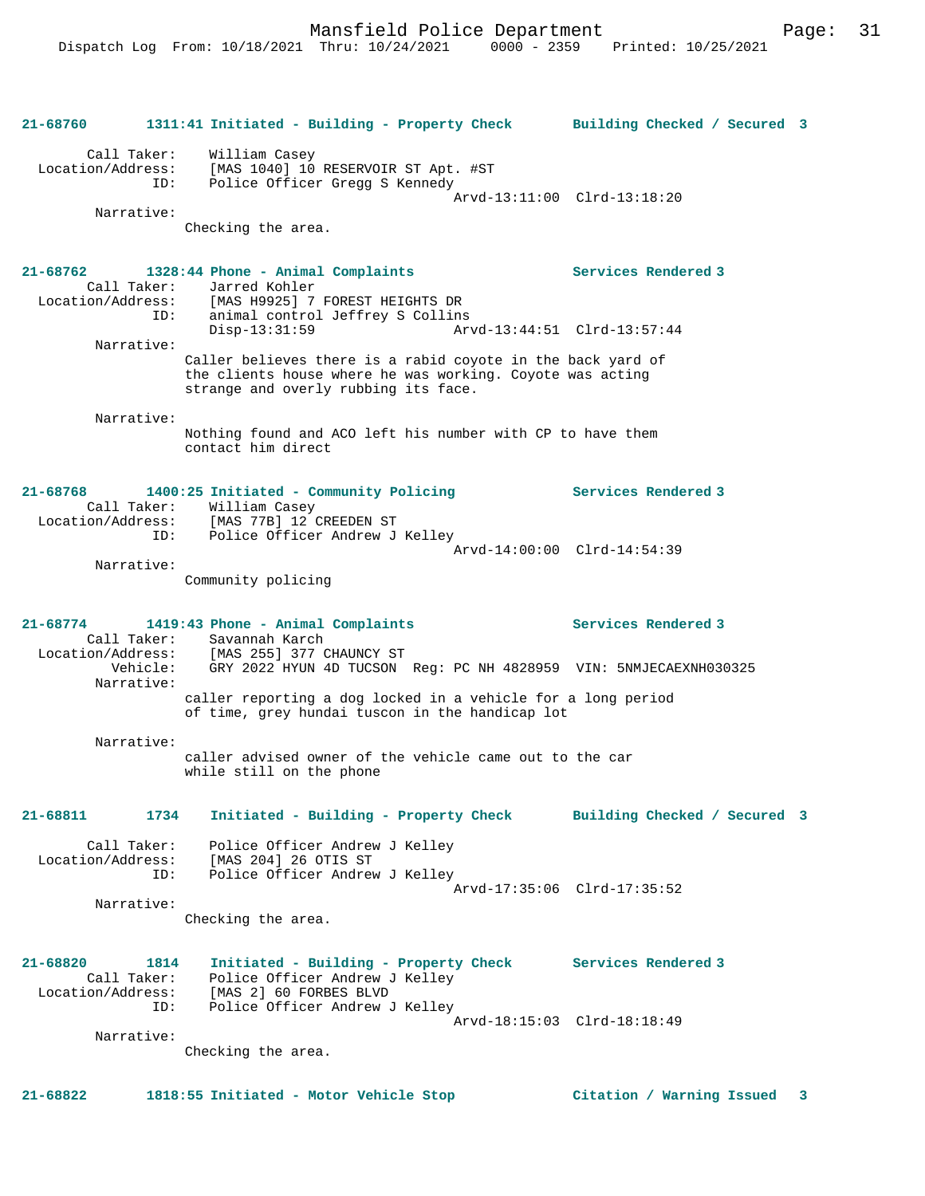**21-68760 1311:41 Initiated - Building - Property Check — Building Checked / Secured 3**

Call Taker: William Casey
Location/Address: [MAS 1040] 10 RESERVOIR ST Apt. #ST
ID: Police Officer Gregg S Kennedy
Arvd-13:11:00 Clrd-13:18:20

Narrative:
Checking the area.

**21-68762 1328:44 Phone - Animal Complaints — Services Rendered 3**

Call Taker: Jarred Kohler
Location/Address: [MAS H9925] 7 FOREST HEIGHTS DR
ID: animal control Jeffrey S Collins
Disp-13:31:59 Arvd-13:44:51 Clrd-13:57:44

Narrative:
Caller believes there is a rabid coyote in the back yard of the clients house where he was working. Coyote was acting strange and overly rubbing its face.

Narrative:
Nothing found and ACO left his number with CP to have them contact him direct

**21-68768 1400:25 Initiated - Community Policing — Services Rendered 3**

Call Taker: William Casey
Location/Address: [MAS 77B] 12 CREEDEN ST
ID: Police Officer Andrew J Kelley
Arvd-14:00:00 Clrd-14:54:39

Narrative:
Community policing

**21-68774 1419:43 Phone - Animal Complaints — Services Rendered 3**

Call Taker: Savannah Karch
Location/Address: [MAS 255] 377 CHAUNCY ST
Vehicle: GRY 2022 HYUN 4D TUCSON Reg: PC NH 4828959 VIN: 5NMJECAEXNH030325

Narrative:
caller reporting a dog locked in a vehicle for a long period of time, grey hundai tuscon in the handicap lot

Narrative:
caller advised owner of the vehicle came out to the car while still on the phone

**21-68811 1734 Initiated - Building - Property Check — Building Checked / Secured 3**

Call Taker: Police Officer Andrew J Kelley
Location/Address: [MAS 204] 26 OTIS ST
ID: Police Officer Andrew J Kelley
Arvd-17:35:06 Clrd-17:35:52

Narrative:
Checking the area.

**21-68820 1814 Initiated - Building - Property Check — Services Rendered 3**

Call Taker: Police Officer Andrew J Kelley
Location/Address: [MAS 2] 60 FORBES BLVD
ID: Police Officer Andrew J Kelley
Arvd-18:15:03 Clrd-18:18:49

Narrative:
Checking the area.

**21-68822 1818:55 Initiated - Motor Vehicle Stop — Citation / Warning Issued 3**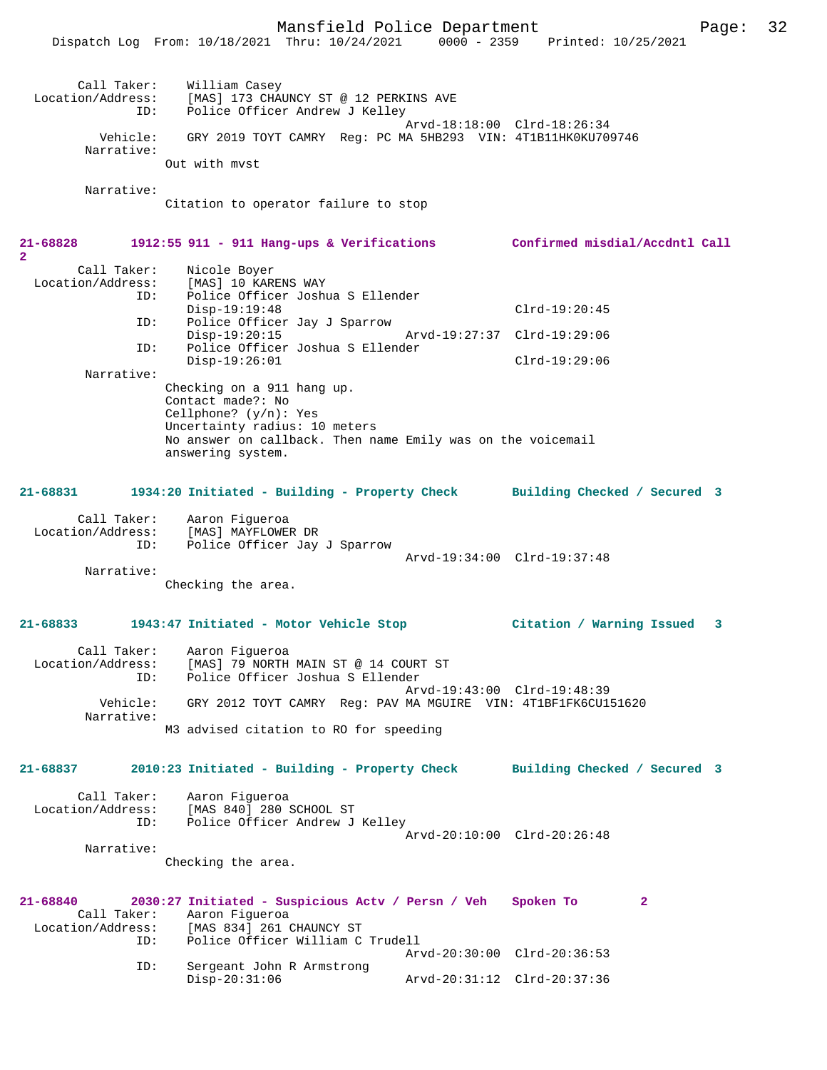Call Taker: William Casey
Location/Address: [MAS] 173 CHAUNCY ST @ 12 PERKINS AVE
ID: Police Officer Andrew J Kelley
Arvd-18:18:00 Clrd-18:26:34
Vehicle: GRY 2019 TOYT CAMRY Reg: PC MA 5HB293 VIN: 4T1B11HK0KU709746
Narrative:
Out with mvst

Narrative:
Citation to operator failure to stop

**21-68828 1912:55 911 - 911 Hang-ups & Verifications Confirmed misdial/Accdntl Call 2**

Call Taker: Nicole Boyer
Location/Address: [MAS] 10 KARENS WAY
ID: Police Officer Joshua S Ellender
Disp-19:19:48 Clrd-19:20:45
ID: Police Officer Jay J Sparrow
Disp-19:20:15 Arvd-19:27:37 Clrd-19:29:06
ID: Police Officer Joshua S Ellender
Disp-19:26:01 Clrd-19:29:06
Narrative:
Checking on a 911 hang up.
Contact made?: No
Cellphone? (y/n): Yes
Uncertainty radius: 10 meters
No answer on callback. Then name Emily was on the voicemail answering system.

**21-68831 1934:20 Initiated - Building - Property Check Building Checked / Secured 3**

Call Taker: Aaron Figueroa
Location/Address: [MAS] MAYFLOWER DR
ID: Police Officer Jay J Sparrow
Arvd-19:34:00 Clrd-19:37:48
Narrative:
Checking the area.

**21-68833 1943:47 Initiated - Motor Vehicle Stop Citation / Warning Issued 3**

Call Taker: Aaron Figueroa
Location/Address: [MAS] 79 NORTH MAIN ST @ 14 COURT ST
ID: Police Officer Joshua S Ellender
Arvd-19:43:00 Clrd-19:48:39
Vehicle: GRY 2012 TOYT CAMRY Reg: PAV MA MGUIRE VIN: 4T1BF1FK6CU151620
Narrative:
M3 advised citation to RO for speeding

**21-68837 2010:23 Initiated - Building - Property Check Building Checked / Secured 3**

Call Taker: Aaron Figueroa
Location/Address: [MAS 840] 280 SCHOOL ST
ID: Police Officer Andrew J Kelley
Arvd-20:10:00 Clrd-20:26:48
Narrative:
Checking the area.

**21-68840 2030:27 Initiated - Suspicious Actv / Persn / Veh Spoken To 2**

Call Taker: Aaron Figueroa
Location/Address: [MAS 834] 261 CHAUNCY ST
ID: Police Officer William C Trudell
Arvd-20:30:00 Clrd-20:36:53
ID: Sergeant John R Armstrong
Disp-20:31:06 Arvd-20:31:12 Clrd-20:37:36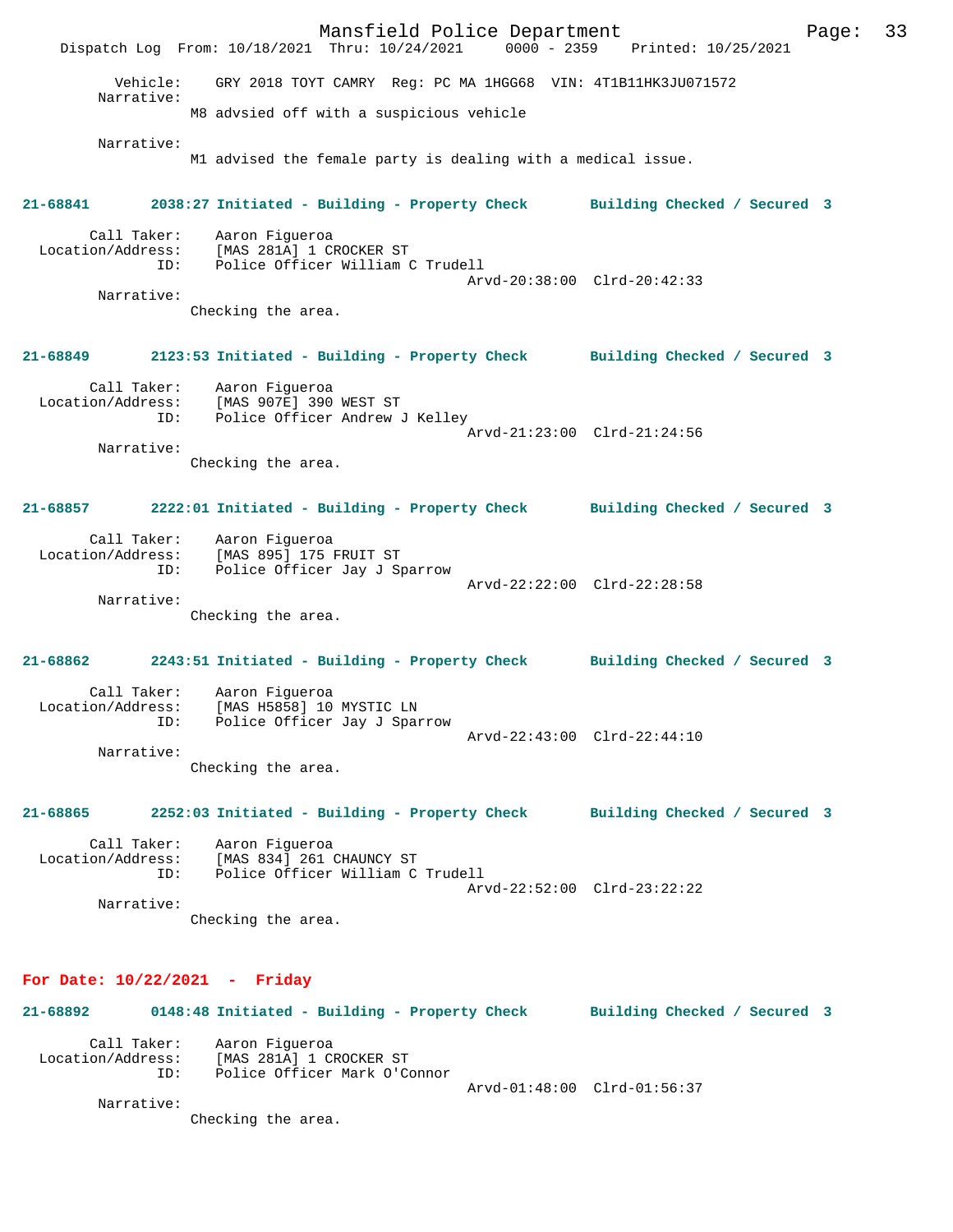Vehicle: GRY 2018 TOYT CAMRY Reg: PC MA 1HGG68 VIN: 4T1B11HK3JU071572

Narrative:
M8 advsied off with a suspicious vehicle

Narrative:
M1 advised the female party is dealing with a medical issue.

**21-68841 2038:27 Initiated - Building - Property Check Building Checked / Secured 3**

Call Taker: Aaron Figueroa
Location/Address: [MAS 281A] 1 CROCKER ST
ID: Police Officer William C Trudell
Arvd-20:38:00 Clrd-20:42:33
Narrative:
Checking the area.

**21-68849 2123:53 Initiated - Building - Property Check Building Checked / Secured 3**

Call Taker: Aaron Figueroa
Location/Address: [MAS 907E] 390 WEST ST
ID: Police Officer Andrew J Kelley
Arvd-21:23:00 Clrd-21:24:56
Narrative:
Checking the area.

**21-68857 2222:01 Initiated - Building - Property Check Building Checked / Secured 3**

Call Taker: Aaron Figueroa
Location/Address: [MAS 895] 175 FRUIT ST
ID: Police Officer Jay J Sparrow
Arvd-22:22:00 Clrd-22:28:58
Narrative:
Checking the area.

**21-68862 2243:51 Initiated - Building - Property Check Building Checked / Secured 3**

Call Taker: Aaron Figueroa
Location/Address: [MAS H5858] 10 MYSTIC LN
ID: Police Officer Jay J Sparrow
Arvd-22:43:00 Clrd-22:44:10
Narrative:
Checking the area.

**21-68865 2252:03 Initiated - Building - Property Check Building Checked / Secured 3**

Call Taker: Aaron Figueroa
Location/Address: [MAS 834] 261 CHAUNCY ST
ID: Police Officer William C Trudell
Arvd-22:52:00 Clrd-23:22:22
Narrative:
Checking the area.

## For Date: 10/22/2021 - Friday

**21-68892 0148:48 Initiated - Building - Property Check Building Checked / Secured 3**

Call Taker: Aaron Figueroa
Location/Address: [MAS 281A] 1 CROCKER ST
ID: Police Officer Mark O'Connor
Arvd-01:48:00 Clrd-01:56:37
Narrative:
Checking the area.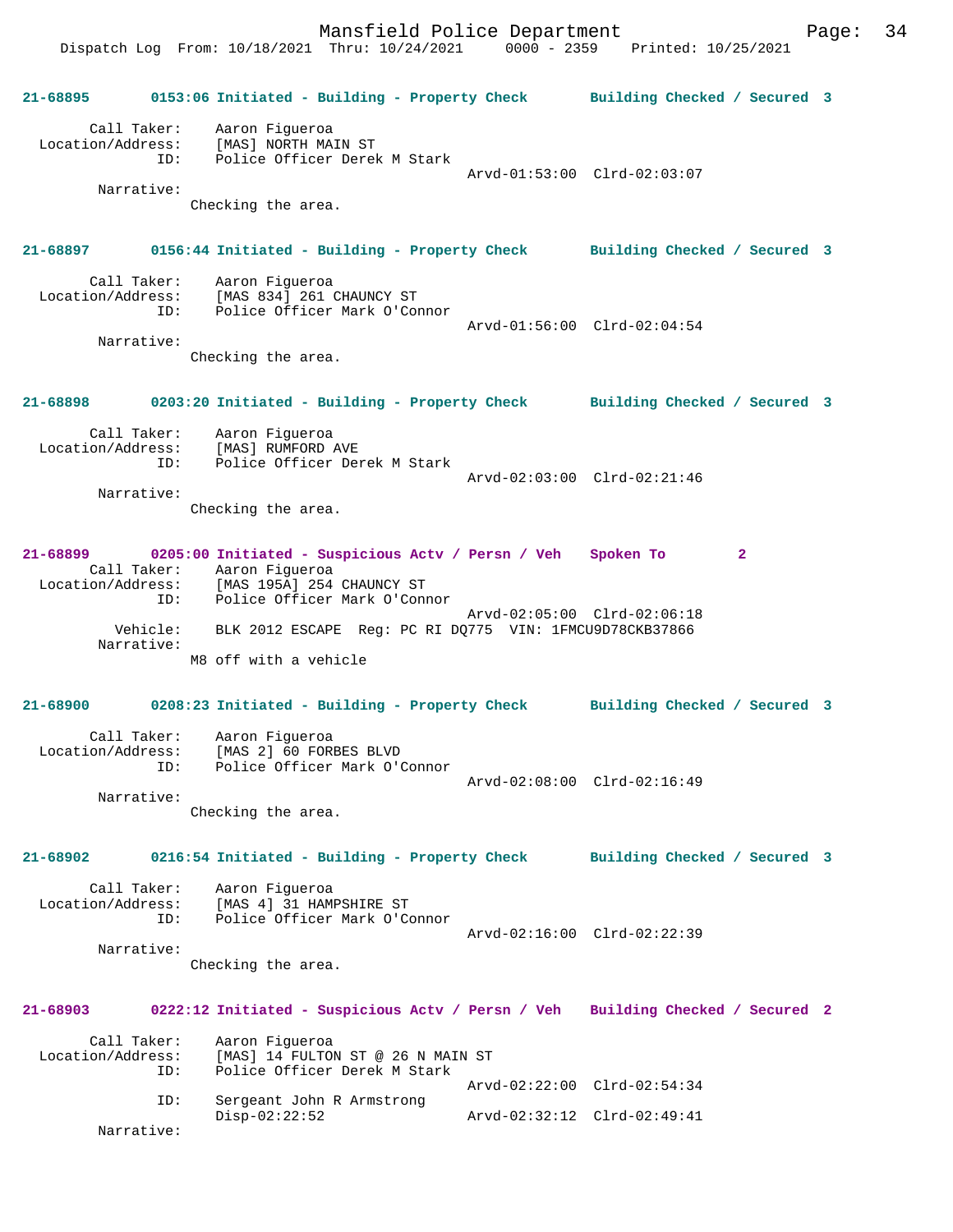21-68895 0153:06 Initiated - Building - Property Check Building Checked / Secured 3

Call Taker: Aaron Figueroa
Location/Address: [MAS] NORTH MAIN ST
ID: Police Officer Derek M Stark
Arvd-01:53:00 Clrd-02:03:07
Narrative:
Checking the area.

21-68897 0156:44 Initiated - Building - Property Check Building Checked / Secured 3

Call Taker: Aaron Figueroa
Location/Address: [MAS 834] 261 CHAUNCY ST
ID: Police Officer Mark O'Connor
Arvd-01:56:00 Clrd-02:04:54
Narrative:
Checking the area.

21-68898 0203:20 Initiated - Building - Property Check Building Checked / Secured 3

Call Taker: Aaron Figueroa
Location/Address: [MAS] RUMFORD AVE
ID: Police Officer Derek M Stark
Arvd-02:03:00 Clrd-02:21:46
Narrative:
Checking the area.

21-68899 0205:00 Initiated - Suspicious Actv / Persn / Veh Spoken To 2
Call Taker: Aaron Figueroa
Location/Address: [MAS 195A] 254 CHAUNCY ST
ID: Police Officer Mark O'Connor
Arvd-02:05:00 Clrd-02:06:18
Vehicle: BLK 2012 ESCAPE Reg: PC RI DQ775 VIN: 1FMCU9D78CKB37866
Narrative:
M8 off with a vehicle

21-68900 0208:23 Initiated - Building - Property Check Building Checked / Secured 3

Call Taker: Aaron Figueroa
Location/Address: [MAS 2] 60 FORBES BLVD
ID: Police Officer Mark O'Connor
Arvd-02:08:00 Clrd-02:16:49
Narrative:
Checking the area.

21-68902 0216:54 Initiated - Building - Property Check Building Checked / Secured 3

Call Taker: Aaron Figueroa
Location/Address: [MAS 4] 31 HAMPSHIRE ST
ID: Police Officer Mark O'Connor
Arvd-02:16:00 Clrd-02:22:39
Narrative:
Checking the area.

21-68903 0222:12 Initiated - Suspicious Actv / Persn / Veh Building Checked / Secured 2

Call Taker: Aaron Figueroa
Location/Address: [MAS] 14 FULTON ST @ 26 N MAIN ST
ID: Police Officer Derek M Stark
Arvd-02:22:00 Clrd-02:54:34
ID: Sergeant John R Armstrong
Disp-02:22:52 Arvd-02:32:12 Clrd-02:49:41
Narrative: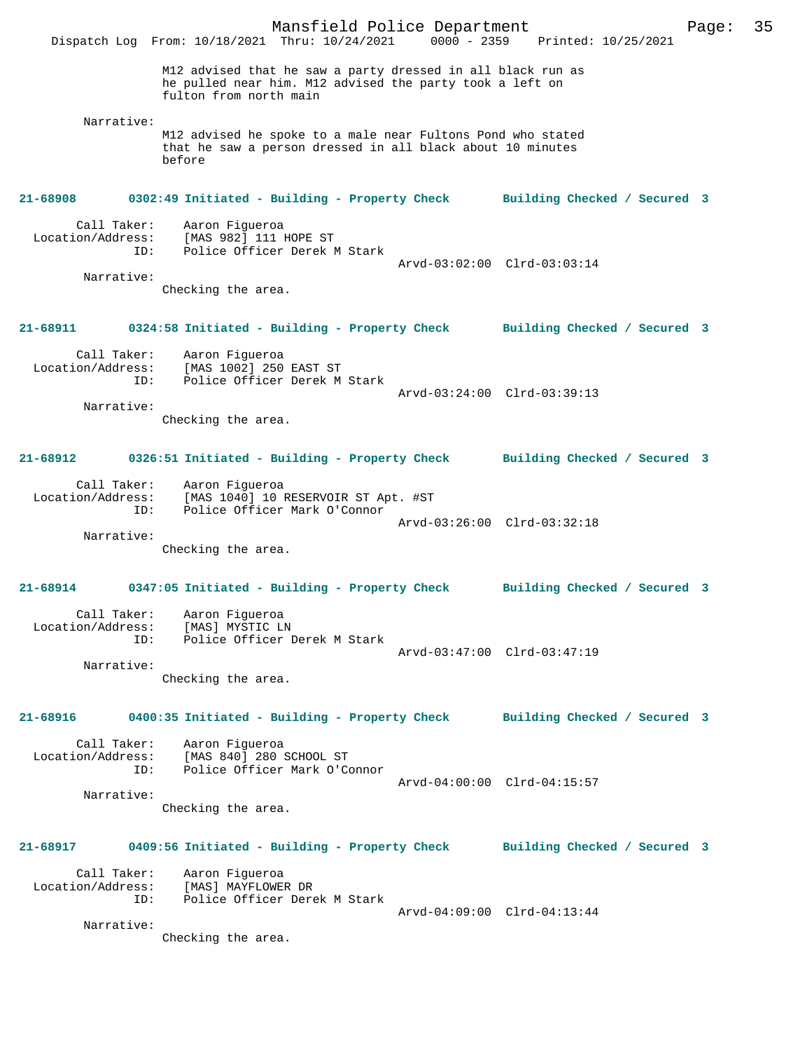M12 advised that he saw a party dressed in all black run as he pulled near him. M12 advised the party took a left on fulton from north main

Narrative:
M12 advised he spoke to a male near Fultons Pond who stated that he saw a person dressed in all black about 10 minutes before

**21-68908 0302:49 Initiated - Building - Property Check Building Checked / Secured 3**

Call Taker: Aaron Figueroa
Location/Address: [MAS 982] 111 HOPE ST
ID: Police Officer Derek M Stark
Arvd-03:02:00 Clrd-03:03:14

Narrative:
Checking the area.

**21-68911 0324:58 Initiated - Building - Property Check Building Checked / Secured 3**

Call Taker: Aaron Figueroa
Location/Address: [MAS 1002] 250 EAST ST
ID: Police Officer Derek M Stark
Arvd-03:24:00 Clrd-03:39:13

Narrative:
Checking the area.

**21-68912 0326:51 Initiated - Building - Property Check Building Checked / Secured 3**

Call Taker: Aaron Figueroa
Location/Address: [MAS 1040] 10 RESERVOIR ST Apt. #ST
ID: Police Officer Mark O'Connor
Arvd-03:26:00 Clrd-03:32:18

Narrative:
Checking the area.

**21-68914 0347:05 Initiated - Building - Property Check Building Checked / Secured 3**

Call Taker: Aaron Figueroa
Location/Address: [MAS] MYSTIC LN
ID: Police Officer Derek M Stark
Arvd-03:47:00 Clrd-03:47:19

Narrative:
Checking the area.

**21-68916 0400:35 Initiated - Building - Property Check Building Checked / Secured 3**

Call Taker: Aaron Figueroa
Location/Address: [MAS 840] 280 SCHOOL ST
ID: Police Officer Mark O'Connor
Arvd-04:00:00 Clrd-04:15:57

Narrative:
Checking the area.

**21-68917 0409:56 Initiated - Building - Property Check Building Checked / Secured 3**

Call Taker: Aaron Figueroa
Location/Address: [MAS] MAYFLOWER DR
ID: Police Officer Derek M Stark
Arvd-04:09:00 Clrd-04:13:44

Narrative:
Checking the area.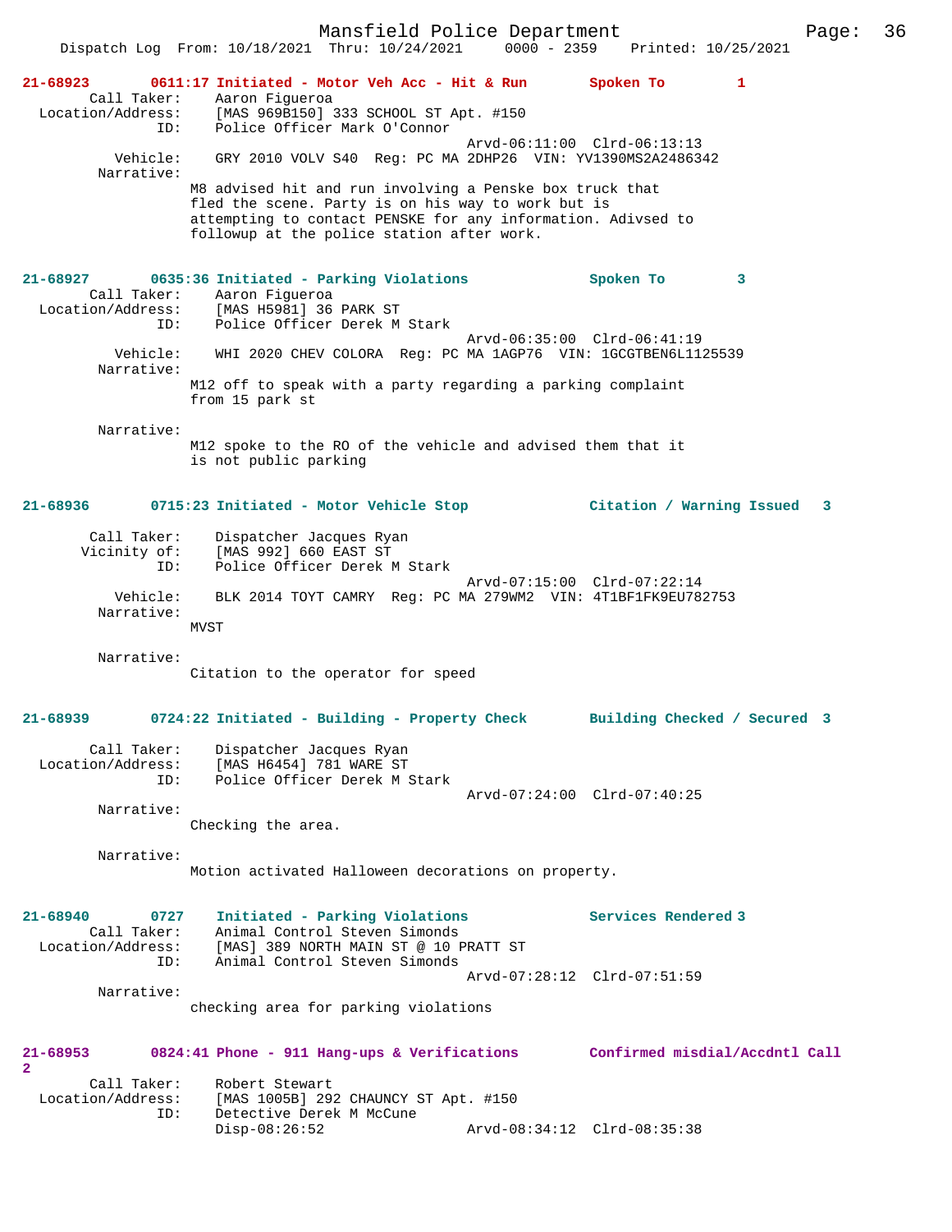**21-68923 0611:17 Initiated - Motor Veh Acc - Hit & Run Spoken To 1**

Call Taker: Aaron Figueroa
Location/Address: [MAS 969B150] 333 SCHOOL ST Apt. #150
ID: Police Officer Mark O'Connor
Arvd-06:11:00 Clrd-06:13:13
Vehicle: GRY 2010 VOLV S40 Reg: PC MA 2DHP26 VIN: YV1390MS2A2486342
Narrative:
M8 advised hit and run involving a Penske box truck that fled the scene. Party is on his way to work but is attempting to contact PENSKE for any information. Adivsed to followup at the police station after work.

**21-68927 0635:36 Initiated - Parking Violations Spoken To 3**

Call Taker: Aaron Figueroa
Location/Address: [MAS H5981] 36 PARK ST
ID: Police Officer Derek M Stark
Arvd-06:35:00 Clrd-06:41:19
Vehicle: WHI 2020 CHEV COLORA Reg: PC MA 1AGP76 VIN: 1GCGTBEN6L1125539
Narrative:
M12 off to speak with a party regarding a parking complaint from 15 park st

Narrative:
M12 spoke to the RO of the vehicle and advised them that it is not public parking

**21-68936 0715:23 Initiated - Motor Vehicle Stop Citation / Warning Issued 3**

Call Taker: Dispatcher Jacques Ryan
Vicinity of: [MAS 992] 660 EAST ST
ID: Police Officer Derek M Stark
Arvd-07:15:00 Clrd-07:22:14
Vehicle: BLK 2014 TOYT CAMRY Reg: PC MA 279WM2 VIN: 4T1BF1FK9EU782753
Narrative:
MVST

Narrative:
Citation to the operator for speed

**21-68939 0724:22 Initiated - Building - Property Check Building Checked / Secured 3**

Call Taker: Dispatcher Jacques Ryan
Location/Address: [MAS H6454] 781 WARE ST
ID: Police Officer Derek M Stark
Arvd-07:24:00 Clrd-07:40:25
Narrative:
Checking the area.

Narrative:
Motion activated Halloween decorations on property.

**21-68940 0727 Initiated - Parking Violations Services Rendered 3**

Call Taker: Animal Control Steven Simonds
Location/Address: [MAS] 389 NORTH MAIN ST @ 10 PRATT ST
ID: Animal Control Steven Simonds
Arvd-07:28:12 Clrd-07:51:59
Narrative:
checking area for parking violations

**21-68953 0824:41 Phone - 911 Hang-ups & Verifications Confirmed misdial/Accdntl Call 2**

Call Taker: Robert Stewart
Location/Address: [MAS 1005B] 292 CHAUNCY ST Apt. #150
ID: Detective Derek M McCune
Disp-08:26:52 Arvd-08:34:12 Clrd-08:35:38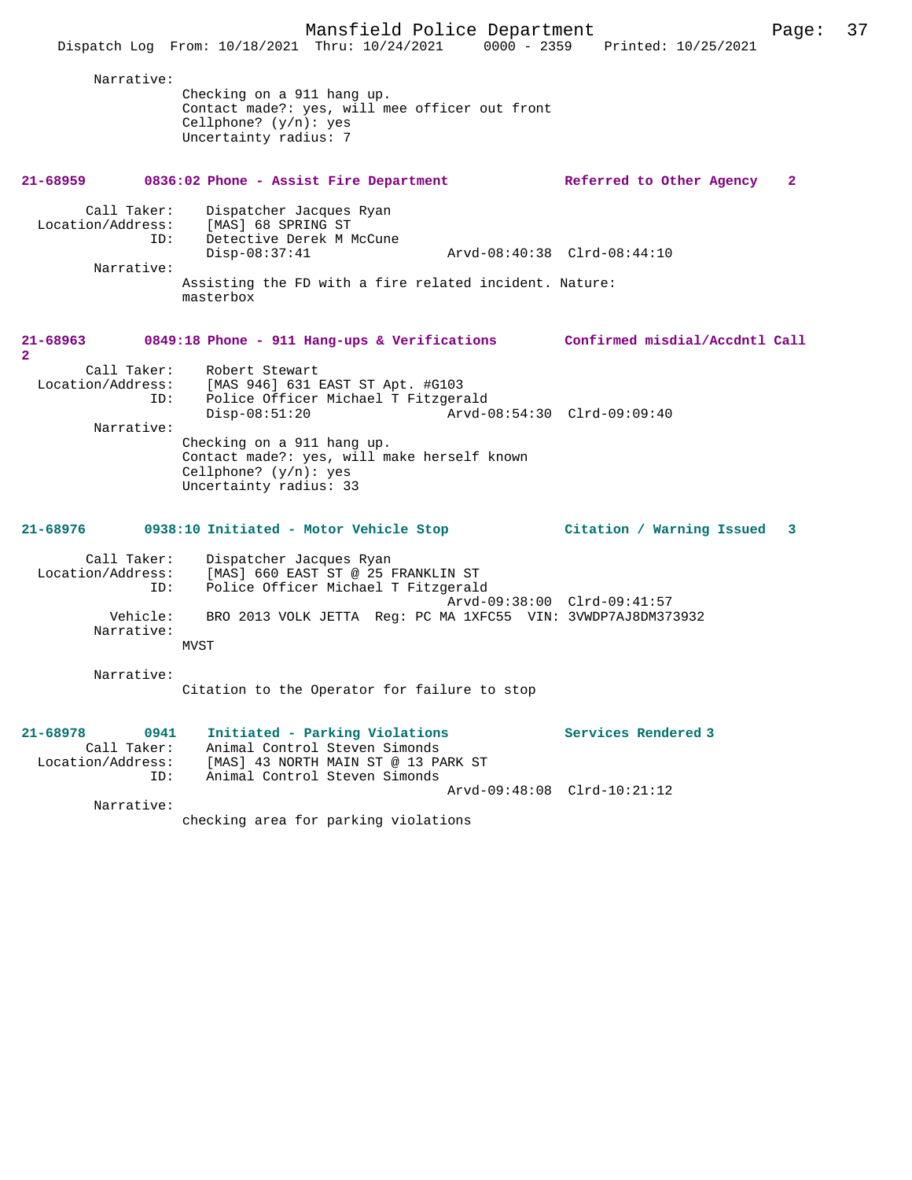Narrative:

Checking on a 911 hang up.
Contact made?: yes, will mee officer out front
Cellphone? (y/n): yes
Uncertainty radius: 7

**21-68959 0836:02 Phone - Assist Fire Department — Referred to Other Agency 2**

Call Taker: Dispatcher Jacques Ryan
Location/Address: [MAS] 68 SPRING ST
ID: Detective Derek M McCune
Disp-08:37:41 Arvd-08:40:38 Clrd-08:44:10

Narrative:

Assisting the FD with a fire related incident. Nature: masterbox

**21-68963 0849:18 Phone - 911 Hang-ups & Verifications — Confirmed misdial/Accdntl Call 2**

Call Taker: Robert Stewart
Location/Address: [MAS 946] 631 EAST ST Apt. #G103
ID: Police Officer Michael T Fitzgerald
Disp-08:51:20 Arvd-08:54:30 Clrd-09:09:40

Narrative:

Checking on a 911 hang up.
Contact made?: yes, will make herself known
Cellphone? (y/n): yes
Uncertainty radius: 33

**21-68976 0938:10 Initiated - Motor Vehicle Stop — Citation / Warning Issued 3**

Call Taker: Dispatcher Jacques Ryan
Location/Address: [MAS] 660 EAST ST @ 25 FRANKLIN ST
ID: Police Officer Michael T Fitzgerald
Arvd-09:38:00 Clrd-09:41:57
Vehicle: BRO 2013 VOLK JETTA Reg: PC MA 1XFC55 VIN: 3VWDP7AJ8DM373932

Narrative:

MVST

Narrative:

Citation to the Operator for failure to stop

**21-68978 0941 Initiated - Parking Violations — Services Rendered 3**

Call Taker: Animal Control Steven Simonds
Location/Address: [MAS] 43 NORTH MAIN ST @ 13 PARK ST
ID: Animal Control Steven Simonds
Arvd-09:48:08 Clrd-10:21:12

Narrative:

checking area for parking violations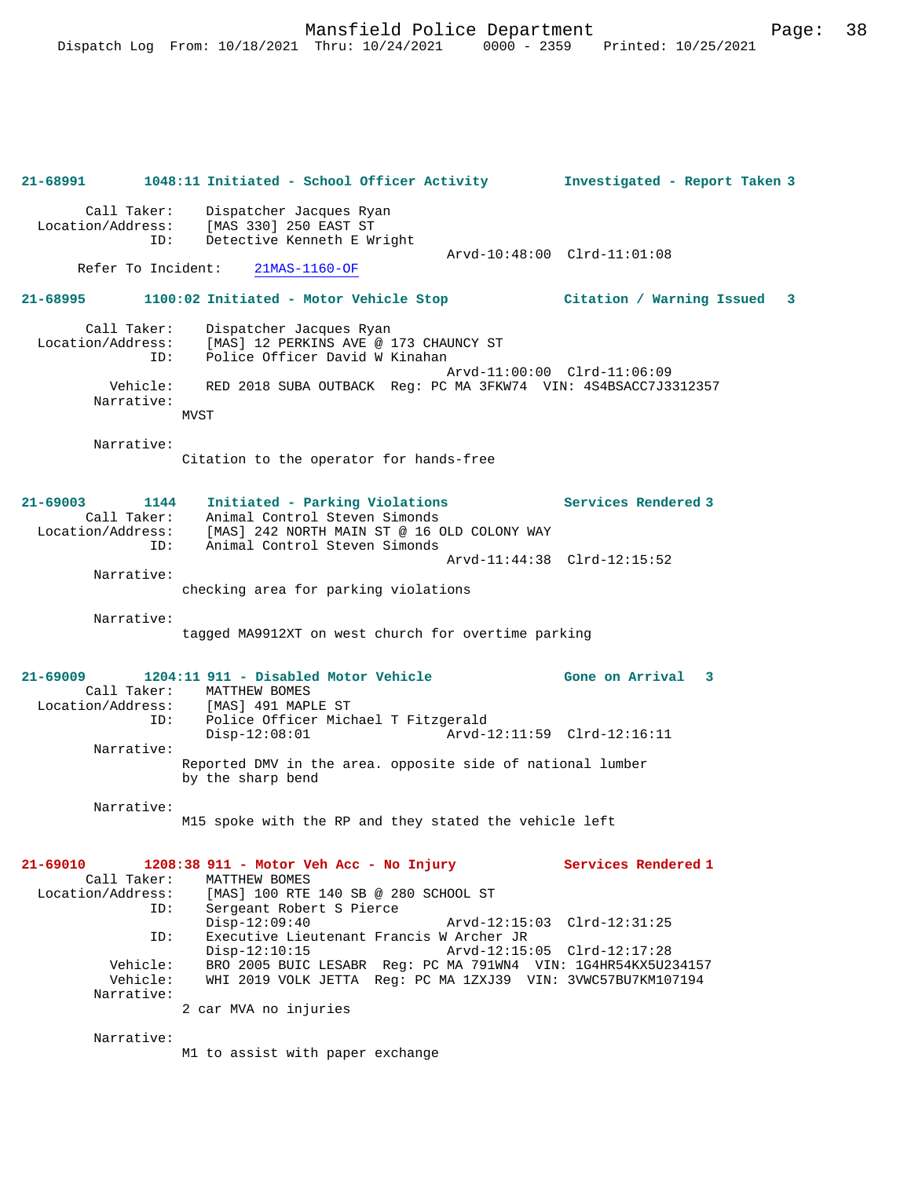**21-68991** **1048:11 Initiated - School Officer Activity** **Investigated - Report Taken 3**

Call Taker: Dispatcher Jacques Ryan
Location/Address: [MAS 330] 250 EAST ST
ID: Detective Kenneth E Wright
Arvd-10:48:00 Clrd-11:01:08
Refer To Incident: 21MAS-1160-OF

**21-68995** **1100:02 Initiated - Motor Vehicle Stop** **Citation / Warning Issued 3**

Call Taker: Dispatcher Jacques Ryan
Location/Address: [MAS] 12 PERKINS AVE @ 173 CHAUNCY ST
ID: Police Officer David W Kinahan
Arvd-11:00:00 Clrd-11:06:09
Vehicle: RED 2018 SUBA OUTBACK Reg: PC MA 3FKW74 VIN: 4S4BSACC7J3312357
Narrative:
MVST

Narrative:
Citation to the operator for hands-free

**21-69003** **1144 Initiated - Parking Violations** **Services Rendered 3**

Call Taker: Animal Control Steven Simonds
Location/Address: [MAS] 242 NORTH MAIN ST @ 16 OLD COLONY WAY
ID: Animal Control Steven Simonds
Arvd-11:44:38 Clrd-12:15:52
Narrative:
checking area for parking violations

Narrative:
tagged MA9912XT on west church for overtime parking

**21-69009** **1204:11 911 - Disabled Motor Vehicle** **Gone on Arrival 3**

Call Taker: MATTHEW BOMES
Location/Address: [MAS] 491 MAPLE ST
ID: Police Officer Michael T Fitzgerald
Disp-12:08:01 Arvd-12:11:59 Clrd-12:16:11
Narrative:
Reported DMV in the area. opposite side of national lumber by the sharp bend

Narrative:
M15 spoke with the RP and they stated the vehicle left

**21-69010** **1208:38 911 - Motor Veh Acc - No Injury** **Services Rendered 1**

Call Taker: MATTHEW BOMES
Location/Address: [MAS] 100 RTE 140 SB @ 280 SCHOOL ST
ID: Sergeant Robert S Pierce
Disp-12:09:40 Arvd-12:15:03 Clrd-12:31:25
ID: Executive Lieutenant Francis W Archer JR
Disp-12:10:15 Arvd-12:15:05 Clrd-12:17:28
Vehicle: BRO 2005 BUIC LESABR Reg: PC MA 791WN4 VIN: 1G4HR54KX5U234157
Vehicle: WHI 2019 VOLK JETTA Reg: PC MA 1ZXJ39 VIN: 3VWC57BU7KM107194
Narrative:
2 car MVA no injuries

Narrative:
M1 to assist with paper exchange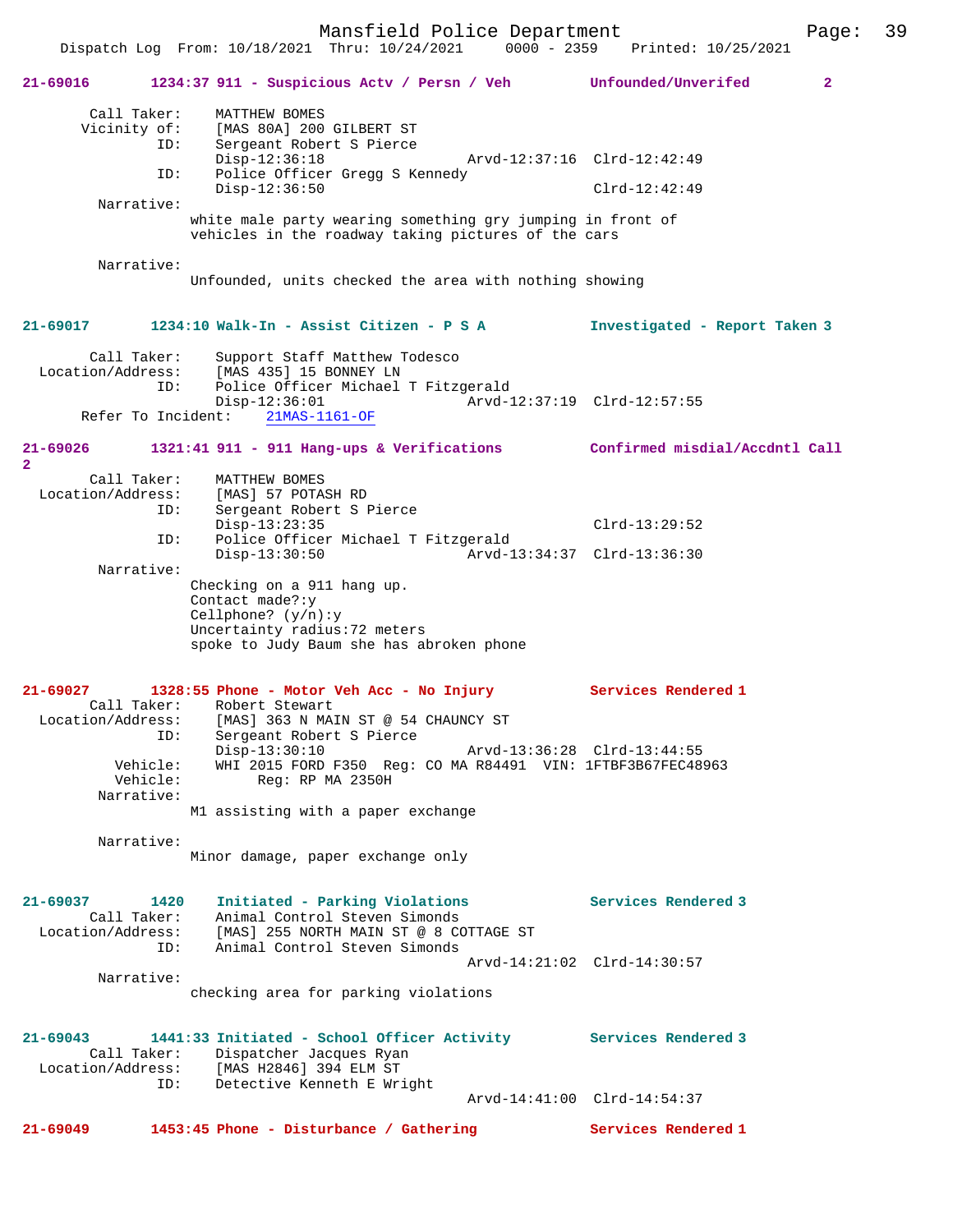**21-69016 1234:37 911 - Suspicious Actv / Persn / Veh — Unfounded/Unverifed 2**

```
        Call Taker:    MATTHEW BOMES
       Vicinity of:    [MAS 80A] 200 GILBERT ST
                ID:    Sergeant Robert S Pierce
                       Disp-12:36:18              Arvd-12:37:16  Clrd-12:42:49
                ID:    Police Officer Gregg S Kennedy
                       Disp-12:36:50                             Clrd-12:42:49
         Narrative:
                    white male party wearing something gry jumping in front of
                    vehicles in the roadway taking pictures of the cars

         Narrative:
                    Unfounded, units checked the area with nothing showing
```

**21-69017 1234:10 Walk-In - Assist Citizen - P S A — Investigated - Report Taken 3**

```
        Call Taker:    Support Staff Matthew Todesco
  Location/Address:    [MAS 435] 15 BONNEY LN
                ID:    Police Officer Michael T Fitzgerald
                       Disp-12:36:01              Arvd-12:37:19  Clrd-12:57:55
     Refer To Incident:    21MAS-1161-OF
```

**21-69026 1321:41 911 - 911 Hang-ups & Verifications — Confirmed misdial/Accdntl Call 2**

```
        Call Taker:    MATTHEW BOMES
  Location/Address:    [MAS] 57 POTASH RD
                ID:    Sergeant Robert S Pierce
                       Disp-13:23:35                             Clrd-13:29:52
                ID:    Police Officer Michael T Fitzgerald
                       Disp-13:30:50              Arvd-13:34:37  Clrd-13:36:30
         Narrative:
                    Checking on a 911 hang up.
                    Contact made?:y
                    Cellphone? (y/n):y
                    Uncertainty radius:72 meters
                    spoke to Judy Baum she has abroken phone
```

**21-69027 1328:55 Phone - Motor Veh Acc - No Injury — Services Rendered 1**

```
        Call Taker:    Robert Stewart
  Location/Address:    [MAS] 363 N MAIN ST @ 54 CHAUNCY ST
                ID:    Sergeant Robert S Pierce
                       Disp-13:30:10              Arvd-13:36:28  Clrd-13:44:55
           Vehicle:    WHI 2015 FORD F350  Reg: CO MA R84491  VIN: 1FTBF3B67FEC48963
           Vehicle:           Reg: RP MA 2350H
         Narrative:
                    M1 assisting with a paper exchange

         Narrative:
                    Minor damage, paper exchange only
```

**21-69037 1420 Initiated - Parking Violations — Services Rendered 3**

```
        Call Taker:    Animal Control Steven Simonds
  Location/Address:    [MAS] 255 NORTH MAIN ST @ 8 COTTAGE ST
                ID:    Animal Control Steven Simonds
                                                  Arvd-14:21:02  Clrd-14:30:57
         Narrative:
                    checking area for parking violations
```

**21-69043 1441:33 Initiated - School Officer Activity — Services Rendered 3**

```
        Call Taker:    Dispatcher Jacques Ryan
  Location/Address:    [MAS H2846] 394 ELM ST
                ID:    Detective Kenneth E Wright
                                                  Arvd-14:41:00  Clrd-14:54:37
```

**21-69049 1453:45 Phone - Disturbance / Gathering — Services Rendered 1**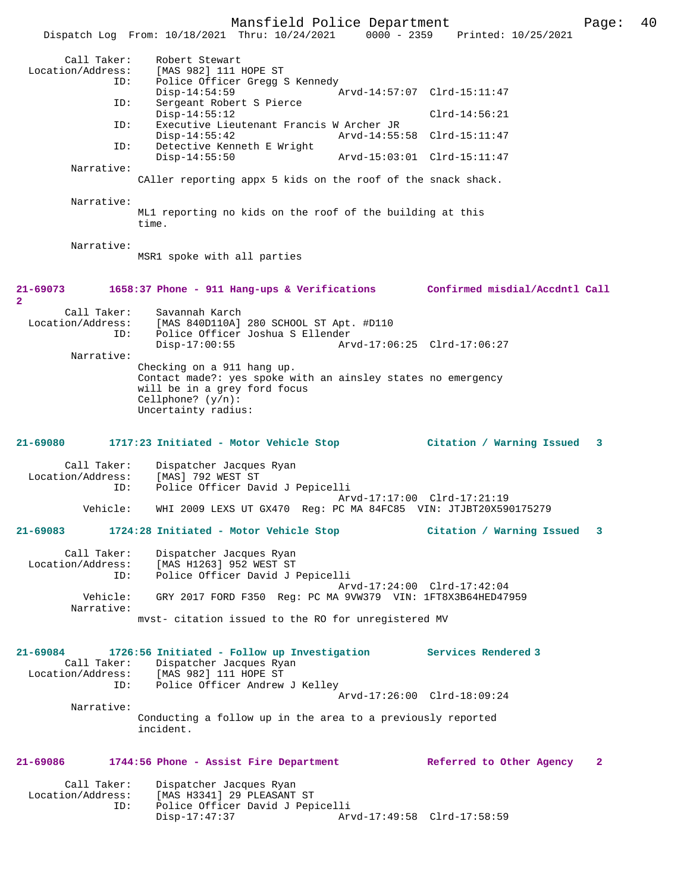```
        Call Taker:    Robert Stewart
  Location/Address:    [MAS 982] 111 HOPE ST
                ID:    Police Officer Gregg S Kennedy
                       Disp-14:54:59                 Arvd-14:57:07  Clrd-15:11:47
                ID:    Sergeant Robert S Pierce
                       Disp-14:55:12                                Clrd-14:56:21
                ID:    Executive Lieutenant Francis W Archer JR
                       Disp-14:55:42                 Arvd-14:55:58  Clrd-15:11:47
                ID:    Detective Kenneth E Wright
                       Disp-14:55:50                 Arvd-15:03:01  Clrd-15:11:47
         Narrative:
                    CAller reporting appx 5 kids on the roof of the snack shack.

         Narrative:
                    ML1 reporting no kids on the roof of the building at this
                    time.

         Narrative:
                    MSR1 spoke with all parties


21-69073        1658:37 Phone - 911 Hang-ups & Verifications        Confirmed misdial/Accdntl Call
2
        Call Taker:    Savannah Karch
  Location/Address:    [MAS 840D110A] 280 SCHOOL ST Apt. #D110
                ID:    Police Officer Joshua S Ellender
                       Disp-17:00:55                 Arvd-17:06:25  Clrd-17:06:27
         Narrative:
                    Checking on a 911 hang up.
                    Contact made?: yes spoke with an ainsley states no emergency
                    will be in a grey ford focus
                    Cellphone? (y/n):
                    Uncertainty radius:


21-69080        1717:23 Initiated - Motor Vehicle Stop              Citation / Warning Issued   3

        Call Taker:    Dispatcher Jacques Ryan
  Location/Address:    [MAS] 792 WEST ST
                ID:    Police Officer David J Pepicelli
                                                     Arvd-17:17:00  Clrd-17:21:19
           Vehicle:    WHI 2009 LEXS UT GX470  Reg: PC MA 84FC85  VIN: JTJBT20X590175279

21-69083        1724:28 Initiated - Motor Vehicle Stop              Citation / Warning Issued   3

        Call Taker:    Dispatcher Jacques Ryan
  Location/Address:    [MAS H1263] 952 WEST ST
                ID:    Police Officer David J Pepicelli
                                                     Arvd-17:24:00  Clrd-17:42:04
           Vehicle:    GRY 2017 FORD F350  Reg: PC MA 9VW379  VIN: 1FT8X3B64HED47959
         Narrative:
                    mvst- citation issued to the RO for unregistered MV


21-69084        1726:56 Initiated - Follow up Investigation         Services Rendered 3
        Call Taker:    Dispatcher Jacques Ryan
  Location/Address:    [MAS 982] 111 HOPE ST
                ID:    Police Officer Andrew J Kelley
                                                     Arvd-17:26:00  Clrd-18:09:24
         Narrative:
                    Conducting a follow up in the area to a previously reported
                    incident.


21-69086        1744:56 Phone - Assist Fire Department              Referred to Other Agency    2

        Call Taker:    Dispatcher Jacques Ryan
  Location/Address:    [MAS H3341] 29 PLEASANT ST
                ID:    Police Officer David J Pepicelli
                       Disp-17:47:37                 Arvd-17:49:58  Clrd-17:58:59
```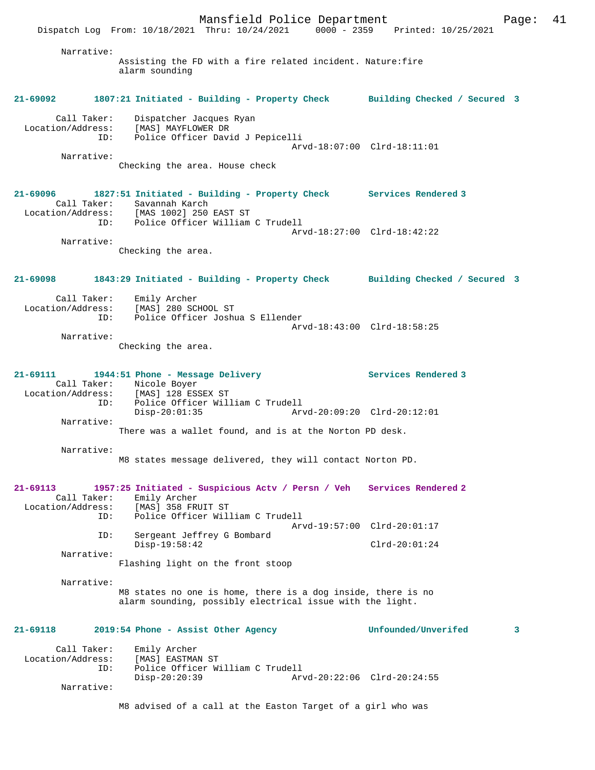Narrative:
Assisting the FD with a fire related incident. Nature:fire alarm sounding

**21-69092 1807:21 Initiated - Building - Property Check Building Checked / Secured 3**

Call Taker: Dispatcher Jacques Ryan
Location/Address: [MAS] MAYFLOWER DR
ID: Police Officer David J Pepicelli
Arvd-18:07:00 Clrd-18:11:01

Narrative:
Checking the area. House check

**21-69096 1827:51 Initiated - Building - Property Check Services Rendered 3**

Call Taker: Savannah Karch
Location/Address: [MAS 1002] 250 EAST ST
ID: Police Officer William C Trudell
Arvd-18:27:00 Clrd-18:42:22

Narrative:
Checking the area.

**21-69098 1843:29 Initiated - Building - Property Check Building Checked / Secured 3**

Call Taker: Emily Archer
Location/Address: [MAS] 280 SCHOOL ST
ID: Police Officer Joshua S Ellender
Arvd-18:43:00 Clrd-18:58:25

Narrative:
Checking the area.

**21-69111 1944:51 Phone - Message Delivery Services Rendered 3**

Call Taker: Nicole Boyer
Location/Address: [MAS] 128 ESSEX ST
ID: Police Officer William C Trudell
Disp-20:01:35 Arvd-20:09:20 Clrd-20:12:01

Narrative:
There was a wallet found, and is at the Norton PD desk.

Narrative:
M8 states message delivered, they will contact Norton PD.

**21-69113 1957:25 Initiated - Suspicious Actv / Persn / Veh Services Rendered 2**

Call Taker: Emily Archer
Location/Address: [MAS] 358 FRUIT ST
ID: Police Officer William C Trudell
Arvd-19:57:00 Clrd-20:01:17
ID: Sergeant Jeffrey G Bombard
Disp-19:58:42 Clrd-20:01:24

Narrative:
Flashing light on the front stoop

Narrative:
M8 states no one is home, there is a dog inside, there is no alarm sounding, possibly electrical issue with the light.

**21-69118 2019:54 Phone - Assist Other Agency Unfounded/Unverifed 3**

Call Taker: Emily Archer
Location/Address: [MAS] EASTMAN ST
ID: Police Officer William C Trudell
Disp-20:20:39 Arvd-20:22:06 Clrd-20:24:55

Narrative:
M8 advised of a call at the Easton Target of a girl who was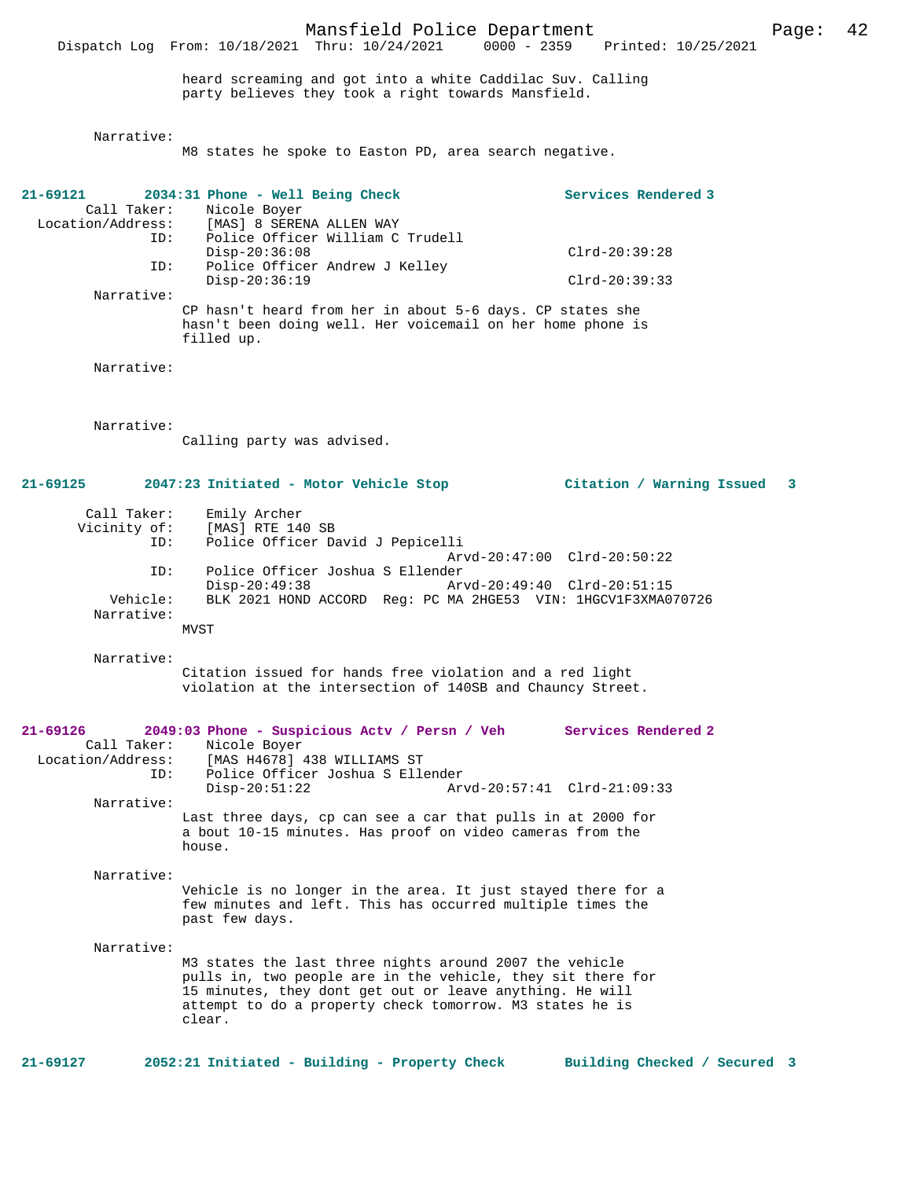heard screaming and got into a white Caddilac Suv. Calling party believes they took a right towards Mansfield.

Narrative:
M8 states he spoke to Easton PD, area search negative.

**21-69121 2034:31 Phone - Well Being Check** — **Services Rendered 3**

Call Taker: Nicole Boyer
Location/Address: [MAS] 8 SERENA ALLEN WAY
ID: Police Officer William C Trudell
Disp-20:36:08 Clrd-20:39:28
ID: Police Officer Andrew J Kelley
Disp-20:36:19 Clrd-20:39:33

Narrative:
CP hasn't heard from her in about 5-6 days. CP states she hasn't been doing well. Her voicemail on her home phone is filled up.

Narrative:

Narrative:
Calling party was advised.

**21-69125 2047:23 Initiated - Motor Vehicle Stop** — **Citation / Warning Issued 3**

Call Taker: Emily Archer
Vicinity of: [MAS] RTE 140 SB
ID: Police Officer David J Pepicelli
Arvd-20:47:00 Clrd-20:50:22
ID: Police Officer Joshua S Ellender
Disp-20:49:38 Arvd-20:49:40 Clrd-20:51:15
Vehicle: BLK 2021 HOND ACCORD Reg: PC MA 2HGE53 VIN: 1HGCV1F3XMA070726

Narrative:
MVST

Narrative:
Citation issued for hands free violation and a red light violation at the intersection of 140SB and Chauncy Street.

**21-69126 2049:03 Phone - Suspicious Actv / Persn / Veh** — **Services Rendered 2**

Call Taker: Nicole Boyer
Location/Address: [MAS H4678] 438 WILLIAMS ST
ID: Police Officer Joshua S Ellender
Disp-20:51:22 Arvd-20:57:41 Clrd-21:09:33

Narrative:
Last three days, cp can see a car that pulls in at 2000 for a bout 10-15 minutes. Has proof on video cameras from the house.

Narrative:
Vehicle is no longer in the area. It just stayed there for a few minutes and left. This has occurred multiple times the past few days.

Narrative:
M3 states the last three nights around 2007 the vehicle pulls in, two people are in the vehicle, they sit there for 15 minutes, they dont get out or leave anything. He will attempt to do a property check tomorrow. M3 states he is clear.

**21-69127 2052:21 Initiated - Building - Property Check** — **Building Checked / Secured 3**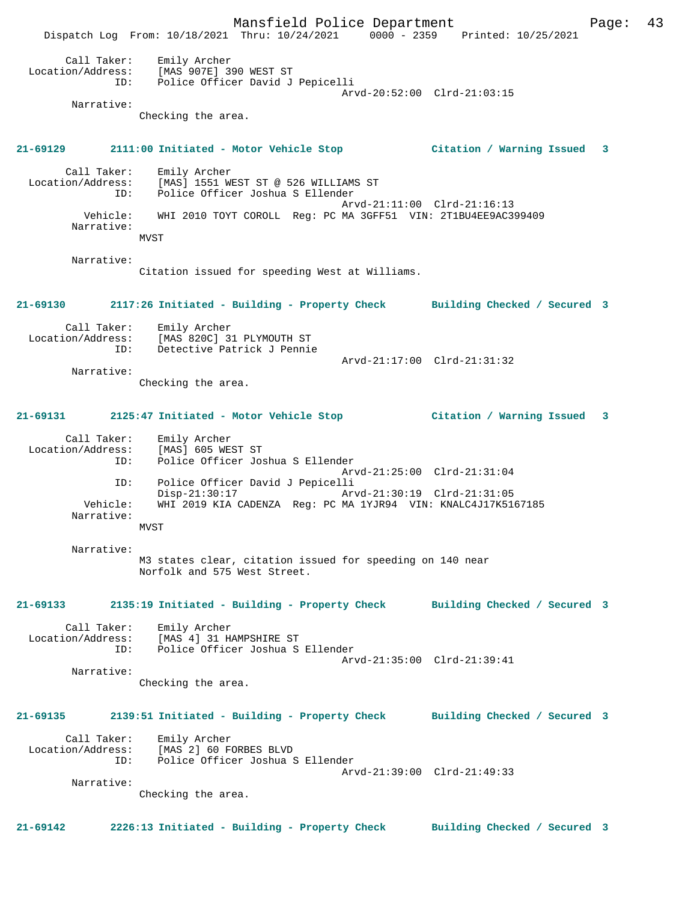```
        Call Taker:    Emily Archer
  Location/Address:    [MAS 907E] 390 WEST ST
                ID:    Police Officer David J Pepicelli
                                              Arvd-20:52:00  Clrd-21:03:15
         Narrative:
                     Checking the area.
```

**21-69129        2111:00 Initiated - Motor Vehicle Stop              Citation / Warning Issued   3**

```
        Call Taker:    Emily Archer
  Location/Address:    [MAS] 1551 WEST ST @ 526 WILLIAMS ST
                ID:    Police Officer Joshua S Ellender
                                              Arvd-21:11:00  Clrd-21:16:13
           Vehicle:    WHI 2010 TOYT COROLL  Reg: PC MA 3GFF51  VIN: 2T1BU4EE9AC399409
         Narrative:
                     MVST

         Narrative:
                     Citation issued for speeding West at Williams.
```

**21-69130        2117:26 Initiated - Building - Property Check       Building Checked / Secured  3**

```
        Call Taker:    Emily Archer
  Location/Address:    [MAS 820C] 31 PLYMOUTH ST
                ID:    Detective Patrick J Pennie
                                              Arvd-21:17:00  Clrd-21:31:32
         Narrative:
                     Checking the area.
```

**21-69131        2125:47 Initiated - Motor Vehicle Stop              Citation / Warning Issued   3**

```
        Call Taker:    Emily Archer
  Location/Address:    [MAS] 605 WEST ST
                ID:    Police Officer Joshua S Ellender
                                              Arvd-21:25:00  Clrd-21:31:04
                ID:    Police Officer David J Pepicelli
                       Disp-21:30:17          Arvd-21:30:19  Clrd-21:31:05
           Vehicle:    WHI 2019 KIA CADENZA  Reg: PC MA 1YJR94  VIN: KNALC4J17K5167185
         Narrative:
                     MVST

         Narrative:
                     M3 states clear, citation issued for speeding on 140 near
                     Norfolk and 575 West Street.
```

**21-69133        2135:19 Initiated - Building - Property Check       Building Checked / Secured  3**

```
        Call Taker:    Emily Archer
  Location/Address:    [MAS 4] 31 HAMPSHIRE ST
                ID:    Police Officer Joshua S Ellender
                                              Arvd-21:35:00  Clrd-21:39:41
         Narrative:
                     Checking the area.
```

**21-69135        2139:51 Initiated - Building - Property Check       Building Checked / Secured  3**

```
        Call Taker:    Emily Archer
  Location/Address:    [MAS 2] 60 FORBES BLVD
                ID:    Police Officer Joshua S Ellender
                                              Arvd-21:39:00  Clrd-21:49:33
         Narrative:
                     Checking the area.
```

**21-69142        2226:13 Initiated - Building - Property Check       Building Checked / Secured  3**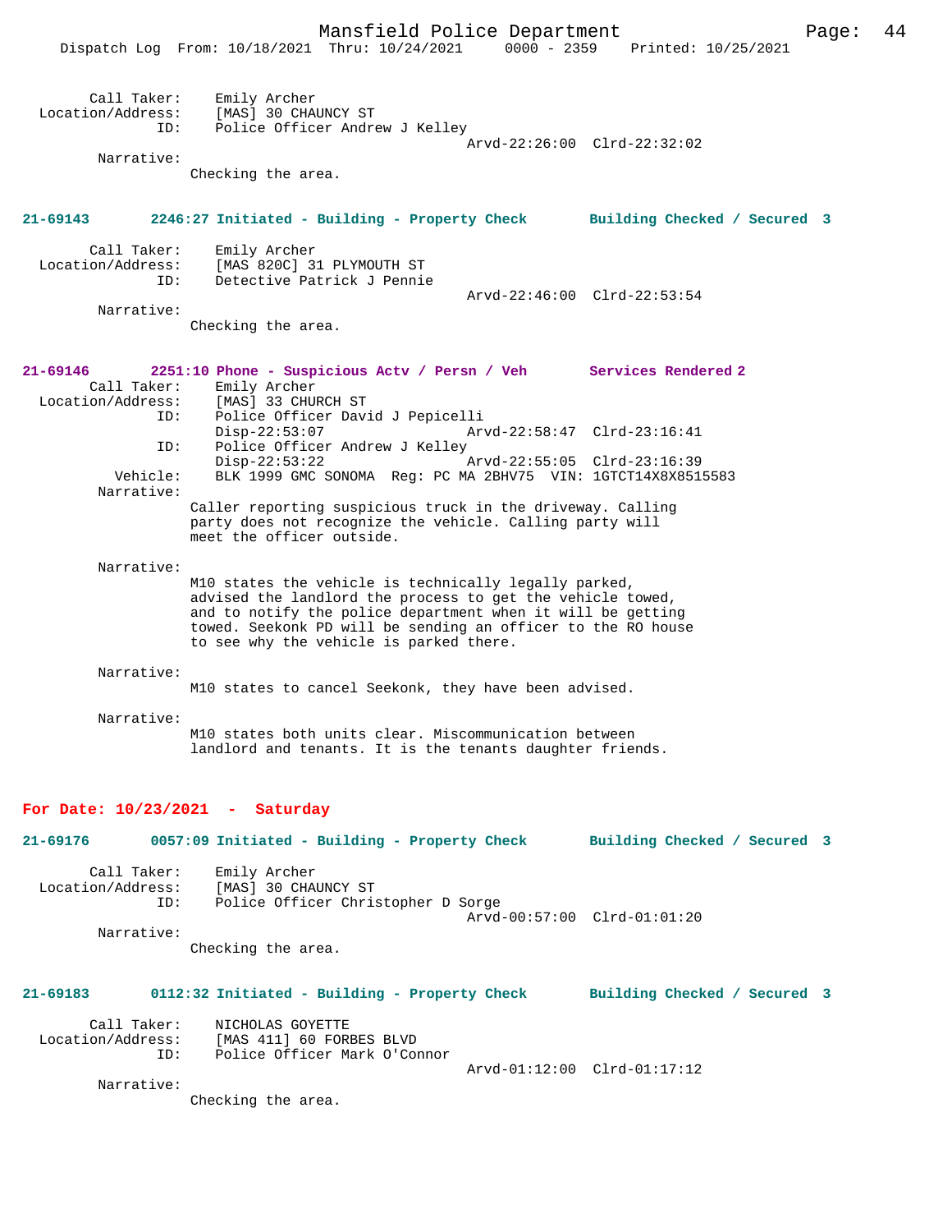Call Taker: Emily Archer
Location/Address: [MAS] 30 CHAUNCY ST
ID: Police Officer Andrew J Kelley
Arvd-22:26:00 Clrd-22:32:02

Narrative:
Checking the area.

**21-69143 2246:27 Initiated - Building - Property Check Building Checked / Secured 3**

Call Taker: Emily Archer
Location/Address: [MAS 820C] 31 PLYMOUTH ST
ID: Detective Patrick J Pennie
Arvd-22:46:00 Clrd-22:53:54

Narrative:
Checking the area.

**21-69146 2251:10 Phone - Suspicious Actv / Persn / Veh Services Rendered 2**

Call Taker: Emily Archer
Location/Address: [MAS] 33 CHURCH ST
ID: Police Officer David J Pepicelli
Disp-22:53:07 Arvd-22:58:47 Clrd-23:16:41
ID: Police Officer Andrew J Kelley
Disp-22:53:22 Arvd-22:55:05 Clrd-23:16:39
Vehicle: BLK 1999 GMC SONOMA Reg: PC MA 2BHV75 VIN: 1GTCT14X8X8515583

Narrative:
Caller reporting suspicious truck in the driveway. Calling party does not recognize the vehicle. Calling party will meet the officer outside.

Narrative:
M10 states the vehicle is technically legally parked, advised the landlord the process to get the vehicle towed, and to notify the police department when it will be getting towed. Seekonk PD will be sending an officer to the RO house to see why the vehicle is parked there.

Narrative:
M10 states to cancel Seekonk, they have been advised.

Narrative:
M10 states both units clear. Miscommunication between landlord and tenants. It is the tenants daughter friends.

## For Date: 10/23/2021 - Saturday

**21-69176 0057:09 Initiated - Building - Property Check Building Checked / Secured 3**

Call Taker: Emily Archer
Location/Address: [MAS] 30 CHAUNCY ST
ID: Police Officer Christopher D Sorge
Arvd-00:57:00 Clrd-01:01:20

Narrative:
Checking the area.

**21-69183 0112:32 Initiated - Building - Property Check Building Checked / Secured 3**

Call Taker: NICHOLAS GOYETTE
Location/Address: [MAS 411] 60 FORBES BLVD
ID: Police Officer Mark O'Connor
Arvd-01:12:00 Clrd-01:17:12

Narrative:
Checking the area.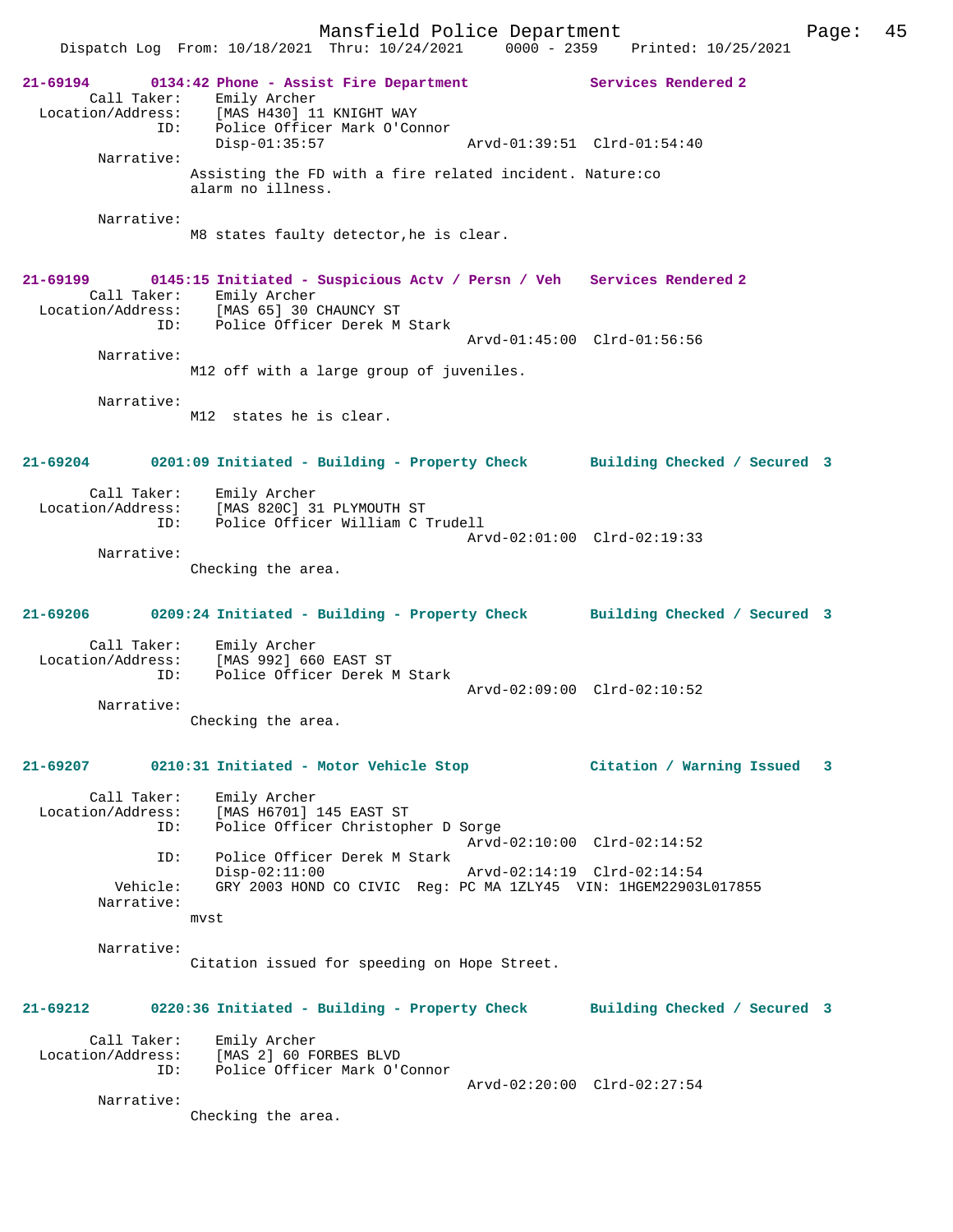```
21-69194       0134:42 Phone - Assist Fire Department            Services Rendered 2
        Call Taker:    Emily Archer
  Location/Address:    [MAS H430] 11 KNIGHT WAY
                ID:    Police Officer Mark O'Connor
                       Disp-01:35:57                 Arvd-01:39:51  Clrd-01:54:40
         Narrative:
                    Assisting the FD with a fire related incident. Nature:co
                    alarm no illness.

         Narrative:
                    M8 states faulty detector,he is clear.


21-69199       0145:15 Initiated - Suspicious Actv / Persn / Veh   Services Rendered 2
        Call Taker:    Emily Archer
  Location/Address:    [MAS 65] 30 CHAUNCY ST
                ID:    Police Officer Derek M Stark
                                                     Arvd-01:45:00  Clrd-01:56:56
         Narrative:
                    M12 off with a large group of juveniles.

         Narrative:
                    M12  states he is clear.


21-69204       0201:09 Initiated - Building - Property Check       Building Checked / Secured  3

        Call Taker:    Emily Archer
  Location/Address:    [MAS 820C] 31 PLYMOUTH ST
                ID:    Police Officer William C Trudell
                                                     Arvd-02:01:00  Clrd-02:19:33
         Narrative:
                    Checking the area.


21-69206       0209:24 Initiated - Building - Property Check       Building Checked / Secured  3

        Call Taker:    Emily Archer
  Location/Address:    [MAS 992] 660 EAST ST
                ID:    Police Officer Derek M Stark
                                                     Arvd-02:09:00  Clrd-02:10:52
         Narrative:
                    Checking the area.


21-69207       0210:31 Initiated - Motor Vehicle Stop              Citation / Warning Issued   3

        Call Taker:    Emily Archer
  Location/Address:    [MAS H6701] 145 EAST ST
                ID:    Police Officer Christopher D Sorge
                                                     Arvd-02:10:00  Clrd-02:14:52
                ID:    Police Officer Derek M Stark
                       Disp-02:11:00                 Arvd-02:14:19  Clrd-02:14:54
           Vehicle:    GRY 2003 HOND CO CIVIC  Reg: PC MA 1ZLY45  VIN: 1HGEM22903L017855
         Narrative:
                    mvst

         Narrative:
                    Citation issued for speeding on Hope Street.


21-69212       0220:36 Initiated - Building - Property Check       Building Checked / Secured  3

        Call Taker:    Emily Archer
  Location/Address:    [MAS 2] 60 FORBES BLVD
                ID:    Police Officer Mark O'Connor
                                                     Arvd-02:20:00  Clrd-02:27:54
         Narrative:
                    Checking the area.
```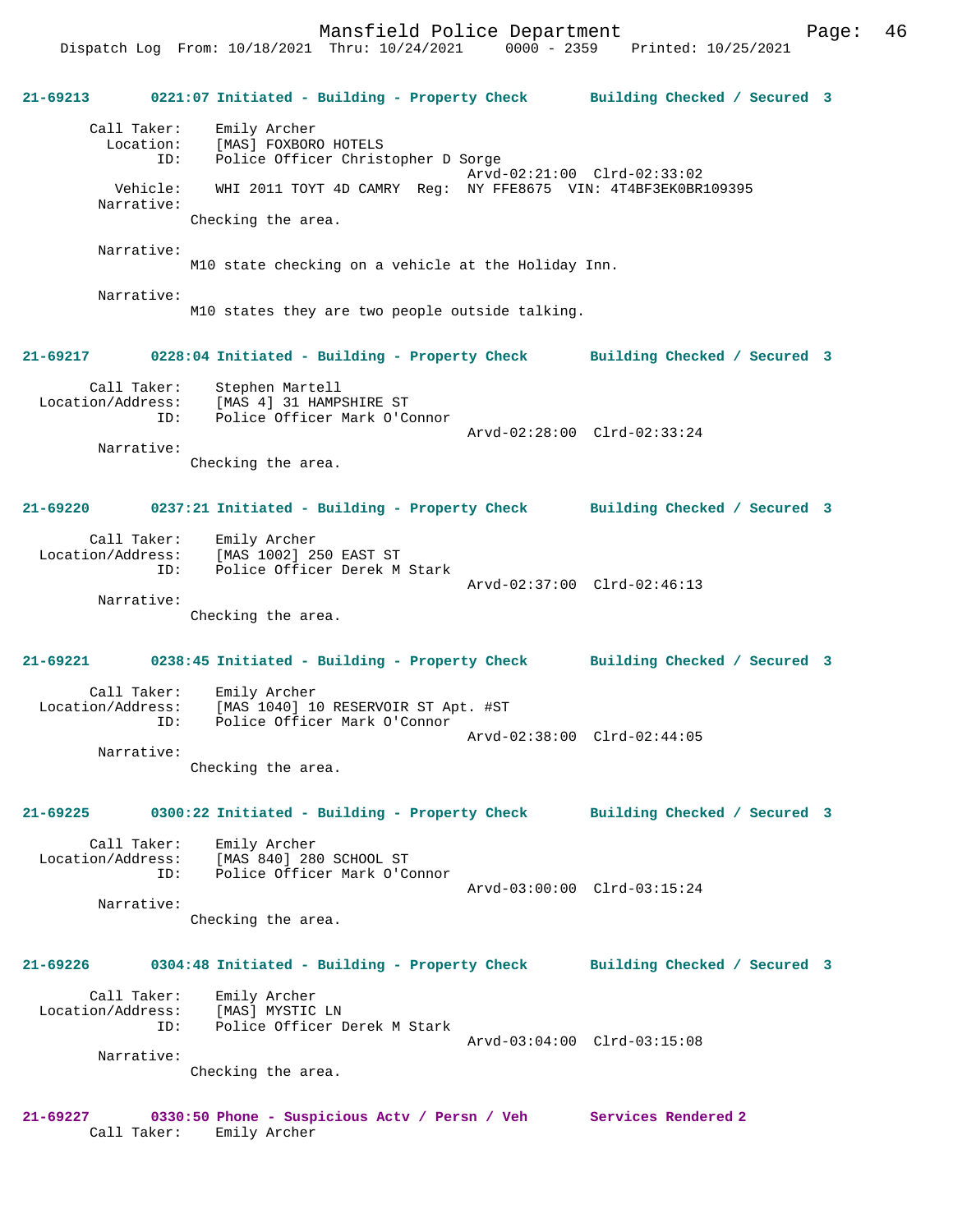**21-69213 0221:07 Initiated - Building - Property Check Building Checked / Secured 3**

```
        Call Taker:    Emily Archer
          Location:    [MAS] FOXBORO HOTELS
                ID:    Police Officer Christopher D Sorge
                                                 Arvd-02:21:00  Clrd-02:33:02
           Vehicle:    WHI 2011 TOYT 4D CAMRY  Reg:  NY FFE8675  VIN: 4T4BF3EK0BR109395
         Narrative:
                   Checking the area.

         Narrative:
                   M10 state checking on a vehicle at the Holiday Inn.

         Narrative:
                   M10 states they are two people outside talking.
```

**21-69217 0228:04 Initiated - Building - Property Check Building Checked / Secured 3**

```
        Call Taker:    Stephen Martell
  Location/Address:    [MAS 4] 31 HAMPSHIRE ST
                ID:    Police Officer Mark O'Connor
                                                 Arvd-02:28:00  Clrd-02:33:24
         Narrative:
                   Checking the area.
```

**21-69220 0237:21 Initiated - Building - Property Check Building Checked / Secured 3**

```
        Call Taker:    Emily Archer
  Location/Address:    [MAS 1002] 250 EAST ST
                ID:    Police Officer Derek M Stark
                                                 Arvd-02:37:00  Clrd-02:46:13
         Narrative:
                   Checking the area.
```

**21-69221 0238:45 Initiated - Building - Property Check Building Checked / Secured 3**

```
        Call Taker:    Emily Archer
  Location/Address:    [MAS 1040] 10 RESERVOIR ST Apt. #ST
                ID:    Police Officer Mark O'Connor
                                                 Arvd-02:38:00  Clrd-02:44:05
         Narrative:
                   Checking the area.
```

**21-69225 0300:22 Initiated - Building - Property Check Building Checked / Secured 3**

```
        Call Taker:    Emily Archer
  Location/Address:    [MAS 840] 280 SCHOOL ST
                ID:    Police Officer Mark O'Connor
                                                 Arvd-03:00:00  Clrd-03:15:24
         Narrative:
                   Checking the area.
```

**21-69226 0304:48 Initiated - Building - Property Check Building Checked / Secured 3**

```
        Call Taker:    Emily Archer
  Location/Address:    [MAS] MYSTIC LN
                ID:    Police Officer Derek M Stark
                                                 Arvd-03:04:00  Clrd-03:15:08
         Narrative:
                   Checking the area.
```

**21-69227 0330:50 Phone - Suspicious Actv / Persn / Veh Services Rendered 2**

```
        Call Taker:    Emily Archer
```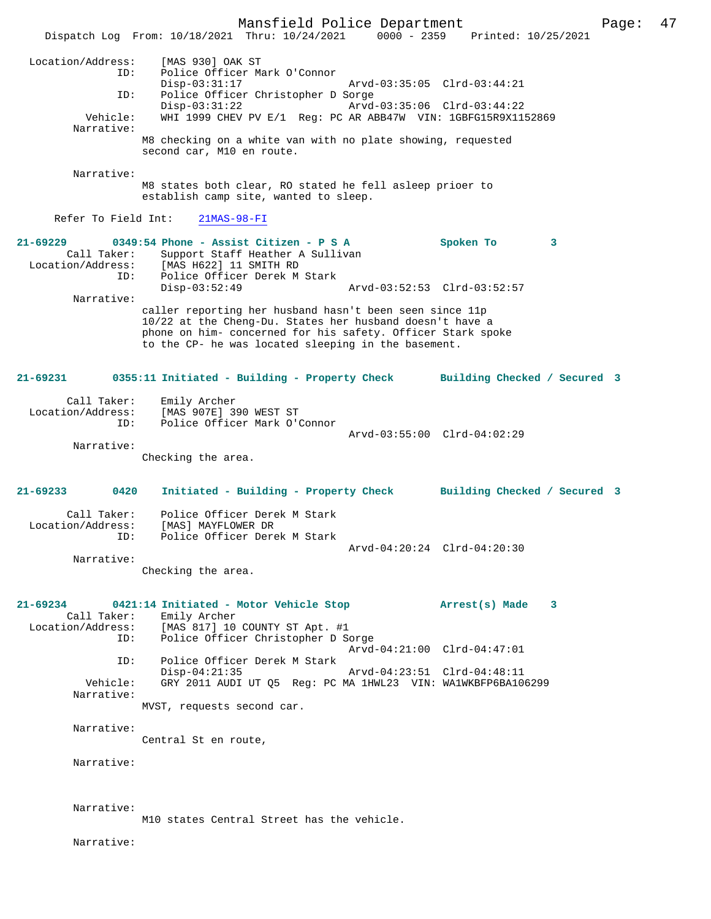Location/Address: [MAS 930] OAK ST
ID: Police Officer Mark O'Connor
Disp-03:31:17 Arvd-03:35:05 Clrd-03:44:21
ID: Police Officer Christopher D Sorge
Disp-03:31:22 Arvd-03:35:06 Clrd-03:44:22
Vehicle: WHI 1999 CHEV PV E/1 Reg: PC AR ABB47W VIN: 1GBFG15R9X1152869
Narrative:
M8 checking on a white van with no plate showing, requested second car, M10 en route.

Narrative:
M8 states both clear, RO stated he fell asleep prioer to establish camp site, wanted to sleep.

Refer To Field Int: 21MAS-98-FI

**21-69229 0349:54 Phone - Assist Citizen - P S A Spoken To 3**
Call Taker: Support Staff Heather A Sullivan
Location/Address: [MAS H622] 11 SMITH RD
ID: Police Officer Derek M Stark
Disp-03:52:49 Arvd-03:52:53 Clrd-03:52:57
Narrative:
caller reporting her husband hasn't been seen since 11p 10/22 at the Cheng-Du. States her husband doesn't have a phone on him- concerned for his safety. Officer Stark spoke to the CP- he was located sleeping in the basement.

**21-69231 0355:11 Initiated - Building - Property Check Building Checked / Secured 3**
Call Taker: Emily Archer
Location/Address: [MAS 907E] 390 WEST ST
ID: Police Officer Mark O'Connor
Arvd-03:55:00 Clrd-04:02:29
Narrative:
Checking the area.

**21-69233 0420 Initiated - Building - Property Check Building Checked / Secured 3**
Call Taker: Police Officer Derek M Stark
Location/Address: [MAS] MAYFLOWER DR
ID: Police Officer Derek M Stark
Arvd-04:20:24 Clrd-04:20:30
Narrative:
Checking the area.

**21-69234 0421:14 Initiated - Motor Vehicle Stop Arrest(s) Made 3**
Call Taker: Emily Archer
Location/Address: [MAS 817] 10 COUNTY ST Apt. #1
ID: Police Officer Christopher D Sorge
Arvd-04:21:00 Clrd-04:47:01
ID: Police Officer Derek M Stark
Disp-04:21:35 Arvd-04:23:51 Clrd-04:48:11
Vehicle: GRY 2011 AUDI UT Q5 Reg: PC MA 1HWL23 VIN: WA1WKBFP6BA106299
Narrative:
MVST, requests second car.

Narrative:
Central St en route,

Narrative:

Narrative:
M10 states Central Street has the vehicle.

Narrative: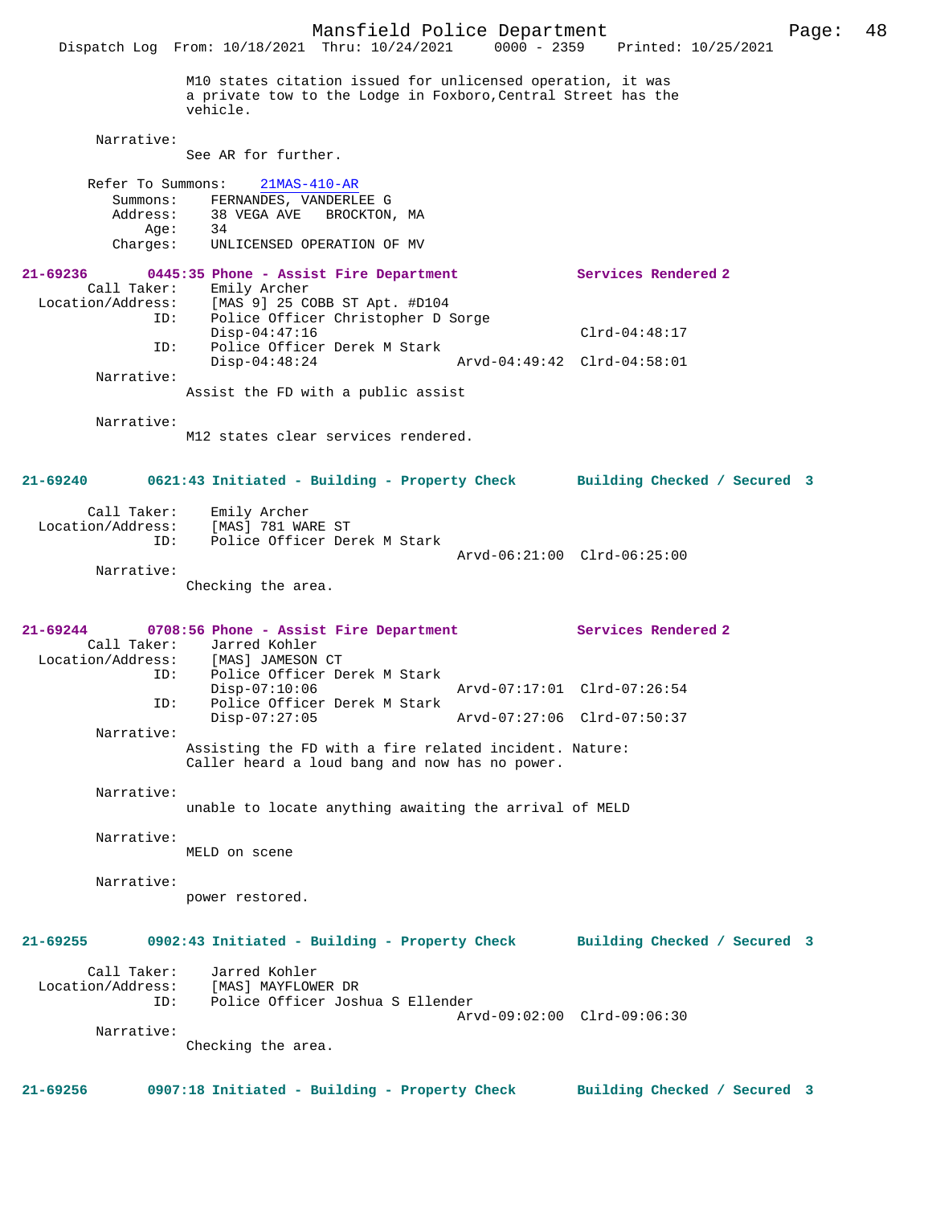M10 states citation issued for unlicensed operation, it was a private tow to the Lodge in Foxboro,Central Street has the vehicle.

Narrative:
See AR for further.

Refer To Summons: 21MAS-410-AR
Summons: FERNANDES, VANDERLEE G
Address: 38 VEGA AVE BROCKTON, MA
Age: 34
Charges: UNLICENSED OPERATION OF MV

**21-69236 0445:35 Phone - Assist Fire Department — Services Rendered 2**

Call Taker: Emily Archer
Location/Address: [MAS 9] 25 COBB ST Apt. #D104
ID: Police Officer Christopher D Sorge
Disp-04:47:16 Clrd-04:48:17
ID: Police Officer Derek M Stark
Disp-04:48:24 Arvd-04:49:42 Clrd-04:58:01

Narrative:
Assist the FD with a public assist

Narrative:
M12 states clear services rendered.

**21-69240 0621:43 Initiated - Building - Property Check — Building Checked / Secured 3**

Call Taker: Emily Archer
Location/Address: [MAS] 781 WARE ST
ID: Police Officer Derek M Stark
Arvd-06:21:00 Clrd-06:25:00

Narrative:
Checking the area.

**21-69244 0708:56 Phone - Assist Fire Department — Services Rendered 2**

Call Taker: Jarred Kohler
Location/Address: [MAS] JAMESON CT
ID: Police Officer Derek M Stark
Disp-07:10:06 Arvd-07:17:01 Clrd-07:26:54
ID: Police Officer Derek M Stark
Disp-07:27:05 Arvd-07:27:06 Clrd-07:50:37

Narrative:
Assisting the FD with a fire related incident. Nature: Caller heard a loud bang and now has no power.

Narrative:
unable to locate anything awaiting the arrival of MELD

Narrative:
MELD on scene

Narrative:
power restored.

**21-69255 0902:43 Initiated - Building - Property Check — Building Checked / Secured 3**

Call Taker: Jarred Kohler
Location/Address: [MAS] MAYFLOWER DR
ID: Police Officer Joshua S Ellender
Arvd-09:02:00 Clrd-09:06:30

Narrative:
Checking the area.

**21-69256 0907:18 Initiated - Building - Property Check — Building Checked / Secured 3**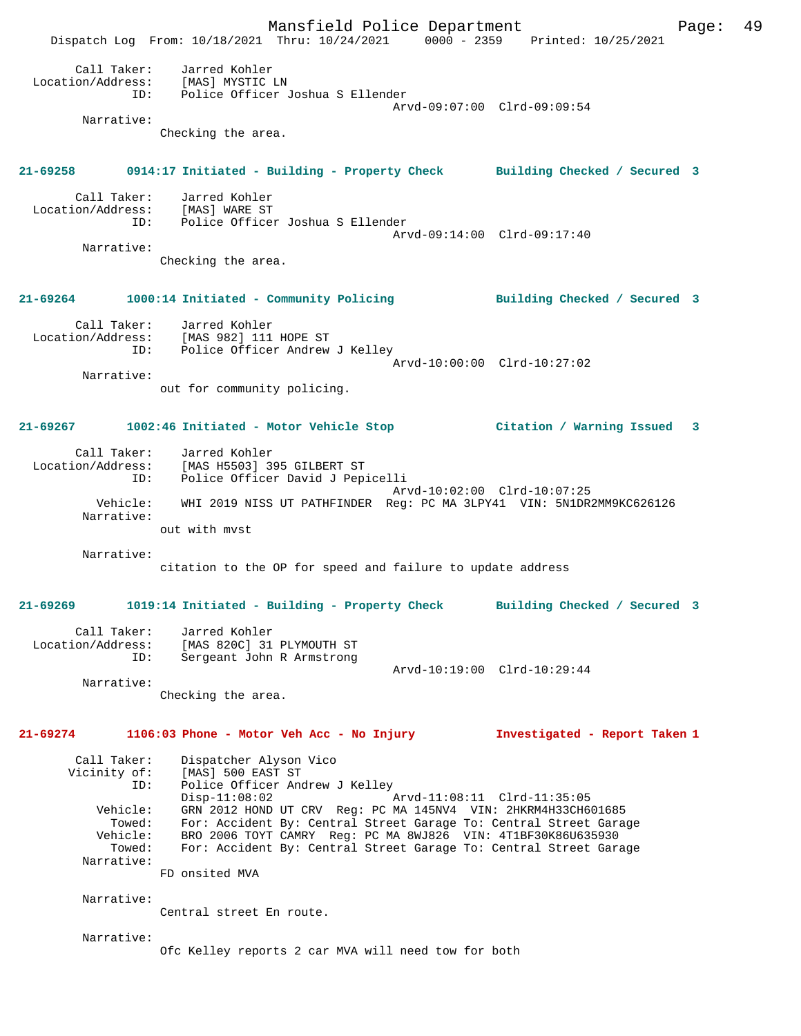```
        Call Taker:    Jarred Kohler
  Location/Address:    [MAS] MYSTIC LN
                ID:    Police Officer Joshua S Ellender
                                             Arvd-09:07:00  Clrd-09:09:54
         Narrative:
                  Checking the area.


21-69258       0914:17 Initiated - Building - Property Check       Building Checked / Secured  3

        Call Taker:    Jarred Kohler
  Location/Address:    [MAS] WARE ST
                ID:    Police Officer Joshua S Ellender
                                             Arvd-09:14:00  Clrd-09:17:40
         Narrative:
                  Checking the area.


21-69264       1000:14 Initiated - Community Policing              Building Checked / Secured  3

        Call Taker:    Jarred Kohler
  Location/Address:    [MAS 982] 111 HOPE ST
                ID:    Police Officer Andrew J Kelley
                                             Arvd-10:00:00  Clrd-10:27:02
         Narrative:
                  out for community policing.


21-69267       1002:46 Initiated - Motor Vehicle Stop              Citation / Warning Issued   3

        Call Taker:    Jarred Kohler
  Location/Address:    [MAS H5503] 395 GILBERT ST
                ID:    Police Officer David J Pepicelli
                                             Arvd-10:02:00  Clrd-10:07:25
           Vehicle:    WHI 2019 NISS UT PATHFINDER  Reg: PC MA 3LPY41  VIN: 5N1DR2MM9KC626126
         Narrative:
                  out with mvst

         Narrative:
                  citation to the OP for speed and failure to update address


21-69269       1019:14 Initiated - Building - Property Check       Building Checked / Secured  3

        Call Taker:    Jarred Kohler
  Location/Address:    [MAS 820C] 31 PLYMOUTH ST
                ID:    Sergeant John R Armstrong
                                             Arvd-10:19:00  Clrd-10:29:44
         Narrative:
                  Checking the area.


21-69274       1106:03 Phone - Motor Veh Acc - No Injury           Investigated - Report Taken 1

        Call Taker:    Dispatcher Alyson Vico
       Vicinity of:    [MAS] 500 EAST ST
                ID:    Police Officer Andrew J Kelley
                       Disp-11:08:02                 Arvd-11:08:11  Clrd-11:35:05
           Vehicle:    GRN 2012 HOND UT CRV  Reg: PC MA 145NV4  VIN: 2HKRM4H33CH601685
             Towed:    For: Accident By: Central Street Garage To: Central Street Garage
           Vehicle:    BRO 2006 TOYT CAMRY  Reg: PC MA 8WJ826  VIN: 4T1BF30K86U635930
             Towed:    For: Accident By: Central Street Garage To: Central Street Garage
         Narrative:
                  FD onsited MVA

         Narrative:
                  Central street En route.

         Narrative:
                  Ofc Kelley reports 2 car MVA will need tow for both
```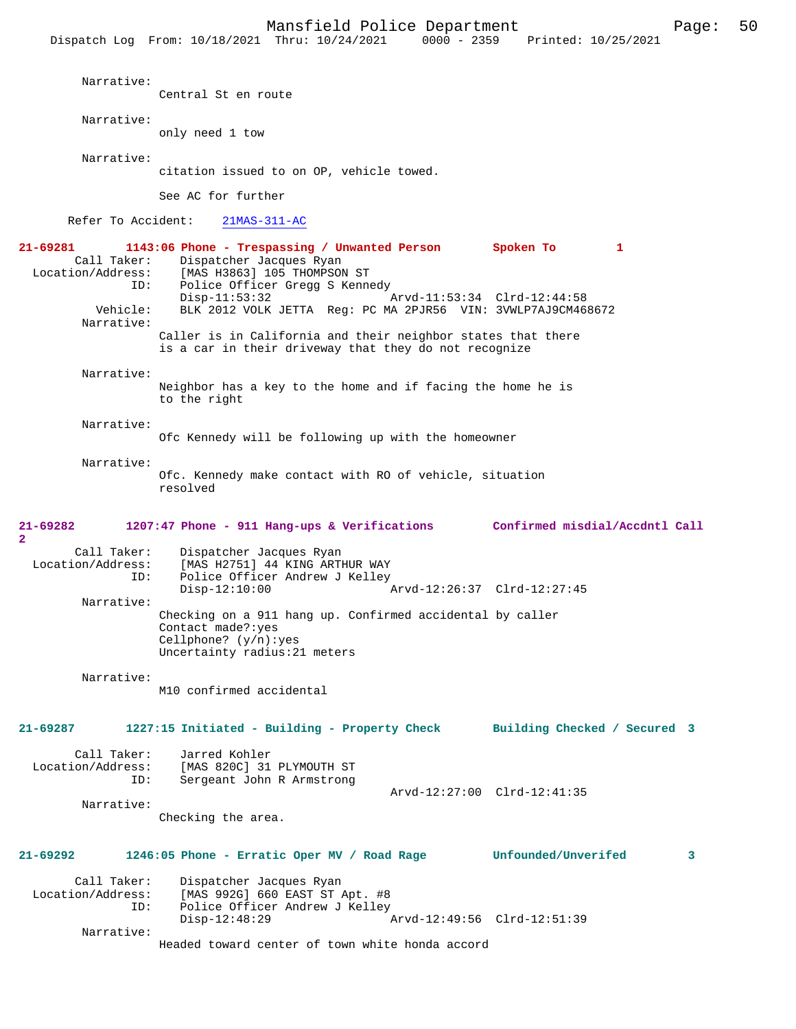Narrative:
Central St en route

Narrative:
only need 1 tow

Narrative:
citation issued to on OP, vehicle towed.

See AC for further

Refer To Accident: 21MAS-311-AC

**21-69281 1143:06 Phone - Trespassing / Unwanted Person Spoken To 1**

Call Taker: Dispatcher Jacques Ryan
Location/Address: [MAS H3863] 105 THOMPSON ST
ID: Police Officer Gregg S Kennedy
Disp-11:53:32 Arvd-11:53:34 Clrd-12:44:58
Vehicle: BLK 2012 VOLK JETTA Reg: PC MA 2PJR56 VIN: 3VWLP7AJ9CM468672
Narrative:
Caller is in California and their neighbor states that there is a car in their driveway that they do not recognize

Narrative:
Neighbor has a key to the home and if facing the home he is to the right

Narrative:
Ofc Kennedy will be following up with the homeowner

Narrative:
Ofc. Kennedy make contact with RO of vehicle, situation resolved

**21-69282 1207:47 Phone - 911 Hang-ups & Verifications Confirmed misdial/Accdntl Call 2**

Call Taker: Dispatcher Jacques Ryan
Location/Address: [MAS H2751] 44 KING ARTHUR WAY
ID: Police Officer Andrew J Kelley
Disp-12:10:00 Arvd-12:26:37 Clrd-12:27:45
Narrative:
Checking on a 911 hang up. Confirmed accidental by caller
Contact made?:yes
Cellphone? (y/n):yes
Uncertainty radius:21 meters

Narrative:
M10 confirmed accidental

**21-69287 1227:15 Initiated - Building - Property Check Building Checked / Secured 3**

Call Taker: Jarred Kohler
Location/Address: [MAS 820C] 31 PLYMOUTH ST
ID: Sergeant John R Armstrong
Arvd-12:27:00 Clrd-12:41:35
Narrative:
Checking the area.

**21-69292 1246:05 Phone - Erratic Oper MV / Road Rage Unfounded/Unverifed 3**

Call Taker: Dispatcher Jacques Ryan
Location/Address: [MAS 992G] 660 EAST ST Apt. #8
ID: Police Officer Andrew J Kelley
Disp-12:48:29 Arvd-12:49:56 Clrd-12:51:39
Narrative:
Headed toward center of town white honda accord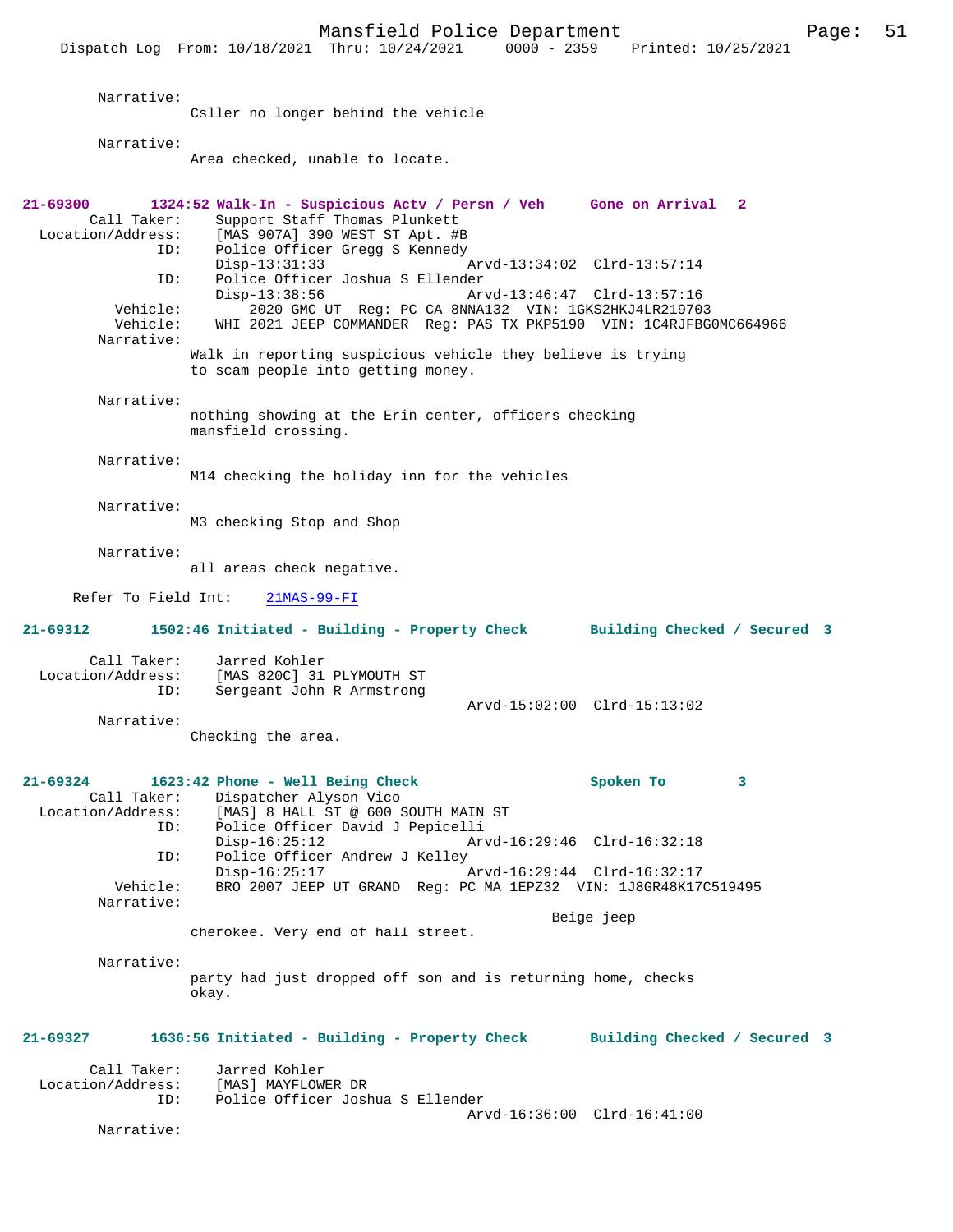Narrative:
Csller no longer behind the vehicle

Narrative:
Area checked, unable to locate.

**21-69300 1324:52 Walk-In - Suspicious Actv / Persn / Veh Gone on Arrival 2**

Call Taker: Support Staff Thomas Plunkett
Location/Address: [MAS 907A] 390 WEST ST Apt. #B
ID: Police Officer Gregg S Kennedy
Disp-13:31:33 Arvd-13:34:02 Clrd-13:57:14
ID: Police Officer Joshua S Ellender
Disp-13:38:56 Arvd-13:46:47 Clrd-13:57:16
Vehicle: 2020 GMC UT Reg: PC CA 8NNA132 VIN: 1GKS2HKJ4LR219703
Vehicle: WHI 2021 JEEP COMMANDER Reg: PAS TX PKP5190 VIN: 1C4RJFBG0MC664966
Narrative:
Walk in reporting suspicious vehicle they believe is trying to scam people into getting money.

Narrative:
nothing showing at the Erin center, officers checking mansfield crossing.

Narrative:
M14 checking the holiday inn for the vehicles

Narrative:
M3 checking Stop and Shop

Narrative:
all areas check negative.

Refer To Field Int: 21MAS-99-FI

**21-69312 1502:46 Initiated - Building - Property Check Building Checked / Secured 3**

Call Taker: Jarred Kohler
Location/Address: [MAS 820C] 31 PLYMOUTH ST
ID: Sergeant John R Armstrong
Arvd-15:02:00 Clrd-15:13:02
Narrative:
Checking the area.

**21-69324 1623:42 Phone - Well Being Check Spoken To 3**

Call Taker: Dispatcher Alyson Vico
Location/Address: [MAS] 8 HALL ST @ 600 SOUTH MAIN ST
ID: Police Officer David J Pepicelli
Disp-16:25:12 Arvd-16:29:46 Clrd-16:32:18
ID: Police Officer Andrew J Kelley
Disp-16:25:17 Arvd-16:29:44 Clrd-16:32:17
Vehicle: BRO 2007 JEEP UT GRAND Reg: PC MA 1EPZ32 VIN: 1J8GR48K17C519495
Narrative:
Beige jeep cherokee. Very end of hall street.

Narrative:
party had just dropped off son and is returning home, checks okay.

**21-69327 1636:56 Initiated - Building - Property Check Building Checked / Secured 3**

Call Taker: Jarred Kohler
Location/Address: [MAS] MAYFLOWER DR
ID: Police Officer Joshua S Ellender
Arvd-16:36:00 Clrd-16:41:00
Narrative: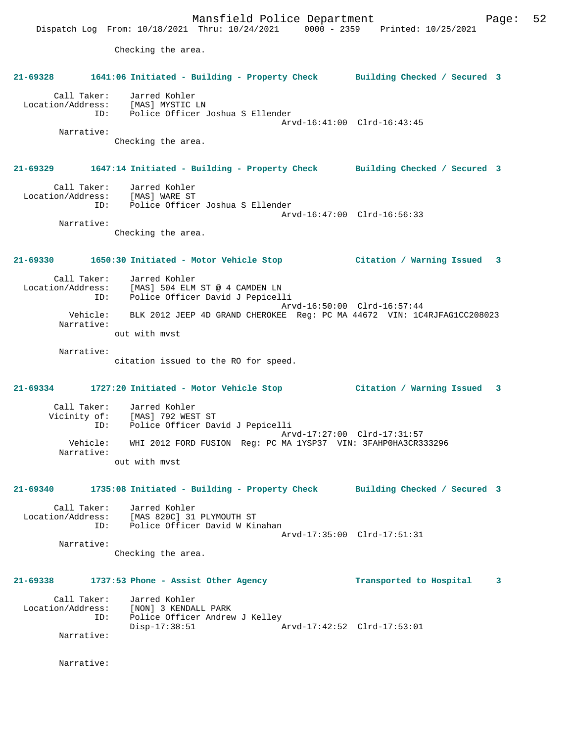Checking the area.

**21-69328 1641:06 Initiated - Building - Property Check Building Checked / Secured 3**

Call Taker: Jarred Kohler
Location/Address: [MAS] MYSTIC LN
ID: Police Officer Joshua S Ellender
Arvd-16:41:00 Clrd-16:43:45
Narrative:
Checking the area.

**21-69329 1647:14 Initiated - Building - Property Check Building Checked / Secured 3**

Call Taker: Jarred Kohler
Location/Address: [MAS] WARE ST
ID: Police Officer Joshua S Ellender
Arvd-16:47:00 Clrd-16:56:33
Narrative:
Checking the area.

**21-69330 1650:30 Initiated - Motor Vehicle Stop Citation / Warning Issued 3**

Call Taker: Jarred Kohler
Location/Address: [MAS] 504 ELM ST @ 4 CAMDEN LN
ID: Police Officer David J Pepicelli
Arvd-16:50:00 Clrd-16:57:44
Vehicle: BLK 2012 JEEP 4D GRAND CHEROKEE Reg: PC MA 44672 VIN: 1C4RJFAG1CC208023
Narrative:
out with mvst

Narrative:
citation issued to the RO for speed.

**21-69334 1727:20 Initiated - Motor Vehicle Stop Citation / Warning Issued 3**

Call Taker: Jarred Kohler
Vicinity of: [MAS] 792 WEST ST
ID: Police Officer David J Pepicelli
Arvd-17:27:00 Clrd-17:31:57
Vehicle: WHI 2012 FORD FUSION Reg: PC MA 1YSP37 VIN: 3FAHP0HA3CR333296
Narrative:
out with mvst

**21-69340 1735:08 Initiated - Building - Property Check Building Checked / Secured 3**

Call Taker: Jarred Kohler
Location/Address: [MAS 820C] 31 PLYMOUTH ST
ID: Police Officer David W Kinahan
Arvd-17:35:00 Clrd-17:51:31
Narrative:
Checking the area.

**21-69338 1737:53 Phone - Assist Other Agency Transported to Hospital 3**

Call Taker: Jarred Kohler
Location/Address: [NON] 3 KENDALL PARK
ID: Police Officer Andrew J Kelley
Disp-17:38:51 Arvd-17:42:52 Clrd-17:53:01
Narrative:

Narrative: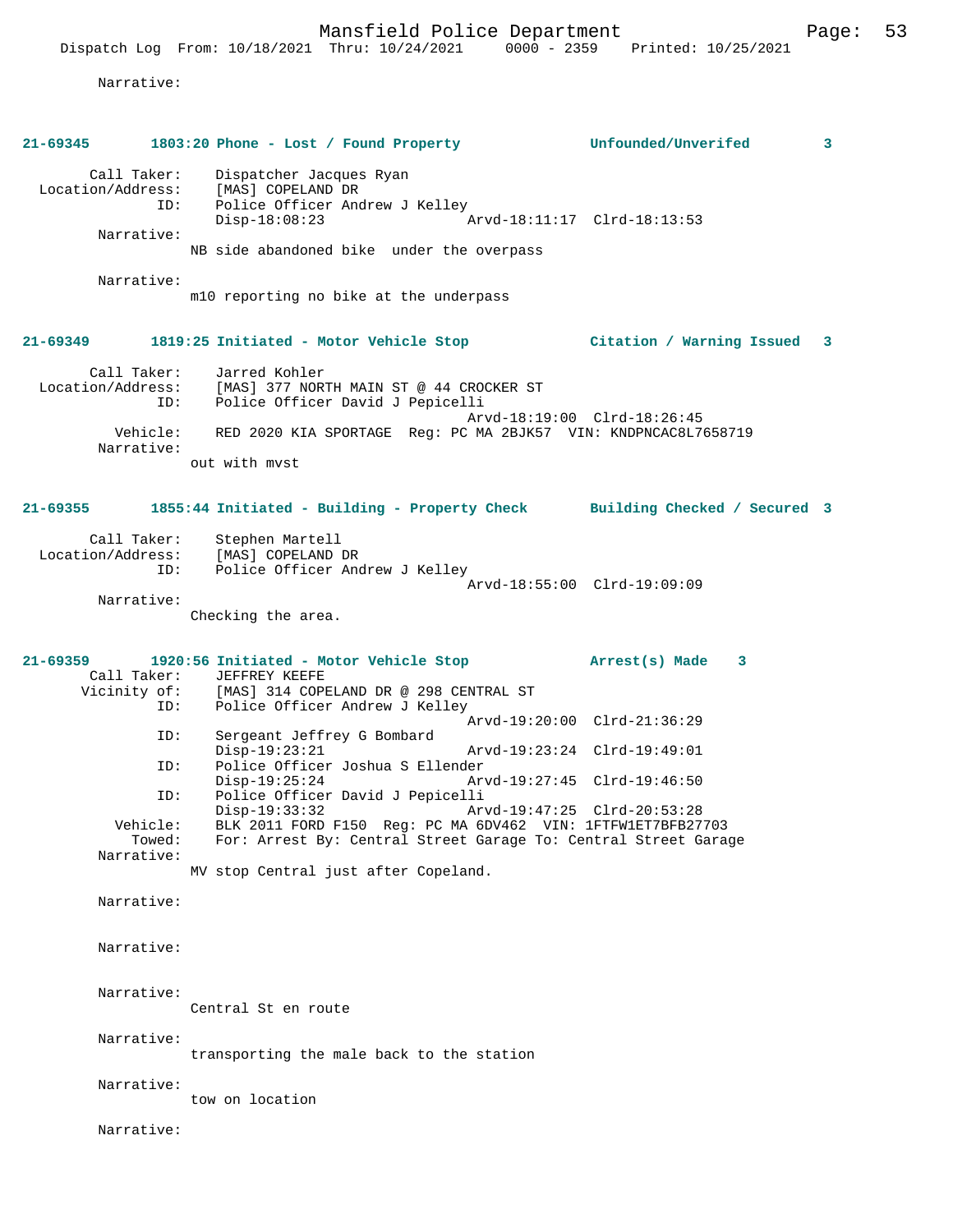Narrative:

**21-69345 1803:20 Phone - Lost / Found Property Unfounded/Unverifed 3**

Call Taker: Dispatcher Jacques Ryan
Location/Address: [MAS] COPELAND DR
ID: Police Officer Andrew J Kelley
Disp-18:08:23 Arvd-18:11:17 Clrd-18:13:53
Narrative:
NB side abandoned bike under the overpass

Narrative:
m10 reporting no bike at the underpass

**21-69349 1819:25 Initiated - Motor Vehicle Stop Citation / Warning Issued 3**

Call Taker: Jarred Kohler
Location/Address: [MAS] 377 NORTH MAIN ST @ 44 CROCKER ST
ID: Police Officer David J Pepicelli
Arvd-18:19:00 Clrd-18:26:45
Vehicle: RED 2020 KIA SPORTAGE Reg: PC MA 2BJK57 VIN: KNDPNCAC8L7658719
Narrative:
out with mvst

**21-69355 1855:44 Initiated - Building - Property Check Building Checked / Secured 3**

Call Taker: Stephen Martell
Location/Address: [MAS] COPELAND DR
ID: Police Officer Andrew J Kelley
Arvd-18:55:00 Clrd-19:09:09
Narrative:
Checking the area.

**21-69359 1920:56 Initiated - Motor Vehicle Stop Arrest(s) Made 3**

Call Taker: JEFFREY KEEFE
Vicinity of: [MAS] 314 COPELAND DR @ 298 CENTRAL ST
ID: Police Officer Andrew J Kelley
Arvd-19:20:00 Clrd-21:36:29
ID: Sergeant Jeffrey G Bombard
Disp-19:23:21 Arvd-19:23:24 Clrd-19:49:01
ID: Police Officer Joshua S Ellender
Disp-19:25:24 Arvd-19:27:45 Clrd-19:46:50
ID: Police Officer David J Pepicelli
Disp-19:33:32 Arvd-19:47:25 Clrd-20:53:28
Vehicle: BLK 2011 FORD F150 Reg: PC MA 6DV462 VIN: 1FTFW1ET7BFB27703
Towed: For: Arrest By: Central Street Garage To: Central Street Garage
Narrative:
MV stop Central just after Copeland.

Narrative:

Narrative:

Narrative:
Central St en route

Narrative:
transporting the male back to the station

Narrative:
tow on location

Narrative: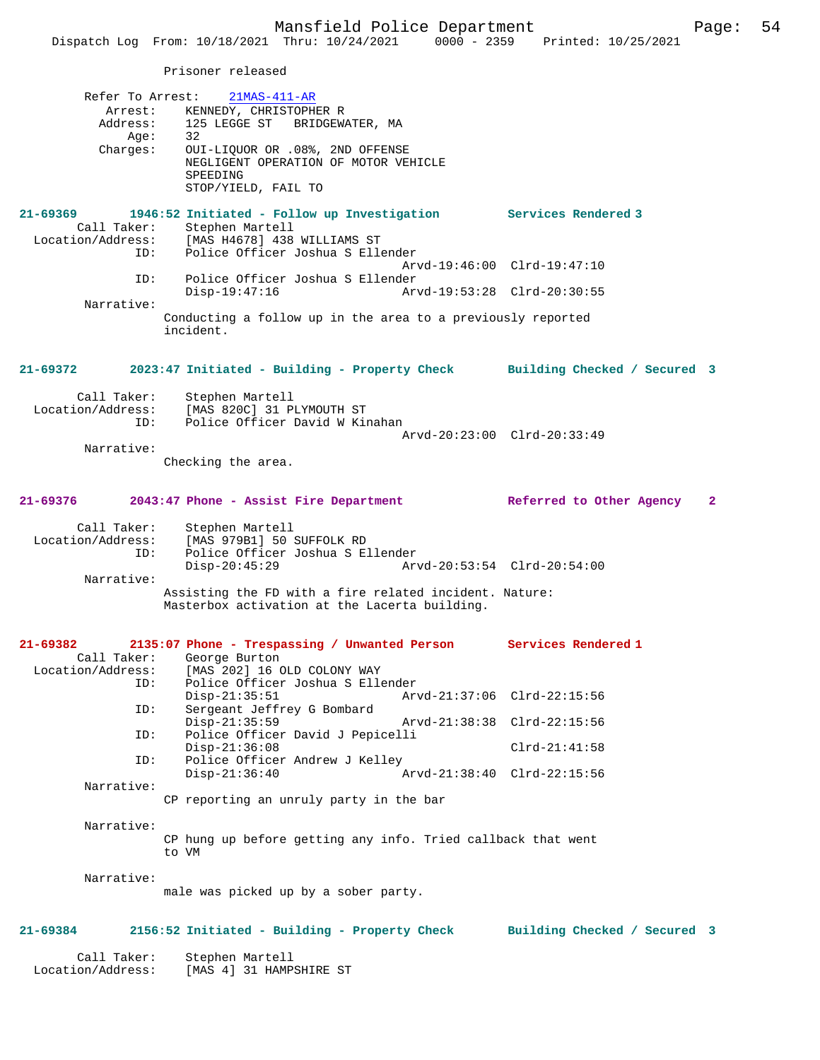Prisoner released

Refer To Arrest: 21MAS-411-AR
Arrest: KENNEDY, CHRISTOPHER R
Address: 125 LEGGE ST BRIDGEWATER, MA
Age: 32
Charges: OUI-LIQUOR OR .08%, 2ND OFFENSE
NEGLIGENT OPERATION OF MOTOR VEHICLE
SPEEDING
STOP/YIELD, FAIL TO

**21-69369 1946:52 Initiated - Follow up Investigation Services Rendered 3**

Call Taker: Stephen Martell
Location/Address: [MAS H4678] 438 WILLIAMS ST
ID: Police Officer Joshua S Ellender
Arvd-19:46:00 Clrd-19:47:10
ID: Police Officer Joshua S Ellender
Disp-19:47:16 Arvd-19:53:28 Clrd-20:30:55
Narrative:
Conducting a follow up in the area to a previously reported incident.

**21-69372 2023:47 Initiated - Building - Property Check Building Checked / Secured 3**

Call Taker: Stephen Martell
Location/Address: [MAS 820C] 31 PLYMOUTH ST
ID: Police Officer David W Kinahan
Arvd-20:23:00 Clrd-20:33:49
Narrative:
Checking the area.

**21-69376 2043:47 Phone - Assist Fire Department Referred to Other Agency 2**

Call Taker: Stephen Martell
Location/Address: [MAS 979B1] 50 SUFFOLK RD
ID: Police Officer Joshua S Ellender
Disp-20:45:29 Arvd-20:53:54 Clrd-20:54:00
Narrative:
Assisting the FD with a fire related incident. Nature: Masterbox activation at the Lacerta building.

**21-69382 2135:07 Phone - Trespassing / Unwanted Person Services Rendered 1**

Call Taker: George Burton
Location/Address: [MAS 202] 16 OLD COLONY WAY
ID: Police Officer Joshua S Ellender
Disp-21:35:51 Arvd-21:37:06 Clrd-22:15:56
ID: Sergeant Jeffrey G Bombard
Disp-21:35:59 Arvd-21:38:38 Clrd-22:15:56
ID: Police Officer David J Pepicelli
Disp-21:36:08 Clrd-21:41:58
ID: Police Officer Andrew J Kelley
Disp-21:36:40 Arvd-21:38:40 Clrd-22:15:56
Narrative:
CP reporting an unruly party in the bar

Narrative:
CP hung up before getting any info. Tried callback that went to VM

Narrative:
male was picked up by a sober party.

**21-69384 2156:52 Initiated - Building - Property Check Building Checked / Secured 3**

Call Taker: Stephen Martell
Location/Address: [MAS 4] 31 HAMPSHIRE ST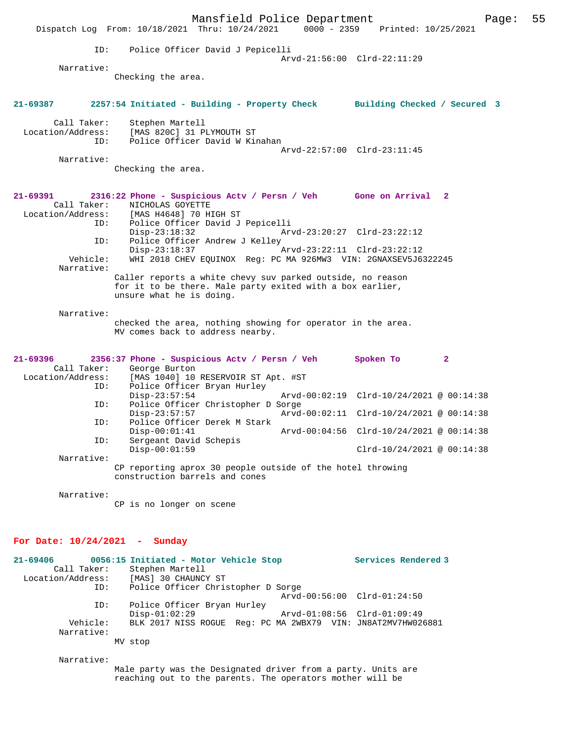ID: Police Officer David J Pepicelli
Arvd-21:56:00 Clrd-22:11:29

Narrative:
Checking the area.

**21-69387 2257:54 Initiated - Building - Property Check Building Checked / Secured 3**

Call Taker: Stephen Martell
Location/Address: [MAS 820C] 31 PLYMOUTH ST
ID: Police Officer David W Kinahan
Arvd-22:57:00 Clrd-23:11:45

Narrative:
Checking the area.

**21-69391 2316:22 Phone - Suspicious Actv / Persn / Veh Gone on Arrival 2**

Call Taker: NICHOLAS GOYETTE
Location/Address: [MAS H4648] 70 HIGH ST
ID: Police Officer David J Pepicelli
Disp-23:18:32 Arvd-23:20:27 Clrd-23:22:12
ID: Police Officer Andrew J Kelley
Disp-23:18:37 Arvd-23:22:11 Clrd-23:22:12
Vehicle: WHI 2018 CHEV EQUINOX Reg: PC MA 926MW3 VIN: 2GNAXSEV5J6322245

Narrative:
Caller reports a white chevy suv parked outside, no reason for it to be there. Male party exited with a box earlier, unsure what he is doing.

Narrative:
checked the area, nothing showing for operator in the area. MV comes back to address nearby.

**21-69396 2356:37 Phone - Suspicious Actv / Persn / Veh Spoken To 2**

Call Taker: George Burton
Location/Address: [MAS 1040] 10 RESERVOIR ST Apt. #ST
ID: Police Officer Bryan Hurley
Disp-23:57:54 Arvd-00:02:19 Clrd-10/24/2021 @ 00:14:38
ID: Police Officer Christopher D Sorge
Disp-23:57:57 Arvd-00:02:11 Clrd-10/24/2021 @ 00:14:38
ID: Police Officer Derek M Stark
Disp-00:01:41 Arvd-00:04:56 Clrd-10/24/2021 @ 00:14:38
ID: Sergeant David Schepis
Disp-00:01:59 Clrd-10/24/2021 @ 00:14:38

Narrative:
CP reporting aprox 30 people outside of the hotel throwing construction barrels and cones

Narrative:
CP is no longer on scene

## For Date: 10/24/2021 - Sunday

**21-69406 0056:15 Initiated - Motor Vehicle Stop Services Rendered 3**

Call Taker: Stephen Martell
Location/Address: [MAS] 30 CHAUNCY ST
ID: Police Officer Christopher D Sorge
Arvd-00:56:00 Clrd-01:24:50
ID: Police Officer Bryan Hurley
Disp-01:02:29 Arvd-01:08:56 Clrd-01:09:49
Vehicle: BLK 2017 NISS ROGUE Reg: PC MA 2WBX79 VIN: JN8AT2MV7HW026881

Narrative:
MV stop

Narrative:
Male party was the Designated driver from a party. Units are reaching out to the parents. The operators mother will be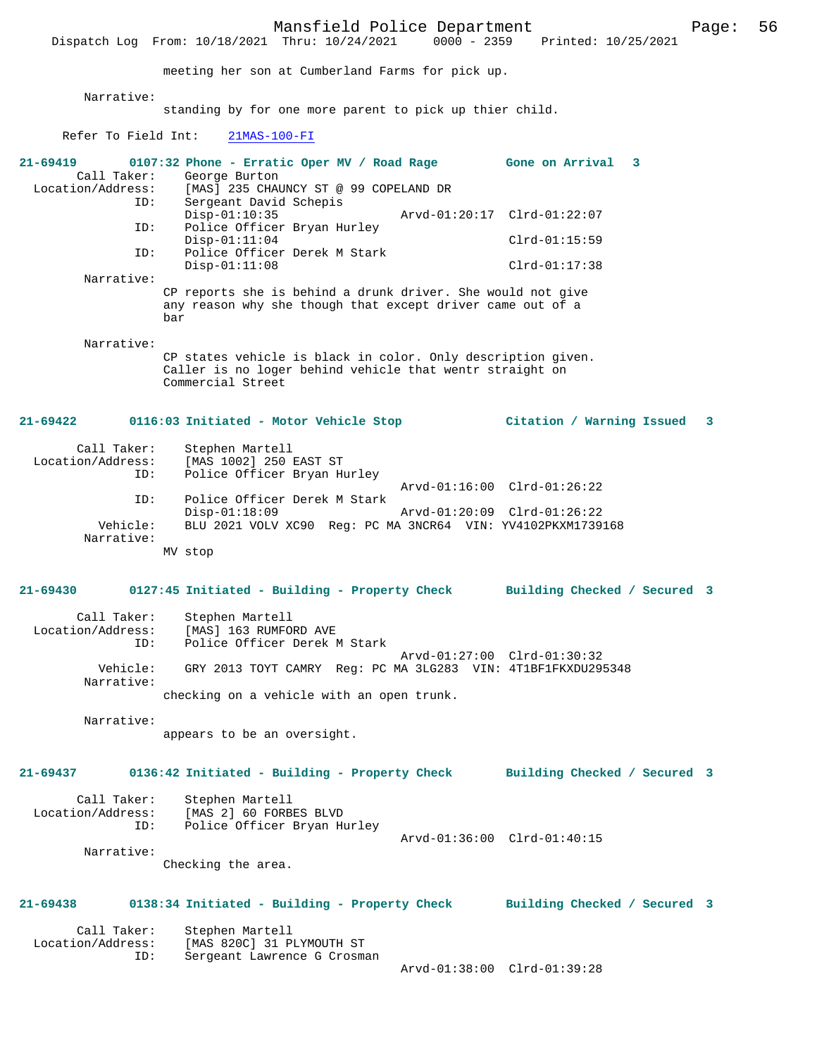meeting her son at Cumberland Farms for pick up.

Narrative:
standing by for one more parent to pick up thier child.

Refer To Field Int: 21MAS-100-FI

**21-69419 0107:32 Phone - Erratic Oper MV / Road Rage Gone on Arrival 3**

Call Taker: George Burton
Location/Address: [MAS] 235 CHAUNCY ST @ 99 COPELAND DR
ID: Sergeant David Schepis
Disp-01:10:35 Arvd-01:20:17 Clrd-01:22:07
ID: Police Officer Bryan Hurley
Disp-01:11:04 Clrd-01:15:59
ID: Police Officer Derek M Stark
Disp-01:11:08 Clrd-01:17:38
Narrative:
CP reports she is behind a drunk driver. She would not give any reason why she though that except driver came out of a bar

Narrative:
CP states vehicle is black in color. Only description given. Caller is no loger behind vehicle that wentr straight on Commercial Street

**21-69422 0116:03 Initiated - Motor Vehicle Stop Citation / Warning Issued 3**

Call Taker: Stephen Martell
Location/Address: [MAS 1002] 250 EAST ST
ID: Police Officer Bryan Hurley
Arvd-01:16:00 Clrd-01:26:22
ID: Police Officer Derek M Stark
Disp-01:18:09 Arvd-01:20:09 Clrd-01:26:22
Vehicle: BLU 2021 VOLV XC90 Reg: PC MA 3NCR64 VIN: YV4102PKXM1739168
Narrative:
MV stop

**21-69430 0127:45 Initiated - Building - Property Check Building Checked / Secured 3**

Call Taker: Stephen Martell
Location/Address: [MAS] 163 RUMFORD AVE
ID: Police Officer Derek M Stark
Arvd-01:27:00 Clrd-01:30:32
Vehicle: GRY 2013 TOYT CAMRY Reg: PC MA 3LG283 VIN: 4T1BF1FKXDU295348
Narrative:
checking on a vehicle with an open trunk.

Narrative:
appears to be an oversight.

**21-69437 0136:42 Initiated - Building - Property Check Building Checked / Secured 3**

Call Taker: Stephen Martell
Location/Address: [MAS 2] 60 FORBES BLVD
ID: Police Officer Bryan Hurley
Arvd-01:36:00 Clrd-01:40:15
Narrative:
Checking the area.

**21-69438 0138:34 Initiated - Building - Property Check Building Checked / Secured 3**

Call Taker: Stephen Martell
Location/Address: [MAS 820C] 31 PLYMOUTH ST
ID: Sergeant Lawrence G Crosman
Arvd-01:38:00 Clrd-01:39:28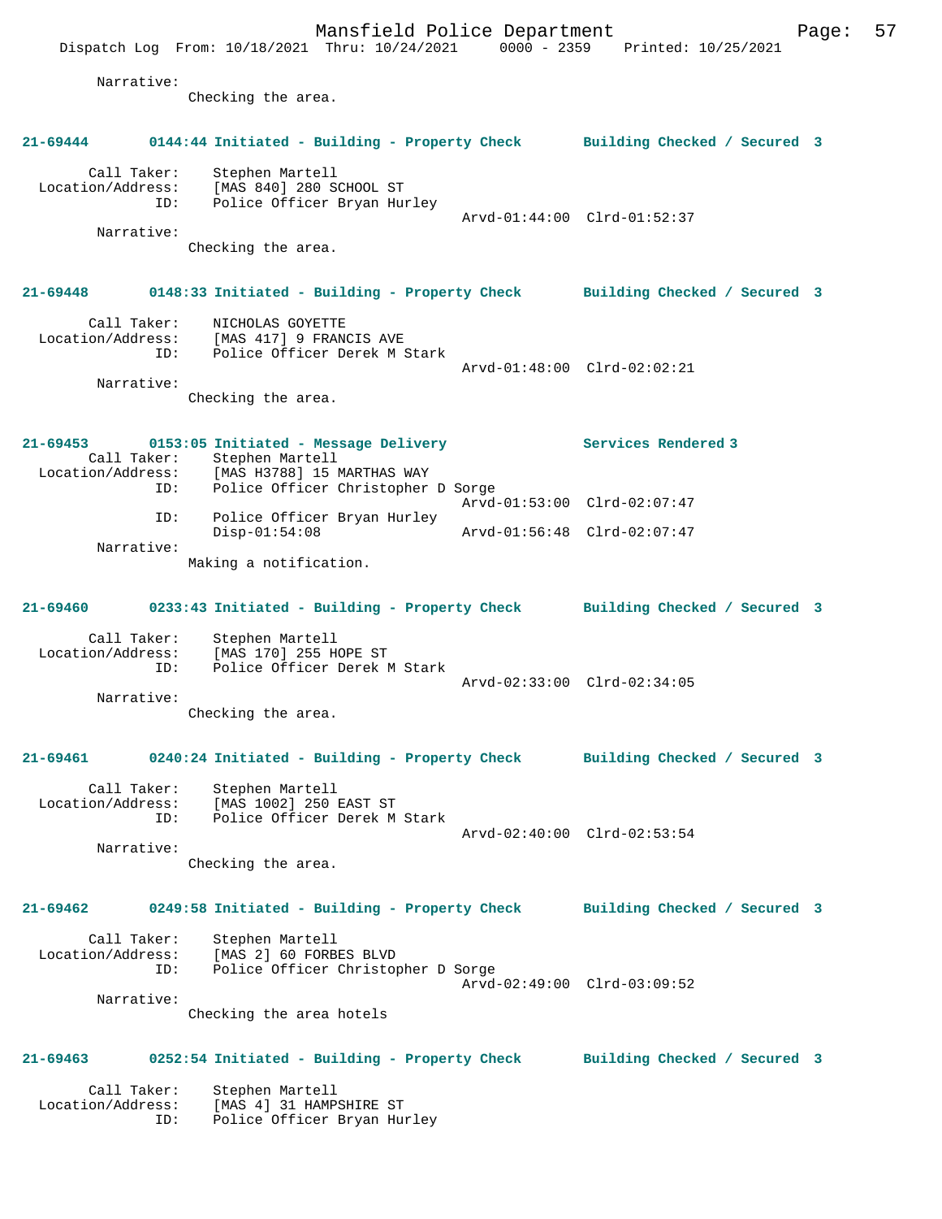Narrative:
Checking the area.

**21-69444 0144:44 Initiated - Building - Property Check Building Checked / Secured 3**

Call Taker: Stephen Martell
Location/Address: [MAS 840] 280 SCHOOL ST
ID: Police Officer Bryan Hurley
Arvd-01:44:00 Clrd-01:52:37
Narrative:
Checking the area.

**21-69448 0148:33 Initiated - Building - Property Check Building Checked / Secured 3**

Call Taker: NICHOLAS GOYETTE
Location/Address: [MAS 417] 9 FRANCIS AVE
ID: Police Officer Derek M Stark
Arvd-01:48:00 Clrd-02:02:21
Narrative:
Checking the area.

**21-69453 0153:05 Initiated - Message Delivery Services Rendered 3**

Call Taker: Stephen Martell
Location/Address: [MAS H3788] 15 MARTHAS WAY
ID: Police Officer Christopher D Sorge
Arvd-01:53:00 Clrd-02:07:47
ID: Police Officer Bryan Hurley
Disp-01:54:08 Arvd-01:56:48 Clrd-02:07:47
Narrative:
Making a notification.

**21-69460 0233:43 Initiated - Building - Property Check Building Checked / Secured 3**

Call Taker: Stephen Martell
Location/Address: [MAS 170] 255 HOPE ST
ID: Police Officer Derek M Stark
Arvd-02:33:00 Clrd-02:34:05
Narrative:
Checking the area.

**21-69461 0240:24 Initiated - Building - Property Check Building Checked / Secured 3**

Call Taker: Stephen Martell
Location/Address: [MAS 1002] 250 EAST ST
ID: Police Officer Derek M Stark
Arvd-02:40:00 Clrd-02:53:54
Narrative:
Checking the area.

**21-69462 0249:58 Initiated - Building - Property Check Building Checked / Secured 3**

Call Taker: Stephen Martell
Location/Address: [MAS 2] 60 FORBES BLVD
ID: Police Officer Christopher D Sorge
Arvd-02:49:00 Clrd-03:09:52
Narrative:
Checking the area hotels

**21-69463 0252:54 Initiated - Building - Property Check Building Checked / Secured 3**

Call Taker: Stephen Martell
Location/Address: [MAS 4] 31 HAMPSHIRE ST
ID: Police Officer Bryan Hurley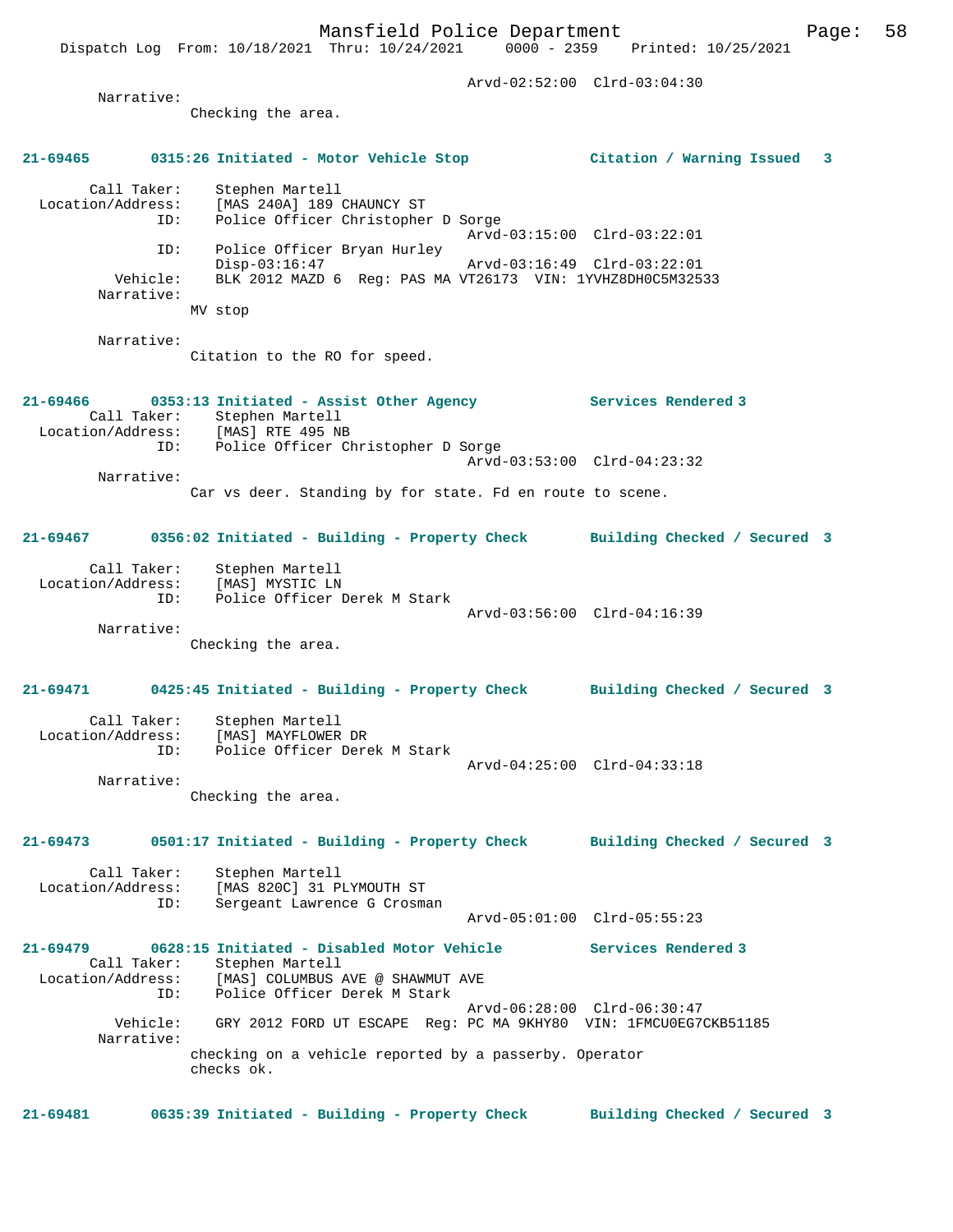Arvd-02:52:00 Clrd-03:04:30

Narrative:
Checking the area.

**21-69465 0315:26 Initiated - Motor Vehicle Stop Citation / Warning Issued 3**

Call Taker: Stephen Martell
Location/Address: [MAS 240A] 189 CHAUNCY ST
ID: Police Officer Christopher D Sorge
Arvd-03:15:00 Clrd-03:22:01
ID: Police Officer Bryan Hurley
Disp-03:16:47 Arvd-03:16:49 Clrd-03:22:01
Vehicle: BLK 2012 MAZD 6 Reg: PAS MA VT26173 VIN: 1YVHZ8DH0C5M32533
Narrative:
MV stop

Narrative:
Citation to the RO for speed.

**21-69466 0353:13 Initiated - Assist Other Agency Services Rendered 3**

Call Taker: Stephen Martell
Location/Address: [MAS] RTE 495 NB
ID: Police Officer Christopher D Sorge
Arvd-03:53:00 Clrd-04:23:32
Narrative:
Car vs deer. Standing by for state. Fd en route to scene.

**21-69467 0356:02 Initiated - Building - Property Check Building Checked / Secured 3**

Call Taker: Stephen Martell
Location/Address: [MAS] MYSTIC LN
ID: Police Officer Derek M Stark
Arvd-03:56:00 Clrd-04:16:39
Narrative:
Checking the area.

**21-69471 0425:45 Initiated - Building - Property Check Building Checked / Secured 3**

Call Taker: Stephen Martell
Location/Address: [MAS] MAYFLOWER DR
ID: Police Officer Derek M Stark
Arvd-04:25:00 Clrd-04:33:18
Narrative:
Checking the area.

**21-69473 0501:17 Initiated - Building - Property Check Building Checked / Secured 3**

Call Taker: Stephen Martell
Location/Address: [MAS 820C] 31 PLYMOUTH ST
ID: Sergeant Lawrence G Crosman
Arvd-05:01:00 Clrd-05:55:23

**21-69479 0628:15 Initiated - Disabled Motor Vehicle Services Rendered 3**

Call Taker: Stephen Martell
Location/Address: [MAS] COLUMBUS AVE @ SHAWMUT AVE
ID: Police Officer Derek M Stark
Arvd-06:28:00 Clrd-06:30:47
Vehicle: GRY 2012 FORD UT ESCAPE Reg: PC MA 9KHY80 VIN: 1FMCU0EG7CKB51185
Narrative:
checking on a vehicle reported by a passerby. Operator checks ok.

**21-69481 0635:39 Initiated - Building - Property Check Building Checked / Secured 3**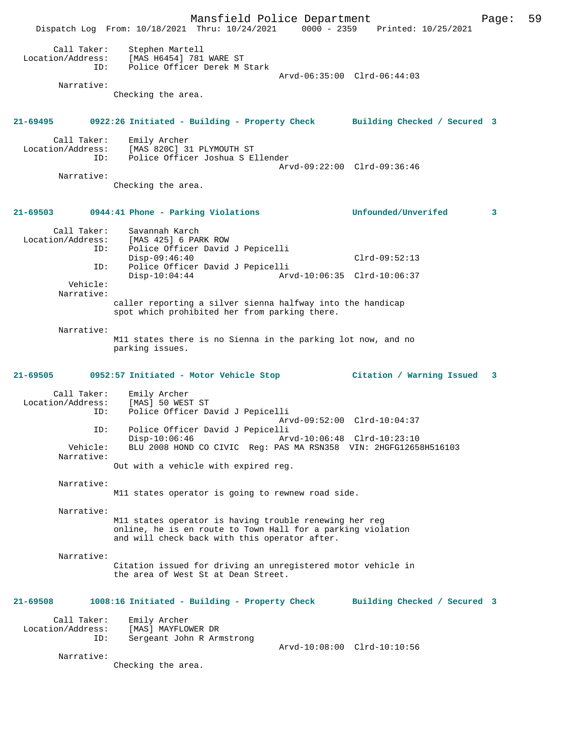Call Taker: Stephen Martell
Location/Address: [MAS H6454] 781 WARE ST
ID: Police Officer Derek M Stark
Arvd-06:35:00 Clrd-06:44:03

Narrative:
Checking the area.

**21-69495 0922:26 Initiated - Building - Property Check Building Checked / Secured 3**

Call Taker: Emily Archer
Location/Address: [MAS 820C] 31 PLYMOUTH ST
ID: Police Officer Joshua S Ellender
Arvd-09:22:00 Clrd-09:36:46

Narrative:
Checking the area.

**21-69503 0944:41 Phone - Parking Violations Unfounded/Unverifed 3**

Call Taker: Savannah Karch
Location/Address: [MAS 425] 6 PARK ROW
ID: Police Officer David J Pepicelli
Disp-09:46:40 Clrd-09:52:13
ID: Police Officer David J Pepicelli
Disp-10:04:44 Arvd-10:06:35 Clrd-10:06:37
Vehicle:
Narrative:
caller reporting a silver sienna halfway into the handicap spot which prohibited her from parking there.

Narrative:
M11 states there is no Sienna in the parking lot now, and no parking issues.

**21-69505 0952:57 Initiated - Motor Vehicle Stop Citation / Warning Issued 3**

Call Taker: Emily Archer
Location/Address: [MAS] 50 WEST ST
ID: Police Officer David J Pepicelli
Arvd-09:52:00 Clrd-10:04:37
ID: Police Officer David J Pepicelli
Disp-10:06:46 Arvd-10:06:48 Clrd-10:23:10
Vehicle: BLU 2008 HOND CO CIVIC Reg: PAS MA RSN358 VIN: 2HGFG12658H516103
Narrative:
Out with a vehicle with expired reg.

Narrative:
M11 states operator is going to rewnew road side.

Narrative:
M11 states operator is having trouble renewing her reg online, he is en route to Town Hall for a parking violation and will check back with this operator after.

Narrative:
Citation issued for driving an unregistered motor vehicle in the area of West St at Dean Street.

**21-69508 1008:16 Initiated - Building - Property Check Building Checked / Secured 3**

Call Taker: Emily Archer
Location/Address: [MAS] MAYFLOWER DR
ID: Sergeant John R Armstrong
Arvd-10:08:00 Clrd-10:10:56

Narrative:
Checking the area.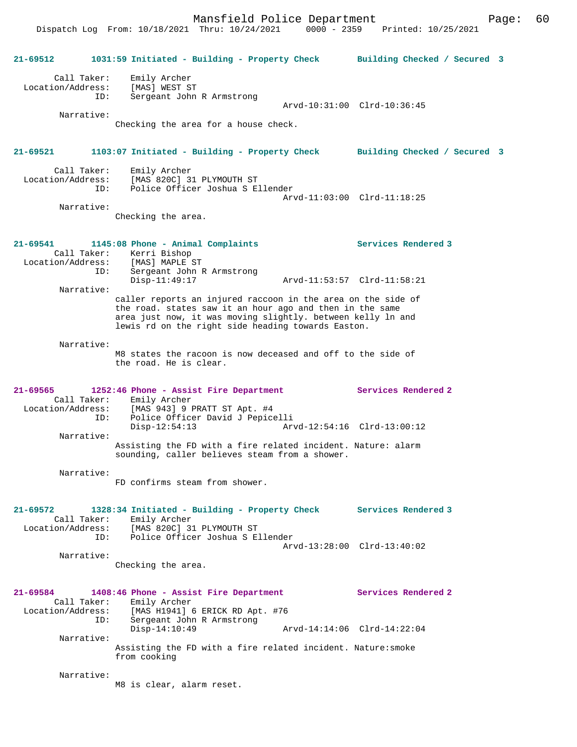**21-69512 1031:59 Initiated - Building - Property Check Building Checked / Secured 3**

Call Taker: Emily Archer
Location/Address: [MAS] WEST ST
ID: Sergeant John R Armstrong
Arvd-10:31:00 Clrd-10:36:45

Narrative:
Checking the area for a house check.

**21-69521 1103:07 Initiated - Building - Property Check Building Checked / Secured 3**

Call Taker: Emily Archer
Location/Address: [MAS 820C] 31 PLYMOUTH ST
ID: Police Officer Joshua S Ellender
Arvd-11:03:00 Clrd-11:18:25

Narrative:
Checking the area.

**21-69541 1145:08 Phone - Animal Complaints Services Rendered 3**

Call Taker: Kerri Bishop
Location/Address: [MAS] MAPLE ST
ID: Sergeant John R Armstrong
Disp-11:49:17 Arvd-11:53:57 Clrd-11:58:21

Narrative:
caller reports an injured raccoon in the area on the side of the road. states saw it an hour ago and then in the same area just now, it was moving slightly. between kelly ln and lewis rd on the right side heading towards Easton.

Narrative:
M8 states the racoon is now deceased and off to the side of the road. He is clear.

**21-69565 1252:46 Phone - Assist Fire Department Services Rendered 2**

Call Taker: Emily Archer
Location/Address: [MAS 943] 9 PRATT ST Apt. #4
ID: Police Officer David J Pepicelli
Disp-12:54:13 Arvd-12:54:16 Clrd-13:00:12

Narrative:
Assisting the FD with a fire related incident. Nature: alarm sounding, caller believes steam from a shower.

Narrative:
FD confirms steam from shower.

**21-69572 1328:34 Initiated - Building - Property Check Services Rendered 3**

Call Taker: Emily Archer
Location/Address: [MAS 820C] 31 PLYMOUTH ST
ID: Police Officer Joshua S Ellender
Arvd-13:28:00 Clrd-13:40:02

Narrative:
Checking the area.

**21-69584 1408:46 Phone - Assist Fire Department Services Rendered 2**

Call Taker: Emily Archer
Location/Address: [MAS H1941] 6 ERICK RD Apt. #76
ID: Sergeant John R Armstrong
Disp-14:10:49 Arvd-14:14:06 Clrd-14:22:04

Narrative:
Assisting the FD with a fire related incident. Nature:smoke from cooking

Narrative:
M8 is clear, alarm reset.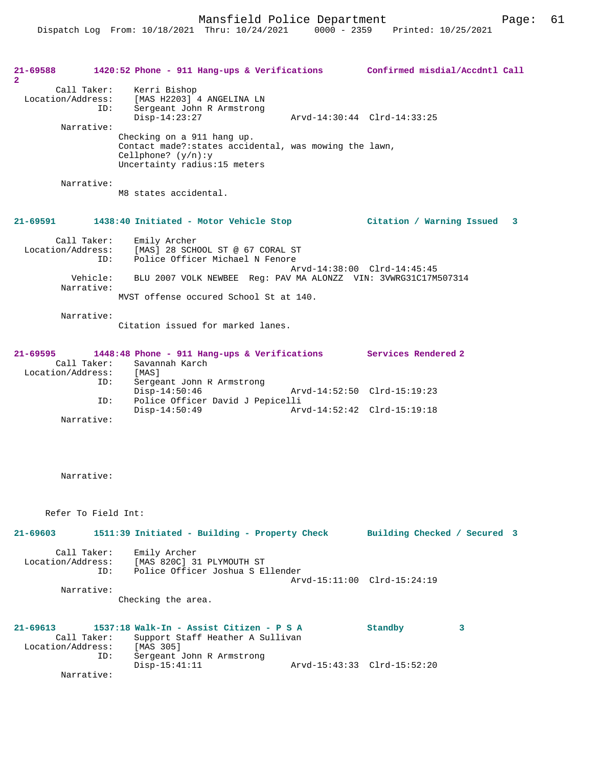**21-69588 1420:52 Phone - 911 Hang-ups & Verifications Confirmed misdial/Accdntl Call 2**

Call Taker: Kerri Bishop
Location/Address: [MAS H2203] 4 ANGELINA LN
ID: Sergeant John R Armstrong
Disp-14:23:27 Arvd-14:30:44 Clrd-14:33:25

Narrative:
Checking on a 911 hang up.
Contact made?:states accidental, was mowing the lawn,
Cellphone? (y/n):y
Uncertainty radius:15 meters

Narrative:
M8 states accidental.

**21-69591 1438:40 Initiated - Motor Vehicle Stop Citation / Warning Issued 3**

Call Taker: Emily Archer
Location/Address: [MAS] 28 SCHOOL ST @ 67 CORAL ST
ID: Police Officer Michael N Fenore
Arvd-14:38:00 Clrd-14:45:45
Vehicle: BLU 2007 VOLK NEWBEE Reg: PAV MA ALONZZ VIN: 3VWRG31C17M507314

Narrative:
MVST offense occured School St at 140.

Narrative:
Citation issued for marked lanes.

**21-69595 1448:48 Phone - 911 Hang-ups & Verifications Services Rendered 2**

Call Taker: Savannah Karch
Location/Address: [MAS]
ID: Sergeant John R Armstrong
Disp-14:50:46 Arvd-14:52:50 Clrd-15:19:23
ID: Police Officer David J Pepicelli
Disp-14:50:49 Arvd-14:52:42 Clrd-15:19:18

Narrative:

Narrative:

Refer To Field Int:

**21-69603 1511:39 Initiated - Building - Property Check Building Checked / Secured 3**

Call Taker: Emily Archer
Location/Address: [MAS 820C] 31 PLYMOUTH ST
ID: Police Officer Joshua S Ellender
Arvd-15:11:00 Clrd-15:24:19

Narrative:
Checking the area.

**21-69613 1537:18 Walk-In - Assist Citizen - P S A Standby 3**

Call Taker: Support Staff Heather A Sullivan
Location/Address: [MAS 305]
ID: Sergeant John R Armstrong
Disp-15:41:11 Arvd-15:43:33 Clrd-15:52:20

Narrative: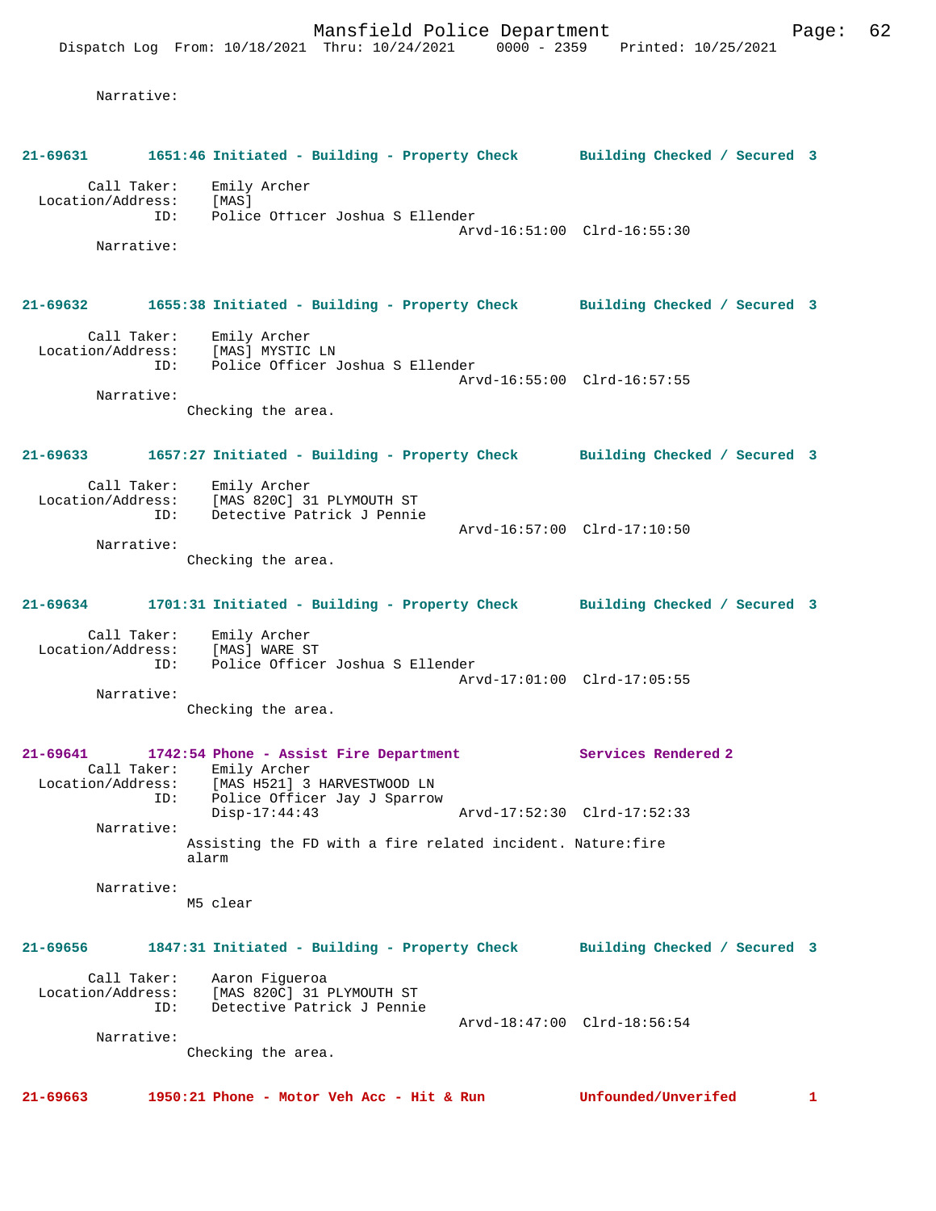Narrative:

**21-69631 1651:46 Initiated - Building - Property Check Building Checked / Secured 3**

Call Taker: Emily Archer
Location/Address: [MAS]
ID: Police Officer Joshua S Ellender
Arvd-16:51:00 Clrd-16:55:30
Narrative:

**21-69632 1655:38 Initiated - Building - Property Check Building Checked / Secured 3**

Call Taker: Emily Archer
Location/Address: [MAS] MYSTIC LN
ID: Police Officer Joshua S Ellender
Arvd-16:55:00 Clrd-16:57:55
Narrative:
Checking the area.

**21-69633 1657:27 Initiated - Building - Property Check Building Checked / Secured 3**

Call Taker: Emily Archer
Location/Address: [MAS 820C] 31 PLYMOUTH ST
ID: Detective Patrick J Pennie
Arvd-16:57:00 Clrd-17:10:50
Narrative:
Checking the area.

**21-69634 1701:31 Initiated - Building - Property Check Building Checked / Secured 3**

Call Taker: Emily Archer
Location/Address: [MAS] WARE ST
ID: Police Officer Joshua S Ellender
Arvd-17:01:00 Clrd-17:05:55
Narrative:
Checking the area.

**21-69641 1742:54 Phone - Assist Fire Department Services Rendered 2**

Call Taker: Emily Archer
Location/Address: [MAS H521] 3 HARVESTWOOD LN
ID: Police Officer Jay J Sparrow
Disp-17:44:43 Arvd-17:52:30 Clrd-17:52:33
Narrative:
Assisting the FD with a fire related incident. Nature:fire alarm

Narrative:
M5 clear

**21-69656 1847:31 Initiated - Building - Property Check Building Checked / Secured 3**

Call Taker: Aaron Figueroa
Location/Address: [MAS 820C] 31 PLYMOUTH ST
ID: Detective Patrick J Pennie
Arvd-18:47:00 Clrd-18:56:54
Narrative:
Checking the area.

**21-69663 1950:21 Phone - Motor Veh Acc - Hit & Run Unfounded/Unverifed 1**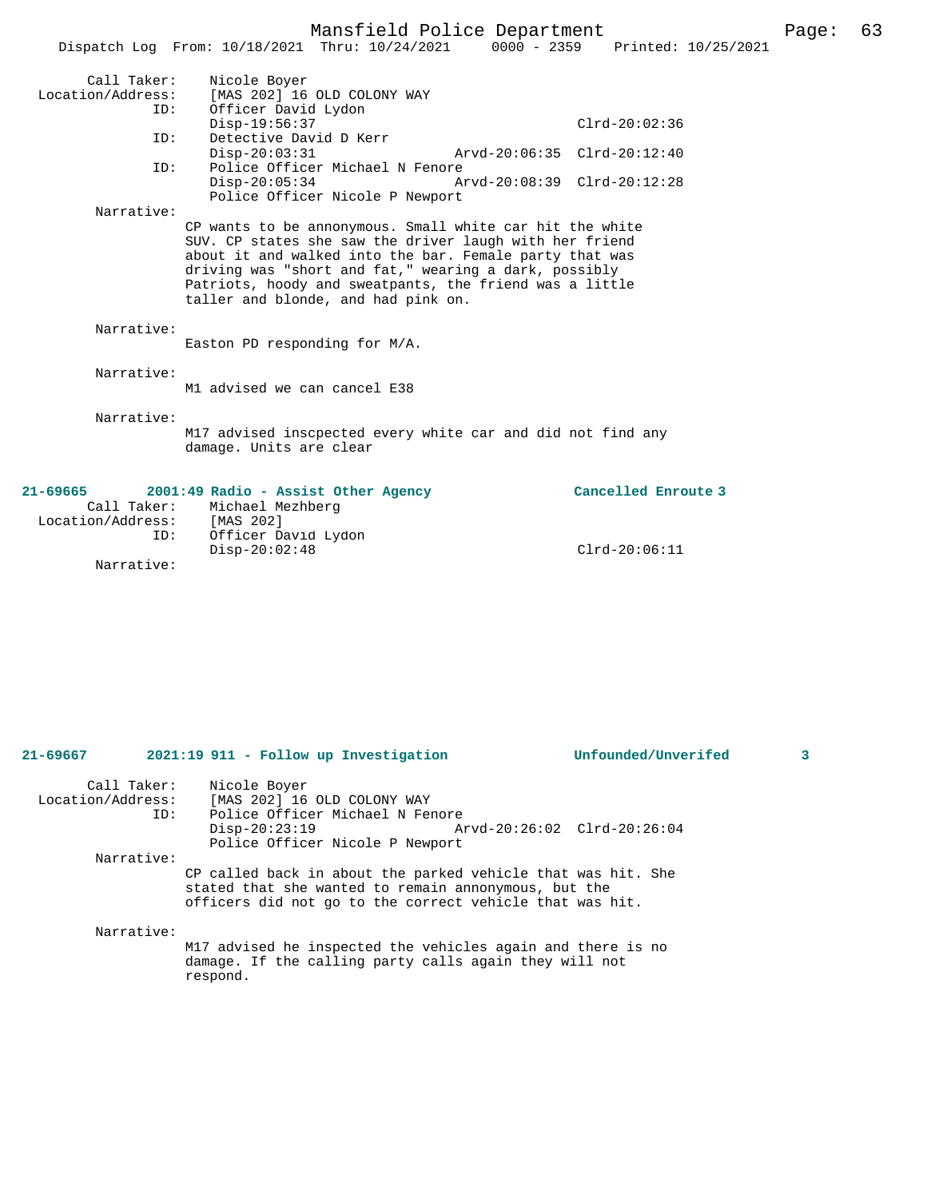Call Taker: Nicole Boyer
Location/Address: [MAS 202] 16 OLD COLONY WAY
ID: Officer David Lydon
Disp-19:56:37 Clrd-20:02:36
ID: Detective David D Kerr
Disp-20:03:31 Arvd-20:06:35 Clrd-20:12:40
ID: Police Officer Michael N Fenore
Disp-20:05:34 Arvd-20:08:39 Clrd-20:12:28
Police Officer Nicole P Newport

Narrative:
CP wants to be annonymous. Small white car hit the white SUV. CP states she saw the driver laugh with her friend about it and walked into the bar. Female party that was driving was "short and fat," wearing a dark, possibly Patriots, hoody and sweatpants, the friend was a little taller and blonde, and had pink on.

Narrative:
Easton PD responding for M/A.

Narrative:
M1 advised we can cancel E38

Narrative:
M17 advised inscpected every white car and did not find any damage. Units are clear

**21-69665 2001:49 Radio - Assist Other Agency Cancelled Enroute 3**

Call Taker: Michael Mezhberg
Location/Address: [MAS 202]
ID: Officer David Lydon
Disp-20:02:48 Clrd-20:06:11

Narrative:

**21-69667 2021:19 911 - Follow up Investigation Unfounded/Unverifed 3**

Call Taker: Nicole Boyer
Location/Address: [MAS 202] 16 OLD COLONY WAY
ID: Police Officer Michael N Fenore
Disp-20:23:19 Arvd-20:26:02 Clrd-20:26:04
Police Officer Nicole P Newport

Narrative:
CP called back in about the parked vehicle that was hit. She stated that she wanted to remain annonymous, but the officers did not go to the correct vehicle that was hit.

Narrative:
M17 advised he inspected the vehicles again and there is no damage. If the calling party calls again they will not respond.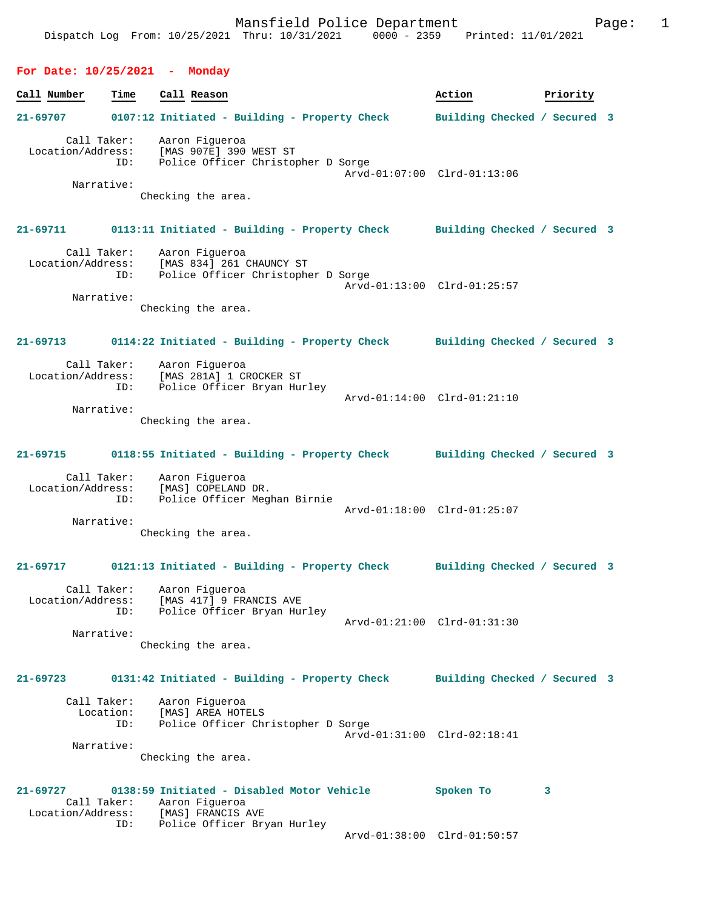Mansfield Police Department
Dispatch Log From: 10/25/2021 Thru: 10/31/2021 0000 - 2359 Printed: 11/01/2021

**For Date: 10/25/2021 - Monday**

| Call Number | Time | Call Reason | Action | Priority |
|---|---|---|---|---|

**21-69707 0107:12 Initiated - Building - Property Check — Building Checked / Secured 3**

Call Taker: Aaron Figueroa
Location/Address: [MAS 907E] 390 WEST ST
ID: Police Officer Christopher D Sorge
Arvd-01:07:00 Clrd-01:13:06
Narrative:
Checking the area.

**21-69711 0113:11 Initiated - Building - Property Check — Building Checked / Secured 3**

Call Taker: Aaron Figueroa
Location/Address: [MAS 834] 261 CHAUNCY ST
ID: Police Officer Christopher D Sorge
Arvd-01:13:00 Clrd-01:25:57
Narrative:
Checking the area.

**21-69713 0114:22 Initiated - Building - Property Check — Building Checked / Secured 3**

Call Taker: Aaron Figueroa
Location/Address: [MAS 281A] 1 CROCKER ST
ID: Police Officer Bryan Hurley
Arvd-01:14:00 Clrd-01:21:10
Narrative:
Checking the area.

**21-69715 0118:55 Initiated - Building - Property Check — Building Checked / Secured 3**

Call Taker: Aaron Figueroa
Location/Address: [MAS] COPELAND DR.
ID: Police Officer Meghan Birnie
Arvd-01:18:00 Clrd-01:25:07
Narrative:
Checking the area.

**21-69717 0121:13 Initiated - Building - Property Check — Building Checked / Secured 3**

Call Taker: Aaron Figueroa
Location/Address: [MAS 417] 9 FRANCIS AVE
ID: Police Officer Bryan Hurley
Arvd-01:21:00 Clrd-01:31:30
Narrative:
Checking the area.

**21-69723 0131:42 Initiated - Building - Property Check — Building Checked / Secured 3**

Call Taker: Aaron Figueroa
Location: [MAS] AREA HOTELS
ID: Police Officer Christopher D Sorge
Arvd-01:31:00 Clrd-02:18:41
Narrative:
Checking the area.

**21-69727 0138:59 Initiated - Disabled Motor Vehicle — Spoken To 3**

Call Taker: Aaron Figueroa
Location/Address: [MAS] FRANCIS AVE
ID: Police Officer Bryan Hurley
Arvd-01:38:00 Clrd-01:50:57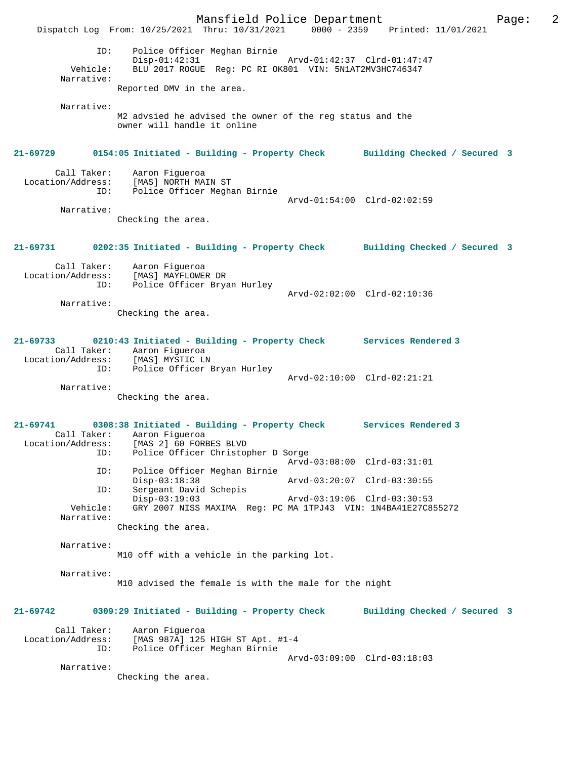ID: Police Officer Meghan Birnie
Disp-01:42:31 Arvd-01:42:37 Clrd-01:47:47
Vehicle: BLU 2017 ROGUE Reg: PC RI OK801 VIN: 5N1AT2MV3HC746347
Narrative:
Reported DMV in the area.

Narrative:
M2 advsied he advised the owner of the reg status and the owner will handle it online

**21-69729 0154:05 Initiated - Building - Property Check Building Checked / Secured 3**

Call Taker: Aaron Figueroa
Location/Address: [MAS] NORTH MAIN ST
ID: Police Officer Meghan Birnie
Arvd-01:54:00 Clrd-02:02:59
Narrative:
Checking the area.

**21-69731 0202:35 Initiated - Building - Property Check Building Checked / Secured 3**

Call Taker: Aaron Figueroa
Location/Address: [MAS] MAYFLOWER DR
ID: Police Officer Bryan Hurley
Arvd-02:02:00 Clrd-02:10:36
Narrative:
Checking the area.

**21-69733 0210:43 Initiated - Building - Property Check Services Rendered 3**

Call Taker: Aaron Figueroa
Location/Address: [MAS] MYSTIC LN
ID: Police Officer Bryan Hurley
Arvd-02:10:00 Clrd-02:21:21
Narrative:
Checking the area.

**21-69741 0308:38 Initiated - Building - Property Check Services Rendered 3**

Call Taker: Aaron Figueroa
Location/Address: [MAS 2] 60 FORBES BLVD
ID: Police Officer Christopher D Sorge
Arvd-03:08:00 Clrd-03:31:01
ID: Police Officer Meghan Birnie
Disp-03:18:38 Arvd-03:20:07 Clrd-03:30:55
ID: Sergeant David Schepis
Disp-03:19:03 Arvd-03:19:06 Clrd-03:30:53
Vehicle: GRY 2007 NISS MAXIMA Reg: PC MA 1TPJ43 VIN: 1N4BA41E27C855272
Narrative:
Checking the area.

Narrative:
M10 off with a vehicle in the parking lot.

Narrative:
M10 advised the female is with the male for the night

**21-69742 0309:29 Initiated - Building - Property Check Building Checked / Secured 3**

Call Taker: Aaron Figueroa
Location/Address: [MAS 987A] 125 HIGH ST Apt. #1-4
ID: Police Officer Meghan Birnie
Arvd-03:09:00 Clrd-03:18:03
Narrative:
Checking the area.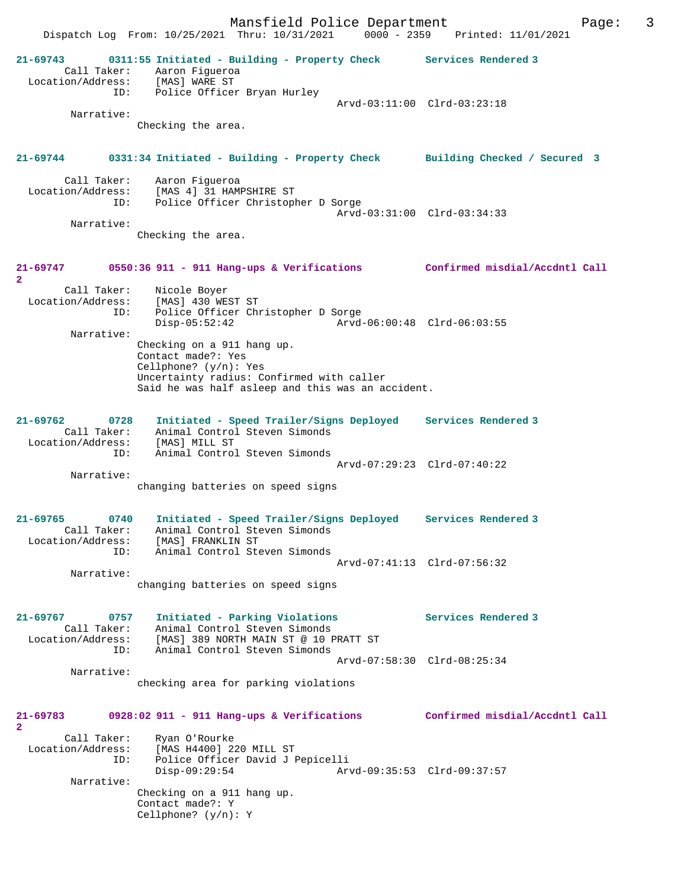**21-69743** 0311:55 Initiated - Building - Property Check **Services Rendered 3**

Call Taker: Aaron Figueroa
Location/Address: [MAS] WARE ST
ID: Police Officer Bryan Hurley
Arvd-03:11:00 Clrd-03:23:18

Narrative:
Checking the area.

**21-69744** 0331:34 Initiated - Building - Property Check **Building Checked / Secured 3**

Call Taker: Aaron Figueroa
Location/Address: [MAS 4] 31 HAMPSHIRE ST
ID: Police Officer Christopher D Sorge
Arvd-03:31:00 Clrd-03:34:33

Narrative:
Checking the area.

**21-69747** 0550:36 911 - 911 Hang-ups & Verifications **Confirmed misdial/Accdntl Call 2**

Call Taker: Nicole Boyer
Location/Address: [MAS] 430 WEST ST
ID: Police Officer Christopher D Sorge
Disp-05:52:42 Arvd-06:00:48 Clrd-06:03:55

Narrative:
Checking on a 911 hang up.
Contact made?: Yes
Cellphone? (y/n): Yes
Uncertainty radius: Confirmed with caller
Said he was half asleep and this was an accident.

**21-69762** 0728 Initiated - Speed Trailer/Signs Deployed **Services Rendered 3**

Call Taker: Animal Control Steven Simonds
Location/Address: [MAS] MILL ST
ID: Animal Control Steven Simonds
Arvd-07:29:23 Clrd-07:40:22

Narrative:
changing batteries on speed signs

**21-69765** 0740 Initiated - Speed Trailer/Signs Deployed **Services Rendered 3**

Call Taker: Animal Control Steven Simonds
Location/Address: [MAS] FRANKLIN ST
ID: Animal Control Steven Simonds
Arvd-07:41:13 Clrd-07:56:32

Narrative:
changing batteries on speed signs

**21-69767** 0757 Initiated - Parking Violations **Services Rendered 3**

Call Taker: Animal Control Steven Simonds
Location/Address: [MAS] 389 NORTH MAIN ST @ 10 PRATT ST
ID: Animal Control Steven Simonds
Arvd-07:58:30 Clrd-08:25:34

Narrative:
checking area for parking violations

**21-69783** 0928:02 911 - 911 Hang-ups & Verifications **Confirmed misdial/Accdntl Call 2**

Call Taker: Ryan O'Rourke
Location/Address: [MAS H4400] 220 MILL ST
ID: Police Officer David J Pepicelli
Disp-09:29:54 Arvd-09:35:53 Clrd-09:37:57

Narrative:
Checking on a 911 hang up.
Contact made?: Y
Cellphone? (y/n): Y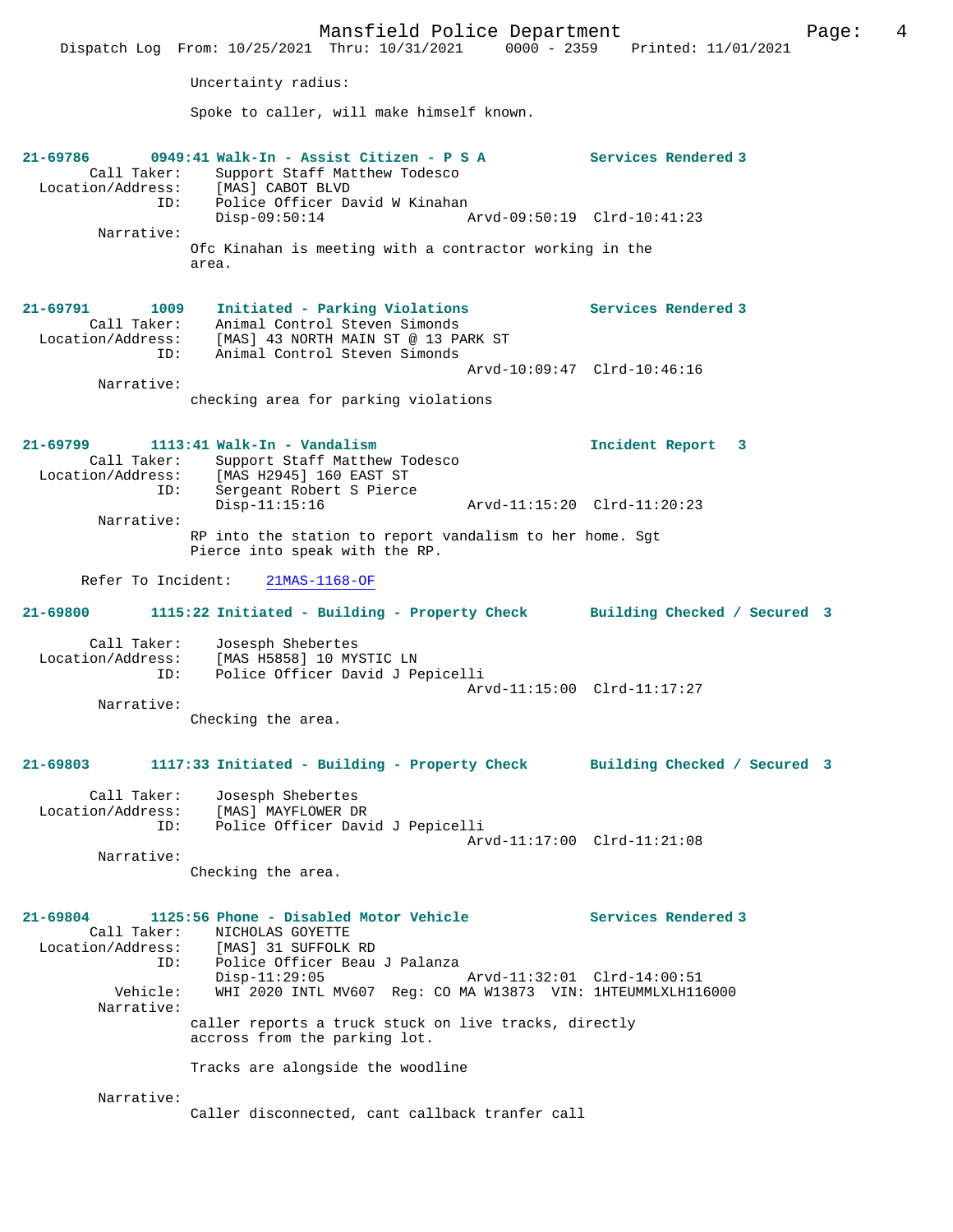Uncertainty radius:

Spoke to caller, will make himself known.

**21-69786 0949:41 Walk-In - Assist Citizen - P S A** — Services Rendered 3

Call Taker: Support Staff Matthew Todesco
Location/Address: [MAS] CABOT BLVD
ID: Police Officer David W Kinahan
Disp-09:50:14 Arvd-09:50:19 Clrd-10:41:23

Narrative:
Ofc Kinahan is meeting with a contractor working in the area.

**21-69791 1009 Initiated - Parking Violations** — Services Rendered 3

Call Taker: Animal Control Steven Simonds
Location/Address: [MAS] 43 NORTH MAIN ST @ 13 PARK ST
ID: Animal Control Steven Simonds
Arvd-10:09:47 Clrd-10:46:16

Narrative:
checking area for parking violations

**21-69799 1113:41 Walk-In - Vandalism** — Incident Report 3

Call Taker: Support Staff Matthew Todesco
Location/Address: [MAS H2945] 160 EAST ST
ID: Sergeant Robert S Pierce
Disp-11:15:16 Arvd-11:15:20 Clrd-11:20:23

Narrative:
RP into the station to report vandalism to her home. Sgt Pierce into speak with the RP.

Refer To Incident: 21MAS-1168-OF

**21-69800 1115:22 Initiated - Building - Property Check** — Building Checked / Secured 3

Call Taker: Josesph Shebertes
Location/Address: [MAS H5858] 10 MYSTIC LN
ID: Police Officer David J Pepicelli
Arvd-11:15:00 Clrd-11:17:27

Narrative:
Checking the area.

**21-69803 1117:33 Initiated - Building - Property Check** — Building Checked / Secured 3

Call Taker: Josesph Shebertes
Location/Address: [MAS] MAYFLOWER DR
ID: Police Officer David J Pepicelli
Arvd-11:17:00 Clrd-11:21:08

Narrative:
Checking the area.

**21-69804 1125:56 Phone - Disabled Motor Vehicle** — Services Rendered 3

Call Taker: NICHOLAS GOYETTE
Location/Address: [MAS] 31 SUFFOLK RD
ID: Police Officer Beau J Palanza
Disp-11:29:05 Arvd-11:32:01 Clrd-14:00:51
Vehicle: WHI 2020 INTL MV607 Reg: CO MA W13873 VIN: 1HTEUMMLXLH116000

Narrative:
caller reports a truck stuck on live tracks, directly accross from the parking lot.

Tracks are alongside the woodline

Narrative:
Caller disconnected, cant callback tranfer call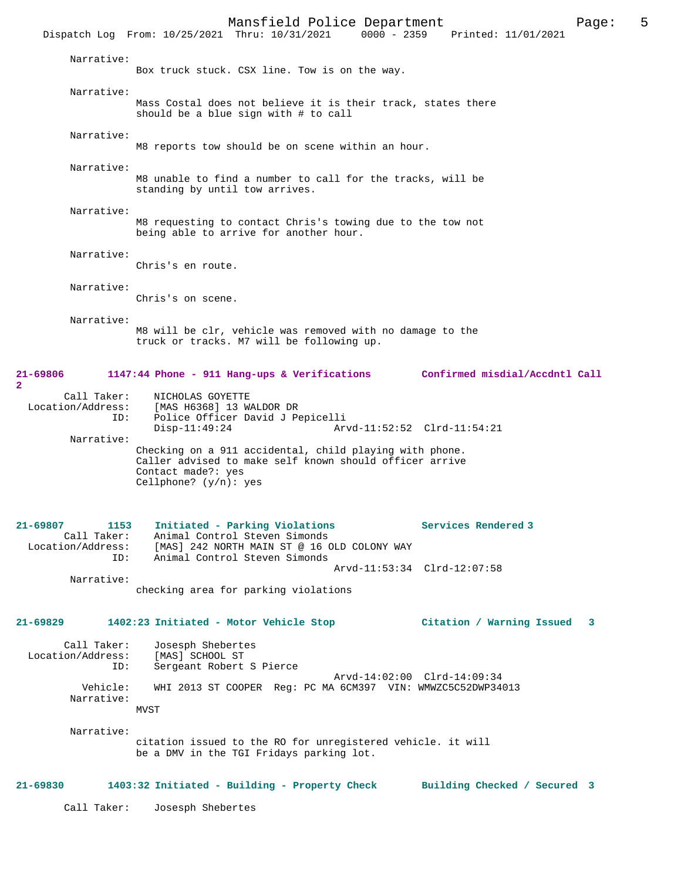Narrative:
Box truck stuck. CSX line. Tow is on the way.

Narrative:
Mass Costal does not believe it is their track, states there should be a blue sign with # to call

Narrative:
M8 reports tow should be on scene within an hour.

Narrative:
M8 unable to find a number to call for the tracks, will be standing by until tow arrives.

Narrative:
M8 requesting to contact Chris's towing due to the tow not being able to arrive for another hour.

Narrative:
Chris's en route.

Narrative:
Chris's on scene.

Narrative:
M8 will be clr, vehicle was removed with no damage to the truck or tracks. M7 will be following up.

**21-69806 1147:44 Phone - 911 Hang-ups & Verifications Confirmed misdial/Accdntl Call 2**

Call Taker: NICHOLAS GOYETTE
Location/Address: [MAS H6368] 13 WALDOR DR
ID: Police Officer David J Pepicelli
Disp-11:49:24 Arvd-11:52:52 Clrd-11:54:21

Narrative:
Checking on a 911 accidental, child playing with phone.
Caller advised to make self known should officer arrive
Contact made?: yes
Cellphone? (y/n): yes

**21-69807 1153 Initiated - Parking Violations Services Rendered 3**

Call Taker: Animal Control Steven Simonds
Location/Address: [MAS] 242 NORTH MAIN ST @ 16 OLD COLONY WAY
ID: Animal Control Steven Simonds
Arvd-11:53:34 Clrd-12:07:58

Narrative:
checking area for parking violations

**21-69829 1402:23 Initiated - Motor Vehicle Stop Citation / Warning Issued 3**

Call Taker: Josesph Shebertes
Location/Address: [MAS] SCHOOL ST
ID: Sergeant Robert S Pierce
Arvd-14:02:00 Clrd-14:09:34
Vehicle: WHI 2013 ST COOPER Reg: PC MA 6CM397 VIN: WMWZC5C52DWP34013

Narrative:
MVST

Narrative:
citation issued to the RO for unregistered vehicle. it will be a DMV in the TGI Fridays parking lot.

**21-69830 1403:32 Initiated - Building - Property Check Building Checked / Secured 3**

Call Taker: Josesph Shebertes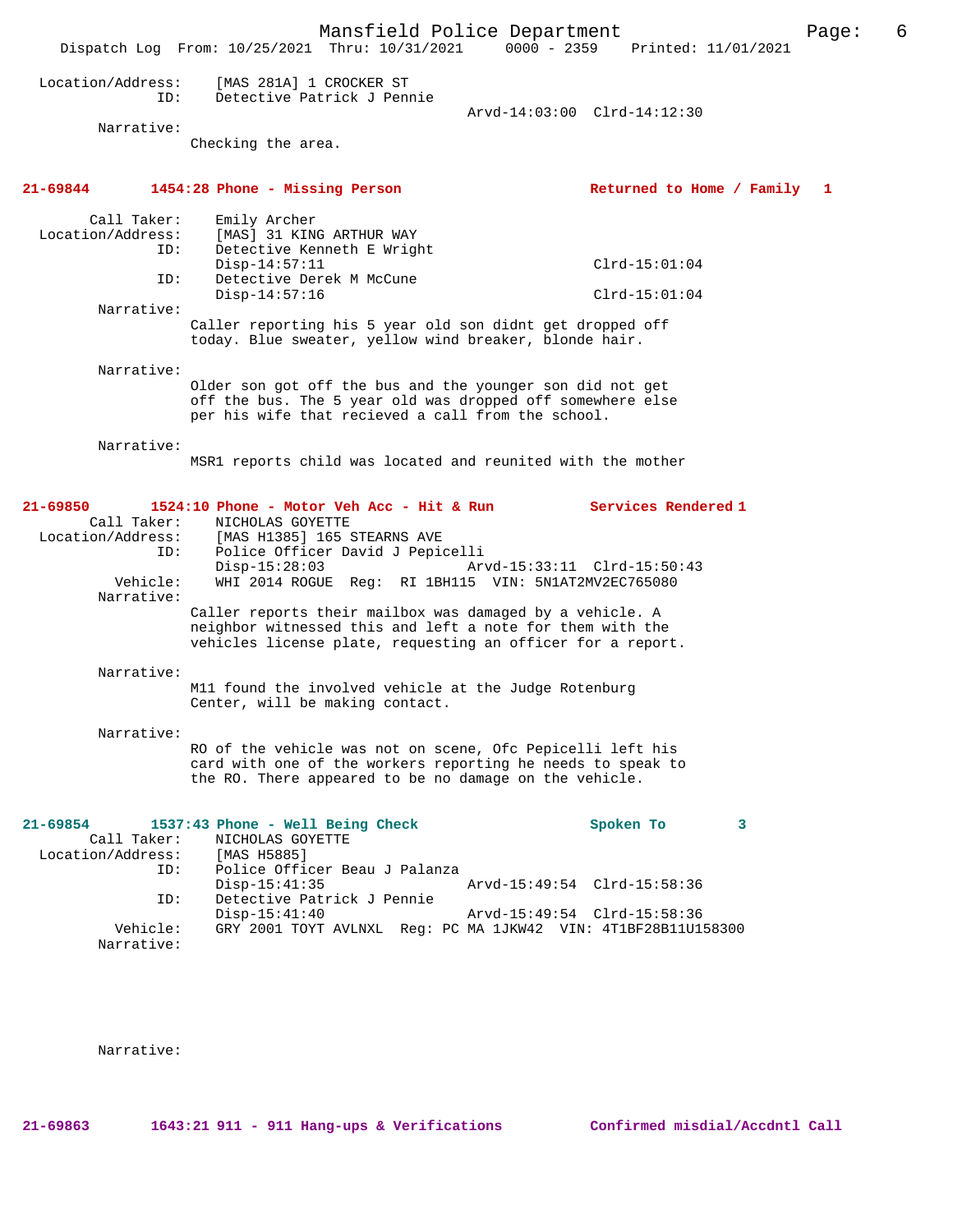Location/Address: [MAS 281A] 1 CROCKER ST
ID: Detective Patrick J Pennie
Arvd-14:03:00 Clrd-14:12:30

Narrative:
Checking the area.

**21-69844 1454:28 Phone - Missing Person — Returned to Home / Family 1**

Call Taker: Emily Archer
Location/Address: [MAS] 31 KING ARTHUR WAY
ID: Detective Kenneth E Wright
Disp-14:57:11 Clrd-15:01:04
ID: Detective Derek M McCune
Disp-14:57:16 Clrd-15:01:04

Narrative:
Caller reporting his 5 year old son didnt get dropped off today. Blue sweater, yellow wind breaker, blonde hair.

Narrative:
Older son got off the bus and the younger son did not get off the bus. The 5 year old was dropped off somewhere else per his wife that recieved a call from the school.

Narrative:
MSR1 reports child was located and reunited with the mother

**21-69850 1524:10 Phone - Motor Veh Acc - Hit & Run — Services Rendered 1**

Call Taker: NICHOLAS GOYETTE
Location/Address: [MAS H1385] 165 STEARNS AVE
ID: Police Officer David J Pepicelli
Disp-15:28:03 Arvd-15:33:11 Clrd-15:50:43
Vehicle: WHI 2014 ROGUE Reg: RI 1BH115 VIN: 5N1AT2MV2EC765080

Narrative:
Caller reports their mailbox was damaged by a vehicle. A neighbor witnessed this and left a note for them with the vehicles license plate, requesting an officer for a report.

Narrative:
M11 found the involved vehicle at the Judge Rotenburg Center, will be making contact.

Narrative:
RO of the vehicle was not on scene, Ofc Pepicelli left his card with one of the workers reporting he needs to speak to the RO. There appeared to be no damage on the vehicle.

**21-69854 1537:43 Phone - Well Being Check — Spoken To 3**

Call Taker: NICHOLAS GOYETTE
Location/Address: [MAS H5885]
ID: Police Officer Beau J Palanza
Disp-15:41:35 Arvd-15:49:54 Clrd-15:58:36
ID: Detective Patrick J Pennie
Disp-15:41:40 Arvd-15:49:54 Clrd-15:58:36
Vehicle: GRY 2001 TOYT AVLNXL Reg: PC MA 1JKW42 VIN: 4T1BF28B11U158300

Narrative:

Narrative:

**21-69863 1643:21 911 - 911 Hang-ups & Verifications — Confirmed misdial/Accdntl Call**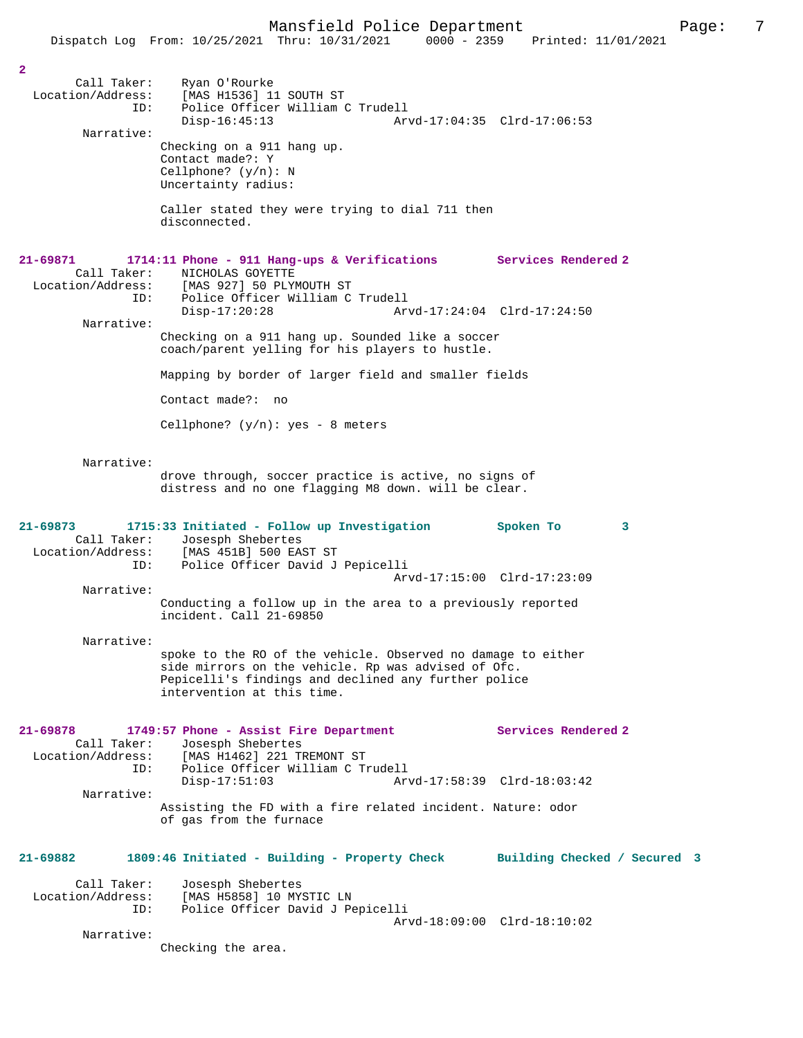2

Call Taker: Ryan O'Rourke
Location/Address: [MAS H1536] 11 SOUTH ST
ID: Police Officer William C Trudell
Disp-16:45:13 Arvd-17:04:35 Clrd-17:06:53

Narrative:
Checking on a 911 hang up.
Contact made?: Y
Cellphone? (y/n): N
Uncertainty radius:

Caller stated they were trying to dial 711 then disconnected.

**21-69871 1714:11 Phone - 911 Hang-ups & Verifications Services Rendered 2**

Call Taker: NICHOLAS GOYETTE
Location/Address: [MAS 927] 50 PLYMOUTH ST
ID: Police Officer William C Trudell
Disp-17:20:28 Arvd-17:24:04 Clrd-17:24:50

Narrative:
Checking on a 911 hang up. Sounded like a soccer coach/parent yelling for his players to hustle.

Mapping by border of larger field and smaller fields

Contact made?: no

Cellphone? (y/n): yes - 8 meters

Narrative:
drove through, soccer practice is active, no signs of distress and no one flagging M8 down. will be clear.

**21-69873 1715:33 Initiated - Follow up Investigation Spoken To 3**

Call Taker: Josesph Shebertes
Location/Address: [MAS 451B] 500 EAST ST
ID: Police Officer David J Pepicelli
Arvd-17:15:00 Clrd-17:23:09

Narrative:
Conducting a follow up in the area to a previously reported incident. Call 21-69850

Narrative:
spoke to the RO of the vehicle. Observed no damage to either side mirrors on the vehicle. Rp was advised of Ofc. Pepicelli's findings and declined any further police intervention at this time.

**21-69878 1749:57 Phone - Assist Fire Department Services Rendered 2**

Call Taker: Josesph Shebertes
Location/Address: [MAS H1462] 221 TREMONT ST
ID: Police Officer William C Trudell
Disp-17:51:03 Arvd-17:58:39 Clrd-18:03:42

Narrative:
Assisting the FD with a fire related incident. Nature: odor of gas from the furnace

**21-69882 1809:46 Initiated - Building - Property Check Building Checked / Secured 3**

Call Taker: Josesph Shebertes
Location/Address: [MAS H5858] 10 MYSTIC LN
ID: Police Officer David J Pepicelli
Arvd-18:09:00 Clrd-18:10:02

Narrative:
Checking the area.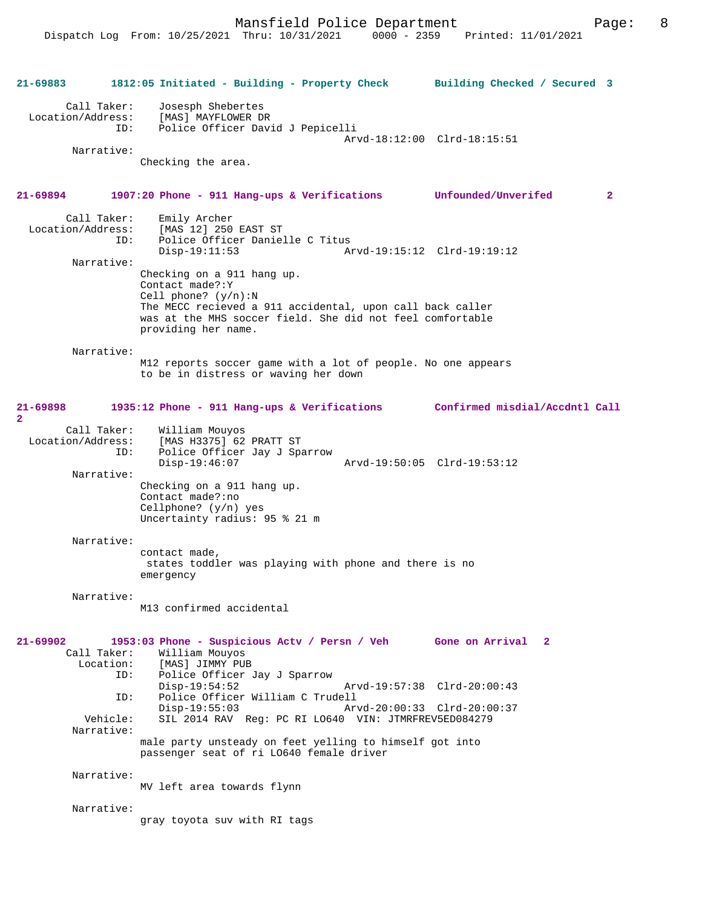**21-69883 1812:05 Initiated - Building - Property Check Building Checked / Secured 3**

Call Taker: Josesph Shebertes
Location/Address: [MAS] MAYFLOWER DR
ID: Police Officer David J Pepicelli
Arvd-18:12:00 Clrd-18:15:51

Narrative:
Checking the area.

**21-69894 1907:20 Phone - 911 Hang-ups & Verifications Unfounded/Unverifed 2**

Call Taker: Emily Archer
Location/Address: [MAS 12] 250 EAST ST
ID: Police Officer Danielle C Titus
Disp-19:11:53 Arvd-19:15:12 Clrd-19:19:12

Narrative:
Checking on a 911 hang up.
Contact made?:Y
Cell phone? (y/n):N
The MECC recieved a 911 accidental, upon call back caller was at the MHS soccer field. She did not feel comfortable providing her name.

Narrative:
M12 reports soccer game with a lot of people. No one appears to be in distress or waving her down

**21-69898 1935:12 Phone - 911 Hang-ups & Verifications Confirmed misdial/Accdntl Call 2**

Call Taker: William Mouyos
Location/Address: [MAS H3375] 62 PRATT ST
ID: Police Officer Jay J Sparrow
Disp-19:46:07 Arvd-19:50:05 Clrd-19:53:12

Narrative:
Checking on a 911 hang up.
Contact made?:no
Cellphone? (y/n) yes
Uncertainty radius: 95 % 21 m

Narrative:
contact made,
states toddler was playing with phone and there is no emergency

Narrative:
M13 confirmed accidental

**21-69902 1953:03 Phone - Suspicious Actv / Persn / Veh Gone on Arrival 2**

Call Taker: William Mouyos
Location: [MAS] JIMMY PUB
ID: Police Officer Jay J Sparrow
Disp-19:54:52 Arvd-19:57:38 Clrd-20:00:43
ID: Police Officer William C Trudell
Disp-19:55:03 Arvd-20:00:33 Clrd-20:00:37
Vehicle: SIL 2014 RAV Reg: PC RI LO640 VIN: JTMRFREV5ED084279

Narrative:
male party unsteady on feet yelling to himself got into passenger seat of ri LO640 female driver

Narrative:
MV left area towards flynn

Narrative:
gray toyota suv with RI tags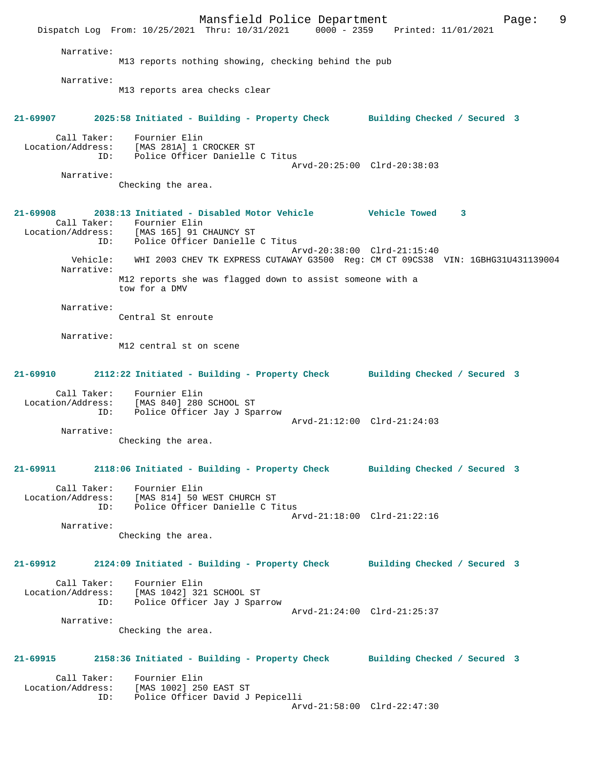Narrative:
M13 reports nothing showing, checking behind the pub

Narrative:
M13 reports area checks clear

**21-69907 2025:58 Initiated - Building - Property Check Building Checked / Secured 3**

Call Taker: Fournier Elin
Location/Address: [MAS 281A] 1 CROCKER ST
ID: Police Officer Danielle C Titus
Arvd-20:25:00 Clrd-20:38:03

Narrative:
Checking the area.

**21-69908 2038:13 Initiated - Disabled Motor Vehicle Vehicle Towed 3**

Call Taker: Fournier Elin
Location/Address: [MAS 165] 91 CHAUNCY ST
ID: Police Officer Danielle C Titus
Arvd-20:38:00 Clrd-21:15:40
Vehicle: WHI 2003 CHEV TK EXPRESS CUTAWAY G3500 Reg: CM CT 09CS38 VIN: 1GBHG31U431139004

Narrative:
M12 reports she was flagged down to assist someone with a tow for a DMV

Narrative:
Central St enroute

Narrative:
M12 central st on scene

**21-69910 2112:22 Initiated - Building - Property Check Building Checked / Secured 3**

Call Taker: Fournier Elin
Location/Address: [MAS 840] 280 SCHOOL ST
ID: Police Officer Jay J Sparrow
Arvd-21:12:00 Clrd-21:24:03

Narrative:
Checking the area.

**21-69911 2118:06 Initiated - Building - Property Check Building Checked / Secured 3**

Call Taker: Fournier Elin
Location/Address: [MAS 814] 50 WEST CHURCH ST
ID: Police Officer Danielle C Titus
Arvd-21:18:00 Clrd-21:22:16

Narrative:
Checking the area.

**21-69912 2124:09 Initiated - Building - Property Check Building Checked / Secured 3**

Call Taker: Fournier Elin
Location/Address: [MAS 1042] 321 SCHOOL ST
ID: Police Officer Jay J Sparrow
Arvd-21:24:00 Clrd-21:25:37

Narrative:
Checking the area.

**21-69915 2158:36 Initiated - Building - Property Check Building Checked / Secured 3**

Call Taker: Fournier Elin
Location/Address: [MAS 1002] 250 EAST ST
ID: Police Officer David J Pepicelli
Arvd-21:58:00 Clrd-22:47:30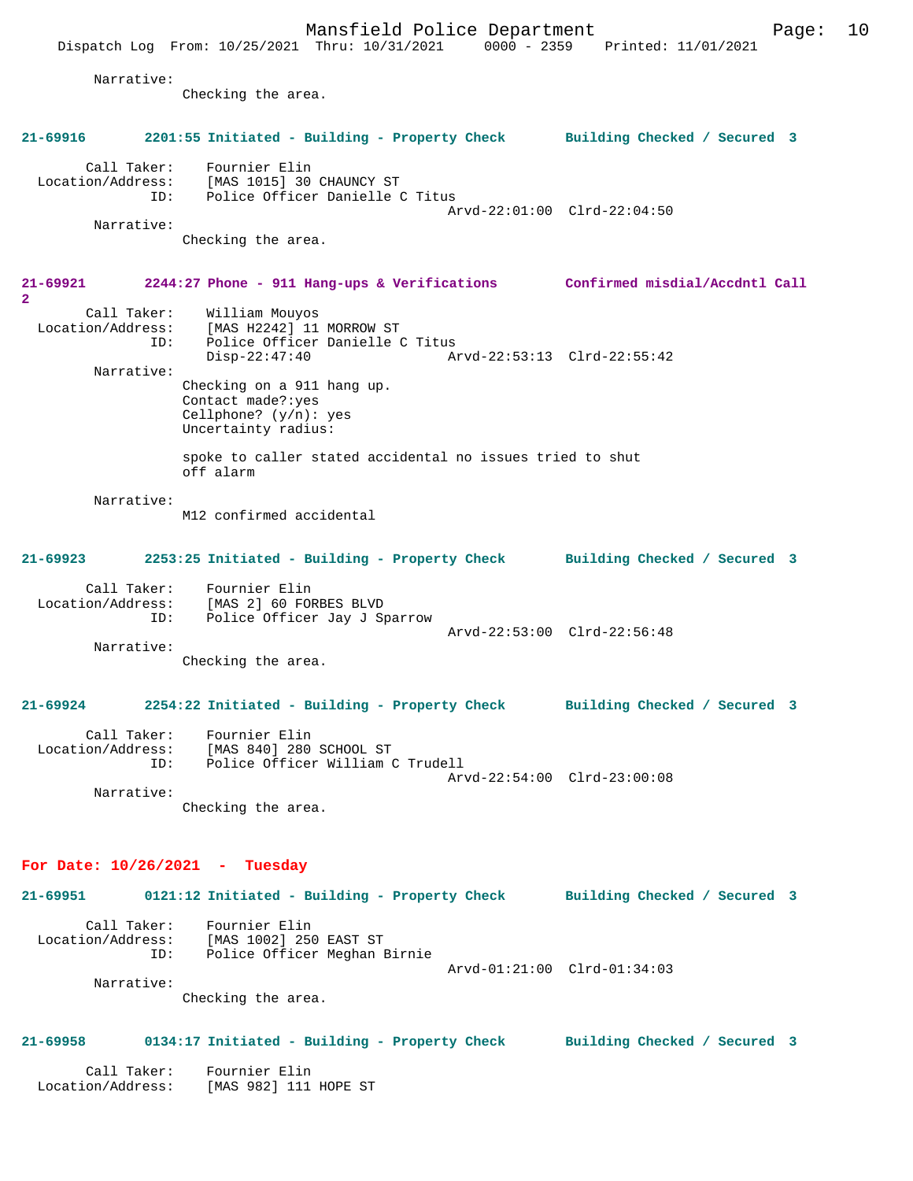Narrative:
Checking the area.

**21-69916 2201:55 Initiated - Building - Property Check Building Checked / Secured 3**

Call Taker: Fournier Elin
Location/Address: [MAS 1015] 30 CHAUNCY ST
ID: Police Officer Danielle C Titus
Arvd-22:01:00 Clrd-22:04:50
Narrative:
Checking the area.

**21-69921 2244:27 Phone - 911 Hang-ups & Verifications Confirmed misdial/Accdntl Call 2**

Call Taker: William Mouyos
Location/Address: [MAS H2242] 11 MORROW ST
ID: Police Officer Danielle C Titus
Disp-22:47:40 Arvd-22:53:13 Clrd-22:55:42
Narrative:
Checking on a 911 hang up.
Contact made?:yes
Cellphone? (y/n): yes
Uncertainty radius:

spoke to caller stated accidental no issues tried to shut off alarm

Narrative:
M12 confirmed accidental

**21-69923 2253:25 Initiated - Building - Property Check Building Checked / Secured 3**

Call Taker: Fournier Elin
Location/Address: [MAS 2] 60 FORBES BLVD
ID: Police Officer Jay J Sparrow
Arvd-22:53:00 Clrd-22:56:48
Narrative:
Checking the area.

**21-69924 2254:22 Initiated - Building - Property Check Building Checked / Secured 3**

Call Taker: Fournier Elin
Location/Address: [MAS 840] 280 SCHOOL ST
ID: Police Officer William C Trudell
Arvd-22:54:00 Clrd-23:00:08
Narrative:
Checking the area.

## For Date: 10/26/2021 - Tuesday

**21-69951 0121:12 Initiated - Building - Property Check Building Checked / Secured 3**

Call Taker: Fournier Elin
Location/Address: [MAS 1002] 250 EAST ST
ID: Police Officer Meghan Birnie
Arvd-01:21:00 Clrd-01:34:03
Narrative:
Checking the area.

**21-69958 0134:17 Initiated - Building - Property Check Building Checked / Secured 3**

Call Taker: Fournier Elin
Location/Address: [MAS 982] 111 HOPE ST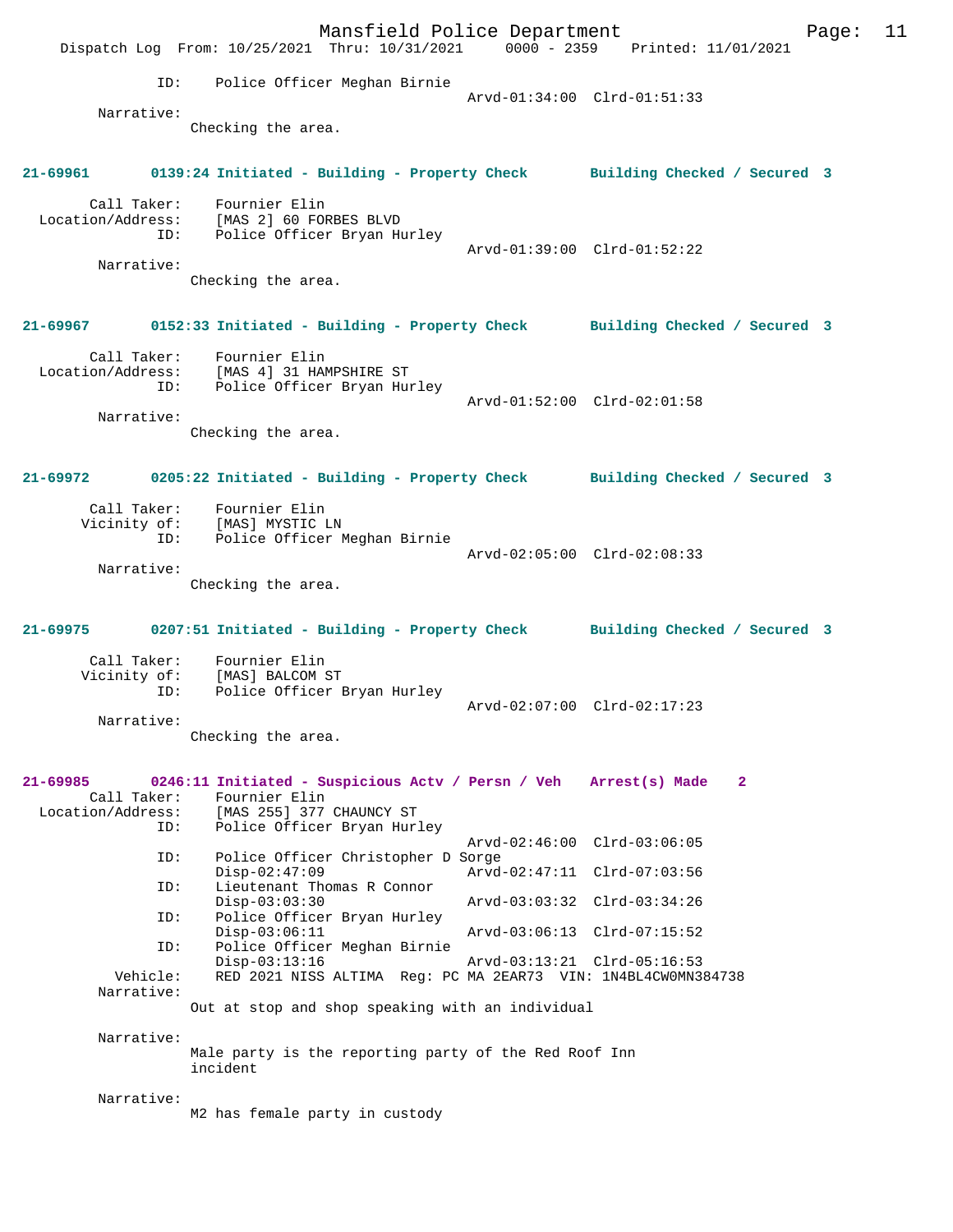```
            ID:    Police Officer Meghan Birnie
                                                  Arvd-01:34:00  Clrd-01:51:33
        Narrative:
                   Checking the area.


21-69961       0139:24 Initiated - Building - Property Check      Building Checked / Secured  3

        Call Taker:    Fournier Elin
  Location/Address:    [MAS 2] 60 FORBES BLVD
                ID:    Police Officer Bryan Hurley
                                                  Arvd-01:39:00  Clrd-01:52:22
        Narrative:
                   Checking the area.


21-69967       0152:33 Initiated - Building - Property Check      Building Checked / Secured  3

        Call Taker:    Fournier Elin
  Location/Address:    [MAS 4] 31 HAMPSHIRE ST
                ID:    Police Officer Bryan Hurley
                                                  Arvd-01:52:00  Clrd-02:01:58
        Narrative:
                   Checking the area.


21-69972       0205:22 Initiated - Building - Property Check      Building Checked / Secured  3

        Call Taker:    Fournier Elin
       Vicinity of:    [MAS] MYSTIC LN
                ID:    Police Officer Meghan Birnie
                                                  Arvd-02:05:00  Clrd-02:08:33
        Narrative:
                   Checking the area.


21-69975       0207:51 Initiated - Building - Property Check      Building Checked / Secured  3

        Call Taker:    Fournier Elin
       Vicinity of:    [MAS] BALCOM ST
                ID:    Police Officer Bryan Hurley
                                                  Arvd-02:07:00  Clrd-02:17:23
        Narrative:
                   Checking the area.


21-69985       0246:11 Initiated - Suspicious Actv / Persn / Veh   Arrest(s) Made    2
        Call Taker:    Fournier Elin
  Location/Address:    [MAS 255] 377 CHAUNCY ST
                ID:    Police Officer Bryan Hurley
                                                  Arvd-02:46:00  Clrd-03:06:05
                ID:    Police Officer Christopher D Sorge
                       Disp-02:47:09              Arvd-02:47:11  Clrd-07:03:56
                ID:    Lieutenant Thomas R Connor
                       Disp-03:03:30              Arvd-03:03:32  Clrd-03:34:26
                ID:    Police Officer Bryan Hurley
                       Disp-03:06:11              Arvd-03:06:13  Clrd-07:15:52
                ID:    Police Officer Meghan Birnie
                       Disp-03:13:16              Arvd-03:13:21  Clrd-05:16:53
           Vehicle:    RED 2021 NISS ALTIMA  Reg: PC MA 2EAR73  VIN: 1N4BL4CW0MN384738
        Narrative:
                   Out at stop and shop speaking with an individual

        Narrative:
                   Male party is the reporting party of the Red Roof Inn
                   incident

        Narrative:
                   M2 has female party in custody
```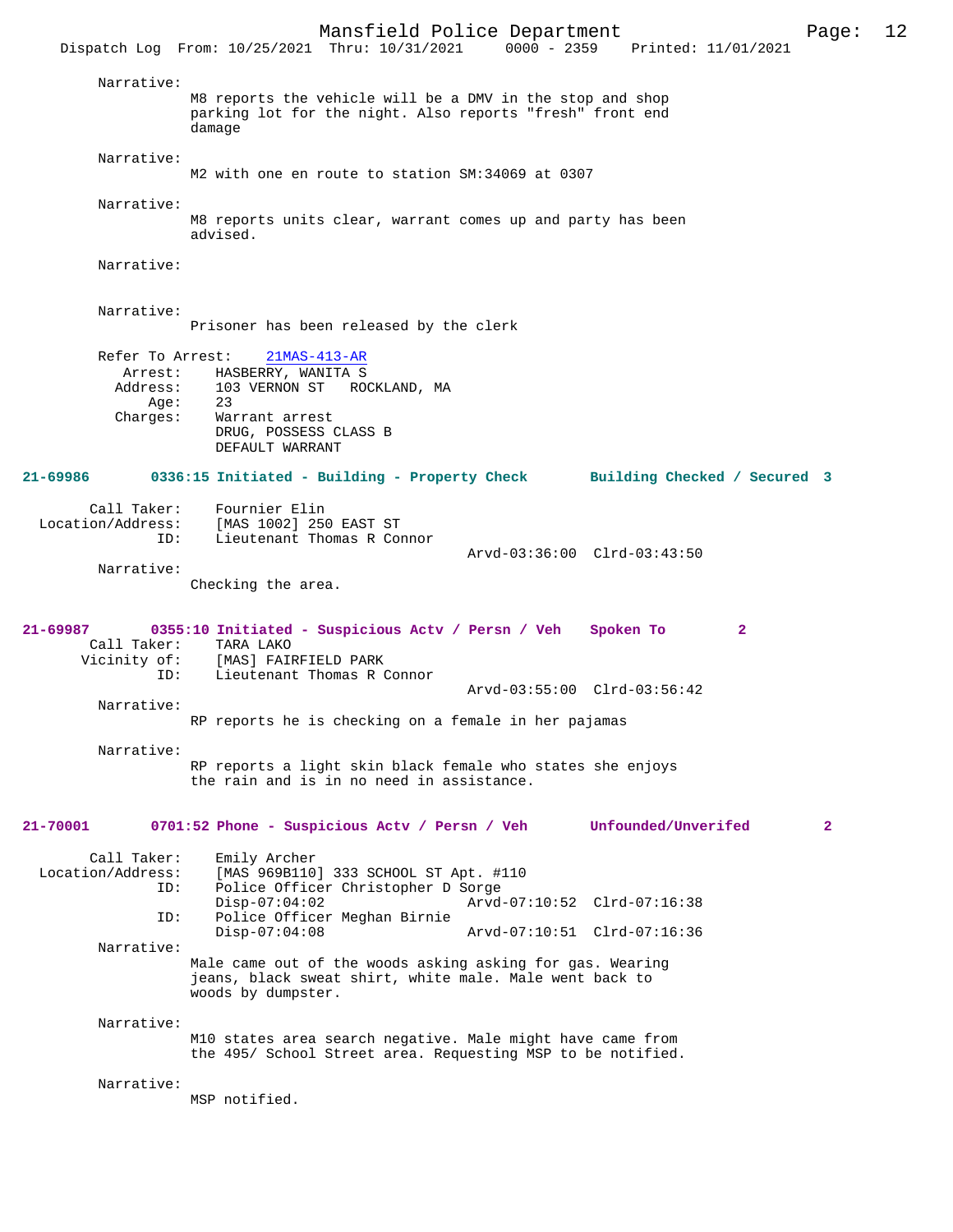Narrative:
M8 reports the vehicle will be a DMV in the stop and shop parking lot for the night. Also reports "fresh" front end damage

Narrative:
M2 with one en route to station SM:34069 at 0307

Narrative:
M8 reports units clear, warrant comes up and party has been advised.

Narrative:

Narrative:
Prisoner has been released by the clerk

Refer To Arrest: 21MAS-413-AR
Arrest: HASBERRY, WANITA S
Address: 103 VERNON ST ROCKLAND, MA
Age: 23
Charges: Warrant arrest
DRUG, POSSESS CLASS B
DEFAULT WARRANT

**21-69986 0336:15 Initiated - Building - Property Check Building Checked / Secured 3**

Call Taker: Fournier Elin
Location/Address: [MAS 1002] 250 EAST ST
ID: Lieutenant Thomas R Connor
Arvd-03:36:00 Clrd-03:43:50

Narrative:
Checking the area.

**21-69987 0355:10 Initiated - Suspicious Actv / Persn / Veh Spoken To 2**

Call Taker: TARA LAKO
Vicinity of: [MAS] FAIRFIELD PARK
ID: Lieutenant Thomas R Connor
Arvd-03:55:00 Clrd-03:56:42

Narrative:
RP reports he is checking on a female in her pajamas

Narrative:
RP reports a light skin black female who states she enjoys the rain and is in no need in assistance.

**21-70001 0701:52 Phone - Suspicious Actv / Persn / Veh Unfounded/Unverifed 2**

Call Taker: Emily Archer
Location/Address: [MAS 969B110] 333 SCHOOL ST Apt. #110
ID: Police Officer Christopher D Sorge
Disp-07:04:02 Arvd-07:10:52 Clrd-07:16:38
ID: Police Officer Meghan Birnie
Disp-07:04:08 Arvd-07:10:51 Clrd-07:16:36

Narrative:
Male came out of the woods asking asking for gas. Wearing jeans, black sweat shirt, white male. Male went back to woods by dumpster.

Narrative:
M10 states area search negative. Male might have came from the 495/ School Street area. Requesting MSP to be notified.

Narrative:
MSP notified.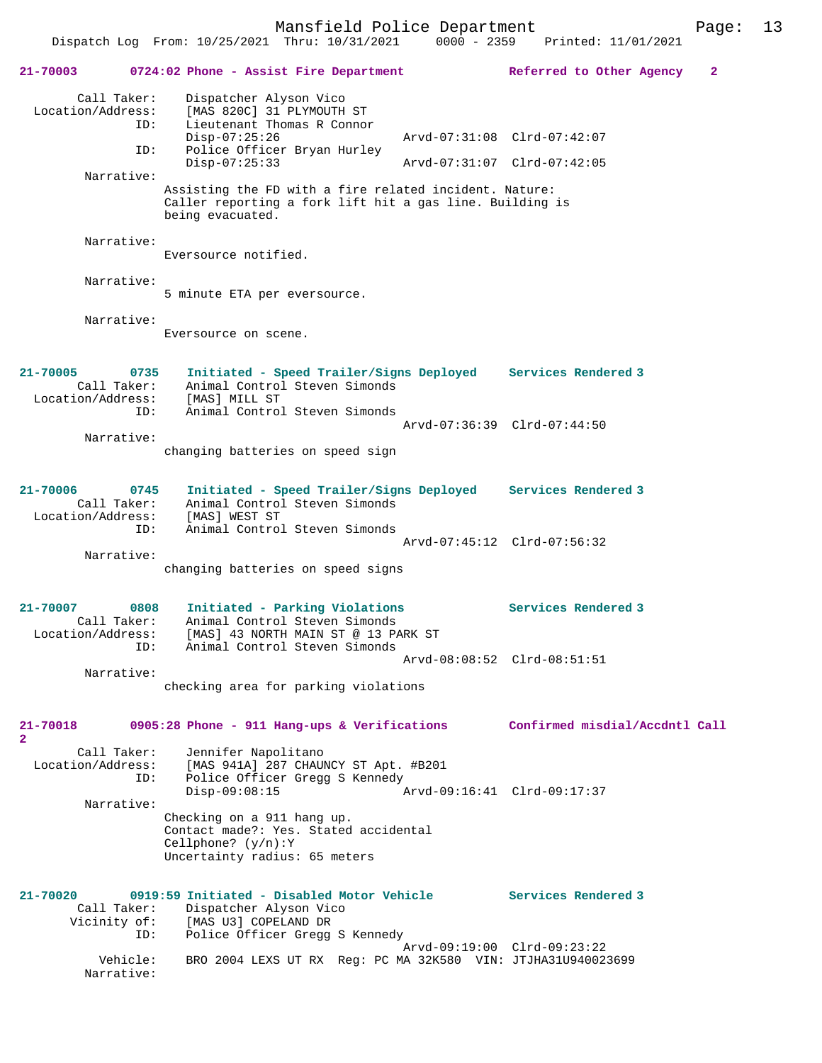**21-70003 0724:02 Phone - Assist Fire Department — Referred to Other Agency 2**

```
        Call Taker:    Dispatcher Alyson Vico
  Location/Address:    [MAS 820C] 31 PLYMOUTH ST
                ID:    Lieutenant Thomas R Connor
                       Disp-07:25:26                 Arvd-07:31:08  Clrd-07:42:07
                ID:    Police Officer Bryan Hurley
                       Disp-07:25:33                 Arvd-07:31:07  Clrd-07:42:05
         Narrative:
                     Assisting the FD with a fire related incident. Nature:
                     Caller reporting a fork lift hit a gas line. Building is
                     being evacuated.

         Narrative:
                     Eversource notified.

         Narrative:
                     5 minute ETA per eversource.

         Narrative:
                     Eversource on scene.
```

**21-70005 0735 Initiated - Speed Trailer/Signs Deployed — Services Rendered 3**

```
        Call Taker:    Animal Control Steven Simonds
  Location/Address:    [MAS] MILL ST
                ID:    Animal Control Steven Simonds
                                                     Arvd-07:36:39  Clrd-07:44:50
         Narrative:
                     changing batteries on speed sign
```

**21-70006 0745 Initiated - Speed Trailer/Signs Deployed — Services Rendered 3**

```
        Call Taker:    Animal Control Steven Simonds
  Location/Address:    [MAS] WEST ST
                ID:    Animal Control Steven Simonds
                                                     Arvd-07:45:12  Clrd-07:56:32
         Narrative:
                     changing batteries on speed signs
```

**21-70007 0808 Initiated - Parking Violations — Services Rendered 3**

```
        Call Taker:    Animal Control Steven Simonds
  Location/Address:    [MAS] 43 NORTH MAIN ST @ 13 PARK ST
                ID:    Animal Control Steven Simonds
                                                     Arvd-08:08:52  Clrd-08:51:51
         Narrative:
                     checking area for parking violations
```

**21-70018 0905:28 Phone - 911 Hang-ups & Verifications — Confirmed misdial/Accdntl Call 2**

```
        Call Taker:    Jennifer Napolitano
  Location/Address:    [MAS 941A] 287 CHAUNCY ST Apt. #B201
                ID:    Police Officer Gregg S Kennedy
                       Disp-09:08:15                 Arvd-09:16:41  Clrd-09:17:37
         Narrative:
                     Checking on a 911 hang up.
                     Contact made?: Yes. Stated accidental
                     Cellphone? (y/n):Y
                     Uncertainty radius: 65 meters
```

**21-70020 0919:59 Initiated - Disabled Motor Vehicle — Services Rendered 3**

```
        Call Taker:    Dispatcher Alyson Vico
       Vicinity of:    [MAS U3] COPELAND DR
                ID:    Police Officer Gregg S Kennedy
                                                     Arvd-09:19:00  Clrd-09:23:22
           Vehicle:    BRO 2004 LEXS UT RX  Reg: PC MA 32K580  VIN: JTJHA31U940023699
         Narrative:
```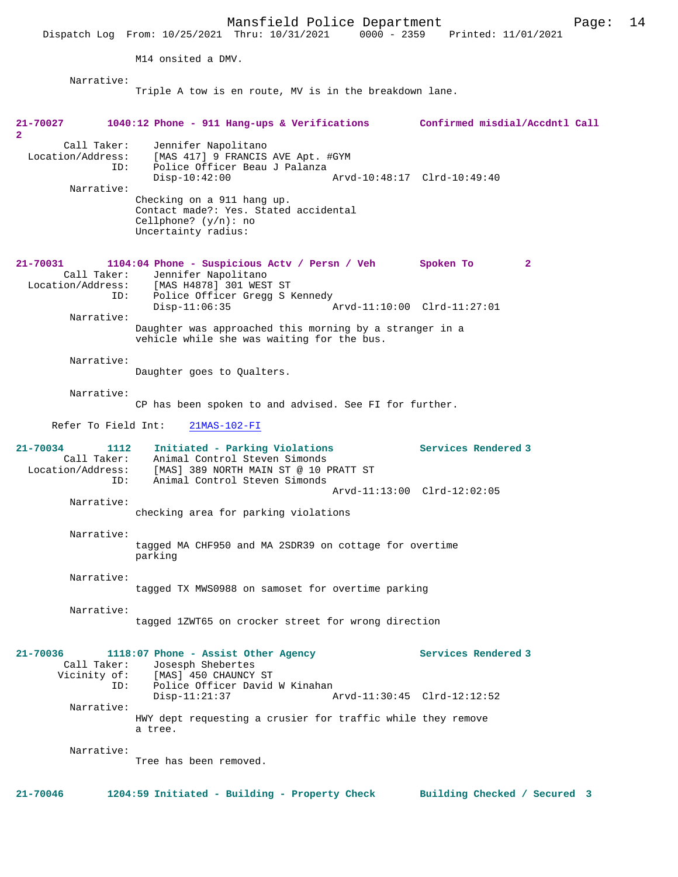M14 onsited a DMV.

Narrative:
Triple A tow is en route, MV is in the breakdown lane.

**21-70027 1040:12 Phone - 911 Hang-ups & Verifications — Confirmed misdial/Accdntl Call 2**

Call Taker: Jennifer Napolitano
Location/Address: [MAS 417] 9 FRANCIS AVE Apt. #GYM
ID: Police Officer Beau J Palanza
Disp-10:42:00 Arvd-10:48:17 Clrd-10:49:40

Narrative:
Checking on a 911 hang up.
Contact made?: Yes. Stated accidental
Cellphone? (y/n): no
Uncertainty radius:

**21-70031 1104:04 Phone - Suspicious Actv / Persn / Veh — Spoken To 2**

Call Taker: Jennifer Napolitano
Location/Address: [MAS H4878] 301 WEST ST
ID: Police Officer Gregg S Kennedy
Disp-11:06:35 Arvd-11:10:00 Clrd-11:27:01

Narrative:
Daughter was approached this morning by a stranger in a vehicle while she was waiting for the bus.

Narrative:
Daughter goes to Qualters.

Narrative:
CP has been spoken to and advised. See FI for further.

Refer To Field Int: 21MAS-102-FI

**21-70034 1112 Initiated - Parking Violations — Services Rendered 3**

Call Taker: Animal Control Steven Simonds
Location/Address: [MAS] 389 NORTH MAIN ST @ 10 PRATT ST
ID: Animal Control Steven Simonds
Arvd-11:13:00 Clrd-12:02:05

Narrative:
checking area for parking violations

Narrative:
tagged MA CHF950 and MA 2SDR39 on cottage for overtime parking

Narrative:
tagged TX MWS0988 on samoset for overtime parking

Narrative:
tagged 1ZWT65 on crocker street for wrong direction

**21-70036 1118:07 Phone - Assist Other Agency — Services Rendered 3**

Call Taker: Josesph Shebertes
Vicinity of: [MAS] 450 CHAUNCY ST
ID: Police Officer David W Kinahan
Disp-11:21:37 Arvd-11:30:45 Clrd-12:12:52

Narrative:
HWY dept requesting a crusier for traffic while they remove a tree.

Narrative:
Tree has been removed.

**21-70046 1204:59 Initiated - Building - Property Check — Building Checked / Secured 3**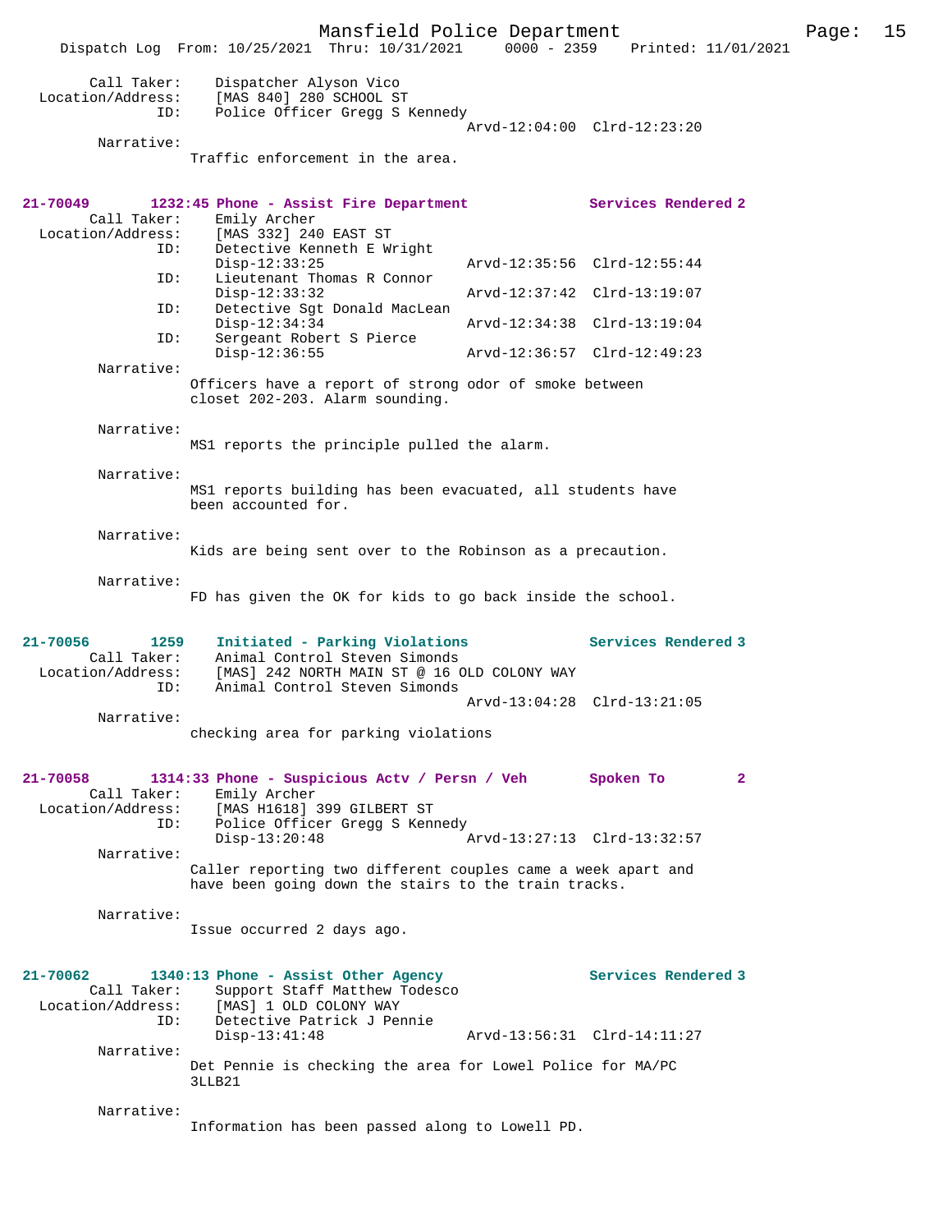Call Taker: Dispatcher Alyson Vico
Location/Address: [MAS 840] 280 SCHOOL ST
ID: Police Officer Gregg S Kennedy
Arvd-12:04:00 Clrd-12:23:20

Narrative:
Traffic enforcement in the area.

**21-70049** 1232:45 Phone - Assist Fire Department — Services Rendered 2

Call Taker: Emily Archer
Location/Address: [MAS 332] 240 EAST ST
ID: Detective Kenneth E Wright
Disp-12:33:25 Arvd-12:35:56 Clrd-12:55:44
ID: Lieutenant Thomas R Connor
Disp-12:33:32 Arvd-12:37:42 Clrd-13:19:07
ID: Detective Sgt Donald MacLean
Disp-12:34:34 Arvd-12:34:38 Clrd-13:19:04
ID: Sergeant Robert S Pierce
Disp-12:36:55 Arvd-12:36:57 Clrd-12:49:23

Narrative:
Officers have a report of strong odor of smoke between closet 202-203. Alarm sounding.

Narrative:
MS1 reports the principle pulled the alarm.

Narrative:
MS1 reports building has been evacuated, all students have been accounted for.

Narrative:
Kids are being sent over to the Robinson as a precaution.

Narrative:
FD has given the OK for kids to go back inside the school.

**21-70056** 1259 Initiated - Parking Violations — Services Rendered 3

Call Taker: Animal Control Steven Simonds
Location/Address: [MAS] 242 NORTH MAIN ST @ 16 OLD COLONY WAY
ID: Animal Control Steven Simonds
Arvd-13:04:28 Clrd-13:21:05

Narrative:
checking area for parking violations

**21-70058** 1314:33 Phone - Suspicious Actv / Persn / Veh — Spoken To 2

Call Taker: Emily Archer
Location/Address: [MAS H1618] 399 GILBERT ST
ID: Police Officer Gregg S Kennedy
Disp-13:20:48 Arvd-13:27:13 Clrd-13:32:57

Narrative:
Caller reporting two different couples came a week apart and have been going down the stairs to the train tracks.

Narrative:
Issue occurred 2 days ago.

**21-70062** 1340:13 Phone - Assist Other Agency — Services Rendered 3

Call Taker: Support Staff Matthew Todesco
Location/Address: [MAS] 1 OLD COLONY WAY
ID: Detective Patrick J Pennie
Disp-13:41:48 Arvd-13:56:31 Clrd-14:11:27

Narrative:
Det Pennie is checking the area for Lowel Police for MA/PC 3LLB21

Narrative:
Information has been passed along to Lowell PD.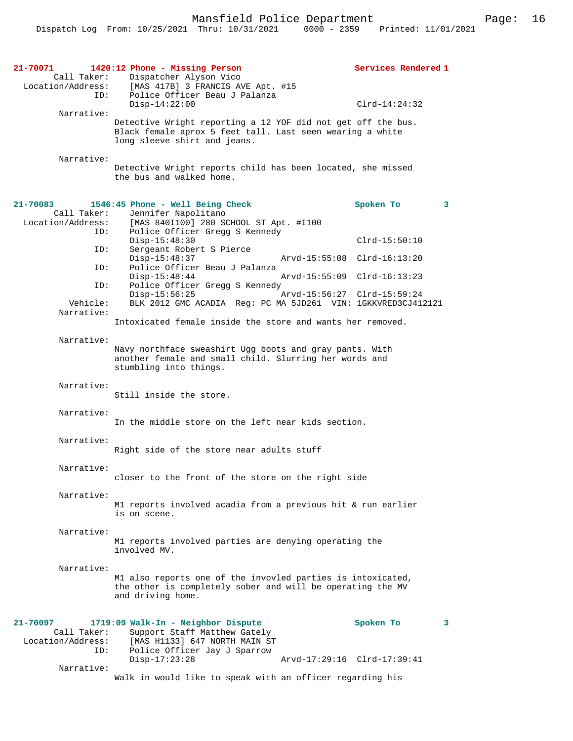**21-70071 1420:12 Phone - Missing Person — Services Rendered 1**

Call Taker: Dispatcher Alyson Vico
Location/Address: [MAS 417B] 3 FRANCIS AVE Apt. #15
ID: Police Officer Beau J Palanza
Disp-14:22:00 Clrd-14:24:32

Narrative:
Detective Wright reporting a 12 YOF did not get off the bus. Black female aprox 5 feet tall. Last seen wearing a white long sleeve shirt and jeans.

Narrative:
Detective Wright reports child has been located, she missed the bus and walked home.

**21-70083 1546:45 Phone - Well Being Check — Spoken To 3**

Call Taker: Jennifer Napolitano
Location/Address: [MAS 840I100] 280 SCHOOL ST Apt. #I100
ID: Police Officer Gregg S Kennedy
Disp-15:48:30 Clrd-15:50:10
ID: Sergeant Robert S Pierce
Disp-15:48:37 Arvd-15:55:08 Clrd-16:13:20
ID: Police Officer Beau J Palanza
Disp-15:48:44 Arvd-15:55:09 Clrd-16:13:23
ID: Police Officer Gregg S Kennedy
Disp-15:56:25 Arvd-15:56:27 Clrd-15:59:24
Vehicle: BLK 2012 GMC ACADIA Reg: PC MA 5JD261 VIN: 1GKKVRED3CJ412121

Narrative:
Intoxicated female inside the store and wants her removed.

Narrative:
Navy northface sweashirt Ugg boots and gray pants. With another female and small child. Slurring her words and stumbling into things.

Narrative:
Still inside the store.

Narrative:
In the middle store on the left near kids section.

Narrative:
Right side of the store near adults stuff

Narrative:
closer to the front of the store on the right side

Narrative:
M1 reports involved acadia from a previous hit & run earlier is on scene.

Narrative:
M1 reports involved parties are denying operating the involved MV.

Narrative:
M1 also reports one of the invovled parties is intoxicated, the other is completely sober and will be operating the MV and driving home.

**21-70097 1719:09 Walk-In - Neighbor Dispute — Spoken To 3**

Call Taker: Support Staff Matthew Gately
Location/Address: [MAS H1133] 647 NORTH MAIN ST
ID: Police Officer Jay J Sparrow
Disp-17:23:28 Arvd-17:29:16 Clrd-17:39:41

Narrative:
Walk in would like to speak with an officer regarding his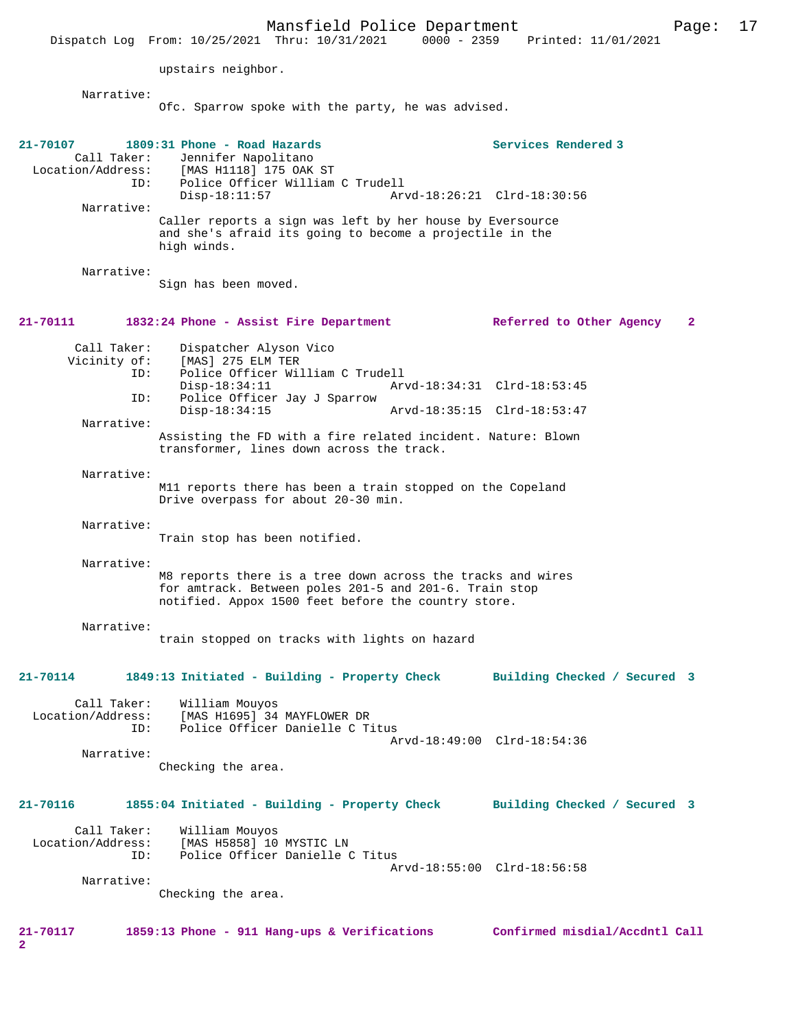upstairs neighbor.

Narrative:
Ofc. Sparrow spoke with the party, he was advised.

**21-70107 1809:31 Phone - Road Hazards Services Rendered 3**

Call Taker: Jennifer Napolitano
Location/Address: [MAS H1118] 175 OAK ST
ID: Police Officer William C Trudell
Disp-18:11:57 Arvd-18:26:21 Clrd-18:30:56

Narrative:
Caller reports a sign was left by her house by Eversource and she's afraid its going to become a projectile in the high winds.

Narrative:
Sign has been moved.

**21-70111 1832:24 Phone - Assist Fire Department Referred to Other Agency 2**

Call Taker: Dispatcher Alyson Vico
Vicinity of: [MAS] 275 ELM TER
ID: Police Officer William C Trudell
Disp-18:34:11 Arvd-18:34:31 Clrd-18:53:45
ID: Police Officer Jay J Sparrow
Disp-18:34:15 Arvd-18:35:15 Clrd-18:53:47

Narrative:
Assisting the FD with a fire related incident. Nature: Blown transformer, lines down across the track.

Narrative:
M11 reports there has been a train stopped on the Copeland Drive overpass for about 20-30 min.

Narrative:
Train stop has been notified.

Narrative:
M8 reports there is a tree down across the tracks and wires for amtrack. Between poles 201-5 and 201-6. Train stop notified. Appox 1500 feet before the country store.

Narrative:
train stopped on tracks with lights on hazard

**21-70114 1849:13 Initiated - Building - Property Check Building Checked / Secured 3**

Call Taker: William Mouyos
Location/Address: [MAS H1695] 34 MAYFLOWER DR
ID: Police Officer Danielle C Titus
Arvd-18:49:00 Clrd-18:54:36

Narrative:
Checking the area.

**21-70116 1855:04 Initiated - Building - Property Check Building Checked / Secured 3**

Call Taker: William Mouyos
Location/Address: [MAS H5858] 10 MYSTIC LN
ID: Police Officer Danielle C Titus
Arvd-18:55:00 Clrd-18:56:58

Narrative:
Checking the area.

**21-70117 1859:13 Phone - 911 Hang-ups & Verifications Confirmed misdial/Accdntl Call 2**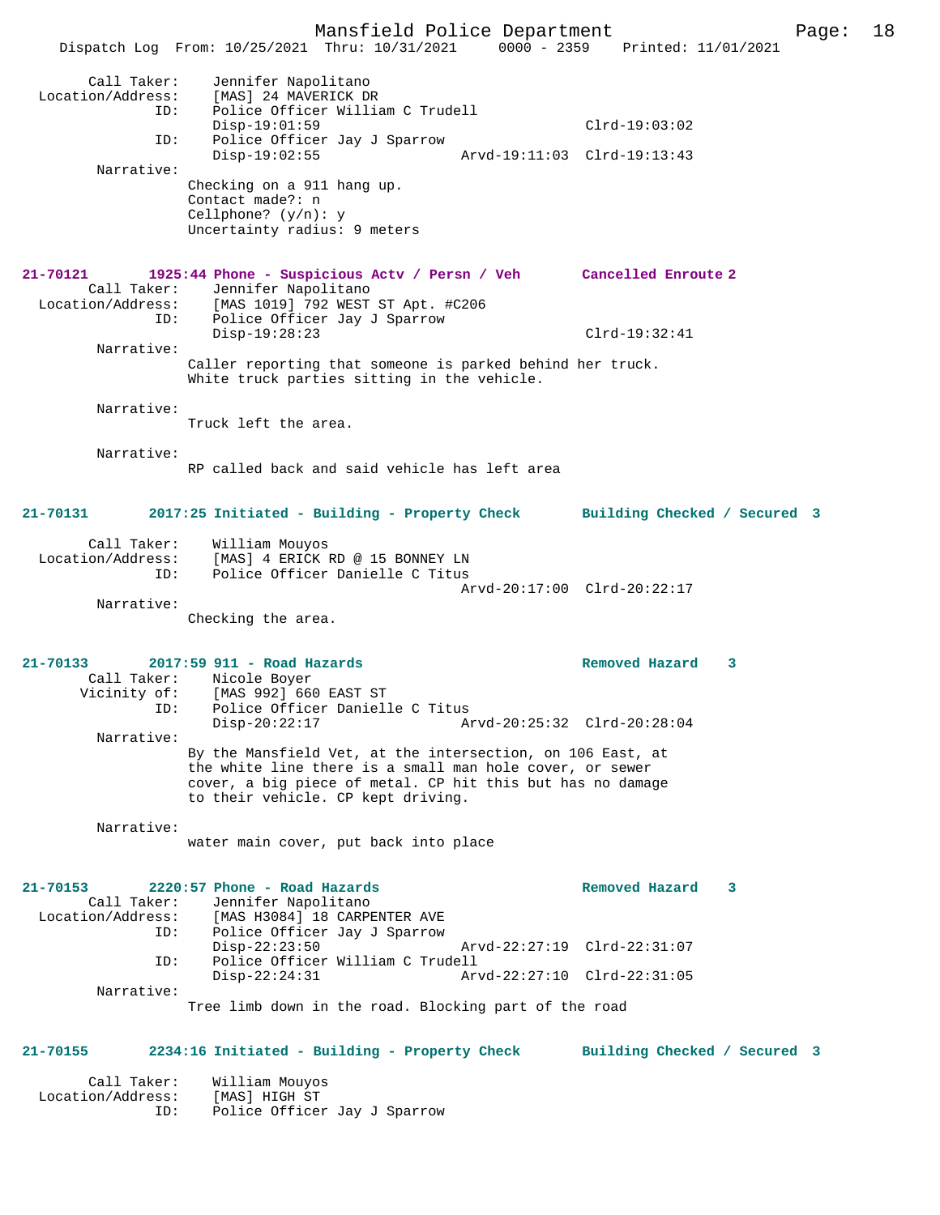```
        Call Taker:    Jennifer Napolitano
  Location/Address:    [MAS] 24 MAVERICK DR
               ID:     Police Officer William C Trudell
                       Disp-19:01:59                              Clrd-19:03:02
               ID:     Police Officer Jay J Sparrow
                       Disp-19:02:55              Arvd-19:11:03  Clrd-19:13:43
         Narrative:
                    Checking on a 911 hang up.
                    Contact made?: n
                    Cellphone? (y/n): y
                    Uncertainty radius: 9 meters


21-70121        1925:44 Phone - Suspicious Actv / Persn / Veh       Cancelled Enroute 2
        Call Taker:    Jennifer Napolitano
  Location/Address:    [MAS 1019] 792 WEST ST Apt. #C206
               ID:     Police Officer Jay J Sparrow
                       Disp-19:28:23                              Clrd-19:32:41
         Narrative:
                    Caller reporting that someone is parked behind her truck.
                    White truck parties sitting in the vehicle.

         Narrative:
                    Truck left the area.

         Narrative:
                    RP called back and said vehicle has left area


21-70131        2017:25 Initiated - Building - Property Check       Building Checked / Secured 3

        Call Taker:    William Mouyos
  Location/Address:    [MAS] 4 ERICK RD @ 15 BONNEY LN
               ID:     Police Officer Danielle C Titus
                                                  Arvd-20:17:00  Clrd-20:22:17
         Narrative:
                    Checking the area.


21-70133        2017:59 911 - Road Hazards                          Removed Hazard    3
        Call Taker:    Nicole Boyer
       Vicinity of:    [MAS 992] 660 EAST ST
               ID:     Police Officer Danielle C Titus
                       Disp-20:22:17              Arvd-20:25:32  Clrd-20:28:04
         Narrative:
                    By the Mansfield Vet, at the intersection, on 106 East, at
                    the white line there is a small man hole cover, or sewer
                    cover, a big piece of metal. CP hit this but has no damage
                    to their vehicle. CP kept driving.

         Narrative:
                    water main cover, put back into place


21-70153        2220:57 Phone - Road Hazards                        Removed Hazard    3
        Call Taker:    Jennifer Napolitano
  Location/Address:    [MAS H3084] 18 CARPENTER AVE
               ID:     Police Officer Jay J Sparrow
                       Disp-22:23:50              Arvd-22:27:19  Clrd-22:31:07
               ID:     Police Officer William C Trudell
                       Disp-22:24:31              Arvd-22:27:10  Clrd-22:31:05
         Narrative:
                    Tree limb down in the road. Blocking part of the road


21-70155        2234:16 Initiated - Building - Property Check       Building Checked / Secured 3

        Call Taker:    William Mouyos
  Location/Address:    [MAS] HIGH ST
               ID:     Police Officer Jay J Sparrow
```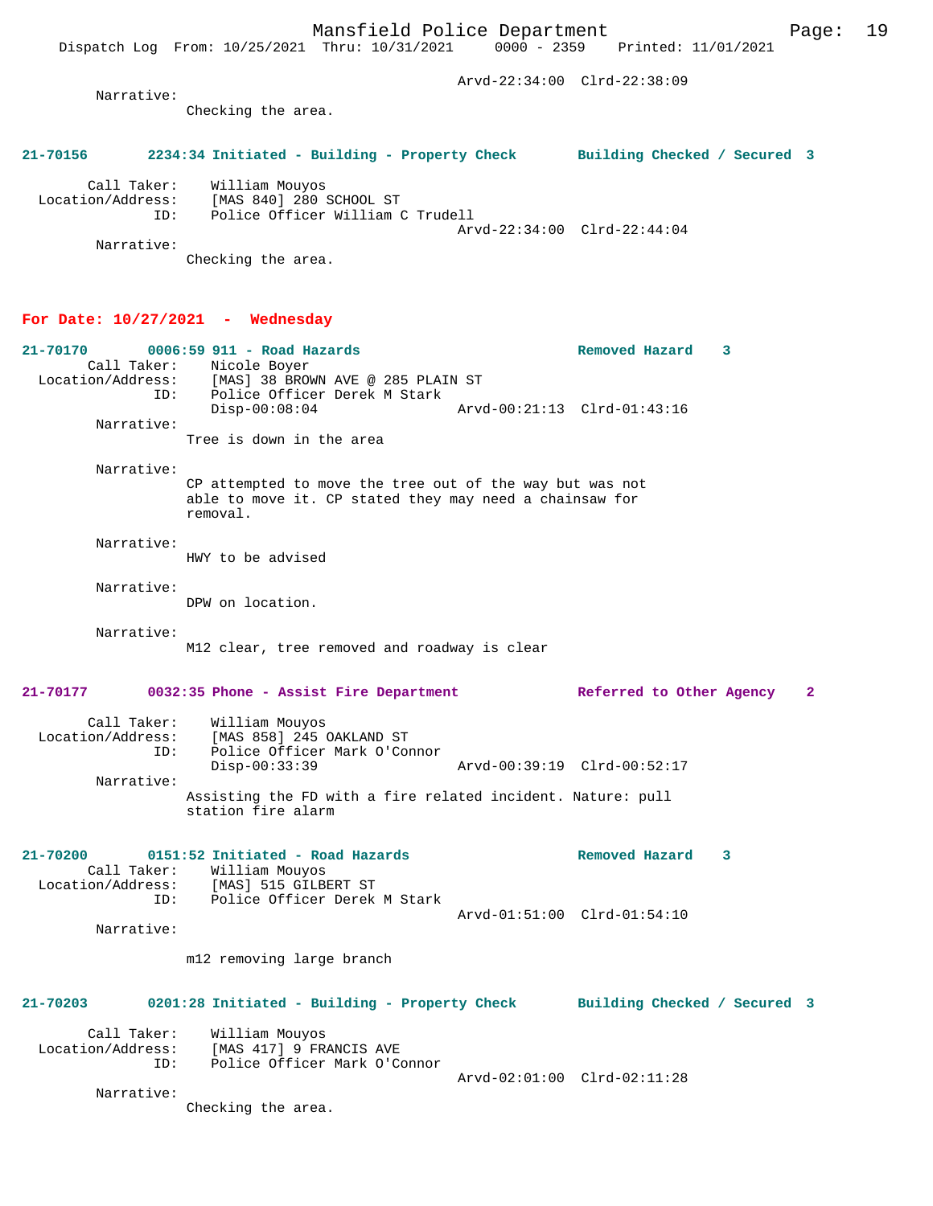Arvd-22:34:00 Clrd-22:38:09

Narrative:
Checking the area.

**21-70156 2234:34 Initiated - Building - Property Check Building Checked / Secured 3**

Call Taker: William Mouyos
Location/Address: [MAS 840] 280 SCHOOL ST
ID: Police Officer William C Trudell
Arvd-22:34:00 Clrd-22:44:04

Narrative:
Checking the area.

## For Date: 10/27/2021 - Wednesday

**21-70170 0006:59 911 - Road Hazards Removed Hazard 3**

Call Taker: Nicole Boyer
Location/Address: [MAS] 38 BROWN AVE @ 285 PLAIN ST
ID: Police Officer Derek M Stark
Disp-00:08:04 Arvd-00:21:13 Clrd-01:43:16

Narrative:
Tree is down in the area

Narrative:
CP attempted to move the tree out of the way but was not able to move it. CP stated they may need a chainsaw for removal.

Narrative:
HWY to be advised

Narrative:
DPW on location.

Narrative:
M12 clear, tree removed and roadway is clear

**21-70177 0032:35 Phone - Assist Fire Department Referred to Other Agency 2**

Call Taker: William Mouyos
Location/Address: [MAS 858] 245 OAKLAND ST
ID: Police Officer Mark O'Connor
Disp-00:33:39 Arvd-00:39:19 Clrd-00:52:17

Narrative:
Assisting the FD with a fire related incident. Nature: pull station fire alarm

**21-70200 0151:52 Initiated - Road Hazards Removed Hazard 3**

Call Taker: William Mouyos
Location/Address: [MAS] 515 GILBERT ST
ID: Police Officer Derek M Stark
Arvd-01:51:00 Clrd-01:54:10

Narrative:
m12 removing large branch

**21-70203 0201:28 Initiated - Building - Property Check Building Checked / Secured 3**

Call Taker: William Mouyos
Location/Address: [MAS 417] 9 FRANCIS AVE
ID: Police Officer Mark O'Connor
Arvd-02:01:00 Clrd-02:11:28

Narrative:
Checking the area.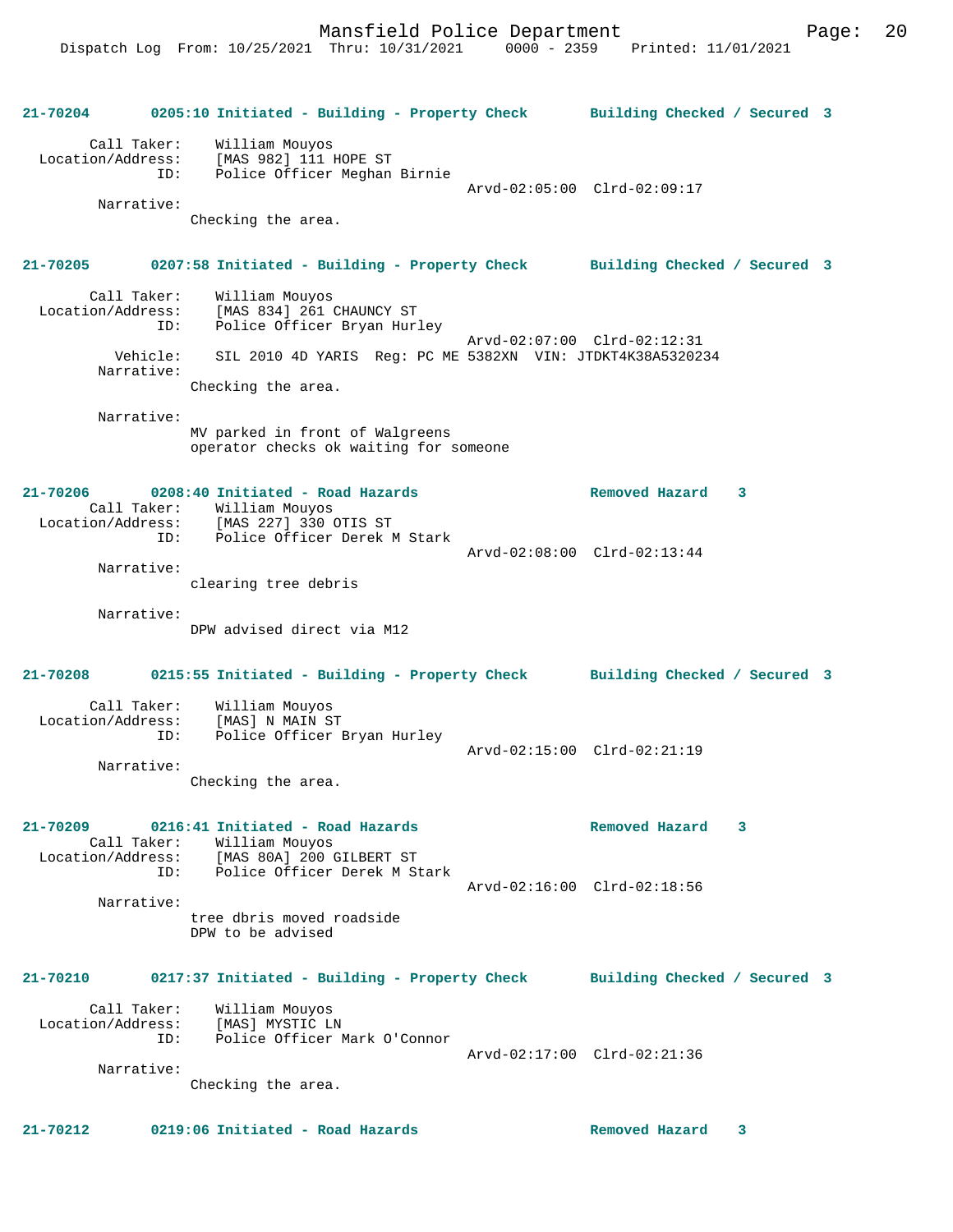**21-70204 0205:10 Initiated - Building - Property Check Building Checked / Secured 3**

Call Taker: William Mouyos
Location/Address: [MAS 982] 111 HOPE ST
ID: Police Officer Meghan Birnie
Arvd-02:05:00 Clrd-02:09:17
Narrative:
Checking the area.

**21-70205 0207:58 Initiated - Building - Property Check Building Checked / Secured 3**

Call Taker: William Mouyos
Location/Address: [MAS 834] 261 CHAUNCY ST
ID: Police Officer Bryan Hurley
Arvd-02:07:00 Clrd-02:12:31
Vehicle: SIL 2010 4D YARIS Reg: PC ME 5382XN VIN: JTDKT4K38A5320234
Narrative:
Checking the area.

Narrative:
MV parked in front of Walgreens
operator checks ok waiting for someone

**21-70206 0208:40 Initiated - Road Hazards Removed Hazard 3**

Call Taker: William Mouyos
Location/Address: [MAS 227] 330 OTIS ST
ID: Police Officer Derek M Stark
Arvd-02:08:00 Clrd-02:13:44
Narrative:
clearing tree debris

Narrative:
DPW advised direct via M12

**21-70208 0215:55 Initiated - Building - Property Check Building Checked / Secured 3**

Call Taker: William Mouyos
Location/Address: [MAS] N MAIN ST
ID: Police Officer Bryan Hurley
Arvd-02:15:00 Clrd-02:21:19
Narrative:
Checking the area.

**21-70209 0216:41 Initiated - Road Hazards Removed Hazard 3**

Call Taker: William Mouyos
Location/Address: [MAS 80A] 200 GILBERT ST
ID: Police Officer Derek M Stark
Arvd-02:16:00 Clrd-02:18:56
Narrative:
tree dbris moved roadside
DPW to be advised

**21-70210 0217:37 Initiated - Building - Property Check Building Checked / Secured 3**

Call Taker: William Mouyos
Location/Address: [MAS] MYSTIC LN
ID: Police Officer Mark O'Connor
Arvd-02:17:00 Clrd-02:21:36
Narrative:
Checking the area.

**21-70212 0219:06 Initiated - Road Hazards Removed Hazard 3**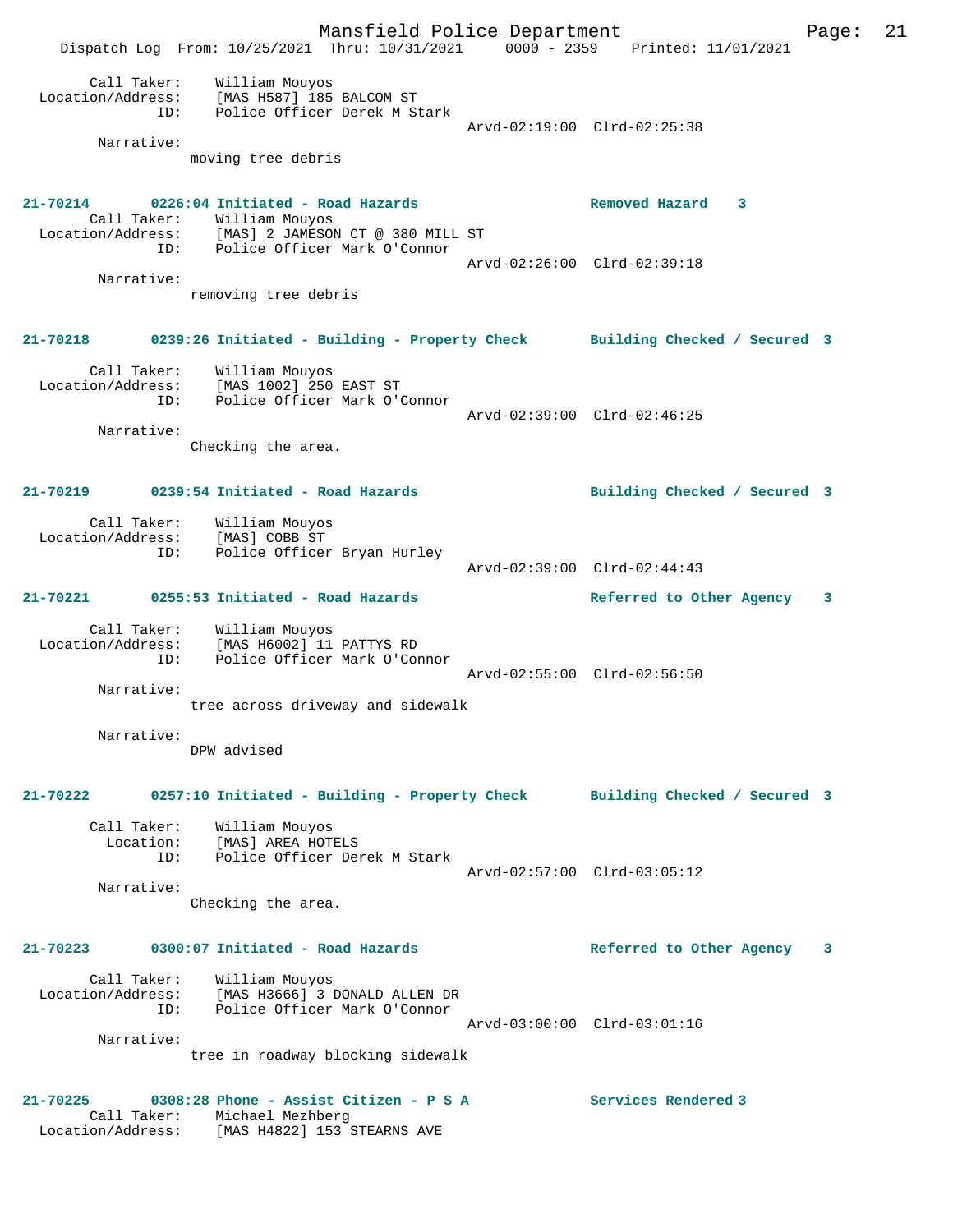Call Taker: William Mouyos
Location/Address: [MAS H587] 185 BALCOM ST
ID: Police Officer Derek M Stark
Arvd-02:19:00 Clrd-02:25:38

Narrative:
moving tree debris

**21-70214 0226:04 Initiated - Road Hazards — Removed Hazard 3**

Call Taker: William Mouyos
Location/Address: [MAS] 2 JAMESON CT @ 380 MILL ST
ID: Police Officer Mark O'Connor
Arvd-02:26:00 Clrd-02:39:18

Narrative:
removing tree debris

**21-70218 0239:26 Initiated - Building - Property Check — Building Checked / Secured 3**

Call Taker: William Mouyos
Location/Address: [MAS 1002] 250 EAST ST
ID: Police Officer Mark O'Connor
Arvd-02:39:00 Clrd-02:46:25

Narrative:
Checking the area.

**21-70219 0239:54 Initiated - Road Hazards — Building Checked / Secured 3**

Call Taker: William Mouyos
Location/Address: [MAS] COBB ST
ID: Police Officer Bryan Hurley
Arvd-02:39:00 Clrd-02:44:43

**21-70221 0255:53 Initiated - Road Hazards — Referred to Other Agency 3**

Call Taker: William Mouyos
Location/Address: [MAS H6002] 11 PATTYS RD
ID: Police Officer Mark O'Connor
Arvd-02:55:00 Clrd-02:56:50

Narrative:
tree across driveway and sidewalk

Narrative:
DPW advised

**21-70222 0257:10 Initiated - Building - Property Check — Building Checked / Secured 3**

Call Taker: William Mouyos
Location: [MAS] AREA HOTELS
ID: Police Officer Derek M Stark
Arvd-02:57:00 Clrd-03:05:12

Narrative:
Checking the area.

**21-70223 0300:07 Initiated - Road Hazards — Referred to Other Agency 3**

Call Taker: William Mouyos
Location/Address: [MAS H3666] 3 DONALD ALLEN DR
ID: Police Officer Mark O'Connor
Arvd-03:00:00 Clrd-03:01:16

Narrative:
tree in roadway blocking sidewalk

**21-70225 0308:28 Phone - Assist Citizen - P S A — Services Rendered 3**

Call Taker: Michael Mezhberg
Location/Address: [MAS H4822] 153 STEARNS AVE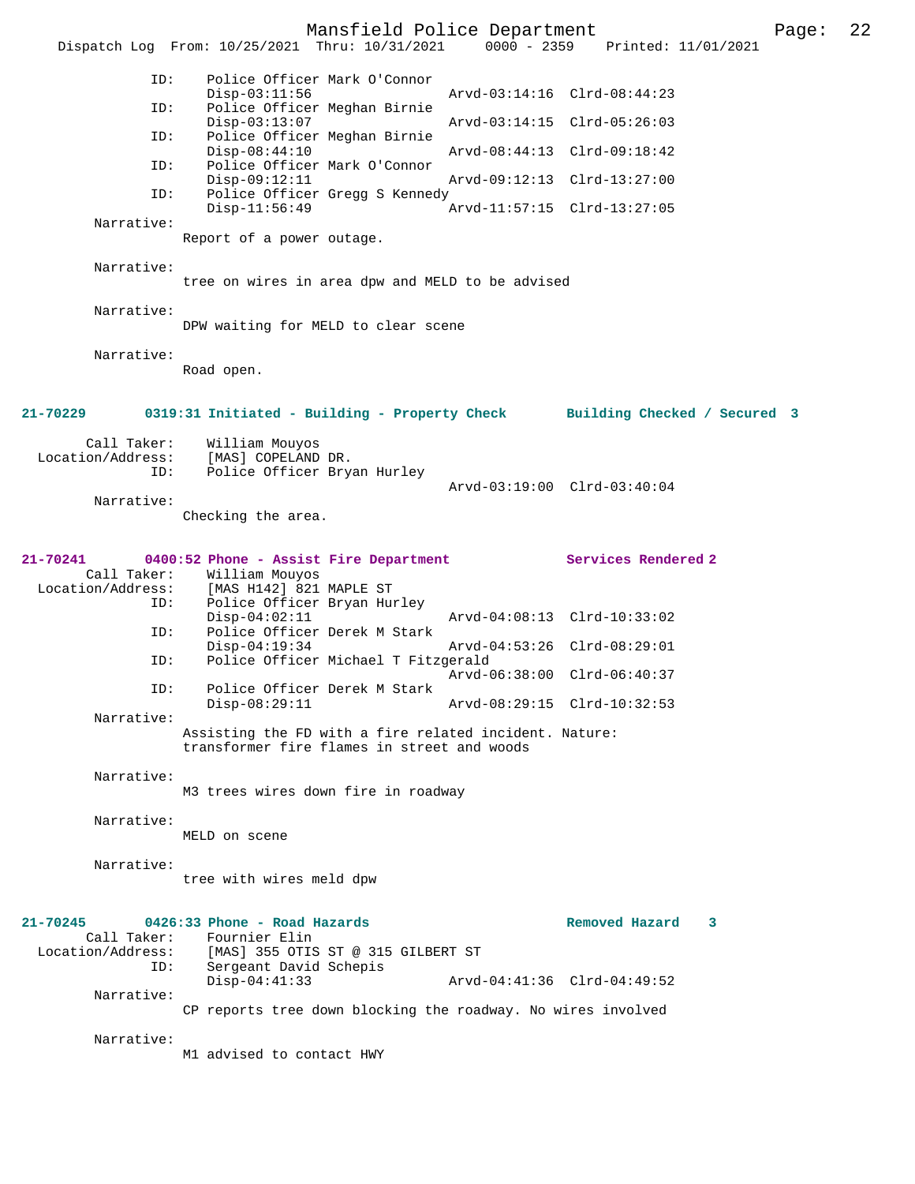ID: Police Officer Mark O'Connor
Disp-03:11:56 Arvd-03:14:16 Clrd-08:44:23

ID: Police Officer Meghan Birnie
Disp-03:13:07 Arvd-03:14:15 Clrd-05:26:03

ID: Police Officer Meghan Birnie
Disp-08:44:10 Arvd-08:44:13 Clrd-09:18:42

ID: Police Officer Mark O'Connor
Disp-09:12:11 Arvd-09:12:13 Clrd-13:27:00

ID: Police Officer Gregg S Kennedy
Disp-11:56:49 Arvd-11:57:15 Clrd-13:27:05

Narrative:
Report of a power outage.

Narrative:
tree on wires in area dpw and MELD to be advised

Narrative:
DPW waiting for MELD to clear scene

Narrative:
Road open.

**21-70229 0319:31 Initiated - Building - Property Check Building Checked / Secured 3**

Call Taker: William Mouyos
Location/Address: [MAS] COPELAND DR.
ID: Police Officer Bryan Hurley
Arvd-03:19:00 Clrd-03:40:04

Narrative:
Checking the area.

**21-70241 0400:52 Phone - Assist Fire Department Services Rendered 2**

Call Taker: William Mouyos
Location/Address: [MAS H142] 821 MAPLE ST
ID: Police Officer Bryan Hurley
Disp-04:02:11 Arvd-04:08:13 Clrd-10:33:02

ID: Police Officer Derek M Stark
Disp-04:19:34 Arvd-04:53:26 Clrd-08:29:01

ID: Police Officer Michael T Fitzgerald
Arvd-06:38:00 Clrd-06:40:37

ID: Police Officer Derek M Stark
Disp-08:29:11 Arvd-08:29:15 Clrd-10:32:53

Narrative:
Assisting the FD with a fire related incident. Nature: transformer fire flames in street and woods

Narrative:
M3 trees wires down fire in roadway

Narrative:
MELD on scene

Narrative:
tree with wires meld dpw

**21-70245 0426:33 Phone - Road Hazards Removed Hazard 3**

Call Taker: Fournier Elin
Location/Address: [MAS] 355 OTIS ST @ 315 GILBERT ST
ID: Sergeant David Schepis
Disp-04:41:33 Arvd-04:41:36 Clrd-04:49:52

Narrative:
CP reports tree down blocking the roadway. No wires involved

Narrative:
M1 advised to contact HWY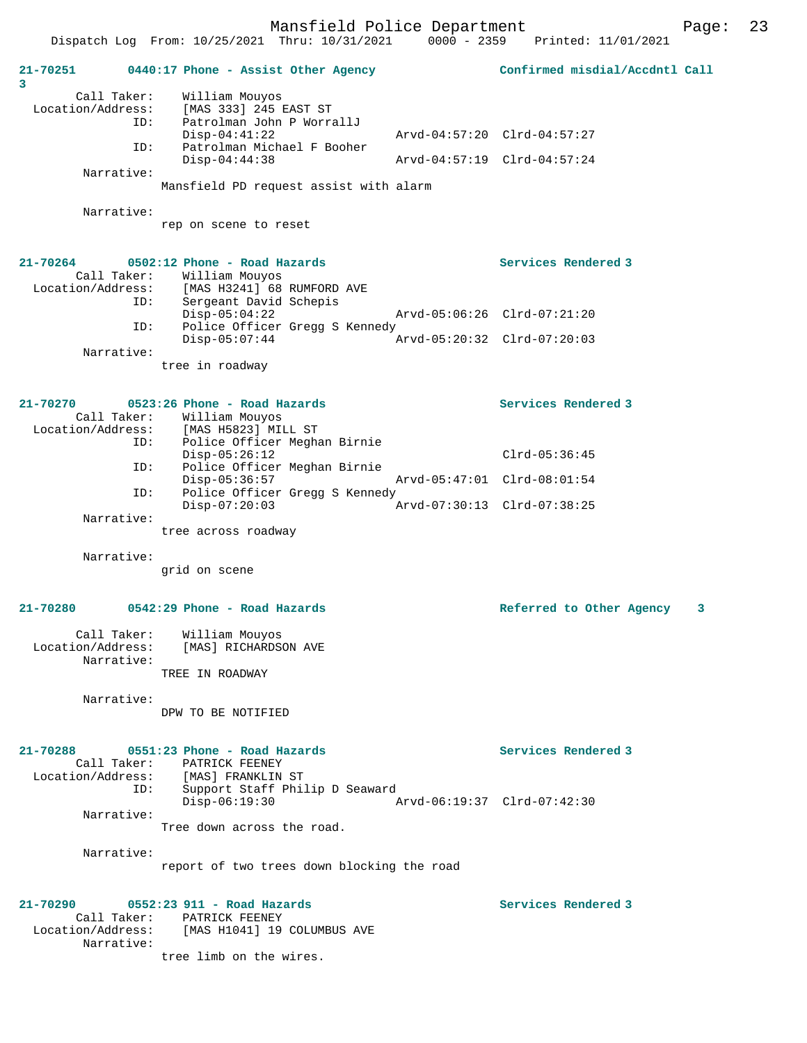21-70251 0440:17 Phone - Assist Other Agency Confirmed misdial/Accdntl Call 3

Call Taker: William Mouyos
Location/Address: [MAS 333] 245 EAST ST
ID: Patrolman John P WorrallJ
Disp-04:41:22 Arvd-04:57:20 Clrd-04:57:27
ID: Patrolman Michael F Booher
Disp-04:44:38 Arvd-04:57:19 Clrd-04:57:24
Narrative:
Mansfield PD request assist with alarm

Narrative:
rep on scene to reset

21-70264 0502:12 Phone - Road Hazards Services Rendered 3

Call Taker: William Mouyos
Location/Address: [MAS H3241] 68 RUMFORD AVE
ID: Sergeant David Schepis
Disp-05:04:22 Arvd-05:06:26 Clrd-07:21:20
ID: Police Officer Gregg S Kennedy
Disp-05:07:44 Arvd-05:20:32 Clrd-07:20:03
Narrative:
tree in roadway

21-70270 0523:26 Phone - Road Hazards Services Rendered 3

Call Taker: William Mouyos
Location/Address: [MAS H5823] MILL ST
ID: Police Officer Meghan Birnie
Disp-05:26:12 Clrd-05:36:45
ID: Police Officer Meghan Birnie
Disp-05:36:57 Arvd-05:47:01 Clrd-08:01:54
ID: Police Officer Gregg S Kennedy
Disp-07:20:03 Arvd-07:30:13 Clrd-07:38:25
Narrative:
tree across roadway

Narrative:
grid on scene

21-70280 0542:29 Phone - Road Hazards Referred to Other Agency 3

Call Taker: William Mouyos
Location/Address: [MAS] RICHARDSON AVE
Narrative:
TREE IN ROADWAY

Narrative:
DPW TO BE NOTIFIED

21-70288 0551:23 Phone - Road Hazards Services Rendered 3

Call Taker: PATRICK FEENEY
Location/Address: [MAS] FRANKLIN ST
ID: Support Staff Philip D Seaward
Disp-06:19:30 Arvd-06:19:37 Clrd-07:42:30
Narrative:
Tree down across the road.

Narrative:
report of two trees down blocking the road

21-70290 0552:23 911 - Road Hazards Services Rendered 3

Call Taker: PATRICK FEENEY
Location/Address: [MAS H1041] 19 COLUMBUS AVE
Narrative:
tree limb on the wires.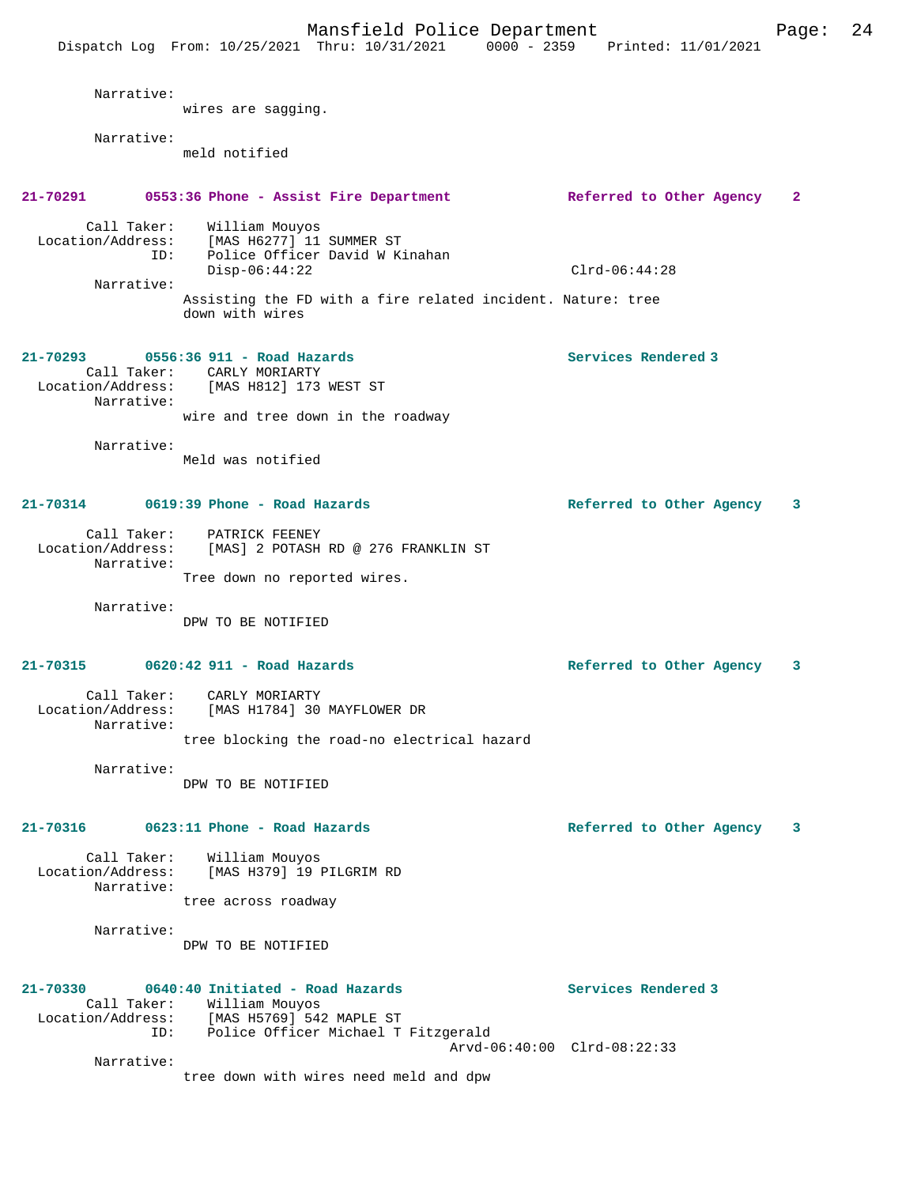Narrative:
wires are sagging.

Narrative:
meld notified

**21-70291 0553:36 Phone - Assist Fire Department Referred to Other Agency 2**

Call Taker: William Mouyos
Location/Address: [MAS H6277] 11 SUMMER ST
ID: Police Officer David W Kinahan
Disp-06:44:22 Clrd-06:44:28
Narrative:
Assisting the FD with a fire related incident. Nature: tree down with wires

**21-70293 0556:36 911 - Road Hazards Services Rendered 3**

Call Taker: CARLY MORIARTY
Location/Address: [MAS H812] 173 WEST ST
Narrative:
wire and tree down in the roadway

Narrative:
Meld was notified

**21-70314 0619:39 Phone - Road Hazards Referred to Other Agency 3**

Call Taker: PATRICK FEENEY
Location/Address: [MAS] 2 POTASH RD @ 276 FRANKLIN ST
Narrative:
Tree down no reported wires.

Narrative:
DPW TO BE NOTIFIED

**21-70315 0620:42 911 - Road Hazards Referred to Other Agency 3**

Call Taker: CARLY MORIARTY
Location/Address: [MAS H1784] 30 MAYFLOWER DR
Narrative:
tree blocking the road-no electrical hazard

Narrative:
DPW TO BE NOTIFIED

**21-70316 0623:11 Phone - Road Hazards Referred to Other Agency 3**

Call Taker: William Mouyos
Location/Address: [MAS H379] 19 PILGRIM RD
Narrative:
tree across roadway

Narrative:
DPW TO BE NOTIFIED

**21-70330 0640:40 Initiated - Road Hazards Services Rendered 3**

Call Taker: William Mouyos
Location/Address: [MAS H5769] 542 MAPLE ST
ID: Police Officer Michael T Fitzgerald
Arvd-06:40:00 Clrd-08:22:33
Narrative:
tree down with wires need meld and dpw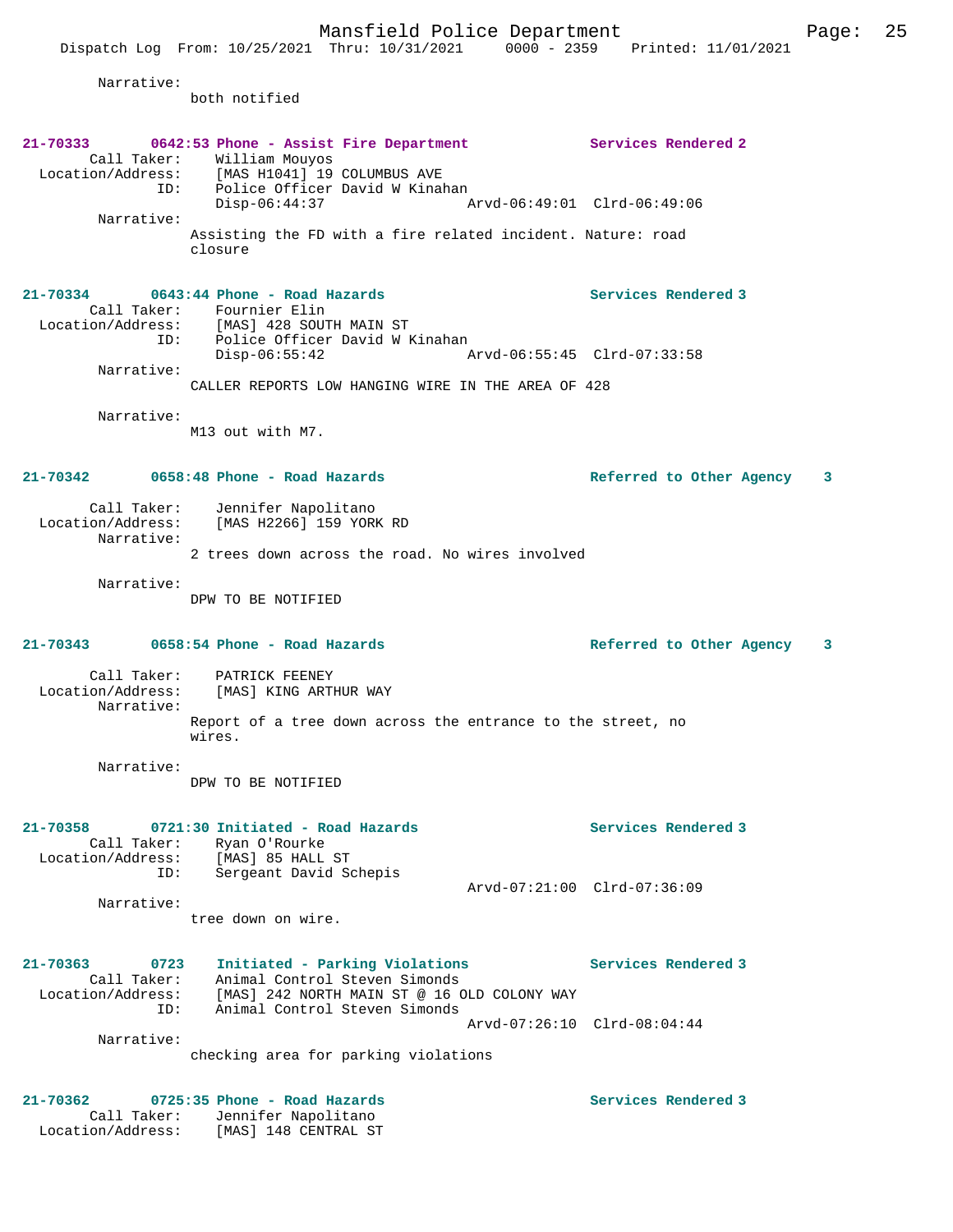Narrative:
both notified

**21-70333 0642:53 Phone - Assist Fire Department — Services Rendered 2**

Call Taker: William Mouyos
Location/Address: [MAS H1041] 19 COLUMBUS AVE
ID: Police Officer David W Kinahan
Disp-06:44:37 Arvd-06:49:01 Clrd-06:49:06

Narrative:
Assisting the FD with a fire related incident. Nature: road closure

**21-70334 0643:44 Phone - Road Hazards — Services Rendered 3**

Call Taker: Fournier Elin
Location/Address: [MAS] 428 SOUTH MAIN ST
ID: Police Officer David W Kinahan
Disp-06:55:42 Arvd-06:55:45 Clrd-07:33:58

Narrative:
CALLER REPORTS LOW HANGING WIRE IN THE AREA OF 428

Narrative:
M13 out with M7.

**21-70342 0658:48 Phone - Road Hazards — Referred to Other Agency 3**

Call Taker: Jennifer Napolitano
Location/Address: [MAS H2266] 159 YORK RD

Narrative:
2 trees down across the road. No wires involved

Narrative:
DPW TO BE NOTIFIED

**21-70343 0658:54 Phone - Road Hazards — Referred to Other Agency 3**

Call Taker: PATRICK FEENEY
Location/Address: [MAS] KING ARTHUR WAY

Narrative:
Report of a tree down across the entrance to the street, no wires.

Narrative:
DPW TO BE NOTIFIED

**21-70358 0721:30 Initiated - Road Hazards — Services Rendered 3**

Call Taker: Ryan O'Rourke
Location/Address: [MAS] 85 HALL ST
ID: Sergeant David Schepis
Arvd-07:21:00 Clrd-07:36:09

Narrative:
tree down on wire.

**21-70363 0723 Initiated - Parking Violations — Services Rendered 3**

Call Taker: Animal Control Steven Simonds
Location/Address: [MAS] 242 NORTH MAIN ST @ 16 OLD COLONY WAY
ID: Animal Control Steven Simonds
Arvd-07:26:10 Clrd-08:04:44

Narrative:
checking area for parking violations

**21-70362 0725:35 Phone - Road Hazards — Services Rendered 3**

Call Taker: Jennifer Napolitano
Location/Address: [MAS] 148 CENTRAL ST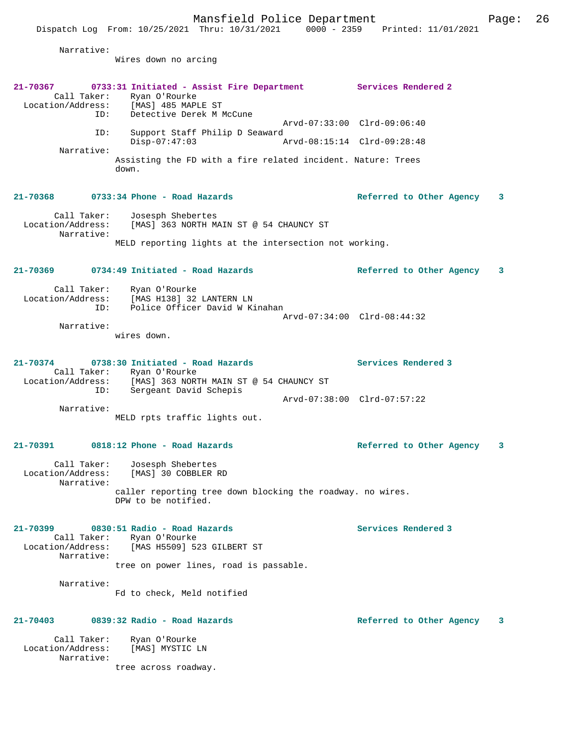Narrative:
Wires down no arcing

**21-70367 0733:31 Initiated - Assist Fire Department** **Services Rendered 2**
Call Taker: Ryan O'Rourke
Location/Address: [MAS] 485 MAPLE ST
ID: Detective Derek M McCune
Arvd-07:33:00 Clrd-09:06:40
ID: Support Staff Philip D Seaward
Disp-07:47:03 Arvd-08:15:14 Clrd-09:28:48
Narrative:
Assisting the FD with a fire related incident. Nature: Trees down.

**21-70368 0733:34 Phone - Road Hazards** **Referred to Other Agency 3**
Call Taker: Josesph Shebertes
Location/Address: [MAS] 363 NORTH MAIN ST @ 54 CHAUNCY ST
Narrative:
MELD reporting lights at the intersection not working.

**21-70369 0734:49 Initiated - Road Hazards** **Referred to Other Agency 3**
Call Taker: Ryan O'Rourke
Location/Address: [MAS H138] 32 LANTERN LN
ID: Police Officer David W Kinahan
Arvd-07:34:00 Clrd-08:44:32
Narrative:
wires down.

**21-70374 0738:30 Initiated - Road Hazards** **Services Rendered 3**
Call Taker: Ryan O'Rourke
Location/Address: [MAS] 363 NORTH MAIN ST @ 54 CHAUNCY ST
ID: Sergeant David Schepis
Arvd-07:38:00 Clrd-07:57:22
Narrative:
MELD rpts traffic lights out.

**21-70391 0818:12 Phone - Road Hazards** **Referred to Other Agency 3**
Call Taker: Josesph Shebertes
Location/Address: [MAS] 30 COBBLER RD
Narrative:
caller reporting tree down blocking the roadway. no wires. DPW to be notified.

**21-70399 0830:51 Radio - Road Hazards** **Services Rendered 3**
Call Taker: Ryan O'Rourke
Location/Address: [MAS H5509] 523 GILBERT ST
Narrative:
tree on power lines, road is passable.

Narrative:
Fd to check, Meld notified

**21-70403 0839:32 Radio - Road Hazards** **Referred to Other Agency 3**
Call Taker: Ryan O'Rourke
Location/Address: [MAS] MYSTIC LN
Narrative:
tree across roadway.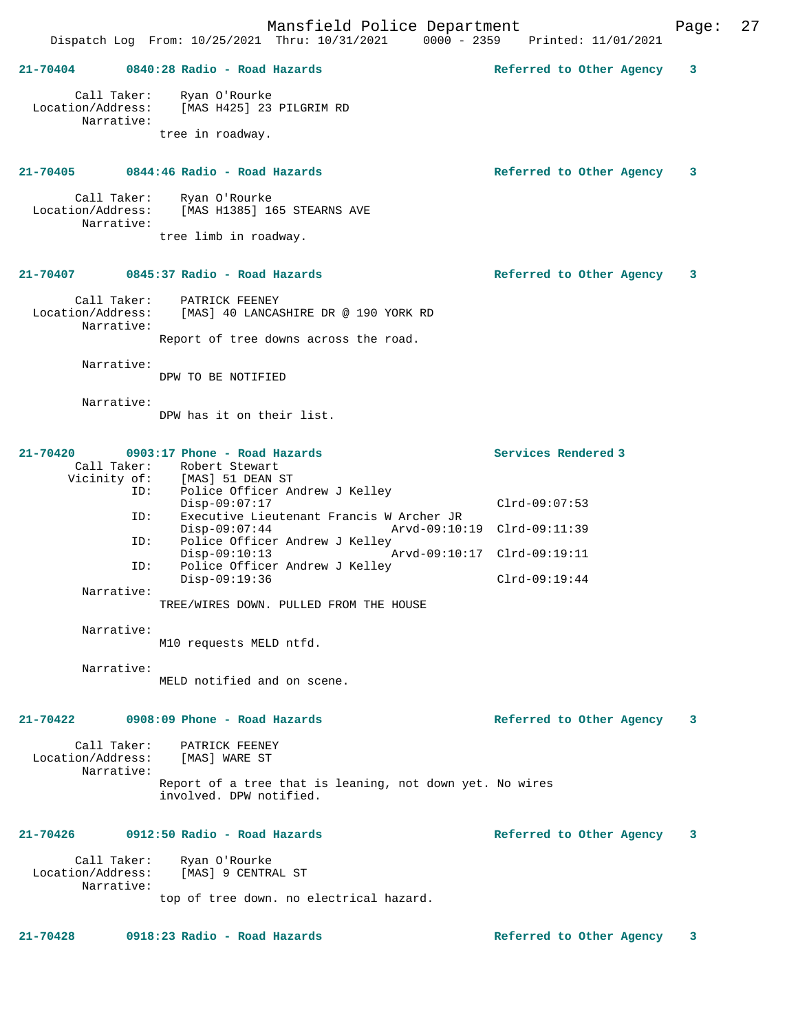**21-70404 0840:28 Radio - Road Hazards — Referred to Other Agency 3**

Call Taker: Ryan O'Rourke
Location/Address: [MAS H425] 23 PILGRIM RD
Narrative:
tree in roadway.

**21-70405 0844:46 Radio - Road Hazards — Referred to Other Agency 3**

Call Taker: Ryan O'Rourke
Location/Address: [MAS H1385] 165 STEARNS AVE
Narrative:
tree limb in roadway.

**21-70407 0845:37 Radio - Road Hazards — Referred to Other Agency 3**

Call Taker: PATRICK FEENEY
Location/Address: [MAS] 40 LANCASHIRE DR @ 190 YORK RD
Narrative:
Report of tree downs across the road.

Narrative:
DPW TO BE NOTIFIED

Narrative:
DPW has it on their list.

**21-70420 0903:17 Phone - Road Hazards — Services Rendered 3**

Call Taker: Robert Stewart
Vicinity of: [MAS] 51 DEAN ST
ID: Police Officer Andrew J Kelley
Disp-09:07:17 Clrd-09:07:53
ID: Executive Lieutenant Francis W Archer JR
Disp-09:07:44 Arvd-09:10:19 Clrd-09:11:39
ID: Police Officer Andrew J Kelley
Disp-09:10:13 Arvd-09:10:17 Clrd-09:19:11
ID: Police Officer Andrew J Kelley
Disp-09:19:36 Clrd-09:19:44
Narrative:
TREE/WIRES DOWN. PULLED FROM THE HOUSE

Narrative:
M10 requests MELD ntfd.

Narrative:
MELD notified and on scene.

**21-70422 0908:09 Phone - Road Hazards — Referred to Other Agency 3**

Call Taker: PATRICK FEENEY
Location/Address: [MAS] WARE ST
Narrative:
Report of a tree that is leaning, not down yet. No wires involved. DPW notified.

**21-70426 0912:50 Radio - Road Hazards — Referred to Other Agency 3**

Call Taker: Ryan O'Rourke
Location/Address: [MAS] 9 CENTRAL ST
Narrative:
top of tree down. no electrical hazard.

**21-70428 0918:23 Radio - Road Hazards — Referred to Other Agency 3**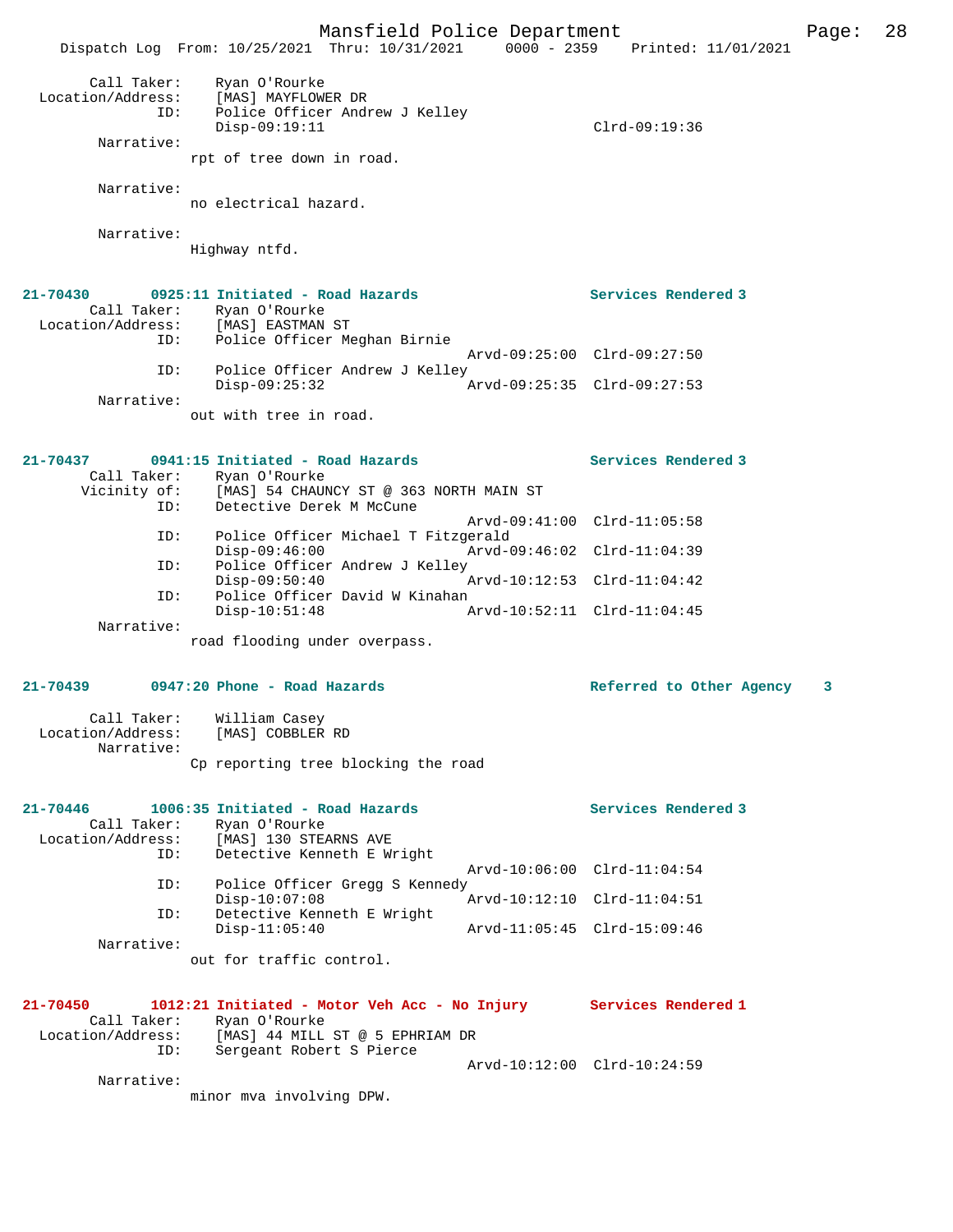Call Taker: Ryan O'Rourke
Location/Address: [MAS] MAYFLOWER DR
ID: Police Officer Andrew J Kelley
Disp-09:19:11 Clrd-09:19:36
Narrative:
rpt of tree down in road.

Narrative:
no electrical hazard.

Narrative:
Highway ntfd.

**21-70430 0925:11 Initiated - Road Hazards Services Rendered 3**
Call Taker: Ryan O'Rourke
Location/Address: [MAS] EASTMAN ST
ID: Police Officer Meghan Birnie
Arvd-09:25:00 Clrd-09:27:50
ID: Police Officer Andrew J Kelley
Disp-09:25:32 Arvd-09:25:35 Clrd-09:27:53
Narrative:
out with tree in road.

**21-70437 0941:15 Initiated - Road Hazards Services Rendered 3**
Call Taker: Ryan O'Rourke
Vicinity of: [MAS] 54 CHAUNCY ST @ 363 NORTH MAIN ST
ID: Detective Derek M McCune
Arvd-09:41:00 Clrd-11:05:58
ID: Police Officer Michael T Fitzgerald
Disp-09:46:00 Arvd-09:46:02 Clrd-11:04:39
ID: Police Officer Andrew J Kelley
Disp-09:50:40 Arvd-10:12:53 Clrd-11:04:42
ID: Police Officer David W Kinahan
Disp-10:51:48 Arvd-10:52:11 Clrd-11:04:45
Narrative:
road flooding under overpass.

**21-70439 0947:20 Phone - Road Hazards Referred to Other Agency 3**
Call Taker: William Casey
Location/Address: [MAS] COBBLER RD
Narrative:
Cp reporting tree blocking the road

**21-70446 1006:35 Initiated - Road Hazards Services Rendered 3**
Call Taker: Ryan O'Rourke
Location/Address: [MAS] 130 STEARNS AVE
ID: Detective Kenneth E Wright
Arvd-10:06:00 Clrd-11:04:54
ID: Police Officer Gregg S Kennedy
Disp-10:07:08 Arvd-10:12:10 Clrd-11:04:51
ID: Detective Kenneth E Wright
Disp-11:05:40 Arvd-11:05:45 Clrd-15:09:46
Narrative:
out for traffic control.

**21-70450 1012:21 Initiated - Motor Veh Acc - No Injury Services Rendered 1**
Call Taker: Ryan O'Rourke
Location/Address: [MAS] 44 MILL ST @ 5 EPHRIAM DR
ID: Sergeant Robert S Pierce
Arvd-10:12:00 Clrd-10:24:59
Narrative:
minor mva involving DPW.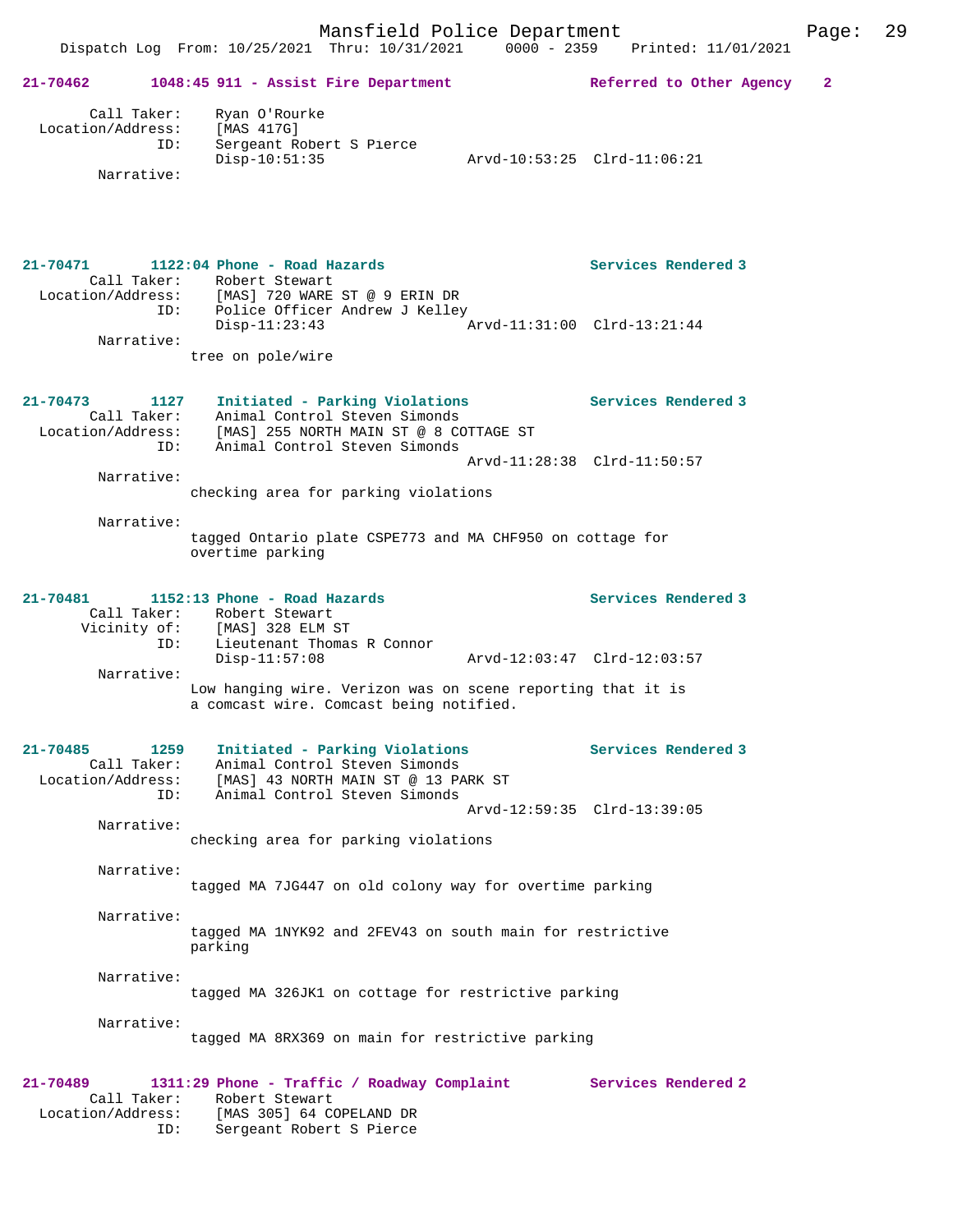**21-70462 1048:45 911 - Assist Fire Department — Referred to Other Agency 2**

Call Taker: Ryan O'Rourke
Location/Address: [MAS 417G]
ID: Sergeant Robert S Pierce
Disp-10:51:35 Arvd-10:53:25 Clrd-11:06:21
Narrative:

**21-70471 1122:04 Phone - Road Hazards — Services Rendered 3**

Call Taker: Robert Stewart
Location/Address: [MAS] 720 WARE ST @ 9 ERIN DR
ID: Police Officer Andrew J Kelley
Disp-11:23:43 Arvd-11:31:00 Clrd-13:21:44
Narrative:
tree on pole/wire

**21-70473 1127 Initiated - Parking Violations — Services Rendered 3**

Call Taker: Animal Control Steven Simonds
Location/Address: [MAS] 255 NORTH MAIN ST @ 8 COTTAGE ST
ID: Animal Control Steven Simonds
Arvd-11:28:38 Clrd-11:50:57
Narrative:
checking area for parking violations

Narrative:
tagged Ontario plate CSPE773 and MA CHF950 on cottage for overtime parking

**21-70481 1152:13 Phone - Road Hazards — Services Rendered 3**

Call Taker: Robert Stewart
Vicinity of: [MAS] 328 ELM ST
ID: Lieutenant Thomas R Connor
Disp-11:57:08 Arvd-12:03:47 Clrd-12:03:57
Narrative:
Low hanging wire. Verizon was on scene reporting that it is a comcast wire. Comcast being notified.

**21-70485 1259 Initiated - Parking Violations — Services Rendered 3**

Call Taker: Animal Control Steven Simonds
Location/Address: [MAS] 43 NORTH MAIN ST @ 13 PARK ST
ID: Animal Control Steven Simonds
Arvd-12:59:35 Clrd-13:39:05
Narrative:
checking area for parking violations

Narrative:
tagged MA 7JG447 on old colony way for overtime parking

Narrative:
tagged MA 1NYK92 and 2FEV43 on south main for restrictive parking

Narrative:
tagged MA 326JK1 on cottage for restrictive parking

Narrative:
tagged MA 8RX369 on main for restrictive parking

**21-70489 1311:29 Phone - Traffic / Roadway Complaint — Services Rendered 2**

Call Taker: Robert Stewart
Location/Address: [MAS 305] 64 COPELAND DR
ID: Sergeant Robert S Pierce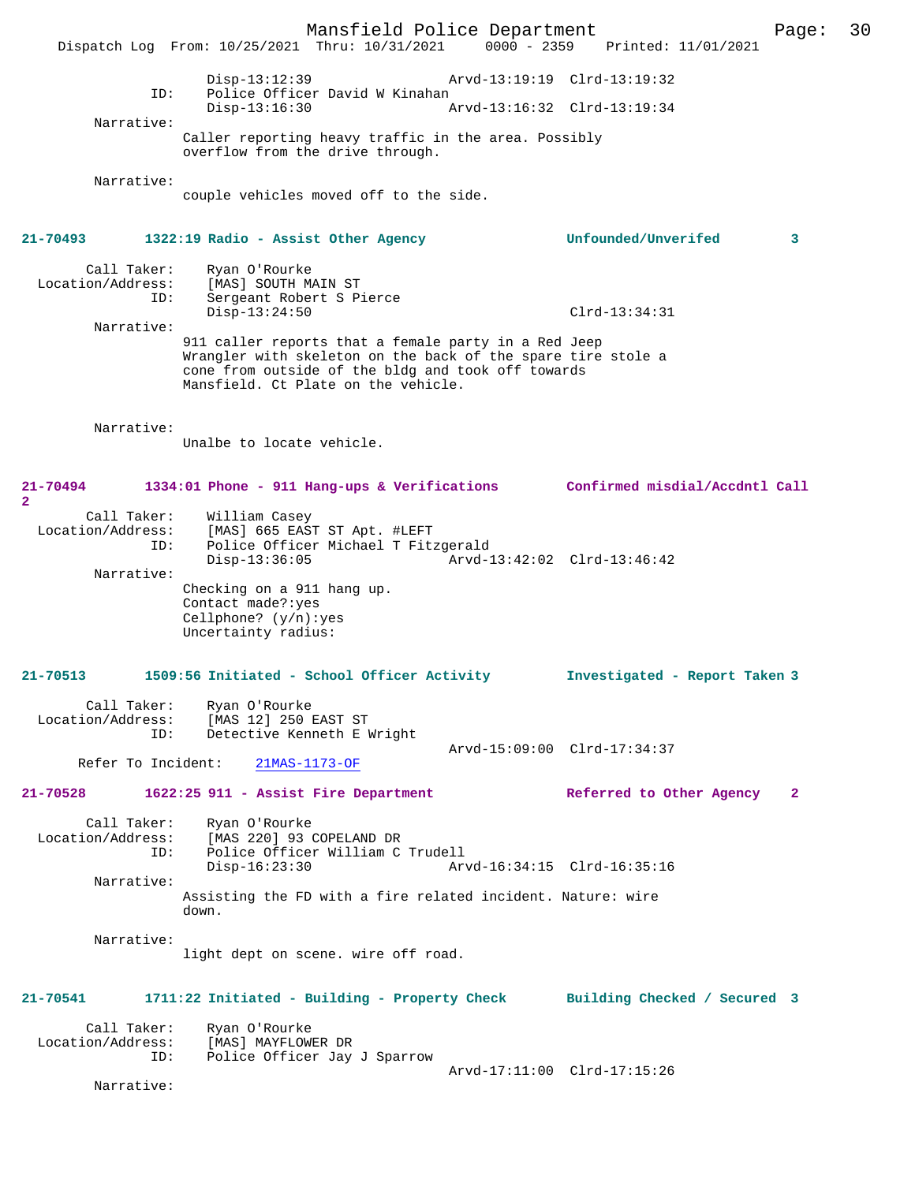Disp-13:12:39 Arvd-13:19:19 Clrd-13:19:32
ID: Police Officer David W Kinahan
Disp-13:16:30 Arvd-13:16:32 Clrd-13:19:34

Narrative:
Caller reporting heavy traffic in the area. Possibly overflow from the drive through.

Narrative:
couple vehicles moved off to the side.

**21-70493 1322:19 Radio - Assist Other Agency Unfounded/Unverifed 3**

Call Taker: Ryan O'Rourke
Location/Address: [MAS] SOUTH MAIN ST
ID: Sergeant Robert S Pierce
Disp-13:24:50 Clrd-13:34:31

Narrative:
911 caller reports that a female party in a Red Jeep Wrangler with skeleton on the back of the spare tire stole a cone from outside of the bldg and took off towards Mansfield. Ct Plate on the vehicle.

Narrative:
Unalbe to locate vehicle.

**21-70494 1334:01 Phone - 911 Hang-ups & Verifications Confirmed misdial/Accdntl Call 2**

Call Taker: William Casey
Location/Address: [MAS] 665 EAST ST Apt. #LEFT
ID: Police Officer Michael T Fitzgerald
Disp-13:36:05 Arvd-13:42:02 Clrd-13:46:42

Narrative:
Checking on a 911 hang up.
Contact made?:yes
Cellphone? (y/n):yes
Uncertainty radius:

**21-70513 1509:56 Initiated - School Officer Activity Investigated - Report Taken 3**

Call Taker: Ryan O'Rourke
Location/Address: [MAS 12] 250 EAST ST
ID: Detective Kenneth E Wright
Arvd-15:09:00 Clrd-17:34:37
Refer To Incident: 21MAS-1173-OF

**21-70528 1622:25 911 - Assist Fire Department Referred to Other Agency 2**

Call Taker: Ryan O'Rourke
Location/Address: [MAS 220] 93 COPELAND DR
ID: Police Officer William C Trudell
Disp-16:23:30 Arvd-16:34:15 Clrd-16:35:16

Narrative:
Assisting the FD with a fire related incident. Nature: wire down.

Narrative:
light dept on scene. wire off road.

**21-70541 1711:22 Initiated - Building - Property Check Building Checked / Secured 3**

Call Taker: Ryan O'Rourke
Location/Address: [MAS] MAYFLOWER DR
ID: Police Officer Jay J Sparrow
Arvd-17:11:00 Clrd-17:15:26

Narrative: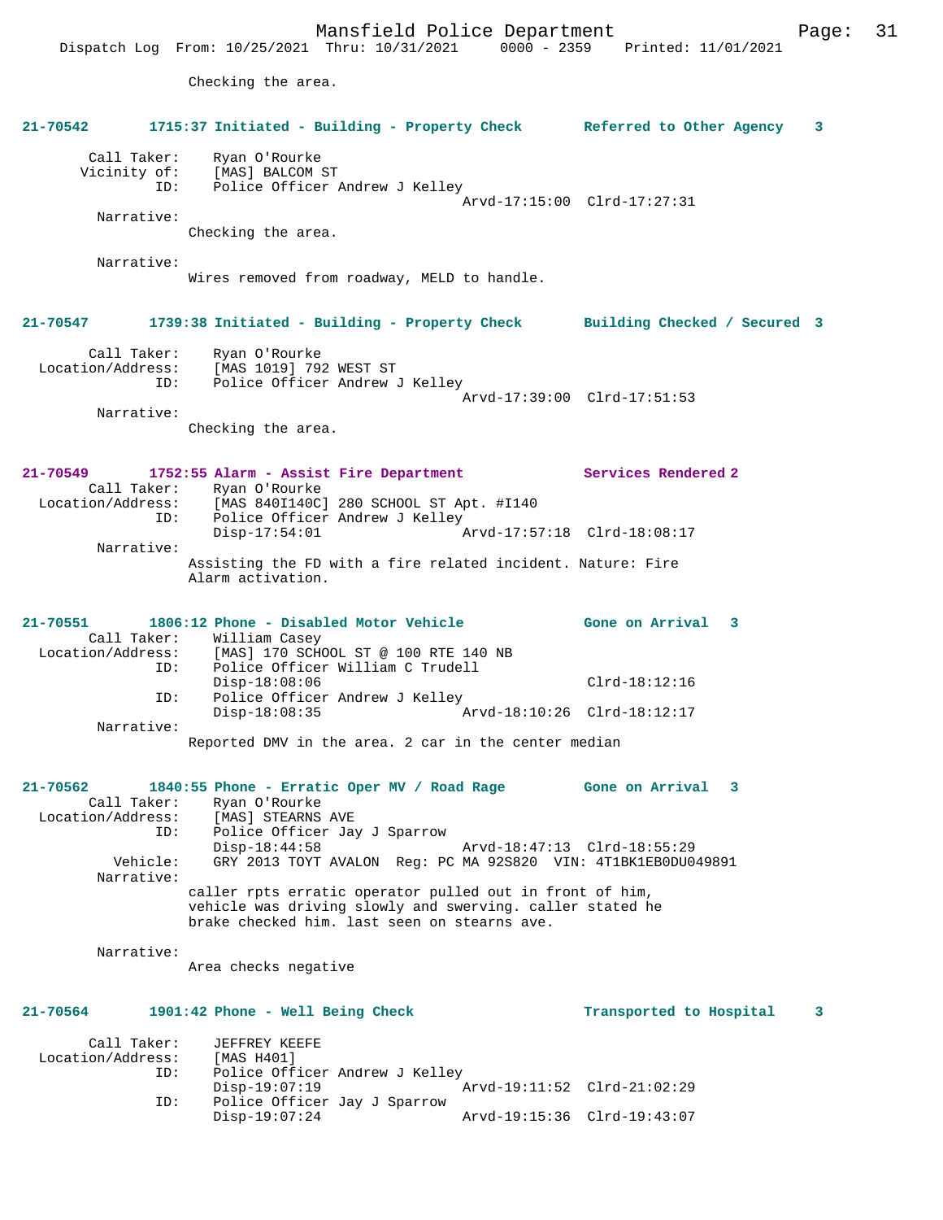Checking the area.

**21-70542 1715:37 Initiated - Building - Property Check — Referred to Other Agency 3**

Call Taker: Ryan O'Rourke
Vicinity of: [MAS] BALCOM ST
ID: Police Officer Andrew J Kelley
Arvd-17:15:00 Clrd-17:27:31

Narrative:
Checking the area.

Narrative:
Wires removed from roadway, MELD to handle.

**21-70547 1739:38 Initiated - Building - Property Check — Building Checked / Secured 3**

Call Taker: Ryan O'Rourke
Location/Address: [MAS 1019] 792 WEST ST
ID: Police Officer Andrew J Kelley
Arvd-17:39:00 Clrd-17:51:53

Narrative:
Checking the area.

**21-70549 1752:55 Alarm - Assist Fire Department — Services Rendered 2**

Call Taker: Ryan O'Rourke
Location/Address: [MAS 840I140C] 280 SCHOOL ST Apt. #I140
ID: Police Officer Andrew J Kelley
Disp-17:54:01 Arvd-17:57:18 Clrd-18:08:17

Narrative:
Assisting the FD with a fire related incident. Nature: Fire Alarm activation.

**21-70551 1806:12 Phone - Disabled Motor Vehicle — Gone on Arrival 3**

Call Taker: William Casey
Location/Address: [MAS] 170 SCHOOL ST @ 100 RTE 140 NB
ID: Police Officer William C Trudell
Disp-18:08:06 Clrd-18:12:16
ID: Police Officer Andrew J Kelley
Disp-18:08:35 Arvd-18:10:26 Clrd-18:12:17

Narrative:
Reported DMV in the area. 2 car in the center median

**21-70562 1840:55 Phone - Erratic Oper MV / Road Rage — Gone on Arrival 3**

Call Taker: Ryan O'Rourke
Location/Address: [MAS] STEARNS AVE
ID: Police Officer Jay J Sparrow
Disp-18:44:58 Arvd-18:47:13 Clrd-18:55:29
Vehicle: GRY 2013 TOYT AVALON Reg: PC MA 92S820 VIN: 4T1BK1EB0DU049891

Narrative:
caller rpts erratic operator pulled out in front of him, vehicle was driving slowly and swerving. caller stated he brake checked him. last seen on stearns ave.

Narrative:
Area checks negative

**21-70564 1901:42 Phone - Well Being Check — Transported to Hospital 3**

Call Taker: JEFFREY KEEFE
Location/Address: [MAS H401]
ID: Police Officer Andrew J Kelley
Disp-19:07:19 Arvd-19:11:52 Clrd-21:02:29
ID: Police Officer Jay J Sparrow
Disp-19:07:24 Arvd-19:15:36 Clrd-19:43:07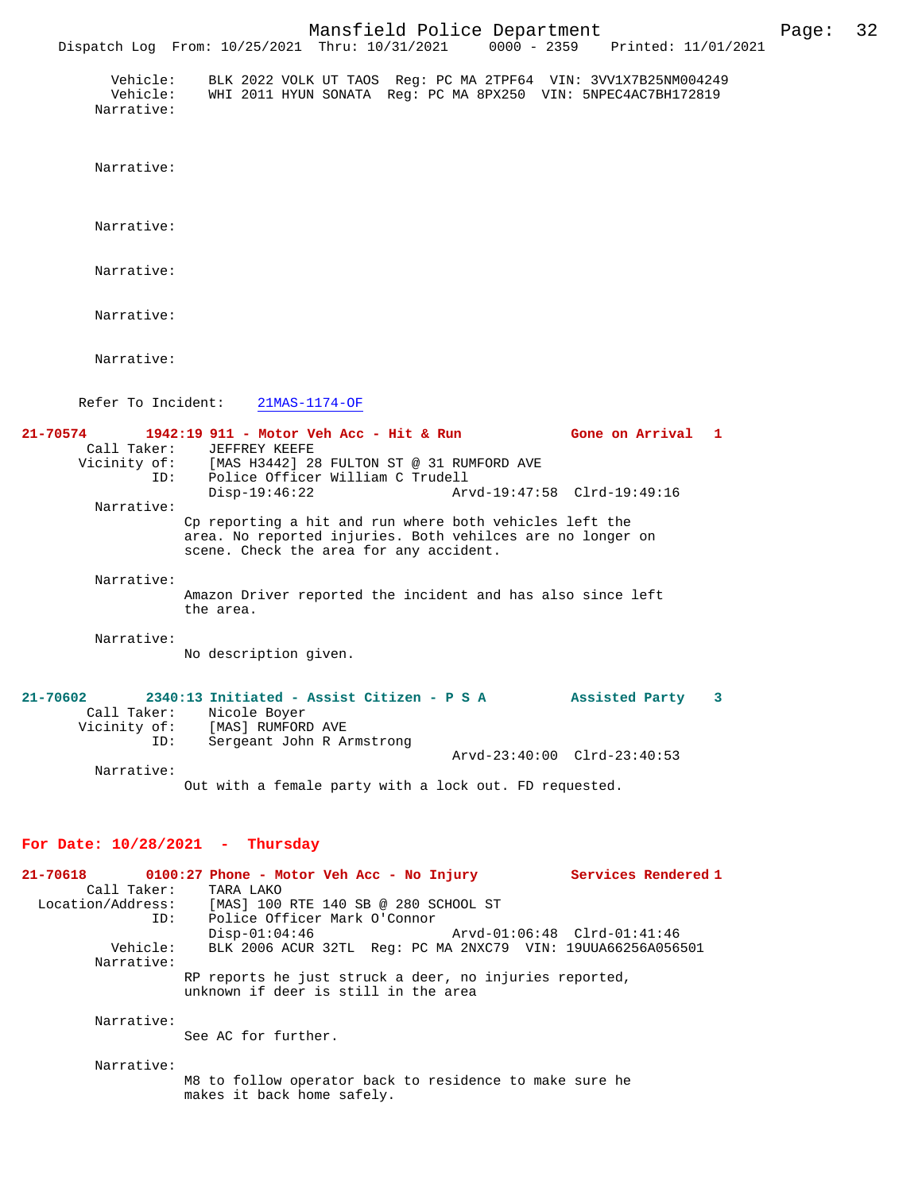Vehicle: BLK 2022 VOLK UT TAOS Reg: PC MA 2TPF64 VIN: 3VV1X7B25NM004249
Vehicle: WHI 2011 HYUN SONATA Reg: PC MA 8PX250 VIN: 5NPEC4AC7BH172819
Narrative:

Narrative:

Narrative:

Narrative:

Narrative:

Narrative:

Refer To Incident: 21MAS-1174-OF

**21-70574 1942:19 911 - Motor Veh Acc - Hit & Run Gone on Arrival 1**
Call Taker: JEFFREY KEEFE
Vicinity of: [MAS H3442] 28 FULTON ST @ 31 RUMFORD AVE
ID: Police Officer William C Trudell
Disp-19:46:22 Arvd-19:47:58 Clrd-19:49:16
Narrative:
Cp reporting a hit and run where both vehicles left the area. No reported injuries. Both vehilces are no longer on scene. Check the area for any accident.

Narrative:
Amazon Driver reported the incident and has also since left the area.

Narrative:
No description given.

**21-70602 2340:13 Initiated - Assist Citizen - P S A Assisted Party 3**
Call Taker: Nicole Boyer
Vicinity of: [MAS] RUMFORD AVE
ID: Sergeant John R Armstrong
Arvd-23:40:00 Clrd-23:40:53
Narrative:
Out with a female party with a lock out. FD requested.

## For Date: 10/28/2021 - Thursday

**21-70618 0100:27 Phone - Motor Veh Acc - No Injury Services Rendered 1**
Call Taker: TARA LAKO
Location/Address: [MAS] 100 RTE 140 SB @ 280 SCHOOL ST
ID: Police Officer Mark O'Connor
Disp-01:04:46 Arvd-01:06:48 Clrd-01:41:46
Vehicle: BLK 2006 ACUR 32TL Reg: PC MA 2NXC79 VIN: 19UUA66256A056501
Narrative:
RP reports he just struck a deer, no injuries reported, unknown if deer is still in the area

Narrative:
See AC for further.

Narrative:
M8 to follow operator back to residence to make sure he makes it back home safely.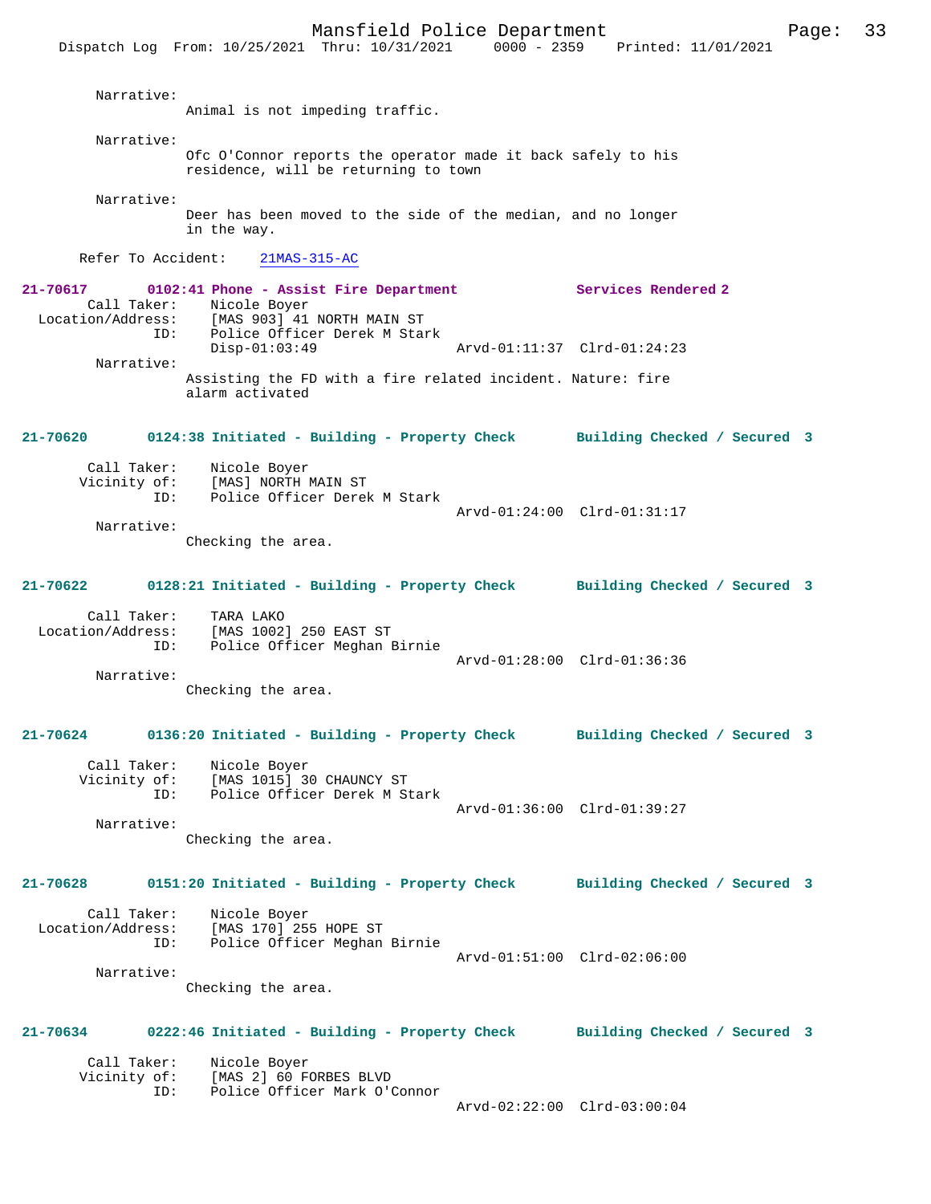Narrative:
Animal is not impeding traffic.

Narrative:
Ofc O'Connor reports the operator made it back safely to his residence, will be returning to town

Narrative:
Deer has been moved to the side of the median, and no longer in the way.

Refer To Accident: 21MAS-315-AC

**21-70617 0102:41 Phone - Assist Fire Department — Services Rendered 2**

Call Taker: Nicole Boyer
Location/Address: [MAS 903] 41 NORTH MAIN ST
ID: Police Officer Derek M Stark
Disp-01:03:49 Arvd-01:11:37 Clrd-01:24:23

Narrative:
Assisting the FD with a fire related incident. Nature: fire alarm activated

**21-70620 0124:38 Initiated - Building - Property Check — Building Checked / Secured 3**

Call Taker: Nicole Boyer
Vicinity of: [MAS] NORTH MAIN ST
ID: Police Officer Derek M Stark
Arvd-01:24:00 Clrd-01:31:17

Narrative:
Checking the area.

**21-70622 0128:21 Initiated - Building - Property Check — Building Checked / Secured 3**

Call Taker: TARA LAKO
Location/Address: [MAS 1002] 250 EAST ST
ID: Police Officer Meghan Birnie
Arvd-01:28:00 Clrd-01:36:36

Narrative:
Checking the area.

**21-70624 0136:20 Initiated - Building - Property Check — Building Checked / Secured 3**

Call Taker: Nicole Boyer
Vicinity of: [MAS 1015] 30 CHAUNCY ST
ID: Police Officer Derek M Stark
Arvd-01:36:00 Clrd-01:39:27

Narrative:
Checking the area.

**21-70628 0151:20 Initiated - Building - Property Check — Building Checked / Secured 3**

Call Taker: Nicole Boyer
Location/Address: [MAS 170] 255 HOPE ST
ID: Police Officer Meghan Birnie
Arvd-01:51:00 Clrd-02:06:00

Narrative:
Checking the area.

**21-70634 0222:46 Initiated - Building - Property Check — Building Checked / Secured 3**

Call Taker: Nicole Boyer
Vicinity of: [MAS 2] 60 FORBES BLVD
ID: Police Officer Mark O'Connor
Arvd-02:22:00 Clrd-03:00:04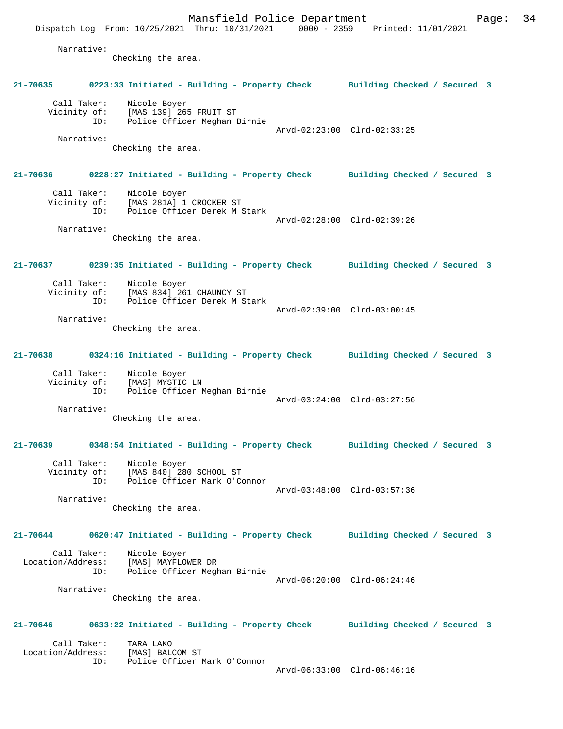Narrative:
Checking the area.

**21-70635 0223:33 Initiated - Building - Property Check Building Checked / Secured 3**

Call Taker: Nicole Boyer
Vicinity of: [MAS 139] 265 FRUIT ST
ID: Police Officer Meghan Birnie
Arvd-02:23:00 Clrd-02:33:25
Narrative:
Checking the area.

**21-70636 0228:27 Initiated - Building - Property Check Building Checked / Secured 3**

Call Taker: Nicole Boyer
Vicinity of: [MAS 281A] 1 CROCKER ST
ID: Police Officer Derek M Stark
Arvd-02:28:00 Clrd-02:39:26
Narrative:
Checking the area.

**21-70637 0239:35 Initiated - Building - Property Check Building Checked / Secured 3**

Call Taker: Nicole Boyer
Vicinity of: [MAS 834] 261 CHAUNCY ST
ID: Police Officer Derek M Stark
Arvd-02:39:00 Clrd-03:00:45
Narrative:
Checking the area.

**21-70638 0324:16 Initiated - Building - Property Check Building Checked / Secured 3**

Call Taker: Nicole Boyer
Vicinity of: [MAS] MYSTIC LN
ID: Police Officer Meghan Birnie
Arvd-03:24:00 Clrd-03:27:56
Narrative:
Checking the area.

**21-70639 0348:54 Initiated - Building - Property Check Building Checked / Secured 3**

Call Taker: Nicole Boyer
Vicinity of: [MAS 840] 280 SCHOOL ST
ID: Police Officer Mark O'Connor
Arvd-03:48:00 Clrd-03:57:36
Narrative:
Checking the area.

**21-70644 0620:47 Initiated - Building - Property Check Building Checked / Secured 3**

Call Taker: Nicole Boyer
Location/Address: [MAS] MAYFLOWER DR
ID: Police Officer Meghan Birnie
Arvd-06:20:00 Clrd-06:24:46
Narrative:
Checking the area.

**21-70646 0633:22 Initiated - Building - Property Check Building Checked / Secured 3**

Call Taker: TARA LAKO
Location/Address: [MAS] BALCOM ST
ID: Police Officer Mark O'Connor
Arvd-06:33:00 Clrd-06:46:16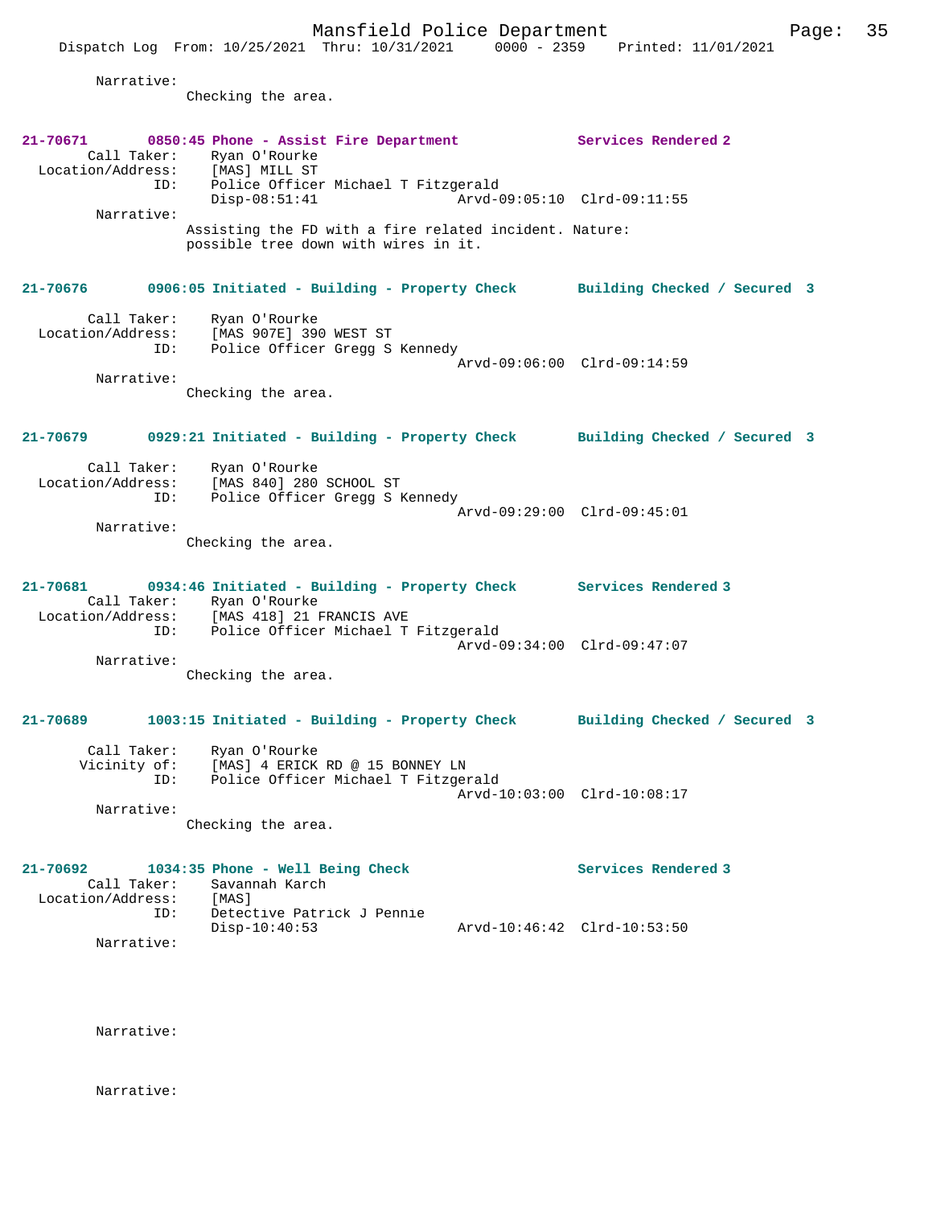Narrative:
Checking the area.

**21-70671 0850:45 Phone - Assist Fire Department Services Rendered 2**

Call Taker: Ryan O'Rourke
Location/Address: [MAS] MILL ST
ID: Police Officer Michael T Fitzgerald
Disp-08:51:41 Arvd-09:05:10 Clrd-09:11:55

Narrative:
Assisting the FD with a fire related incident. Nature: possible tree down with wires in it.

**21-70676 0906:05 Initiated - Building - Property Check Building Checked / Secured 3**

Call Taker: Ryan O'Rourke
Location/Address: [MAS 907E] 390 WEST ST
ID: Police Officer Gregg S Kennedy
Arvd-09:06:00 Clrd-09:14:59

Narrative:
Checking the area.

**21-70679 0929:21 Initiated - Building - Property Check Building Checked / Secured 3**

Call Taker: Ryan O'Rourke
Location/Address: [MAS 840] 280 SCHOOL ST
ID: Police Officer Gregg S Kennedy
Arvd-09:29:00 Clrd-09:45:01

Narrative:
Checking the area.

**21-70681 0934:46 Initiated - Building - Property Check Services Rendered 3**

Call Taker: Ryan O'Rourke
Location/Address: [MAS 418] 21 FRANCIS AVE
ID: Police Officer Michael T Fitzgerald
Arvd-09:34:00 Clrd-09:47:07

Narrative:
Checking the area.

**21-70689 1003:15 Initiated - Building - Property Check Building Checked / Secured 3**

Call Taker: Ryan O'Rourke
Vicinity of: [MAS] 4 ERICK RD @ 15 BONNEY LN
ID: Police Officer Michael T Fitzgerald
Arvd-10:03:00 Clrd-10:08:17

Narrative:
Checking the area.

**21-70692 1034:35 Phone - Well Being Check Services Rendered 3**

Call Taker: Savannah Karch
Location/Address: [MAS]
ID: Detective Patrick J Pennie
Disp-10:40:53 Arvd-10:46:42 Clrd-10:53:50

Narrative:

Narrative:

Narrative: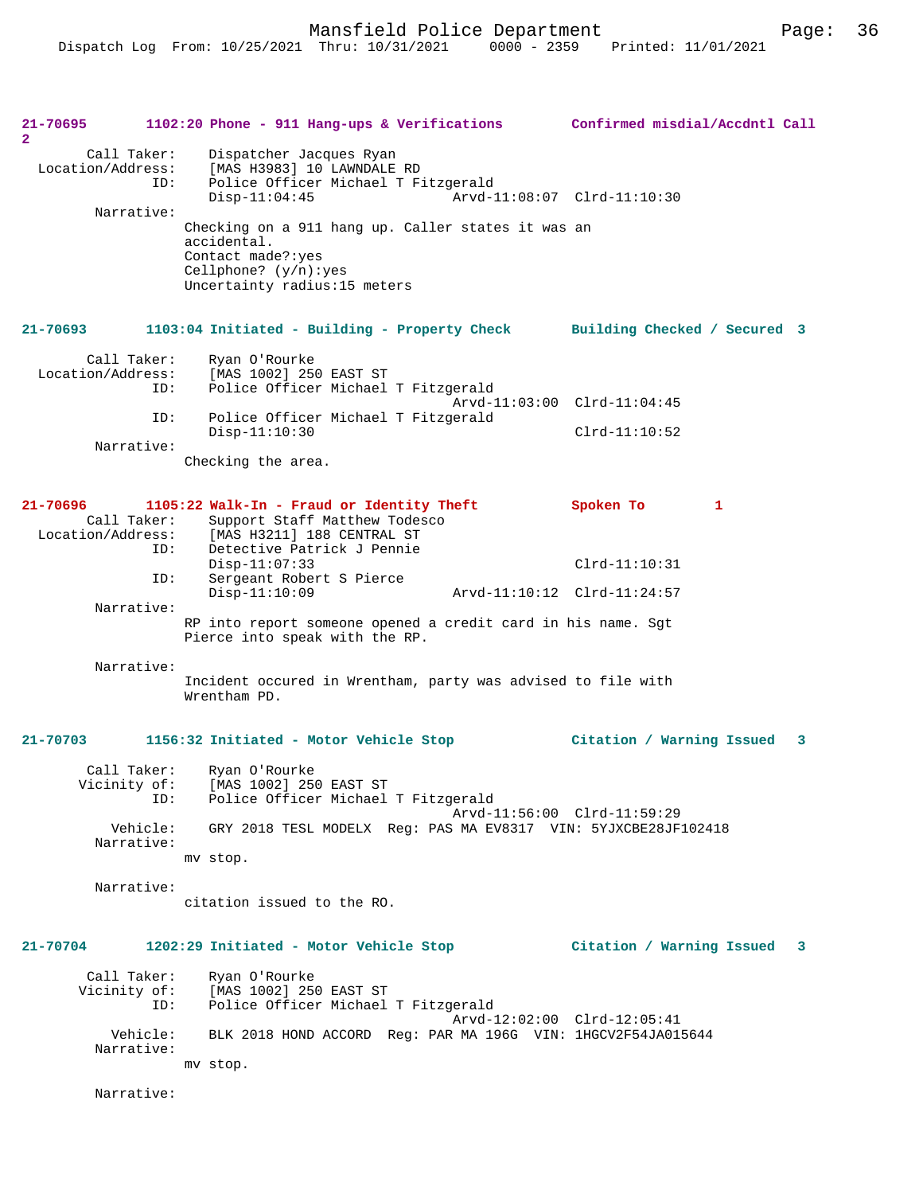**21-70695 1102:20 Phone - 911 Hang-ups & Verifications — Confirmed misdial/Accdntl Call 2**

Call Taker: Dispatcher Jacques Ryan
Location/Address: [MAS H3983] 10 LAWNDALE RD
ID: Police Officer Michael T Fitzgerald
Disp-11:04:45 Arvd-11:08:07 Clrd-11:10:30
Narrative:
Checking on a 911 hang up. Caller states it was an accidental.
Contact made?:yes
Cellphone? (y/n):yes
Uncertainty radius:15 meters

**21-70693 1103:04 Initiated - Building - Property Check — Building Checked / Secured 3**

Call Taker: Ryan O'Rourke
Location/Address: [MAS 1002] 250 EAST ST
ID: Police Officer Michael T Fitzgerald
Arvd-11:03:00 Clrd-11:04:45
ID: Police Officer Michael T Fitzgerald
Disp-11:10:30 Clrd-11:10:52
Narrative:
Checking the area.

**21-70696 1105:22 Walk-In - Fraud or Identity Theft — Spoken To 1**

Call Taker: Support Staff Matthew Todesco
Location/Address: [MAS H3211] 188 CENTRAL ST
ID: Detective Patrick J Pennie
Disp-11:07:33 Clrd-11:10:31
ID: Sergeant Robert S Pierce
Disp-11:10:09 Arvd-11:10:12 Clrd-11:24:57
Narrative:
RP into report someone opened a credit card in his name. Sgt Pierce into speak with the RP.

Narrative:
Incident occured in Wrentham, party was advised to file with Wrentham PD.

**21-70703 1156:32 Initiated - Motor Vehicle Stop — Citation / Warning Issued 3**

Call Taker: Ryan O'Rourke
Vicinity of: [MAS 1002] 250 EAST ST
ID: Police Officer Michael T Fitzgerald
Arvd-11:56:00 Clrd-11:59:29
Vehicle: GRY 2018 TESL MODELX Reg: PAS MA EV8317 VIN: 5YJXCBE28JF102418
Narrative:
mv stop.

Narrative:
citation issued to the RO.

**21-70704 1202:29 Initiated - Motor Vehicle Stop — Citation / Warning Issued 3**

Call Taker: Ryan O'Rourke
Vicinity of: [MAS 1002] 250 EAST ST
ID: Police Officer Michael T Fitzgerald
Arvd-12:02:00 Clrd-12:05:41
Vehicle: BLK 2018 HOND ACCORD Reg: PAR MA 196G VIN: 1HGCV2F54JA015644
Narrative:
mv stop.

Narrative: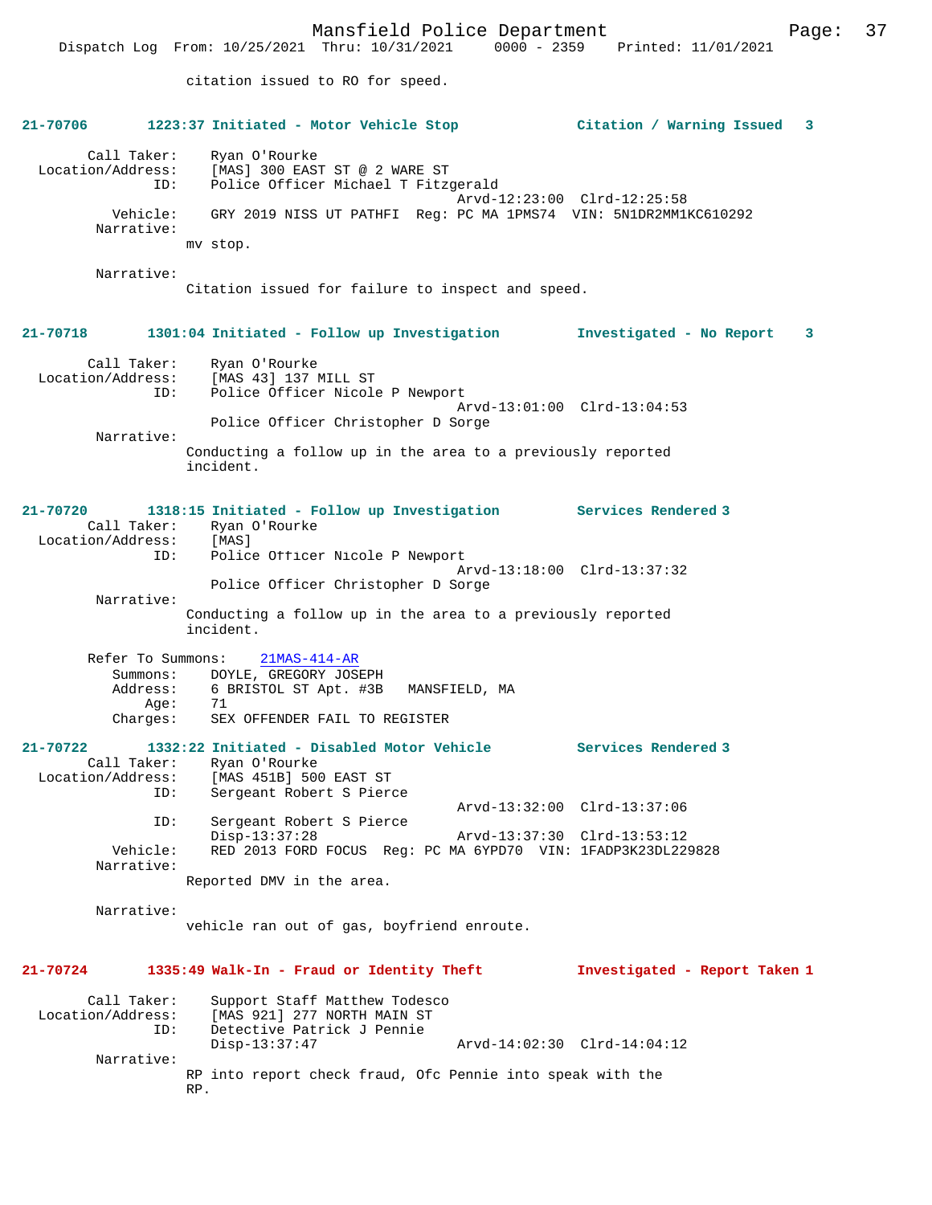citation issued to RO for speed.

**21-70706 1223:37 Initiated - Motor Vehicle Stop — Citation / Warning Issued 3**

Call Taker: Ryan O'Rourke
Location/Address: [MAS] 300 EAST ST @ 2 WARE ST
ID: Police Officer Michael T Fitzgerald
Arvd-12:23:00 Clrd-12:25:58
Vehicle: GRY 2019 NISS UT PATHFI Reg: PC MA 1PMS74 VIN: 5N1DR2MM1KC610292
Narrative:
mv stop.

Narrative:
Citation issued for failure to inspect and speed.

**21-70718 1301:04 Initiated - Follow up Investigation — Investigated - No Report 3**

Call Taker: Ryan O'Rourke
Location/Address: [MAS 43] 137 MILL ST
ID: Police Officer Nicole P Newport
Arvd-13:01:00 Clrd-13:04:53
Police Officer Christopher D Sorge
Narrative:
Conducting a follow up in the area to a previously reported incident.

**21-70720 1318:15 Initiated - Follow up Investigation — Services Rendered 3**

Call Taker: Ryan O'Rourke
Location/Address: [MAS]
ID: Police Officer Nicole P Newport
Arvd-13:18:00 Clrd-13:37:32
Police Officer Christopher D Sorge
Narrative:
Conducting a follow up in the area to a previously reported incident.

Refer To Summons: 21MAS-414-AR
Summons: DOYLE, GREGORY JOSEPH
Address: 6 BRISTOL ST Apt. #3B MANSFIELD, MA
Age: 71
Charges: SEX OFFENDER FAIL TO REGISTER

**21-70722 1332:22 Initiated - Disabled Motor Vehicle — Services Rendered 3**

Call Taker: Ryan O'Rourke
Location/Address: [MAS 451B] 500 EAST ST
ID: Sergeant Robert S Pierce
Arvd-13:32:00 Clrd-13:37:06
ID: Sergeant Robert S Pierce
Disp-13:37:28 Arvd-13:37:30 Clrd-13:53:12
Vehicle: RED 2013 FORD FOCUS Reg: PC MA 6YPD70 VIN: 1FADP3K23DL229828
Narrative:
Reported DMV in the area.

Narrative:
vehicle ran out of gas, boyfriend enroute.

**21-70724 1335:49 Walk-In - Fraud or Identity Theft — Investigated - Report Taken 1**

Call Taker: Support Staff Matthew Todesco
Location/Address: [MAS 921] 277 NORTH MAIN ST
ID: Detective Patrick J Pennie
Disp-13:37:47 Arvd-14:02:30 Clrd-14:04:12
Narrative:
RP into report check fraud, Ofc Pennie into speak with the RP.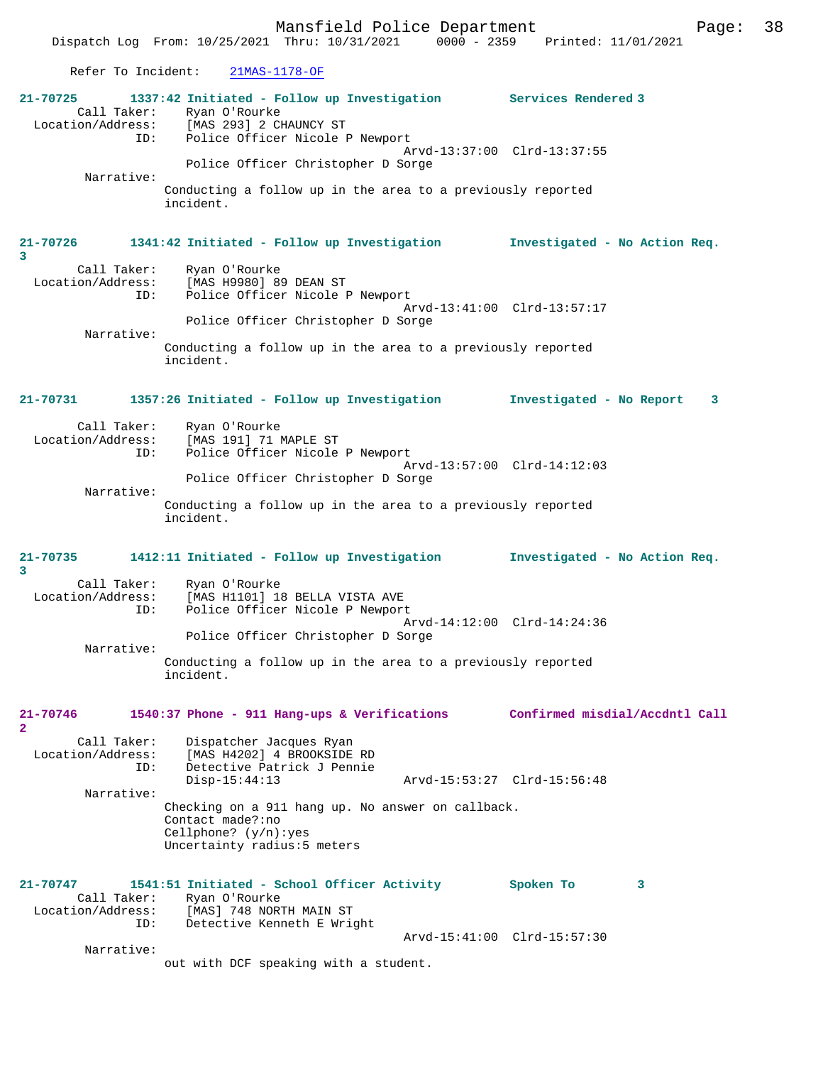Refer To Incident: 21MAS-1178-OF

**21-70725** 1337:42 Initiated - Follow up Investigation — Services Rendered 3

Call Taker: Ryan O'Rourke
Location/Address: [MAS 293] 2 CHAUNCY ST
ID: Police Officer Nicole P Newport
Arvd-13:37:00 Clrd-13:37:55
Police Officer Christopher D Sorge

Narrative:
Conducting a follow up in the area to a previously reported incident.

**21-70726** 1341:42 Initiated - Follow up Investigation — Investigated - No Action Req. 3

Call Taker: Ryan O'Rourke
Location/Address: [MAS H9980] 89 DEAN ST
ID: Police Officer Nicole P Newport
Arvd-13:41:00 Clrd-13:57:17
Police Officer Christopher D Sorge

Narrative:
Conducting a follow up in the area to a previously reported incident.

**21-70731** 1357:26 Initiated - Follow up Investigation — Investigated - No Report 3

Call Taker: Ryan O'Rourke
Location/Address: [MAS 191] 71 MAPLE ST
ID: Police Officer Nicole P Newport
Arvd-13:57:00 Clrd-14:12:03
Police Officer Christopher D Sorge

Narrative:
Conducting a follow up in the area to a previously reported incident.

**21-70735** 1412:11 Initiated - Follow up Investigation — Investigated - No Action Req. 3

Call Taker: Ryan O'Rourke
Location/Address: [MAS H1101] 18 BELLA VISTA AVE
ID: Police Officer Nicole P Newport
Arvd-14:12:00 Clrd-14:24:36
Police Officer Christopher D Sorge

Narrative:
Conducting a follow up in the area to a previously reported incident.

**21-70746** 1540:37 Phone - 911 Hang-ups & Verifications — Confirmed misdial/Accdntl Call 2

Call Taker: Dispatcher Jacques Ryan
Location/Address: [MAS H4202] 4 BROOKSIDE RD
ID: Detective Patrick J Pennie
Disp-15:44:13 Arvd-15:53:27 Clrd-15:56:48

Narrative:
Checking on a 911 hang up. No answer on callback.
Contact made?:no
Cellphone? (y/n):yes
Uncertainty radius:5 meters

**21-70747** 1541:51 Initiated - School Officer Activity — Spoken To 3

Call Taker: Ryan O'Rourke
Location/Address: [MAS] 748 NORTH MAIN ST
ID: Detective Kenneth E Wright
Arvd-15:41:00 Clrd-15:57:30

Narrative:
out with DCF speaking with a student.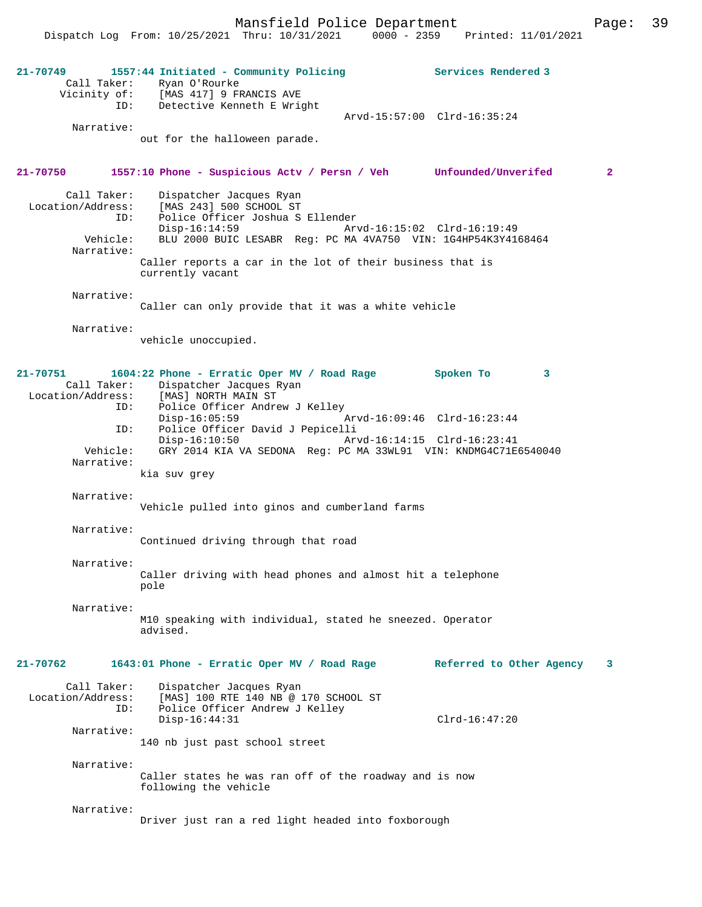**21-70749** **1557:44 Initiated - Community Policing** **Services Rendered 3**

Call Taker: Ryan O'Rourke
Vicinity of: [MAS 417] 9 FRANCIS AVE
ID: Detective Kenneth E Wright
Arvd-15:57:00 Clrd-16:35:24

Narrative:
out for the halloween parade.

**21-70750** **1557:10 Phone - Suspicious Actv / Persn / Veh** **Unfounded/Unverifed 2**

Call Taker: Dispatcher Jacques Ryan
Location/Address: [MAS 243] 500 SCHOOL ST
ID: Police Officer Joshua S Ellender
Disp-16:14:59 Arvd-16:15:02 Clrd-16:19:49
Vehicle: BLU 2000 BUIC LESABR Reg: PC MA 4VA750 VIN: 1G4HP54K3Y4168464

Narrative:
Caller reports a car in the lot of their business that is currently vacant

Narrative:
Caller can only provide that it was a white vehicle

Narrative:
vehicle unoccupied.

**21-70751** **1604:22 Phone - Erratic Oper MV / Road Rage** **Spoken To 3**

Call Taker: Dispatcher Jacques Ryan
Location/Address: [MAS] NORTH MAIN ST
ID: Police Officer Andrew J Kelley
Disp-16:05:59 Arvd-16:09:46 Clrd-16:23:44
ID: Police Officer David J Pepicelli
Disp-16:10:50 Arvd-16:14:15 Clrd-16:23:41
Vehicle: GRY 2014 KIA VA SEDONA Reg: PC MA 33WL91 VIN: KNDMG4C71E6540040

Narrative:
kia suv grey

Narrative:
Vehicle pulled into ginos and cumberland farms

Narrative:
Continued driving through that road

Narrative:
Caller driving with head phones and almost hit a telephone pole

Narrative:
M10 speaking with individual, stated he sneezed. Operator advised.

**21-70762** **1643:01 Phone - Erratic Oper MV / Road Rage** **Referred to Other Agency 3**

Call Taker: Dispatcher Jacques Ryan
Location/Address: [MAS] 100 RTE 140 NB @ 170 SCHOOL ST
ID: Police Officer Andrew J Kelley
Disp-16:44:31 Clrd-16:47:20

Narrative:
140 nb just past school street

Narrative:
Caller states he was ran off of the roadway and is now following the vehicle

Narrative:
Driver just ran a red light headed into foxborough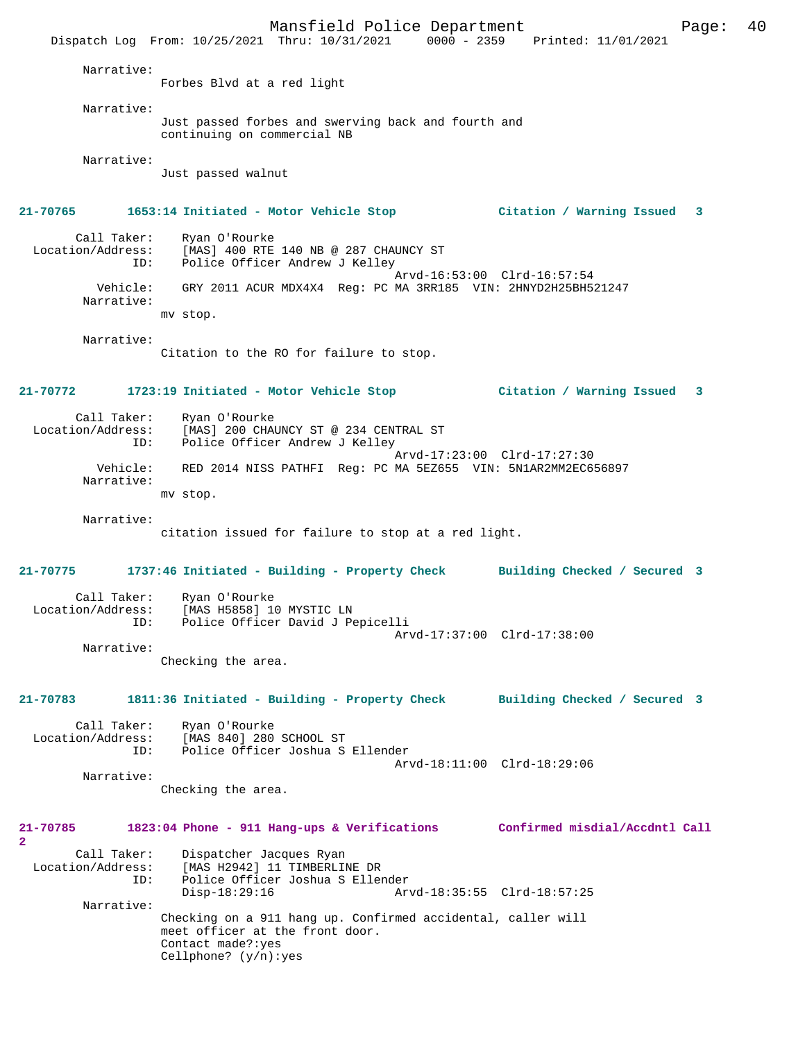Narrative:
Forbes Blvd at a red light

Narrative:
Just passed forbes and swerving back and fourth and continuing on commercial NB

Narrative:
Just passed walnut

**21-70765 1653:14 Initiated - Motor Vehicle Stop — Citation / Warning Issued 3**

Call Taker: Ryan O'Rourke
Location/Address: [MAS] 400 RTE 140 NB @ 287 CHAUNCY ST
ID: Police Officer Andrew J Kelley
Arvd-16:53:00 Clrd-16:57:54
Vehicle: GRY 2011 ACUR MDX4X4 Reg: PC MA 3RR185 VIN: 2HNYD2H25BH521247
Narrative:
mv stop.

Narrative:
Citation to the RO for failure to stop.

**21-70772 1723:19 Initiated - Motor Vehicle Stop — Citation / Warning Issued 3**

Call Taker: Ryan O'Rourke
Location/Address: [MAS] 200 CHAUNCY ST @ 234 CENTRAL ST
ID: Police Officer Andrew J Kelley
Arvd-17:23:00 Clrd-17:27:30
Vehicle: RED 2014 NISS PATHFI Reg: PC MA 5EZ655 VIN: 5N1AR2MM2EC656897
Narrative:
mv stop.

Narrative:
citation issued for failure to stop at a red light.

**21-70775 1737:46 Initiated - Building - Property Check — Building Checked / Secured 3**

Call Taker: Ryan O'Rourke
Location/Address: [MAS H5858] 10 MYSTIC LN
ID: Police Officer David J Pepicelli
Arvd-17:37:00 Clrd-17:38:00
Narrative:
Checking the area.

**21-70783 1811:36 Initiated - Building - Property Check — Building Checked / Secured 3**

Call Taker: Ryan O'Rourke
Location/Address: [MAS 840] 280 SCHOOL ST
ID: Police Officer Joshua S Ellender
Arvd-18:11:00 Clrd-18:29:06
Narrative:
Checking the area.

**21-70785 1823:04 Phone - 911 Hang-ups & Verifications — Confirmed misdial/Accdntl Call 2**

Call Taker: Dispatcher Jacques Ryan
Location/Address: [MAS H2942] 11 TIMBERLINE DR
ID: Police Officer Joshua S Ellender
Disp-18:29:16 Arvd-18:35:55 Clrd-18:57:25
Narrative:
Checking on a 911 hang up. Confirmed accidental, caller will meet officer at the front door.
Contact made?:yes
Cellphone? (y/n):yes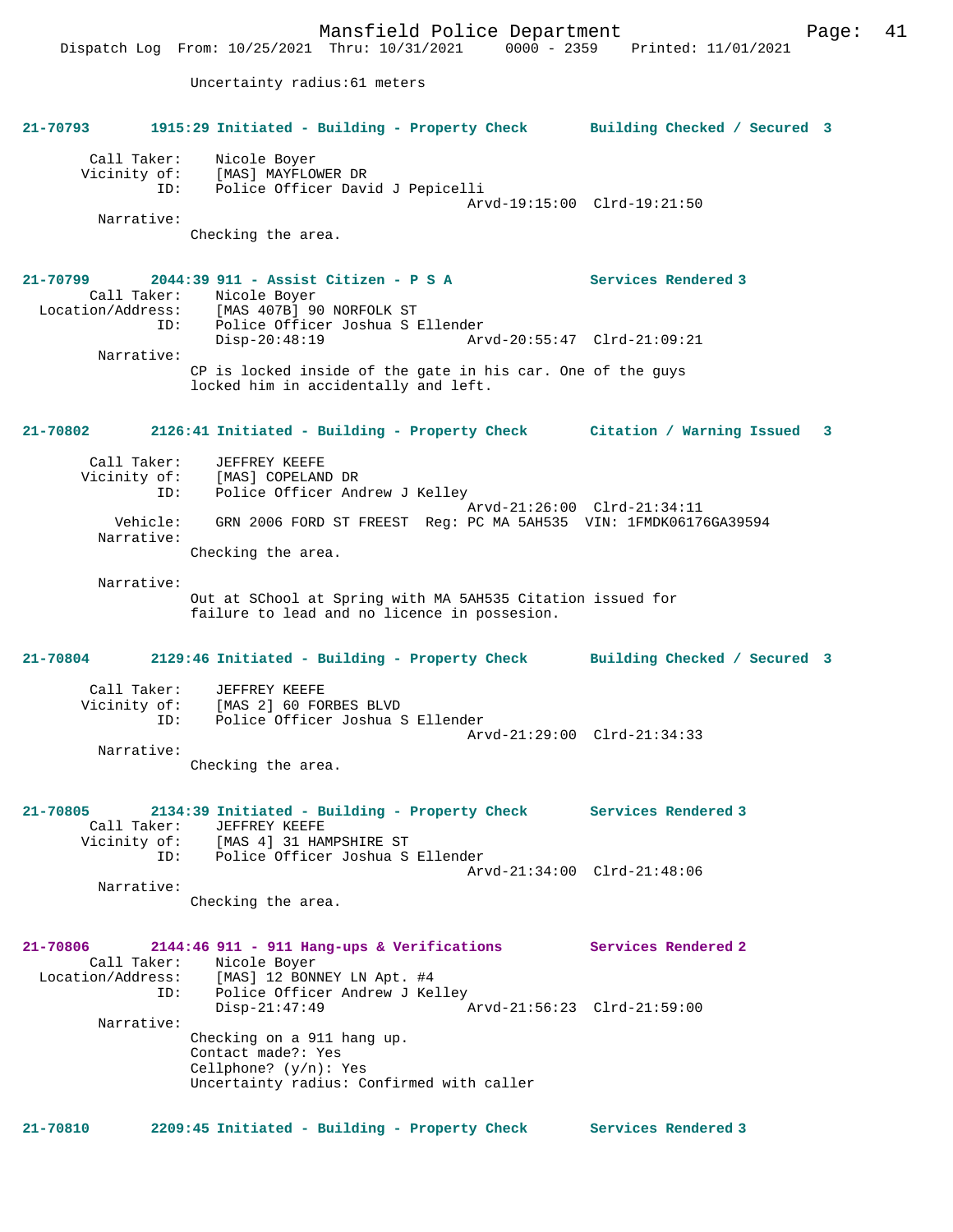Uncertainty radius:61 meters

**21-70793 1915:29 Initiated - Building - Property Check Building Checked / Secured 3**

Call Taker: Nicole Boyer
Vicinity of: [MAS] MAYFLOWER DR
ID: Police Officer David J Pepicelli
Arvd-19:15:00 Clrd-19:21:50
Narrative:
Checking the area.

**21-70799 2044:39 911 - Assist Citizen - P S A Services Rendered 3**

Call Taker: Nicole Boyer
Location/Address: [MAS 407B] 90 NORFOLK ST
ID: Police Officer Joshua S Ellender
Disp-20:48:19 Arvd-20:55:47 Clrd-21:09:21
Narrative:
CP is locked inside of the gate in his car. One of the guys locked him in accidentally and left.

**21-70802 2126:41 Initiated - Building - Property Check Citation / Warning Issued 3**

Call Taker: JEFFREY KEEFE
Vicinity of: [MAS] COPELAND DR
ID: Police Officer Andrew J Kelley
Arvd-21:26:00 Clrd-21:34:11
Vehicle: GRN 2006 FORD ST FREEST Reg: PC MA 5AH535 VIN: 1FMDK06176GA39594
Narrative:
Checking the area.

Narrative:
Out at SChool at Spring with MA 5AH535 Citation issued for failure to lead and no licence in possesion.

**21-70804 2129:46 Initiated - Building - Property Check Building Checked / Secured 3**

Call Taker: JEFFREY KEEFE
Vicinity of: [MAS 2] 60 FORBES BLVD
ID: Police Officer Joshua S Ellender
Arvd-21:29:00 Clrd-21:34:33
Narrative:
Checking the area.

**21-70805 2134:39 Initiated - Building - Property Check Services Rendered 3**

Call Taker: JEFFREY KEEFE
Vicinity of: [MAS 4] 31 HAMPSHIRE ST
ID: Police Officer Joshua S Ellender
Arvd-21:34:00 Clrd-21:48:06
Narrative:
Checking the area.

**21-70806 2144:46 911 - 911 Hang-ups & Verifications Services Rendered 2**

Call Taker: Nicole Boyer
Location/Address: [MAS] 12 BONNEY LN Apt. #4
ID: Police Officer Andrew J Kelley
Disp-21:47:49 Arvd-21:56:23 Clrd-21:59:00
Narrative:
Checking on a 911 hang up.
Contact made?: Yes
Cellphone? (y/n): Yes
Uncertainty radius: Confirmed with caller

**21-70810 2209:45 Initiated - Building - Property Check Services Rendered 3**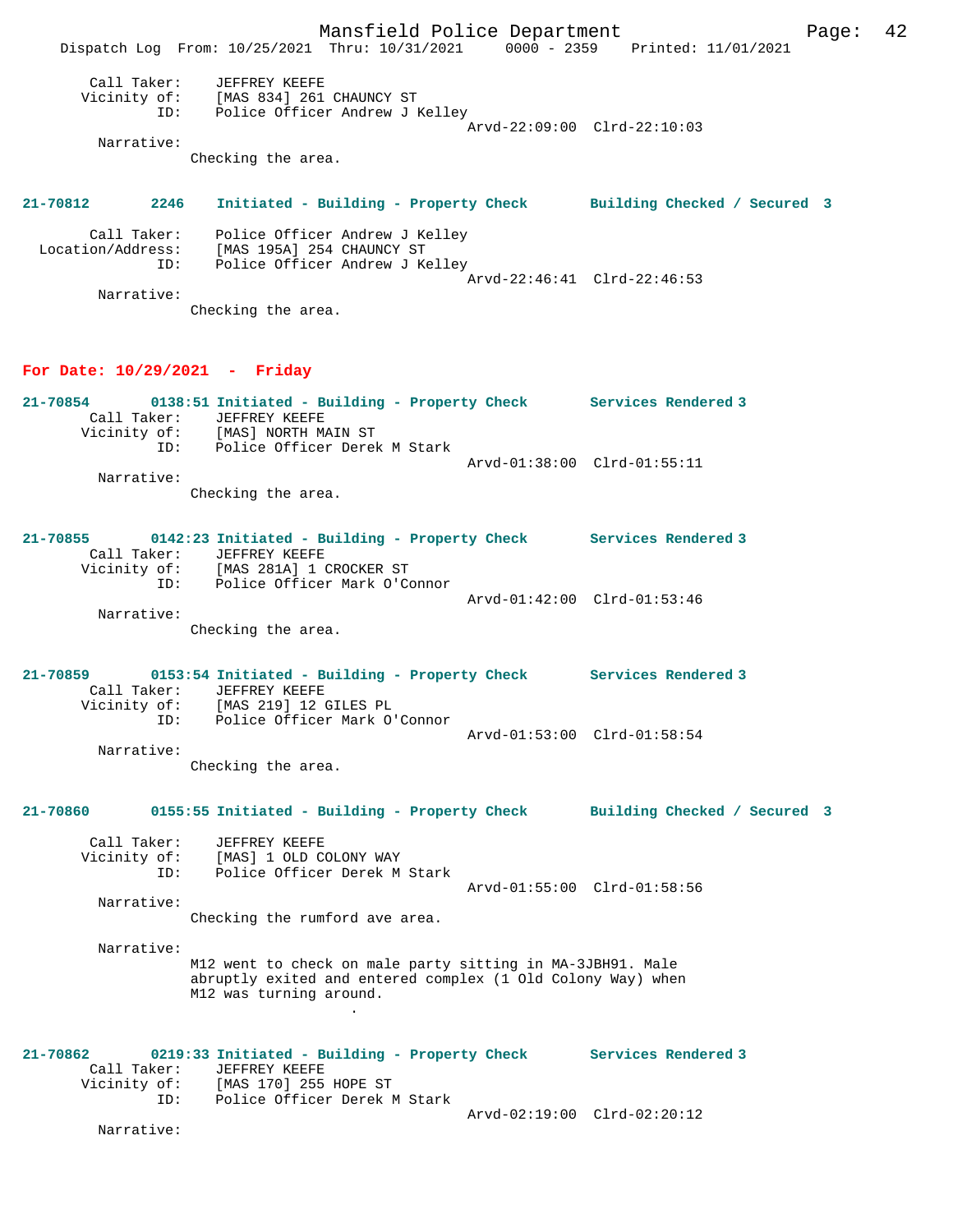Call Taker: JEFFREY KEEFE
Vicinity of: [MAS 834] 261 CHAUNCY ST
ID: Police Officer Andrew J Kelley
Arvd-22:09:00 Clrd-22:10:03

Narrative:
Checking the area.

**21-70812 2246 Initiated - Building - Property Check Building Checked / Secured 3**

Call Taker: Police Officer Andrew J Kelley
Location/Address: [MAS 195A] 254 CHAUNCY ST
ID: Police Officer Andrew J Kelley
Arvd-22:46:41 Clrd-22:46:53

Narrative:
Checking the area.

## For Date: 10/29/2021 - Friday

**21-70854 0138:51 Initiated - Building - Property Check Services Rendered 3**

Call Taker: JEFFREY KEEFE
Vicinity of: [MAS] NORTH MAIN ST
ID: Police Officer Derek M Stark
Arvd-01:38:00 Clrd-01:55:11

Narrative:
Checking the area.

**21-70855 0142:23 Initiated - Building - Property Check Services Rendered 3**

Call Taker: JEFFREY KEEFE
Vicinity of: [MAS 281A] 1 CROCKER ST
ID: Police Officer Mark O'Connor
Arvd-01:42:00 Clrd-01:53:46

Narrative:
Checking the area.

**21-70859 0153:54 Initiated - Building - Property Check Services Rendered 3**

Call Taker: JEFFREY KEEFE
Vicinity of: [MAS 219] 12 GILES PL
ID: Police Officer Mark O'Connor
Arvd-01:53:00 Clrd-01:58:54

Narrative:
Checking the area.

**21-70860 0155:55 Initiated - Building - Property Check Building Checked / Secured 3**

Call Taker: JEFFREY KEEFE
Vicinity of: [MAS] 1 OLD COLONY WAY
ID: Police Officer Derek M Stark
Arvd-01:55:00 Clrd-01:58:56

Narrative:
Checking the rumford ave area.

Narrative:
M12 went to check on male party sitting in MA-3JBH91. Male abruptly exited and entered complex (1 Old Colony Way) when M12 was turning around.
.

**21-70862 0219:33 Initiated - Building - Property Check Services Rendered 3**

Call Taker: JEFFREY KEEFE
Vicinity of: [MAS 170] 255 HOPE ST
ID: Police Officer Derek M Stark
Arvd-02:19:00 Clrd-02:20:12

Narrative: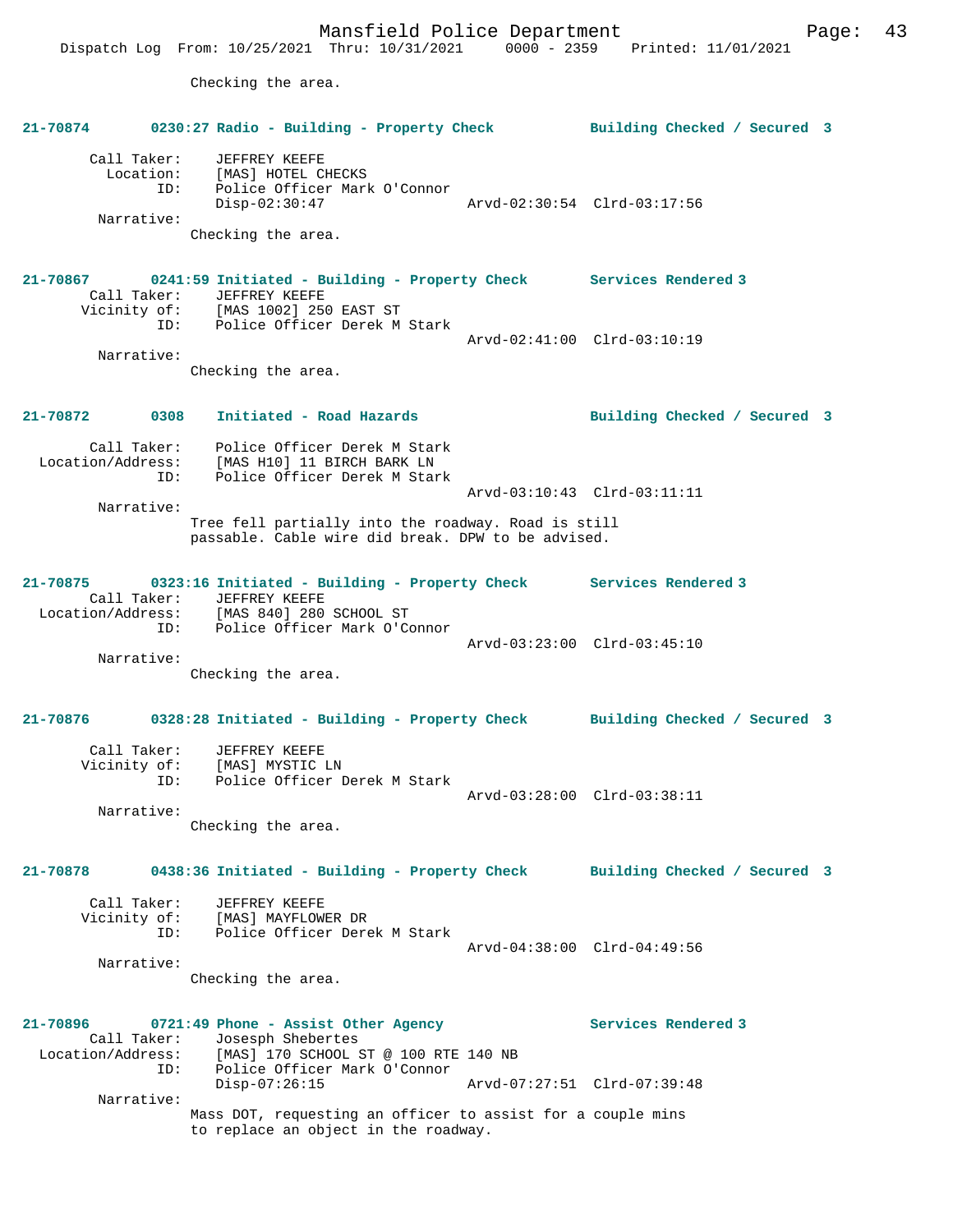Checking the area.

**21-70874 0230:27 Radio - Building - Property Check Building Checked / Secured 3**

Call Taker: JEFFREY KEEFE
Location: [MAS] HOTEL CHECKS
ID: Police Officer Mark O'Connor
Disp-02:30:47 Arvd-02:30:54 Clrd-03:17:56
Narrative:
Checking the area.

**21-70867 0241:59 Initiated - Building - Property Check Services Rendered 3**

Call Taker: JEFFREY KEEFE
Vicinity of: [MAS 1002] 250 EAST ST
ID: Police Officer Derek M Stark
Arvd-02:41:00 Clrd-03:10:19
Narrative:
Checking the area.

**21-70872 0308 Initiated - Road Hazards Building Checked / Secured 3**

Call Taker: Police Officer Derek M Stark
Location/Address: [MAS H10] 11 BIRCH BARK LN
ID: Police Officer Derek M Stark
Arvd-03:10:43 Clrd-03:11:11
Narrative:
Tree fell partially into the roadway. Road is still passable. Cable wire did break. DPW to be advised.

**21-70875 0323:16 Initiated - Building - Property Check Services Rendered 3**

Call Taker: JEFFREY KEEFE
Location/Address: [MAS 840] 280 SCHOOL ST
ID: Police Officer Mark O'Connor
Arvd-03:23:00 Clrd-03:45:10
Narrative:
Checking the area.

**21-70876 0328:28 Initiated - Building - Property Check Building Checked / Secured 3**

Call Taker: JEFFREY KEEFE
Vicinity of: [MAS] MYSTIC LN
ID: Police Officer Derek M Stark
Arvd-03:28:00 Clrd-03:38:11
Narrative:
Checking the area.

**21-70878 0438:36 Initiated - Building - Property Check Building Checked / Secured 3**

Call Taker: JEFFREY KEEFE
Vicinity of: [MAS] MAYFLOWER DR
ID: Police Officer Derek M Stark
Arvd-04:38:00 Clrd-04:49:56
Narrative:
Checking the area.

**21-70896 0721:49 Phone - Assist Other Agency Services Rendered 3**

Call Taker: Josesph Shebertes
Location/Address: [MAS] 170 SCHOOL ST @ 100 RTE 140 NB
ID: Police Officer Mark O'Connor
Disp-07:26:15 Arvd-07:27:51 Clrd-07:39:48
Narrative:
Mass DOT, requesting an officer to assist for a couple mins to replace an object in the roadway.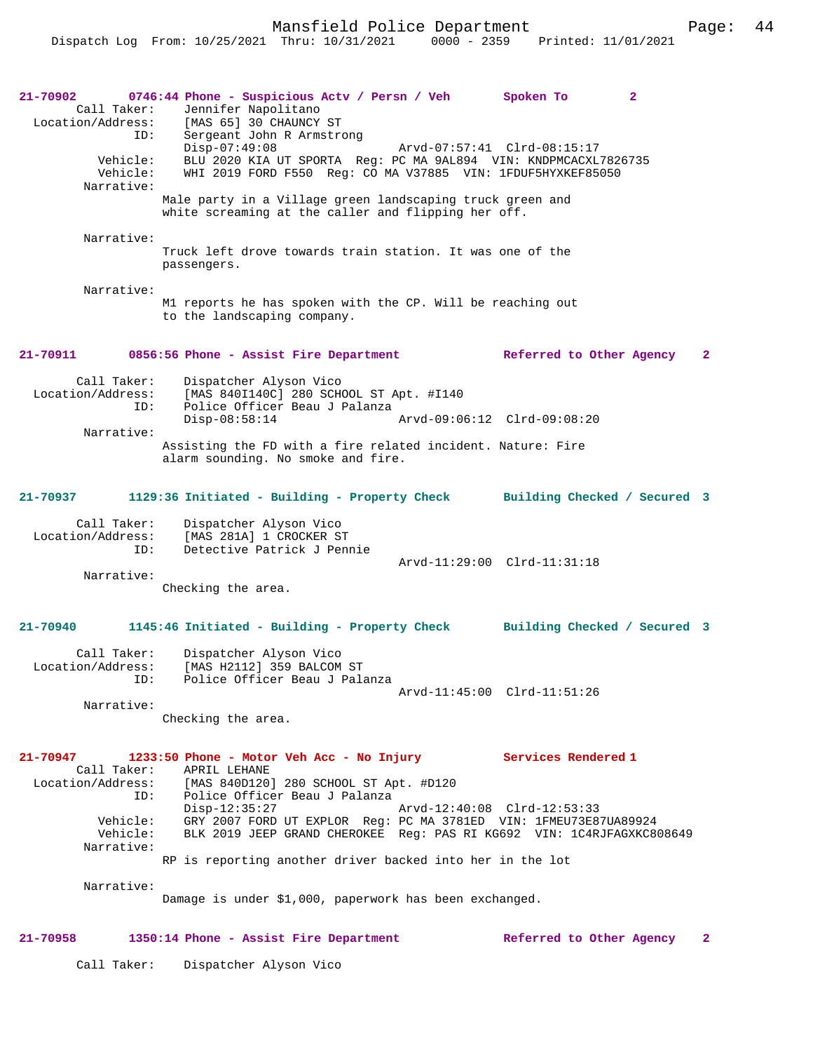**21-70902** 0746:44 Phone - Suspicious Actv / Persn / Veh Spoken To 2

Call Taker: Jennifer Napolitano
Location/Address: [MAS 65] 30 CHAUNCY ST
ID: Sergeant John R Armstrong
Disp-07:49:08 Arvd-07:57:41 Clrd-08:15:17
Vehicle: BLU 2020 KIA UT SPORTA Reg: PC MA 9AL894 VIN: KNDPMCACXL7826735
Vehicle: WHI 2019 FORD F550 Reg: CO MA V37885 VIN: 1FDUF5HYXKEF85050
Narrative:
Male party in a Village green landscaping truck green and white screaming at the caller and flipping her off.

Narrative:
Truck left drove towards train station. It was one of the passengers.

Narrative:
M1 reports he has spoken with the CP. Will be reaching out to the landscaping company.

**21-70911** 0856:56 Phone - Assist Fire Department Referred to Other Agency 2

Call Taker: Dispatcher Alyson Vico
Location/Address: [MAS 840I140C] 280 SCHOOL ST Apt. #I140
ID: Police Officer Beau J Palanza
Disp-08:58:14 Arvd-09:06:12 Clrd-09:08:20
Narrative:
Assisting the FD with a fire related incident. Nature: Fire alarm sounding. No smoke and fire.

**21-70937** 1129:36 Initiated - Building - Property Check Building Checked / Secured 3

Call Taker: Dispatcher Alyson Vico
Location/Address: [MAS 281A] 1 CROCKER ST
ID: Detective Patrick J Pennie
Arvd-11:29:00 Clrd-11:31:18
Narrative:
Checking the area.

**21-70940** 1145:46 Initiated - Building - Property Check Building Checked / Secured 3

Call Taker: Dispatcher Alyson Vico
Location/Address: [MAS H2112] 359 BALCOM ST
ID: Police Officer Beau J Palanza
Arvd-11:45:00 Clrd-11:51:26
Narrative:
Checking the area.

**21-70947** 1233:50 Phone - Motor Veh Acc - No Injury Services Rendered 1

Call Taker: APRIL LEHANE
Location/Address: [MAS 840D120] 280 SCHOOL ST Apt. #D120
ID: Police Officer Beau J Palanza
Disp-12:35:27 Arvd-12:40:08 Clrd-12:53:33
Vehicle: GRY 2007 FORD UT EXPLOR Reg: PC MA 3781ED VIN: 1FMEU73E87UA89924
Vehicle: BLK 2019 JEEP GRAND CHEROKEE Reg: PAS RI KG692 VIN: 1C4RJFAGXKC808649
Narrative:
RP is reporting another driver backed into her in the lot

Narrative:
Damage is under $1,000, paperwork has been exchanged.

**21-70958** 1350:14 Phone - Assist Fire Department Referred to Other Agency 2

Call Taker: Dispatcher Alyson Vico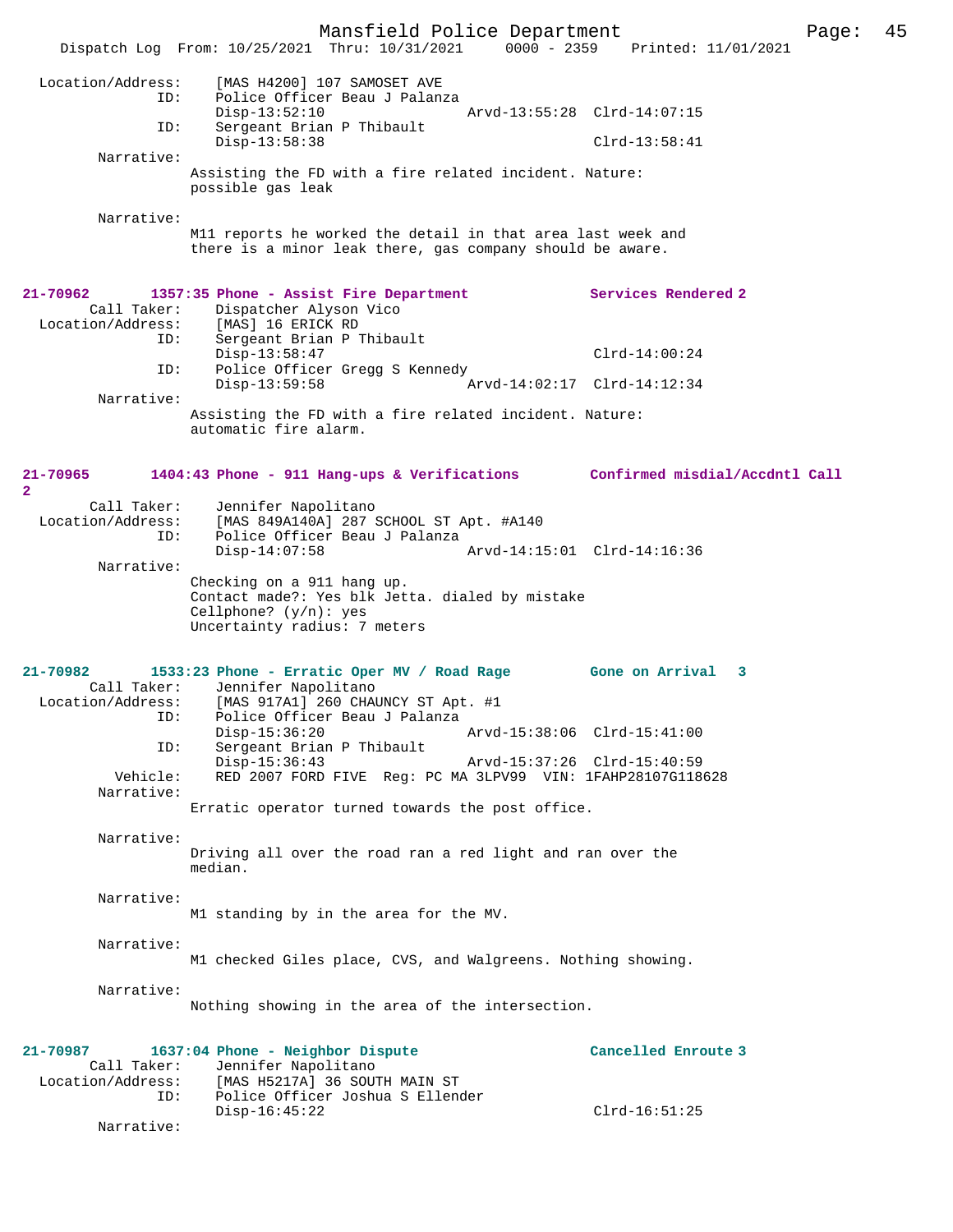```
Location/Address:     [MAS H4200] 107 SAMOSET AVE
              ID:     Police Officer Beau J Palanza
                      Disp-13:52:10                 Arvd-13:55:28  Clrd-14:07:15
              ID:     Sergeant Brian P Thibault
                      Disp-13:58:38                                Clrd-13:58:41
       Narrative:
                Assisting the FD with a fire related incident. Nature:
                possible gas leak

       Narrative:
                M11 reports he worked the detail in that area last week and
                there is a minor leak there, gas company should be aware.


21-70962        1357:35 Phone - Assist Fire Department             Services Rendered 2
       Call Taker:    Dispatcher Alyson Vico
  Location/Address:   [MAS] 16 ERICK RD
              ID:     Sergeant Brian P Thibault
                      Disp-13:58:47                                Clrd-14:00:24
              ID:     Police Officer Gregg S Kennedy
                      Disp-13:59:58                 Arvd-14:02:17  Clrd-14:12:34
       Narrative:
                Assisting the FD with a fire related incident. Nature:
                automatic fire alarm.


21-70965        1404:43 Phone - 911 Hang-ups & Verifications       Confirmed misdial/Accdntl Call
2
       Call Taker:    Jennifer Napolitano
  Location/Address:   [MAS 849A140A] 287 SCHOOL ST Apt. #A140
              ID:     Police Officer Beau J Palanza
                      Disp-14:07:58                 Arvd-14:15:01  Clrd-14:16:36
       Narrative:
                Checking on a 911 hang up.
                Contact made?: Yes blk Jetta. dialed by mistake
                Cellphone? (y/n): yes
                Uncertainty radius: 7 meters


21-70982        1533:23 Phone - Erratic Oper MV / Road Rage        Gone on Arrival   3
       Call Taker:    Jennifer Napolitano
  Location/Address:   [MAS 917A1] 260 CHAUNCY ST Apt. #1
              ID:     Police Officer Beau J Palanza
                      Disp-15:36:20                 Arvd-15:38:06  Clrd-15:41:00
              ID:     Sergeant Brian P Thibault
                      Disp-15:36:43                 Arvd-15:37:26  Clrd-15:40:59
          Vehicle:    RED 2007 FORD FIVE  Reg: PC MA 3LPV99  VIN: 1FAHP28107G118628
       Narrative:
                Erratic operator turned towards the post office.

       Narrative:
                Driving all over the road ran a red light and ran over the
                median.

       Narrative:
                M1 standing by in the area for the MV.

       Narrative:
                M1 checked Giles place, CVS, and Walgreens. Nothing showing.

       Narrative:
                Nothing showing in the area of the intersection.


21-70987        1637:04 Phone - Neighbor Dispute                   Cancelled Enroute 3
       Call Taker:    Jennifer Napolitano
  Location/Address:   [MAS H5217A] 36 SOUTH MAIN ST
              ID:     Police Officer Joshua S Ellender
                      Disp-16:45:22                                Clrd-16:51:25
       Narrative:
```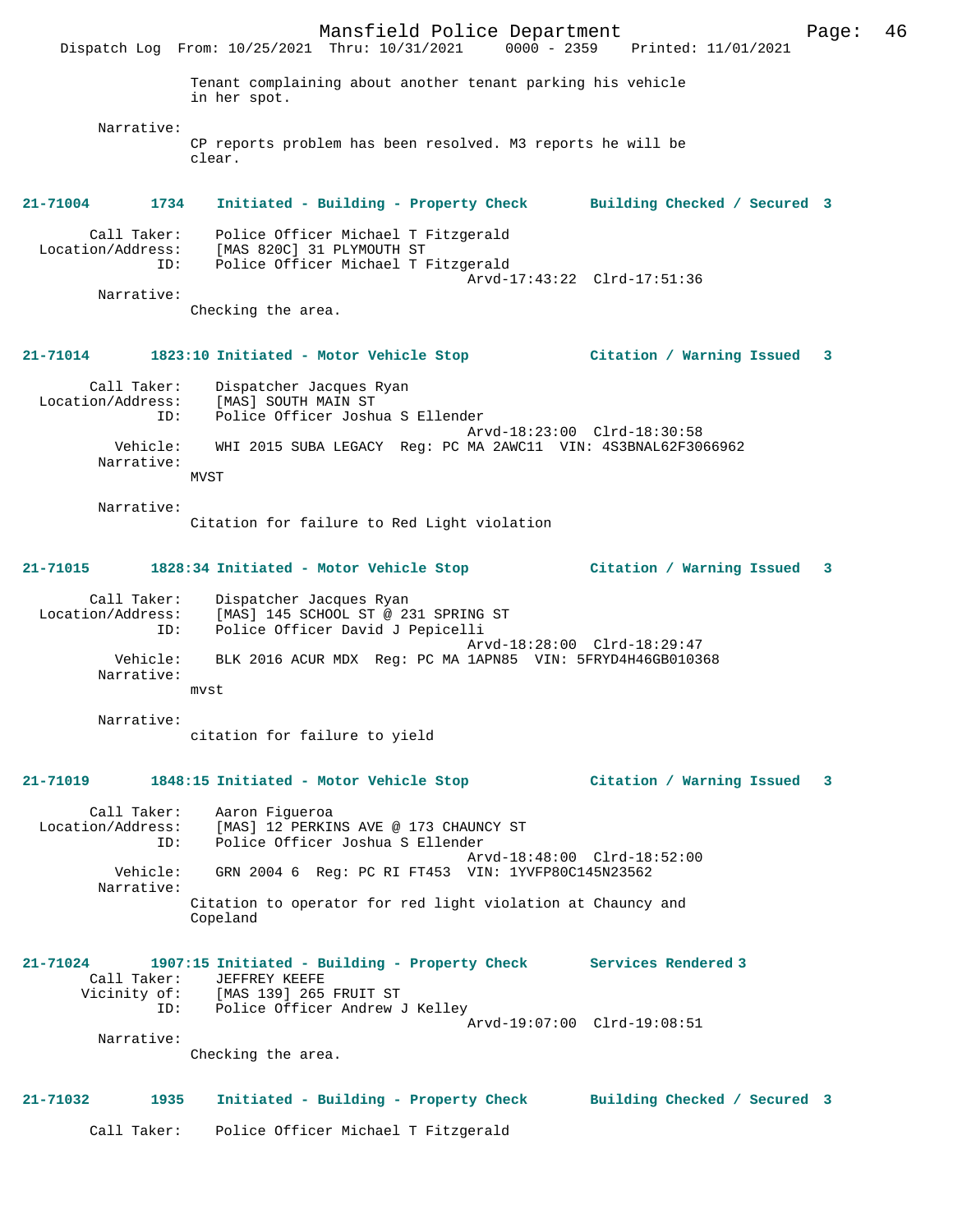Tenant complaining about another tenant parking his vehicle in her spot.

Narrative:
CP reports problem has been resolved. M3 reports he will be clear.

**21-71004 1734 Initiated - Building - Property Check Building Checked / Secured 3**

Call Taker: Police Officer Michael T Fitzgerald
Location/Address: [MAS 820C] 31 PLYMOUTH ST
ID: Police Officer Michael T Fitzgerald
Arvd-17:43:22 Clrd-17:51:36
Narrative:
Checking the area.

**21-71014 1823:10 Initiated - Motor Vehicle Stop Citation / Warning Issued 3**

Call Taker: Dispatcher Jacques Ryan
Location/Address: [MAS] SOUTH MAIN ST
ID: Police Officer Joshua S Ellender
Arvd-18:23:00 Clrd-18:30:58
Vehicle: WHI 2015 SUBA LEGACY Reg: PC MA 2AWC11 VIN: 4S3BNAL62F3066962
Narrative:
MVST

Narrative:
Citation for failure to Red Light violation

**21-71015 1828:34 Initiated - Motor Vehicle Stop Citation / Warning Issued 3**

Call Taker: Dispatcher Jacques Ryan
Location/Address: [MAS] 145 SCHOOL ST @ 231 SPRING ST
ID: Police Officer David J Pepicelli
Arvd-18:28:00 Clrd-18:29:47
Vehicle: BLK 2016 ACUR MDX Reg: PC MA 1APN85 VIN: 5FRYD4H46GB010368
Narrative:
mvst

Narrative:
citation for failure to yield

**21-71019 1848:15 Initiated - Motor Vehicle Stop Citation / Warning Issued 3**

Call Taker: Aaron Figueroa
Location/Address: [MAS] 12 PERKINS AVE @ 173 CHAUNCY ST
ID: Police Officer Joshua S Ellender
Arvd-18:48:00 Clrd-18:52:00
Vehicle: GRN 2004 6 Reg: PC RI FT453 VIN: 1YVFP80C145N23562
Narrative:
Citation to operator for red light violation at Chauncy and Copeland

**21-71024 1907:15 Initiated - Building - Property Check Services Rendered 3**

Call Taker: JEFFREY KEEFE
Vicinity of: [MAS 139] 265 FRUIT ST
ID: Police Officer Andrew J Kelley
Arvd-19:07:00 Clrd-19:08:51
Narrative:
Checking the area.

**21-71032 1935 Initiated - Building - Property Check Building Checked / Secured 3**

Call Taker: Police Officer Michael T Fitzgerald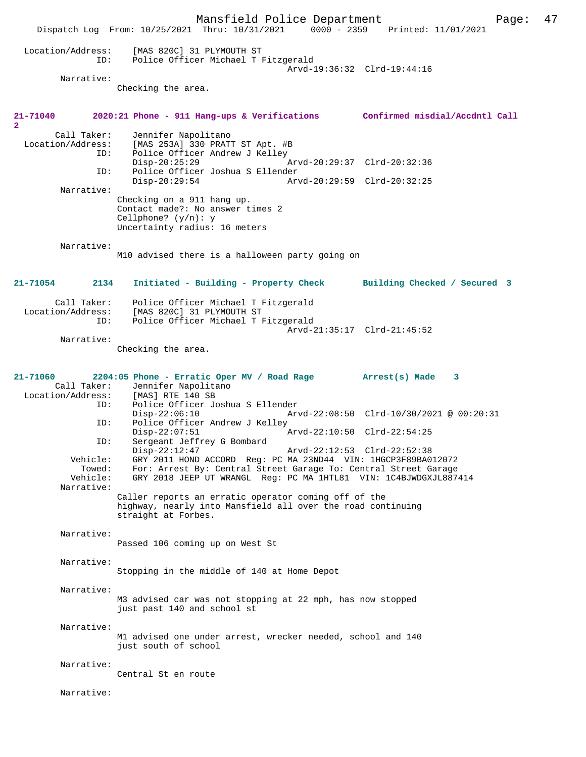Location/Address: [MAS 820C] 31 PLYMOUTH ST
ID: Police Officer Michael T Fitzgerald
Arvd-19:36:32 Clrd-19:44:16

Narrative:
Checking the area.

**21-71040 2020:21 Phone - 911 Hang-ups & Verifications Confirmed misdial/Accdntl Call 2**

Call Taker: Jennifer Napolitano
Location/Address: [MAS 253A] 330 PRATT ST Apt. #B
ID: Police Officer Andrew J Kelley
Disp-20:25:29 Arvd-20:29:37 Clrd-20:32:36
ID: Police Officer Joshua S Ellender
Disp-20:29:54 Arvd-20:29:59 Clrd-20:32:25

Narrative:
Checking on a 911 hang up.
Contact made?: No answer times 2
Cellphone? (y/n): y
Uncertainty radius: 16 meters

Narrative:
M10 advised there is a halloween party going on

**21-71054 2134 Initiated - Building - Property Check Building Checked / Secured 3**

Call Taker: Police Officer Michael T Fitzgerald
Location/Address: [MAS 820C] 31 PLYMOUTH ST
ID: Police Officer Michael T Fitzgerald
Arvd-21:35:17 Clrd-21:45:52

Narrative:
Checking the area.

**21-71060 2204:05 Phone - Erratic Oper MV / Road Rage Arrest(s) Made 3**

Call Taker: Jennifer Napolitano
Location/Address: [MAS] RTE 140 SB
ID: Police Officer Joshua S Ellender
Disp-22:06:10 Arvd-22:08:50 Clrd-10/30/2021 @ 00:20:31
ID: Police Officer Andrew J Kelley
Disp-22:07:51 Arvd-22:10:50 Clrd-22:54:25
ID: Sergeant Jeffrey G Bombard
Disp-22:12:47 Arvd-22:12:53 Clrd-22:52:38
Vehicle: GRY 2011 HOND ACCORD Reg: PC MA 23ND44 VIN: 1HGCP3F89BA012072
Towed: For: Arrest By: Central Street Garage To: Central Street Garage
Vehicle: GRY 2018 JEEP UT WRANGL Reg: PC MA 1HTL81 VIN: 1C4BJWDGXJL887414

Narrative:
Caller reports an erratic operator coming off of the highway, nearly into Mansfield all over the road continuing straight at Forbes.

Narrative:
Passed 106 coming up on West St

Narrative:
Stopping in the middle of 140 at Home Depot

Narrative:
M3 advised car was not stopping at 22 mph, has now stopped just past 140 and school st

Narrative:
M1 advised one under arrest, wrecker needed, school and 140 just south of school

Narrative:
Central St en route

Narrative: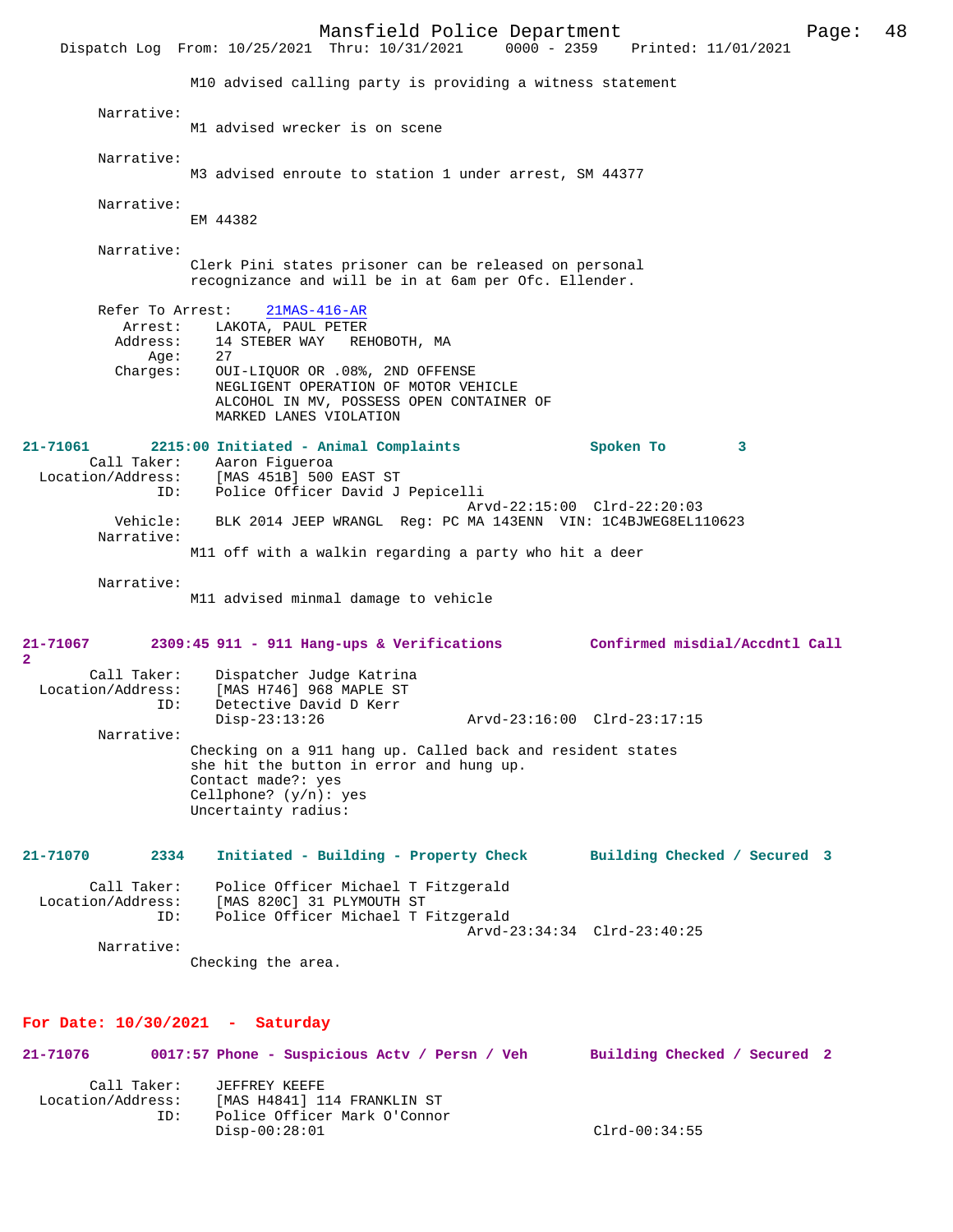M10 advised calling party is providing a witness statement

Narrative:
M1 advised wrecker is on scene

Narrative:
M3 advised enroute to station 1 under arrest, SM 44377

Narrative:
EM 44382

Narrative:
Clerk Pini states prisoner can be released on personal recognizance and will be in at 6am per Ofc. Ellender.

Refer To Arrest: 21MAS-416-AR
Arrest: LAKOTA, PAUL PETER
Address: 14 STEBER WAY REHOBOTH, MA
Age: 27
Charges: OUI-LIQUOR OR .08%, 2ND OFFENSE
NEGLIGENT OPERATION OF MOTOR VEHICLE
ALCOHOL IN MV, POSSESS OPEN CONTAINER OF
MARKED LANES VIOLATION

**21-71061 2215:00 Initiated - Animal Complaints Spoken To 3**

Call Taker: Aaron Figueroa
Location/Address: [MAS 451B] 500 EAST ST
ID: Police Officer David J Pepicelli
Arvd-22:15:00 Clrd-22:20:03
Vehicle: BLK 2014 JEEP WRANGL Reg: PC MA 143ENN VIN: 1C4BJWEG8EL110623
Narrative:
M11 off with a walkin regarding a party who hit a deer

Narrative:
M11 advised minmal damage to vehicle

**21-71067 2309:45 911 - 911 Hang-ups & Verifications Confirmed misdial/Accdntl Call 2**

Call Taker: Dispatcher Judge Katrina
Location/Address: [MAS H746] 968 MAPLE ST
ID: Detective David D Kerr
Disp-23:13:26 Arvd-23:16:00 Clrd-23:17:15
Narrative:
Checking on a 911 hang up. Called back and resident states she hit the button in error and hung up.
Contact made?: yes
Cellphone? (y/n): yes
Uncertainty radius:

**21-71070 2334 Initiated - Building - Property Check Building Checked / Secured 3**

Call Taker: Police Officer Michael T Fitzgerald
Location/Address: [MAS 820C] 31 PLYMOUTH ST
ID: Police Officer Michael T Fitzgerald
Arvd-23:34:34 Clrd-23:40:25
Narrative:
Checking the area.

## For Date: 10/30/2021 - Saturday

**21-71076 0017:57 Phone - Suspicious Actv / Persn / Veh Building Checked / Secured 2**

Call Taker: JEFFREY KEEFE
Location/Address: [MAS H4841] 114 FRANKLIN ST
ID: Police Officer Mark O'Connor
Disp-00:28:01 Clrd-00:34:55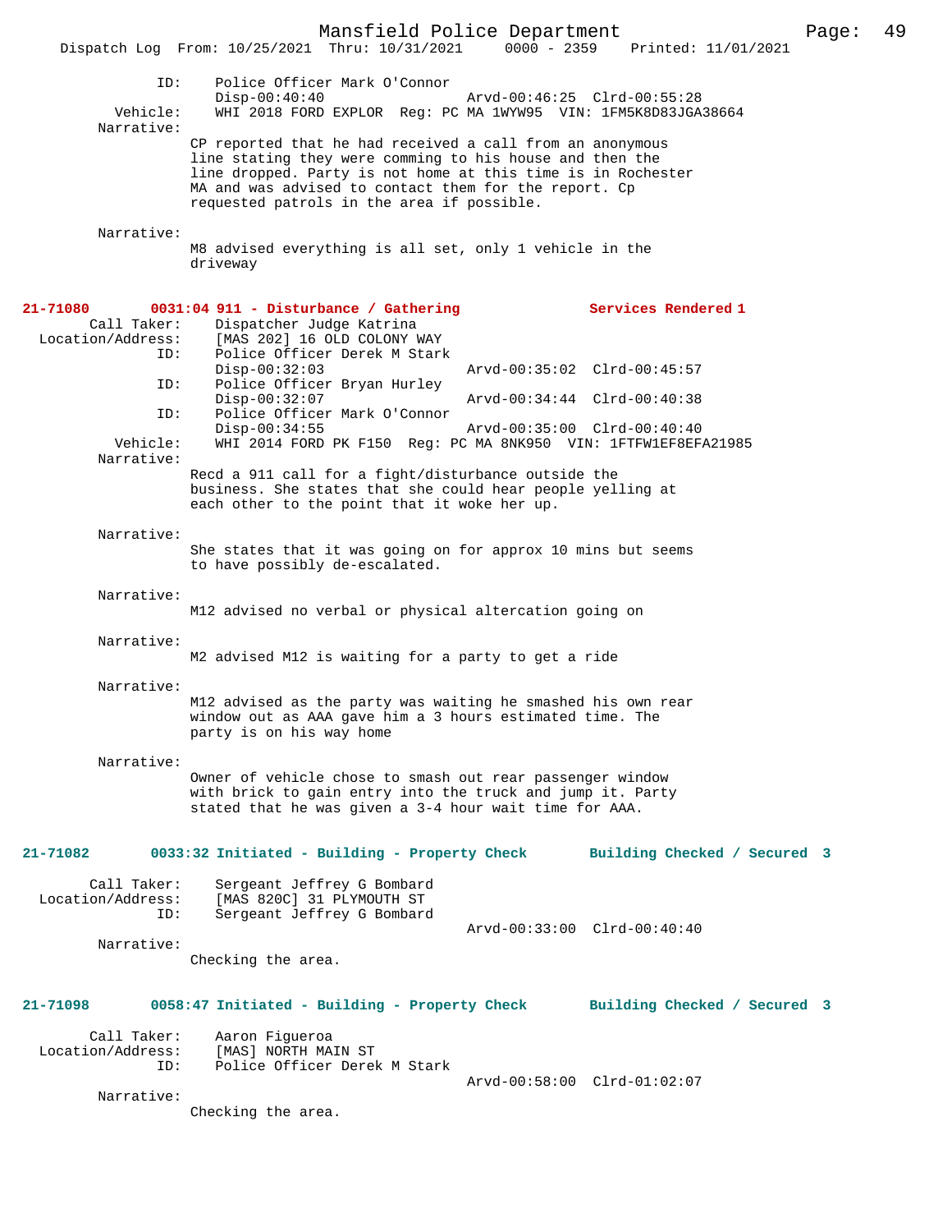```
            ID:     Police Officer Mark O'Connor
                    Disp-00:40:40                 Arvd-00:46:25  Clrd-00:55:28
       Vehicle:     WHI 2018 FORD EXPLOR  Reg: PC MA 1WYW95  VIN: 1FM5K8D83JGA38664
     Narrative:
                  CP reported that he had received a call from an anonymous
                  line stating they were comming to his house and then the
                  line dropped. Party is not home at this time is in Rochester
                  MA and was advised to contact them for the report. Cp
                  requested patrols in the area if possible.

     Narrative:
                  M8 advised everything is all set, only 1 vehicle in the
                  driveway
```

**21-71080      0031:04 911 - Disturbance / Gathering              Services Rendered 1**

```
    Call Taker:     Dispatcher Judge Katrina
Location/Address:   [MAS 202] 16 OLD COLONY WAY
            ID:     Police Officer Derek M Stark
                    Disp-00:32:03                 Arvd-00:35:02  Clrd-00:45:57
            ID:     Police Officer Bryan Hurley
                    Disp-00:32:07                 Arvd-00:34:44  Clrd-00:40:38
            ID:     Police Officer Mark O'Connor
                    Disp-00:34:55                 Arvd-00:35:00  Clrd-00:40:40
       Vehicle:     WHI 2014 FORD PK F150  Reg: PC MA 8NK950  VIN: 1FTFW1EF8EFA21985
     Narrative:
                  Recd a 911 call for a fight/disturbance outside the
                  business. She states that she could hear people yelling at
                  each other to the point that it woke her up.

     Narrative:
                  She states that it was going on for approx 10 mins but seems
                  to have possibly de-escalated.

     Narrative:
                  M12 advised no verbal or physical altercation going on

     Narrative:
                  M2 advised M12 is waiting for a party to get a ride

     Narrative:
                  M12 advised as the party was waiting he smashed his own rear
                  window out as AAA gave him a 3 hours estimated time. The
                  party is on his way home

     Narrative:
                  Owner of vehicle chose to smash out rear passenger window
                  with brick to gain entry into the truck and jump it. Party
                  stated that he was given a 3-4 hour wait time for AAA.
```

**21-71082      0033:32 Initiated - Building - Property Check       Building Checked / Secured  3**

```
    Call Taker:     Sergeant Jeffrey G Bombard
Location/Address:   [MAS 820C] 31 PLYMOUTH ST
            ID:     Sergeant Jeffrey G Bombard
                                                  Arvd-00:33:00  Clrd-00:40:40
     Narrative:
                  Checking the area.
```

**21-71098      0058:47 Initiated - Building - Property Check       Building Checked / Secured  3**

```
    Call Taker:     Aaron Figueroa
Location/Address:   [MAS] NORTH MAIN ST
            ID:     Police Officer Derek M Stark
                                                  Arvd-00:58:00  Clrd-01:02:07
     Narrative:
                  Checking the area.
```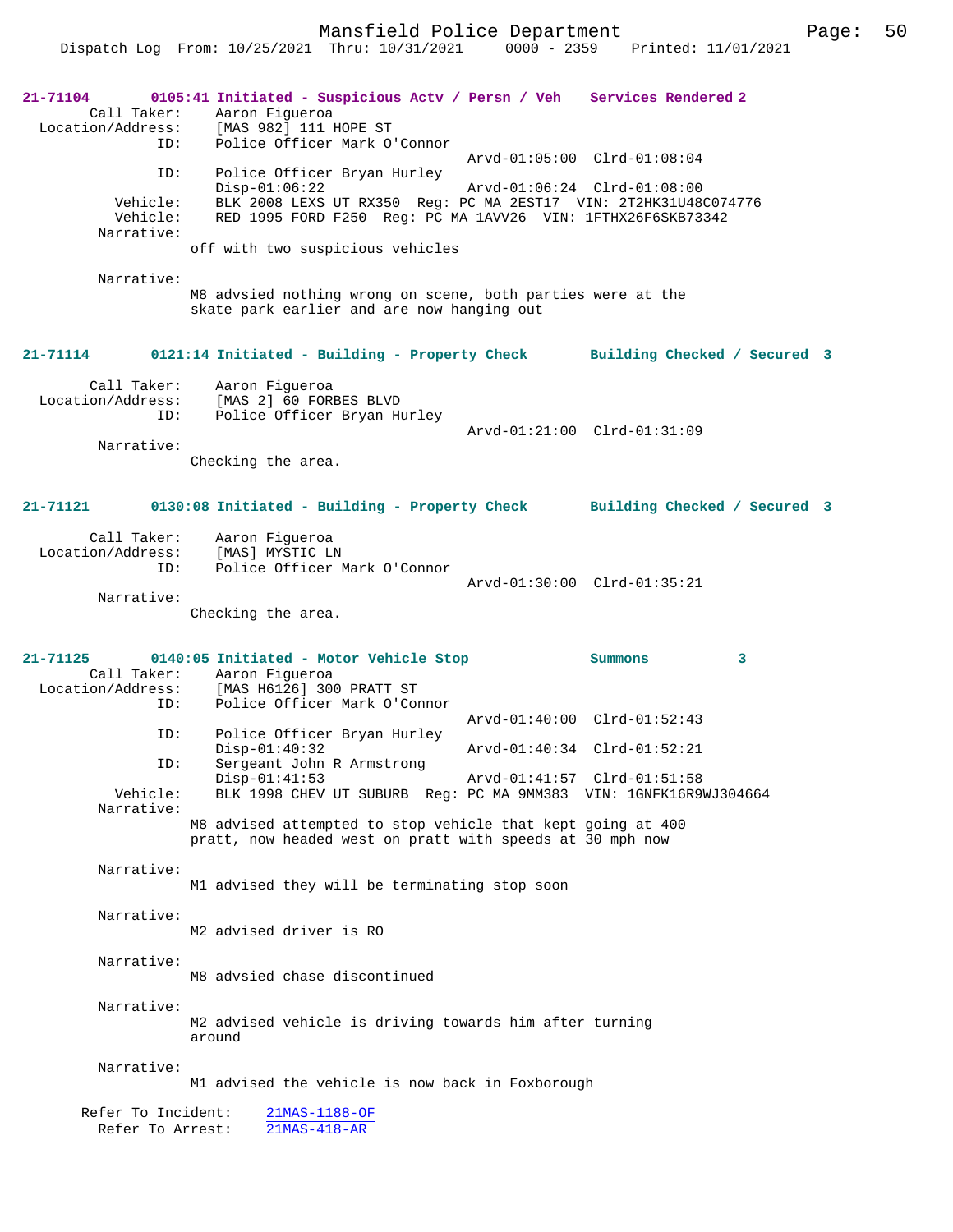**21-71104 0105:41 Initiated - Suspicious Actv / Persn / Veh Services Rendered 2**

Call Taker: Aaron Figueroa
Location/Address: [MAS 982] 111 HOPE ST
ID: Police Officer Mark O'Connor
Arvd-01:05:00 Clrd-01:08:04
ID: Police Officer Bryan Hurley
Disp-01:06:22 Arvd-01:06:24 Clrd-01:08:00
Vehicle: BLK 2008 LEXS UT RX350 Reg: PC MA 2EST17 VIN: 2T2HK31U48C074776
Vehicle: RED 1995 FORD F250 Reg: PC MA 1AVV26 VIN: 1FTHX26F6SKB73342
Narrative:
off with two suspicious vehicles

Narrative:
M8 advsied nothing wrong on scene, both parties were at the skate park earlier and are now hanging out

**21-71114 0121:14 Initiated - Building - Property Check Building Checked / Secured 3**

Call Taker: Aaron Figueroa
Location/Address: [MAS 2] 60 FORBES BLVD
ID: Police Officer Bryan Hurley
Arvd-01:21:00 Clrd-01:31:09
Narrative:
Checking the area.

**21-71121 0130:08 Initiated - Building - Property Check Building Checked / Secured 3**

Call Taker: Aaron Figueroa
Location/Address: [MAS] MYSTIC LN
ID: Police Officer Mark O'Connor
Arvd-01:30:00 Clrd-01:35:21
Narrative:
Checking the area.

**21-71125 0140:05 Initiated - Motor Vehicle Stop Summons 3**

Call Taker: Aaron Figueroa
Location/Address: [MAS H6126] 300 PRATT ST
ID: Police Officer Mark O'Connor
Arvd-01:40:00 Clrd-01:52:43
ID: Police Officer Bryan Hurley
Disp-01:40:32 Arvd-01:40:34 Clrd-01:52:21
ID: Sergeant John R Armstrong
Disp-01:41:53 Arvd-01:41:57 Clrd-01:51:58
Vehicle: BLK 1998 CHEV UT SUBURB Reg: PC MA 9MM383 VIN: 1GNFK16R9WJ304664
Narrative:
M8 advised attempted to stop vehicle that kept going at 400 pratt, now headed west on pratt with speeds at 30 mph now

Narrative:
M1 advised they will be terminating stop soon

Narrative:
M2 advised driver is RO

Narrative:
M8 advsied chase discontinued

Narrative:
M2 advised vehicle is driving towards him after turning around

Narrative:
M1 advised the vehicle is now back in Foxborough

Refer To Incident: 21MAS-1188-OF
Refer To Arrest: 21MAS-418-AR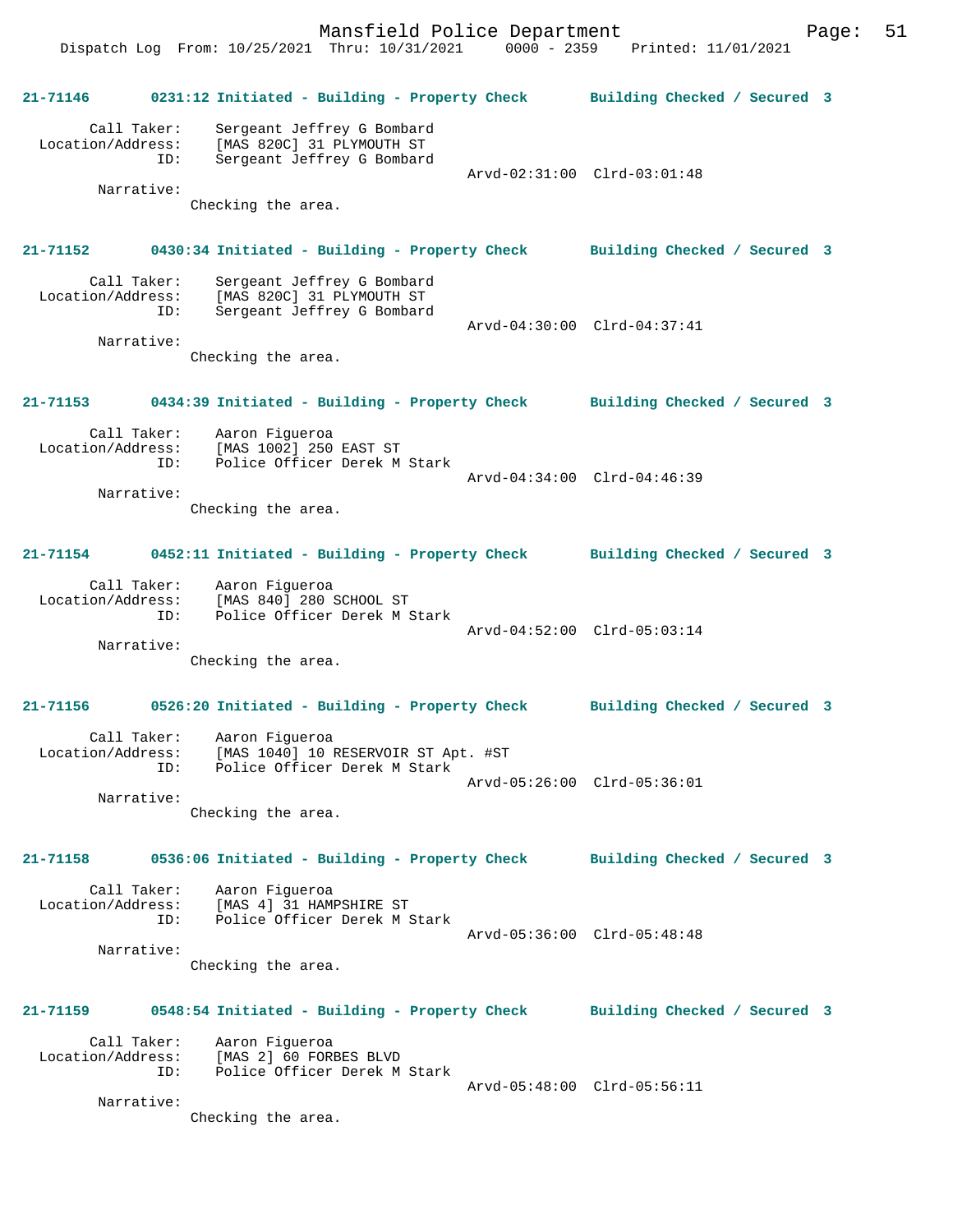21-71146 0231:12 Initiated - Building - Property Check Building Checked / Secured 3

Call Taker: Sergeant Jeffrey G Bombard
Location/Address: [MAS 820C] 31 PLYMOUTH ST
ID: Sergeant Jeffrey G Bombard
Arvd-02:31:00 Clrd-03:01:48
Narrative:
Checking the area.

21-71152 0430:34 Initiated - Building - Property Check Building Checked / Secured 3

Call Taker: Sergeant Jeffrey G Bombard
Location/Address: [MAS 820C] 31 PLYMOUTH ST
ID: Sergeant Jeffrey G Bombard
Arvd-04:30:00 Clrd-04:37:41
Narrative:
Checking the area.

21-71153 0434:39 Initiated - Building - Property Check Building Checked / Secured 3

Call Taker: Aaron Figueroa
Location/Address: [MAS 1002] 250 EAST ST
ID: Police Officer Derek M Stark
Arvd-04:34:00 Clrd-04:46:39
Narrative:
Checking the area.

21-71154 0452:11 Initiated - Building - Property Check Building Checked / Secured 3

Call Taker: Aaron Figueroa
Location/Address: [MAS 840] 280 SCHOOL ST
ID: Police Officer Derek M Stark
Arvd-04:52:00 Clrd-05:03:14
Narrative:
Checking the area.

21-71156 0526:20 Initiated - Building - Property Check Building Checked / Secured 3

Call Taker: Aaron Figueroa
Location/Address: [MAS 1040] 10 RESERVOIR ST Apt. #ST
ID: Police Officer Derek M Stark
Arvd-05:26:00 Clrd-05:36:01
Narrative:
Checking the area.

21-71158 0536:06 Initiated - Building - Property Check Building Checked / Secured 3

Call Taker: Aaron Figueroa
Location/Address: [MAS 4] 31 HAMPSHIRE ST
ID: Police Officer Derek M Stark
Arvd-05:36:00 Clrd-05:48:48
Narrative:
Checking the area.

21-71159 0548:54 Initiated - Building - Property Check Building Checked / Secured 3

Call Taker: Aaron Figueroa
Location/Address: [MAS 2] 60 FORBES BLVD
ID: Police Officer Derek M Stark
Arvd-05:48:00 Clrd-05:56:11
Narrative:
Checking the area.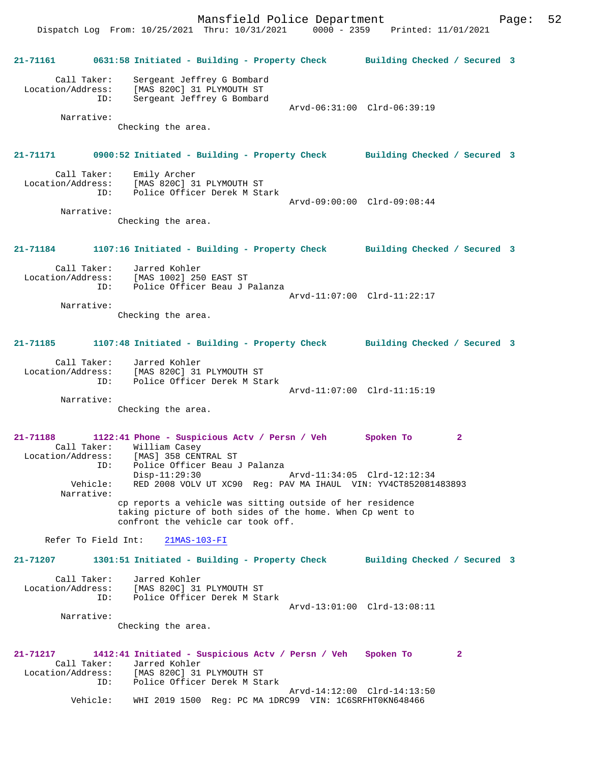**21-71161 0631:58 Initiated - Building - Property Check Building Checked / Secured 3**

Call Taker: Sergeant Jeffrey G Bombard
Location/Address: [MAS 820C] 31 PLYMOUTH ST
ID: Sergeant Jeffrey G Bombard
Arvd-06:31:00 Clrd-06:39:19
Narrative:
Checking the area.

**21-71171 0900:52 Initiated - Building - Property Check Building Checked / Secured 3**

Call Taker: Emily Archer
Location/Address: [MAS 820C] 31 PLYMOUTH ST
ID: Police Officer Derek M Stark
Arvd-09:00:00 Clrd-09:08:44
Narrative:
Checking the area.

**21-71184 1107:16 Initiated - Building - Property Check Building Checked / Secured 3**

Call Taker: Jarred Kohler
Location/Address: [MAS 1002] 250 EAST ST
ID: Police Officer Beau J Palanza
Arvd-11:07:00 Clrd-11:22:17
Narrative:
Checking the area.

**21-71185 1107:48 Initiated - Building - Property Check Building Checked / Secured 3**

Call Taker: Jarred Kohler
Location/Address: [MAS 820C] 31 PLYMOUTH ST
ID: Police Officer Derek M Stark
Arvd-11:07:00 Clrd-11:15:19
Narrative:
Checking the area.

**21-71188 1122:41 Phone - Suspicious Actv / Persn / Veh Spoken To 2**

Call Taker: William Casey
Location/Address: [MAS] 358 CENTRAL ST
ID: Police Officer Beau J Palanza
Disp-11:29:30 Arvd-11:34:05 Clrd-12:12:34
Vehicle: RED 2008 VOLV UT XC90 Reg: PAV MA IHAUL VIN: YV4CT852081483893
Narrative:
cp reports a vehicle was sitting outside of her residence taking picture of both sides of the home. When Cp went to confront the vehicle car took off.

Refer To Field Int: 21MAS-103-FI

**21-71207 1301:51 Initiated - Building - Property Check Building Checked / Secured 3**

Call Taker: Jarred Kohler
Location/Address: [MAS 820C] 31 PLYMOUTH ST
ID: Police Officer Derek M Stark
Arvd-13:01:00 Clrd-13:08:11
Narrative:
Checking the area.

**21-71217 1412:41 Initiated - Suspicious Actv / Persn / Veh Spoken To 2**

Call Taker: Jarred Kohler
Location/Address: [MAS 820C] 31 PLYMOUTH ST
ID: Police Officer Derek M Stark
Arvd-14:12:00 Clrd-14:13:50
Vehicle: WHI 2019 1500 Reg: PC MA 1DRC99 VIN: 1C6SRFHT0KN648466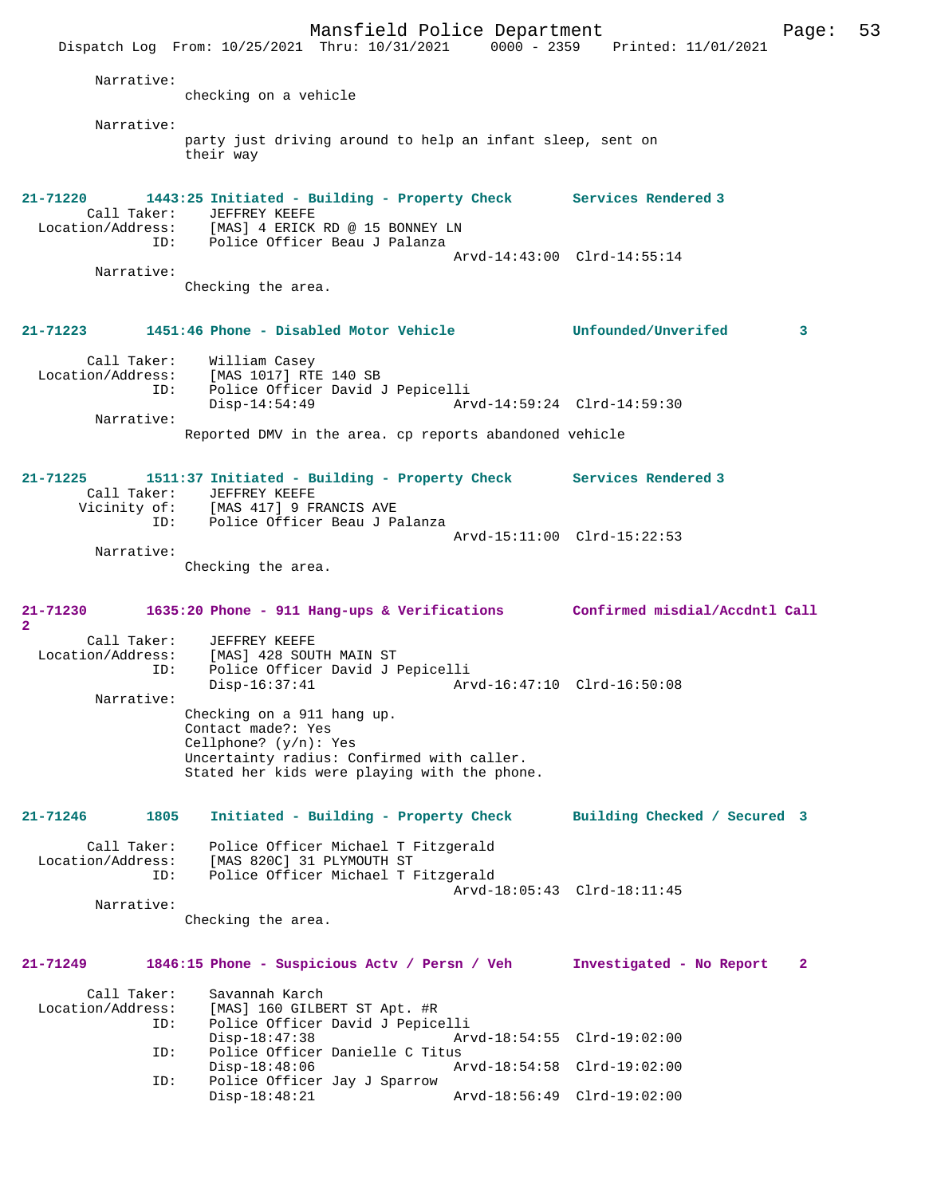Narrative:
checking on a vehicle

Narrative:
party just driving around to help an infant sleep, sent on their way

**21-71220 1443:25 Initiated - Building - Property Check Services Rendered 3**

Call Taker: JEFFREY KEEFE
Location/Address: [MAS] 4 ERICK RD @ 15 BONNEY LN
ID: Police Officer Beau J Palanza
Arvd-14:43:00 Clrd-14:55:14

Narrative:
Checking the area.

**21-71223 1451:46 Phone - Disabled Motor Vehicle Unfounded/Unverifed 3**

Call Taker: William Casey
Location/Address: [MAS 1017] RTE 140 SB
ID: Police Officer David J Pepicelli
Disp-14:54:49 Arvd-14:59:24 Clrd-14:59:30

Narrative:
Reported DMV in the area. cp reports abandoned vehicle

**21-71225 1511:37 Initiated - Building - Property Check Services Rendered 3**

Call Taker: JEFFREY KEEFE
Vicinity of: [MAS 417] 9 FRANCIS AVE
ID: Police Officer Beau J Palanza
Arvd-15:11:00 Clrd-15:22:53

Narrative:
Checking the area.

**21-71230 1635:20 Phone - 911 Hang-ups & Verifications Confirmed misdial/Accdntl Call 2**

Call Taker: JEFFREY KEEFE
Location/Address: [MAS] 428 SOUTH MAIN ST
ID: Police Officer David J Pepicelli
Disp-16:37:41 Arvd-16:47:10 Clrd-16:50:08

Narrative:
Checking on a 911 hang up.
Contact made?: Yes
Cellphone? (y/n): Yes
Uncertainty radius: Confirmed with caller.
Stated her kids were playing with the phone.

**21-71246 1805 Initiated - Building - Property Check Building Checked / Secured 3**

Call Taker: Police Officer Michael T Fitzgerald
Location/Address: [MAS 820C] 31 PLYMOUTH ST
ID: Police Officer Michael T Fitzgerald
Arvd-18:05:43 Clrd-18:11:45

Narrative:
Checking the area.

**21-71249 1846:15 Phone - Suspicious Actv / Persn / Veh Investigated - No Report 2**

Call Taker: Savannah Karch
Location/Address: [MAS] 160 GILBERT ST Apt. #R
ID: Police Officer David J Pepicelli
Disp-18:47:38 Arvd-18:54:55 Clrd-19:02:00
ID: Police Officer Danielle C Titus
Disp-18:48:06 Arvd-18:54:58 Clrd-19:02:00
ID: Police Officer Jay J Sparrow
Disp-18:48:21 Arvd-18:56:49 Clrd-19:02:00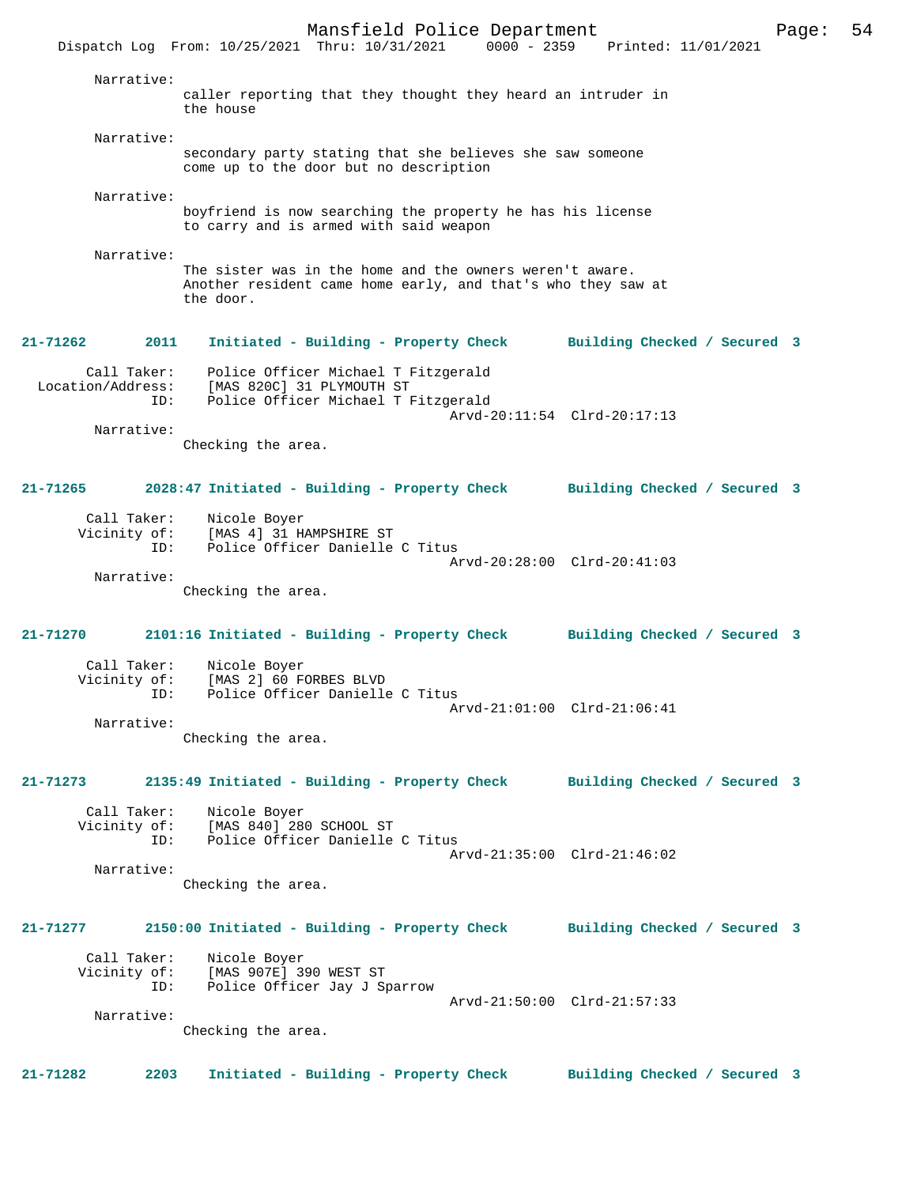Narrative:
caller reporting that they thought they heard an intruder in the house

Narrative:
secondary party stating that she believes she saw someone come up to the door but no description

Narrative:
boyfriend is now searching the property he has his license to carry and is armed with said weapon

Narrative:
The sister was in the home and the owners weren't aware. Another resident came home early, and that's who they saw at the door.

**21-71262 2011 Initiated - Building - Property Check Building Checked / Secured 3**

Call Taker: Police Officer Michael T Fitzgerald
Location/Address: [MAS 820C] 31 PLYMOUTH ST
ID: Police Officer Michael T Fitzgerald
Arvd-20:11:54 Clrd-20:17:13

Narrative:
Checking the area.

**21-71265 2028:47 Initiated - Building - Property Check Building Checked / Secured 3**

Call Taker: Nicole Boyer
Vicinity of: [MAS 4] 31 HAMPSHIRE ST
ID: Police Officer Danielle C Titus
Arvd-20:28:00 Clrd-20:41:03

Narrative:
Checking the area.

**21-71270 2101:16 Initiated - Building - Property Check Building Checked / Secured 3**

Call Taker: Nicole Boyer
Vicinity of: [MAS 2] 60 FORBES BLVD
ID: Police Officer Danielle C Titus
Arvd-21:01:00 Clrd-21:06:41

Narrative:
Checking the area.

**21-71273 2135:49 Initiated - Building - Property Check Building Checked / Secured 3**

Call Taker: Nicole Boyer
Vicinity of: [MAS 840] 280 SCHOOL ST
ID: Police Officer Danielle C Titus
Arvd-21:35:00 Clrd-21:46:02

Narrative:
Checking the area.

**21-71277 2150:00 Initiated - Building - Property Check Building Checked / Secured 3**

Call Taker: Nicole Boyer
Vicinity of: [MAS 907E] 390 WEST ST
ID: Police Officer Jay J Sparrow
Arvd-21:50:00 Clrd-21:57:33

Narrative:
Checking the area.

**21-71282 2203 Initiated - Building - Property Check Building Checked / Secured 3**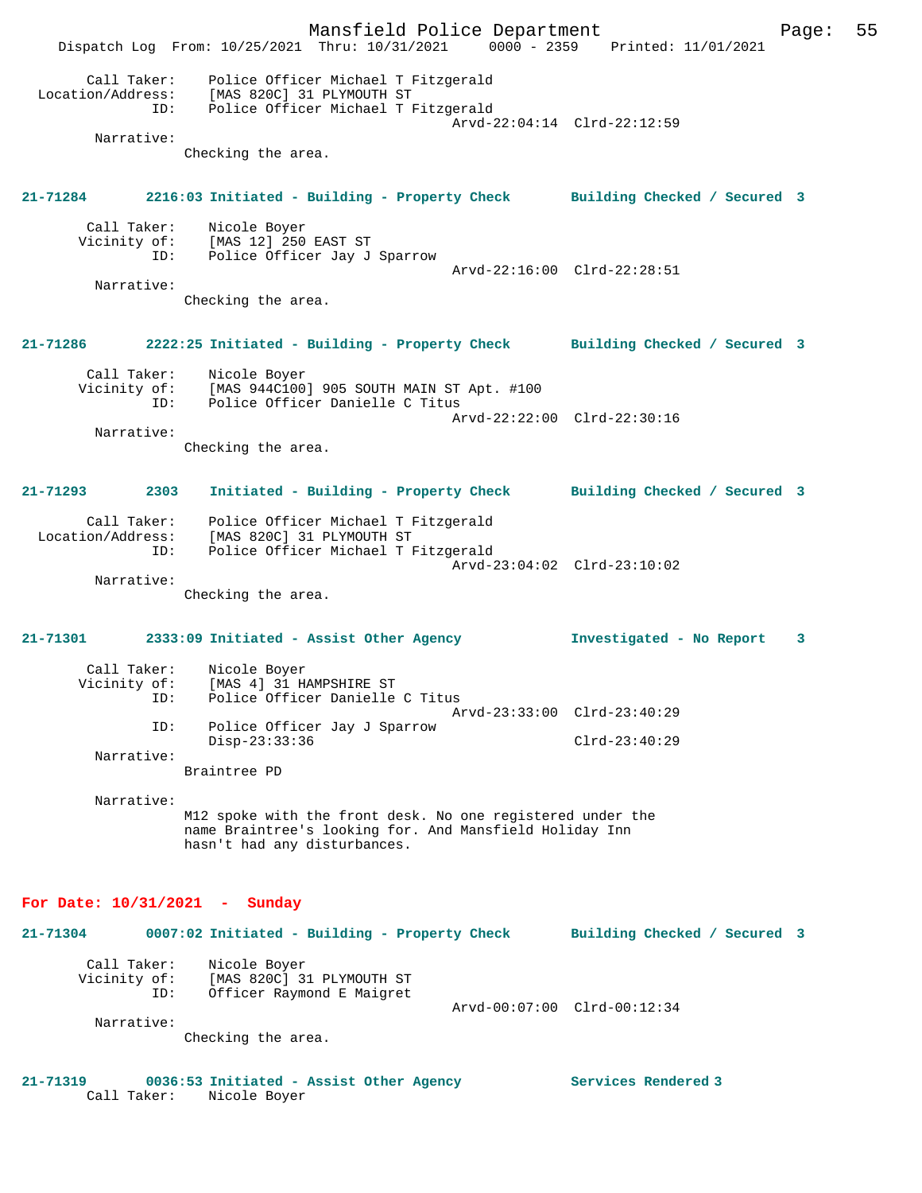```
        Call Taker:    Police Officer Michael T Fitzgerald
  Location/Address:    [MAS 820C] 31 PLYMOUTH ST
                ID:    Police Officer Michael T Fitzgerald
                                                 Arvd-22:04:14  Clrd-22:12:59
         Narrative:
                      Checking the area.
```

**21-71284 2216:03 Initiated - Building - Property Check Building Checked / Secured 3**

```
        Call Taker:    Nicole Boyer
       Vicinity of:    [MAS 12] 250 EAST ST
                ID:    Police Officer Jay J Sparrow
                                                 Arvd-22:16:00  Clrd-22:28:51
         Narrative:
                      Checking the area.
```

**21-71286 2222:25 Initiated - Building - Property Check Building Checked / Secured 3**

```
        Call Taker:    Nicole Boyer
       Vicinity of:    [MAS 944C100] 905 SOUTH MAIN ST Apt. #100
                ID:    Police Officer Danielle C Titus
                                                 Arvd-22:22:00  Clrd-22:30:16
         Narrative:
                      Checking the area.
```

**21-71293 2303 Initiated - Building - Property Check Building Checked / Secured 3**

```
        Call Taker:    Police Officer Michael T Fitzgerald
  Location/Address:    [MAS 820C] 31 PLYMOUTH ST
                ID:    Police Officer Michael T Fitzgerald
                                                 Arvd-23:04:02  Clrd-23:10:02
         Narrative:
                      Checking the area.
```

**21-71301 2333:09 Initiated - Assist Other Agency Investigated - No Report 3**

```
        Call Taker:    Nicole Boyer
       Vicinity of:    [MAS 4] 31 HAMPSHIRE ST
                ID:    Police Officer Danielle C Titus
                                                 Arvd-23:33:00  Clrd-23:40:29
                ID:    Police Officer Jay J Sparrow
                       Disp-23:33:36                            Clrd-23:40:29
         Narrative:
                      Braintree PD

         Narrative:
                      M12 spoke with the front desk. No one registered under the
                      name Braintree's looking for. And Mansfield Holiday Inn
                      hasn't had any disturbances.
```

## For Date: 10/31/2021 - Sunday

**21-71304 0007:02 Initiated - Building - Property Check Building Checked / Secured 3**

```
        Call Taker:    Nicole Boyer
       Vicinity of:    [MAS 820C] 31 PLYMOUTH ST
                ID:    Officer Raymond E Maigret
                                                 Arvd-00:07:00  Clrd-00:12:34
         Narrative:
                      Checking the area.
```

**21-71319 0036:53 Initiated - Assist Other Agency Services Rendered 3**

```
        Call Taker:    Nicole Boyer
```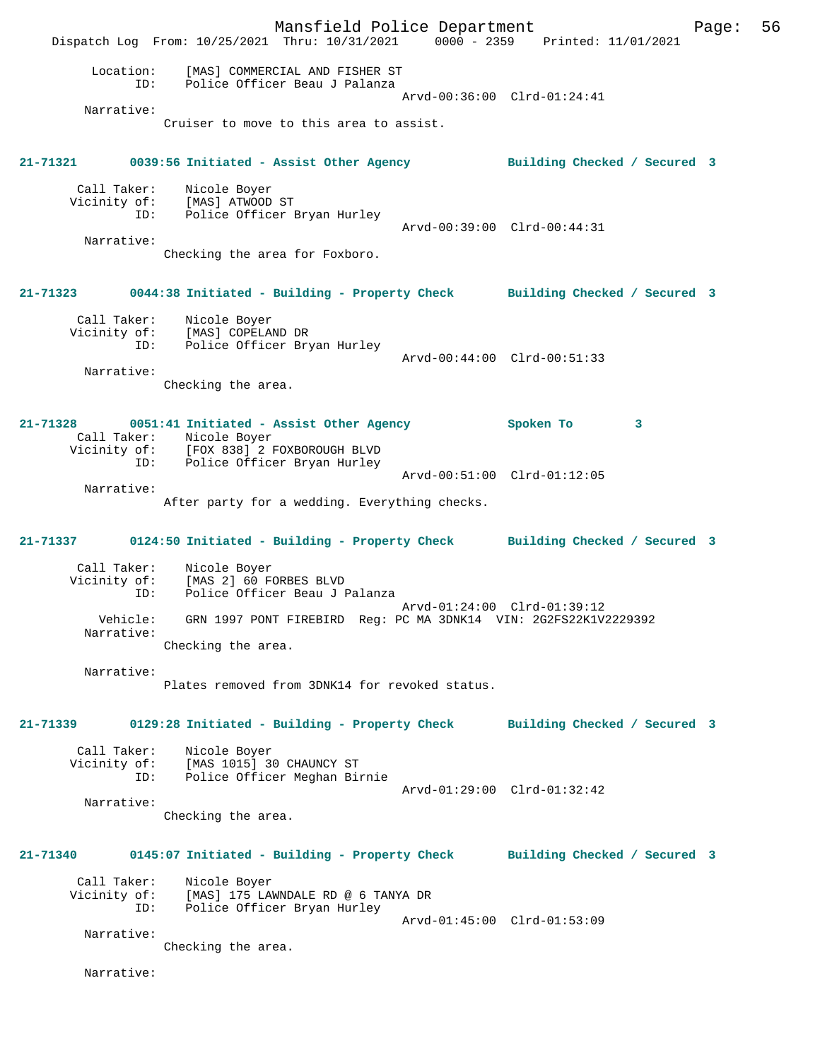Location: [MAS] COMMERCIAL AND FISHER ST
ID: Police Officer Beau J Palanza
Arvd-00:36:00 Clrd-01:24:41
Narrative:
Cruiser to move to this area to assist.

**21-71321 0039:56 Initiated - Assist Other Agency Building Checked / Secured 3**

Call Taker: Nicole Boyer
Vicinity of: [MAS] ATWOOD ST
ID: Police Officer Bryan Hurley
Arvd-00:39:00 Clrd-00:44:31
Narrative:
Checking the area for Foxboro.

**21-71323 0044:38 Initiated - Building - Property Check Building Checked / Secured 3**

Call Taker: Nicole Boyer
Vicinity of: [MAS] COPELAND DR
ID: Police Officer Bryan Hurley
Arvd-00:44:00 Clrd-00:51:33
Narrative:
Checking the area.

**21-71328 0051:41 Initiated - Assist Other Agency Spoken To 3**

Call Taker: Nicole Boyer
Vicinity of: [FOX 838] 2 FOXBOROUGH BLVD
ID: Police Officer Bryan Hurley
Arvd-00:51:00 Clrd-01:12:05
Narrative:
After party for a wedding. Everything checks.

**21-71337 0124:50 Initiated - Building - Property Check Building Checked / Secured 3**

Call Taker: Nicole Boyer
Vicinity of: [MAS 2] 60 FORBES BLVD
ID: Police Officer Beau J Palanza
Arvd-01:24:00 Clrd-01:39:12
Vehicle: GRN 1997 PONT FIREBIRD Reg: PC MA 3DNK14 VIN: 2G2FS22K1V2229392
Narrative:
Checking the area.

Narrative:
Plates removed from 3DNK14 for revoked status.

**21-71339 0129:28 Initiated - Building - Property Check Building Checked / Secured 3**

Call Taker: Nicole Boyer
Vicinity of: [MAS 1015] 30 CHAUNCY ST
ID: Police Officer Meghan Birnie
Arvd-01:29:00 Clrd-01:32:42
Narrative:
Checking the area.

**21-71340 0145:07 Initiated - Building - Property Check Building Checked / Secured 3**

Call Taker: Nicole Boyer
Vicinity of: [MAS] 175 LAWNDALE RD @ 6 TANYA DR
ID: Police Officer Bryan Hurley
Arvd-01:45:00 Clrd-01:53:09
Narrative:
Checking the area.

Narrative: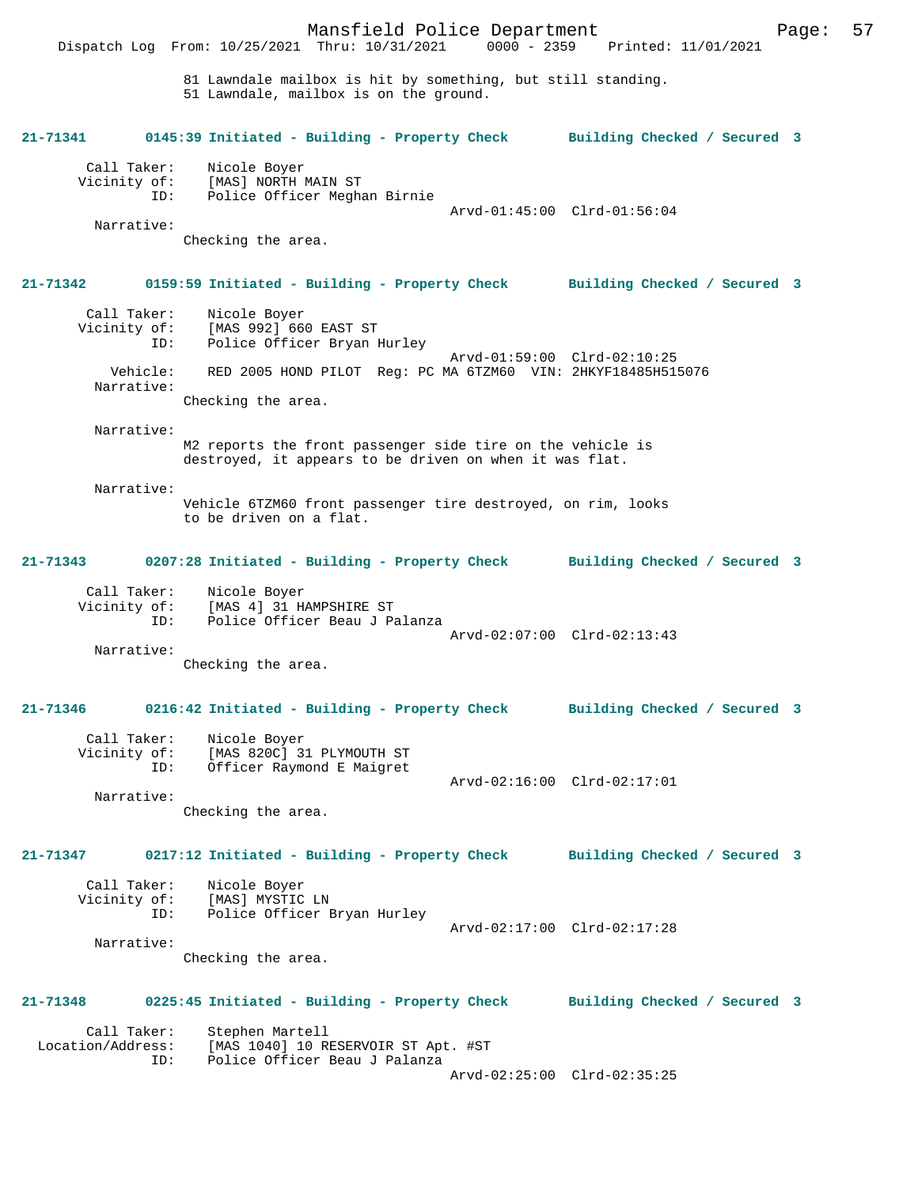81 Lawndale mailbox is hit by something, but still standing.
51 Lawndale, mailbox is on the ground.

**21-71341 0145:39 Initiated - Building - Property Check Building Checked / Secured 3**

Call Taker: Nicole Boyer
Vicinity of: [MAS] NORTH MAIN ST
ID: Police Officer Meghan Birnie
Arvd-01:45:00 Clrd-01:56:04
Narrative:
Checking the area.

**21-71342 0159:59 Initiated - Building - Property Check Building Checked / Secured 3**

Call Taker: Nicole Boyer
Vicinity of: [MAS 992] 660 EAST ST
ID: Police Officer Bryan Hurley
Arvd-01:59:00 Clrd-02:10:25
Vehicle: RED 2005 HOND PILOT Reg: PC MA 6TZM60 VIN: 2HKYF18485H515076
Narrative:
Checking the area.

Narrative:
M2 reports the front passenger side tire on the vehicle is destroyed, it appears to be driven on when it was flat.

Narrative:
Vehicle 6TZM60 front passenger tire destroyed, on rim, looks to be driven on a flat.

**21-71343 0207:28 Initiated - Building - Property Check Building Checked / Secured 3**

Call Taker: Nicole Boyer
Vicinity of: [MAS 4] 31 HAMPSHIRE ST
ID: Police Officer Beau J Palanza
Arvd-02:07:00 Clrd-02:13:43
Narrative:
Checking the area.

**21-71346 0216:42 Initiated - Building - Property Check Building Checked / Secured 3**

Call Taker: Nicole Boyer
Vicinity of: [MAS 820C] 31 PLYMOUTH ST
ID: Officer Raymond E Maigret
Arvd-02:16:00 Clrd-02:17:01
Narrative:
Checking the area.

**21-71347 0217:12 Initiated - Building - Property Check Building Checked / Secured 3**

Call Taker: Nicole Boyer
Vicinity of: [MAS] MYSTIC LN
ID: Police Officer Bryan Hurley
Arvd-02:17:00 Clrd-02:17:28
Narrative:
Checking the area.

**21-71348 0225:45 Initiated - Building - Property Check Building Checked / Secured 3**

Call Taker: Stephen Martell
Location/Address: [MAS 1040] 10 RESERVOIR ST Apt. #ST
ID: Police Officer Beau J Palanza
Arvd-02:25:00 Clrd-02:35:25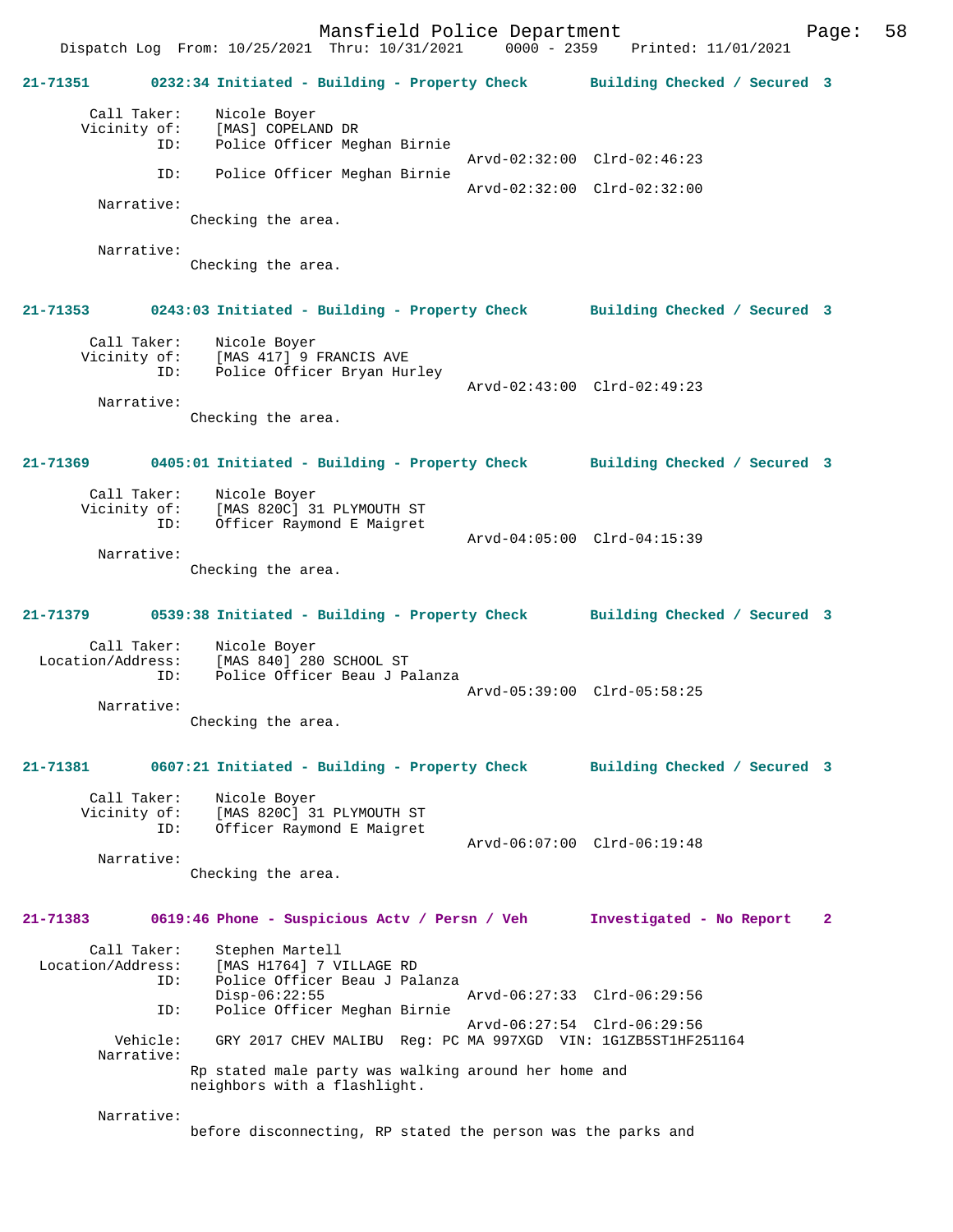**21-71351 0232:34 Initiated - Building - Property Check — Building Checked / Secured 3**

Call Taker: Nicole Boyer
Vicinity of: [MAS] COPELAND DR
ID: Police Officer Meghan Birnie
Arvd-02:32:00 Clrd-02:46:23
ID: Police Officer Meghan Birnie
Arvd-02:32:00 Clrd-02:32:00
Narrative:
Checking the area.

Narrative:
Checking the area.

**21-71353 0243:03 Initiated - Building - Property Check — Building Checked / Secured 3**

Call Taker: Nicole Boyer
Vicinity of: [MAS 417] 9 FRANCIS AVE
ID: Police Officer Bryan Hurley
Arvd-02:43:00 Clrd-02:49:23
Narrative:
Checking the area.

**21-71369 0405:01 Initiated - Building - Property Check — Building Checked / Secured 3**

Call Taker: Nicole Boyer
Vicinity of: [MAS 820C] 31 PLYMOUTH ST
ID: Officer Raymond E Maigret
Arvd-04:05:00 Clrd-04:15:39
Narrative:
Checking the area.

**21-71379 0539:38 Initiated - Building - Property Check — Building Checked / Secured 3**

Call Taker: Nicole Boyer
Location/Address: [MAS 840] 280 SCHOOL ST
ID: Police Officer Beau J Palanza
Arvd-05:39:00 Clrd-05:58:25
Narrative:
Checking the area.

**21-71381 0607:21 Initiated - Building - Property Check — Building Checked / Secured 3**

Call Taker: Nicole Boyer
Vicinity of: [MAS 820C] 31 PLYMOUTH ST
ID: Officer Raymond E Maigret
Arvd-06:07:00 Clrd-06:19:48
Narrative:
Checking the area.

**21-71383 0619:46 Phone - Suspicious Actv / Persn / Veh — Investigated - No Report 2**

Call Taker: Stephen Martell
Location/Address: [MAS H1764] 7 VILLAGE RD
ID: Police Officer Beau J Palanza
Disp-06:22:55 Arvd-06:27:33 Clrd-06:29:56
ID: Police Officer Meghan Birnie
Arvd-06:27:54 Clrd-06:29:56
Vehicle: GRY 2017 CHEV MALIBU Reg: PC MA 997XGD VIN: 1G1ZB5ST1HF251164
Narrative:
Rp stated male party was walking around her home and neighbors with a flashlight.

Narrative:
before disconnecting, RP stated the person was the parks and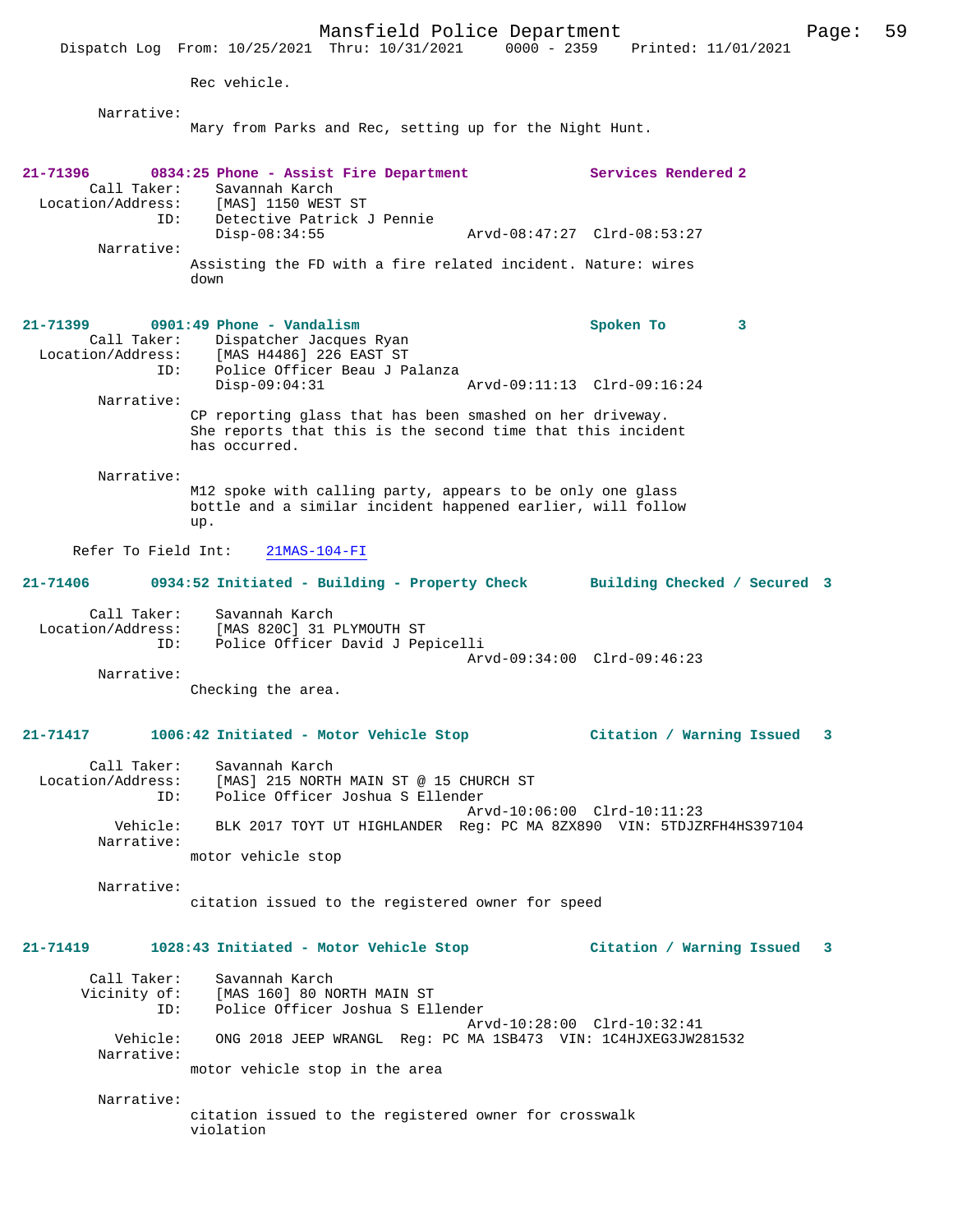Rec vehicle.

Narrative:
Mary from Parks and Rec, setting up for the Night Hunt.

**21-71396 0834:25 Phone - Assist Fire Department Services Rendered 2**

Call Taker: Savannah Karch
Location/Address: [MAS] 1150 WEST ST
ID: Detective Patrick J Pennie
Disp-08:34:55 Arvd-08:47:27 Clrd-08:53:27

Narrative:
Assisting the FD with a fire related incident. Nature: wires down

**21-71399 0901:49 Phone - Vandalism Spoken To 3**

Call Taker: Dispatcher Jacques Ryan
Location/Address: [MAS H4486] 226 EAST ST
ID: Police Officer Beau J Palanza
Disp-09:04:31 Arvd-09:11:13 Clrd-09:16:24

Narrative:
CP reporting glass that has been smashed on her driveway. She reports that this is the second time that this incident has occurred.

Narrative:
M12 spoke with calling party, appears to be only one glass bottle and a similar incident happened earlier, will follow up.

Refer To Field Int: 21MAS-104-FI

**21-71406 0934:52 Initiated - Building - Property Check Building Checked / Secured 3**

Call Taker: Savannah Karch
Location/Address: [MAS 820C] 31 PLYMOUTH ST
ID: Police Officer David J Pepicelli
Arvd-09:34:00 Clrd-09:46:23

Narrative:
Checking the area.

**21-71417 1006:42 Initiated - Motor Vehicle Stop Citation / Warning Issued 3**

Call Taker: Savannah Karch
Location/Address: [MAS] 215 NORTH MAIN ST @ 15 CHURCH ST
ID: Police Officer Joshua S Ellender
Arvd-10:06:00 Clrd-10:11:23
Vehicle: BLK 2017 TOYT UT HIGHLANDER Reg: PC MA 8ZX890 VIN: 5TDJZRFH4HS397104

Narrative:
motor vehicle stop

Narrative:
citation issued to the registered owner for speed

**21-71419 1028:43 Initiated - Motor Vehicle Stop Citation / Warning Issued 3**

Call Taker: Savannah Karch
Vicinity of: [MAS 160] 80 NORTH MAIN ST
ID: Police Officer Joshua S Ellender
Arvd-10:28:00 Clrd-10:32:41
Vehicle: ONG 2018 JEEP WRANGL Reg: PC MA 1SB473 VIN: 1C4HJXEG3JW281532

Narrative:
motor vehicle stop in the area

Narrative:
citation issued to the registered owner for crosswalk violation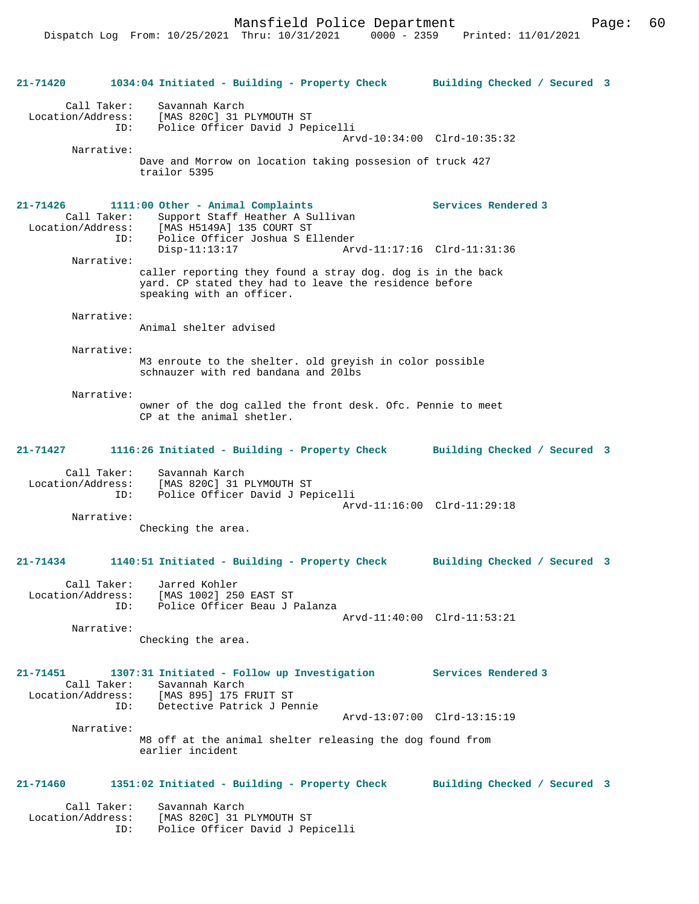**21-71420 1034:04 Initiated - Building - Property Check Building Checked / Secured 3**

Call Taker: Savannah Karch
Location/Address: [MAS 820C] 31 PLYMOUTH ST
ID: Police Officer David J Pepicelli
Arvd-10:34:00 Clrd-10:35:32

Narrative:
Dave and Morrow on location taking possesion of truck 427 trailor 5395

**21-71426 1111:00 Other - Animal Complaints Services Rendered 3**

Call Taker: Support Staff Heather A Sullivan
Location/Address: [MAS H5149A] 135 COURT ST
ID: Police Officer Joshua S Ellender
Disp-11:13:17 Arvd-11:17:16 Clrd-11:31:36

Narrative:
caller reporting they found a stray dog. dog is in the back yard. CP stated they had to leave the residence before speaking with an officer.

Narrative:
Animal shelter advised

Narrative:
M3 enroute to the shelter. old greyish in color possible schnauzer with red bandana and 20lbs

Narrative:
owner of the dog called the front desk. Ofc. Pennie to meet CP at the animal shetler.

**21-71427 1116:26 Initiated - Building - Property Check Building Checked / Secured 3**

Call Taker: Savannah Karch
Location/Address: [MAS 820C] 31 PLYMOUTH ST
ID: Police Officer David J Pepicelli
Arvd-11:16:00 Clrd-11:29:18

Narrative:
Checking the area.

**21-71434 1140:51 Initiated - Building - Property Check Building Checked / Secured 3**

Call Taker: Jarred Kohler
Location/Address: [MAS 1002] 250 EAST ST
ID: Police Officer Beau J Palanza
Arvd-11:40:00 Clrd-11:53:21

Narrative:
Checking the area.

**21-71451 1307:31 Initiated - Follow up Investigation Services Rendered 3**

Call Taker: Savannah Karch
Location/Address: [MAS 895] 175 FRUIT ST
ID: Detective Patrick J Pennie
Arvd-13:07:00 Clrd-13:15:19

Narrative:
M8 off at the animal shelter releasing the dog found from earlier incident

**21-71460 1351:02 Initiated - Building - Property Check Building Checked / Secured 3**

Call Taker: Savannah Karch
Location/Address: [MAS 820C] 31 PLYMOUTH ST
ID: Police Officer David J Pepicelli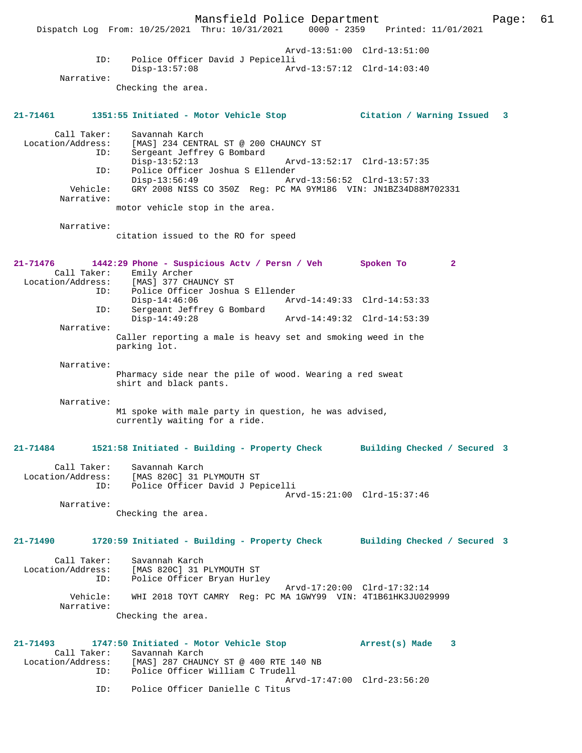```
                                             Arvd-13:51:00  Clrd-13:51:00
               ID:     Police Officer David J Pepicelli
                       Disp-13:57:08                Arvd-13:57:12  Clrd-14:03:40
        Narrative:
                    Checking the area.


21-71461       1351:55 Initiated - Motor Vehicle Stop            Citation / Warning Issued   3

        Call Taker:    Savannah Karch
  Location/Address:    [MAS] 234 CENTRAL ST @ 200 CHAUNCY ST
               ID:     Sergeant Jeffrey G Bombard
                       Disp-13:52:13                Arvd-13:52:17  Clrd-13:57:35
               ID:     Police Officer Joshua S Ellender
                       Disp-13:56:49                Arvd-13:56:52  Clrd-13:57:33
          Vehicle:     GRY 2008 NISS CO 350Z  Reg: PC MA 9YM186  VIN: JN1BZ34D88M702331
        Narrative:
                    motor vehicle stop in the area.

        Narrative:
                    citation issued to the RO for speed


21-71476       1442:29 Phone - Suspicious Actv / Persn / Veh      Spoken To          2
        Call Taker:    Emily Archer
  Location/Address:    [MAS] 377 CHAUNCY ST
               ID:     Police Officer Joshua S Ellender
                       Disp-14:46:06                Arvd-14:49:33  Clrd-14:53:33
               ID:     Sergeant Jeffrey G Bombard
                       Disp-14:49:28                Arvd-14:49:32  Clrd-14:53:39
        Narrative:
                    Caller reporting a male is heavy set and smoking weed in the
                    parking lot.

        Narrative:
                    Pharmacy side near the pile of wood. Wearing a red sweat
                    shirt and black pants.

        Narrative:
                    M1 spoke with male party in question, he was advised,
                    currently waiting for a ride.


21-71484       1521:58 Initiated - Building - Property Check      Building Checked / Secured  3

        Call Taker:    Savannah Karch
  Location/Address:    [MAS 820C] 31 PLYMOUTH ST
               ID:     Police Officer David J Pepicelli
                                                    Arvd-15:21:00  Clrd-15:37:46
        Narrative:
                    Checking the area.


21-71490       1720:59 Initiated - Building - Property Check      Building Checked / Secured  3

        Call Taker:    Savannah Karch
  Location/Address:    [MAS 820C] 31 PLYMOUTH ST
               ID:     Police Officer Bryan Hurley
                                                    Arvd-17:20:00  Clrd-17:32:14
          Vehicle:     WHI 2018 TOYT CAMRY  Reg: PC MA 1GWY99  VIN: 4T1B61HK3JU029999
        Narrative:
                    Checking the area.


21-71493       1747:50 Initiated - Motor Vehicle Stop            Arrest(s) Made     3
        Call Taker:    Savannah Karch
  Location/Address:    [MAS] 287 CHAUNCY ST @ 400 RTE 140 NB
               ID:     Police Officer William C Trudell
                                                    Arvd-17:47:00  Clrd-23:56:20
               ID:     Police Officer Danielle C Titus
```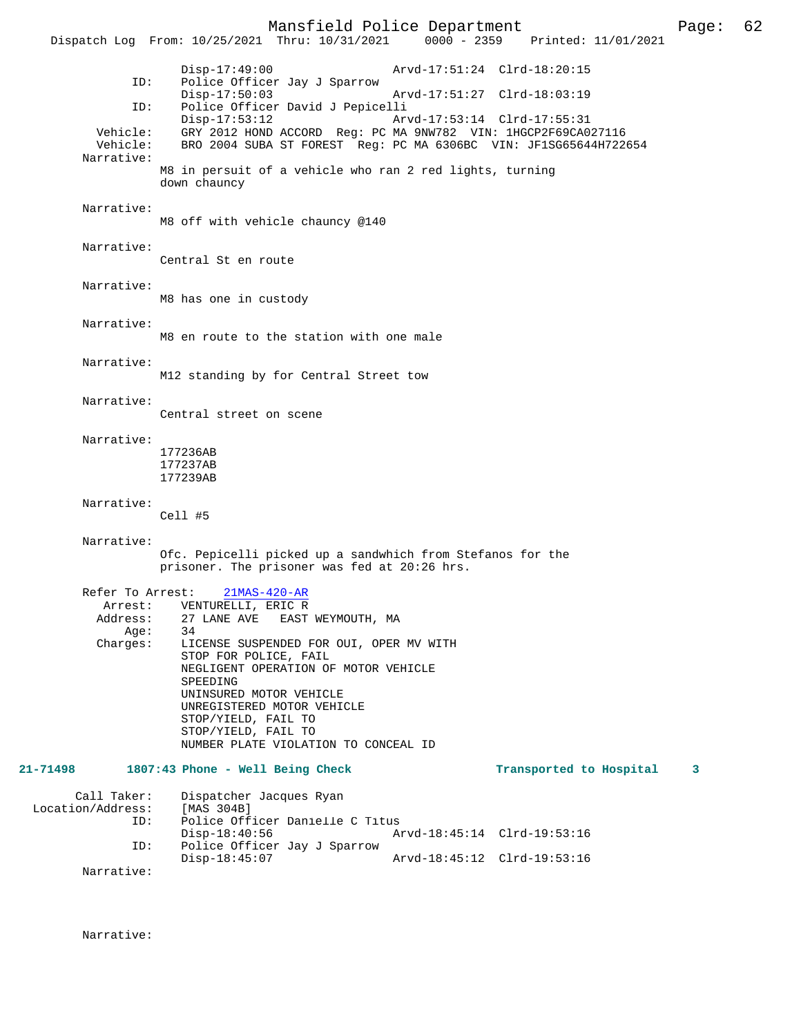```
            Disp-17:49:00                 Arvd-17:51:24  Clrd-18:20:15
        ID:  Police Officer Jay J Sparrow
            Disp-17:50:03                 Arvd-17:51:27  Clrd-18:03:19
        ID:  Police Officer David J Pepicelli
            Disp-17:53:12                 Arvd-17:53:14  Clrd-17:55:31
   Vehicle:  GRY 2012 HOND ACCORD  Reg: PC MA 9NW782  VIN: 1HGCP2F69CA027116
   Vehicle:  BRO 2004 SUBA ST FOREST  Reg: PC MA 6306BC  VIN: JF1SG65644H722654
 Narrative:
           M8 in persuit of a vehicle who ran 2 red lights, turning
           down chauncy

 Narrative:
           M8 off with vehicle chauncy @140

 Narrative:
           Central St en route

 Narrative:
           M8 has one in custody

 Narrative:
           M8 en route to the station with one male

 Narrative:
           M12 standing by for Central Street tow

 Narrative:
           Central street on scene

 Narrative:
           177236AB
           177237AB
           177239AB

 Narrative:
           Cell #5

 Narrative:
           Ofc. Pepicelli picked up a sandwhich from Stefanos for the
           prisoner. The prisoner was fed at 20:26 hrs.

 Refer To Arrest:    21MAS-420-AR
     Arrest:    VENTURELLI, ERIC R
    Address:    27 LANE AVE   EAST WEYMOUTH, MA
        Age:    34
    Charges:    LICENSE SUSPENDED FOR OUI, OPER MV WITH
                STOP FOR POLICE, FAIL
                NEGLIGENT OPERATION OF MOTOR VEHICLE
                SPEEDING
                UNINSURED MOTOR VEHICLE
                UNREGISTERED MOTOR VEHICLE
                STOP/YIELD, FAIL TO
                STOP/YIELD, FAIL TO
                NUMBER PLATE VIOLATION TO CONCEAL ID
```

**21-71498      1807:43 Phone - Well Being Check      Transported to Hospital   3**

```
      Call Taker:   Dispatcher Jacques Ryan
Location/Address:   [MAS 304B]
             ID:    Police Officer Danielle C Titus
                    Disp-18:40:56              Arvd-18:45:14  Clrd-19:53:16
             ID:    Police Officer Jay J Sparrow
                    Disp-18:45:07              Arvd-18:45:12  Clrd-19:53:16
      Narrative:



      Narrative:
```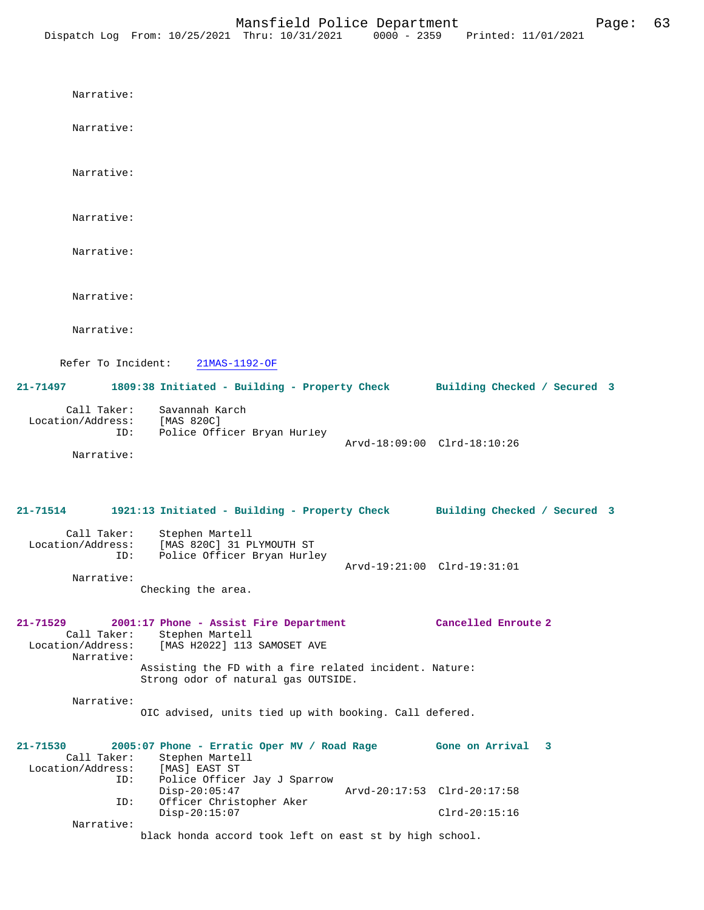Narrative:

Narrative:

Narrative:

Narrative:

Narrative:

Narrative:

Narrative:

Refer To Incident: 21MAS-1192-OF

**21-71497 1809:38 Initiated - Building - Property Check Building Checked / Secured 3**

Call Taker: Savannah Karch
Location/Address: [MAS 820C]
ID: Police Officer Bryan Hurley
Arvd-18:09:00 Clrd-18:10:26
Narrative:

**21-71514 1921:13 Initiated - Building - Property Check Building Checked / Secured 3**

Call Taker: Stephen Martell
Location/Address: [MAS 820C] 31 PLYMOUTH ST
ID: Police Officer Bryan Hurley
Arvd-19:21:00 Clrd-19:31:01
Narrative:
Checking the area.

**21-71529 2001:17 Phone - Assist Fire Department Cancelled Enroute 2**

Call Taker: Stephen Martell
Location/Address: [MAS H2022] 113 SAMOSET AVE
Narrative:
Assisting the FD with a fire related incident. Nature: Strong odor of natural gas OUTSIDE.

Narrative:
OIC advised, units tied up with booking. Call defered.

**21-71530 2005:07 Phone - Erratic Oper MV / Road Rage Gone on Arrival 3**

Call Taker: Stephen Martell
Location/Address: [MAS] EAST ST
ID: Police Officer Jay J Sparrow
Disp-20:05:47 Arvd-20:17:53 Clrd-20:17:58
ID: Officer Christopher Aker
Disp-20:15:07 Clrd-20:15:16
Narrative:
black honda accord took left on east st by high school.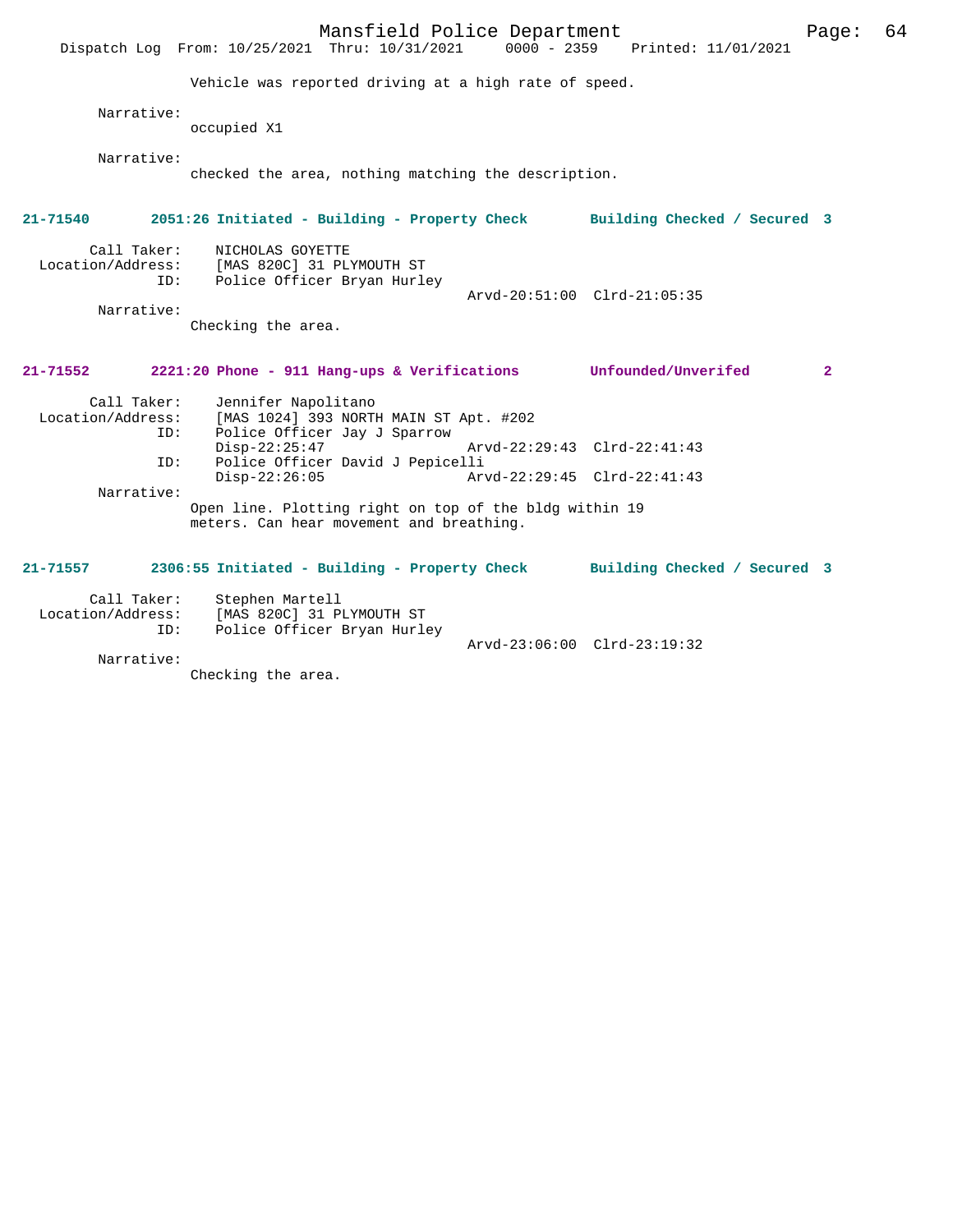Vehicle was reported driving at a high rate of speed.

Narrative:
occupied X1

Narrative:
checked the area, nothing matching the description.

**21-71540 2051:26 Initiated - Building - Property Check Building Checked / Secured 3**

Call Taker: NICHOLAS GOYETTE
Location/Address: [MAS 820C] 31 PLYMOUTH ST
ID: Police Officer Bryan Hurley
Arvd-20:51:00 Clrd-21:05:35
Narrative:
Checking the area.

**21-71552 2221:20 Phone - 911 Hang-ups & Verifications Unfounded/Unverifed 2**

Call Taker: Jennifer Napolitano
Location/Address: [MAS 1024] 393 NORTH MAIN ST Apt. #202
ID: Police Officer Jay J Sparrow
Disp-22:25:47 Arvd-22:29:43 Clrd-22:41:43
ID: Police Officer David J Pepicelli
Disp-22:26:05 Arvd-22:29:45 Clrd-22:41:43
Narrative:
Open line. Plotting right on top of the bldg within 19 meters. Can hear movement and breathing.

**21-71557 2306:55 Initiated - Building - Property Check Building Checked / Secured 3**

Call Taker: Stephen Martell
Location/Address: [MAS 820C] 31 PLYMOUTH ST
ID: Police Officer Bryan Hurley
Arvd-23:06:00 Clrd-23:19:32
Narrative:
Checking the area.